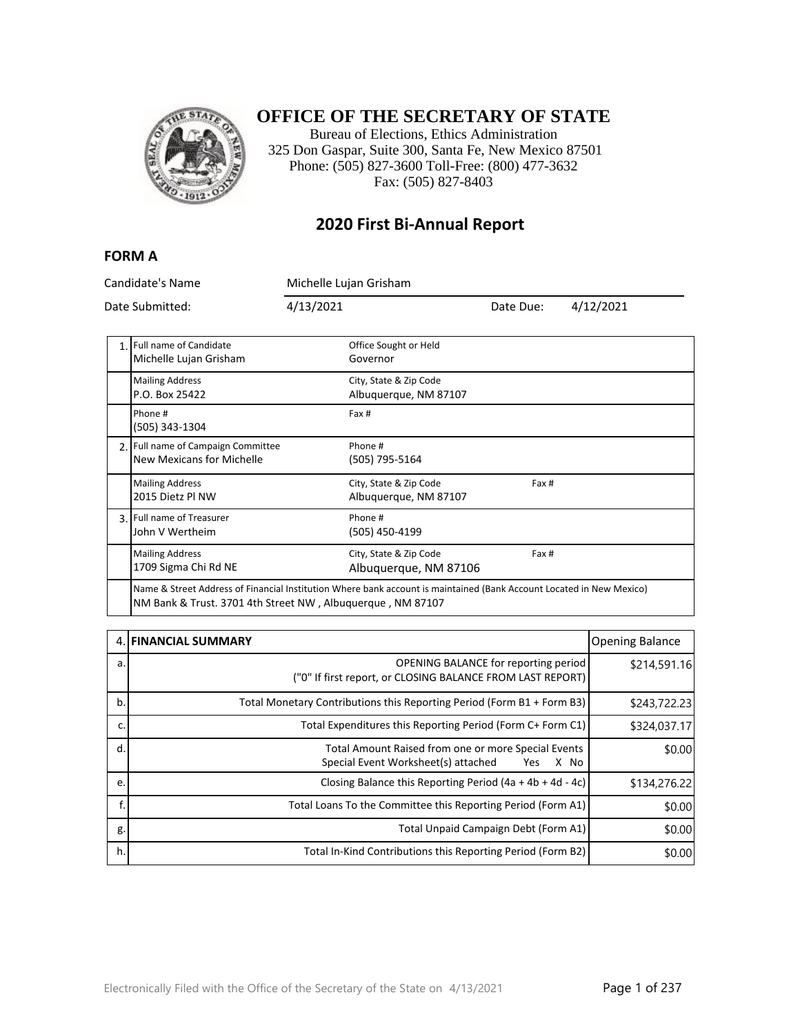# OFFICE OF THE SECRETARY OF STATE

Bureau of Elections, Ethics Administration
325 Don Gaspar, Suite 300, Santa Fe, New Mexico 87501
Phone: (505) 827-3600 Toll-Free: (800) 477-3632
Fax: (505) 827-8403

## 2020 First Bi-Annual Report

### FORM A

| | | | |
|---|---|---|---|
| Candidate's Name | Michelle Lujan Grisham | | |
| Date Submitted: | 4/13/2021 | Date Due: | 4/12/2021 |

| | | | |
|---|---|---|---|
| 1. | Full name of Candidate<br>Michelle Lujan Grisham | Office Sought or Held<br>Governor | |
| | Mailing Address<br>P.O. Box 25422 | City, State & Zip Code<br>Albuquerque, NM 87107 | |
| | Phone #<br>(505) 343-1304 | Fax # | |
| 2. | Full name of Campaign Committee<br>New Mexicans for Michelle | Phone #<br>(505) 795-5164 | |
| | Mailing Address<br>2015 Dietz Pl NW | City, State & Zip Code<br>Albuquerque, NM 87107 | Fax # |
| 3. | Full name of Treasurer<br>John V Wertheim | Phone #<br>(505) 450-4199 | |
| | Mailing Address<br>1709 Sigma Chi Rd NE | City, State & Zip Code<br>Albuquerque, NM 87106 | Fax # |
| | Name & Street Address of Financial Institution Where bank account is maintained (Bank Account Located in New Mexico)<br>NM Bank & Trust. 3701 4th Street NW , Albuquerque , NM 87107 | | |

| 4. | **FINANCIAL SUMMARY** | Opening Balance |
|---|---|---|
| a. | OPENING BALANCE for reporting period<br>("0" If first report, or CLOSING BALANCE FROM LAST REPORT) | $214,591.16 |
| b. | Total Monetary Contributions this Reporting Period (Form B1 + Form B3) | $243,722.23 |
| c. | Total Expenditures this Reporting Period (Form C+ Form C1) | $324,037.17 |
| d. | Total Amount Raised from one or more Special Events<br>Special Event Worksheet(s) attached Yes X No | $0.00 |
| e. | Closing Balance this Reporting Period (4a + 4b + 4d - 4c) | $134,276.22 |
| f. | Total Loans To the Committee this Reporting Period (Form A1) | $0.00 |
| g. | Total Unpaid Campaign Debt (Form A1) | $0.00 |
| h. | Total In-Kind Contributions this Reporting Period (Form B2) | $0.00 |

Electronically Filed with the Office of the Secretary of the State on 4/13/2021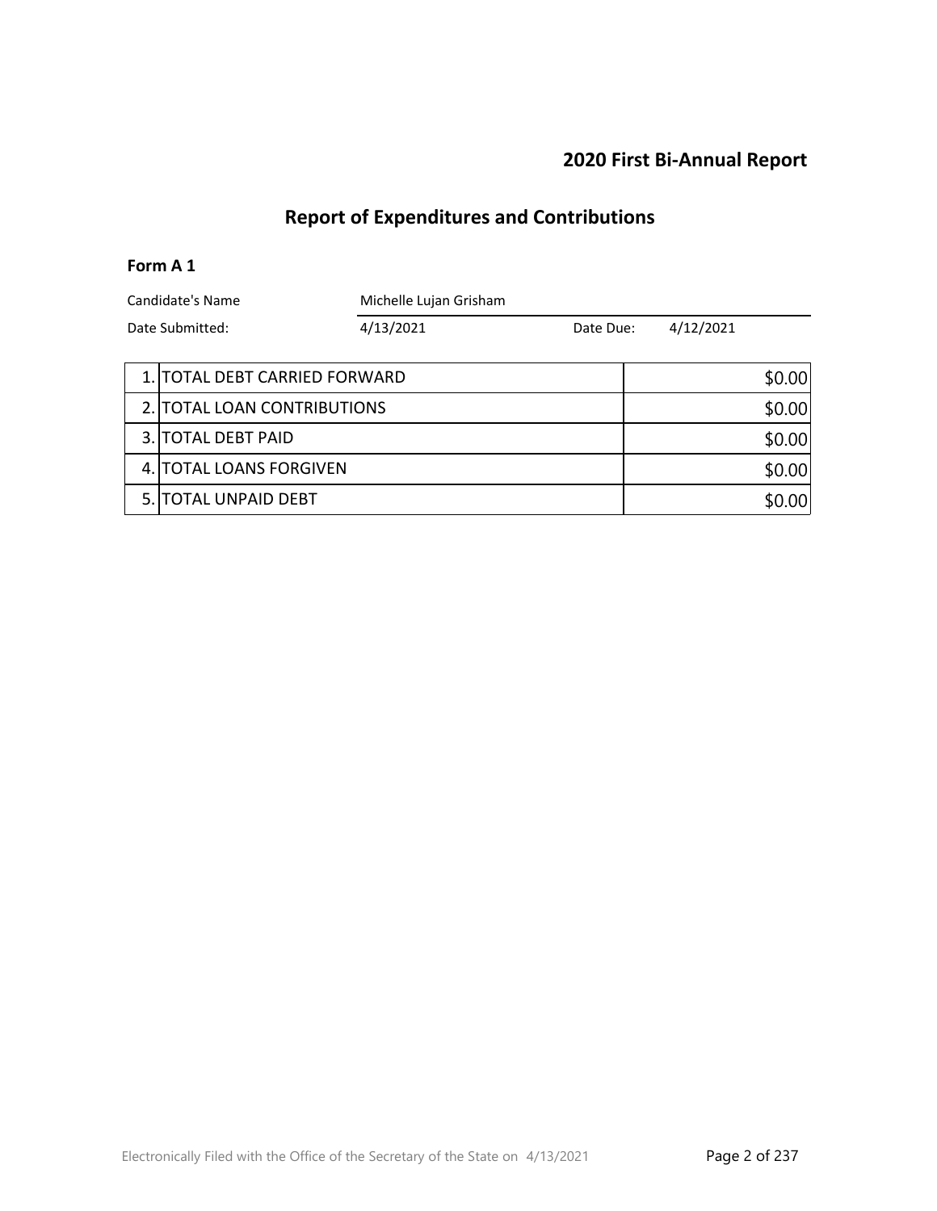## 2020 First Bi-Annual Report

# Report of Expenditures and Contributions

### Form A 1

| Candidate's Name | Michelle Lujan Grisham | | |
|---|---|---|---|
| Date Submitted: | 4/13/2021 | Date Due: | 4/12/2021 |

| | | |
|---|---|---|
| 1. | TOTAL DEBT CARRIED FORWARD | $0.00 |
| 2. | TOTAL LOAN CONTRIBUTIONS | $0.00 |
| 3. | TOTAL DEBT PAID | $0.00 |
| 4. | TOTAL LOANS FORGIVEN | $0.00 |
| 5. | TOTAL UNPAID DEBT | $0.00 |

Electronically Filed with the Office of the Secretary of the State on 4/13/2021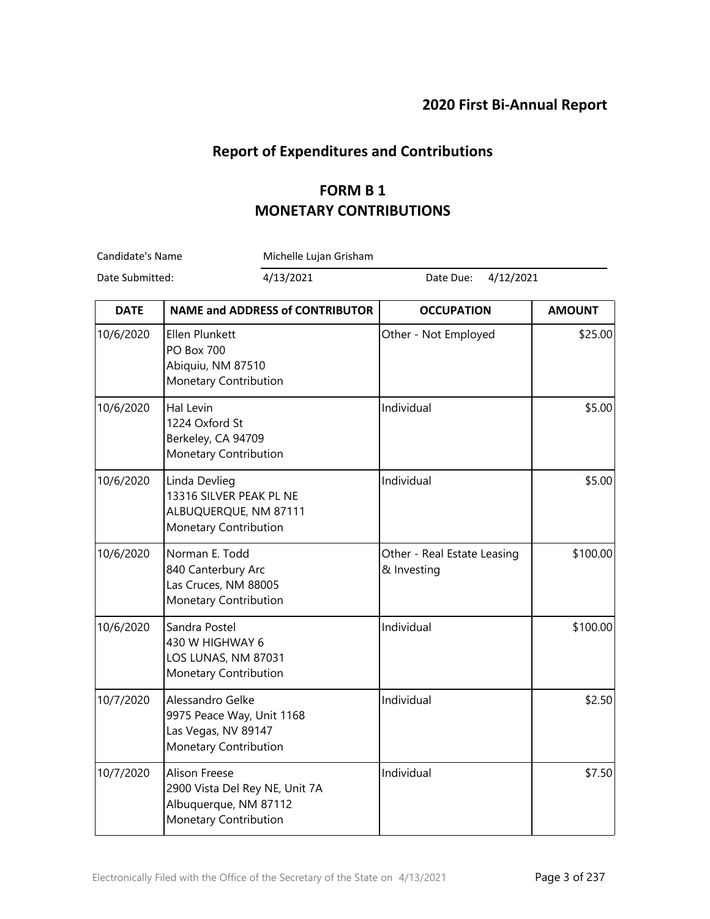## 2020 First Bi-Annual Report

# Report of Expenditures and Contributions

## FORM B 1
## MONETARY CONTRIBUTIONS

Candidate's Name: Michelle Lujan Grisham

Date Submitted: 4/13/2021 Date Due: 4/12/2021

| DATE | NAME and ADDRESS of CONTRIBUTOR | OCCUPATION | AMOUNT |
|---|---|---|---|
| 10/6/2020 | Ellen Plunkett<br>PO Box 700<br>Abiquiu, NM 87510<br>Monetary Contribution | Other - Not Employed | $25.00 |
| 10/6/2020 | Hal Levin<br>1224 Oxford St<br>Berkeley, CA 94709<br>Monetary Contribution | Individual | $5.00 |
| 10/6/2020 | Linda Devlieg<br>13316 SILVER PEAK PL NE<br>ALBUQUERQUE, NM 87111<br>Monetary Contribution | Individual | $5.00 |
| 10/6/2020 | Norman E. Todd<br>840 Canterbury Arc<br>Las Cruces, NM 88005<br>Monetary Contribution | Other - Real Estate Leasing & Investing | $100.00 |
| 10/6/2020 | Sandra Postel<br>430 W HIGHWAY 6<br>LOS LUNAS, NM 87031<br>Monetary Contribution | Individual | $100.00 |
| 10/7/2020 | Alessandro Gelke<br>9975 Peace Way, Unit 1168<br>Las Vegas, NV 89147<br>Monetary Contribution | Individual | $2.50 |
| 10/7/2020 | Alison Freese<br>2900 Vista Del Rey NE, Unit 7A<br>Albuquerque, NM 87112<br>Monetary Contribution | Individual | $7.50 |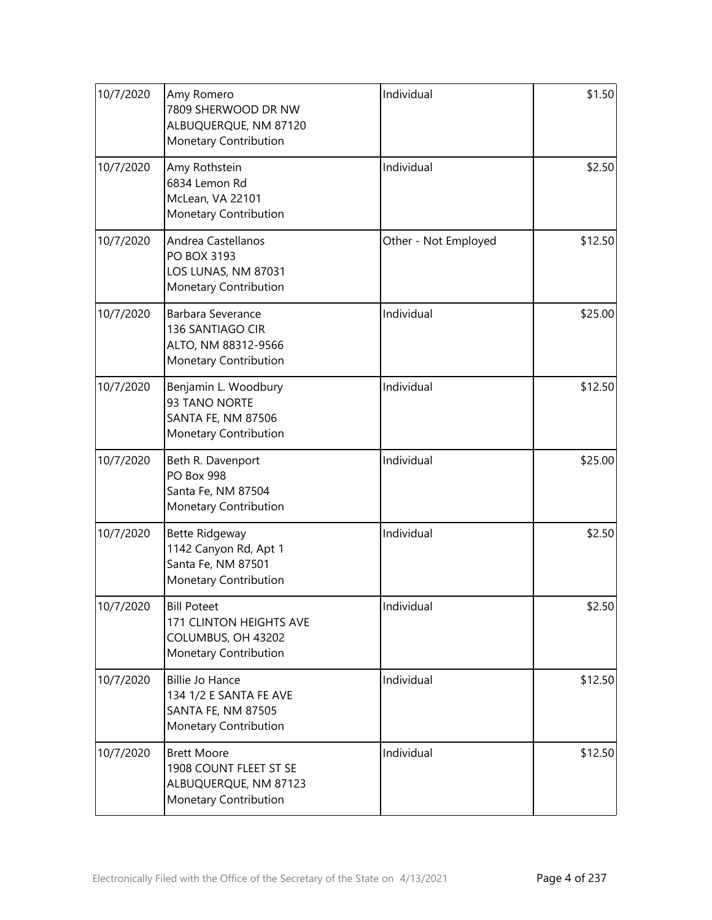| | | | |
|---|---|---|---|
| 10/7/2020 | Amy Romero<br>7809 SHERWOOD DR NW<br>ALBUQUERQUE, NM 87120<br>Monetary Contribution | Individual | $1.50 |
| 10/7/2020 | Amy Rothstein<br>6834 Lemon Rd<br>McLean, VA 22101<br>Monetary Contribution | Individual | $2.50 |
| 10/7/2020 | Andrea Castellanos<br>PO BOX 3193<br>LOS LUNAS, NM 87031<br>Monetary Contribution | Other - Not Employed | $12.50 |
| 10/7/2020 | Barbara Severance<br>136 SANTIAGO CIR<br>ALTO, NM 88312-9566<br>Monetary Contribution | Individual | $25.00 |
| 10/7/2020 | Benjamin L. Woodbury<br>93 TANO NORTE<br>SANTA FE, NM 87506<br>Monetary Contribution | Individual | $12.50 |
| 10/7/2020 | Beth R. Davenport<br>PO Box 998<br>Santa Fe, NM 87504<br>Monetary Contribution | Individual | $25.00 |
| 10/7/2020 | Bette Ridgeway<br>1142 Canyon Rd, Apt 1<br>Santa Fe, NM 87501<br>Monetary Contribution | Individual | $2.50 |
| 10/7/2020 | Bill Poteet<br>171 CLINTON HEIGHTS AVE<br>COLUMBUS, OH 43202<br>Monetary Contribution | Individual | $2.50 |
| 10/7/2020 | Billie Jo Hance<br>134 1/2 E SANTA FE AVE<br>SANTA FE, NM 87505<br>Monetary Contribution | Individual | $12.50 |
| 10/7/2020 | Brett Moore<br>1908 COUNT FLEET ST SE<br>ALBUQUERQUE, NM 87123<br>Monetary Contribution | Individual | $12.50 |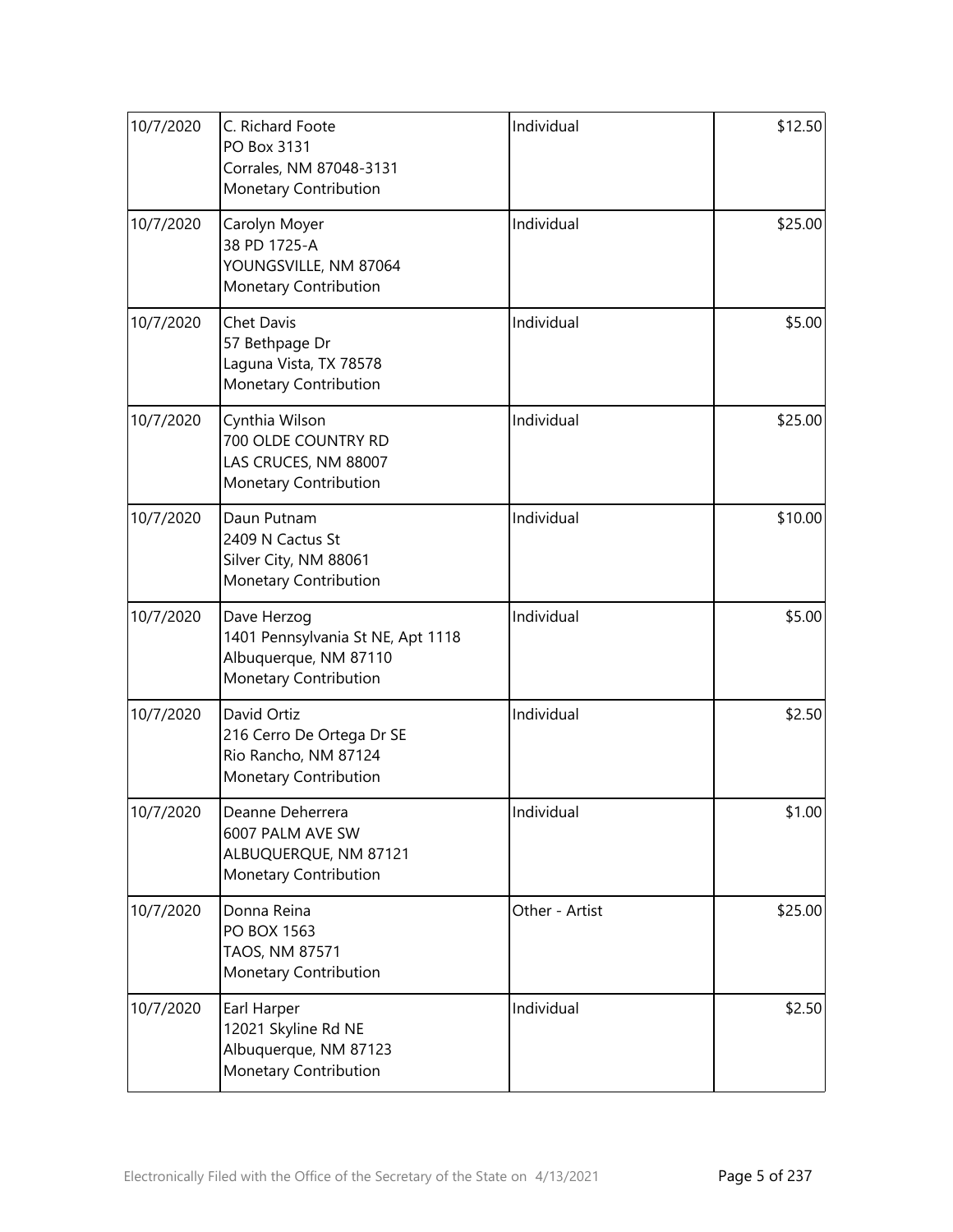| | | | |
|---|---|---|---|
| 10/7/2020 | C. Richard Foote<br>PO Box 3131<br>Corrales, NM 87048-3131<br>Monetary Contribution | Individual | \$12.50 |
| 10/7/2020 | Carolyn Moyer<br>38 PD 1725-A<br>YOUNGSVILLE, NM 87064<br>Monetary Contribution | Individual | \$25.00 |
| 10/7/2020 | Chet Davis<br>57 Bethpage Dr<br>Laguna Vista, TX 78578<br>Monetary Contribution | Individual | \$5.00 |
| 10/7/2020 | Cynthia Wilson<br>700 OLDE COUNTRY RD<br>LAS CRUCES, NM 88007<br>Monetary Contribution | Individual | \$25.00 |
| 10/7/2020 | Daun Putnam<br>2409 N Cactus St<br>Silver City, NM 88061<br>Monetary Contribution | Individual | \$10.00 |
| 10/7/2020 | Dave Herzog<br>1401 Pennsylvania St NE, Apt 1118<br>Albuquerque, NM 87110<br>Monetary Contribution | Individual | \$5.00 |
| 10/7/2020 | David Ortiz<br>216 Cerro De Ortega Dr SE<br>Rio Rancho, NM 87124<br>Monetary Contribution | Individual | \$2.50 |
| 10/7/2020 | Deanne Deherrera<br>6007 PALM AVE SW<br>ALBUQUERQUE, NM 87121<br>Monetary Contribution | Individual | \$1.00 |
| 10/7/2020 | Donna Reina<br>PO BOX 1563<br>TAOS, NM 87571<br>Monetary Contribution | Other - Artist | \$25.00 |
| 10/7/2020 | Earl Harper<br>12021 Skyline Rd NE<br>Albuquerque, NM 87123<br>Monetary Contribution | Individual | \$2.50 |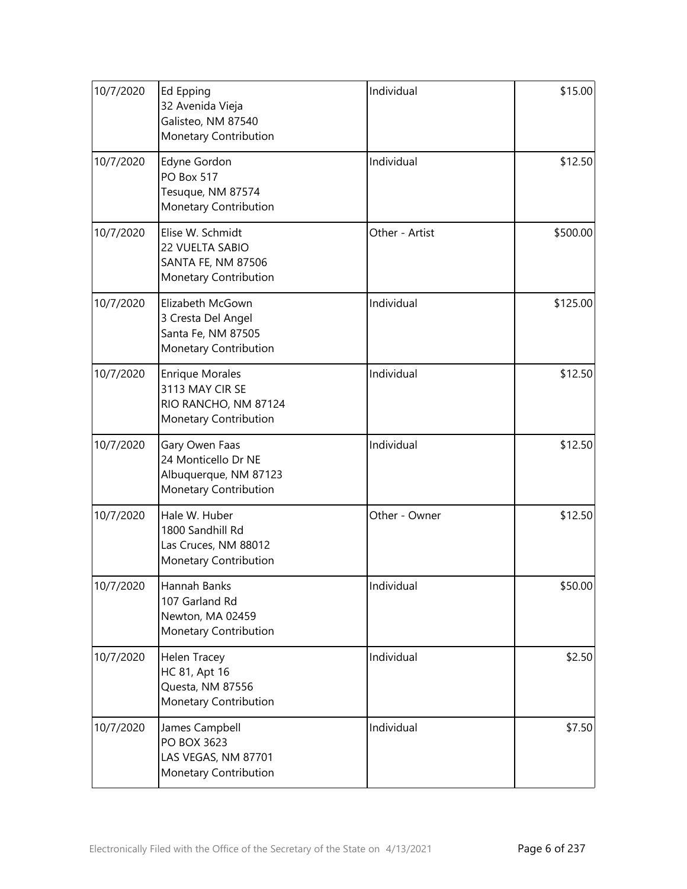| | | | |
|---|---|---|---|
| 10/7/2020 | Ed Epping<br>32 Avenida Vieja<br>Galisteo, NM 87540<br>Monetary Contribution | Individual | $15.00 |
| 10/7/2020 | Edyne Gordon<br>PO Box 517<br>Tesuque, NM 87574<br>Monetary Contribution | Individual | $12.50 |
| 10/7/2020 | Elise W. Schmidt<br>22 VUELTA SABIO<br>SANTA FE, NM 87506<br>Monetary Contribution | Other - Artist | $500.00 |
| 10/7/2020 | Elizabeth McGown<br>3 Cresta Del Angel<br>Santa Fe, NM 87505<br>Monetary Contribution | Individual | $125.00 |
| 10/7/2020 | Enrique Morales<br>3113 MAY CIR SE<br>RIO RANCHO, NM 87124<br>Monetary Contribution | Individual | $12.50 |
| 10/7/2020 | Gary Owen Faas<br>24 Monticello Dr NE<br>Albuquerque, NM 87123<br>Monetary Contribution | Individual | $12.50 |
| 10/7/2020 | Hale W. Huber<br>1800 Sandhill Rd<br>Las Cruces, NM 88012<br>Monetary Contribution | Other - Owner | $12.50 |
| 10/7/2020 | Hannah Banks<br>107 Garland Rd<br>Newton, MA 02459<br>Monetary Contribution | Individual | $50.00 |
| 10/7/2020 | Helen Tracey<br>HC 81, Apt 16<br>Questa, NM 87556<br>Monetary Contribution | Individual | $2.50 |
| 10/7/2020 | James Campbell<br>PO BOX 3623<br>LAS VEGAS, NM 87701<br>Monetary Contribution | Individual | $7.50 |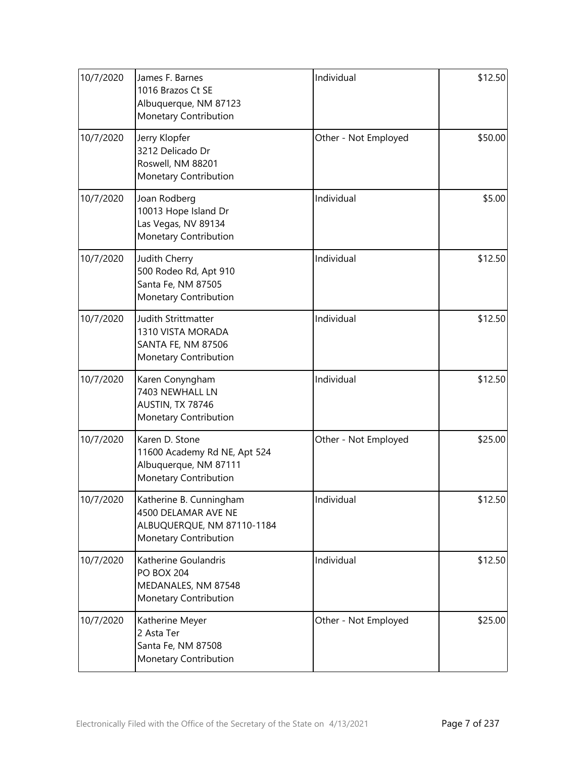| | | | |
|---|---|---|---|
| 10/7/2020 | James F. Barnes<br>1016 Brazos Ct SE<br>Albuquerque, NM 87123<br>Monetary Contribution | Individual | \$12.50 |
| 10/7/2020 | Jerry Klopfer<br>3212 Delicado Dr<br>Roswell, NM 88201<br>Monetary Contribution | Other - Not Employed | \$50.00 |
| 10/7/2020 | Joan Rodberg<br>10013 Hope Island Dr<br>Las Vegas, NV 89134<br>Monetary Contribution | Individual | \$5.00 |
| 10/7/2020 | Judith Cherry<br>500 Rodeo Rd, Apt 910<br>Santa Fe, NM 87505<br>Monetary Contribution | Individual | \$12.50 |
| 10/7/2020 | Judith Strittmatter<br>1310 VISTA MORADA<br>SANTA FE, NM 87506<br>Monetary Contribution | Individual | \$12.50 |
| 10/7/2020 | Karen Conyngham<br>7403 NEWHALL LN<br>AUSTIN, TX 78746<br>Monetary Contribution | Individual | \$12.50 |
| 10/7/2020 | Karen D. Stone<br>11600 Academy Rd NE, Apt 524<br>Albuquerque, NM 87111<br>Monetary Contribution | Other - Not Employed | \$25.00 |
| 10/7/2020 | Katherine B. Cunningham<br>4500 DELAMAR AVE NE<br>ALBUQUERQUE, NM 87110-1184<br>Monetary Contribution | Individual | \$12.50 |
| 10/7/2020 | Katherine Goulandris<br>PO BOX 204<br>MEDANALES, NM 87548<br>Monetary Contribution | Individual | \$12.50 |
| 10/7/2020 | Katherine Meyer<br>2 Asta Ter<br>Santa Fe, NM 87508<br>Monetary Contribution | Other - Not Employed | \$25.00 |

Electronically Filed with the Office of the Secretary of the State on 4/13/2021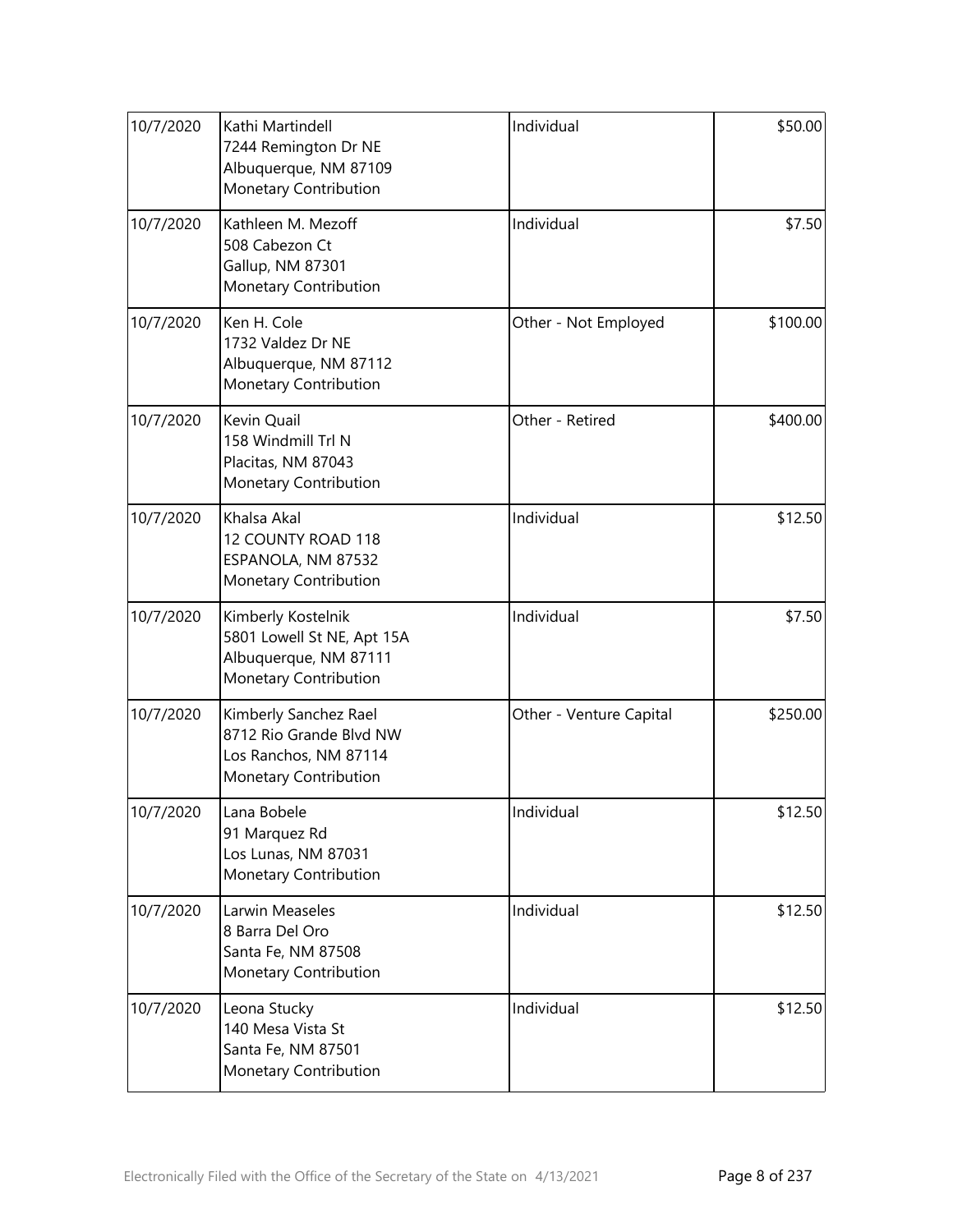| 10/7/2020 | Kathi Martindell<br>7244 Remington Dr NE<br>Albuquerque, NM 87109<br>Monetary Contribution | Individual | $50.00 |
|---|---|---|---|
| 10/7/2020 | Kathleen M. Mezoff<br>508 Cabezon Ct<br>Gallup, NM 87301<br>Monetary Contribution | Individual | $7.50 |
| 10/7/2020 | Ken H. Cole<br>1732 Valdez Dr NE<br>Albuquerque, NM 87112<br>Monetary Contribution | Other - Not Employed | $100.00 |
| 10/7/2020 | Kevin Quail<br>158 Windmill Trl N<br>Placitas, NM 87043<br>Monetary Contribution | Other - Retired | $400.00 |
| 10/7/2020 | Khalsa Akal<br>12 COUNTY ROAD 118<br>ESPANOLA, NM 87532<br>Monetary Contribution | Individual | $12.50 |
| 10/7/2020 | Kimberly Kostelnik<br>5801 Lowell St NE, Apt 15A<br>Albuquerque, NM 87111<br>Monetary Contribution | Individual | $7.50 |
| 10/7/2020 | Kimberly Sanchez Rael<br>8712 Rio Grande Blvd NW<br>Los Ranchos, NM 87114<br>Monetary Contribution | Other - Venture Capital | $250.00 |
| 10/7/2020 | Lana Bobele<br>91 Marquez Rd<br>Los Lunas, NM 87031<br>Monetary Contribution | Individual | $12.50 |
| 10/7/2020 | Larwin Measeles<br>8 Barra Del Oro<br>Santa Fe, NM 87508<br>Monetary Contribution | Individual | $12.50 |
| 10/7/2020 | Leona Stucky<br>140 Mesa Vista St<br>Santa Fe, NM 87501<br>Monetary Contribution | Individual | $12.50 |

Electronically Filed with the Office of the Secretary of the State on 4/13/2021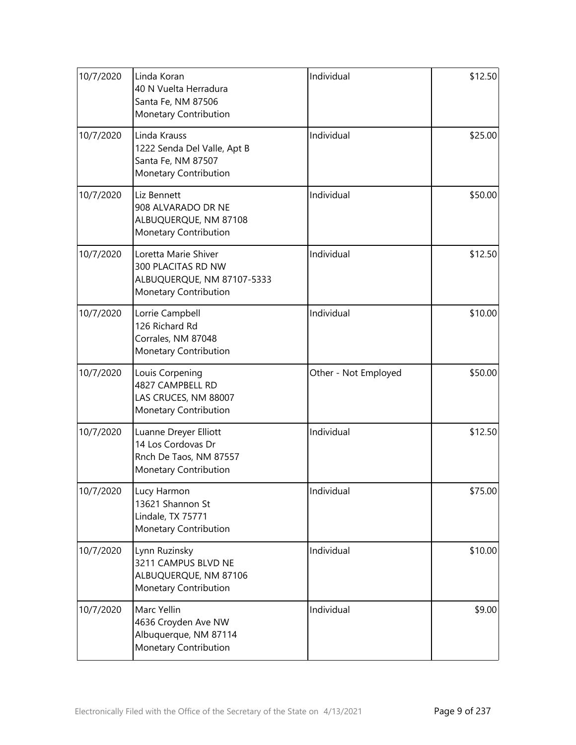| | | | |
|---|---|---|---|
| 10/7/2020 | Linda Koran<br>40 N Vuelta Herradura<br>Santa Fe, NM 87506<br>Monetary Contribution | Individual | \$12.50 |
| 10/7/2020 | Linda Krauss<br>1222 Senda Del Valle, Apt B<br>Santa Fe, NM 87507<br>Monetary Contribution | Individual | \$25.00 |
| 10/7/2020 | Liz Bennett<br>908 ALVARADO DR NE<br>ALBUQUERQUE, NM 87108<br>Monetary Contribution | Individual | \$50.00 |
| 10/7/2020 | Loretta Marie Shiver<br>300 PLACITAS RD NW<br>ALBUQUERQUE, NM 87107-5333<br>Monetary Contribution | Individual | \$12.50 |
| 10/7/2020 | Lorrie Campbell<br>126 Richard Rd<br>Corrales, NM 87048<br>Monetary Contribution | Individual | \$10.00 |
| 10/7/2020 | Louis Corpening<br>4827 CAMPBELL RD<br>LAS CRUCES, NM 88007<br>Monetary Contribution | Other - Not Employed | \$50.00 |
| 10/7/2020 | Luanne Dreyer Elliott<br>14 Los Cordovas Dr<br>Rnch De Taos, NM 87557<br>Monetary Contribution | Individual | \$12.50 |
| 10/7/2020 | Lucy Harmon<br>13621 Shannon St<br>Lindale, TX 75771<br>Monetary Contribution | Individual | \$75.00 |
| 10/7/2020 | Lynn Ruzinsky<br>3211 CAMPUS BLVD NE<br>ALBUQUERQUE, NM 87106<br>Monetary Contribution | Individual | \$10.00 |
| 10/7/2020 | Marc Yellin<br>4636 Croyden Ave NW<br>Albuquerque, NM 87114<br>Monetary Contribution | Individual | \$9.00 |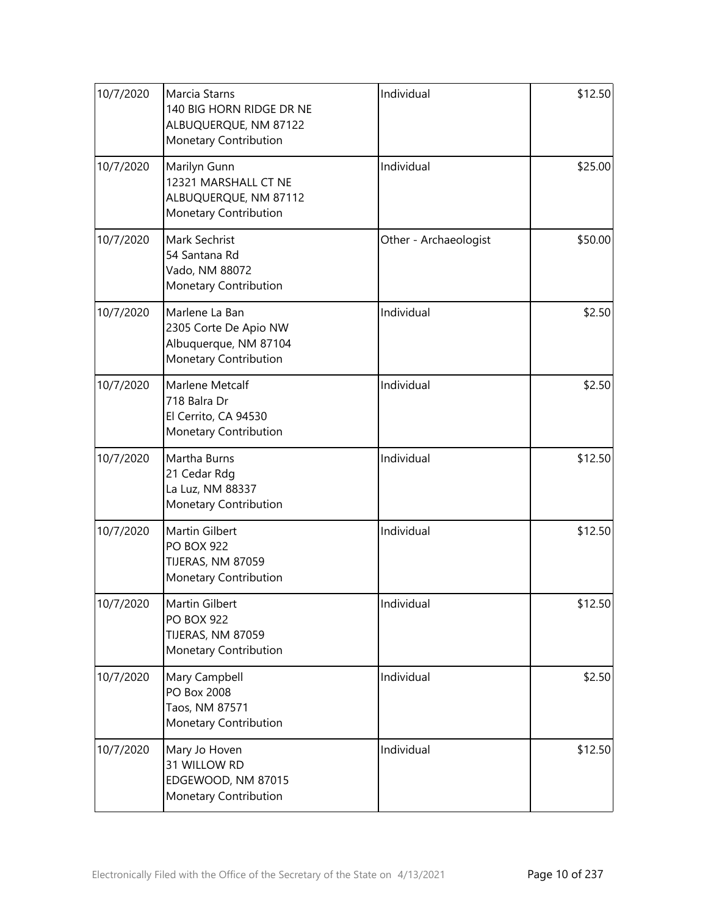| | | | |
|---|---|---|---|
| 10/7/2020 | Marcia Starns<br>140 BIG HORN RIDGE DR NE<br>ALBUQUERQUE, NM 87122<br>Monetary Contribution | Individual | $12.50 |
| 10/7/2020 | Marilyn Gunn<br>12321 MARSHALL CT NE<br>ALBUQUERQUE, NM 87112<br>Monetary Contribution | Individual | $25.00 |
| 10/7/2020 | Mark Sechrist<br>54 Santana Rd<br>Vado, NM 88072<br>Monetary Contribution | Other - Archaeologist | $50.00 |
| 10/7/2020 | Marlene La Ban<br>2305 Corte De Apio NW<br>Albuquerque, NM 87104<br>Monetary Contribution | Individual | $2.50 |
| 10/7/2020 | Marlene Metcalf<br>718 Balra Dr<br>El Cerrito, CA 94530<br>Monetary Contribution | Individual | $2.50 |
| 10/7/2020 | Martha Burns<br>21 Cedar Rdg<br>La Luz, NM 88337<br>Monetary Contribution | Individual | $12.50 |
| 10/7/2020 | Martin Gilbert<br>PO BOX 922<br>TIJERAS, NM 87059<br>Monetary Contribution | Individual | $12.50 |
| 10/7/2020 | Martin Gilbert<br>PO BOX 922<br>TIJERAS, NM 87059<br>Monetary Contribution | Individual | $12.50 |
| 10/7/2020 | Mary Campbell<br>PO Box 2008<br>Taos, NM 87571<br>Monetary Contribution | Individual | $2.50 |
| 10/7/2020 | Mary Jo Hoven<br>31 WILLOW RD<br>EDGEWOOD, NM 87015<br>Monetary Contribution | Individual | $12.50 |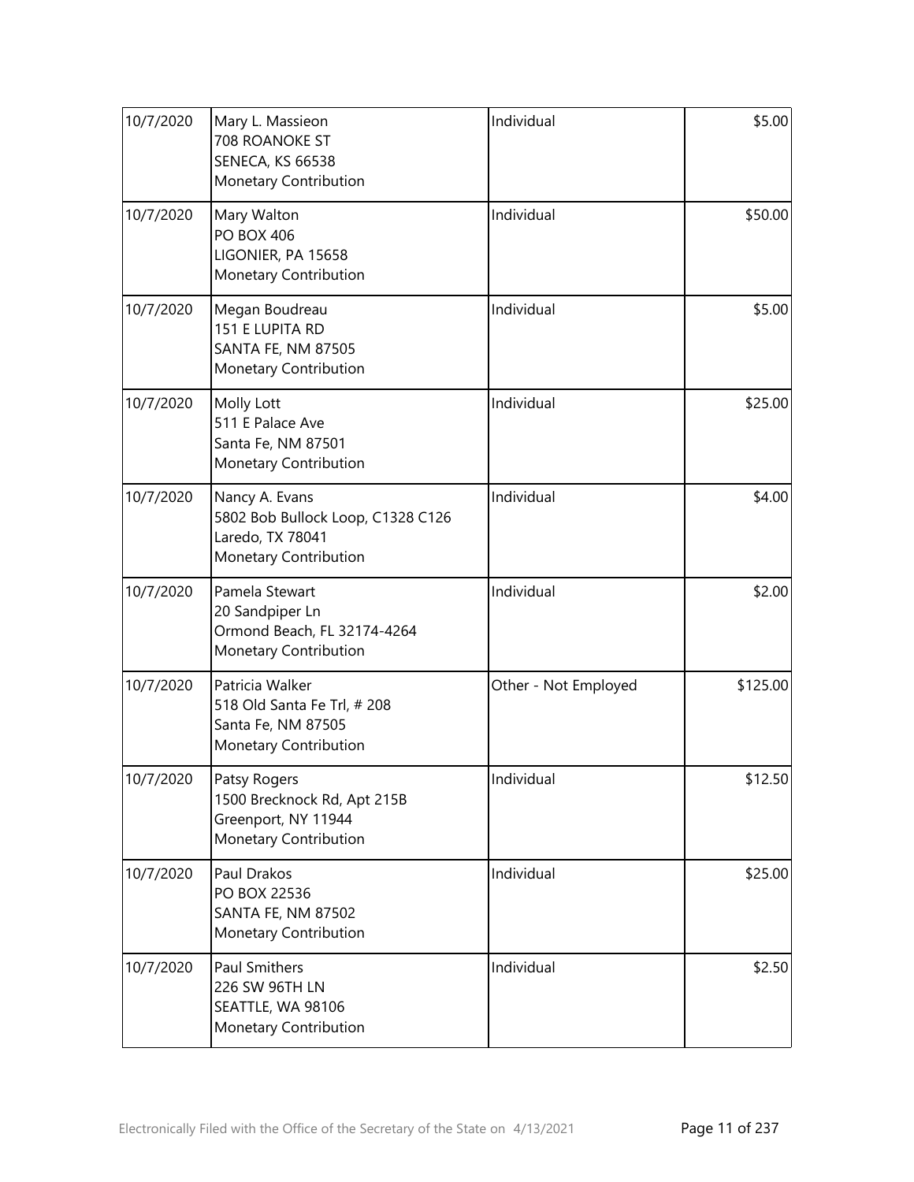| | | | |
|---|---|---|---|
| 10/7/2020 | Mary L. Massieon<br>708 ROANOKE ST<br>SENECA, KS 66538<br>Monetary Contribution | Individual | $5.00 |
| 10/7/2020 | Mary Walton<br>PO BOX 406<br>LIGONIER, PA 15658<br>Monetary Contribution | Individual | $50.00 |
| 10/7/2020 | Megan Boudreau<br>151 E LUPITA RD<br>SANTA FE, NM 87505<br>Monetary Contribution | Individual | $5.00 |
| 10/7/2020 | Molly Lott<br>511 E Palace Ave<br>Santa Fe, NM 87501<br>Monetary Contribution | Individual | $25.00 |
| 10/7/2020 | Nancy A. Evans<br>5802 Bob Bullock Loop, C1328 C126<br>Laredo, TX 78041<br>Monetary Contribution | Individual | $4.00 |
| 10/7/2020 | Pamela Stewart<br>20 Sandpiper Ln<br>Ormond Beach, FL 32174-4264<br>Monetary Contribution | Individual | $2.00 |
| 10/7/2020 | Patricia Walker<br>518 Old Santa Fe Trl, # 208<br>Santa Fe, NM 87505<br>Monetary Contribution | Other - Not Employed | $125.00 |
| 10/7/2020 | Patsy Rogers<br>1500 Brecknock Rd, Apt 215B<br>Greenport, NY 11944<br>Monetary Contribution | Individual | $12.50 |
| 10/7/2020 | Paul Drakos<br>PO BOX 22536<br>SANTA FE, NM 87502<br>Monetary Contribution | Individual | $25.00 |
| 10/7/2020 | Paul Smithers<br>226 SW 96TH LN<br>SEATTLE, WA 98106<br>Monetary Contribution | Individual | $2.50 |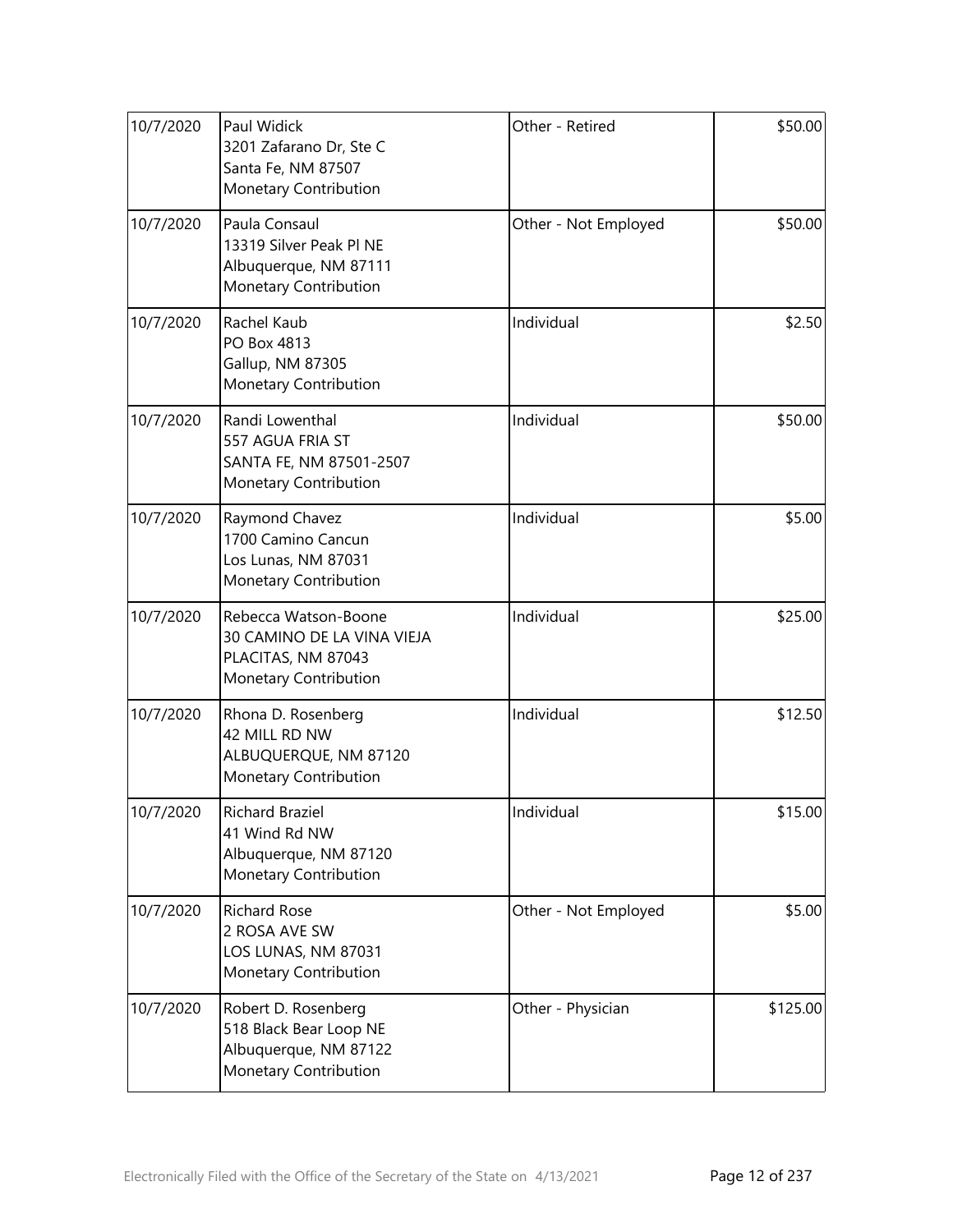| Date | Contributor | Occupation | Amount |
|---|---|---|---|
| 10/7/2020 | Paul Widick<br>3201 Zafarano Dr, Ste C<br>Santa Fe, NM 87507<br>Monetary Contribution | Other - Retired | \$50.00 |
| 10/7/2020 | Paula Consaul<br>13319 Silver Peak Pl NE<br>Albuquerque, NM 87111<br>Monetary Contribution | Other - Not Employed | \$50.00 |
| 10/7/2020 | Rachel Kaub<br>PO Box 4813<br>Gallup, NM 87305<br>Monetary Contribution | Individual | \$2.50 |
| 10/7/2020 | Randi Lowenthal<br>557 AGUA FRIA ST<br>SANTA FE, NM 87501-2507<br>Monetary Contribution | Individual | \$50.00 |
| 10/7/2020 | Raymond Chavez<br>1700 Camino Cancun<br>Los Lunas, NM 87031<br>Monetary Contribution | Individual | \$5.00 |
| 10/7/2020 | Rebecca Watson-Boone<br>30 CAMINO DE LA VINA VIEJA<br>PLACITAS, NM 87043<br>Monetary Contribution | Individual | \$25.00 |
| 10/7/2020 | Rhona D. Rosenberg<br>42 MILL RD NW<br>ALBUQUERQUE, NM 87120<br>Monetary Contribution | Individual | \$12.50 |
| 10/7/2020 | Richard Braziel<br>41 Wind Rd NW<br>Albuquerque, NM 87120<br>Monetary Contribution | Individual | \$15.00 |
| 10/7/2020 | Richard Rose<br>2 ROSA AVE SW<br>LOS LUNAS, NM 87031<br>Monetary Contribution | Other - Not Employed | \$5.00 |
| 10/7/2020 | Robert D. Rosenberg<br>518 Black Bear Loop NE<br>Albuquerque, NM 87122<br>Monetary Contribution | Other - Physician | \$125.00 |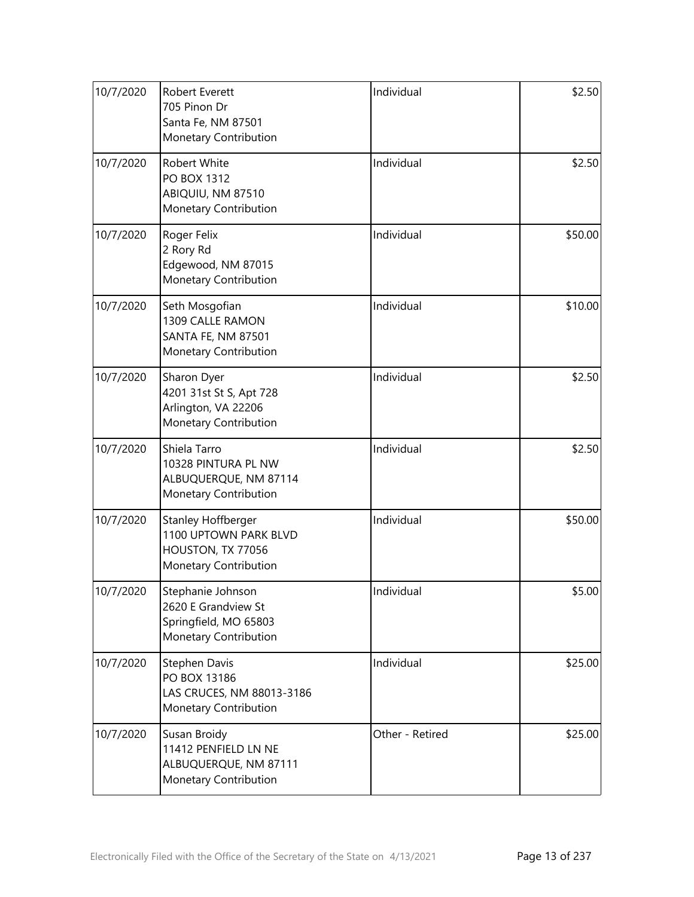| | | | |
|---|---|---|---|
| 10/7/2020 | Robert Everett<br>705 Pinon Dr<br>Santa Fe, NM 87501<br>Monetary Contribution | Individual | \$2.50 |
| 10/7/2020 | Robert White<br>PO BOX 1312<br>ABIQUIU, NM 87510<br>Monetary Contribution | Individual | \$2.50 |
| 10/7/2020 | Roger Felix<br>2 Rory Rd<br>Edgewood, NM 87015<br>Monetary Contribution | Individual | \$50.00 |
| 10/7/2020 | Seth Mosgofian<br>1309 CALLE RAMON<br>SANTA FE, NM 87501<br>Monetary Contribution | Individual | \$10.00 |
| 10/7/2020 | Sharon Dyer<br>4201 31st St S, Apt 728<br>Arlington, VA 22206<br>Monetary Contribution | Individual | \$2.50 |
| 10/7/2020 | Shiela Tarro<br>10328 PINTURA PL NW<br>ALBUQUERQUE, NM 87114<br>Monetary Contribution | Individual | \$2.50 |
| 10/7/2020 | Stanley Hoffberger<br>1100 UPTOWN PARK BLVD<br>HOUSTON, TX 77056<br>Monetary Contribution | Individual | \$50.00 |
| 10/7/2020 | Stephanie Johnson<br>2620 E Grandview St<br>Springfield, MO 65803<br>Monetary Contribution | Individual | \$5.00 |
| 10/7/2020 | Stephen Davis<br>PO BOX 13186<br>LAS CRUCES, NM 88013-3186<br>Monetary Contribution | Individual | \$25.00 |
| 10/7/2020 | Susan Broidy<br>11412 PENFIELD LN NE<br>ALBUQUERQUE, NM 87111<br>Monetary Contribution | Other - Retired | \$25.00 |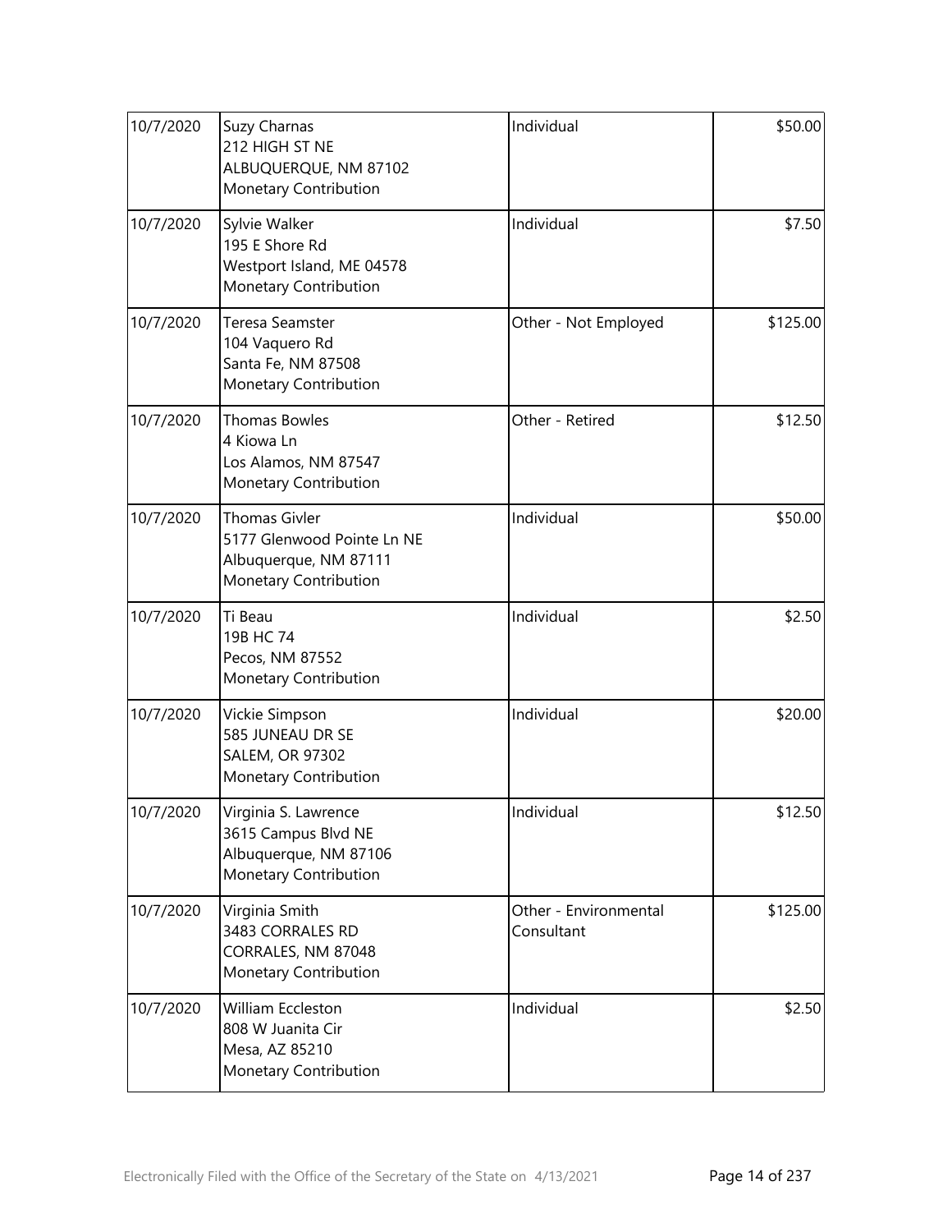| | | | |
|---|---|---|---|
| 10/7/2020 | Suzy Charnas<br>212 HIGH ST NE<br>ALBUQUERQUE, NM 87102<br>Monetary Contribution | Individual | \$50.00 |
| 10/7/2020 | Sylvie Walker<br>195 E Shore Rd<br>Westport Island, ME 04578<br>Monetary Contribution | Individual | \$7.50 |
| 10/7/2020 | Teresa Seamster<br>104 Vaquero Rd<br>Santa Fe, NM 87508<br>Monetary Contribution | Other - Not Employed | \$125.00 |
| 10/7/2020 | Thomas Bowles<br>4 Kiowa Ln<br>Los Alamos, NM 87547<br>Monetary Contribution | Other - Retired | \$12.50 |
| 10/7/2020 | Thomas Givler<br>5177 Glenwood Pointe Ln NE<br>Albuquerque, NM 87111<br>Monetary Contribution | Individual | \$50.00 |
| 10/7/2020 | Ti Beau<br>19B HC 74<br>Pecos, NM 87552<br>Monetary Contribution | Individual | \$2.50 |
| 10/7/2020 | Vickie Simpson<br>585 JUNEAU DR SE<br>SALEM, OR 97302<br>Monetary Contribution | Individual | \$20.00 |
| 10/7/2020 | Virginia S. Lawrence<br>3615 Campus Blvd NE<br>Albuquerque, NM 87106<br>Monetary Contribution | Individual | \$12.50 |
| 10/7/2020 | Virginia Smith<br>3483 CORRALES RD<br>CORRALES, NM 87048<br>Monetary Contribution | Other - Environmental Consultant | \$125.00 |
| 10/7/2020 | William Eccleston<br>808 W Juanita Cir<br>Mesa, AZ 85210<br>Monetary Contribution | Individual | \$2.50 |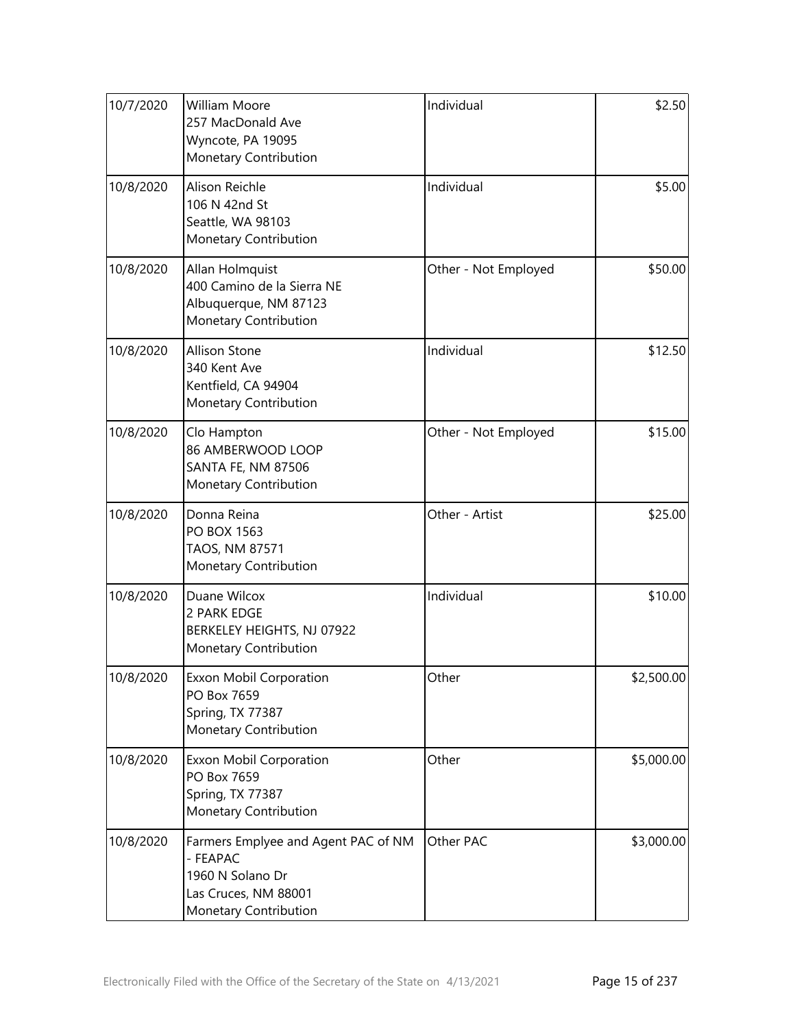| | | | |
|---|---|---|---|
| 10/7/2020 | William Moore<br>257 MacDonald Ave<br>Wyncote, PA 19095<br>Monetary Contribution | Individual | $2.50 |
| 10/8/2020 | Alison Reichle<br>106 N 42nd St<br>Seattle, WA 98103<br>Monetary Contribution | Individual | $5.00 |
| 10/8/2020 | Allan Holmquist<br>400 Camino de la Sierra NE<br>Albuquerque, NM 87123<br>Monetary Contribution | Other - Not Employed | $50.00 |
| 10/8/2020 | Allison Stone<br>340 Kent Ave<br>Kentfield, CA 94904<br>Monetary Contribution | Individual | $12.50 |
| 10/8/2020 | Clo Hampton<br>86 AMBERWOOD LOOP<br>SANTA FE, NM 87506<br>Monetary Contribution | Other - Not Employed | $15.00 |
| 10/8/2020 | Donna Reina<br>PO BOX 1563<br>TAOS, NM 87571<br>Monetary Contribution | Other - Artist | $25.00 |
| 10/8/2020 | Duane Wilcox<br>2 PARK EDGE<br>BERKELEY HEIGHTS, NJ 07922<br>Monetary Contribution | Individual | $10.00 |
| 10/8/2020 | Exxon Mobil Corporation<br>PO Box 7659<br>Spring, TX 77387<br>Monetary Contribution | Other | $2,500.00 |
| 10/8/2020 | Exxon Mobil Corporation<br>PO Box 7659<br>Spring, TX 77387<br>Monetary Contribution | Other | $5,000.00 |
| 10/8/2020 | Farmers Emplyee and Agent PAC of NM - FEAPAC<br>1960 N Solano Dr<br>Las Cruces, NM 88001<br>Monetary Contribution | Other PAC | $3,000.00 |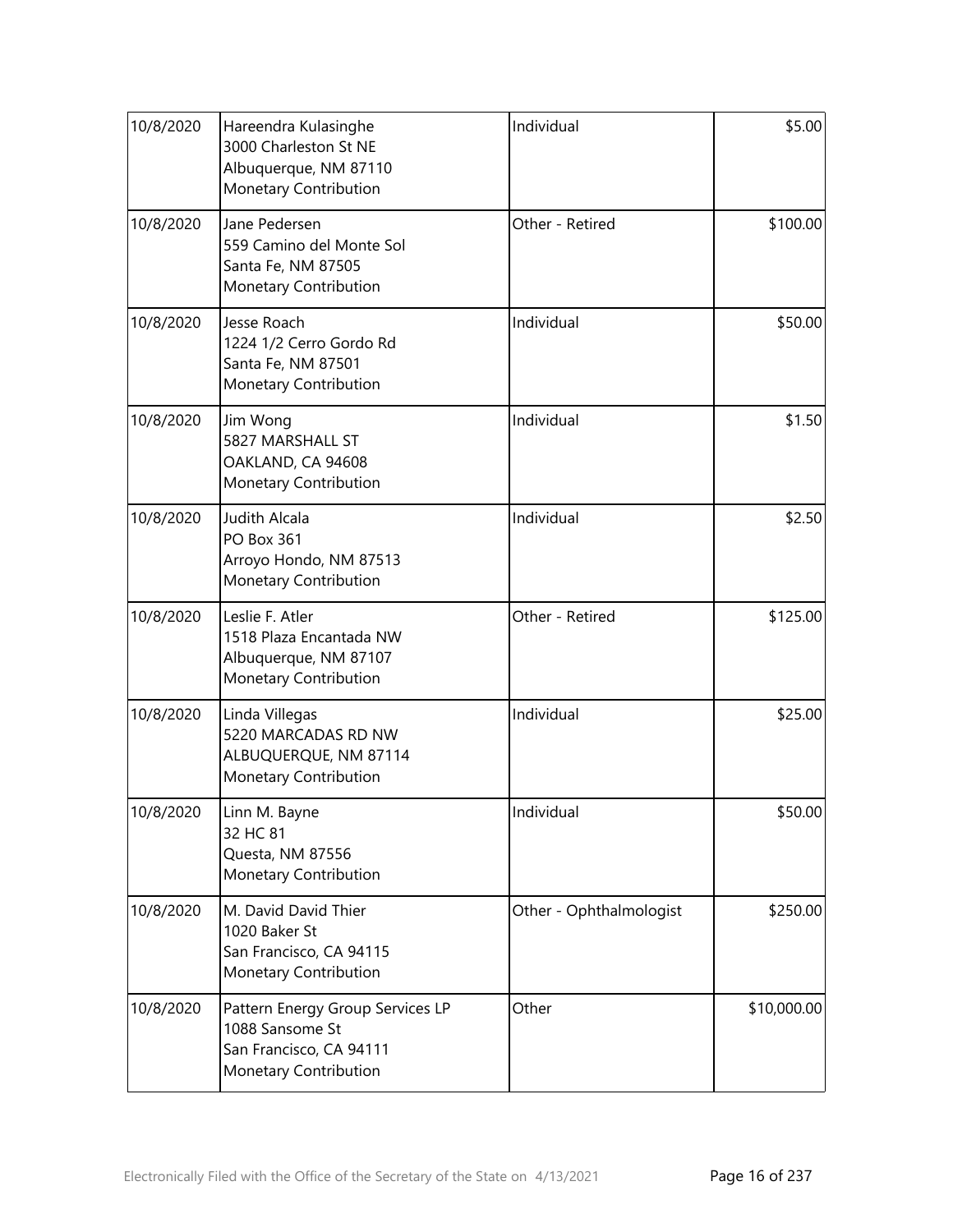| | | | |
|---|---|---|---|
| 10/8/2020 | Hareendra Kulasinghe<br>3000 Charleston St NE<br>Albuquerque, NM 87110<br>Monetary Contribution | Individual | $5.00 |
| 10/8/2020 | Jane Pedersen<br>559 Camino del Monte Sol<br>Santa Fe, NM 87505<br>Monetary Contribution | Other - Retired | $100.00 |
| 10/8/2020 | Jesse Roach<br>1224 1/2 Cerro Gordo Rd<br>Santa Fe, NM 87501<br>Monetary Contribution | Individual | $50.00 |
| 10/8/2020 | Jim Wong<br>5827 MARSHALL ST<br>OAKLAND, CA 94608<br>Monetary Contribution | Individual | $1.50 |
| 10/8/2020 | Judith Alcala<br>PO Box 361<br>Arroyo Hondo, NM 87513<br>Monetary Contribution | Individual | $2.50 |
| 10/8/2020 | Leslie F. Atler<br>1518 Plaza Encantada NW<br>Albuquerque, NM 87107<br>Monetary Contribution | Other - Retired | $125.00 |
| 10/8/2020 | Linda Villegas<br>5220 MARCADAS RD NW<br>ALBUQUERQUE, NM 87114<br>Monetary Contribution | Individual | $25.00 |
| 10/8/2020 | Linn M. Bayne<br>32 HC 81<br>Questa, NM 87556<br>Monetary Contribution | Individual | $50.00 |
| 10/8/2020 | M. David David Thier<br>1020 Baker St<br>San Francisco, CA 94115<br>Monetary Contribution | Other - Ophthalmologist | $250.00 |
| 10/8/2020 | Pattern Energy Group Services LP<br>1088 Sansome St<br>San Francisco, CA 94111<br>Monetary Contribution | Other | $10,000.00 |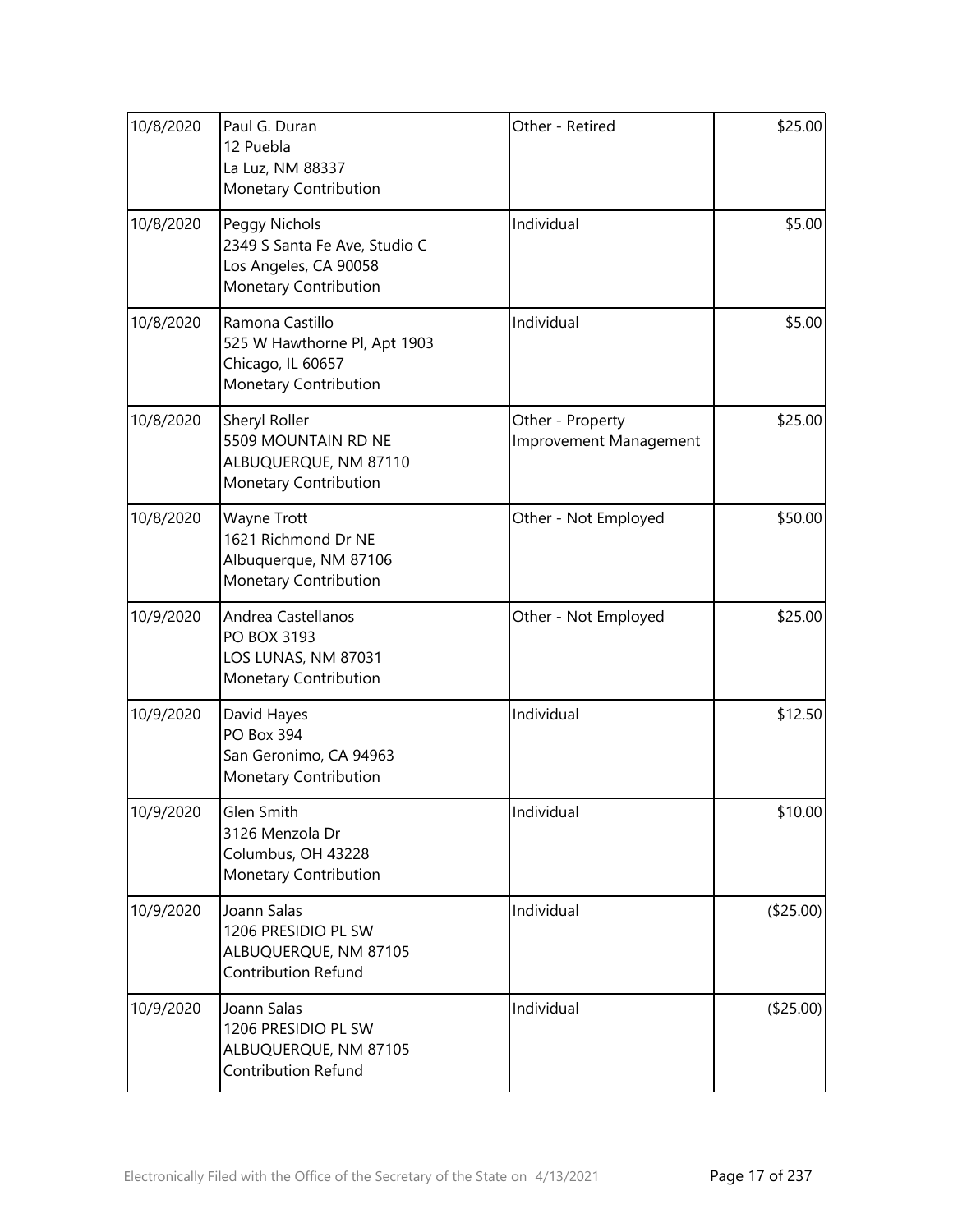| | | | |
|---|---|---|---|
| 10/8/2020 | Paul G. Duran<br>12 Puebla<br>La Luz, NM 88337<br>Monetary Contribution | Other - Retired | $25.00 |
| 10/8/2020 | Peggy Nichols<br>2349 S Santa Fe Ave, Studio C<br>Los Angeles, CA 90058<br>Monetary Contribution | Individual | $5.00 |
| 10/8/2020 | Ramona Castillo<br>525 W Hawthorne Pl, Apt 1903<br>Chicago, IL 60657<br>Monetary Contribution | Individual | $5.00 |
| 10/8/2020 | Sheryl Roller<br>5509 MOUNTAIN RD NE<br>ALBUQUERQUE, NM 87110<br>Monetary Contribution | Other - Property Improvement Management | $25.00 |
| 10/8/2020 | Wayne Trott<br>1621 Richmond Dr NE<br>Albuquerque, NM 87106<br>Monetary Contribution | Other - Not Employed | $50.00 |
| 10/9/2020 | Andrea Castellanos<br>PO BOX 3193<br>LOS LUNAS, NM 87031<br>Monetary Contribution | Other - Not Employed | $25.00 |
| 10/9/2020 | David Hayes<br>PO Box 394<br>San Geronimo, CA 94963<br>Monetary Contribution | Individual | $12.50 |
| 10/9/2020 | Glen Smith<br>3126 Menzola Dr<br>Columbus, OH 43228<br>Monetary Contribution | Individual | $10.00 |
| 10/9/2020 | Joann Salas<br>1206 PRESIDIO PL SW<br>ALBUQUERQUE, NM 87105<br>Contribution Refund | Individual | ($25.00) |
| 10/9/2020 | Joann Salas<br>1206 PRESIDIO PL SW<br>ALBUQUERQUE, NM 87105<br>Contribution Refund | Individual | ($25.00) |

Electronically Filed with the Office of the Secretary of the State on 4/13/2021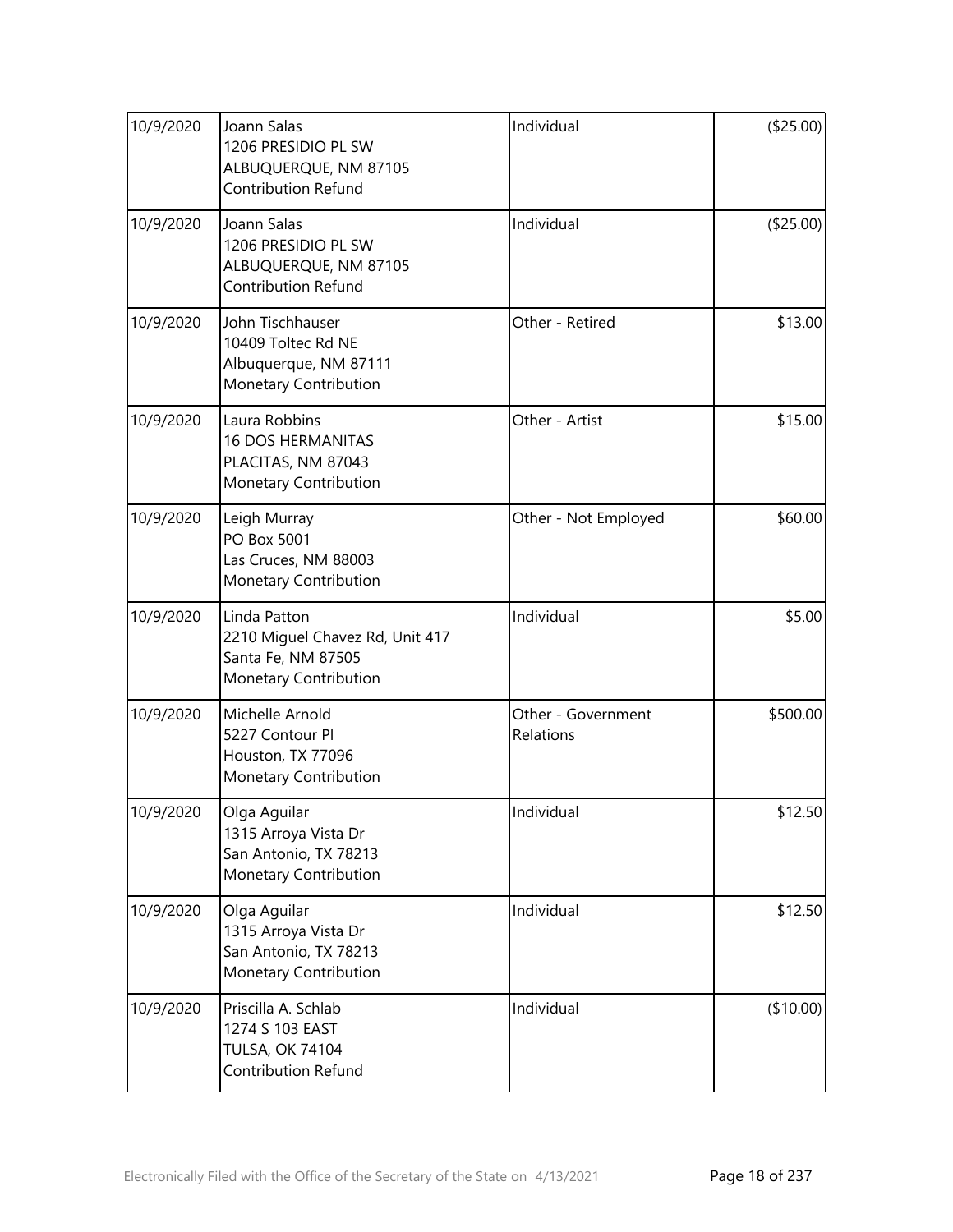| 10/9/2020 | Joann Salas<br>1206 PRESIDIO PL SW<br>ALBUQUERQUE, NM 87105<br>Contribution Refund | Individual | ($25.00) |
|---|---|---|---|
| 10/9/2020 | Joann Salas<br>1206 PRESIDIO PL SW<br>ALBUQUERQUE, NM 87105<br>Contribution Refund | Individual | ($25.00) |
| 10/9/2020 | John Tischhauser<br>10409 Toltec Rd NE<br>Albuquerque, NM 87111<br>Monetary Contribution | Other - Retired | \$13.00 |
| 10/9/2020 | Laura Robbins<br>16 DOS HERMANITAS<br>PLACITAS, NM 87043<br>Monetary Contribution | Other - Artist | \$15.00 |
| 10/9/2020 | Leigh Murray<br>PO Box 5001<br>Las Cruces, NM 88003<br>Monetary Contribution | Other - Not Employed | \$60.00 |
| 10/9/2020 | Linda Patton<br>2210 Miguel Chavez Rd, Unit 417<br>Santa Fe, NM 87505<br>Monetary Contribution | Individual | \$5.00 |
| 10/9/2020 | Michelle Arnold<br>5227 Contour Pl<br>Houston, TX 77096<br>Monetary Contribution | Other - Government Relations | \$500.00 |
| 10/9/2020 | Olga Aguilar<br>1315 Arroya Vista Dr<br>San Antonio, TX 78213<br>Monetary Contribution | Individual | \$12.50 |
| 10/9/2020 | Olga Aguilar<br>1315 Arroya Vista Dr<br>San Antonio, TX 78213<br>Monetary Contribution | Individual | \$12.50 |
| 10/9/2020 | Priscilla A. Schlab<br>1274 S 103 EAST<br>TULSA, OK 74104<br>Contribution Refund | Individual | ($10.00) |

Electronically Filed with the Office of the Secretary of the State on 4/13/2021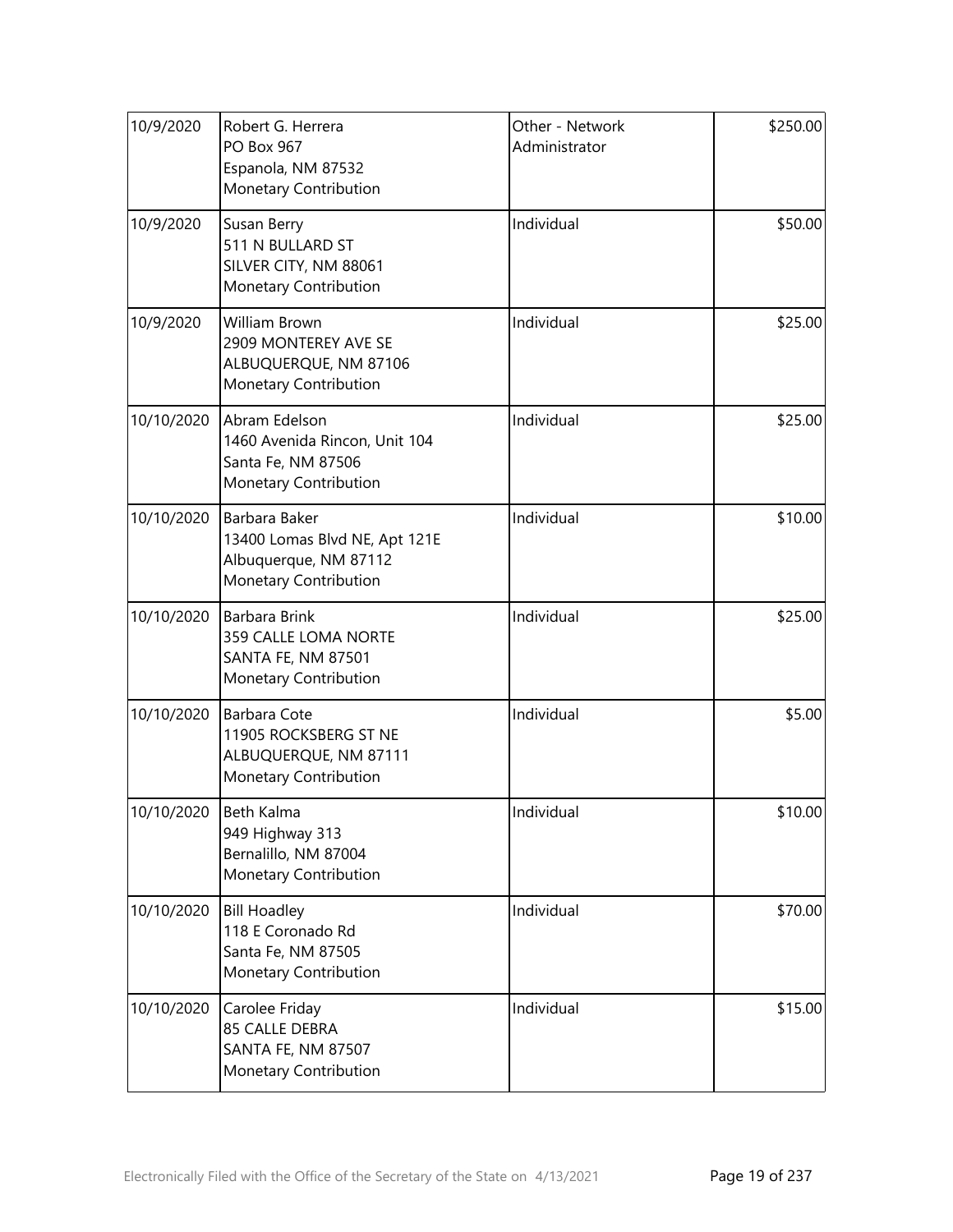| | | | |
|---|---|---|---|
| 10/9/2020 | Robert G. Herrera<br>PO Box 967<br>Espanola, NM 87532<br>Monetary Contribution | Other - Network Administrator | $250.00 |
| 10/9/2020 | Susan Berry<br>511 N BULLARD ST<br>SILVER CITY, NM 88061<br>Monetary Contribution | Individual | $50.00 |
| 10/9/2020 | William Brown<br>2909 MONTEREY AVE SE<br>ALBUQUERQUE, NM 87106<br>Monetary Contribution | Individual | $25.00 |
| 10/10/2020 | Abram Edelson<br>1460 Avenida Rincon, Unit 104<br>Santa Fe, NM 87506<br>Monetary Contribution | Individual | $25.00 |
| 10/10/2020 | Barbara Baker<br>13400 Lomas Blvd NE, Apt 121E<br>Albuquerque, NM 87112<br>Monetary Contribution | Individual | $10.00 |
| 10/10/2020 | Barbara Brink<br>359 CALLE LOMA NORTE<br>SANTA FE, NM 87501<br>Monetary Contribution | Individual | $25.00 |
| 10/10/2020 | Barbara Cote<br>11905 ROCKSBERG ST NE<br>ALBUQUERQUE, NM 87111<br>Monetary Contribution | Individual | $5.00 |
| 10/10/2020 | Beth Kalma<br>949 Highway 313<br>Bernalillo, NM 87004<br>Monetary Contribution | Individual | $10.00 |
| 10/10/2020 | Bill Hoadley<br>118 E Coronado Rd<br>Santa Fe, NM 87505<br>Monetary Contribution | Individual | $70.00 |
| 10/10/2020 | Carolee Friday<br>85 CALLE DEBRA<br>SANTA FE, NM 87507<br>Monetary Contribution | Individual | $15.00 |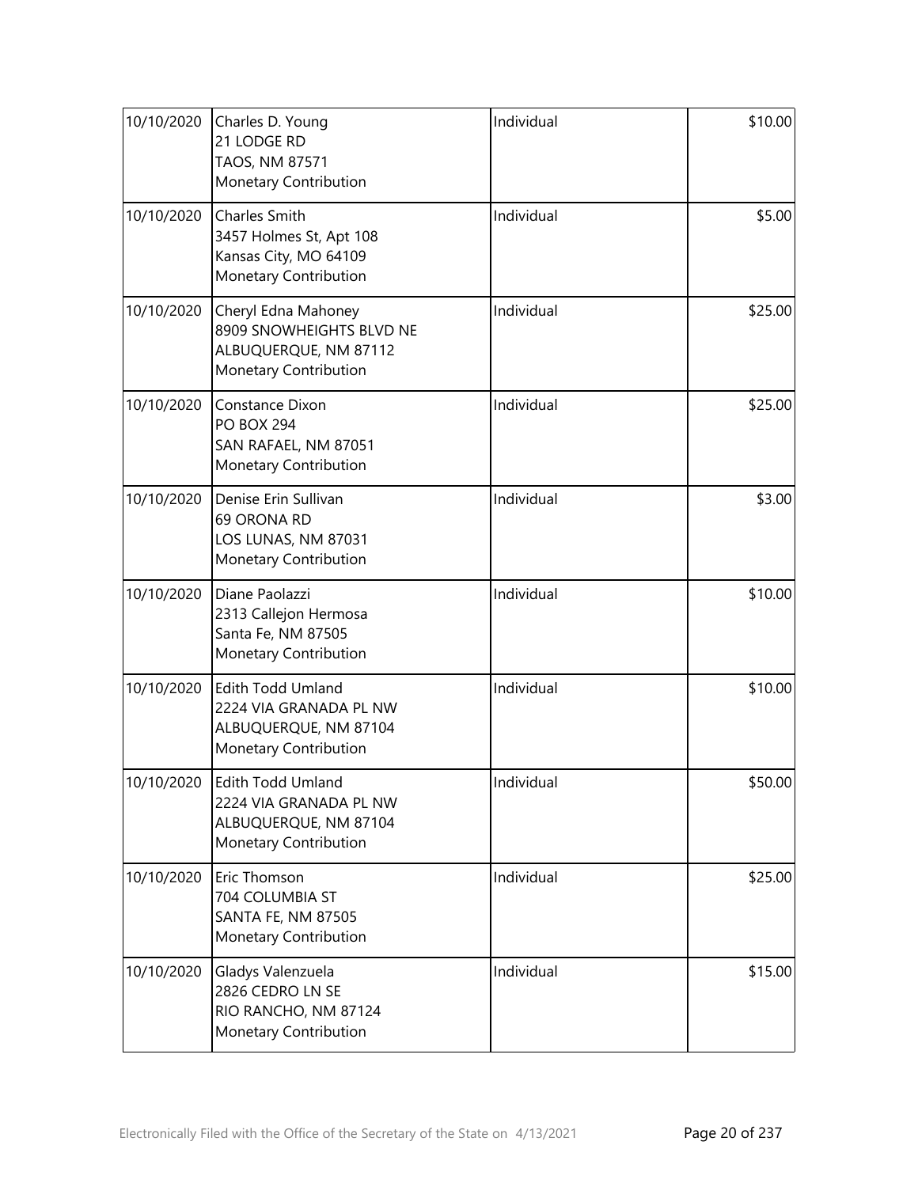| | | | |
|---|---|---|---|
| 10/10/2020 | Charles D. Young<br>21 LODGE RD<br>TAOS, NM 87571<br>Monetary Contribution | Individual | \$10.00 |
| 10/10/2020 | Charles Smith<br>3457 Holmes St, Apt 108<br>Kansas City, MO 64109<br>Monetary Contribution | Individual | \$5.00 |
| 10/10/2020 | Cheryl Edna Mahoney<br>8909 SNOWHEIGHTS BLVD NE<br>ALBUQUERQUE, NM 87112<br>Monetary Contribution | Individual | \$25.00 |
| 10/10/2020 | Constance Dixon<br>PO BOX 294<br>SAN RAFAEL, NM 87051<br>Monetary Contribution | Individual | \$25.00 |
| 10/10/2020 | Denise Erin Sullivan<br>69 ORONA RD<br>LOS LUNAS, NM 87031<br>Monetary Contribution | Individual | \$3.00 |
| 10/10/2020 | Diane Paolazzi<br>2313 Callejon Hermosa<br>Santa Fe, NM 87505<br>Monetary Contribution | Individual | \$10.00 |
| 10/10/2020 | Edith Todd Umland<br>2224 VIA GRANADA PL NW<br>ALBUQUERQUE, NM 87104<br>Monetary Contribution | Individual | \$10.00 |
| 10/10/2020 | Edith Todd Umland<br>2224 VIA GRANADA PL NW<br>ALBUQUERQUE, NM 87104<br>Monetary Contribution | Individual | \$50.00 |
| 10/10/2020 | Eric Thomson<br>704 COLUMBIA ST<br>SANTA FE, NM 87505<br>Monetary Contribution | Individual | \$25.00 |
| 10/10/2020 | Gladys Valenzuela<br>2826 CEDRO LN SE<br>RIO RANCHO, NM 87124<br>Monetary Contribution | Individual | \$15.00 |

Electronically Filed with the Office of the Secretary of the State on 4/13/2021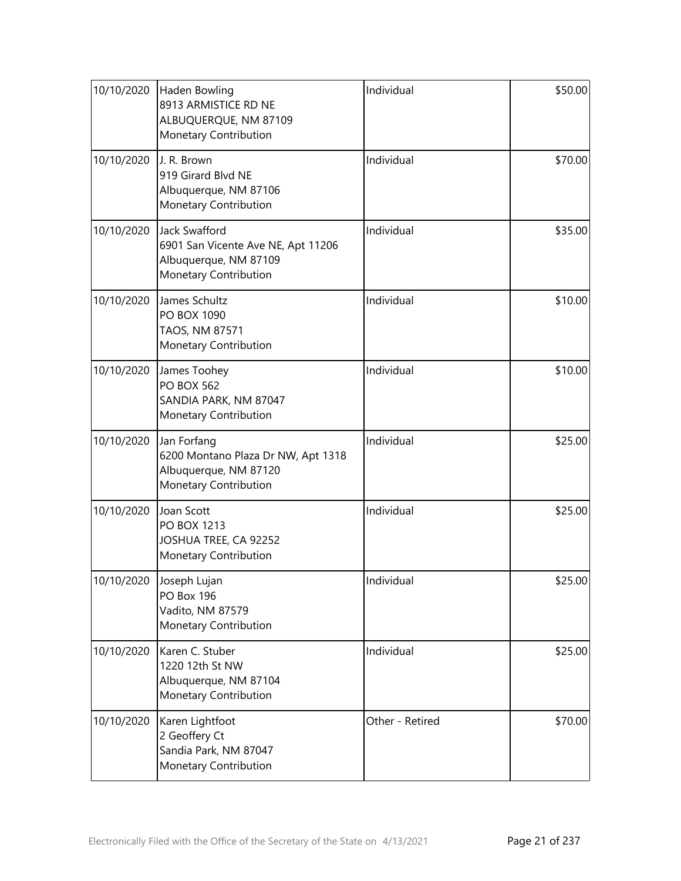| | | | |
|---|---|---|---|
| 10/10/2020 | Haden Bowling<br>8913 ARMISTICE RD NE<br>ALBUQUERQUE, NM 87109<br>Monetary Contribution | Individual | \$50.00 |
| 10/10/2020 | J. R. Brown<br>919 Girard Blvd NE<br>Albuquerque, NM 87106<br>Monetary Contribution | Individual | \$70.00 |
| 10/10/2020 | Jack Swafford<br>6901 San Vicente Ave NE, Apt 11206<br>Albuquerque, NM 87109<br>Monetary Contribution | Individual | \$35.00 |
| 10/10/2020 | James Schultz<br>PO BOX 1090<br>TAOS, NM 87571<br>Monetary Contribution | Individual | \$10.00 |
| 10/10/2020 | James Toohey<br>PO BOX 562<br>SANDIA PARK, NM 87047<br>Monetary Contribution | Individual | \$10.00 |
| 10/10/2020 | Jan Forfang<br>6200 Montano Plaza Dr NW, Apt 1318<br>Albuquerque, NM 87120<br>Monetary Contribution | Individual | \$25.00 |
| 10/10/2020 | Joan Scott<br>PO BOX 1213<br>JOSHUA TREE, CA 92252<br>Monetary Contribution | Individual | \$25.00 |
| 10/10/2020 | Joseph Lujan<br>PO Box 196<br>Vadito, NM 87579<br>Monetary Contribution | Individual | \$25.00 |
| 10/10/2020 | Karen C. Stuber<br>1220 12th St NW<br>Albuquerque, NM 87104<br>Monetary Contribution | Individual | \$25.00 |
| 10/10/2020 | Karen Lightfoot<br>2 Geoffery Ct<br>Sandia Park, NM 87047<br>Monetary Contribution | Other - Retired | \$70.00 |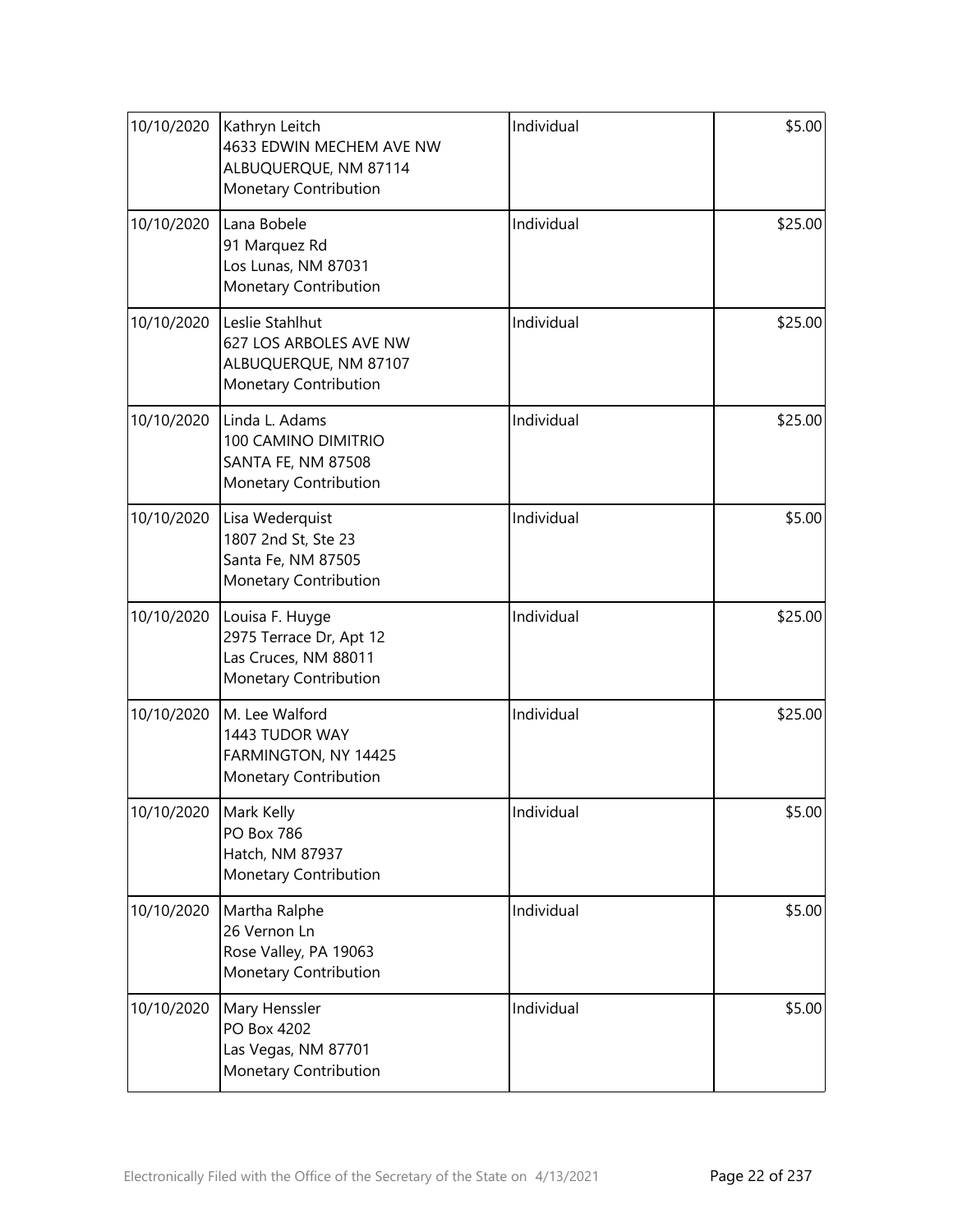| | | | |
|---|---|---|---|
| 10/10/2020 | Kathryn Leitch<br>4633 EDWIN MECHEM AVE NW<br>ALBUQUERQUE, NM 87114<br>Monetary Contribution | Individual | $5.00 |
| 10/10/2020 | Lana Bobele<br>91 Marquez Rd<br>Los Lunas, NM 87031<br>Monetary Contribution | Individual | $25.00 |
| 10/10/2020 | Leslie Stahlhut<br>627 LOS ARBOLES AVE NW<br>ALBUQUERQUE, NM 87107<br>Monetary Contribution | Individual | $25.00 |
| 10/10/2020 | Linda L. Adams<br>100 CAMINO DIMITRIO<br>SANTA FE, NM 87508<br>Monetary Contribution | Individual | $25.00 |
| 10/10/2020 | Lisa Wederquist<br>1807 2nd St, Ste 23<br>Santa Fe, NM 87505<br>Monetary Contribution | Individual | $5.00 |
| 10/10/2020 | Louisa F. Huyge<br>2975 Terrace Dr, Apt 12<br>Las Cruces, NM 88011<br>Monetary Contribution | Individual | $25.00 |
| 10/10/2020 | M. Lee Walford<br>1443 TUDOR WAY<br>FARMINGTON, NY 14425<br>Monetary Contribution | Individual | $25.00 |
| 10/10/2020 | Mark Kelly<br>PO Box 786<br>Hatch, NM 87937<br>Monetary Contribution | Individual | $5.00 |
| 10/10/2020 | Martha Ralphe<br>26 Vernon Ln<br>Rose Valley, PA 19063<br>Monetary Contribution | Individual | $5.00 |
| 10/10/2020 | Mary Henssler<br>PO Box 4202<br>Las Vegas, NM 87701<br>Monetary Contribution | Individual | $5.00 |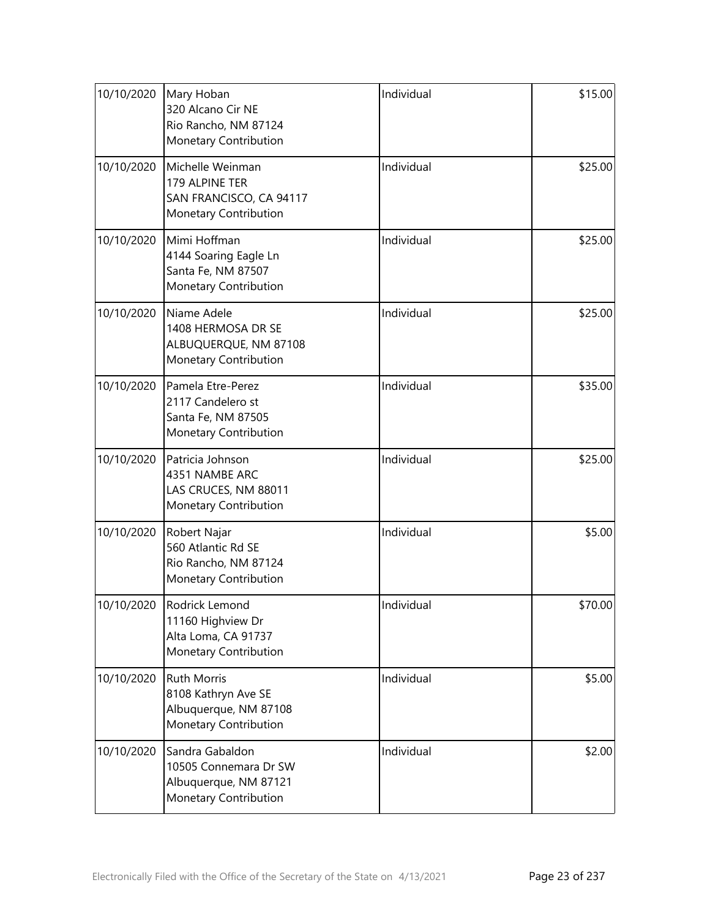| | | | |
|---|---|---|---|
| 10/10/2020 | Mary Hoban<br>320 Alcano Cir NE<br>Rio Rancho, NM 87124<br>Monetary Contribution | Individual | \$15.00 |
| 10/10/2020 | Michelle Weinman<br>179 ALPINE TER<br>SAN FRANCISCO, CA 94117<br>Monetary Contribution | Individual | \$25.00 |
| 10/10/2020 | Mimi Hoffman<br>4144 Soaring Eagle Ln<br>Santa Fe, NM 87507<br>Monetary Contribution | Individual | \$25.00 |
| 10/10/2020 | Niame Adele<br>1408 HERMOSA DR SE<br>ALBUQUERQUE, NM 87108<br>Monetary Contribution | Individual | \$25.00 |
| 10/10/2020 | Pamela Etre-Perez<br>2117 Candelero st<br>Santa Fe, NM 87505<br>Monetary Contribution | Individual | \$35.00 |
| 10/10/2020 | Patricia Johnson<br>4351 NAMBE ARC<br>LAS CRUCES, NM 88011<br>Monetary Contribution | Individual | \$25.00 |
| 10/10/2020 | Robert Najar<br>560 Atlantic Rd SE<br>Rio Rancho, NM 87124<br>Monetary Contribution | Individual | \$5.00 |
| 10/10/2020 | Rodrick Lemond<br>11160 Highview Dr<br>Alta Loma, CA 91737<br>Monetary Contribution | Individual | \$70.00 |
| 10/10/2020 | Ruth Morris<br>8108 Kathryn Ave SE<br>Albuquerque, NM 87108<br>Monetary Contribution | Individual | \$5.00 |
| 10/10/2020 | Sandra Gabaldon<br>10505 Connemara Dr SW<br>Albuquerque, NM 87121<br>Monetary Contribution | Individual | \$2.00 |

Electronically Filed with the Office of the Secretary of the State on 4/13/2021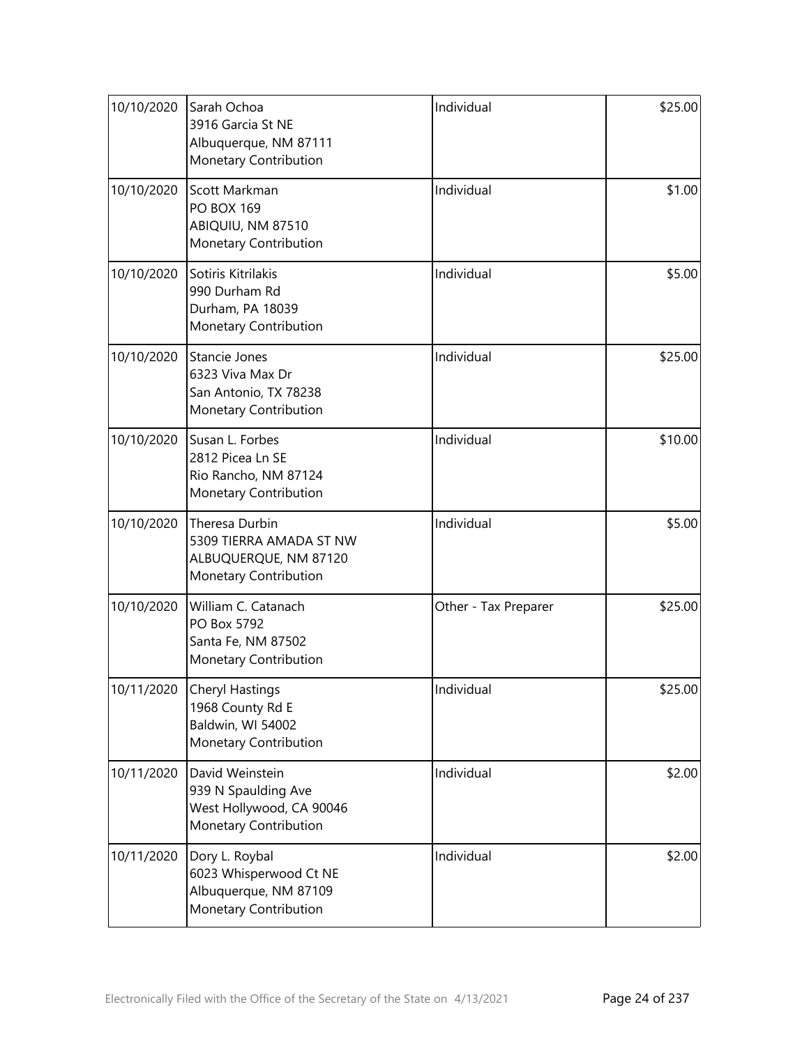| | | | |
|---|---|---|---|
| 10/10/2020 | Sarah Ochoa<br>3916 Garcia St NE<br>Albuquerque, NM 87111<br>Monetary Contribution | Individual | $25.00 |
| 10/10/2020 | Scott Markman<br>PO BOX 169<br>ABIQUIU, NM 87510<br>Monetary Contribution | Individual | $1.00 |
| 10/10/2020 | Sotiris Kitrilakis<br>990 Durham Rd<br>Durham, PA 18039<br>Monetary Contribution | Individual | $5.00 |
| 10/10/2020 | Stancie Jones<br>6323 Viva Max Dr<br>San Antonio, TX 78238<br>Monetary Contribution | Individual | $25.00 |
| 10/10/2020 | Susan L. Forbes<br>2812 Picea Ln SE<br>Rio Rancho, NM 87124<br>Monetary Contribution | Individual | $10.00 |
| 10/10/2020 | Theresa Durbin<br>5309 TIERRA AMADA ST NW<br>ALBUQUERQUE, NM 87120<br>Monetary Contribution | Individual | $5.00 |
| 10/10/2020 | William C. Catanach<br>PO Box 5792<br>Santa Fe, NM 87502<br>Monetary Contribution | Other - Tax Preparer | $25.00 |
| 10/11/2020 | Cheryl Hastings<br>1968 County Rd E<br>Baldwin, WI 54002<br>Monetary Contribution | Individual | $25.00 |
| 10/11/2020 | David Weinstein<br>939 N Spaulding Ave<br>West Hollywood, CA 90046<br>Monetary Contribution | Individual | $2.00 |
| 10/11/2020 | Dory L. Roybal<br>6023 Whisperwood Ct NE<br>Albuquerque, NM 87109<br>Monetary Contribution | Individual | $2.00 |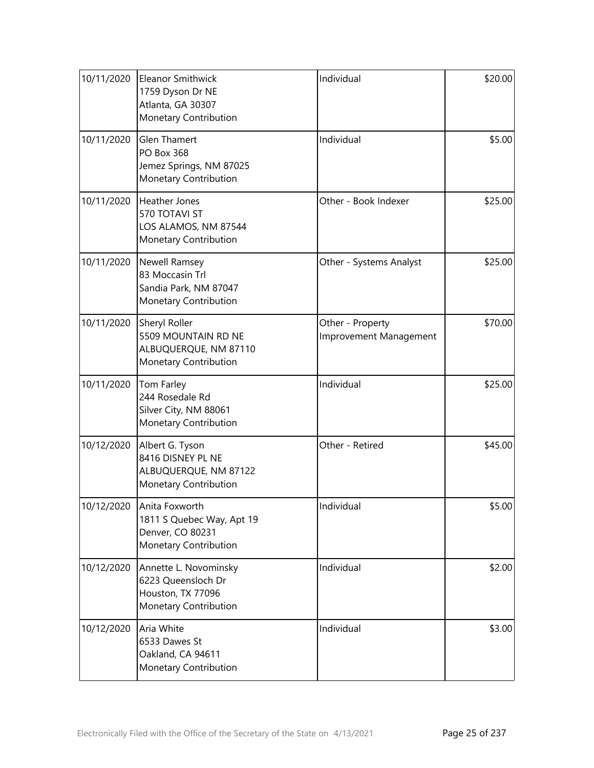| | | | |
|---|---|---|---|
| 10/11/2020 | Eleanor Smithwick<br>1759 Dyson Dr NE<br>Atlanta, GA 30307<br>Monetary Contribution | Individual | \$20.00 |
| 10/11/2020 | Glen Thamert<br>PO Box 368<br>Jemez Springs, NM 87025<br>Monetary Contribution | Individual | \$5.00 |
| 10/11/2020 | Heather Jones<br>570 TOTAVI ST<br>LOS ALAMOS, NM 87544<br>Monetary Contribution | Other - Book Indexer | \$25.00 |
| 10/11/2020 | Newell Ramsey<br>83 Moccasin Trl<br>Sandia Park, NM 87047<br>Monetary Contribution | Other - Systems Analyst | \$25.00 |
| 10/11/2020 | Sheryl Roller<br>5509 MOUNTAIN RD NE<br>ALBUQUERQUE, NM 87110<br>Monetary Contribution | Other - Property Improvement Management | \$70.00 |
| 10/11/2020 | Tom Farley<br>244 Rosedale Rd<br>Silver City, NM 88061<br>Monetary Contribution | Individual | \$25.00 |
| 10/12/2020 | Albert G. Tyson<br>8416 DISNEY PL NE<br>ALBUQUERQUE, NM 87122<br>Monetary Contribution | Other - Retired | \$45.00 |
| 10/12/2020 | Anita Foxworth<br>1811 S Quebec Way, Apt 19<br>Denver, CO 80231<br>Monetary Contribution | Individual | \$5.00 |
| 10/12/2020 | Annette L. Novominsky<br>6223 Queensloch Dr<br>Houston, TX 77096<br>Monetary Contribution | Individual | \$2.00 |
| 10/12/2020 | Aria White<br>6533 Dawes St<br>Oakland, CA 94611<br>Monetary Contribution | Individual | \$3.00 |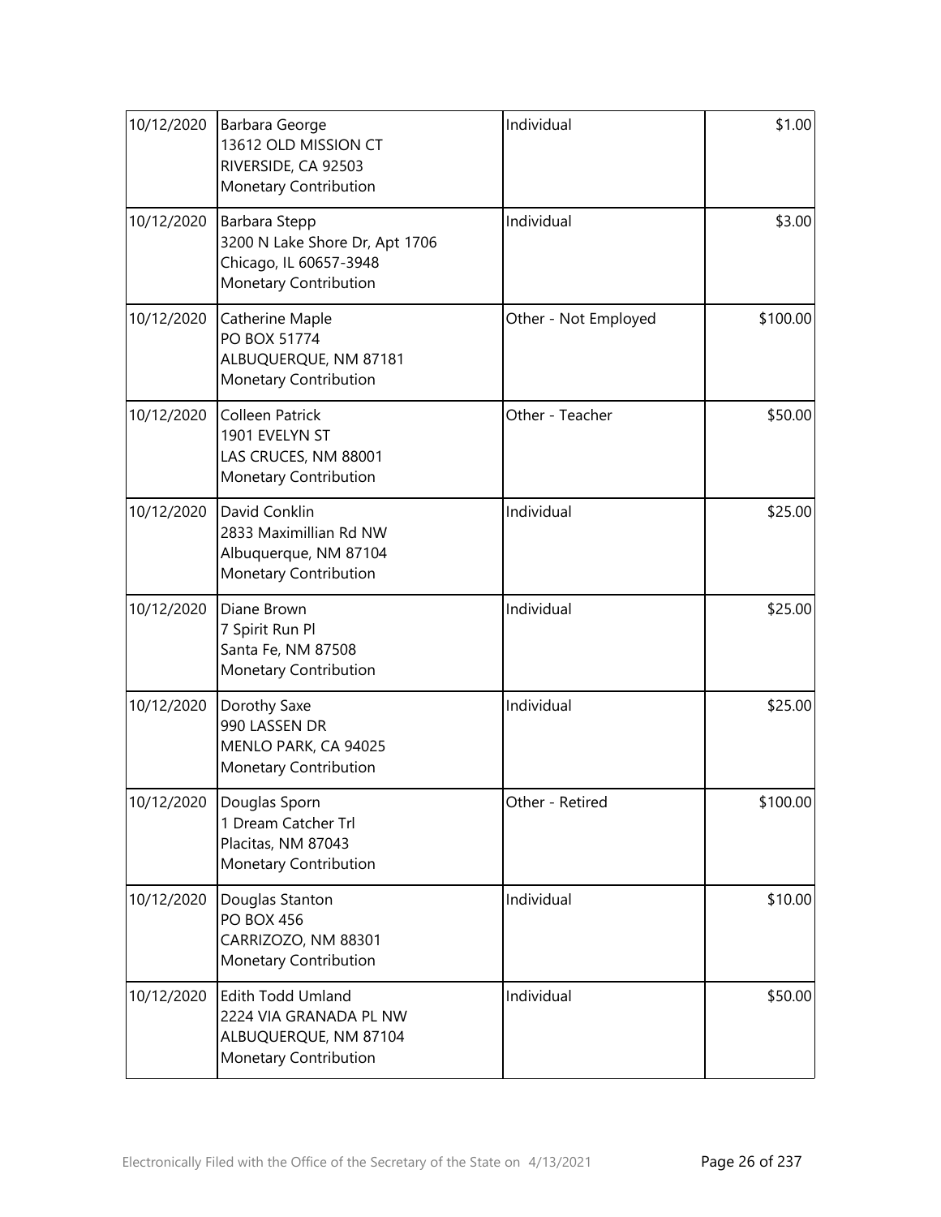| | | | |
|---|---|---|---|
| 10/12/2020 | Barbara George<br>13612 OLD MISSION CT<br>RIVERSIDE, CA 92503<br>Monetary Contribution | Individual | $1.00 |
| 10/12/2020 | Barbara Stepp<br>3200 N Lake Shore Dr, Apt 1706<br>Chicago, IL 60657-3948<br>Monetary Contribution | Individual | $3.00 |
| 10/12/2020 | Catherine Maple<br>PO BOX 51774<br>ALBUQUERQUE, NM 87181<br>Monetary Contribution | Other - Not Employed | $100.00 |
| 10/12/2020 | Colleen Patrick<br>1901 EVELYN ST<br>LAS CRUCES, NM 88001<br>Monetary Contribution | Other - Teacher | $50.00 |
| 10/12/2020 | David Conklin<br>2833 Maximillian Rd NW<br>Albuquerque, NM 87104<br>Monetary Contribution | Individual | $25.00 |
| 10/12/2020 | Diane Brown<br>7 Spirit Run Pl<br>Santa Fe, NM 87508<br>Monetary Contribution | Individual | $25.00 |
| 10/12/2020 | Dorothy Saxe<br>990 LASSEN DR<br>MENLO PARK, CA 94025<br>Monetary Contribution | Individual | $25.00 |
| 10/12/2020 | Douglas Sporn<br>1 Dream Catcher Trl<br>Placitas, NM 87043<br>Monetary Contribution | Other - Retired | $100.00 |
| 10/12/2020 | Douglas Stanton<br>PO BOX 456<br>CARRIZOZO, NM 88301<br>Monetary Contribution | Individual | $10.00 |
| 10/12/2020 | Edith Todd Umland<br>2224 VIA GRANADA PL NW<br>ALBUQUERQUE, NM 87104<br>Monetary Contribution | Individual | $50.00 |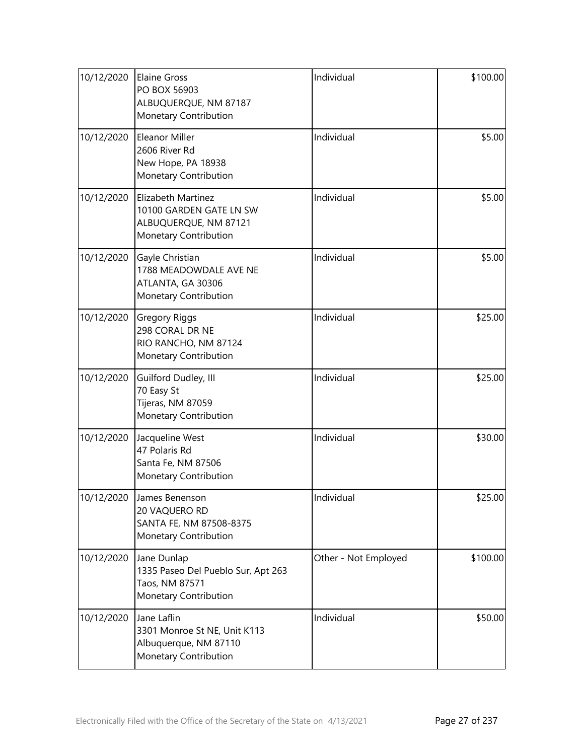| Date | Contributor | Type | Amount |
|---|---|---|---|
| 10/12/2020 | Elaine Gross<br>PO BOX 56903<br>ALBUQUERQUE, NM 87187<br>Monetary Contribution | Individual | $100.00 |
| 10/12/2020 | Eleanor Miller<br>2606 River Rd<br>New Hope, PA 18938<br>Monetary Contribution | Individual | $5.00 |
| 10/12/2020 | Elizabeth Martinez<br>10100 GARDEN GATE LN SW<br>ALBUQUERQUE, NM 87121<br>Monetary Contribution | Individual | $5.00 |
| 10/12/2020 | Gayle Christian<br>1788 MEADOWDALE AVE NE<br>ATLANTA, GA 30306<br>Monetary Contribution | Individual | $5.00 |
| 10/12/2020 | Gregory Riggs<br>298 CORAL DR NE<br>RIO RANCHO, NM 87124<br>Monetary Contribution | Individual | $25.00 |
| 10/12/2020 | Guilford Dudley, III<br>70 Easy St<br>Tijeras, NM 87059<br>Monetary Contribution | Individual | $25.00 |
| 10/12/2020 | Jacqueline West<br>47 Polaris Rd<br>Santa Fe, NM 87506<br>Monetary Contribution | Individual | $30.00 |
| 10/12/2020 | James Benenson<br>20 VAQUERO RD<br>SANTA FE, NM 87508-8375<br>Monetary Contribution | Individual | $25.00 |
| 10/12/2020 | Jane Dunlap<br>1335 Paseo Del Pueblo Sur, Apt 263<br>Taos, NM 87571<br>Monetary Contribution | Other - Not Employed | $100.00 |
| 10/12/2020 | Jane Laflin<br>3301 Monroe St NE, Unit K113<br>Albuquerque, NM 87110<br>Monetary Contribution | Individual | $50.00 |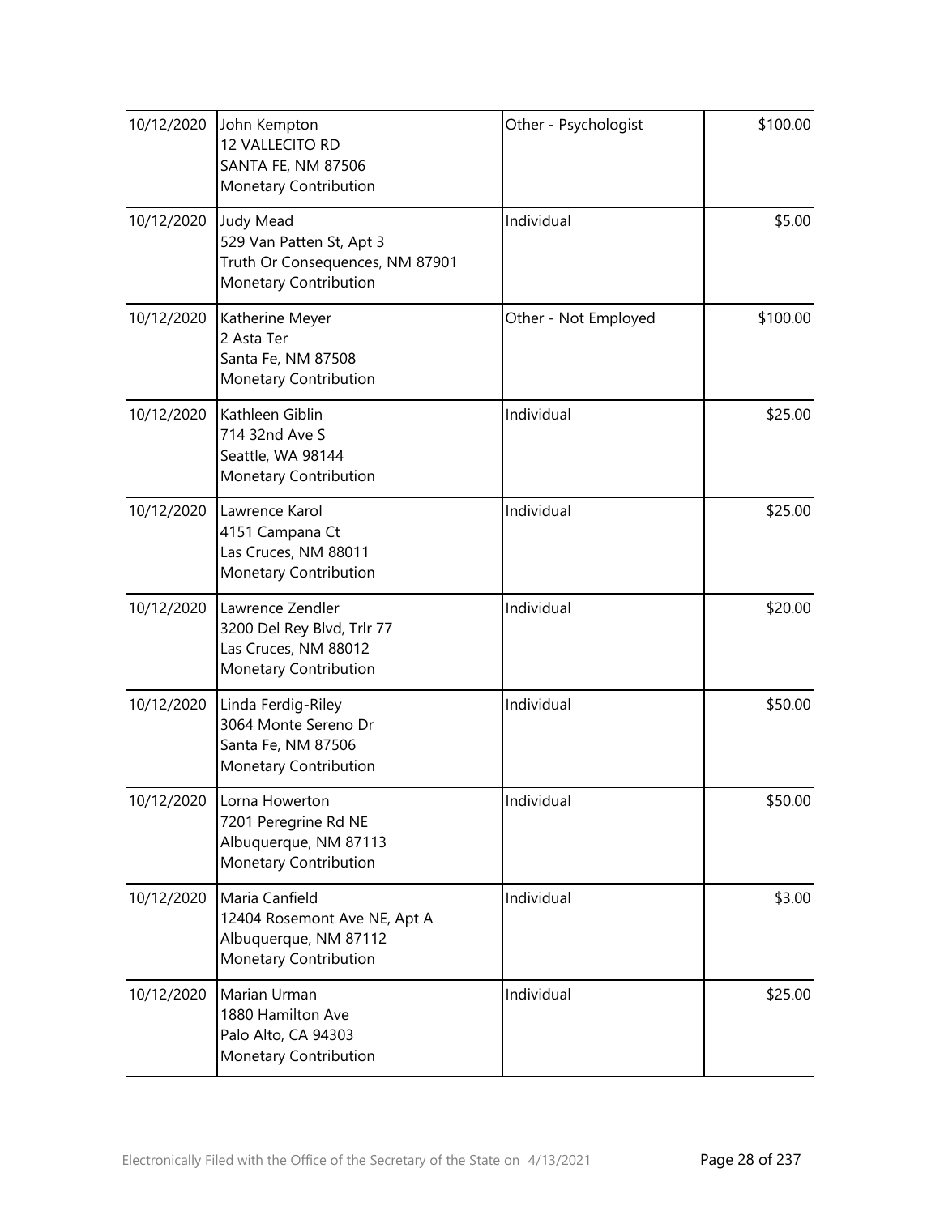| | | | |
|---|---|---|---|
| 10/12/2020 | John Kempton<br>12 VALLECITO RD<br>SANTA FE, NM 87506<br>Monetary Contribution | Other - Psychologist | \$100.00 |
| 10/12/2020 | Judy Mead<br>529 Van Patten St, Apt 3<br>Truth Or Consequences, NM 87901<br>Monetary Contribution | Individual | \$5.00 |
| 10/12/2020 | Katherine Meyer<br>2 Asta Ter<br>Santa Fe, NM 87508<br>Monetary Contribution | Other - Not Employed | \$100.00 |
| 10/12/2020 | Kathleen Giblin<br>714 32nd Ave S<br>Seattle, WA 98144<br>Monetary Contribution | Individual | \$25.00 |
| 10/12/2020 | Lawrence Karol<br>4151 Campana Ct<br>Las Cruces, NM 88011<br>Monetary Contribution | Individual | \$25.00 |
| 10/12/2020 | Lawrence Zendler<br>3200 Del Rey Blvd, Trlr 77<br>Las Cruces, NM 88012<br>Monetary Contribution | Individual | \$20.00 |
| 10/12/2020 | Linda Ferdig-Riley<br>3064 Monte Sereno Dr<br>Santa Fe, NM 87506<br>Monetary Contribution | Individual | \$50.00 |
| 10/12/2020 | Lorna Howerton<br>7201 Peregrine Rd NE<br>Albuquerque, NM 87113<br>Monetary Contribution | Individual | \$50.00 |
| 10/12/2020 | Maria Canfield<br>12404 Rosemont Ave NE, Apt A<br>Albuquerque, NM 87112<br>Monetary Contribution | Individual | \$3.00 |
| 10/12/2020 | Marian Urman<br>1880 Hamilton Ave<br>Palo Alto, CA 94303<br>Monetary Contribution | Individual | \$25.00 |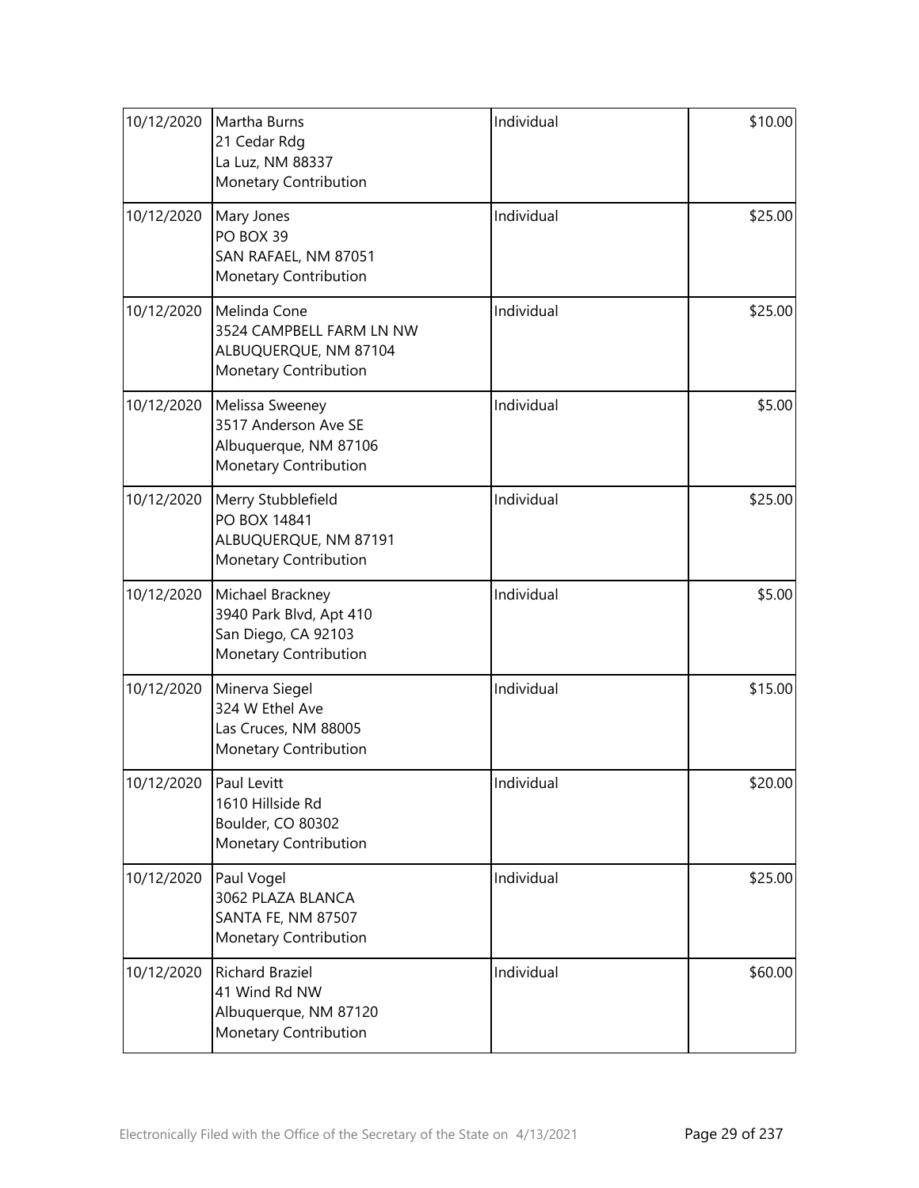| | | | |
|---|---|---|---|
| 10/12/2020 | Martha Burns<br>21 Cedar Rdg<br>La Luz, NM 88337<br>Monetary Contribution | Individual | $10.00 |
| 10/12/2020 | Mary Jones<br>PO BOX 39<br>SAN RAFAEL, NM 87051<br>Monetary Contribution | Individual | $25.00 |
| 10/12/2020 | Melinda Cone<br>3524 CAMPBELL FARM LN NW<br>ALBUQUERQUE, NM 87104<br>Monetary Contribution | Individual | $25.00 |
| 10/12/2020 | Melissa Sweeney<br>3517 Anderson Ave SE<br>Albuquerque, NM 87106<br>Monetary Contribution | Individual | $5.00 |
| 10/12/2020 | Merry Stubblefield<br>PO BOX 14841<br>ALBUQUERQUE, NM 87191<br>Monetary Contribution | Individual | $25.00 |
| 10/12/2020 | Michael Brackney<br>3940 Park Blvd, Apt 410<br>San Diego, CA 92103<br>Monetary Contribution | Individual | $5.00 |
| 10/12/2020 | Minerva Siegel<br>324 W Ethel Ave<br>Las Cruces, NM 88005<br>Monetary Contribution | Individual | $15.00 |
| 10/12/2020 | Paul Levitt<br>1610 Hillside Rd<br>Boulder, CO 80302<br>Monetary Contribution | Individual | $20.00 |
| 10/12/2020 | Paul Vogel<br>3062 PLAZA BLANCA<br>SANTA FE, NM 87507<br>Monetary Contribution | Individual | $25.00 |
| 10/12/2020 | Richard Braziel<br>41 Wind Rd NW<br>Albuquerque, NM 87120<br>Monetary Contribution | Individual | $60.00 |

Electronically Filed with the Office of the Secretary of the State on 4/13/2021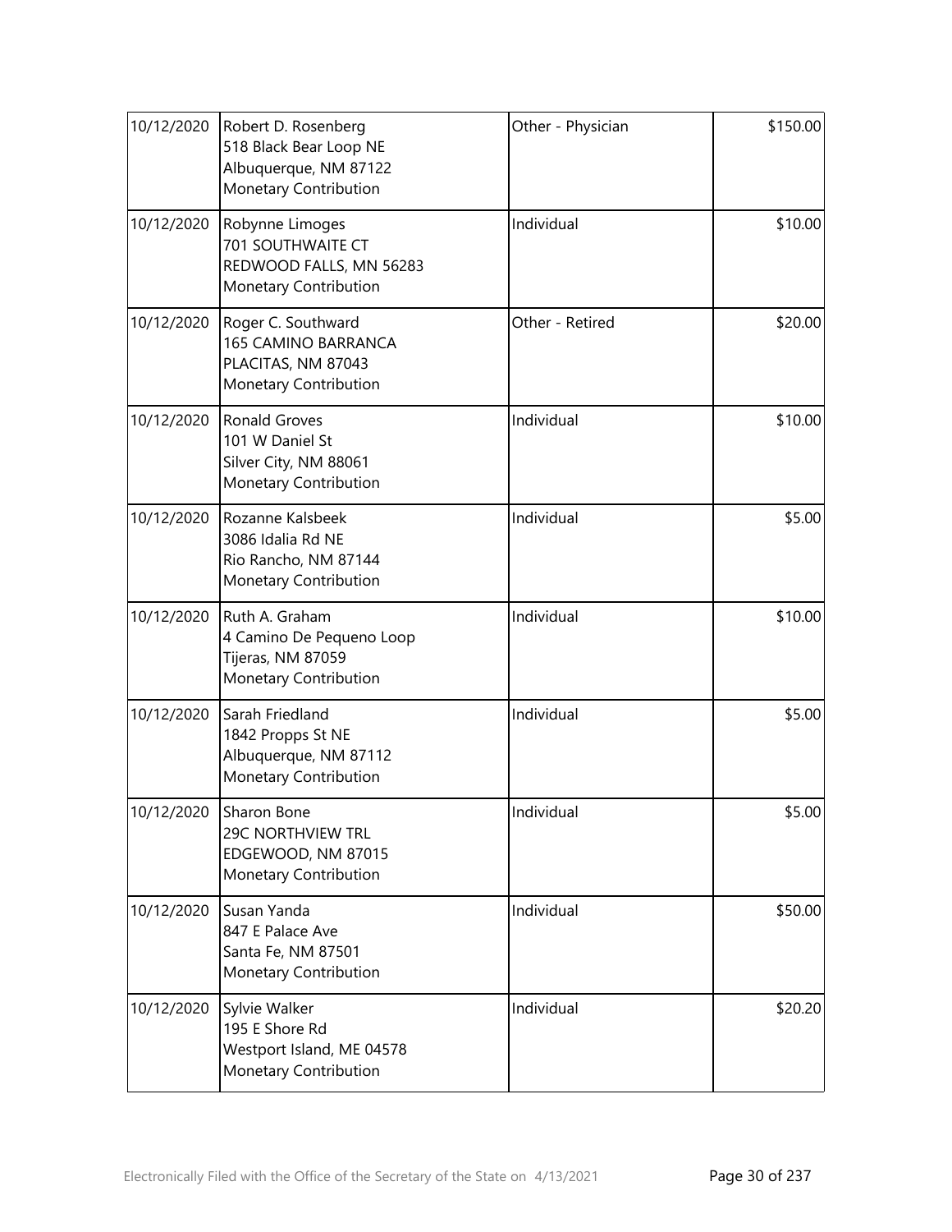| | | | |
|---|---|---|---|
| 10/12/2020 | Robert D. Rosenberg<br>518 Black Bear Loop NE<br>Albuquerque, NM 87122<br>Monetary Contribution | Other - Physician | \$150.00 |
| 10/12/2020 | Robynne Limoges<br>701 SOUTHWAITE CT<br>REDWOOD FALLS, MN 56283<br>Monetary Contribution | Individual | \$10.00 |
| 10/12/2020 | Roger C. Southward<br>165 CAMINO BARRANCA<br>PLACITAS, NM 87043<br>Monetary Contribution | Other - Retired | \$20.00 |
| 10/12/2020 | Ronald Groves<br>101 W Daniel St<br>Silver City, NM 88061<br>Monetary Contribution | Individual | \$10.00 |
| 10/12/2020 | Rozanne Kalsbeek<br>3086 Idalia Rd NE<br>Rio Rancho, NM 87144<br>Monetary Contribution | Individual | \$5.00 |
| 10/12/2020 | Ruth A. Graham<br>4 Camino De Pequeno Loop<br>Tijeras, NM 87059<br>Monetary Contribution | Individual | \$10.00 |
| 10/12/2020 | Sarah Friedland<br>1842 Propps St NE<br>Albuquerque, NM 87112<br>Monetary Contribution | Individual | \$5.00 |
| 10/12/2020 | Sharon Bone<br>29C NORTHVIEW TRL<br>EDGEWOOD, NM 87015<br>Monetary Contribution | Individual | \$5.00 |
| 10/12/2020 | Susan Yanda<br>847 E Palace Ave<br>Santa Fe, NM 87501<br>Monetary Contribution | Individual | \$50.00 |
| 10/12/2020 | Sylvie Walker<br>195 E Shore Rd<br>Westport Island, ME 04578<br>Monetary Contribution | Individual | \$20.20 |

Electronically Filed with the Office of the Secretary of the State on 4/13/2021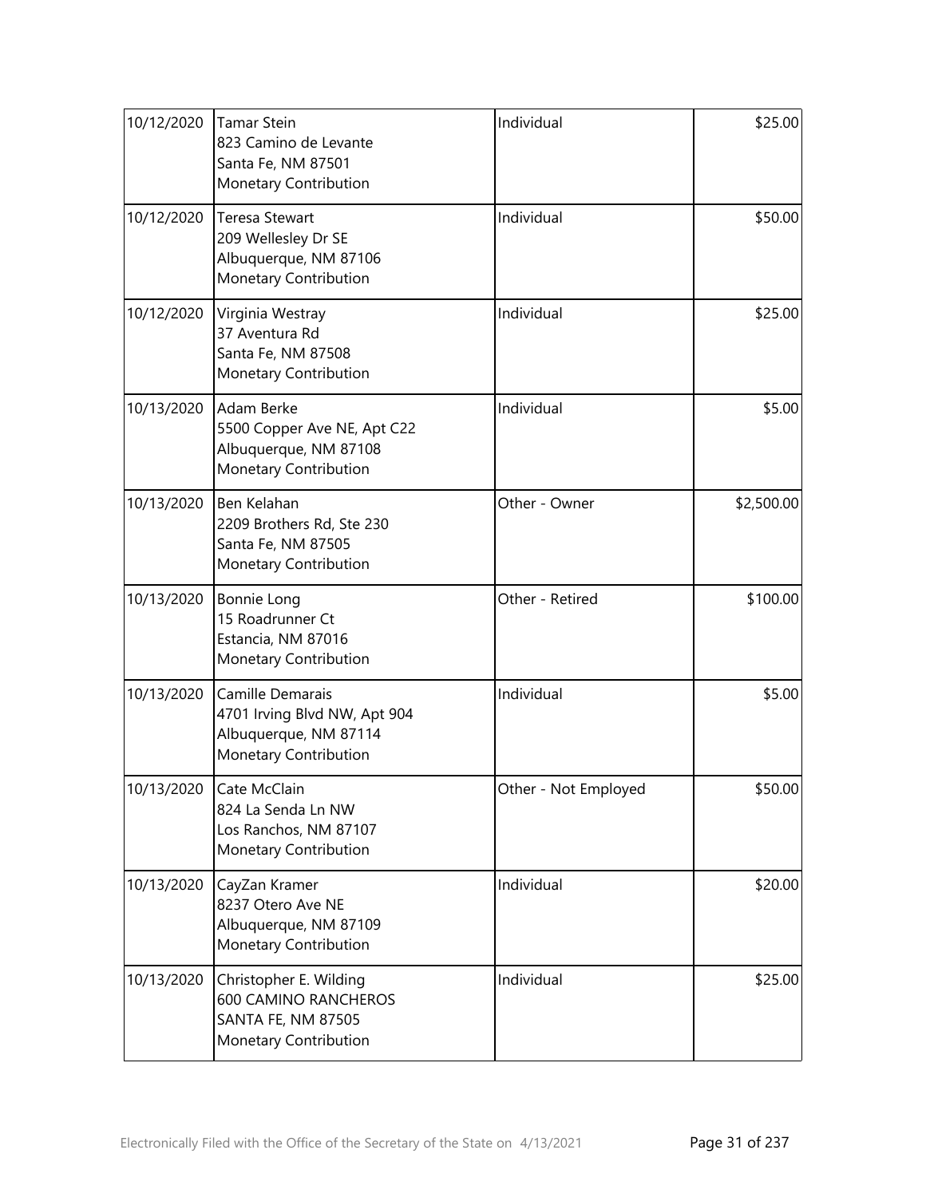| | | | |
|---|---|---|---|
| 10/12/2020 | Tamar Stein<br>823 Camino de Levante<br>Santa Fe, NM 87501<br>Monetary Contribution | Individual | $25.00 |
| 10/12/2020 | Teresa Stewart<br>209 Wellesley Dr SE<br>Albuquerque, NM 87106<br>Monetary Contribution | Individual | $50.00 |
| 10/12/2020 | Virginia Westray<br>37 Aventura Rd<br>Santa Fe, NM 87508<br>Monetary Contribution | Individual | $25.00 |
| 10/13/2020 | Adam Berke<br>5500 Copper Ave NE, Apt C22<br>Albuquerque, NM 87108<br>Monetary Contribution | Individual | $5.00 |
| 10/13/2020 | Ben Kelahan<br>2209 Brothers Rd, Ste 230<br>Santa Fe, NM 87505<br>Monetary Contribution | Other - Owner | $2,500.00 |
| 10/13/2020 | Bonnie Long<br>15 Roadrunner Ct<br>Estancia, NM 87016<br>Monetary Contribution | Other - Retired | $100.00 |
| 10/13/2020 | Camille Demarais<br>4701 Irving Blvd NW, Apt 904<br>Albuquerque, NM 87114<br>Monetary Contribution | Individual | $5.00 |
| 10/13/2020 | Cate McClain<br>824 La Senda Ln NW<br>Los Ranchos, NM 87107<br>Monetary Contribution | Other - Not Employed | $50.00 |
| 10/13/2020 | CayZan Kramer<br>8237 Otero Ave NE<br>Albuquerque, NM 87109<br>Monetary Contribution | Individual | $20.00 |
| 10/13/2020 | Christopher E. Wilding<br>600 CAMINO RANCHEROS<br>SANTA FE, NM 87505<br>Monetary Contribution | Individual | $25.00 |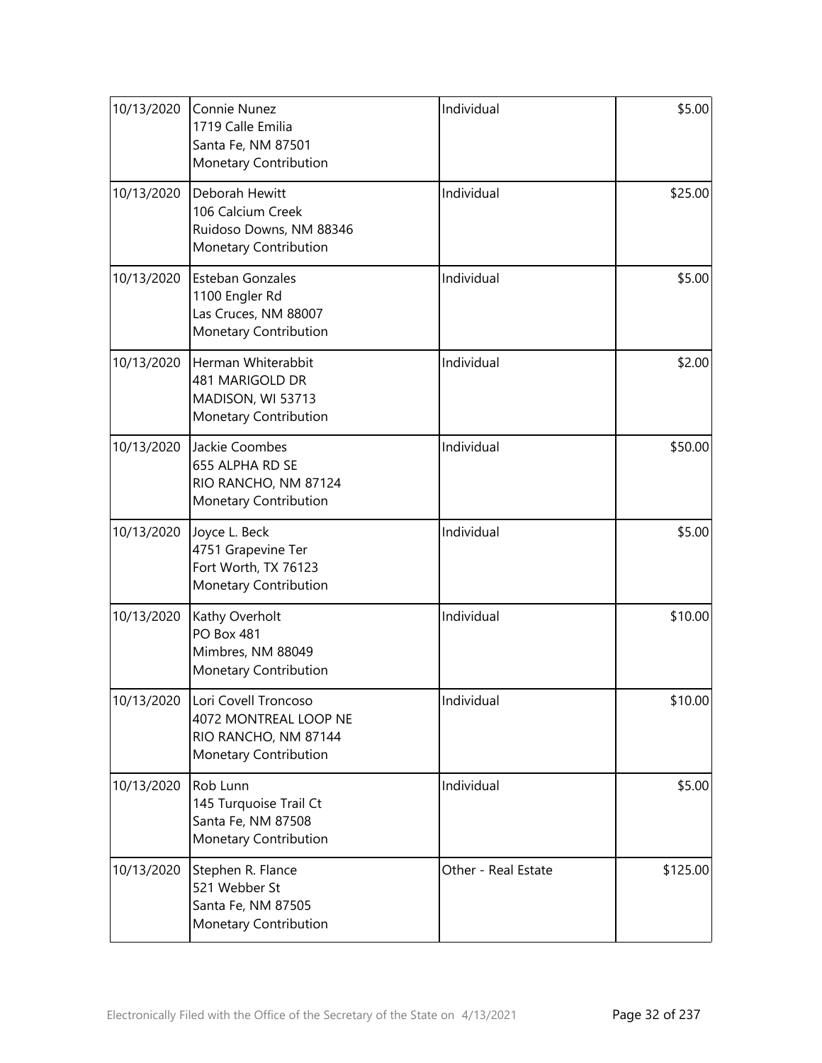| | | | |
|---|---|---|---|
| 10/13/2020 | Connie Nunez<br>1719 Calle Emilia<br>Santa Fe, NM 87501<br>Monetary Contribution | Individual | \$5.00 |
| 10/13/2020 | Deborah Hewitt<br>106 Calcium Creek<br>Ruidoso Downs, NM 88346<br>Monetary Contribution | Individual | \$25.00 |
| 10/13/2020 | Esteban Gonzales<br>1100 Engler Rd<br>Las Cruces, NM 88007<br>Monetary Contribution | Individual | \$5.00 |
| 10/13/2020 | Herman Whiterabbit<br>481 MARIGOLD DR<br>MADISON, WI 53713<br>Monetary Contribution | Individual | \$2.00 |
| 10/13/2020 | Jackie Coombes<br>655 ALPHA RD SE<br>RIO RANCHO, NM 87124<br>Monetary Contribution | Individual | \$50.00 |
| 10/13/2020 | Joyce L. Beck<br>4751 Grapevine Ter<br>Fort Worth, TX 76123<br>Monetary Contribution | Individual | \$5.00 |
| 10/13/2020 | Kathy Overholt<br>PO Box 481<br>Mimbres, NM 88049<br>Monetary Contribution | Individual | \$10.00 |
| 10/13/2020 | Lori Covell Troncoso<br>4072 MONTREAL LOOP NE<br>RIO RANCHO, NM 87144<br>Monetary Contribution | Individual | \$10.00 |
| 10/13/2020 | Rob Lunn<br>145 Turquoise Trail Ct<br>Santa Fe, NM 87508<br>Monetary Contribution | Individual | \$5.00 |
| 10/13/2020 | Stephen R. Flance<br>521 Webber St<br>Santa Fe, NM 87505<br>Monetary Contribution | Other - Real Estate | \$125.00 |

Electronically Filed with the Office of the Secretary of the State on 4/13/2021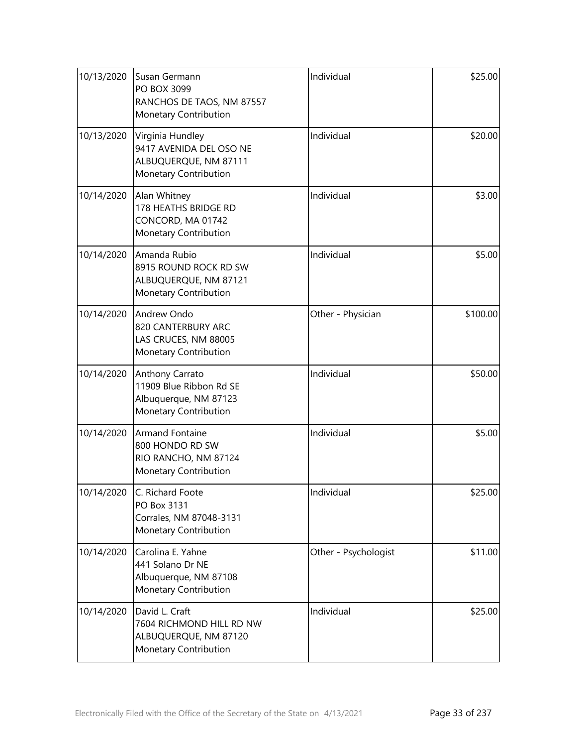| | | | |
|---|---|---|---|
| 10/13/2020 | Susan Germann<br>PO BOX 3099<br>RANCHOS DE TAOS, NM 87557<br>Monetary Contribution | Individual | \$25.00 |
| 10/13/2020 | Virginia Hundley<br>9417 AVENIDA DEL OSO NE<br>ALBUQUERQUE, NM 87111<br>Monetary Contribution | Individual | \$20.00 |
| 10/14/2020 | Alan Whitney<br>178 HEATHS BRIDGE RD<br>CONCORD, MA 01742<br>Monetary Contribution | Individual | \$3.00 |
| 10/14/2020 | Amanda Rubio<br>8915 ROUND ROCK RD SW<br>ALBUQUERQUE, NM 87121<br>Monetary Contribution | Individual | \$5.00 |
| 10/14/2020 | Andrew Ondo<br>820 CANTERBURY ARC<br>LAS CRUCES, NM 88005<br>Monetary Contribution | Other - Physician | \$100.00 |
| 10/14/2020 | Anthony Carrato<br>11909 Blue Ribbon Rd SE<br>Albuquerque, NM 87123<br>Monetary Contribution | Individual | \$50.00 |
| 10/14/2020 | Armand Fontaine<br>800 HONDO RD SW<br>RIO RANCHO, NM 87124<br>Monetary Contribution | Individual | \$5.00 |
| 10/14/2020 | C. Richard Foote<br>PO Box 3131<br>Corrales, NM 87048-3131<br>Monetary Contribution | Individual | \$25.00 |
| 10/14/2020 | Carolina E. Yahne<br>441 Solano Dr NE<br>Albuquerque, NM 87108<br>Monetary Contribution | Other - Psychologist | \$11.00 |
| 10/14/2020 | David L. Craft<br>7604 RICHMOND HILL RD NW<br>ALBUQUERQUE, NM 87120<br>Monetary Contribution | Individual | \$25.00 |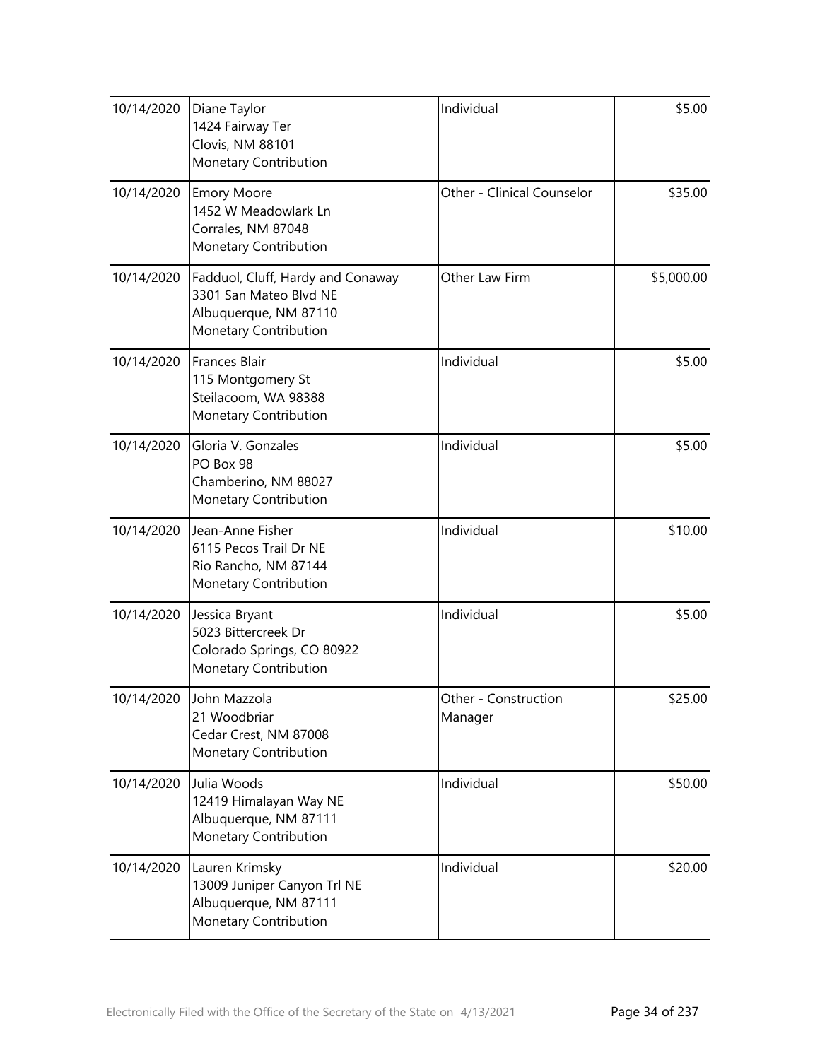| | | | |
|---|---|---|---|
| 10/14/2020 | Diane Taylor<br>1424 Fairway Ter<br>Clovis, NM 88101<br>Monetary Contribution | Individual | \$5.00 |
| 10/14/2020 | Emory Moore<br>1452 W Meadowlark Ln<br>Corrales, NM 87048<br>Monetary Contribution | Other - Clinical Counselor | \$35.00 |
| 10/14/2020 | Fadduol, Cluff, Hardy and Conaway<br>3301 San Mateo Blvd NE<br>Albuquerque, NM 87110<br>Monetary Contribution | Other Law Firm | \$5,000.00 |
| 10/14/2020 | Frances Blair<br>115 Montgomery St<br>Steilacoom, WA 98388<br>Monetary Contribution | Individual | \$5.00 |
| 10/14/2020 | Gloria V. Gonzales<br>PO Box 98<br>Chamberino, NM 88027<br>Monetary Contribution | Individual | \$5.00 |
| 10/14/2020 | Jean-Anne Fisher<br>6115 Pecos Trail Dr NE<br>Rio Rancho, NM 87144<br>Monetary Contribution | Individual | \$10.00 |
| 10/14/2020 | Jessica Bryant<br>5023 Bittercreek Dr<br>Colorado Springs, CO 80922<br>Monetary Contribution | Individual | \$5.00 |
| 10/14/2020 | John Mazzola<br>21 Woodbriar<br>Cedar Crest, NM 87008<br>Monetary Contribution | Other - Construction Manager | \$25.00 |
| 10/14/2020 | Julia Woods<br>12419 Himalayan Way NE<br>Albuquerque, NM 87111<br>Monetary Contribution | Individual | \$50.00 |
| 10/14/2020 | Lauren Krimsky<br>13009 Juniper Canyon Trl NE<br>Albuquerque, NM 87111<br>Monetary Contribution | Individual | \$20.00 |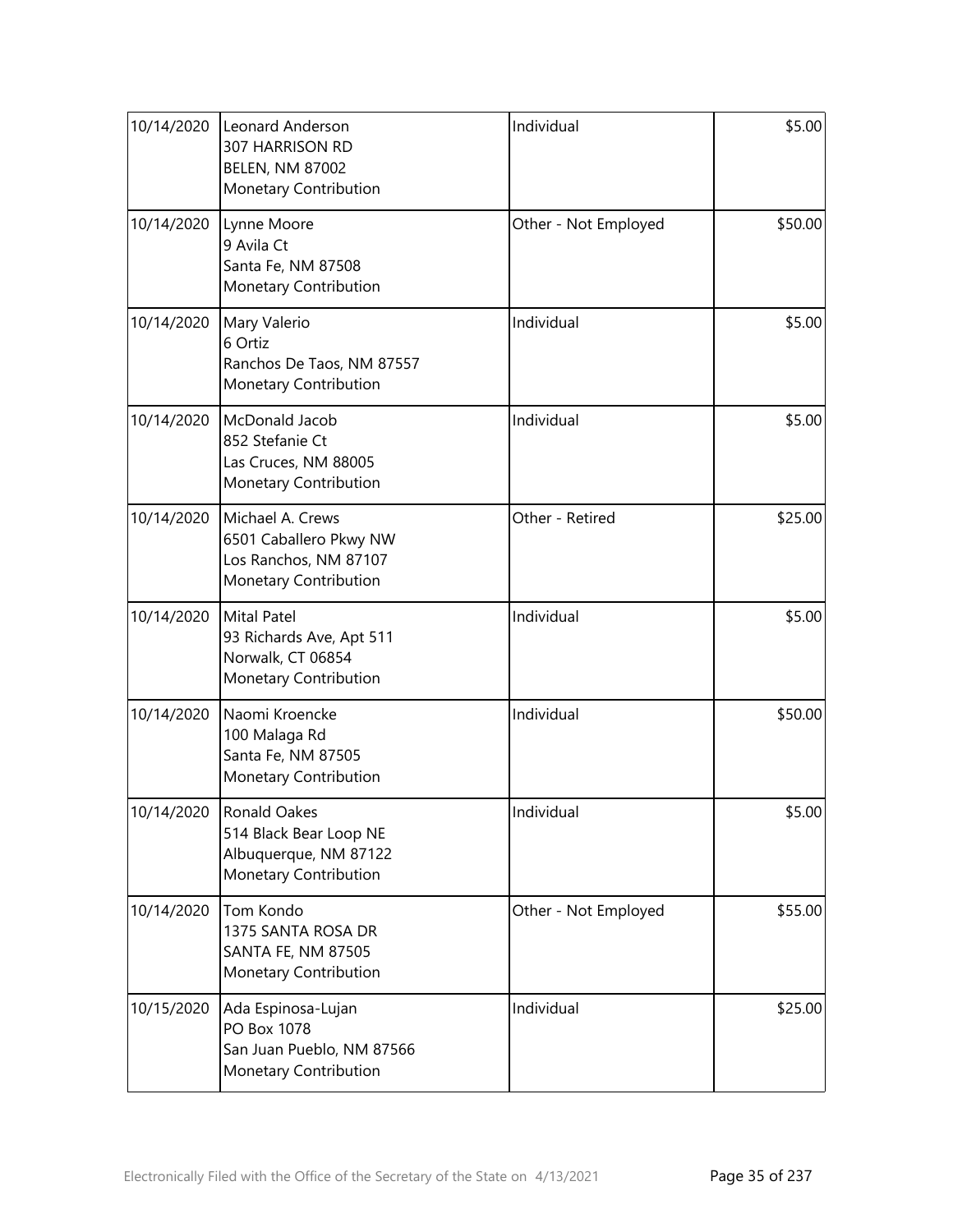| | | | |
|---|---|---|---|
| 10/14/2020 | Leonard Anderson<br>307 HARRISON RD<br>BELEN, NM 87002<br>Monetary Contribution | Individual | $5.00 |
| 10/14/2020 | Lynne Moore<br>9 Avila Ct<br>Santa Fe, NM 87508<br>Monetary Contribution | Other - Not Employed | $50.00 |
| 10/14/2020 | Mary Valerio<br>6 Ortiz<br>Ranchos De Taos, NM 87557<br>Monetary Contribution | Individual | $5.00 |
| 10/14/2020 | McDonald Jacob<br>852 Stefanie Ct<br>Las Cruces, NM 88005<br>Monetary Contribution | Individual | $5.00 |
| 10/14/2020 | Michael A. Crews<br>6501 Caballero Pkwy NW<br>Los Ranchos, NM 87107<br>Monetary Contribution | Other - Retired | $25.00 |
| 10/14/2020 | Mital Patel<br>93 Richards Ave, Apt 511<br>Norwalk, CT 06854<br>Monetary Contribution | Individual | $5.00 |
| 10/14/2020 | Naomi Kroencke<br>100 Malaga Rd<br>Santa Fe, NM 87505<br>Monetary Contribution | Individual | $50.00 |
| 10/14/2020 | Ronald Oakes<br>514 Black Bear Loop NE<br>Albuquerque, NM 87122<br>Monetary Contribution | Individual | $5.00 |
| 10/14/2020 | Tom Kondo<br>1375 SANTA ROSA DR<br>SANTA FE, NM 87505<br>Monetary Contribution | Other - Not Employed | $55.00 |
| 10/15/2020 | Ada Espinosa-Lujan<br>PO Box 1078<br>San Juan Pueblo, NM 87566<br>Monetary Contribution | Individual | $25.00 |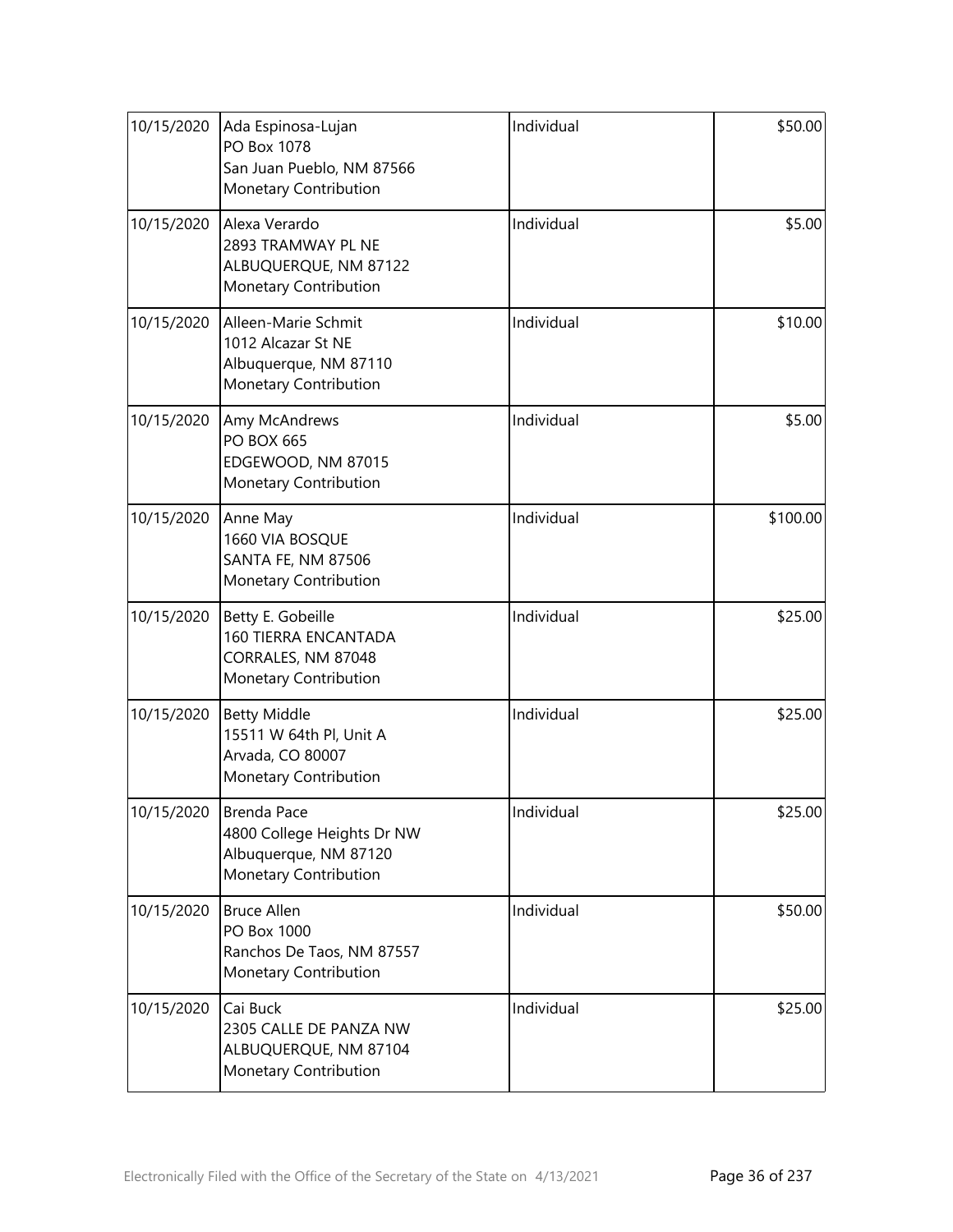| | | | |
|---|---|---|---|
| 10/15/2020 | Ada Espinosa-Lujan<br>PO Box 1078<br>San Juan Pueblo, NM 87566<br>Monetary Contribution | Individual | $50.00 |
| 10/15/2020 | Alexa Verardo<br>2893 TRAMWAY PL NE<br>ALBUQUERQUE, NM 87122<br>Monetary Contribution | Individual | $5.00 |
| 10/15/2020 | Alleen-Marie Schmit<br>1012 Alcazar St NE<br>Albuquerque, NM 87110<br>Monetary Contribution | Individual | $10.00 |
| 10/15/2020 | Amy McAndrews<br>PO BOX 665<br>EDGEWOOD, NM 87015<br>Monetary Contribution | Individual | $5.00 |
| 10/15/2020 | Anne May<br>1660 VIA BOSQUE<br>SANTA FE, NM 87506<br>Monetary Contribution | Individual | $100.00 |
| 10/15/2020 | Betty E. Gobeille<br>160 TIERRA ENCANTADA<br>CORRALES, NM 87048<br>Monetary Contribution | Individual | $25.00 |
| 10/15/2020 | Betty Middle<br>15511 W 64th Pl, Unit A<br>Arvada, CO 80007<br>Monetary Contribution | Individual | $25.00 |
| 10/15/2020 | Brenda Pace<br>4800 College Heights Dr NW<br>Albuquerque, NM 87120<br>Monetary Contribution | Individual | $25.00 |
| 10/15/2020 | Bruce Allen<br>PO Box 1000<br>Ranchos De Taos, NM 87557<br>Monetary Contribution | Individual | $50.00 |
| 10/15/2020 | Cai Buck<br>2305 CALLE DE PANZA NW<br>ALBUQUERQUE, NM 87104<br>Monetary Contribution | Individual | $25.00 |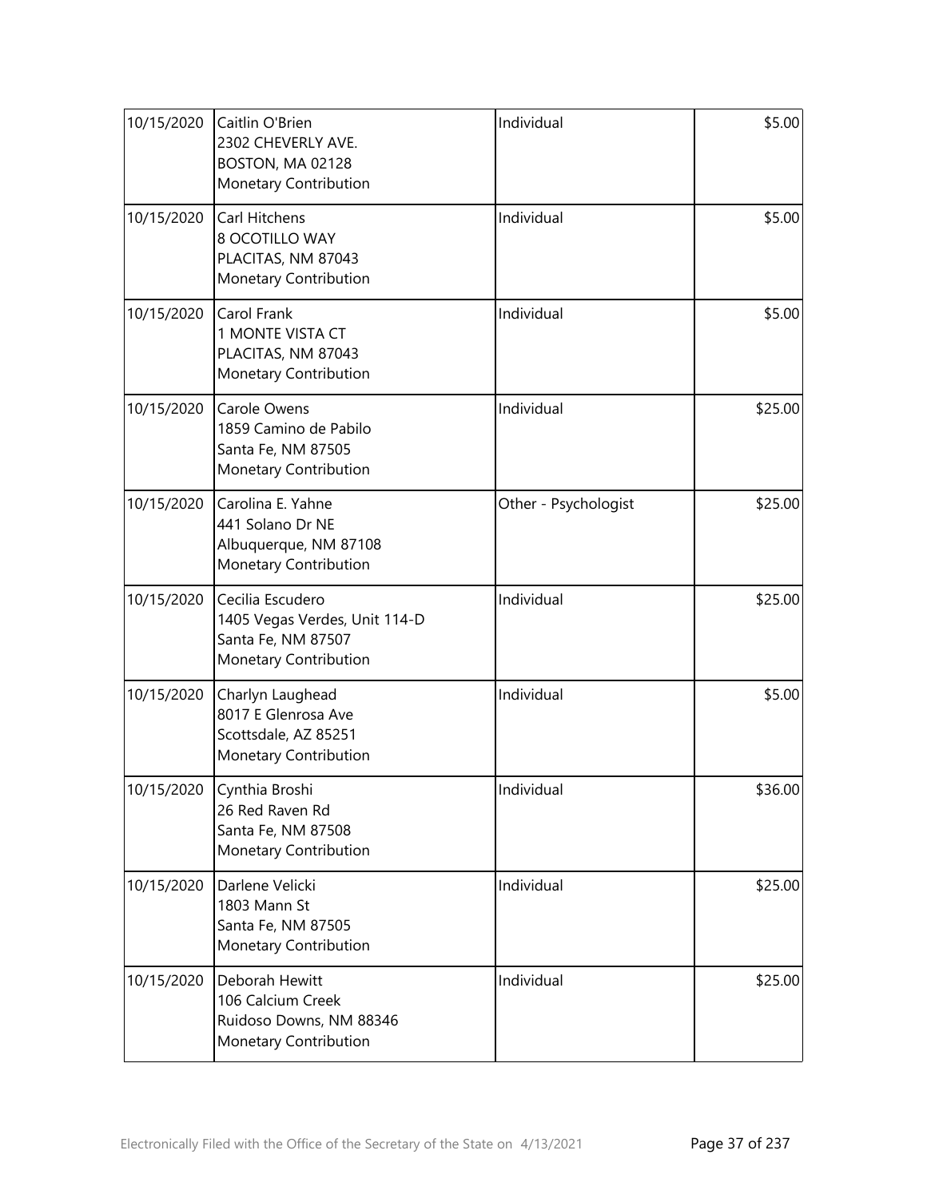| | | | |
|---|---|---|---|
| 10/15/2020 | Caitlin O'Brien<br>2302 CHEVERLY AVE.<br>BOSTON, MA 02128<br>Monetary Contribution | Individual | $5.00 |
| 10/15/2020 | Carl Hitchens<br>8 OCOTILLO WAY<br>PLACITAS, NM 87043<br>Monetary Contribution | Individual | $5.00 |
| 10/15/2020 | Carol Frank<br>1 MONTE VISTA CT<br>PLACITAS, NM 87043<br>Monetary Contribution | Individual | $5.00 |
| 10/15/2020 | Carole Owens<br>1859 Camino de Pabilo<br>Santa Fe, NM 87505<br>Monetary Contribution | Individual | $25.00 |
| 10/15/2020 | Carolina E. Yahne<br>441 Solano Dr NE<br>Albuquerque, NM 87108<br>Monetary Contribution | Other - Psychologist | $25.00 |
| 10/15/2020 | Cecilia Escudero<br>1405 Vegas Verdes, Unit 114-D<br>Santa Fe, NM 87507<br>Monetary Contribution | Individual | $25.00 |
| 10/15/2020 | Charlyn Laughead<br>8017 E Glenrosa Ave<br>Scottsdale, AZ 85251<br>Monetary Contribution | Individual | $5.00 |
| 10/15/2020 | Cynthia Broshi<br>26 Red Raven Rd<br>Santa Fe, NM 87508<br>Monetary Contribution | Individual | $36.00 |
| 10/15/2020 | Darlene Velicki<br>1803 Mann St<br>Santa Fe, NM 87505<br>Monetary Contribution | Individual | $25.00 |
| 10/15/2020 | Deborah Hewitt<br>106 Calcium Creek<br>Ruidoso Downs, NM 88346<br>Monetary Contribution | Individual | $25.00 |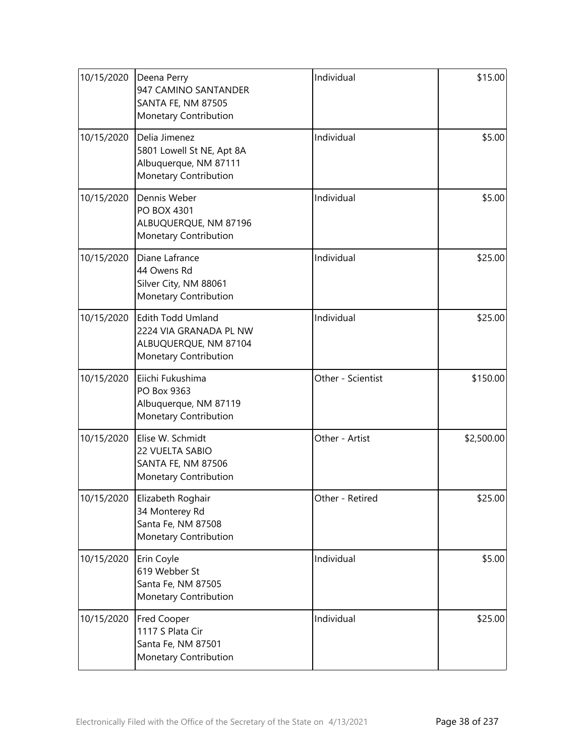| | | | |
|---|---|---|---|
| 10/15/2020 | Deena Perry<br>947 CAMINO SANTANDER<br>SANTA FE, NM 87505<br>Monetary Contribution | Individual | $15.00 |
| 10/15/2020 | Delia Jimenez<br>5801 Lowell St NE, Apt 8A<br>Albuquerque, NM 87111<br>Monetary Contribution | Individual | $5.00 |
| 10/15/2020 | Dennis Weber<br>PO BOX 4301<br>ALBUQUERQUE, NM 87196<br>Monetary Contribution | Individual | $5.00 |
| 10/15/2020 | Diane Lafrance<br>44 Owens Rd<br>Silver City, NM 88061<br>Monetary Contribution | Individual | $25.00 |
| 10/15/2020 | Edith Todd Umland<br>2224 VIA GRANADA PL NW<br>ALBUQUERQUE, NM 87104<br>Monetary Contribution | Individual | $25.00 |
| 10/15/2020 | Eiichi Fukushima<br>PO Box 9363<br>Albuquerque, NM 87119<br>Monetary Contribution | Other - Scientist | $150.00 |
| 10/15/2020 | Elise W. Schmidt<br>22 VUELTA SABIO<br>SANTA FE, NM 87506<br>Monetary Contribution | Other - Artist | $2,500.00 |
| 10/15/2020 | Elizabeth Roghair<br>34 Monterey Rd<br>Santa Fe, NM 87508<br>Monetary Contribution | Other - Retired | $25.00 |
| 10/15/2020 | Erin Coyle<br>619 Webber St<br>Santa Fe, NM 87505<br>Monetary Contribution | Individual | $5.00 |
| 10/15/2020 | Fred Cooper<br>1117 S Plata Cir<br>Santa Fe, NM 87501<br>Monetary Contribution | Individual | $25.00 |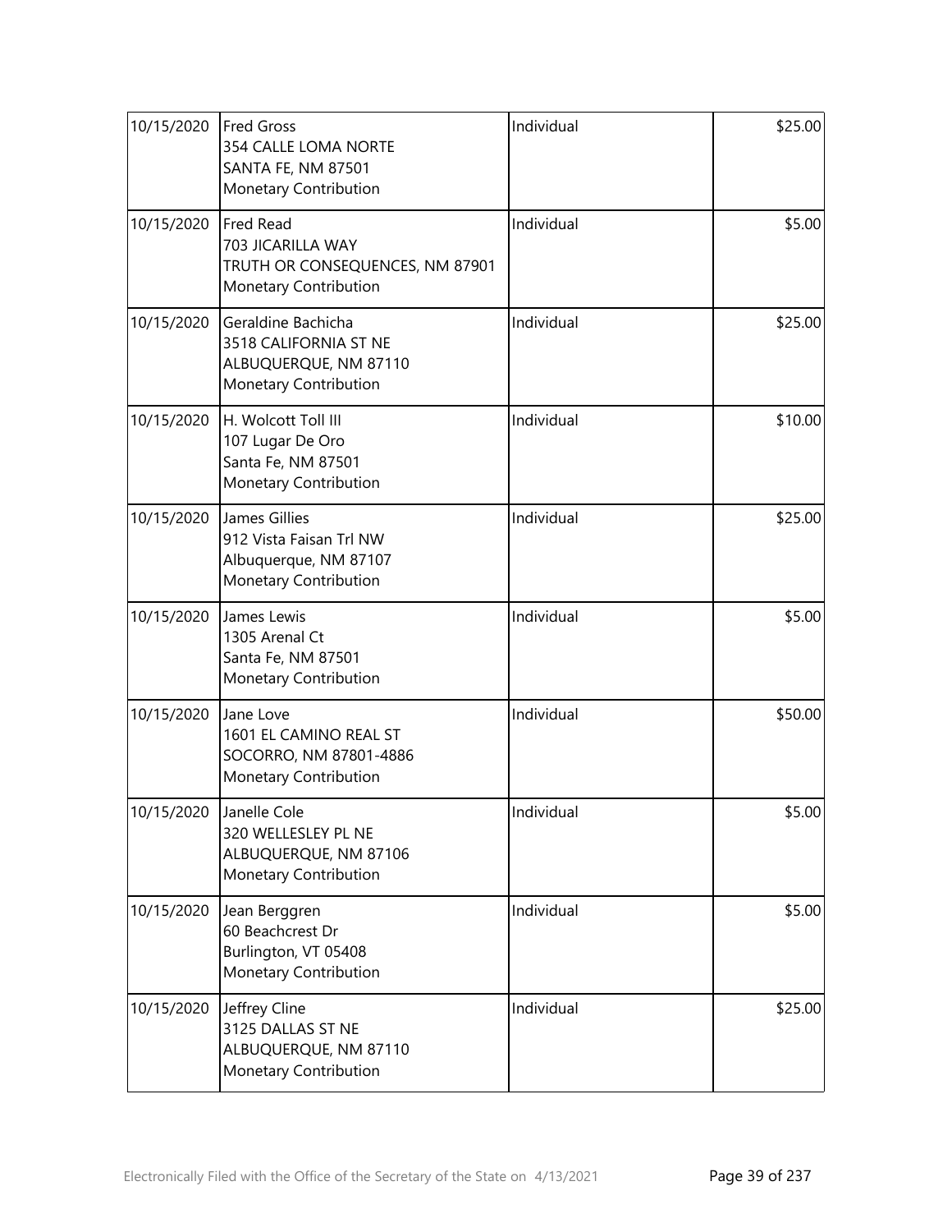| | | | |
|---|---|---|---|
| 10/15/2020 | Fred Gross<br>354 CALLE LOMA NORTE<br>SANTA FE, NM 87501<br>Monetary Contribution | Individual | $25.00 |
| 10/15/2020 | Fred Read<br>703 JICARILLA WAY<br>TRUTH OR CONSEQUENCES, NM 87901<br>Monetary Contribution | Individual | $5.00 |
| 10/15/2020 | Geraldine Bachicha<br>3518 CALIFORNIA ST NE<br>ALBUQUERQUE, NM 87110<br>Monetary Contribution | Individual | $25.00 |
| 10/15/2020 | H. Wolcott Toll III<br>107 Lugar De Oro<br>Santa Fe, NM 87501<br>Monetary Contribution | Individual | $10.00 |
| 10/15/2020 | James Gillies<br>912 Vista Faisan Trl NW<br>Albuquerque, NM 87107<br>Monetary Contribution | Individual | $25.00 |
| 10/15/2020 | James Lewis<br>1305 Arenal Ct<br>Santa Fe, NM 87501<br>Monetary Contribution | Individual | $5.00 |
| 10/15/2020 | Jane Love<br>1601 EL CAMINO REAL ST<br>SOCORRO, NM 87801-4886<br>Monetary Contribution | Individual | $50.00 |
| 10/15/2020 | Janelle Cole<br>320 WELLESLEY PL NE<br>ALBUQUERQUE, NM 87106<br>Monetary Contribution | Individual | $5.00 |
| 10/15/2020 | Jean Berggren<br>60 Beachcrest Dr<br>Burlington, VT 05408<br>Monetary Contribution | Individual | $5.00 |
| 10/15/2020 | Jeffrey Cline<br>3125 DALLAS ST NE<br>ALBUQUERQUE, NM 87110<br>Monetary Contribution | Individual | $25.00 |

Electronically Filed with the Office of the Secretary of the State on 4/13/2021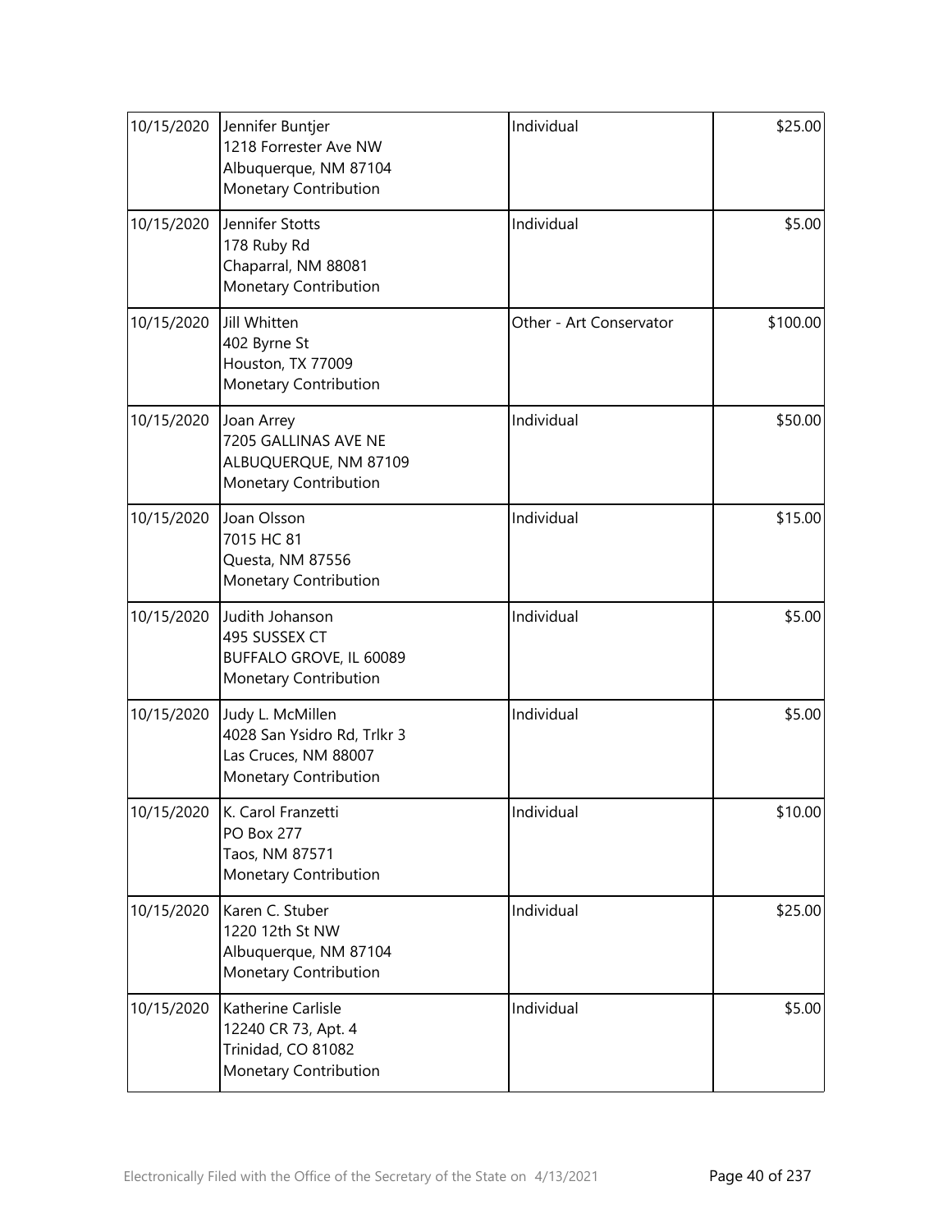| | | | |
|---|---|---|---|
| 10/15/2020 | Jennifer Buntjer<br>1218 Forrester Ave NW<br>Albuquerque, NM 87104<br>Monetary Contribution | Individual | $25.00 |
| 10/15/2020 | Jennifer Stotts<br>178 Ruby Rd<br>Chaparral, NM 88081<br>Monetary Contribution | Individual | $5.00 |
| 10/15/2020 | Jill Whitten<br>402 Byrne St<br>Houston, TX 77009<br>Monetary Contribution | Other - Art Conservator | $100.00 |
| 10/15/2020 | Joan Arrey<br>7205 GALLINAS AVE NE<br>ALBUQUERQUE, NM 87109<br>Monetary Contribution | Individual | $50.00 |
| 10/15/2020 | Joan Olsson<br>7015 HC 81<br>Questa, NM 87556<br>Monetary Contribution | Individual | $15.00 |
| 10/15/2020 | Judith Johanson<br>495 SUSSEX CT<br>BUFFALO GROVE, IL 60089<br>Monetary Contribution | Individual | $5.00 |
| 10/15/2020 | Judy L. McMillen<br>4028 San Ysidro Rd, Trlkr 3<br>Las Cruces, NM 88007<br>Monetary Contribution | Individual | $5.00 |
| 10/15/2020 | K. Carol Franzetti<br>PO Box 277<br>Taos, NM 87571<br>Monetary Contribution | Individual | $10.00 |
| 10/15/2020 | Karen C. Stuber<br>1220 12th St NW<br>Albuquerque, NM 87104<br>Monetary Contribution | Individual | $25.00 |
| 10/15/2020 | Katherine Carlisle<br>12240 CR 73, Apt. 4<br>Trinidad, CO 81082<br>Monetary Contribution | Individual | $5.00 |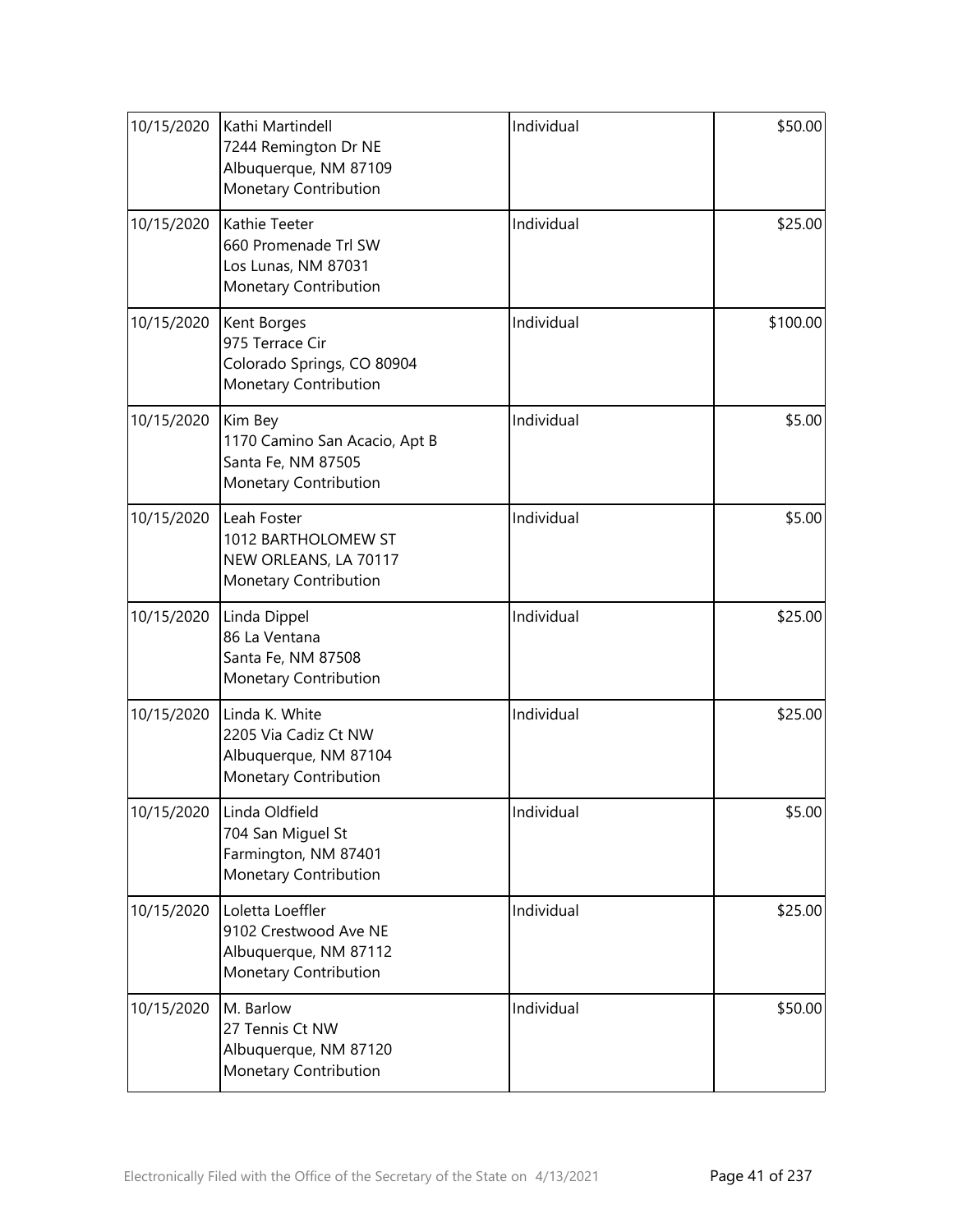| 10/15/2020 | Kathi Martindell<br>7244 Remington Dr NE<br>Albuquerque, NM 87109<br>Monetary Contribution | Individual | $50.00 |
|---|---|---|---|
| 10/15/2020 | Kathie Teeter<br>660 Promenade Trl SW<br>Los Lunas, NM 87031<br>Monetary Contribution | Individual | $25.00 |
| 10/15/2020 | Kent Borges<br>975 Terrace Cir<br>Colorado Springs, CO 80904<br>Monetary Contribution | Individual | $100.00 |
| 10/15/2020 | Kim Bey<br>1170 Camino San Acacio, Apt B<br>Santa Fe, NM 87505<br>Monetary Contribution | Individual | $5.00 |
| 10/15/2020 | Leah Foster<br>1012 BARTHOLOMEW ST<br>NEW ORLEANS, LA 70117<br>Monetary Contribution | Individual | $5.00 |
| 10/15/2020 | Linda Dippel<br>86 La Ventana<br>Santa Fe, NM 87508<br>Monetary Contribution | Individual | $25.00 |
| 10/15/2020 | Linda K. White<br>2205 Via Cadiz Ct NW<br>Albuquerque, NM 87104<br>Monetary Contribution | Individual | $25.00 |
| 10/15/2020 | Linda Oldfield<br>704 San Miguel St<br>Farmington, NM 87401<br>Monetary Contribution | Individual | $5.00 |
| 10/15/2020 | Loletta Loeffler<br>9102 Crestwood Ave NE<br>Albuquerque, NM 87112<br>Monetary Contribution | Individual | $25.00 |
| 10/15/2020 | M. Barlow<br>27 Tennis Ct NW<br>Albuquerque, NM 87120<br>Monetary Contribution | Individual | $50.00 |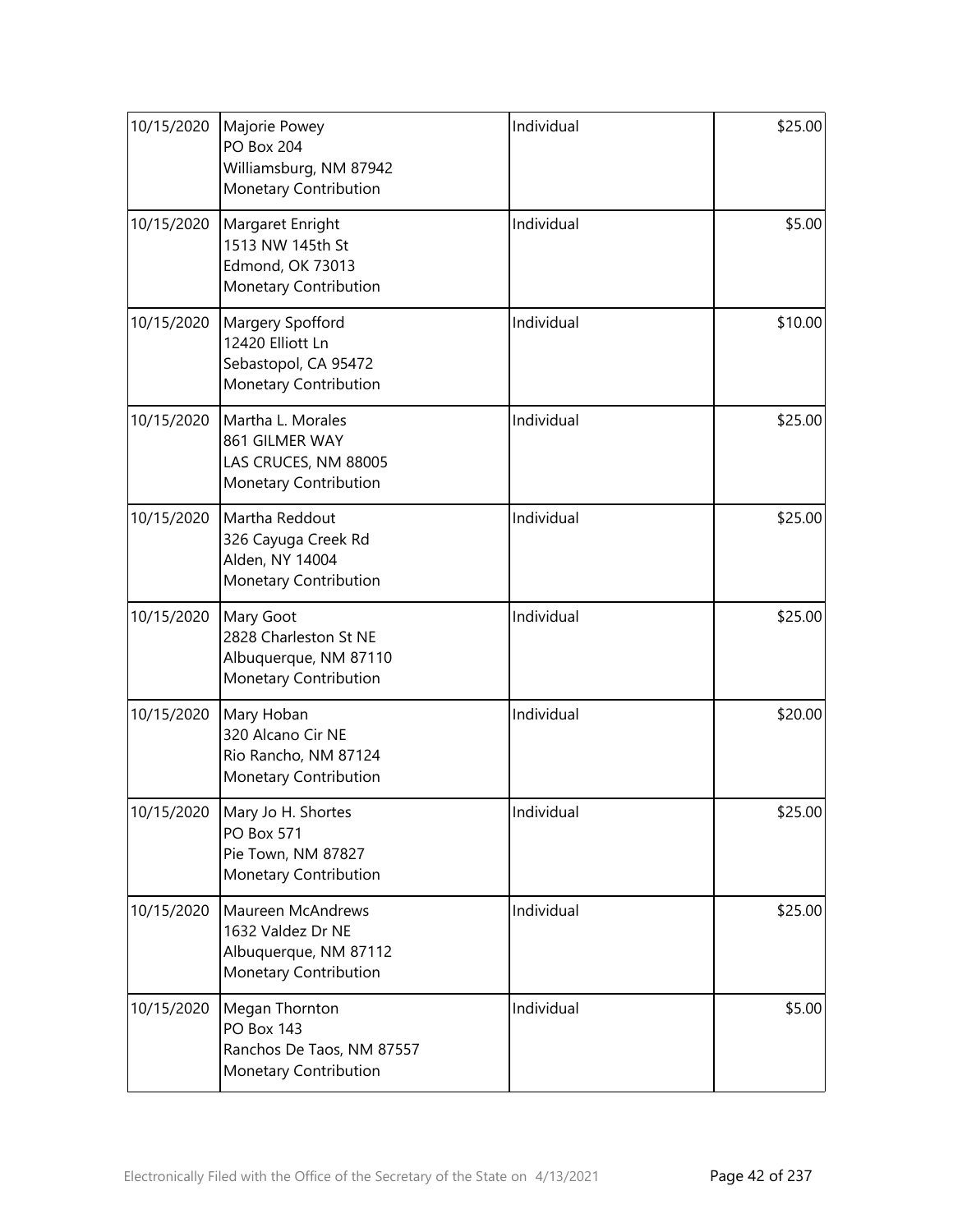| | | | |
|---|---|---|---|
| 10/15/2020 | Majorie Powey<br>PO Box 204<br>Williamsburg, NM 87942<br>Monetary Contribution | Individual | \$25.00 |
| 10/15/2020 | Margaret Enright<br>1513 NW 145th St<br>Edmond, OK 73013<br>Monetary Contribution | Individual | \$5.00 |
| 10/15/2020 | Margery Spofford<br>12420 Elliott Ln<br>Sebastopol, CA 95472<br>Monetary Contribution | Individual | \$10.00 |
| 10/15/2020 | Martha L. Morales<br>861 GILMER WAY<br>LAS CRUCES, NM 88005<br>Monetary Contribution | Individual | \$25.00 |
| 10/15/2020 | Martha Reddout<br>326 Cayuga Creek Rd<br>Alden, NY 14004<br>Monetary Contribution | Individual | \$25.00 |
| 10/15/2020 | Mary Goot<br>2828 Charleston St NE<br>Albuquerque, NM 87110<br>Monetary Contribution | Individual | \$25.00 |
| 10/15/2020 | Mary Hoban<br>320 Alcano Cir NE<br>Rio Rancho, NM 87124<br>Monetary Contribution | Individual | \$20.00 |
| 10/15/2020 | Mary Jo H. Shortes<br>PO Box 571<br>Pie Town, NM 87827<br>Monetary Contribution | Individual | \$25.00 |
| 10/15/2020 | Maureen McAndrews<br>1632 Valdez Dr NE<br>Albuquerque, NM 87112<br>Monetary Contribution | Individual | \$25.00 |
| 10/15/2020 | Megan Thornton<br>PO Box 143<br>Ranchos De Taos, NM 87557<br>Monetary Contribution | Individual | \$5.00 |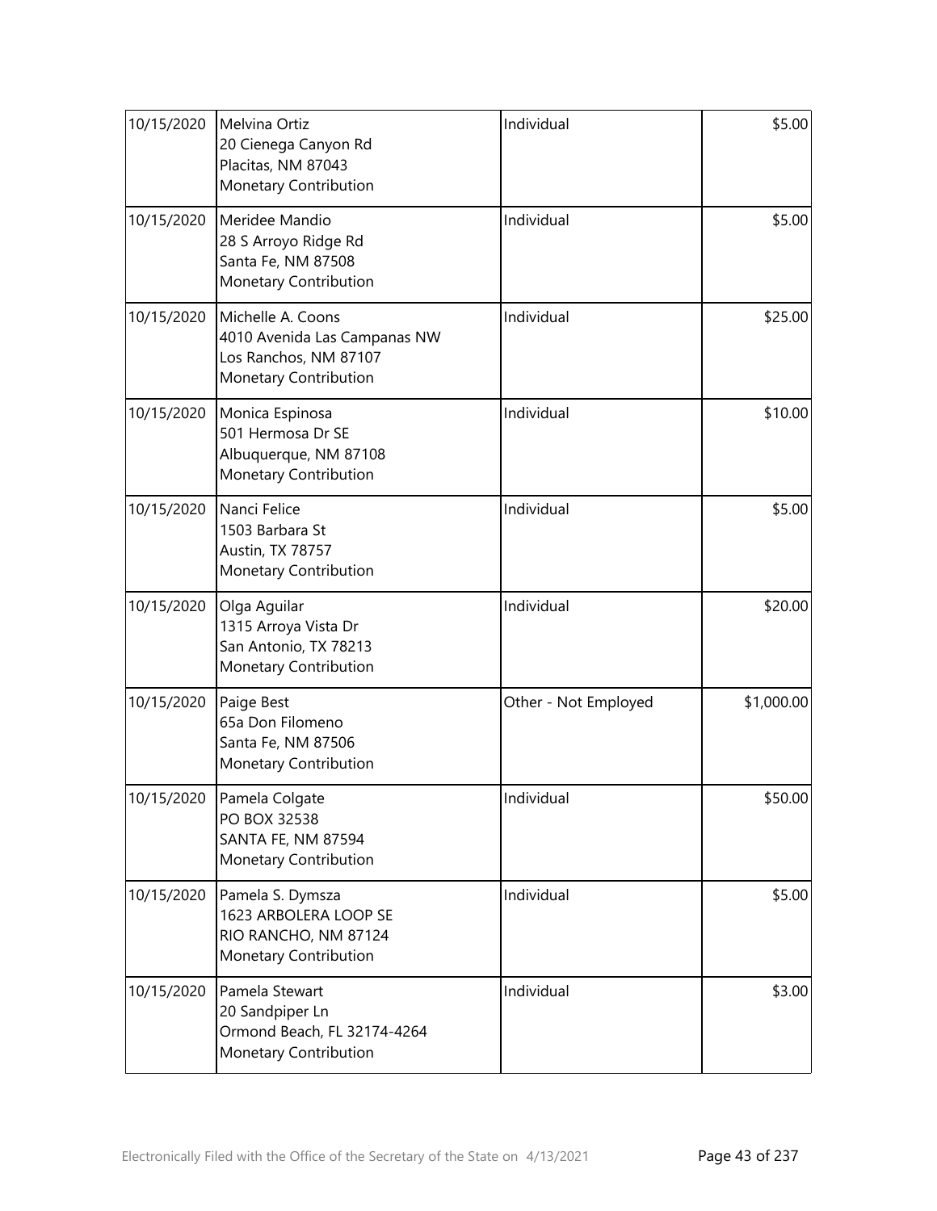| | | | |
|---|---|---|---|
| 10/15/2020 | Melvina Ortiz<br>20 Cienega Canyon Rd<br>Placitas, NM 87043<br>Monetary Contribution | Individual | \$5.00 |
| 10/15/2020 | Meridee Mandio<br>28 S Arroyo Ridge Rd<br>Santa Fe, NM 87508<br>Monetary Contribution | Individual | \$5.00 |
| 10/15/2020 | Michelle A. Coons<br>4010 Avenida Las Campanas NW<br>Los Ranchos, NM 87107<br>Monetary Contribution | Individual | \$25.00 |
| 10/15/2020 | Monica Espinosa<br>501 Hermosa Dr SE<br>Albuquerque, NM 87108<br>Monetary Contribution | Individual | \$10.00 |
| 10/15/2020 | Nanci Felice<br>1503 Barbara St<br>Austin, TX 78757<br>Monetary Contribution | Individual | \$5.00 |
| 10/15/2020 | Olga Aguilar<br>1315 Arroya Vista Dr<br>San Antonio, TX 78213<br>Monetary Contribution | Individual | \$20.00 |
| 10/15/2020 | Paige Best<br>65a Don Filomeno<br>Santa Fe, NM 87506<br>Monetary Contribution | Other - Not Employed | \$1,000.00 |
| 10/15/2020 | Pamela Colgate<br>PO BOX 32538<br>SANTA FE, NM 87594<br>Monetary Contribution | Individual | \$50.00 |
| 10/15/2020 | Pamela S. Dymsza<br>1623 ARBOLERA LOOP SE<br>RIO RANCHO, NM 87124<br>Monetary Contribution | Individual | \$5.00 |
| 10/15/2020 | Pamela Stewart<br>20 Sandpiper Ln<br>Ormond Beach, FL 32174-4264<br>Monetary Contribution | Individual | \$3.00 |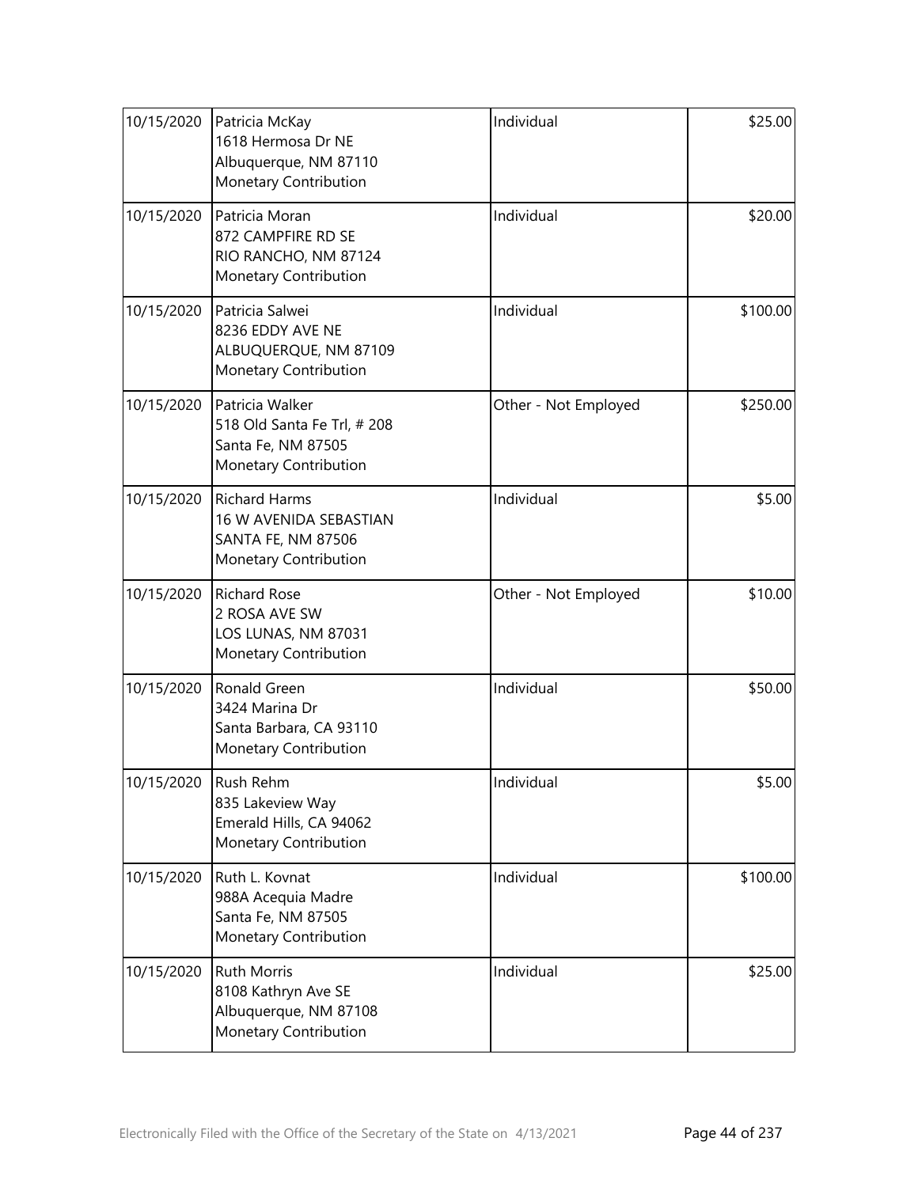| 10/15/2020 | Patricia McKay<br>1618 Hermosa Dr NE<br>Albuquerque, NM 87110<br>Monetary Contribution | Individual | \$25.00 |
|---|---|---|---|
| 10/15/2020 | Patricia Moran<br>872 CAMPFIRE RD SE<br>RIO RANCHO, NM 87124<br>Monetary Contribution | Individual | \$20.00 |
| 10/15/2020 | Patricia Salwei<br>8236 EDDY AVE NE<br>ALBUQUERQUE, NM 87109<br>Monetary Contribution | Individual | \$100.00 |
| 10/15/2020 | Patricia Walker<br>518 Old Santa Fe Trl, # 208<br>Santa Fe, NM 87505<br>Monetary Contribution | Other - Not Employed | \$250.00 |
| 10/15/2020 | Richard Harms<br>16 W AVENIDA SEBASTIAN<br>SANTA FE, NM 87506<br>Monetary Contribution | Individual | \$5.00 |
| 10/15/2020 | Richard Rose<br>2 ROSA AVE SW<br>LOS LUNAS, NM 87031<br>Monetary Contribution | Other - Not Employed | \$10.00 |
| 10/15/2020 | Ronald Green<br>3424 Marina Dr<br>Santa Barbara, CA 93110<br>Monetary Contribution | Individual | \$50.00 |
| 10/15/2020 | Rush Rehm<br>835 Lakeview Way<br>Emerald Hills, CA 94062<br>Monetary Contribution | Individual | \$5.00 |
| 10/15/2020 | Ruth L. Kovnat<br>988A Acequia Madre<br>Santa Fe, NM 87505<br>Monetary Contribution | Individual | \$100.00 |
| 10/15/2020 | Ruth Morris<br>8108 Kathryn Ave SE<br>Albuquerque, NM 87108<br>Monetary Contribution | Individual | \$25.00 |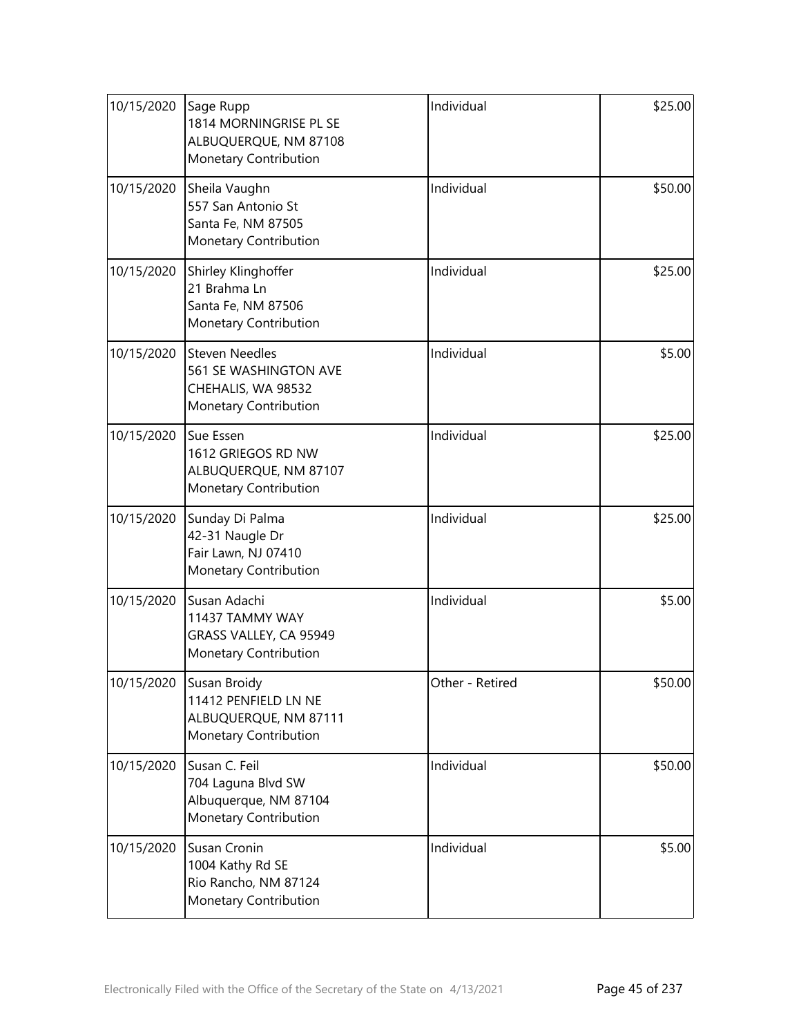| 10/15/2020 | Sage Rupp<br>1814 MORNINGRISE PL SE<br>ALBUQUERQUE, NM 87108<br>Monetary Contribution | Individual | $25.00 |
|---|---|---|---|
| 10/15/2020 | Sheila Vaughn<br>557 San Antonio St<br>Santa Fe, NM 87505<br>Monetary Contribution | Individual | $50.00 |
| 10/15/2020 | Shirley Klinghoffer<br>21 Brahma Ln<br>Santa Fe, NM 87506<br>Monetary Contribution | Individual | $25.00 |
| 10/15/2020 | Steven Needles<br>561 SE WASHINGTON AVE<br>CHEHALIS, WA 98532<br>Monetary Contribution | Individual | $5.00 |
| 10/15/2020 | Sue Essen<br>1612 GRIEGOS RD NW<br>ALBUQUERQUE, NM 87107<br>Monetary Contribution | Individual | $25.00 |
| 10/15/2020 | Sunday Di Palma<br>42-31 Naugle Dr<br>Fair Lawn, NJ 07410<br>Monetary Contribution | Individual | $25.00 |
| 10/15/2020 | Susan Adachi<br>11437 TAMMY WAY<br>GRASS VALLEY, CA 95949<br>Monetary Contribution | Individual | $5.00 |
| 10/15/2020 | Susan Broidy<br>11412 PENFIELD LN NE<br>ALBUQUERQUE, NM 87111<br>Monetary Contribution | Other - Retired | $50.00 |
| 10/15/2020 | Susan C. Feil<br>704 Laguna Blvd SW<br>Albuquerque, NM 87104<br>Monetary Contribution | Individual | $50.00 |
| 10/15/2020 | Susan Cronin<br>1004 Kathy Rd SE<br>Rio Rancho, NM 87124<br>Monetary Contribution | Individual | $5.00 |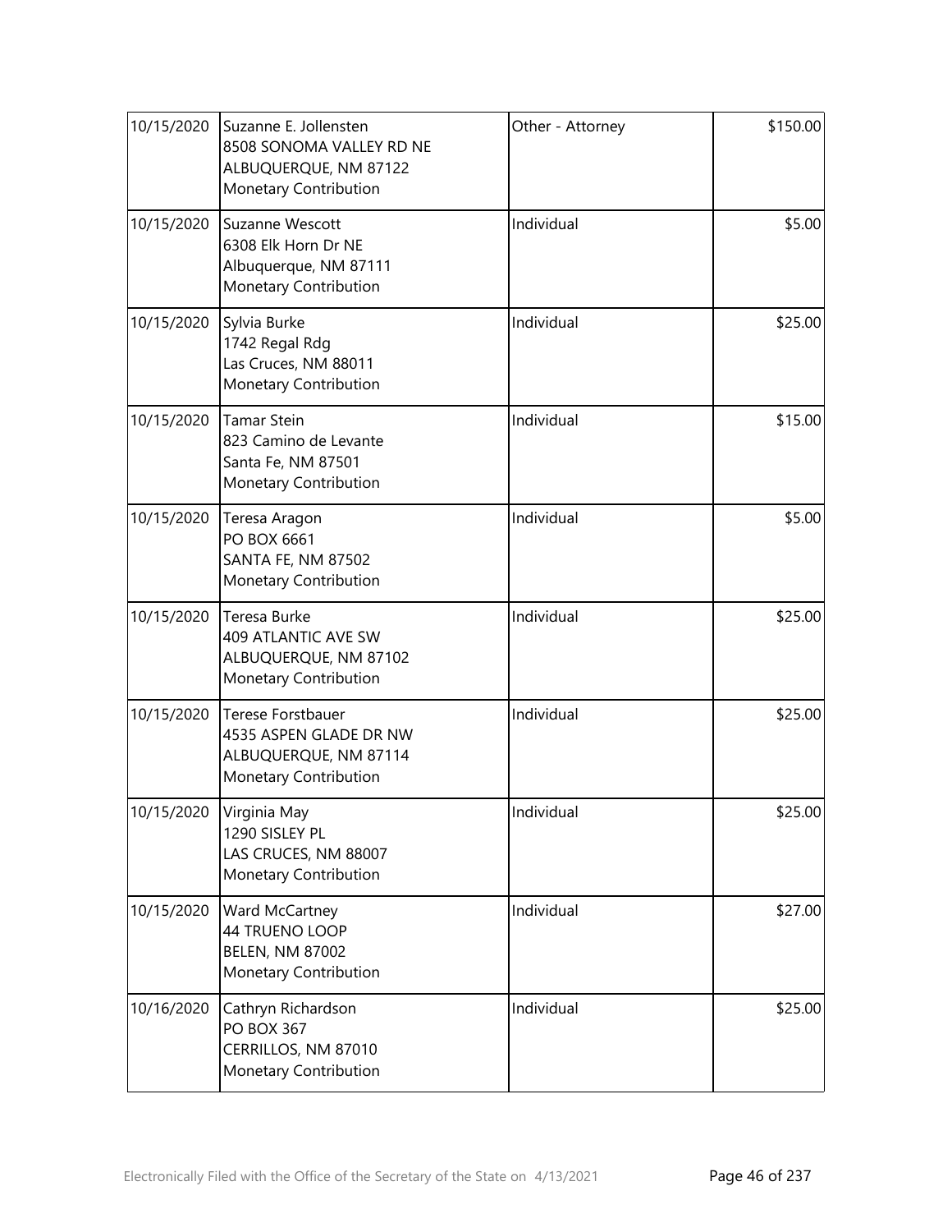| | | | |
|---|---|---|---|
| 10/15/2020 | Suzanne E. Jollensten<br>8508 SONOMA VALLEY RD NE<br>ALBUQUERQUE, NM 87122<br>Monetary Contribution | Other - Attorney | $150.00 |
| 10/15/2020 | Suzanne Wescott<br>6308 Elk Horn Dr NE<br>Albuquerque, NM 87111<br>Monetary Contribution | Individual | $5.00 |
| 10/15/2020 | Sylvia Burke<br>1742 Regal Rdg<br>Las Cruces, NM 88011<br>Monetary Contribution | Individual | $25.00 |
| 10/15/2020 | Tamar Stein<br>823 Camino de Levante<br>Santa Fe, NM 87501<br>Monetary Contribution | Individual | $15.00 |
| 10/15/2020 | Teresa Aragon<br>PO BOX 6661<br>SANTA FE, NM 87502<br>Monetary Contribution | Individual | $5.00 |
| 10/15/2020 | Teresa Burke<br>409 ATLANTIC AVE SW<br>ALBUQUERQUE, NM 87102<br>Monetary Contribution | Individual | $25.00 |
| 10/15/2020 | Terese Forstbauer<br>4535 ASPEN GLADE DR NW<br>ALBUQUERQUE, NM 87114<br>Monetary Contribution | Individual | $25.00 |
| 10/15/2020 | Virginia May<br>1290 SISLEY PL<br>LAS CRUCES, NM 88007<br>Monetary Contribution | Individual | $25.00 |
| 10/15/2020 | Ward McCartney<br>44 TRUENO LOOP<br>BELEN, NM 87002<br>Monetary Contribution | Individual | $27.00 |
| 10/16/2020 | Cathryn Richardson<br>PO BOX 367<br>CERRILLOS, NM 87010<br>Monetary Contribution | Individual | $25.00 |

Electronically Filed with the Office of the Secretary of the State on 4/13/2021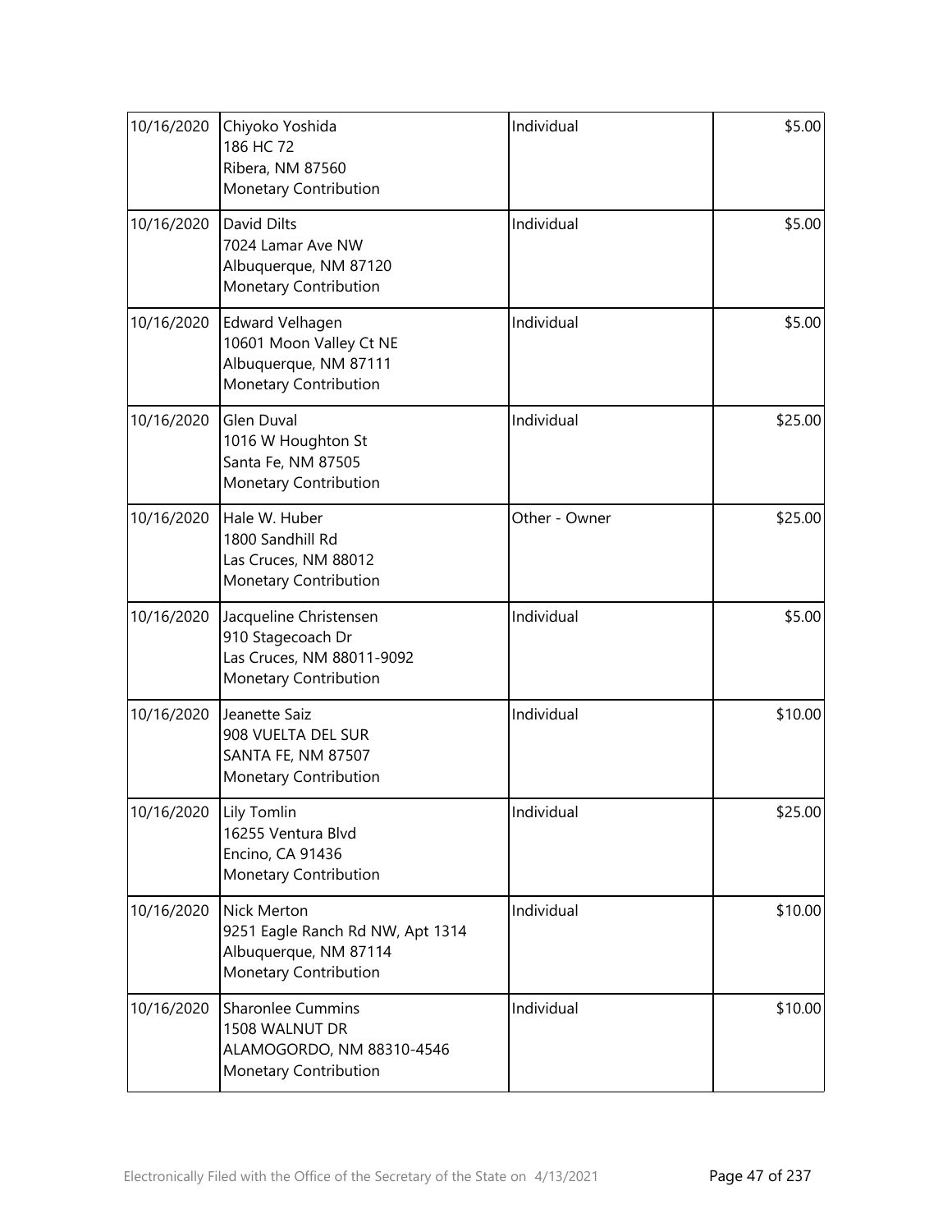| | | | |
|---|---|---|---|
| 10/16/2020 | Chiyoko Yoshida<br>186 HC 72<br>Ribera, NM 87560<br>Monetary Contribution | Individual | $5.00 |
| 10/16/2020 | David Dilts<br>7024 Lamar Ave NW<br>Albuquerque, NM 87120<br>Monetary Contribution | Individual | $5.00 |
| 10/16/2020 | Edward Velhagen<br>10601 Moon Valley Ct NE<br>Albuquerque, NM 87111<br>Monetary Contribution | Individual | $5.00 |
| 10/16/2020 | Glen Duval<br>1016 W Houghton St<br>Santa Fe, NM 87505<br>Monetary Contribution | Individual | $25.00 |
| 10/16/2020 | Hale W. Huber<br>1800 Sandhill Rd<br>Las Cruces, NM 88012<br>Monetary Contribution | Other - Owner | $25.00 |
| 10/16/2020 | Jacqueline Christensen<br>910 Stagecoach Dr<br>Las Cruces, NM 88011-9092<br>Monetary Contribution | Individual | $5.00 |
| 10/16/2020 | Jeanette Saiz<br>908 VUELTA DEL SUR<br>SANTA FE, NM 87507<br>Monetary Contribution | Individual | $10.00 |
| 10/16/2020 | Lily Tomlin<br>16255 Ventura Blvd<br>Encino, CA 91436<br>Monetary Contribution | Individual | $25.00 |
| 10/16/2020 | Nick Merton<br>9251 Eagle Ranch Rd NW, Apt 1314<br>Albuquerque, NM 87114<br>Monetary Contribution | Individual | $10.00 |
| 10/16/2020 | Sharonlee Cummins<br>1508 WALNUT DR<br>ALAMOGORDO, NM 88310-4546<br>Monetary Contribution | Individual | $10.00 |

Electronically Filed with the Office of the Secretary of the State on 4/13/2021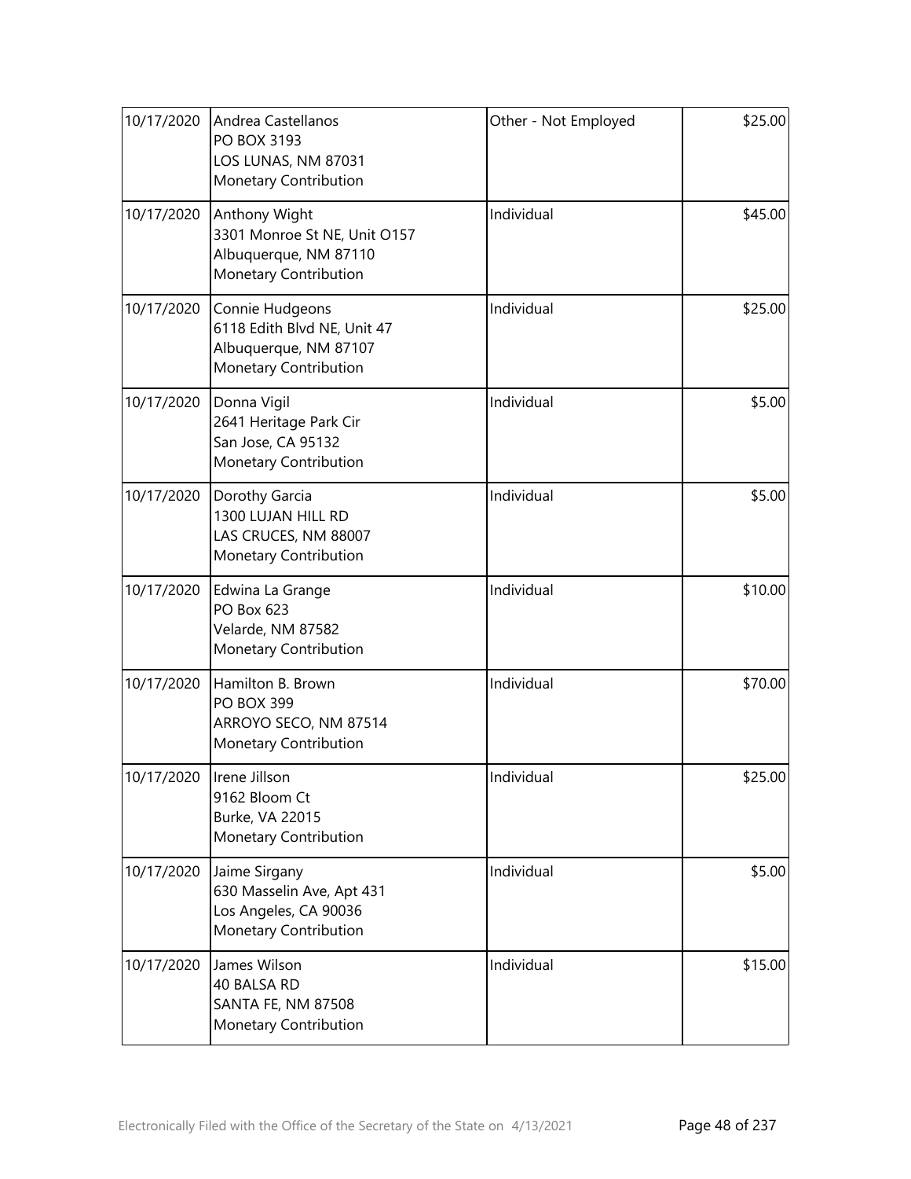| | | | |
|---|---|---|---|
| 10/17/2020 | Andrea Castellanos<br>PO BOX 3193<br>LOS LUNAS, NM 87031<br>Monetary Contribution | Other - Not Employed | \$25.00 |
| 10/17/2020 | Anthony Wight<br>3301 Monroe St NE, Unit O157<br>Albuquerque, NM 87110<br>Monetary Contribution | Individual | \$45.00 |
| 10/17/2020 | Connie Hudgeons<br>6118 Edith Blvd NE, Unit 47<br>Albuquerque, NM 87107<br>Monetary Contribution | Individual | \$25.00 |
| 10/17/2020 | Donna Vigil<br>2641 Heritage Park Cir<br>San Jose, CA 95132<br>Monetary Contribution | Individual | \$5.00 |
| 10/17/2020 | Dorothy Garcia<br>1300 LUJAN HILL RD<br>LAS CRUCES, NM 88007<br>Monetary Contribution | Individual | \$5.00 |
| 10/17/2020 | Edwina La Grange<br>PO Box 623<br>Velarde, NM 87582<br>Monetary Contribution | Individual | \$10.00 |
| 10/17/2020 | Hamilton B. Brown<br>PO BOX 399<br>ARROYO SECO, NM 87514<br>Monetary Contribution | Individual | \$70.00 |
| 10/17/2020 | Irene Jillson<br>9162 Bloom Ct<br>Burke, VA 22015<br>Monetary Contribution | Individual | \$25.00 |
| 10/17/2020 | Jaime Sirgany<br>630 Masselin Ave, Apt 431<br>Los Angeles, CA 90036<br>Monetary Contribution | Individual | \$5.00 |
| 10/17/2020 | James Wilson<br>40 BALSA RD<br>SANTA FE, NM 87508<br>Monetary Contribution | Individual | \$15.00 |

Electronically Filed with the Office of the Secretary of the State on 4/13/2021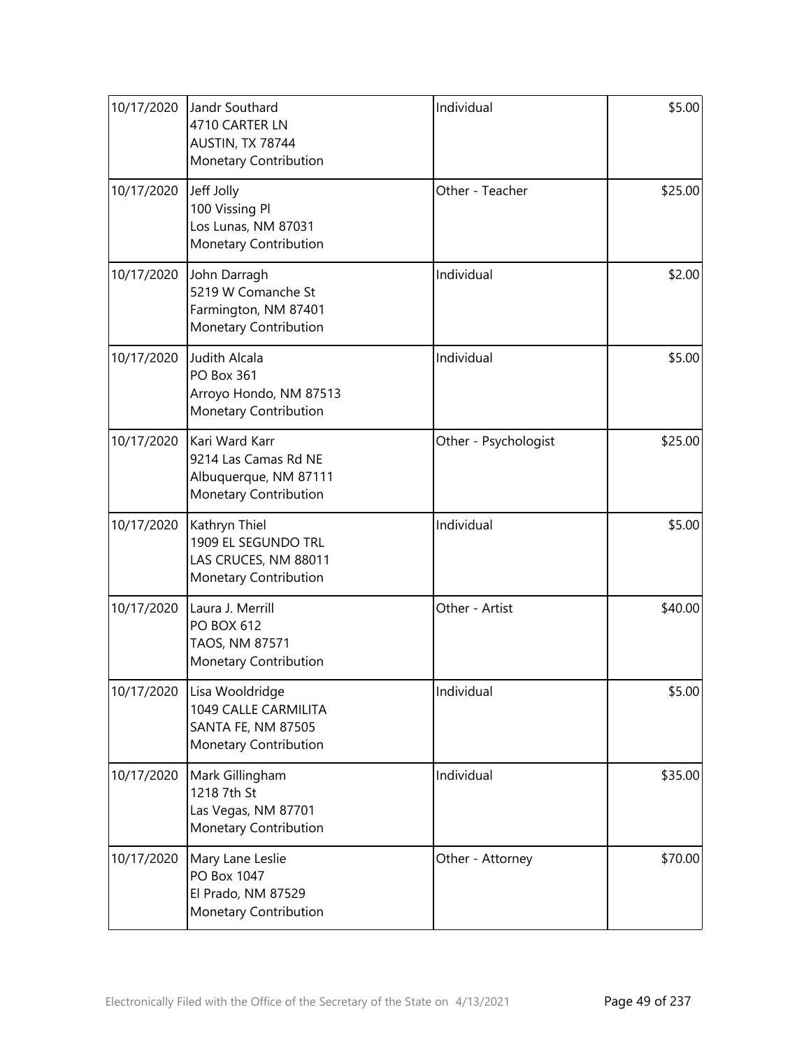| 10/17/2020 | Jandr Southard<br>4710 CARTER LN<br>AUSTIN, TX 78744<br>Monetary Contribution | Individual | $5.00 |
|---|---|---|---|
| 10/17/2020 | Jeff Jolly<br>100 Vissing Pl<br>Los Lunas, NM 87031<br>Monetary Contribution | Other - Teacher | $25.00 |
| 10/17/2020 | John Darragh<br>5219 W Comanche St<br>Farmington, NM 87401<br>Monetary Contribution | Individual | $2.00 |
| 10/17/2020 | Judith Alcala<br>PO Box 361<br>Arroyo Hondo, NM 87513<br>Monetary Contribution | Individual | $5.00 |
| 10/17/2020 | Kari Ward Karr<br>9214 Las Camas Rd NE<br>Albuquerque, NM 87111<br>Monetary Contribution | Other - Psychologist | $25.00 |
| 10/17/2020 | Kathryn Thiel<br>1909 EL SEGUNDO TRL<br>LAS CRUCES, NM 88011<br>Monetary Contribution | Individual | $5.00 |
| 10/17/2020 | Laura J. Merrill<br>PO BOX 612<br>TAOS, NM 87571<br>Monetary Contribution | Other - Artist | $40.00 |
| 10/17/2020 | Lisa Wooldridge<br>1049 CALLE CARMILITA<br>SANTA FE, NM 87505<br>Monetary Contribution | Individual | $5.00 |
| 10/17/2020 | Mark Gillingham<br>1218 7th St<br>Las Vegas, NM 87701<br>Monetary Contribution | Individual | $35.00 |
| 10/17/2020 | Mary Lane Leslie<br>PO Box 1047<br>El Prado, NM 87529<br>Monetary Contribution | Other - Attorney | $70.00 |

Electronically Filed with the Office of the Secretary of the State on 4/13/2021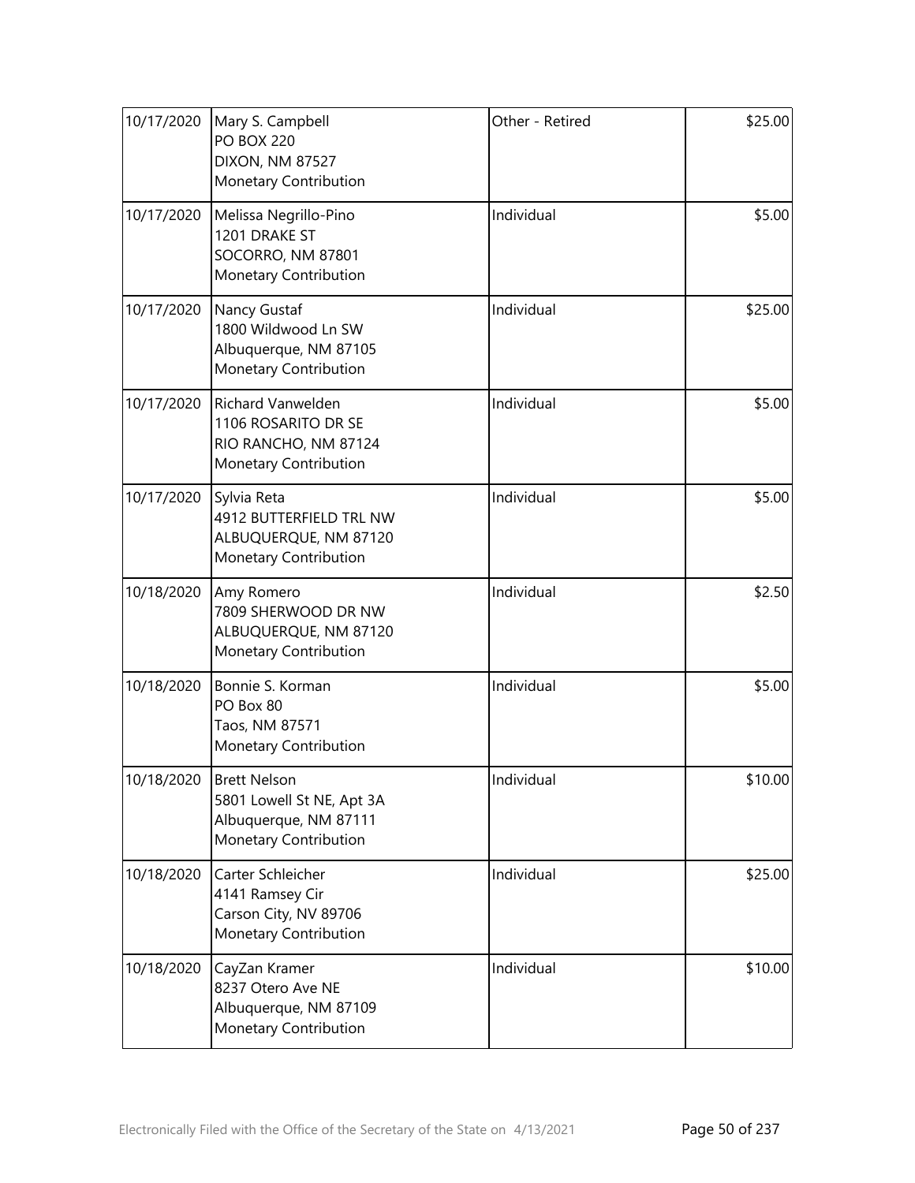| | | | |
|---|---|---|---|
| 10/17/2020 | Mary S. Campbell<br>PO BOX 220<br>DIXON, NM 87527<br>Monetary Contribution | Other - Retired | $25.00 |
| 10/17/2020 | Melissa Negrillo-Pino<br>1201 DRAKE ST<br>SOCORRO, NM 87801<br>Monetary Contribution | Individual | $5.00 |
| 10/17/2020 | Nancy Gustaf<br>1800 Wildwood Ln SW<br>Albuquerque, NM 87105<br>Monetary Contribution | Individual | $25.00 |
| 10/17/2020 | Richard Vanwelden<br>1106 ROSARITO DR SE<br>RIO RANCHO, NM 87124<br>Monetary Contribution | Individual | $5.00 |
| 10/17/2020 | Sylvia Reta<br>4912 BUTTERFIELD TRL NW<br>ALBUQUERQUE, NM 87120<br>Monetary Contribution | Individual | $5.00 |
| 10/18/2020 | Amy Romero<br>7809 SHERWOOD DR NW<br>ALBUQUERQUE, NM 87120<br>Monetary Contribution | Individual | $2.50 |
| 10/18/2020 | Bonnie S. Korman<br>PO Box 80<br>Taos, NM 87571<br>Monetary Contribution | Individual | $5.00 |
| 10/18/2020 | Brett Nelson<br>5801 Lowell St NE, Apt 3A<br>Albuquerque, NM 87111<br>Monetary Contribution | Individual | $10.00 |
| 10/18/2020 | Carter Schleicher<br>4141 Ramsey Cir<br>Carson City, NV 89706<br>Monetary Contribution | Individual | $25.00 |
| 10/18/2020 | CayZan Kramer<br>8237 Otero Ave NE<br>Albuquerque, NM 87109<br>Monetary Contribution | Individual | $10.00 |

Electronically Filed with the Office of the Secretary of the State on 4/13/2021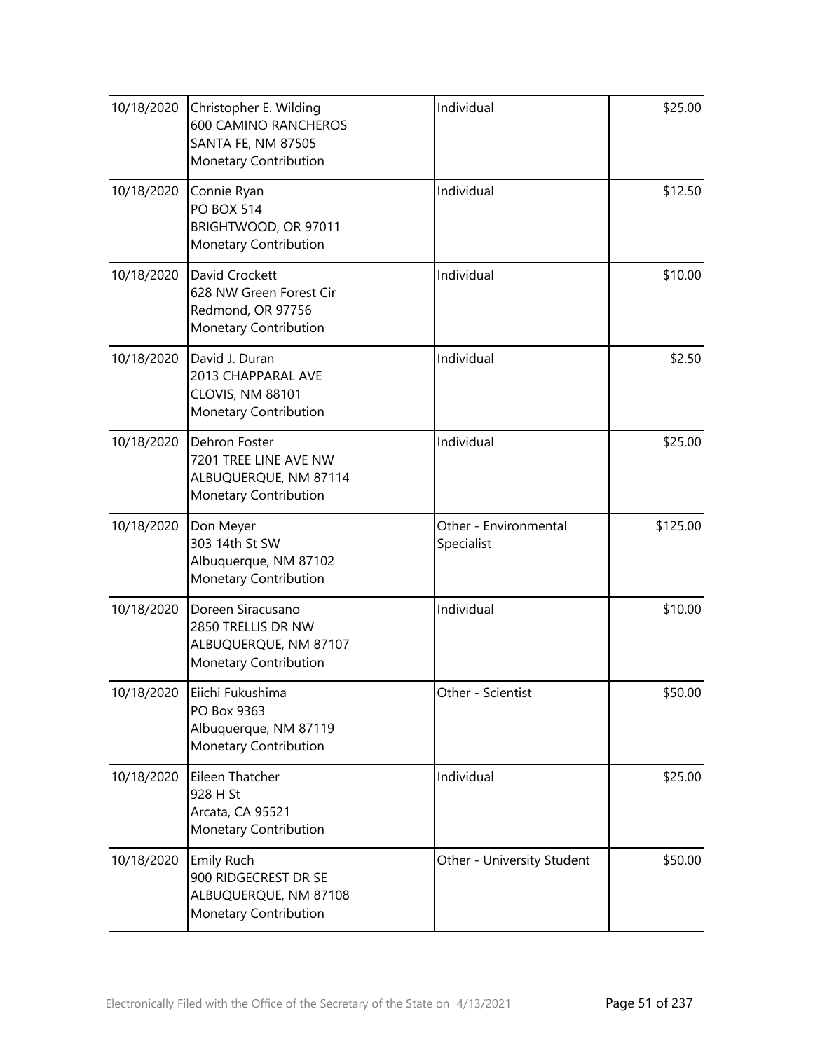| | | | |
|---|---|---|---|
| 10/18/2020 | Christopher E. Wilding<br>600 CAMINO RANCHEROS<br>SANTA FE, NM 87505<br>Monetary Contribution | Individual | $25.00 |
| 10/18/2020 | Connie Ryan<br>PO BOX 514<br>BRIGHTWOOD, OR 97011<br>Monetary Contribution | Individual | $12.50 |
| 10/18/2020 | David Crockett<br>628 NW Green Forest Cir<br>Redmond, OR 97756<br>Monetary Contribution | Individual | $10.00 |
| 10/18/2020 | David J. Duran<br>2013 CHAPPARAL AVE<br>CLOVIS, NM 88101<br>Monetary Contribution | Individual | $2.50 |
| 10/18/2020 | Dehron Foster<br>7201 TREE LINE AVE NW<br>ALBUQUERQUE, NM 87114<br>Monetary Contribution | Individual | $25.00 |
| 10/18/2020 | Don Meyer<br>303 14th St SW<br>Albuquerque, NM 87102<br>Monetary Contribution | Other - Environmental Specialist | $125.00 |
| 10/18/2020 | Doreen Siracusano<br>2850 TRELLIS DR NW<br>ALBUQUERQUE, NM 87107<br>Monetary Contribution | Individual | $10.00 |
| 10/18/2020 | Eiichi Fukushima<br>PO Box 9363<br>Albuquerque, NM 87119<br>Monetary Contribution | Other - Scientist | $50.00 |
| 10/18/2020 | Eileen Thatcher<br>928 H St<br>Arcata, CA 95521<br>Monetary Contribution | Individual | $25.00 |
| 10/18/2020 | Emily Ruch<br>900 RIDGECREST DR SE<br>ALBUQUERQUE, NM 87108<br>Monetary Contribution | Other - University Student | $50.00 |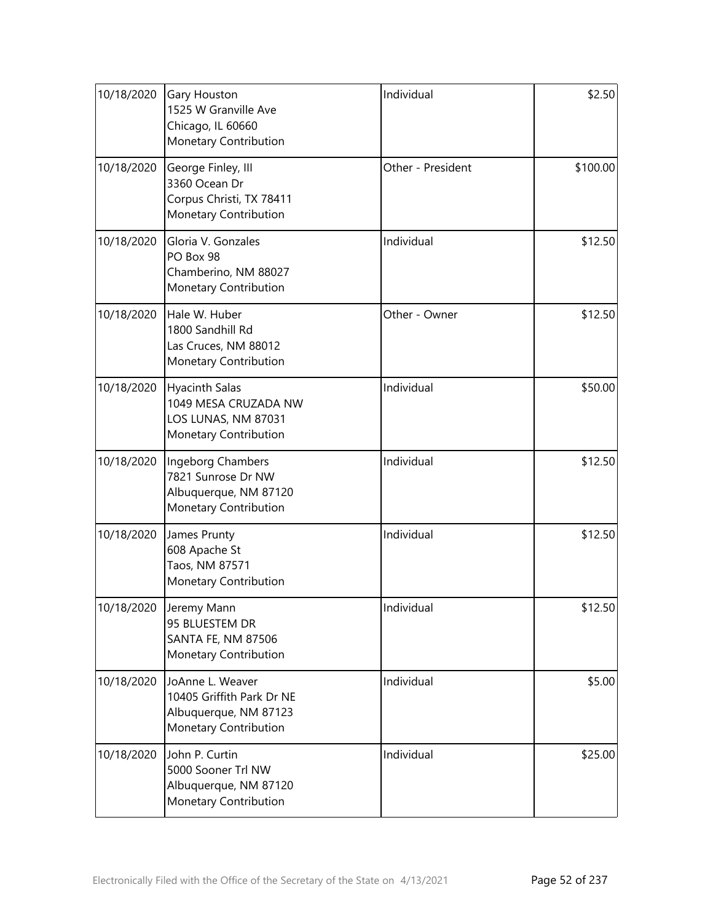| | | | |
|---|---|---|---|
| 10/18/2020 | Gary Houston<br>1525 W Granville Ave<br>Chicago, IL 60660<br>Monetary Contribution | Individual | $2.50 |
| 10/18/2020 | George Finley, III<br>3360 Ocean Dr<br>Corpus Christi, TX 78411<br>Monetary Contribution | Other - President | $100.00 |
| 10/18/2020 | Gloria V. Gonzales<br>PO Box 98<br>Chamberino, NM 88027<br>Monetary Contribution | Individual | $12.50 |
| 10/18/2020 | Hale W. Huber<br>1800 Sandhill Rd<br>Las Cruces, NM 88012<br>Monetary Contribution | Other - Owner | $12.50 |
| 10/18/2020 | Hyacinth Salas<br>1049 MESA CRUZADA NW<br>LOS LUNAS, NM 87031<br>Monetary Contribution | Individual | $50.00 |
| 10/18/2020 | Ingeborg Chambers<br>7821 Sunrose Dr NW<br>Albuquerque, NM 87120<br>Monetary Contribution | Individual | $12.50 |
| 10/18/2020 | James Prunty<br>608 Apache St<br>Taos, NM 87571<br>Monetary Contribution | Individual | $12.50 |
| 10/18/2020 | Jeremy Mann<br>95 BLUESTEM DR<br>SANTA FE, NM 87506<br>Monetary Contribution | Individual | $12.50 |
| 10/18/2020 | JoAnne L. Weaver<br>10405 Griffith Park Dr NE<br>Albuquerque, NM 87123<br>Monetary Contribution | Individual | $5.00 |
| 10/18/2020 | John P. Curtin<br>5000 Sooner Trl NW<br>Albuquerque, NM 87120<br>Monetary Contribution | Individual | $25.00 |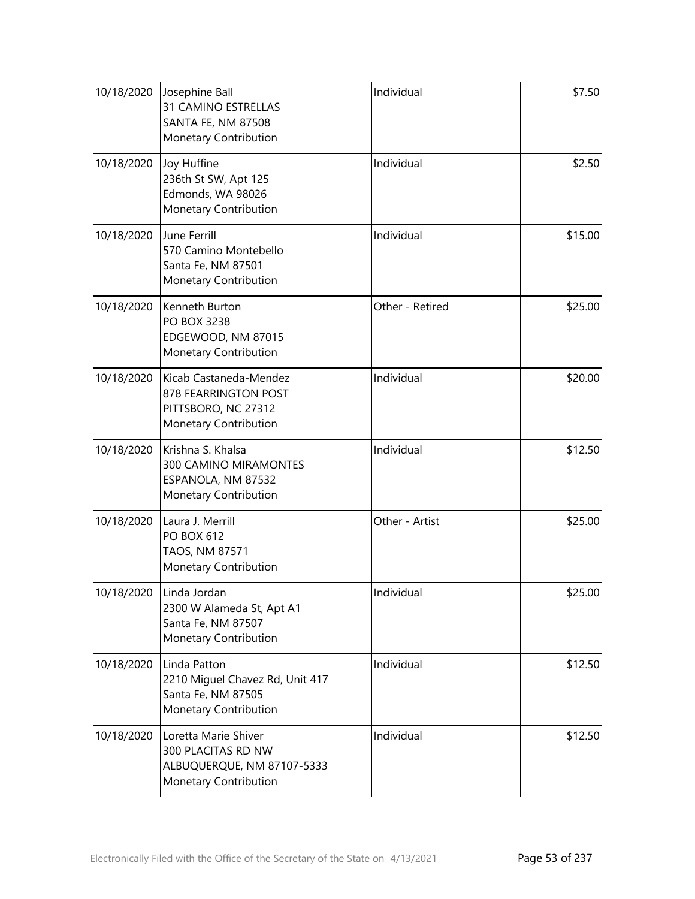| | | | |
|---|---|---|---|
| 10/18/2020 | Josephine Ball<br>31 CAMINO ESTRELLAS<br>SANTA FE, NM 87508<br>Monetary Contribution | Individual | $7.50 |
| 10/18/2020 | Joy Huffine<br>236th St SW, Apt 125<br>Edmonds, WA 98026<br>Monetary Contribution | Individual | $2.50 |
| 10/18/2020 | June Ferrill<br>570 Camino Montebello<br>Santa Fe, NM 87501<br>Monetary Contribution | Individual | $15.00 |
| 10/18/2020 | Kenneth Burton<br>PO BOX 3238<br>EDGEWOOD, NM 87015<br>Monetary Contribution | Other - Retired | $25.00 |
| 10/18/2020 | Kicab Castaneda-Mendez<br>878 FEARRINGTON POST<br>PITTSBORO, NC 27312<br>Monetary Contribution | Individual | $20.00 |
| 10/18/2020 | Krishna S. Khalsa<br>300 CAMINO MIRAMONTES<br>ESPANOLA, NM 87532<br>Monetary Contribution | Individual | $12.50 |
| 10/18/2020 | Laura J. Merrill<br>PO BOX 612<br>TAOS, NM 87571<br>Monetary Contribution | Other - Artist | $25.00 |
| 10/18/2020 | Linda Jordan<br>2300 W Alameda St, Apt A1<br>Santa Fe, NM 87507<br>Monetary Contribution | Individual | $25.00 |
| 10/18/2020 | Linda Patton<br>2210 Miguel Chavez Rd, Unit 417<br>Santa Fe, NM 87505<br>Monetary Contribution | Individual | $12.50 |
| 10/18/2020 | Loretta Marie Shiver<br>300 PLACITAS RD NW<br>ALBUQUERQUE, NM 87107-5333<br>Monetary Contribution | Individual | $12.50 |

Electronically Filed with the Office of the Secretary of the State on 4/13/2021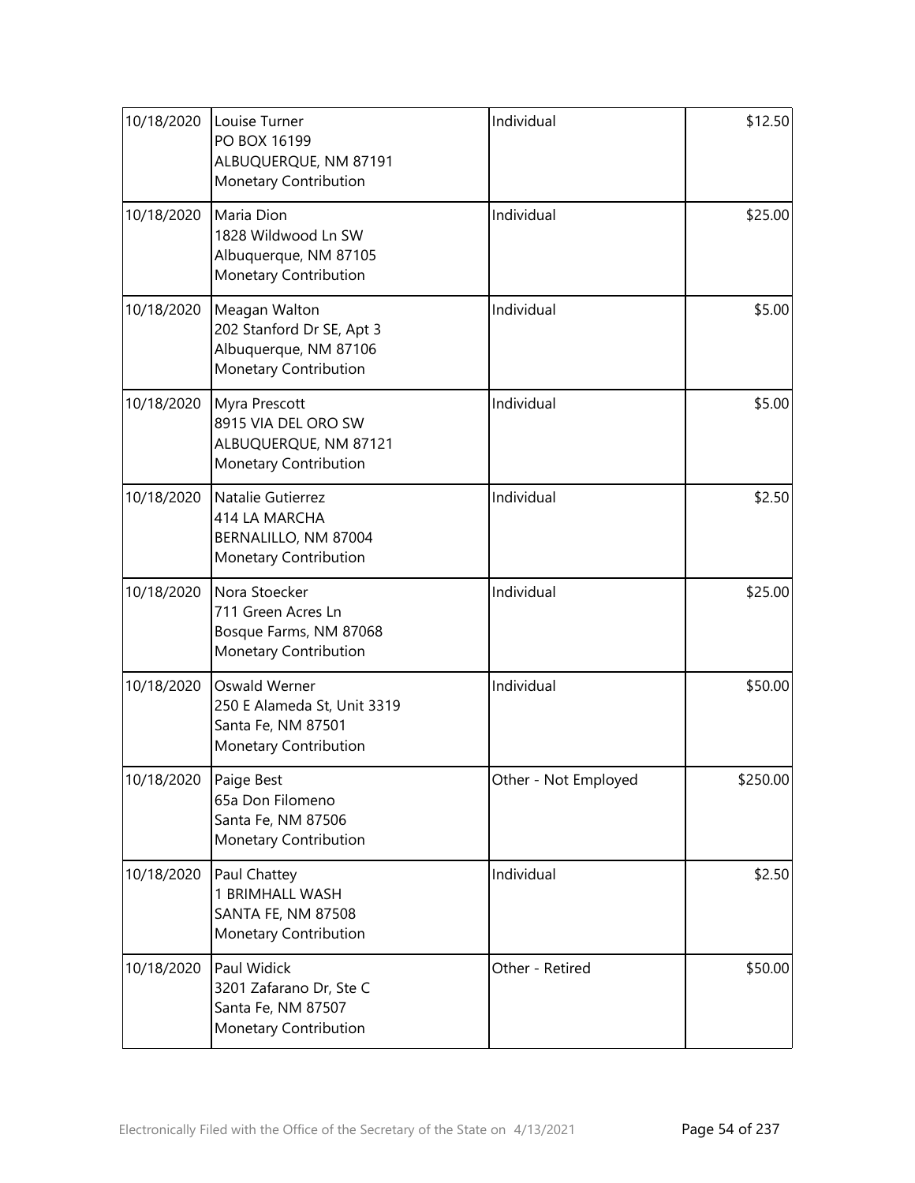| | | | |
|---|---|---|---|
| 10/18/2020 | Louise Turner<br>PO BOX 16199<br>ALBUQUERQUE, NM 87191<br>Monetary Contribution | Individual | $12.50 |
| 10/18/2020 | Maria Dion<br>1828 Wildwood Ln SW<br>Albuquerque, NM 87105<br>Monetary Contribution | Individual | $25.00 |
| 10/18/2020 | Meagan Walton<br>202 Stanford Dr SE, Apt 3<br>Albuquerque, NM 87106<br>Monetary Contribution | Individual | $5.00 |
| 10/18/2020 | Myra Prescott<br>8915 VIA DEL ORO SW<br>ALBUQUERQUE, NM 87121<br>Monetary Contribution | Individual | $5.00 |
| 10/18/2020 | Natalie Gutierrez<br>414 LA MARCHA<br>BERNALILLO, NM 87004<br>Monetary Contribution | Individual | $2.50 |
| 10/18/2020 | Nora Stoecker<br>711 Green Acres Ln<br>Bosque Farms, NM 87068<br>Monetary Contribution | Individual | $25.00 |
| 10/18/2020 | Oswald Werner<br>250 E Alameda St, Unit 3319<br>Santa Fe, NM 87501<br>Monetary Contribution | Individual | $50.00 |
| 10/18/2020 | Paige Best<br>65a Don Filomeno<br>Santa Fe, NM 87506<br>Monetary Contribution | Other - Not Employed | $250.00 |
| 10/18/2020 | Paul Chattey<br>1 BRIMHALL WASH<br>SANTA FE, NM 87508<br>Monetary Contribution | Individual | $2.50 |
| 10/18/2020 | Paul Widick<br>3201 Zafarano Dr, Ste C<br>Santa Fe, NM 87507<br>Monetary Contribution | Other - Retired | $50.00 |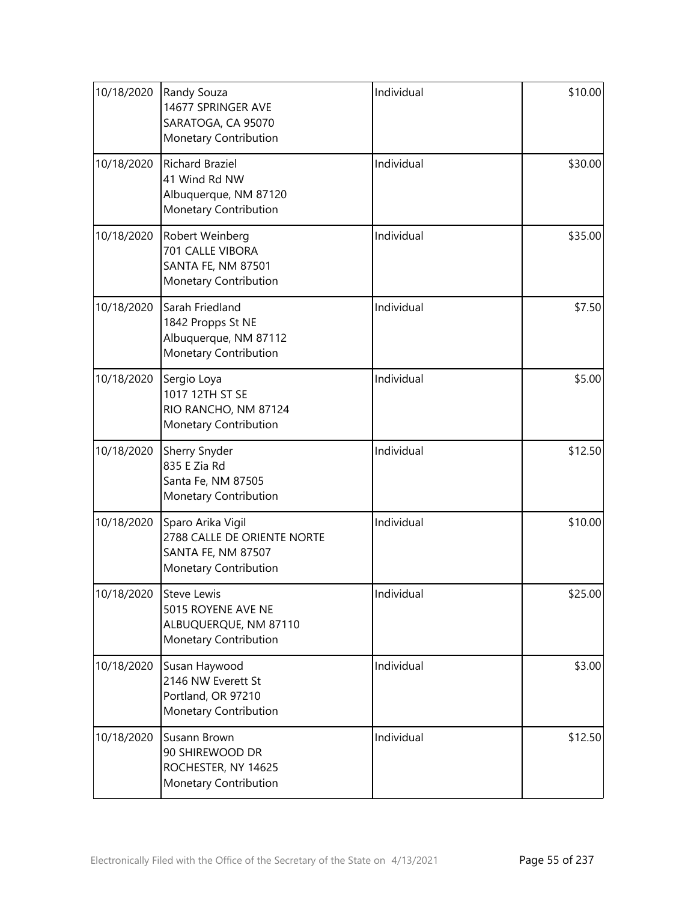| | | | |
|---|---|---|---|
| 10/18/2020 | Randy Souza<br>14677 SPRINGER AVE<br>SARATOGA, CA 95070<br>Monetary Contribution | Individual | \$10.00 |
| 10/18/2020 | Richard Braziel<br>41 Wind Rd NW<br>Albuquerque, NM 87120<br>Monetary Contribution | Individual | \$30.00 |
| 10/18/2020 | Robert Weinberg<br>701 CALLE VIBORA<br>SANTA FE, NM 87501<br>Monetary Contribution | Individual | \$35.00 |
| 10/18/2020 | Sarah Friedland<br>1842 Propps St NE<br>Albuquerque, NM 87112<br>Monetary Contribution | Individual | \$7.50 |
| 10/18/2020 | Sergio Loya<br>1017 12TH ST SE<br>RIO RANCHO, NM 87124<br>Monetary Contribution | Individual | \$5.00 |
| 10/18/2020 | Sherry Snyder<br>835 E Zia Rd<br>Santa Fe, NM 87505<br>Monetary Contribution | Individual | \$12.50 |
| 10/18/2020 | Sparo Arika Vigil<br>2788 CALLE DE ORIENTE NORTE<br>SANTA FE, NM 87507<br>Monetary Contribution | Individual | \$10.00 |
| 10/18/2020 | Steve Lewis<br>5015 ROYENE AVE NE<br>ALBUQUERQUE, NM 87110<br>Monetary Contribution | Individual | \$25.00 |
| 10/18/2020 | Susan Haywood<br>2146 NW Everett St<br>Portland, OR 97210<br>Monetary Contribution | Individual | \$3.00 |
| 10/18/2020 | Susann Brown<br>90 SHIREWOOD DR<br>ROCHESTER, NY 14625<br>Monetary Contribution | Individual | \$12.50 |

Electronically Filed with the Office of the Secretary of the State on 4/13/2021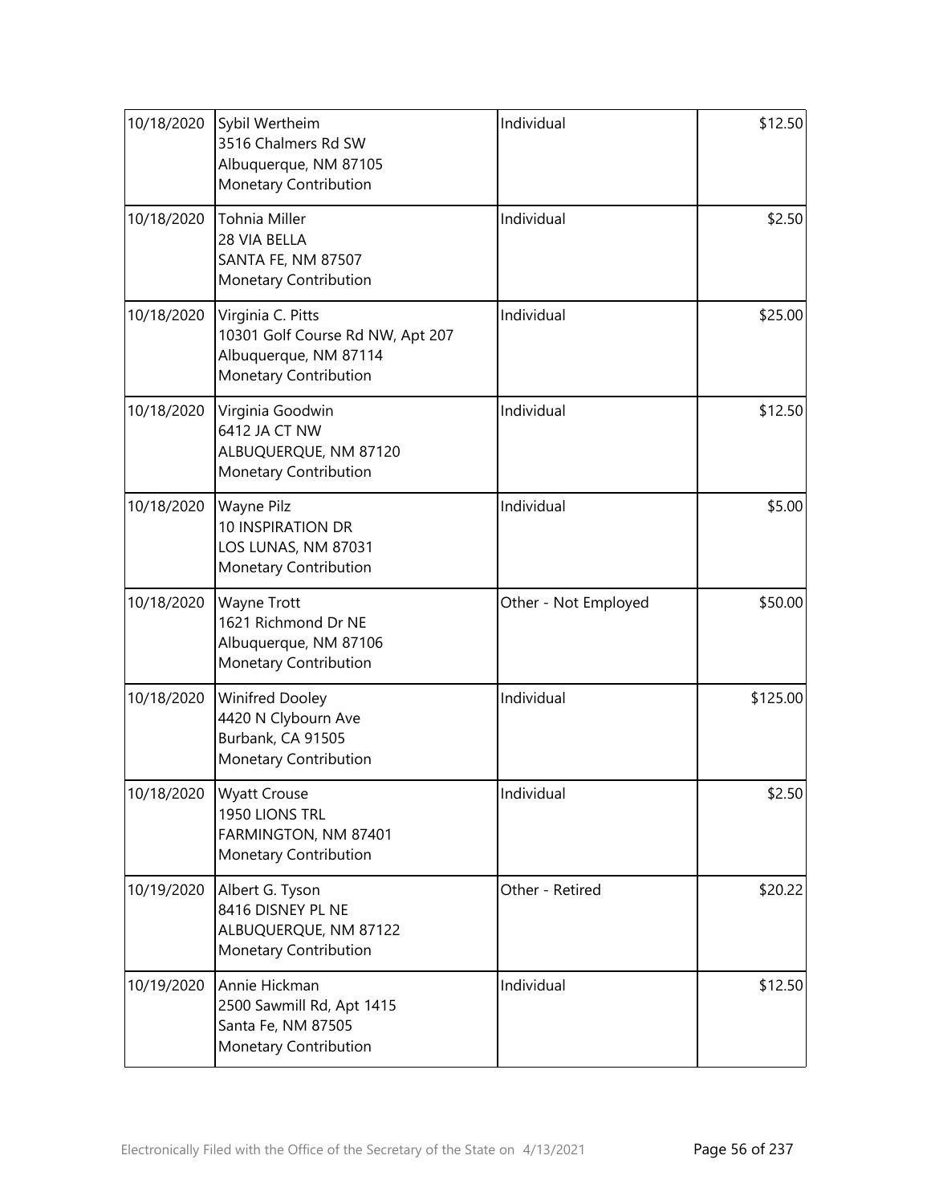| 10/18/2020 | Sybil Wertheim<br>3516 Chalmers Rd SW<br>Albuquerque, NM 87105<br>Monetary Contribution | Individual | $12.50 |
|---|---|---|---|
| 10/18/2020 | Tohnia Miller<br>28 VIA BELLA<br>SANTA FE, NM 87507<br>Monetary Contribution | Individual | $2.50 |
| 10/18/2020 | Virginia C. Pitts<br>10301 Golf Course Rd NW, Apt 207<br>Albuquerque, NM 87114<br>Monetary Contribution | Individual | $25.00 |
| 10/18/2020 | Virginia Goodwin<br>6412 JA CT NW<br>ALBUQUERQUE, NM 87120<br>Monetary Contribution | Individual | $12.50 |
| 10/18/2020 | Wayne Pilz<br>10 INSPIRATION DR<br>LOS LUNAS, NM 87031<br>Monetary Contribution | Individual | $5.00 |
| 10/18/2020 | Wayne Trott<br>1621 Richmond Dr NE<br>Albuquerque, NM 87106<br>Monetary Contribution | Other - Not Employed | $50.00 |
| 10/18/2020 | Winifred Dooley<br>4420 N Clybourn Ave<br>Burbank, CA 91505<br>Monetary Contribution | Individual | $125.00 |
| 10/18/2020 | Wyatt Crouse<br>1950 LIONS TRL<br>FARMINGTON, NM 87401<br>Monetary Contribution | Individual | $2.50 |
| 10/19/2020 | Albert G. Tyson<br>8416 DISNEY PL NE<br>ALBUQUERQUE, NM 87122<br>Monetary Contribution | Other - Retired | $20.22 |
| 10/19/2020 | Annie Hickman<br>2500 Sawmill Rd, Apt 1415<br>Santa Fe, NM 87505<br>Monetary Contribution | Individual | $12.50 |

Electronically Filed with the Office of the Secretary of the State on 4/13/2021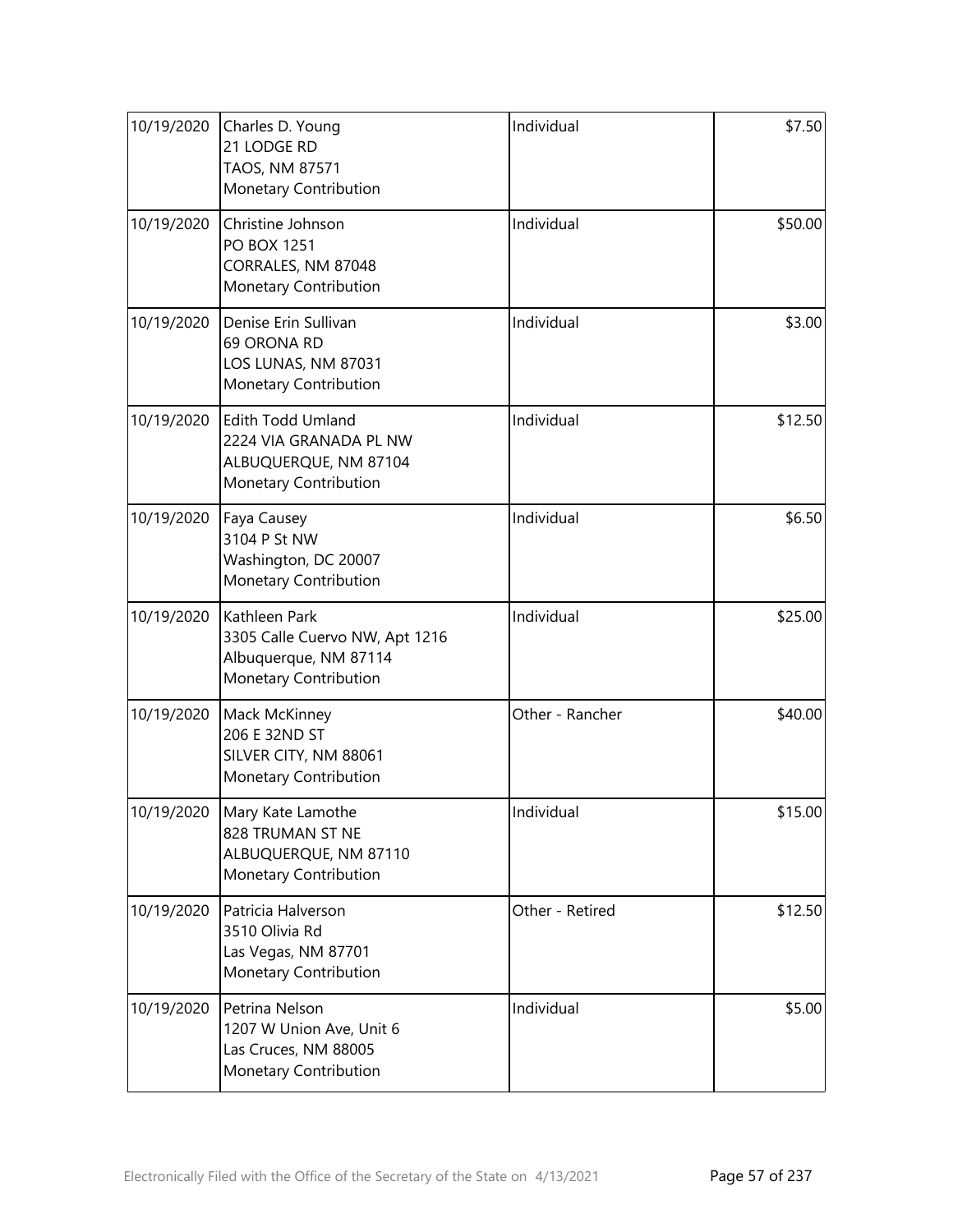| | | | |
|---|---|---|---|
| 10/19/2020 | Charles D. Young<br>21 LODGE RD<br>TAOS, NM 87571<br>Monetary Contribution | Individual | $7.50 |
| 10/19/2020 | Christine Johnson<br>PO BOX 1251<br>CORRALES, NM 87048<br>Monetary Contribution | Individual | $50.00 |
| 10/19/2020 | Denise Erin Sullivan<br>69 ORONA RD<br>LOS LUNAS, NM 87031<br>Monetary Contribution | Individual | $3.00 |
| 10/19/2020 | Edith Todd Umland<br>2224 VIA GRANADA PL NW<br>ALBUQUERQUE, NM 87104<br>Monetary Contribution | Individual | $12.50 |
| 10/19/2020 | Faya Causey<br>3104 P St NW<br>Washington, DC 20007<br>Monetary Contribution | Individual | $6.50 |
| 10/19/2020 | Kathleen Park<br>3305 Calle Cuervo NW, Apt 1216<br>Albuquerque, NM 87114<br>Monetary Contribution | Individual | $25.00 |
| 10/19/2020 | Mack McKinney<br>206 E 32ND ST<br>SILVER CITY, NM 88061<br>Monetary Contribution | Other - Rancher | $40.00 |
| 10/19/2020 | Mary Kate Lamothe<br>828 TRUMAN ST NE<br>ALBUQUERQUE, NM 87110<br>Monetary Contribution | Individual | $15.00 |
| 10/19/2020 | Patricia Halverson<br>3510 Olivia Rd<br>Las Vegas, NM 87701<br>Monetary Contribution | Other - Retired | $12.50 |
| 10/19/2020 | Petrina Nelson<br>1207 W Union Ave, Unit 6<br>Las Cruces, NM 88005<br>Monetary Contribution | Individual | $5.00 |

Electronically Filed with the Office of the Secretary of the State on 4/13/2021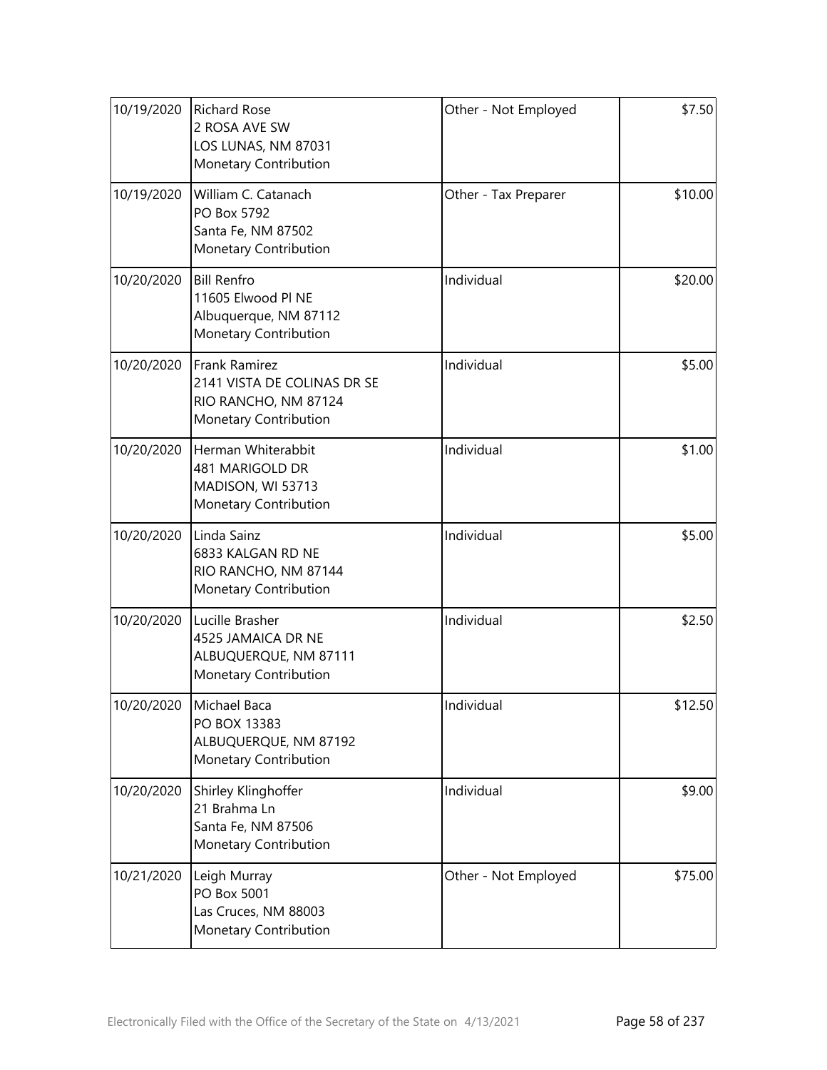| | | | |
|---|---|---|---|
| 10/19/2020 | Richard Rose<br>2 ROSA AVE SW<br>LOS LUNAS, NM 87031<br>Monetary Contribution | Other - Not Employed | $7.50 |
| 10/19/2020 | William C. Catanach<br>PO Box 5792<br>Santa Fe, NM 87502<br>Monetary Contribution | Other - Tax Preparer | $10.00 |
| 10/20/2020 | Bill Renfro<br>11605 Elwood Pl NE<br>Albuquerque, NM 87112<br>Monetary Contribution | Individual | $20.00 |
| 10/20/2020 | Frank Ramirez<br>2141 VISTA DE COLINAS DR SE<br>RIO RANCHO, NM 87124<br>Monetary Contribution | Individual | $5.00 |
| 10/20/2020 | Herman Whiterabbit<br>481 MARIGOLD DR<br>MADISON, WI 53713<br>Monetary Contribution | Individual | $1.00 |
| 10/20/2020 | Linda Sainz<br>6833 KALGAN RD NE<br>RIO RANCHO, NM 87144<br>Monetary Contribution | Individual | $5.00 |
| 10/20/2020 | Lucille Brasher<br>4525 JAMAICA DR NE<br>ALBUQUERQUE, NM 87111<br>Monetary Contribution | Individual | $2.50 |
| 10/20/2020 | Michael Baca<br>PO BOX 13383<br>ALBUQUERQUE, NM 87192<br>Monetary Contribution | Individual | $12.50 |
| 10/20/2020 | Shirley Klinghoffer<br>21 Brahma Ln<br>Santa Fe, NM 87506<br>Monetary Contribution | Individual | $9.00 |
| 10/21/2020 | Leigh Murray<br>PO Box 5001<br>Las Cruces, NM 88003<br>Monetary Contribution | Other - Not Employed | $75.00 |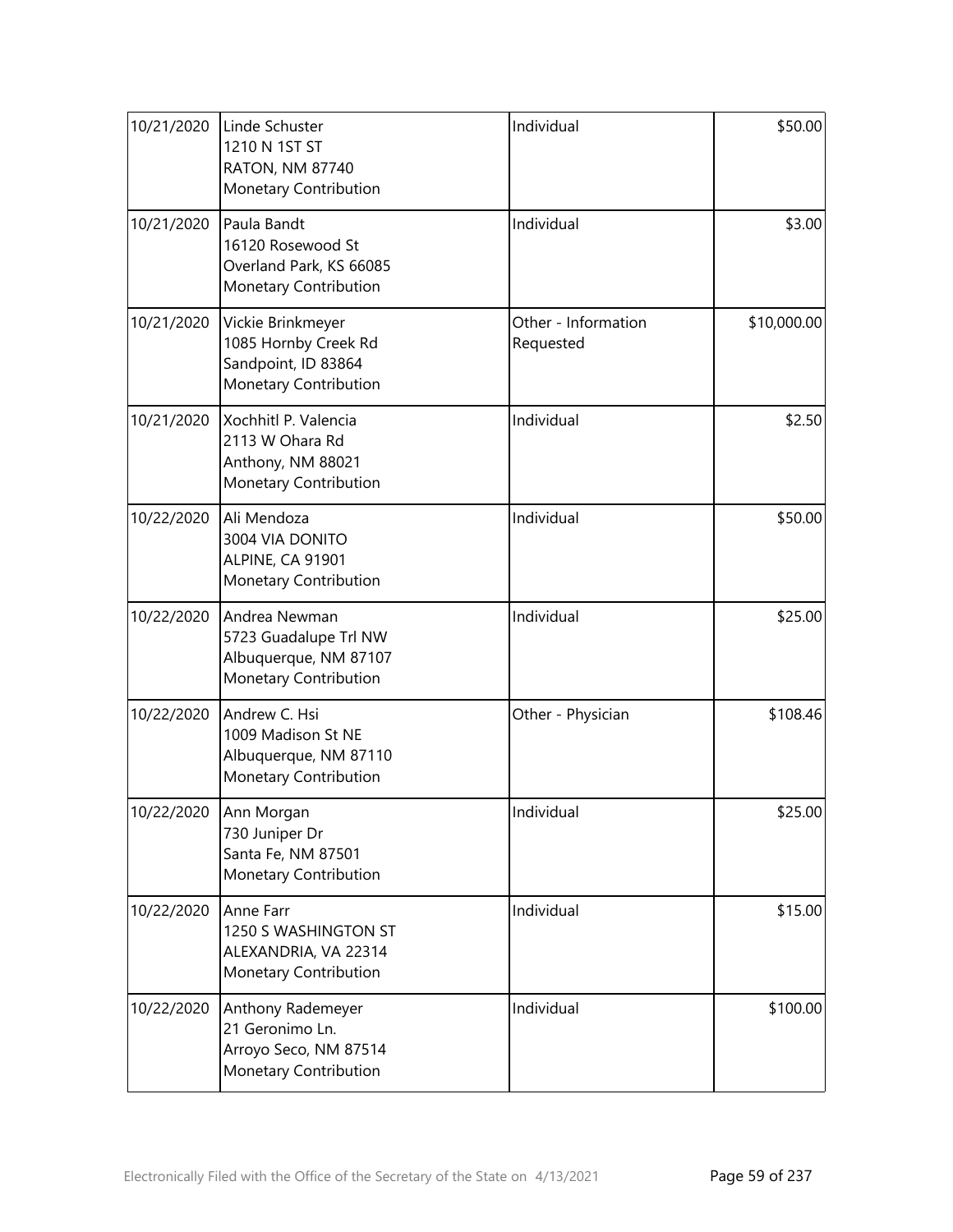| | | | |
|---|---|---|---|
| 10/21/2020 | Linde Schuster<br>1210 N 1ST ST<br>RATON, NM 87740<br>Monetary Contribution | Individual | \$50.00 |
| 10/21/2020 | Paula Bandt<br>16120 Rosewood St<br>Overland Park, KS 66085<br>Monetary Contribution | Individual | \$3.00 |
| 10/21/2020 | Vickie Brinkmeyer<br>1085 Hornby Creek Rd<br>Sandpoint, ID 83864<br>Monetary Contribution | Other - Information Requested | \$10,000.00 |
| 10/21/2020 | Xochhitl P. Valencia<br>2113 W Ohara Rd<br>Anthony, NM 88021<br>Monetary Contribution | Individual | \$2.50 |
| 10/22/2020 | Ali Mendoza<br>3004 VIA DONITO<br>ALPINE, CA 91901<br>Monetary Contribution | Individual | \$50.00 |
| 10/22/2020 | Andrea Newman<br>5723 Guadalupe Trl NW<br>Albuquerque, NM 87107<br>Monetary Contribution | Individual | \$25.00 |
| 10/22/2020 | Andrew C. Hsi<br>1009 Madison St NE<br>Albuquerque, NM 87110<br>Monetary Contribution | Other - Physician | \$108.46 |
| 10/22/2020 | Ann Morgan<br>730 Juniper Dr<br>Santa Fe, NM 87501<br>Monetary Contribution | Individual | \$25.00 |
| 10/22/2020 | Anne Farr<br>1250 S WASHINGTON ST<br>ALEXANDRIA, VA 22314<br>Monetary Contribution | Individual | \$15.00 |
| 10/22/2020 | Anthony Rademeyer<br>21 Geronimo Ln.<br>Arroyo Seco, NM 87514<br>Monetary Contribution | Individual | \$100.00 |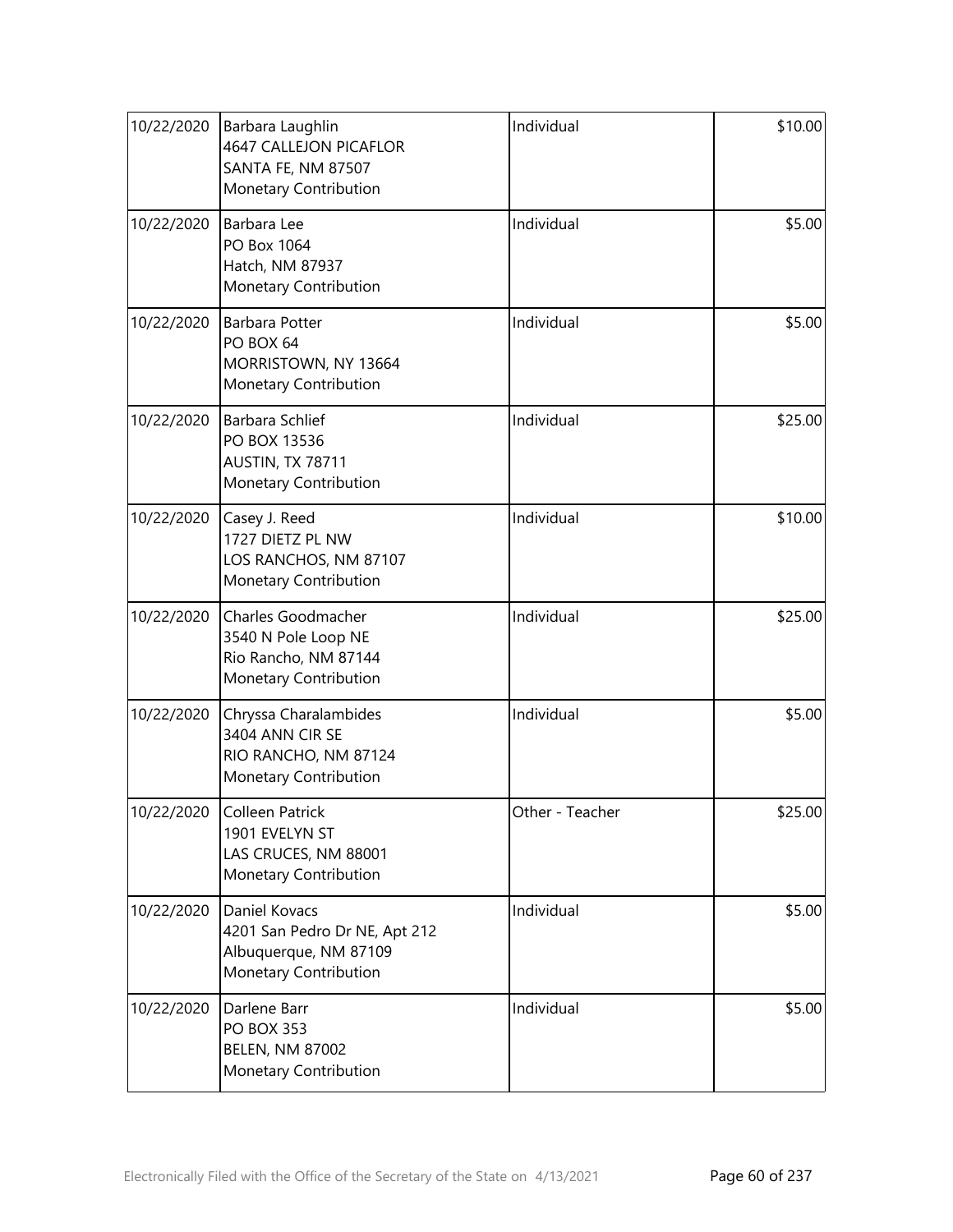| | | | |
|---|---|---|---|
| 10/22/2020 | Barbara Laughlin<br>4647 CALLEJON PICAFLOR<br>SANTA FE, NM 87507<br>Monetary Contribution | Individual | \$10.00 |
| 10/22/2020 | Barbara Lee<br>PO Box 1064<br>Hatch, NM 87937<br>Monetary Contribution | Individual | \$5.00 |
| 10/22/2020 | Barbara Potter<br>PO BOX 64<br>MORRISTOWN, NY 13664<br>Monetary Contribution | Individual | \$5.00 |
| 10/22/2020 | Barbara Schlief<br>PO BOX 13536<br>AUSTIN, TX 78711<br>Monetary Contribution | Individual | \$25.00 |
| 10/22/2020 | Casey J. Reed<br>1727 DIETZ PL NW<br>LOS RANCHOS, NM 87107<br>Monetary Contribution | Individual | \$10.00 |
| 10/22/2020 | Charles Goodmacher<br>3540 N Pole Loop NE<br>Rio Rancho, NM 87144<br>Monetary Contribution | Individual | \$25.00 |
| 10/22/2020 | Chryssa Charalambides<br>3404 ANN CIR SE<br>RIO RANCHO, NM 87124<br>Monetary Contribution | Individual | \$5.00 |
| 10/22/2020 | Colleen Patrick<br>1901 EVELYN ST<br>LAS CRUCES, NM 88001<br>Monetary Contribution | Other - Teacher | \$25.00 |
| 10/22/2020 | Daniel Kovacs<br>4201 San Pedro Dr NE, Apt 212<br>Albuquerque, NM 87109<br>Monetary Contribution | Individual | \$5.00 |
| 10/22/2020 | Darlene Barr<br>PO BOX 353<br>BELEN, NM 87002<br>Monetary Contribution | Individual | \$5.00 |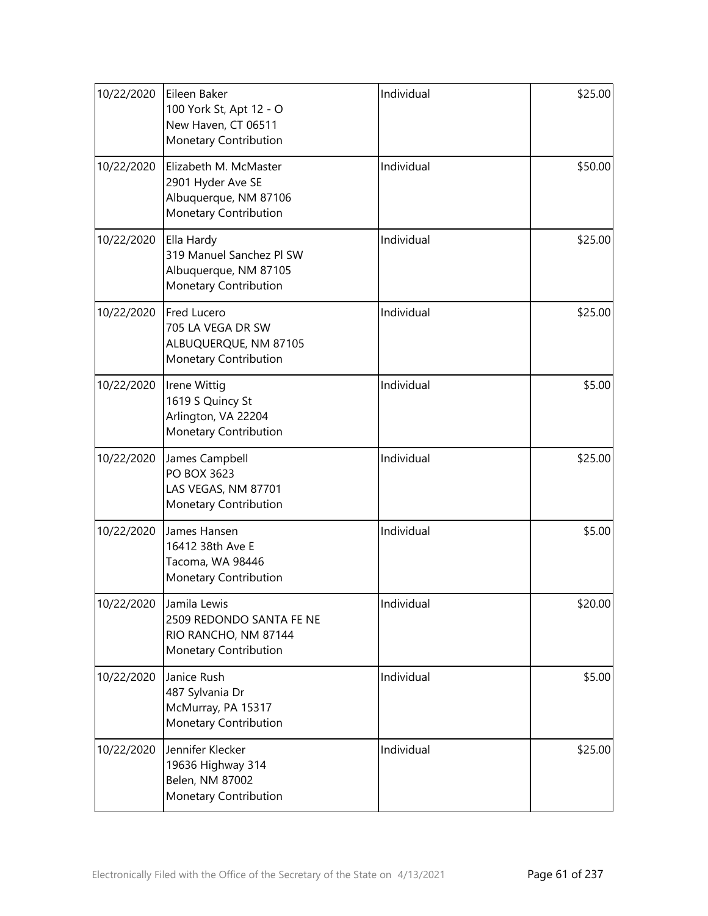| | | | |
|---|---|---|---|
| 10/22/2020 | Eileen Baker<br>100 York St, Apt 12 - O<br>New Haven, CT 06511<br>Monetary Contribution | Individual | $25.00 |
| 10/22/2020 | Elizabeth M. McMaster<br>2901 Hyder Ave SE<br>Albuquerque, NM 87106<br>Monetary Contribution | Individual | $50.00 |
| 10/22/2020 | Ella Hardy<br>319 Manuel Sanchez Pl SW<br>Albuquerque, NM 87105<br>Monetary Contribution | Individual | $25.00 |
| 10/22/2020 | Fred Lucero<br>705 LA VEGA DR SW<br>ALBUQUERQUE, NM 87105<br>Monetary Contribution | Individual | $25.00 |
| 10/22/2020 | Irene Wittig<br>1619 S Quincy St<br>Arlington, VA 22204<br>Monetary Contribution | Individual | $5.00 |
| 10/22/2020 | James Campbell<br>PO BOX 3623<br>LAS VEGAS, NM 87701<br>Monetary Contribution | Individual | $25.00 |
| 10/22/2020 | James Hansen<br>16412 38th Ave E<br>Tacoma, WA 98446<br>Monetary Contribution | Individual | $5.00 |
| 10/22/2020 | Jamila Lewis<br>2509 REDONDO SANTA FE NE<br>RIO RANCHO, NM 87144<br>Monetary Contribution | Individual | $20.00 |
| 10/22/2020 | Janice Rush<br>487 Sylvania Dr<br>McMurray, PA 15317<br>Monetary Contribution | Individual | $5.00 |
| 10/22/2020 | Jennifer Klecker<br>19636 Highway 314<br>Belen, NM 87002<br>Monetary Contribution | Individual | $25.00 |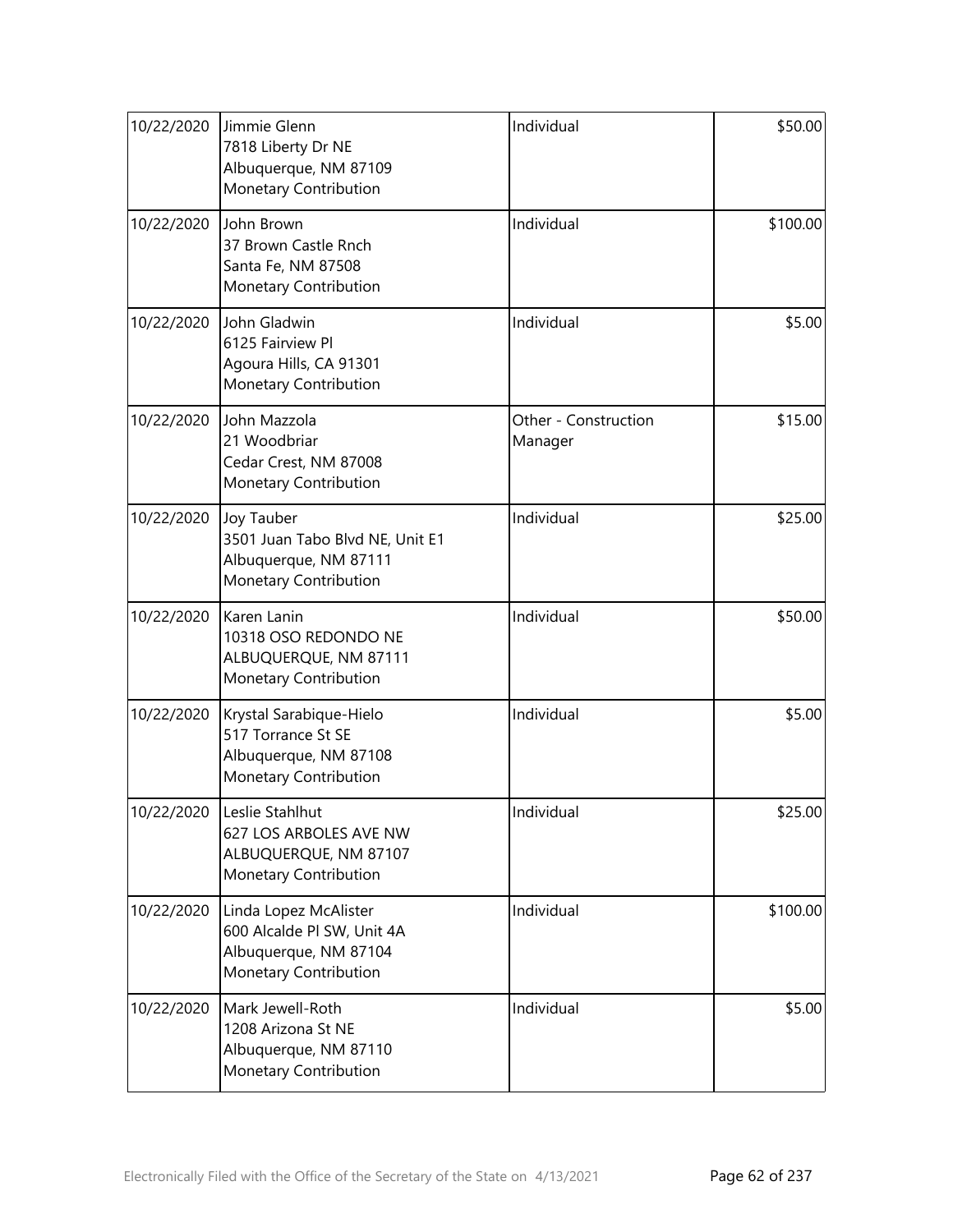| | | | |
|---|---|---|---|
| 10/22/2020 | Jimmie Glenn<br>7818 Liberty Dr NE<br>Albuquerque, NM 87109<br>Monetary Contribution | Individual | \$50.00 |
| 10/22/2020 | John Brown<br>37 Brown Castle Rnch<br>Santa Fe, NM 87508<br>Monetary Contribution | Individual | \$100.00 |
| 10/22/2020 | John Gladwin<br>6125 Fairview Pl<br>Agoura Hills, CA 91301<br>Monetary Contribution | Individual | \$5.00 |
| 10/22/2020 | John Mazzola<br>21 Woodbriar<br>Cedar Crest, NM 87008<br>Monetary Contribution | Other - Construction Manager | \$15.00 |
| 10/22/2020 | Joy Tauber<br>3501 Juan Tabo Blvd NE, Unit E1<br>Albuquerque, NM 87111<br>Monetary Contribution | Individual | \$25.00 |
| 10/22/2020 | Karen Lanin<br>10318 OSO REDONDO NE<br>ALBUQUERQUE, NM 87111<br>Monetary Contribution | Individual | \$50.00 |
| 10/22/2020 | Krystal Sarabique-Hielo<br>517 Torrance St SE<br>Albuquerque, NM 87108<br>Monetary Contribution | Individual | \$5.00 |
| 10/22/2020 | Leslie Stahlhut<br>627 LOS ARBOLES AVE NW<br>ALBUQUERQUE, NM 87107<br>Monetary Contribution | Individual | \$25.00 |
| 10/22/2020 | Linda Lopez McAlister<br>600 Alcalde Pl SW, Unit 4A<br>Albuquerque, NM 87104<br>Monetary Contribution | Individual | \$100.00 |
| 10/22/2020 | Mark Jewell-Roth<br>1208 Arizona St NE<br>Albuquerque, NM 87110<br>Monetary Contribution | Individual | \$5.00 |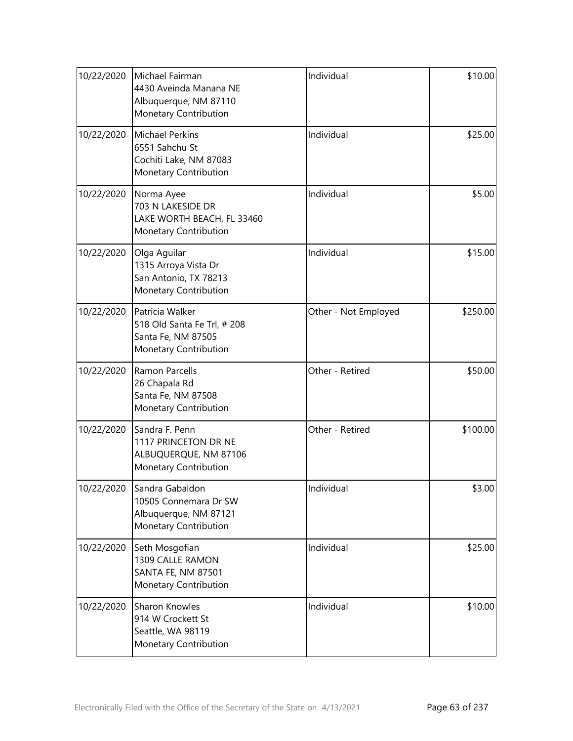| | | | |
|---|---|---|---|
| 10/22/2020 | Michael Fairman<br>4430 Aveinda Manana NE<br>Albuquerque, NM 87110<br>Monetary Contribution | Individual | $10.00 |
| 10/22/2020 | Michael Perkins<br>6551 Sahchu St<br>Cochiti Lake, NM 87083<br>Monetary Contribution | Individual | $25.00 |
| 10/22/2020 | Norma Ayee<br>703 N LAKESIDE DR<br>LAKE WORTH BEACH, FL 33460<br>Monetary Contribution | Individual | $5.00 |
| 10/22/2020 | Olga Aguilar<br>1315 Arroya Vista Dr<br>San Antonio, TX 78213<br>Monetary Contribution | Individual | $15.00 |
| 10/22/2020 | Patricia Walker<br>518 Old Santa Fe Trl, # 208<br>Santa Fe, NM 87505<br>Monetary Contribution | Other - Not Employed | $250.00 |
| 10/22/2020 | Ramon Parcells<br>26 Chapala Rd<br>Santa Fe, NM 87508<br>Monetary Contribution | Other - Retired | $50.00 |
| 10/22/2020 | Sandra F. Penn<br>1117 PRINCETON DR NE<br>ALBUQUERQUE, NM 87106<br>Monetary Contribution | Other - Retired | $100.00 |
| 10/22/2020 | Sandra Gabaldon<br>10505 Connemara Dr SW<br>Albuquerque, NM 87121<br>Monetary Contribution | Individual | $3.00 |
| 10/22/2020 | Seth Mosgofian<br>1309 CALLE RAMON<br>SANTA FE, NM 87501<br>Monetary Contribution | Individual | $25.00 |
| 10/22/2020 | Sharon Knowles<br>914 W Crockett St<br>Seattle, WA 98119<br>Monetary Contribution | Individual | $10.00 |

Electronically Filed with the Office of the Secretary of the State on 4/13/2021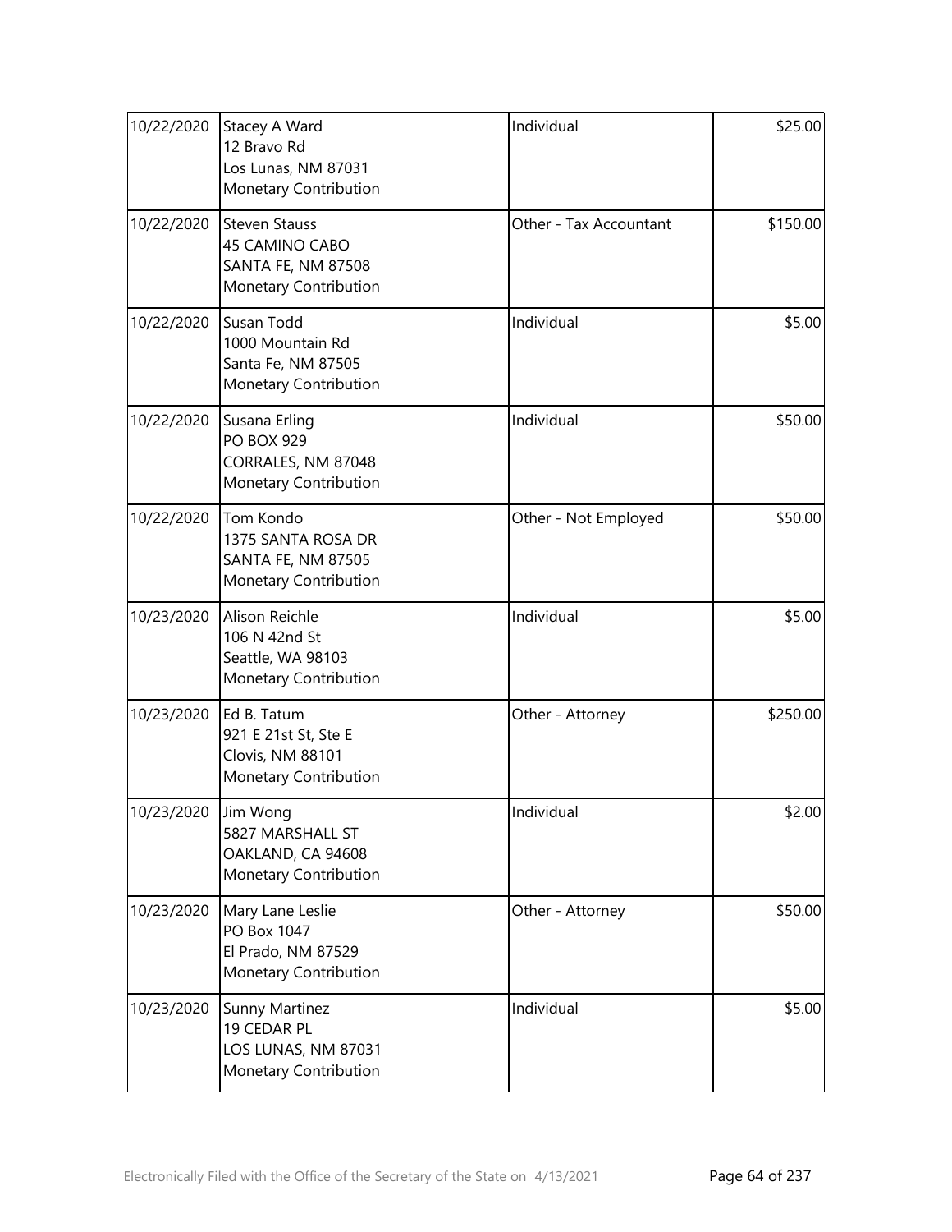| | | | |
|---|---|---|---|
| 10/22/2020 | Stacey A Ward<br>12 Bravo Rd<br>Los Lunas, NM 87031<br>Monetary Contribution | Individual | \$25.00 |
| 10/22/2020 | Steven Stauss<br>45 CAMINO CABO<br>SANTA FE, NM 87508<br>Monetary Contribution | Other - Tax Accountant | \$150.00 |
| 10/22/2020 | Susan Todd<br>1000 Mountain Rd<br>Santa Fe, NM 87505<br>Monetary Contribution | Individual | \$5.00 |
| 10/22/2020 | Susana Erling<br>PO BOX 929<br>CORRALES, NM 87048<br>Monetary Contribution | Individual | \$50.00 |
| 10/22/2020 | Tom Kondo<br>1375 SANTA ROSA DR<br>SANTA FE, NM 87505<br>Monetary Contribution | Other - Not Employed | \$50.00 |
| 10/23/2020 | Alison Reichle<br>106 N 42nd St<br>Seattle, WA 98103<br>Monetary Contribution | Individual | \$5.00 |
| 10/23/2020 | Ed B. Tatum<br>921 E 21st St, Ste E<br>Clovis, NM 88101<br>Monetary Contribution | Other - Attorney | \$250.00 |
| 10/23/2020 | Jim Wong<br>5827 MARSHALL ST<br>OAKLAND, CA 94608<br>Monetary Contribution | Individual | \$2.00 |
| 10/23/2020 | Mary Lane Leslie<br>PO Box 1047<br>El Prado, NM 87529<br>Monetary Contribution | Other - Attorney | \$50.00 |
| 10/23/2020 | Sunny Martinez<br>19 CEDAR PL<br>LOS LUNAS, NM 87031<br>Monetary Contribution | Individual | \$5.00 |

Electronically Filed with the Office of the Secretary of the State on 4/13/2021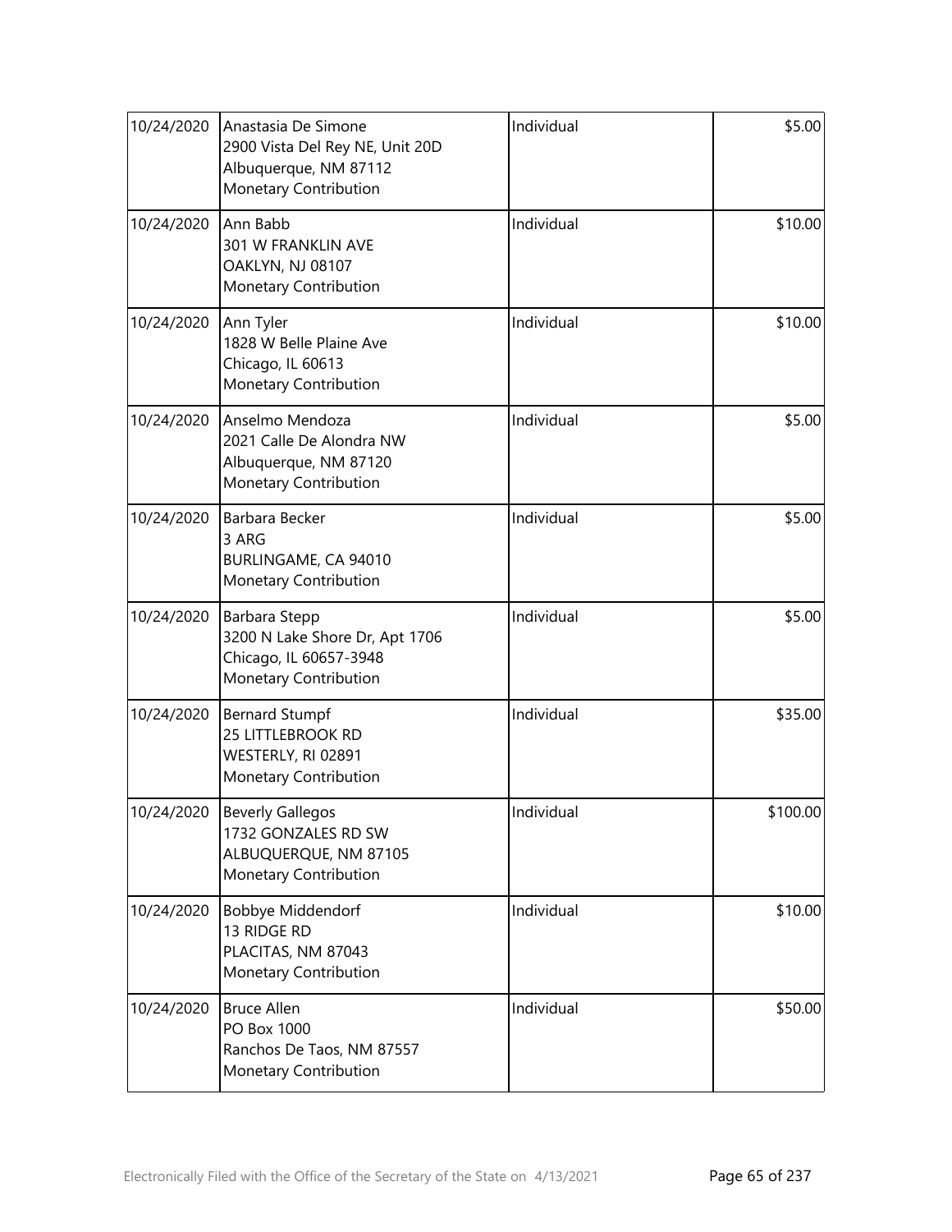| | | | |
|---|---|---|---|
| 10/24/2020 | Anastasia De Simone<br>2900 Vista Del Rey NE, Unit 20D<br>Albuquerque, NM 87112<br>Monetary Contribution | Individual | $5.00 |
| 10/24/2020 | Ann Babb<br>301 W FRANKLIN AVE<br>OAKLYN, NJ 08107<br>Monetary Contribution | Individual | $10.00 |
| 10/24/2020 | Ann Tyler<br>1828 W Belle Plaine Ave<br>Chicago, IL 60613<br>Monetary Contribution | Individual | $10.00 |
| 10/24/2020 | Anselmo Mendoza<br>2021 Calle De Alondra NW<br>Albuquerque, NM 87120<br>Monetary Contribution | Individual | $5.00 |
| 10/24/2020 | Barbara Becker<br>3 ARG<br>BURLINGAME, CA 94010<br>Monetary Contribution | Individual | $5.00 |
| 10/24/2020 | Barbara Stepp<br>3200 N Lake Shore Dr, Apt 1706<br>Chicago, IL 60657-3948<br>Monetary Contribution | Individual | $5.00 |
| 10/24/2020 | Bernard Stumpf<br>25 LITTLEBROOK RD<br>WESTERLY, RI 02891<br>Monetary Contribution | Individual | $35.00 |
| 10/24/2020 | Beverly Gallegos<br>1732 GONZALES RD SW<br>ALBUQUERQUE, NM 87105<br>Monetary Contribution | Individual | $100.00 |
| 10/24/2020 | Bobbye Middendorf<br>13 RIDGE RD<br>PLACITAS, NM 87043<br>Monetary Contribution | Individual | $10.00 |
| 10/24/2020 | Bruce Allen<br>PO Box 1000<br>Ranchos De Taos, NM 87557<br>Monetary Contribution | Individual | $50.00 |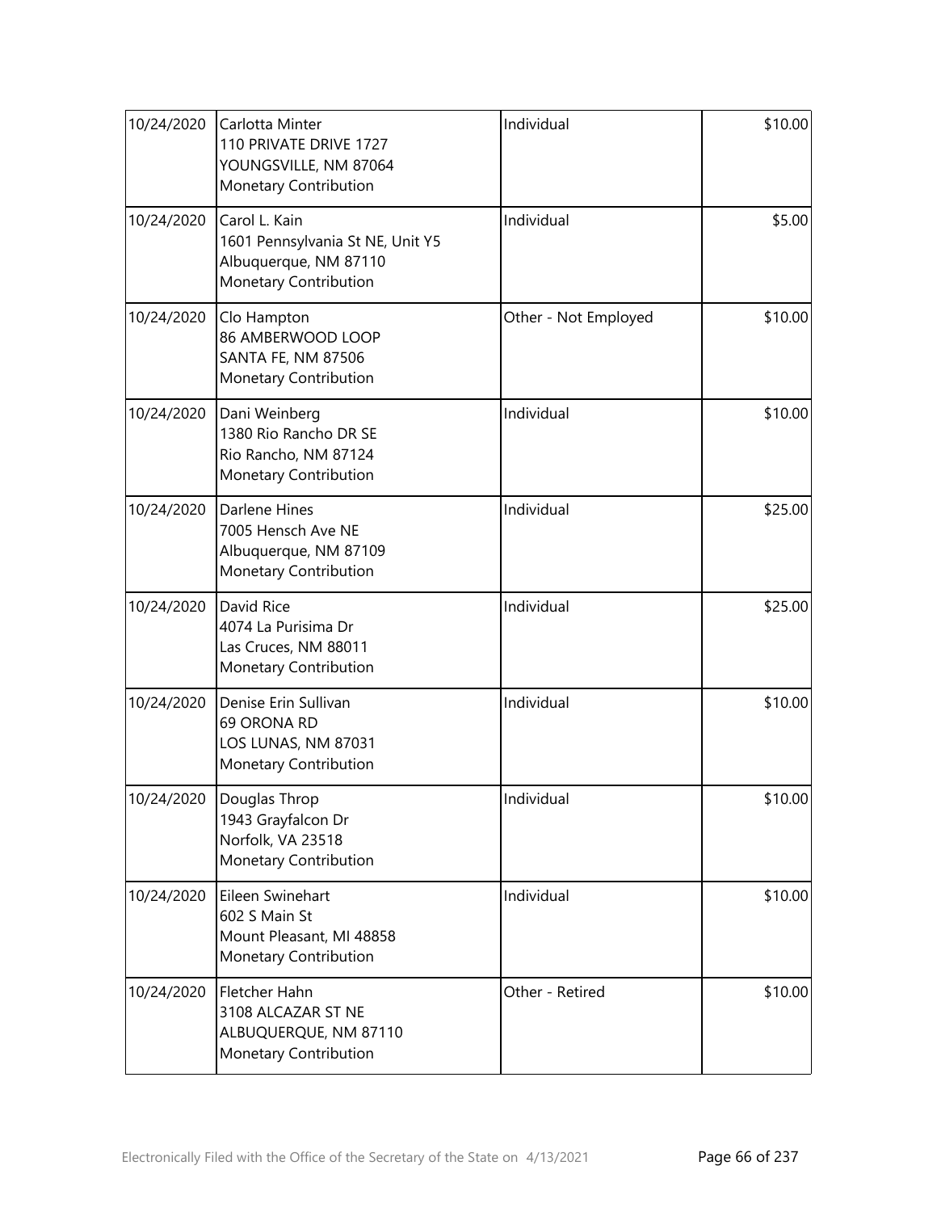| | | | |
|---|---|---|---|
| 10/24/2020 | Carlotta Minter<br>110 PRIVATE DRIVE 1727<br>YOUNGSVILLE, NM 87064<br>Monetary Contribution | Individual | $10.00 |
| 10/24/2020 | Carol L. Kain<br>1601 Pennsylvania St NE, Unit Y5<br>Albuquerque, NM 87110<br>Monetary Contribution | Individual | $5.00 |
| 10/24/2020 | Clo Hampton<br>86 AMBERWOOD LOOP<br>SANTA FE, NM 87506<br>Monetary Contribution | Other - Not Employed | $10.00 |
| 10/24/2020 | Dani Weinberg<br>1380 Rio Rancho DR SE<br>Rio Rancho, NM 87124<br>Monetary Contribution | Individual | $10.00 |
| 10/24/2020 | Darlene Hines<br>7005 Hensch Ave NE<br>Albuquerque, NM 87109<br>Monetary Contribution | Individual | $25.00 |
| 10/24/2020 | David Rice<br>4074 La Purisima Dr<br>Las Cruces, NM 88011<br>Monetary Contribution | Individual | $25.00 |
| 10/24/2020 | Denise Erin Sullivan<br>69 ORONA RD<br>LOS LUNAS, NM 87031<br>Monetary Contribution | Individual | $10.00 |
| 10/24/2020 | Douglas Throp<br>1943 Grayfalcon Dr<br>Norfolk, VA 23518<br>Monetary Contribution | Individual | $10.00 |
| 10/24/2020 | Eileen Swinehart<br>602 S Main St<br>Mount Pleasant, MI 48858<br>Monetary Contribution | Individual | $10.00 |
| 10/24/2020 | Fletcher Hahn<br>3108 ALCAZAR ST NE<br>ALBUQUERQUE, NM 87110<br>Monetary Contribution | Other - Retired | $10.00 |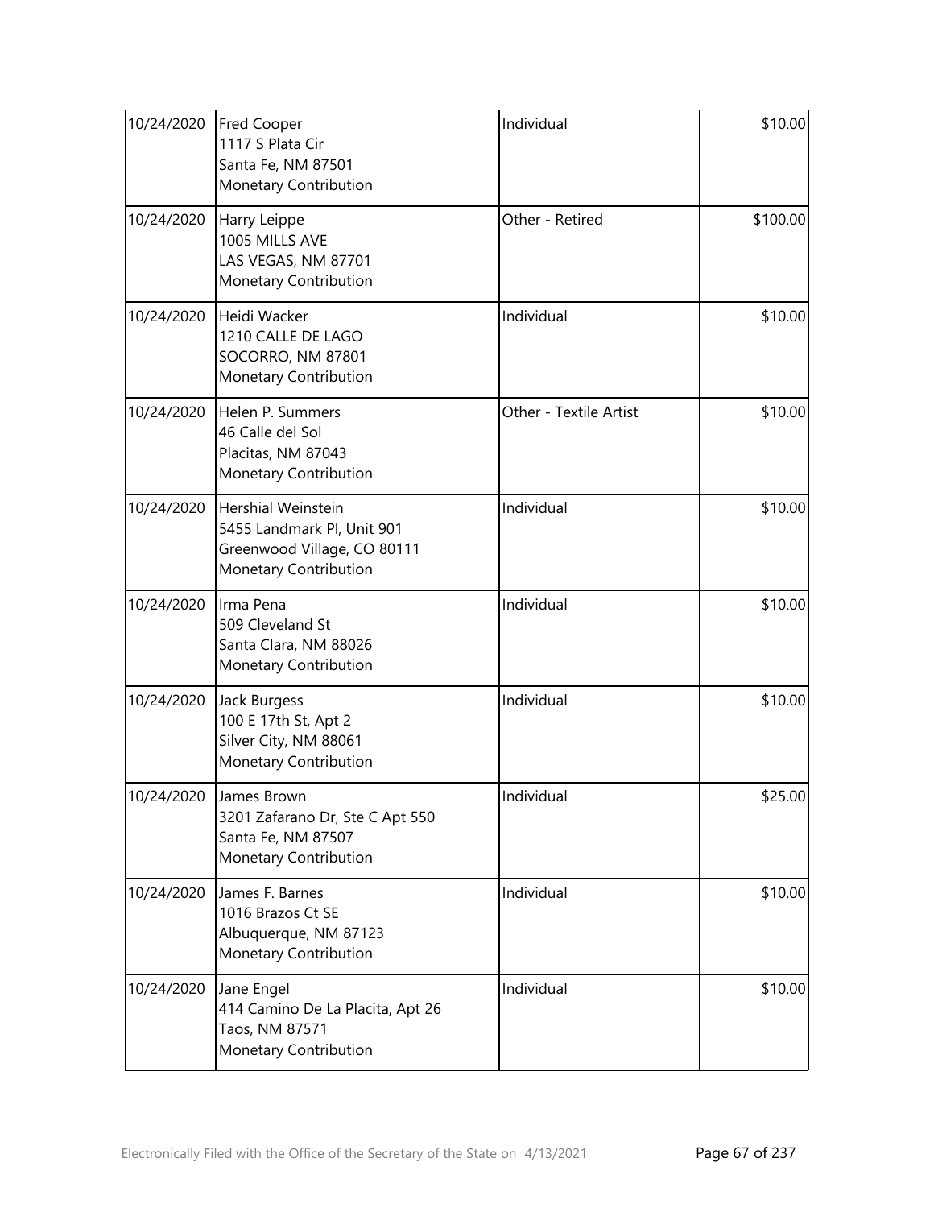| | | | |
|---|---|---|---|
| 10/24/2020 | Fred Cooper<br>1117 S Plata Cir<br>Santa Fe, NM 87501<br>Monetary Contribution | Individual | \$10.00 |
| 10/24/2020 | Harry Leippe<br>1005 MILLS AVE<br>LAS VEGAS, NM 87701<br>Monetary Contribution | Other - Retired | \$100.00 |
| 10/24/2020 | Heidi Wacker<br>1210 CALLE DE LAGO<br>SOCORRO, NM 87801<br>Monetary Contribution | Individual | \$10.00 |
| 10/24/2020 | Helen P. Summers<br>46 Calle del Sol<br>Placitas, NM 87043<br>Monetary Contribution | Other - Textile Artist | \$10.00 |
| 10/24/2020 | Hershial Weinstein<br>5455 Landmark Pl, Unit 901<br>Greenwood Village, CO 80111<br>Monetary Contribution | Individual | \$10.00 |
| 10/24/2020 | Irma Pena<br>509 Cleveland St<br>Santa Clara, NM 88026<br>Monetary Contribution | Individual | \$10.00 |
| 10/24/2020 | Jack Burgess<br>100 E 17th St, Apt 2<br>Silver City, NM 88061<br>Monetary Contribution | Individual | \$10.00 |
| 10/24/2020 | James Brown<br>3201 Zafarano Dr, Ste C Apt 550<br>Santa Fe, NM 87507<br>Monetary Contribution | Individual | \$25.00 |
| 10/24/2020 | James F. Barnes<br>1016 Brazos Ct SE<br>Albuquerque, NM 87123<br>Monetary Contribution | Individual | \$10.00 |
| 10/24/2020 | Jane Engel<br>414 Camino De La Placita, Apt 26<br>Taos, NM 87571<br>Monetary Contribution | Individual | \$10.00 |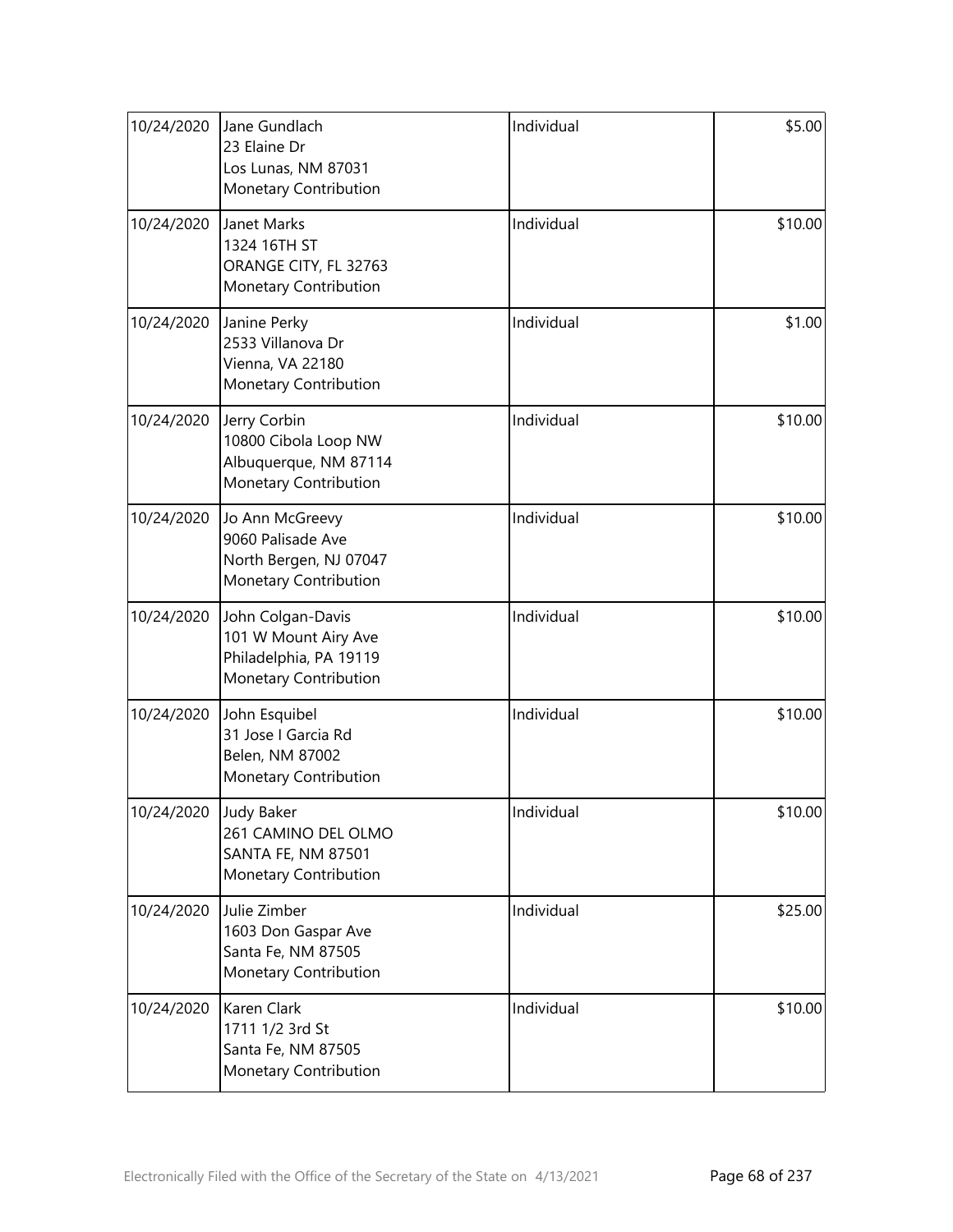| | | | |
|---|---|---|---|
| 10/24/2020 | Jane Gundlach<br>23 Elaine Dr<br>Los Lunas, NM 87031<br>Monetary Contribution | Individual | \$5.00 |
| 10/24/2020 | Janet Marks<br>1324 16TH ST<br>ORANGE CITY, FL 32763<br>Monetary Contribution | Individual | \$10.00 |
| 10/24/2020 | Janine Perky<br>2533 Villanova Dr<br>Vienna, VA 22180<br>Monetary Contribution | Individual | \$1.00 |
| 10/24/2020 | Jerry Corbin<br>10800 Cibola Loop NW<br>Albuquerque, NM 87114<br>Monetary Contribution | Individual | \$10.00 |
| 10/24/2020 | Jo Ann McGreevy<br>9060 Palisade Ave<br>North Bergen, NJ 07047<br>Monetary Contribution | Individual | \$10.00 |
| 10/24/2020 | John Colgan-Davis<br>101 W Mount Airy Ave<br>Philadelphia, PA 19119<br>Monetary Contribution | Individual | \$10.00 |
| 10/24/2020 | John Esquibel<br>31 Jose I Garcia Rd<br>Belen, NM 87002<br>Monetary Contribution | Individual | \$10.00 |
| 10/24/2020 | Judy Baker<br>261 CAMINO DEL OLMO<br>SANTA FE, NM 87501<br>Monetary Contribution | Individual | \$10.00 |
| 10/24/2020 | Julie Zimber<br>1603 Don Gaspar Ave<br>Santa Fe, NM 87505<br>Monetary Contribution | Individual | \$25.00 |
| 10/24/2020 | Karen Clark<br>1711 1/2 3rd St<br>Santa Fe, NM 87505<br>Monetary Contribution | Individual | \$10.00 |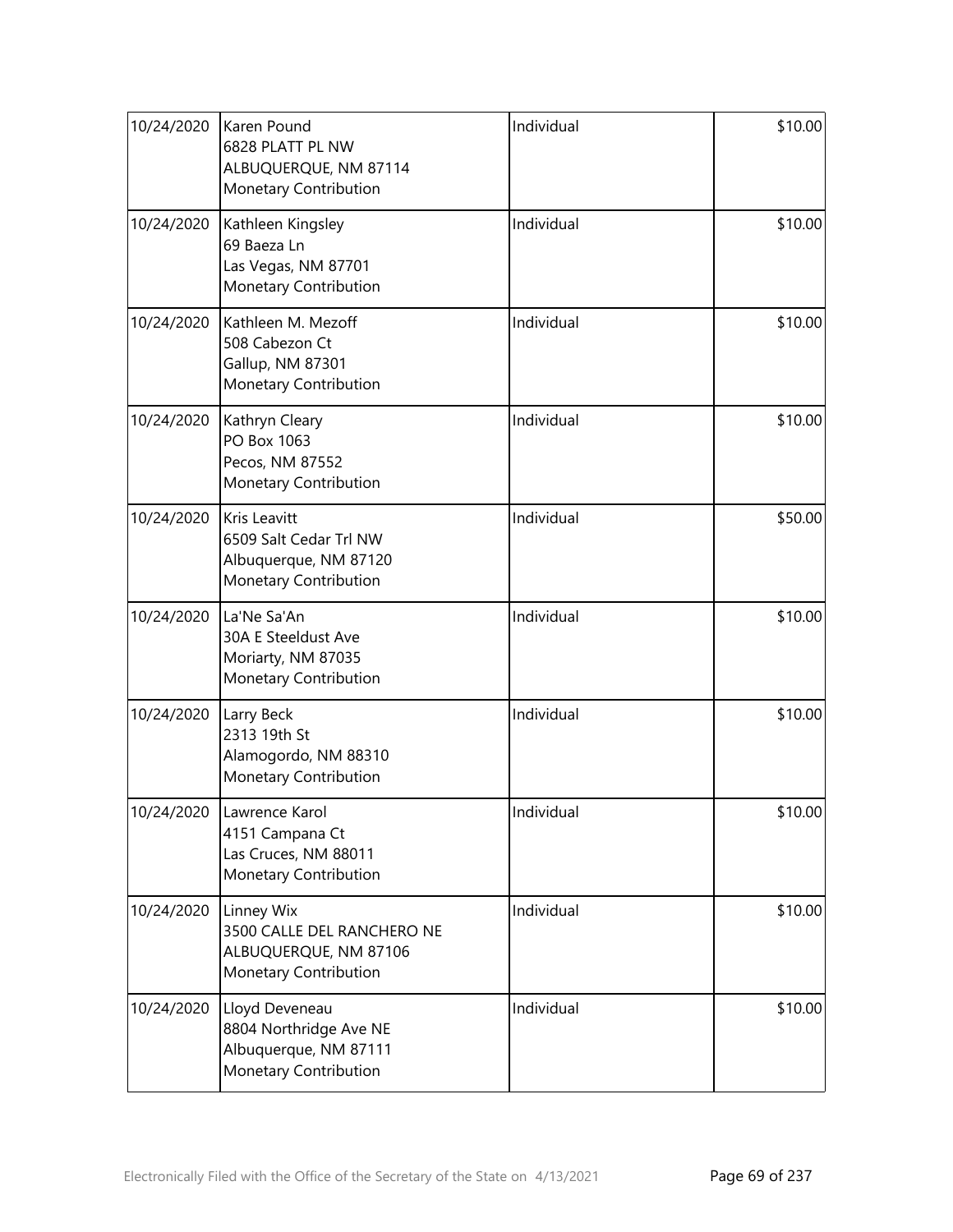| | | | |
|---|---|---|---|
| 10/24/2020 | Karen Pound<br>6828 PLATT PL NW<br>ALBUQUERQUE, NM 87114<br>Monetary Contribution | Individual | $10.00 |
| 10/24/2020 | Kathleen Kingsley<br>69 Baeza Ln<br>Las Vegas, NM 87701<br>Monetary Contribution | Individual | $10.00 |
| 10/24/2020 | Kathleen M. Mezoff<br>508 Cabezon Ct<br>Gallup, NM 87301<br>Monetary Contribution | Individual | $10.00 |
| 10/24/2020 | Kathryn Cleary<br>PO Box 1063<br>Pecos, NM 87552<br>Monetary Contribution | Individual | $10.00 |
| 10/24/2020 | Kris Leavitt<br>6509 Salt Cedar Trl NW<br>Albuquerque, NM 87120<br>Monetary Contribution | Individual | $50.00 |
| 10/24/2020 | La'Ne Sa'An<br>30A E Steeldust Ave<br>Moriarty, NM 87035<br>Monetary Contribution | Individual | $10.00 |
| 10/24/2020 | Larry Beck<br>2313 19th St<br>Alamogordo, NM 88310<br>Monetary Contribution | Individual | $10.00 |
| 10/24/2020 | Lawrence Karol<br>4151 Campana Ct<br>Las Cruces, NM 88011<br>Monetary Contribution | Individual | $10.00 |
| 10/24/2020 | Linney Wix<br>3500 CALLE DEL RANCHERO NE<br>ALBUQUERQUE, NM 87106<br>Monetary Contribution | Individual | $10.00 |
| 10/24/2020 | Lloyd Deveneau<br>8804 Northridge Ave NE<br>Albuquerque, NM 87111<br>Monetary Contribution | Individual | $10.00 |

Electronically Filed with the Office of the Secretary of the State on 4/13/2021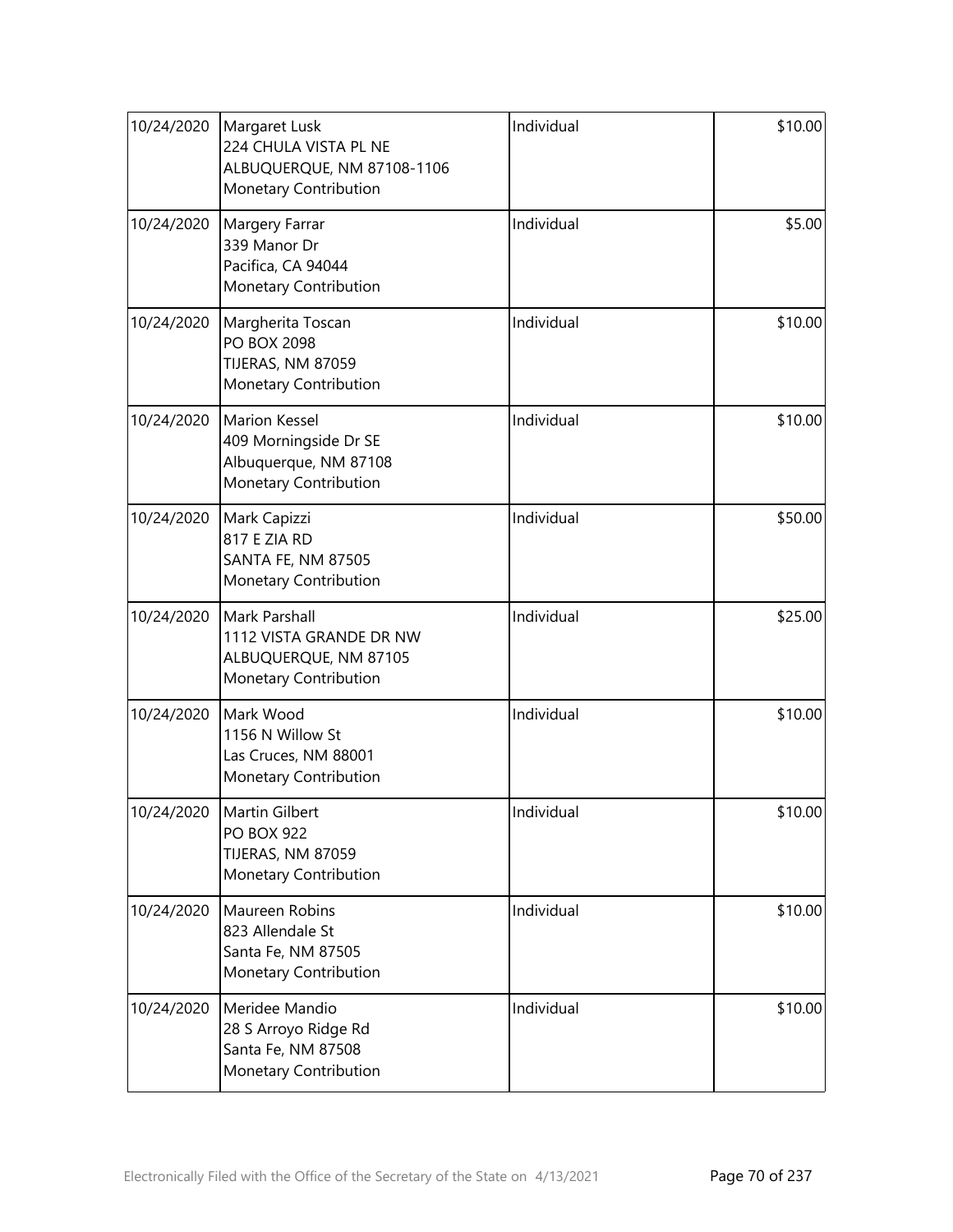| | | | |
|---|---|---|---|
| 10/24/2020 | Margaret Lusk<br>224 CHULA VISTA PL NE<br>ALBUQUERQUE, NM 87108-1106<br>Monetary Contribution | Individual | \$10.00 |
| 10/24/2020 | Margery Farrar<br>339 Manor Dr<br>Pacifica, CA 94044<br>Monetary Contribution | Individual | \$5.00 |
| 10/24/2020 | Margherita Toscan<br>PO BOX 2098<br>TIJERAS, NM 87059<br>Monetary Contribution | Individual | \$10.00 |
| 10/24/2020 | Marion Kessel<br>409 Morningside Dr SE<br>Albuquerque, NM 87108<br>Monetary Contribution | Individual | \$10.00 |
| 10/24/2020 | Mark Capizzi<br>817 E ZIA RD<br>SANTA FE, NM 87505<br>Monetary Contribution | Individual | \$50.00 |
| 10/24/2020 | Mark Parshall<br>1112 VISTA GRANDE DR NW<br>ALBUQUERQUE, NM 87105<br>Monetary Contribution | Individual | \$25.00 |
| 10/24/2020 | Mark Wood<br>1156 N Willow St<br>Las Cruces, NM 88001<br>Monetary Contribution | Individual | \$10.00 |
| 10/24/2020 | Martin Gilbert<br>PO BOX 922<br>TIJERAS, NM 87059<br>Monetary Contribution | Individual | \$10.00 |
| 10/24/2020 | Maureen Robins<br>823 Allendale St<br>Santa Fe, NM 87505<br>Monetary Contribution | Individual | \$10.00 |
| 10/24/2020 | Meridee Mandio<br>28 S Arroyo Ridge Rd<br>Santa Fe, NM 87508<br>Monetary Contribution | Individual | \$10.00 |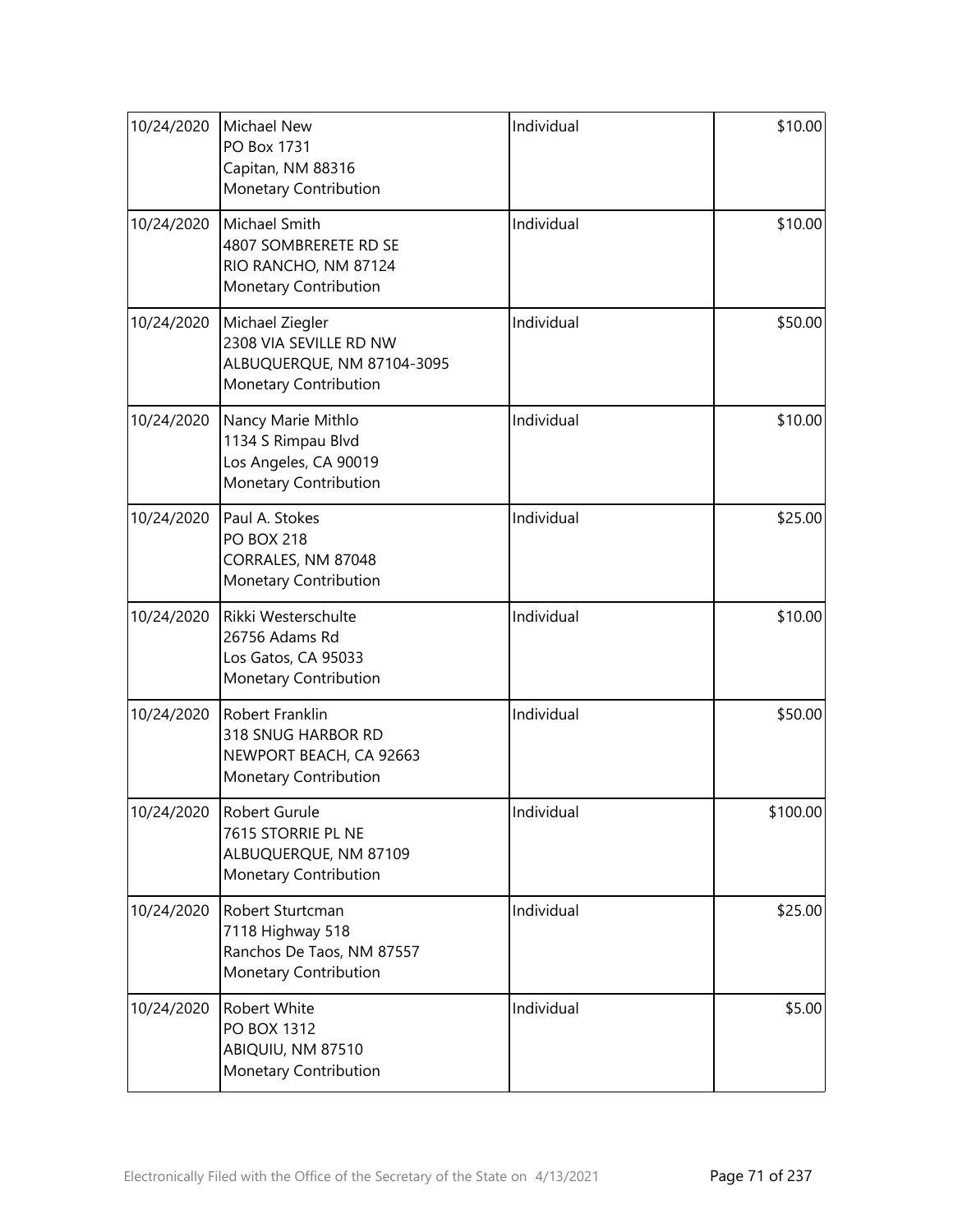| | | | |
|---|---|---|---|
| 10/24/2020 | Michael New<br>PO Box 1731<br>Capitan, NM 88316<br>Monetary Contribution | Individual | $10.00 |
| 10/24/2020 | Michael Smith<br>4807 SOMBRERETE RD SE<br>RIO RANCHO, NM 87124<br>Monetary Contribution | Individual | $10.00 |
| 10/24/2020 | Michael Ziegler<br>2308 VIA SEVILLE RD NW<br>ALBUQUERQUE, NM 87104-3095<br>Monetary Contribution | Individual | $50.00 |
| 10/24/2020 | Nancy Marie Mithlo<br>1134 S Rimpau Blvd<br>Los Angeles, CA 90019<br>Monetary Contribution | Individual | $10.00 |
| 10/24/2020 | Paul A. Stokes<br>PO BOX 218<br>CORRALES, NM 87048<br>Monetary Contribution | Individual | $25.00 |
| 10/24/2020 | Rikki Westerschulte<br>26756 Adams Rd<br>Los Gatos, CA 95033<br>Monetary Contribution | Individual | $10.00 |
| 10/24/2020 | Robert Franklin<br>318 SNUG HARBOR RD<br>NEWPORT BEACH, CA 92663<br>Monetary Contribution | Individual | $50.00 |
| 10/24/2020 | Robert Gurule<br>7615 STORRIE PL NE<br>ALBUQUERQUE, NM 87109<br>Monetary Contribution | Individual | $100.00 |
| 10/24/2020 | Robert Sturtcman<br>7118 Highway 518<br>Ranchos De Taos, NM 87557<br>Monetary Contribution | Individual | $25.00 |
| 10/24/2020 | Robert White<br>PO BOX 1312<br>ABIQUIU, NM 87510<br>Monetary Contribution | Individual | $5.00 |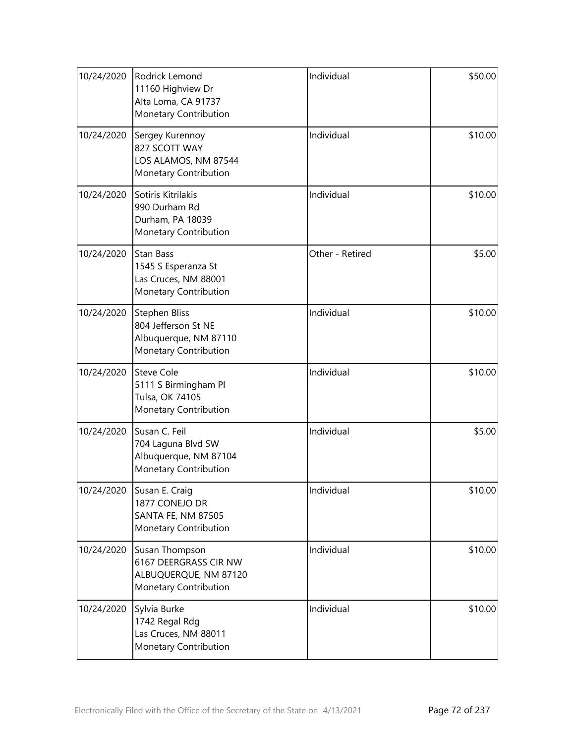| | | | |
|---|---|---|---|
| 10/24/2020 | Rodrick Lemond<br>11160 Highview Dr<br>Alta Loma, CA 91737<br>Monetary Contribution | Individual | $50.00 |
| 10/24/2020 | Sergey Kurennoy<br>827 SCOTT WAY<br>LOS ALAMOS, NM 87544<br>Monetary Contribution | Individual | $10.00 |
| 10/24/2020 | Sotiris Kitrilakis<br>990 Durham Rd<br>Durham, PA 18039<br>Monetary Contribution | Individual | $10.00 |
| 10/24/2020 | Stan Bass<br>1545 S Esperanza St<br>Las Cruces, NM 88001<br>Monetary Contribution | Other - Retired | $5.00 |
| 10/24/2020 | Stephen Bliss<br>804 Jefferson St NE<br>Albuquerque, NM 87110<br>Monetary Contribution | Individual | $10.00 |
| 10/24/2020 | Steve Cole<br>5111 S Birmingham Pl<br>Tulsa, OK 74105<br>Monetary Contribution | Individual | $10.00 |
| 10/24/2020 | Susan C. Feil<br>704 Laguna Blvd SW<br>Albuquerque, NM 87104<br>Monetary Contribution | Individual | $5.00 |
| 10/24/2020 | Susan E. Craig<br>1877 CONEJO DR<br>SANTA FE, NM 87505<br>Monetary Contribution | Individual | $10.00 |
| 10/24/2020 | Susan Thompson<br>6167 DEERGRASS CIR NW<br>ALBUQUERQUE, NM 87120<br>Monetary Contribution | Individual | $10.00 |
| 10/24/2020 | Sylvia Burke<br>1742 Regal Rdg<br>Las Cruces, NM 88011<br>Monetary Contribution | Individual | $10.00 |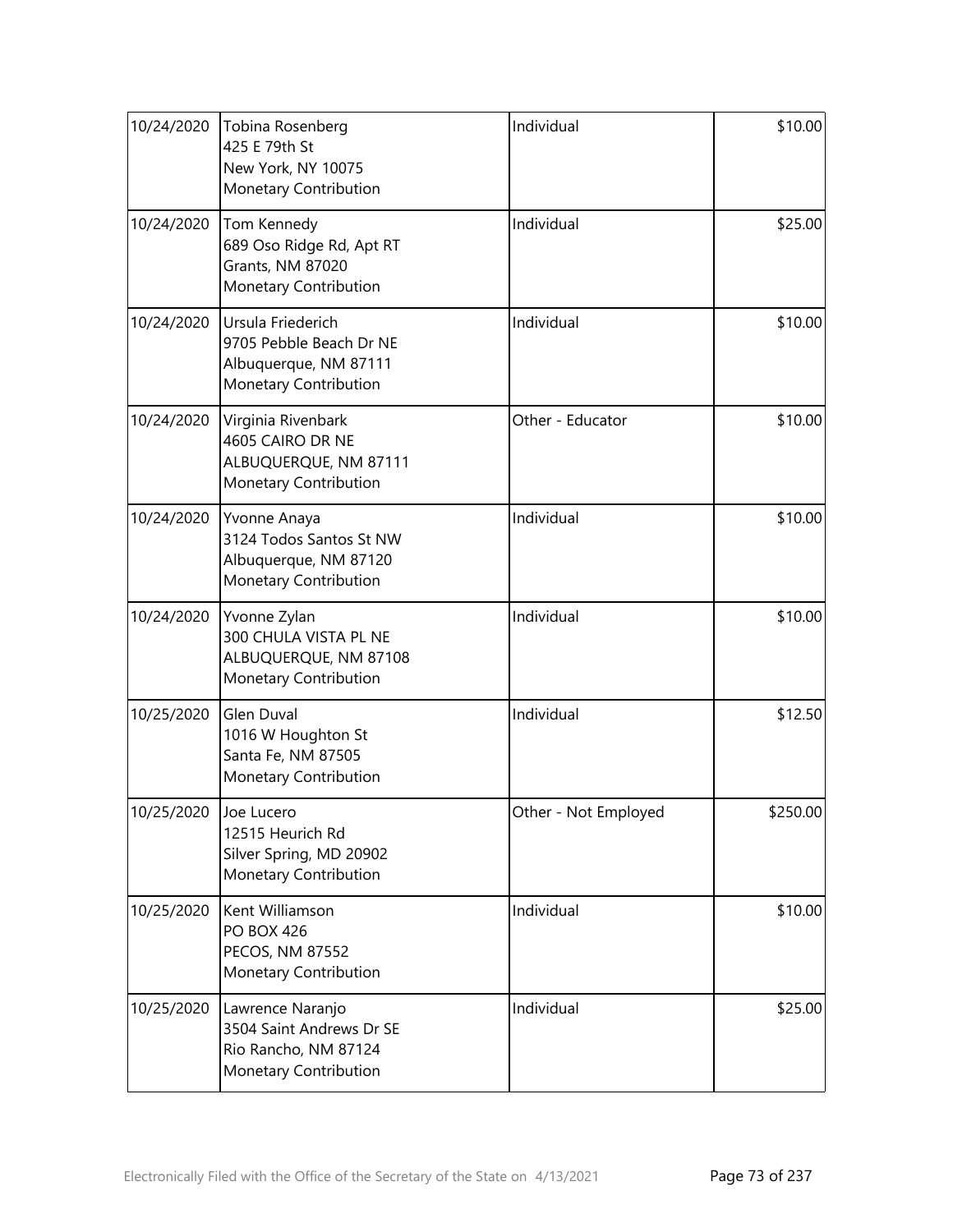| | | | |
|---|---|---|---|
| 10/24/2020 | Tobina Rosenberg<br>425 E 79th St<br>New York, NY 10075<br>Monetary Contribution | Individual | \$10.00 |
| 10/24/2020 | Tom Kennedy<br>689 Oso Ridge Rd, Apt RT<br>Grants, NM 87020<br>Monetary Contribution | Individual | \$25.00 |
| 10/24/2020 | Ursula Friederich<br>9705 Pebble Beach Dr NE<br>Albuquerque, NM 87111<br>Monetary Contribution | Individual | \$10.00 |
| 10/24/2020 | Virginia Rivenbark<br>4605 CAIRO DR NE<br>ALBUQUERQUE, NM 87111<br>Monetary Contribution | Other - Educator | \$10.00 |
| 10/24/2020 | Yvonne Anaya<br>3124 Todos Santos St NW<br>Albuquerque, NM 87120<br>Monetary Contribution | Individual | \$10.00 |
| 10/24/2020 | Yvonne Zylan<br>300 CHULA VISTA PL NE<br>ALBUQUERQUE, NM 87108<br>Monetary Contribution | Individual | \$10.00 |
| 10/25/2020 | Glen Duval<br>1016 W Houghton St<br>Santa Fe, NM 87505<br>Monetary Contribution | Individual | \$12.50 |
| 10/25/2020 | Joe Lucero<br>12515 Heurich Rd<br>Silver Spring, MD 20902<br>Monetary Contribution | Other - Not Employed | \$250.00 |
| 10/25/2020 | Kent Williamson<br>PO BOX 426<br>PECOS, NM 87552<br>Monetary Contribution | Individual | \$10.00 |
| 10/25/2020 | Lawrence Naranjo<br>3504 Saint Andrews Dr SE<br>Rio Rancho, NM 87124<br>Monetary Contribution | Individual | \$25.00 |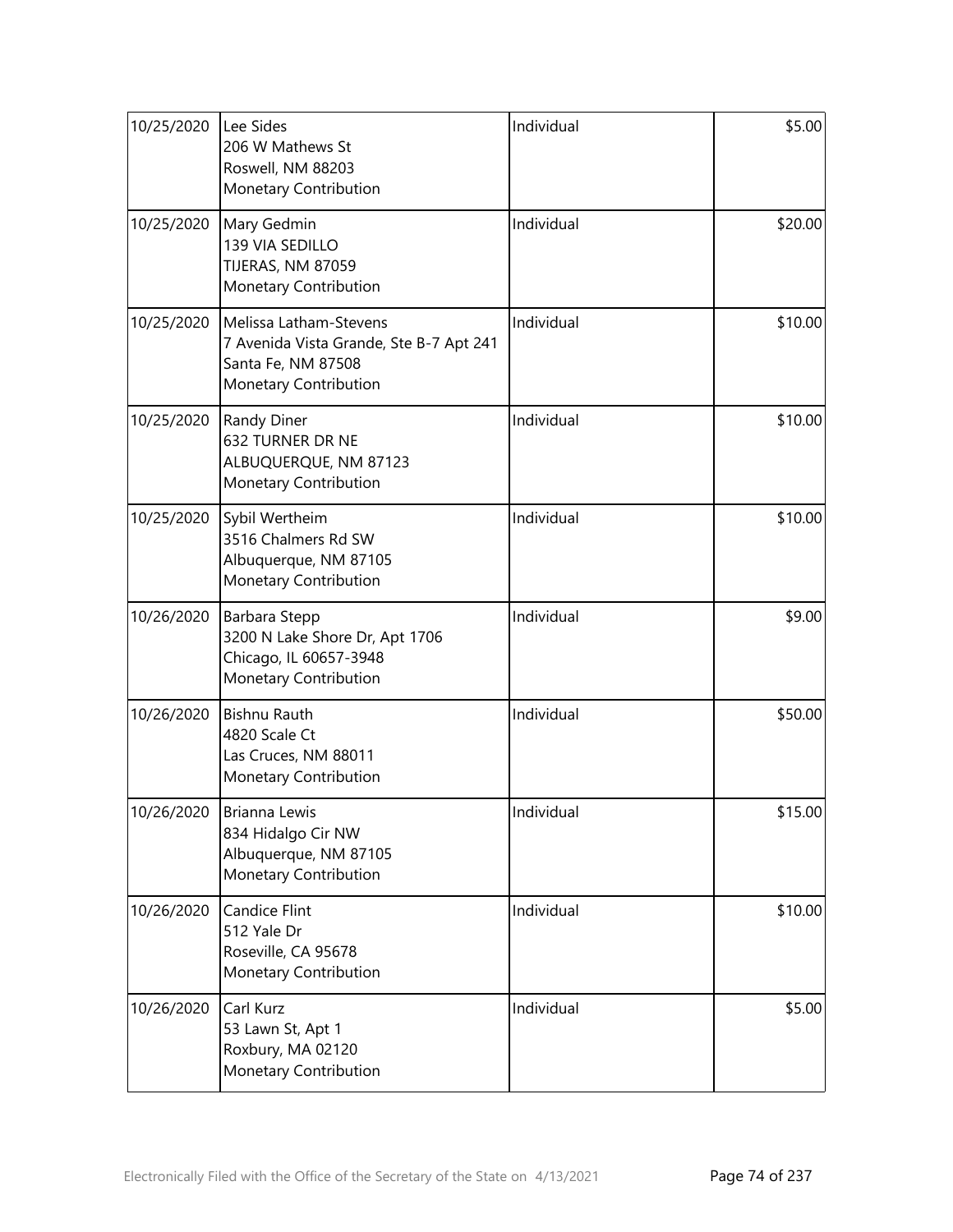| | | | |
|---|---|---|---|
| 10/25/2020 | Lee Sides<br>206 W Mathews St<br>Roswell, NM 88203<br>Monetary Contribution | Individual | $5.00 |
| 10/25/2020 | Mary Gedmin<br>139 VIA SEDILLO<br>TIJERAS, NM 87059<br>Monetary Contribution | Individual | $20.00 |
| 10/25/2020 | Melissa Latham-Stevens<br>7 Avenida Vista Grande, Ste B-7 Apt 241<br>Santa Fe, NM 87508<br>Monetary Contribution | Individual | $10.00 |
| 10/25/2020 | Randy Diner<br>632 TURNER DR NE<br>ALBUQUERQUE, NM 87123<br>Monetary Contribution | Individual | $10.00 |
| 10/25/2020 | Sybil Wertheim<br>3516 Chalmers Rd SW<br>Albuquerque, NM 87105<br>Monetary Contribution | Individual | $10.00 |
| 10/26/2020 | Barbara Stepp<br>3200 N Lake Shore Dr, Apt 1706<br>Chicago, IL 60657-3948<br>Monetary Contribution | Individual | $9.00 |
| 10/26/2020 | Bishnu Rauth<br>4820 Scale Ct<br>Las Cruces, NM 88011<br>Monetary Contribution | Individual | $50.00 |
| 10/26/2020 | Brianna Lewis<br>834 Hidalgo Cir NW<br>Albuquerque, NM 87105<br>Monetary Contribution | Individual | $15.00 |
| 10/26/2020 | Candice Flint<br>512 Yale Dr<br>Roseville, CA 95678<br>Monetary Contribution | Individual | $10.00 |
| 10/26/2020 | Carl Kurz<br>53 Lawn St, Apt 1<br>Roxbury, MA 02120<br>Monetary Contribution | Individual | $5.00 |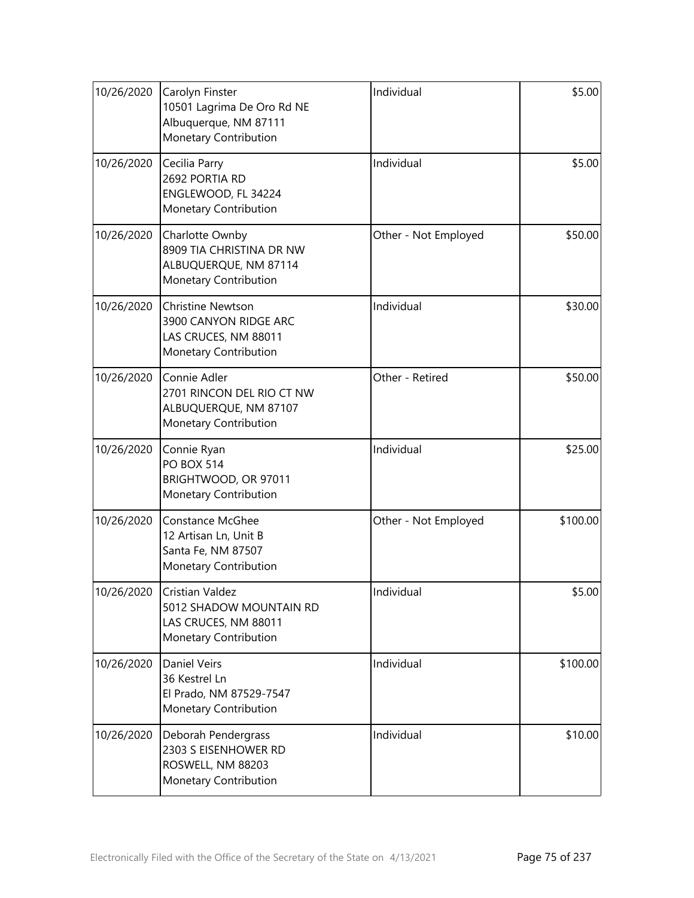| | | | |
|---|---|---|---|
| 10/26/2020 | Carolyn Finster<br>10501 Lagrima De Oro Rd NE<br>Albuquerque, NM 87111<br>Monetary Contribution | Individual | $5.00 |
| 10/26/2020 | Cecilia Parry<br>2692 PORTIA RD<br>ENGLEWOOD, FL 34224<br>Monetary Contribution | Individual | $5.00 |
| 10/26/2020 | Charlotte Ownby<br>8909 TIA CHRISTINA DR NW<br>ALBUQUERQUE, NM 87114<br>Monetary Contribution | Other - Not Employed | $50.00 |
| 10/26/2020 | Christine Newtson<br>3900 CANYON RIDGE ARC<br>LAS CRUCES, NM 88011<br>Monetary Contribution | Individual | $30.00 |
| 10/26/2020 | Connie Adler<br>2701 RINCON DEL RIO CT NW<br>ALBUQUERQUE, NM 87107<br>Monetary Contribution | Other - Retired | $50.00 |
| 10/26/2020 | Connie Ryan<br>PO BOX 514<br>BRIGHTWOOD, OR 97011<br>Monetary Contribution | Individual | $25.00 |
| 10/26/2020 | Constance McGhee<br>12 Artisan Ln, Unit B<br>Santa Fe, NM 87507<br>Monetary Contribution | Other - Not Employed | $100.00 |
| 10/26/2020 | Cristian Valdez<br>5012 SHADOW MOUNTAIN RD<br>LAS CRUCES, NM 88011<br>Monetary Contribution | Individual | $5.00 |
| 10/26/2020 | Daniel Veirs<br>36 Kestrel Ln<br>El Prado, NM 87529-7547<br>Monetary Contribution | Individual | $100.00 |
| 10/26/2020 | Deborah Pendergrass<br>2303 S EISENHOWER RD<br>ROSWELL, NM 88203<br>Monetary Contribution | Individual | $10.00 |

Electronically Filed with the Office of the Secretary of the State on 4/13/2021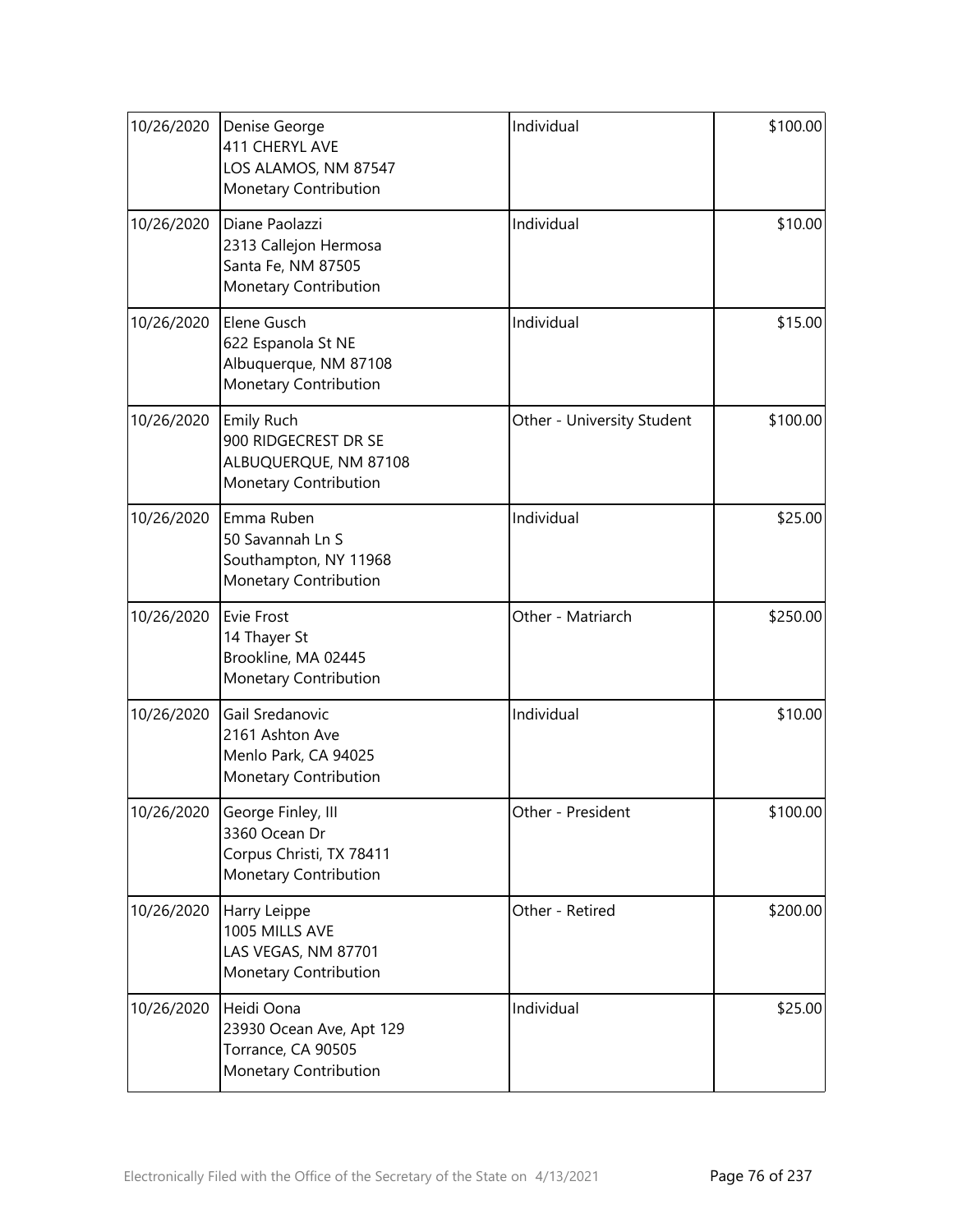| | | | |
|---|---|---|---|
| 10/26/2020 | Denise George<br>411 CHERYL AVE<br>LOS ALAMOS, NM 87547<br>Monetary Contribution | Individual | \$100.00 |
| 10/26/2020 | Diane Paolazzi<br>2313 Callejon Hermosa<br>Santa Fe, NM 87505<br>Monetary Contribution | Individual | \$10.00 |
| 10/26/2020 | Elene Gusch<br>622 Espanola St NE<br>Albuquerque, NM 87108<br>Monetary Contribution | Individual | \$15.00 |
| 10/26/2020 | Emily Ruch<br>900 RIDGECREST DR SE<br>ALBUQUERQUE, NM 87108<br>Monetary Contribution | Other - University Student | \$100.00 |
| 10/26/2020 | Emma Ruben<br>50 Savannah Ln S<br>Southampton, NY 11968<br>Monetary Contribution | Individual | \$25.00 |
| 10/26/2020 | Evie Frost<br>14 Thayer St<br>Brookline, MA 02445<br>Monetary Contribution | Other - Matriarch | \$250.00 |
| 10/26/2020 | Gail Sredanovic<br>2161 Ashton Ave<br>Menlo Park, CA 94025<br>Monetary Contribution | Individual | \$10.00 |
| 10/26/2020 | George Finley, III<br>3360 Ocean Dr<br>Corpus Christi, TX 78411<br>Monetary Contribution | Other - President | \$100.00 |
| 10/26/2020 | Harry Leippe<br>1005 MILLS AVE<br>LAS VEGAS, NM 87701<br>Monetary Contribution | Other - Retired | \$200.00 |
| 10/26/2020 | Heidi Oona<br>23930 Ocean Ave, Apt 129<br>Torrance, CA 90505<br>Monetary Contribution | Individual | \$25.00 |

Electronically Filed with the Office of the Secretary of the State on 4/13/2021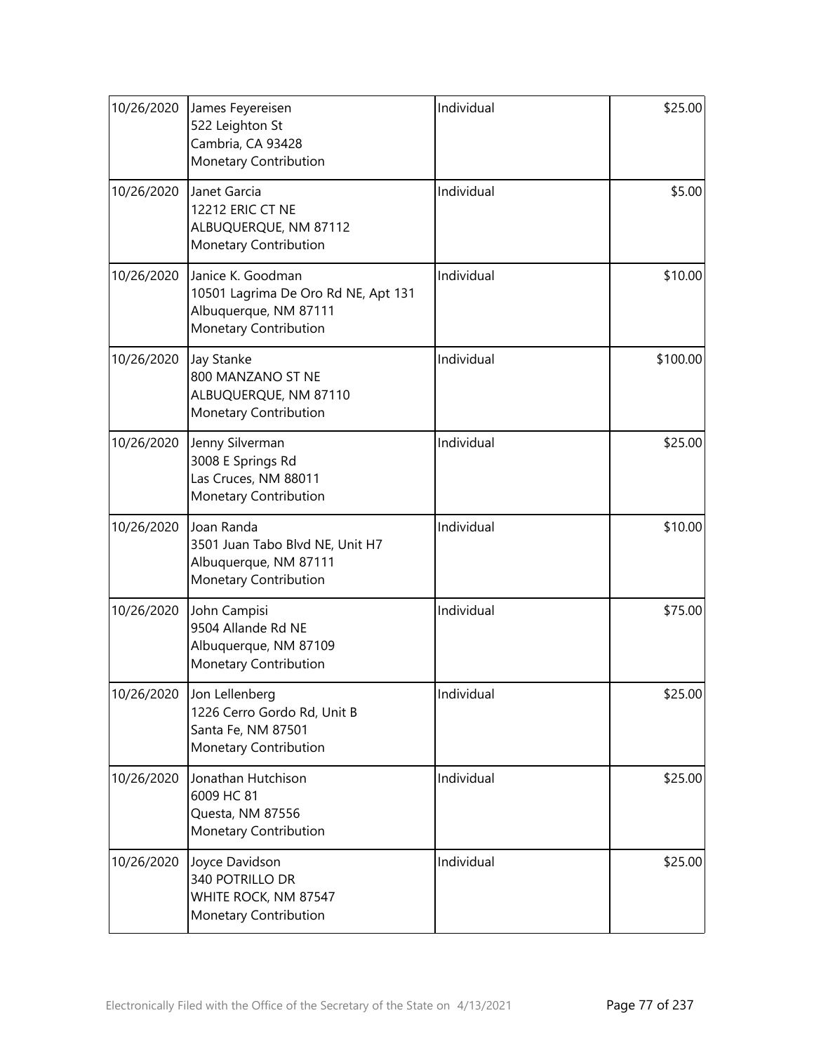| | | | |
|---|---|---|---|
| 10/26/2020 | James Feyereisen<br>522 Leighton St<br>Cambria, CA 93428<br>Monetary Contribution | Individual | $25.00 |
| 10/26/2020 | Janet Garcia<br>12212 ERIC CT NE<br>ALBUQUERQUE, NM 87112<br>Monetary Contribution | Individual | $5.00 |
| 10/26/2020 | Janice K. Goodman<br>10501 Lagrima De Oro Rd NE, Apt 131<br>Albuquerque, NM 87111<br>Monetary Contribution | Individual | $10.00 |
| 10/26/2020 | Jay Stanke<br>800 MANZANO ST NE<br>ALBUQUERQUE, NM 87110<br>Monetary Contribution | Individual | $100.00 |
| 10/26/2020 | Jenny Silverman<br>3008 E Springs Rd<br>Las Cruces, NM 88011<br>Monetary Contribution | Individual | $25.00 |
| 10/26/2020 | Joan Randa<br>3501 Juan Tabo Blvd NE, Unit H7<br>Albuquerque, NM 87111<br>Monetary Contribution | Individual | $10.00 |
| 10/26/2020 | John Campisi<br>9504 Allande Rd NE<br>Albuquerque, NM 87109<br>Monetary Contribution | Individual | $75.00 |
| 10/26/2020 | Jon Lellenberg<br>1226 Cerro Gordo Rd, Unit B<br>Santa Fe, NM 87501<br>Monetary Contribution | Individual | $25.00 |
| 10/26/2020 | Jonathan Hutchison<br>6009 HC 81<br>Questa, NM 87556<br>Monetary Contribution | Individual | $25.00 |
| 10/26/2020 | Joyce Davidson<br>340 POTRILLO DR<br>WHITE ROCK, NM 87547<br>Monetary Contribution | Individual | $25.00 |

Electronically Filed with the Office of the Secretary of the State on 4/13/2021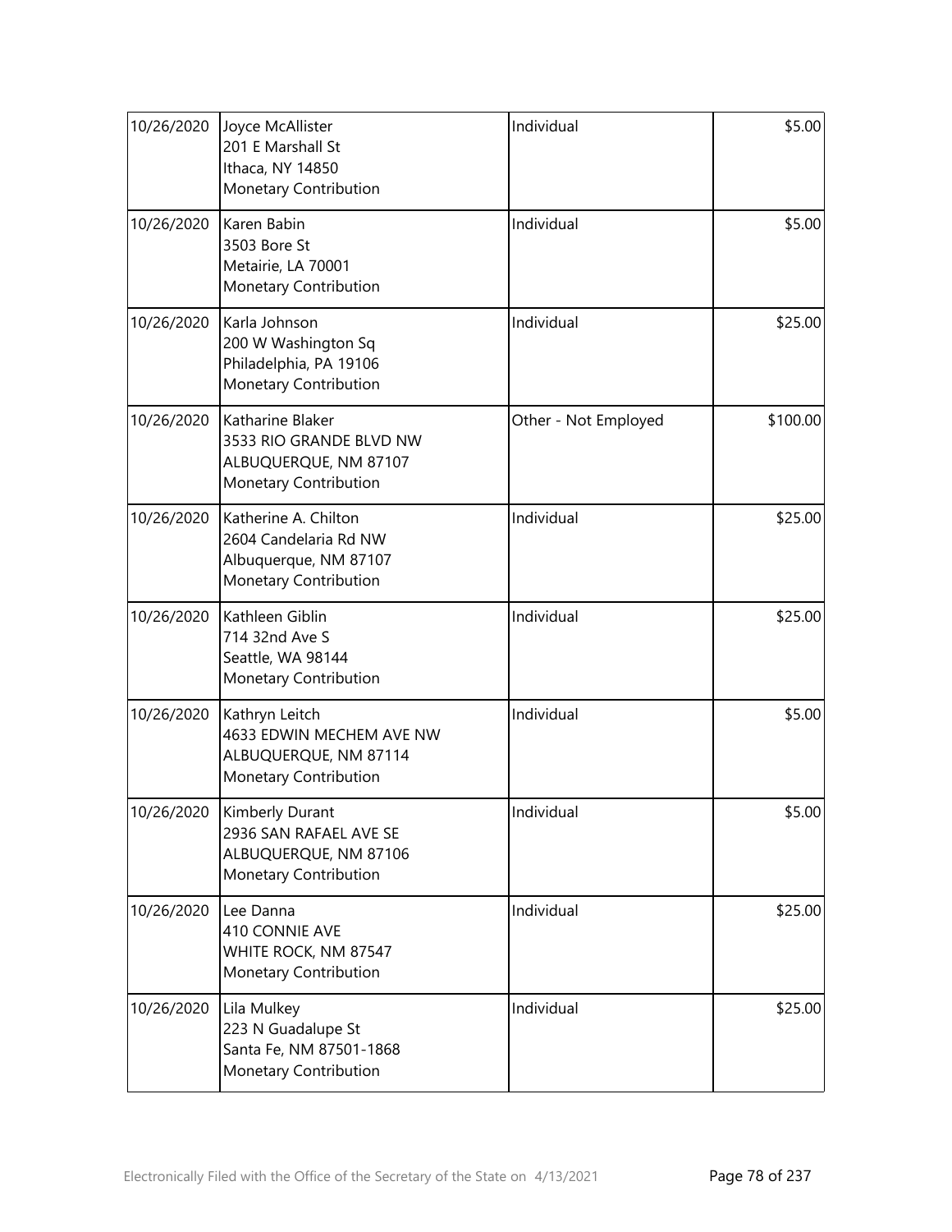| 10/26/2020 | Joyce McAllister<br>201 E Marshall St<br>Ithaca, NY 14850<br>Monetary Contribution | Individual | $5.00 |
|---|---|---|---|
| 10/26/2020 | Karen Babin<br>3503 Bore St<br>Metairie, LA 70001<br>Monetary Contribution | Individual | $5.00 |
| 10/26/2020 | Karla Johnson<br>200 W Washington Sq<br>Philadelphia, PA 19106<br>Monetary Contribution | Individual | $25.00 |
| 10/26/2020 | Katharine Blaker<br>3533 RIO GRANDE BLVD NW<br>ALBUQUERQUE, NM 87107<br>Monetary Contribution | Other - Not Employed | $100.00 |
| 10/26/2020 | Katherine A. Chilton<br>2604 Candelaria Rd NW<br>Albuquerque, NM 87107<br>Monetary Contribution | Individual | $25.00 |
| 10/26/2020 | Kathleen Giblin<br>714 32nd Ave S<br>Seattle, WA 98144<br>Monetary Contribution | Individual | $25.00 |
| 10/26/2020 | Kathryn Leitch<br>4633 EDWIN MECHEM AVE NW<br>ALBUQUERQUE, NM 87114<br>Monetary Contribution | Individual | $5.00 |
| 10/26/2020 | Kimberly Durant<br>2936 SAN RAFAEL AVE SE<br>ALBUQUERQUE, NM 87106<br>Monetary Contribution | Individual | $5.00 |
| 10/26/2020 | Lee Danna<br>410 CONNIE AVE<br>WHITE ROCK, NM 87547<br>Monetary Contribution | Individual | $25.00 |
| 10/26/2020 | Lila Mulkey<br>223 N Guadalupe St<br>Santa Fe, NM 87501-1868<br>Monetary Contribution | Individual | $25.00 |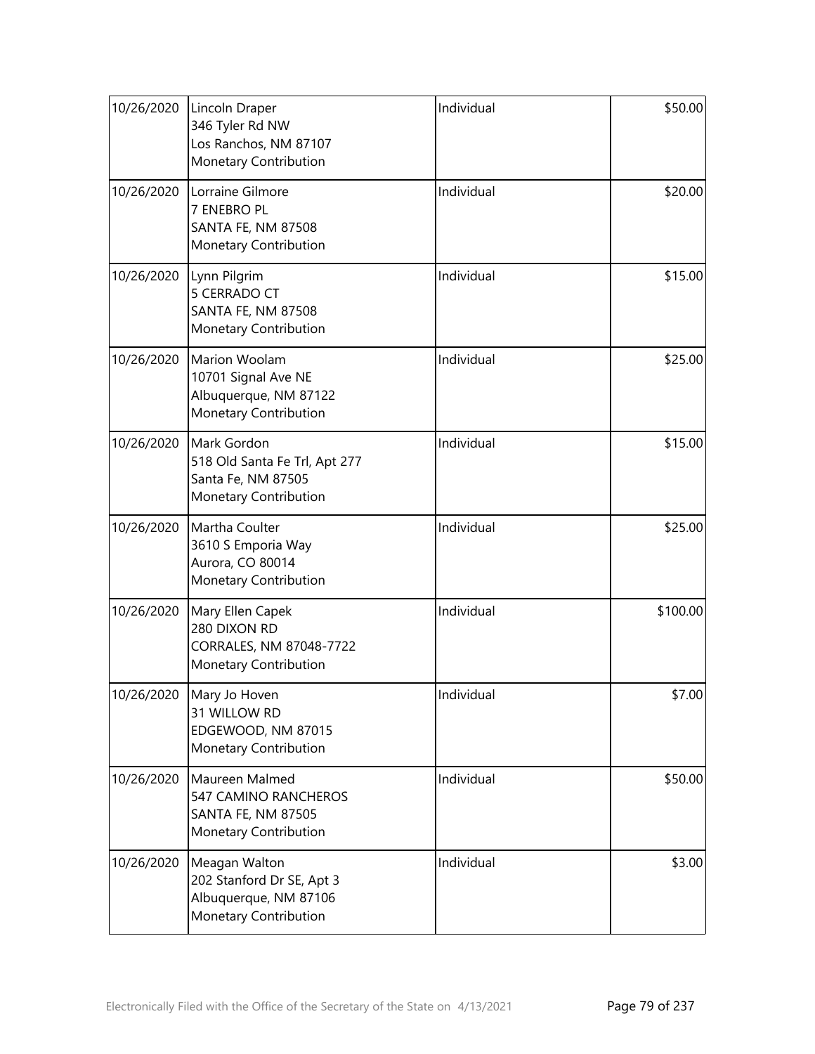| Date | Contributor | Type | Amount |
|---|---|---|---|
| 10/26/2020 | Lincoln Draper<br>346 Tyler Rd NW<br>Los Ranchos, NM 87107<br>Monetary Contribution | Individual | $50.00 |
| 10/26/2020 | Lorraine Gilmore<br>7 ENEBRO PL<br>SANTA FE, NM 87508<br>Monetary Contribution | Individual | $20.00 |
| 10/26/2020 | Lynn Pilgrim<br>5 CERRADO CT<br>SANTA FE, NM 87508<br>Monetary Contribution | Individual | $15.00 |
| 10/26/2020 | Marion Woolam<br>10701 Signal Ave NE<br>Albuquerque, NM 87122<br>Monetary Contribution | Individual | $25.00 |
| 10/26/2020 | Mark Gordon<br>518 Old Santa Fe Trl, Apt 277<br>Santa Fe, NM 87505<br>Monetary Contribution | Individual | $15.00 |
| 10/26/2020 | Martha Coulter<br>3610 S Emporia Way<br>Aurora, CO 80014<br>Monetary Contribution | Individual | $25.00 |
| 10/26/2020 | Mary Ellen Capek<br>280 DIXON RD<br>CORRALES, NM 87048-7722<br>Monetary Contribution | Individual | $100.00 |
| 10/26/2020 | Mary Jo Hoven<br>31 WILLOW RD<br>EDGEWOOD, NM 87015<br>Monetary Contribution | Individual | $7.00 |
| 10/26/2020 | Maureen Malmed<br>547 CAMINO RANCHEROS<br>SANTA FE, NM 87505<br>Monetary Contribution | Individual | $50.00 |
| 10/26/2020 | Meagan Walton<br>202 Stanford Dr SE, Apt 3<br>Albuquerque, NM 87106<br>Monetary Contribution | Individual | $3.00 |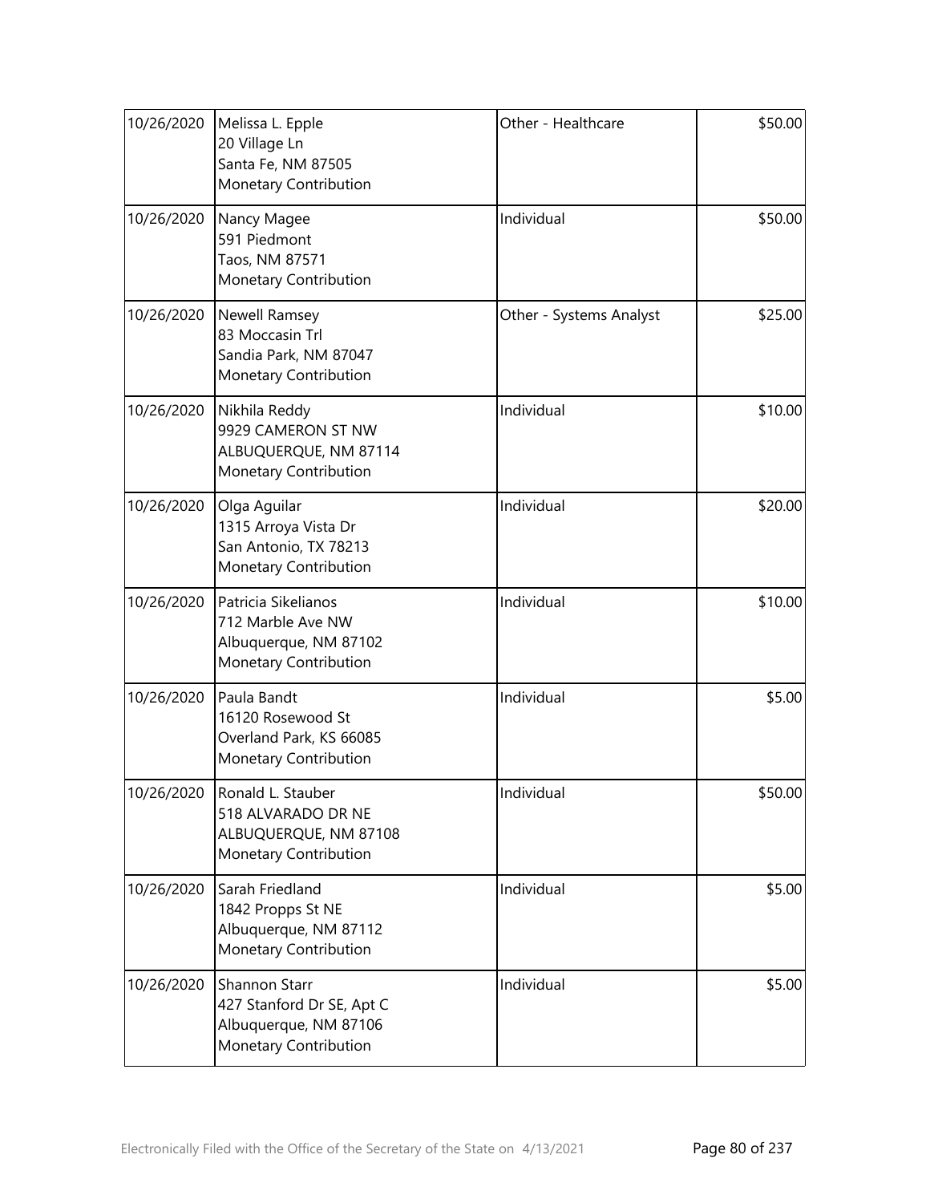| | | | |
|---|---|---|---|
| 10/26/2020 | Melissa L. Epple<br>20 Village Ln<br>Santa Fe, NM 87505<br>Monetary Contribution | Other - Healthcare | \$50.00 |
| 10/26/2020 | Nancy Magee<br>591 Piedmont<br>Taos, NM 87571<br>Monetary Contribution | Individual | \$50.00 |
| 10/26/2020 | Newell Ramsey<br>83 Moccasin Trl<br>Sandia Park, NM 87047<br>Monetary Contribution | Other - Systems Analyst | \$25.00 |
| 10/26/2020 | Nikhila Reddy<br>9929 CAMERON ST NW<br>ALBUQUERQUE, NM 87114<br>Monetary Contribution | Individual | \$10.00 |
| 10/26/2020 | Olga Aguilar<br>1315 Arroya Vista Dr<br>San Antonio, TX 78213<br>Monetary Contribution | Individual | \$20.00 |
| 10/26/2020 | Patricia Sikelianos<br>712 Marble Ave NW<br>Albuquerque, NM 87102<br>Monetary Contribution | Individual | \$10.00 |
| 10/26/2020 | Paula Bandt<br>16120 Rosewood St<br>Overland Park, KS 66085<br>Monetary Contribution | Individual | \$5.00 |
| 10/26/2020 | Ronald L. Stauber<br>518 ALVARADO DR NE<br>ALBUQUERQUE, NM 87108<br>Monetary Contribution | Individual | \$50.00 |
| 10/26/2020 | Sarah Friedland<br>1842 Propps St NE<br>Albuquerque, NM 87112<br>Monetary Contribution | Individual | \$5.00 |
| 10/26/2020 | Shannon Starr<br>427 Stanford Dr SE, Apt C<br>Albuquerque, NM 87106<br>Monetary Contribution | Individual | \$5.00 |

Electronically Filed with the Office of the Secretary of the State on 4/13/2021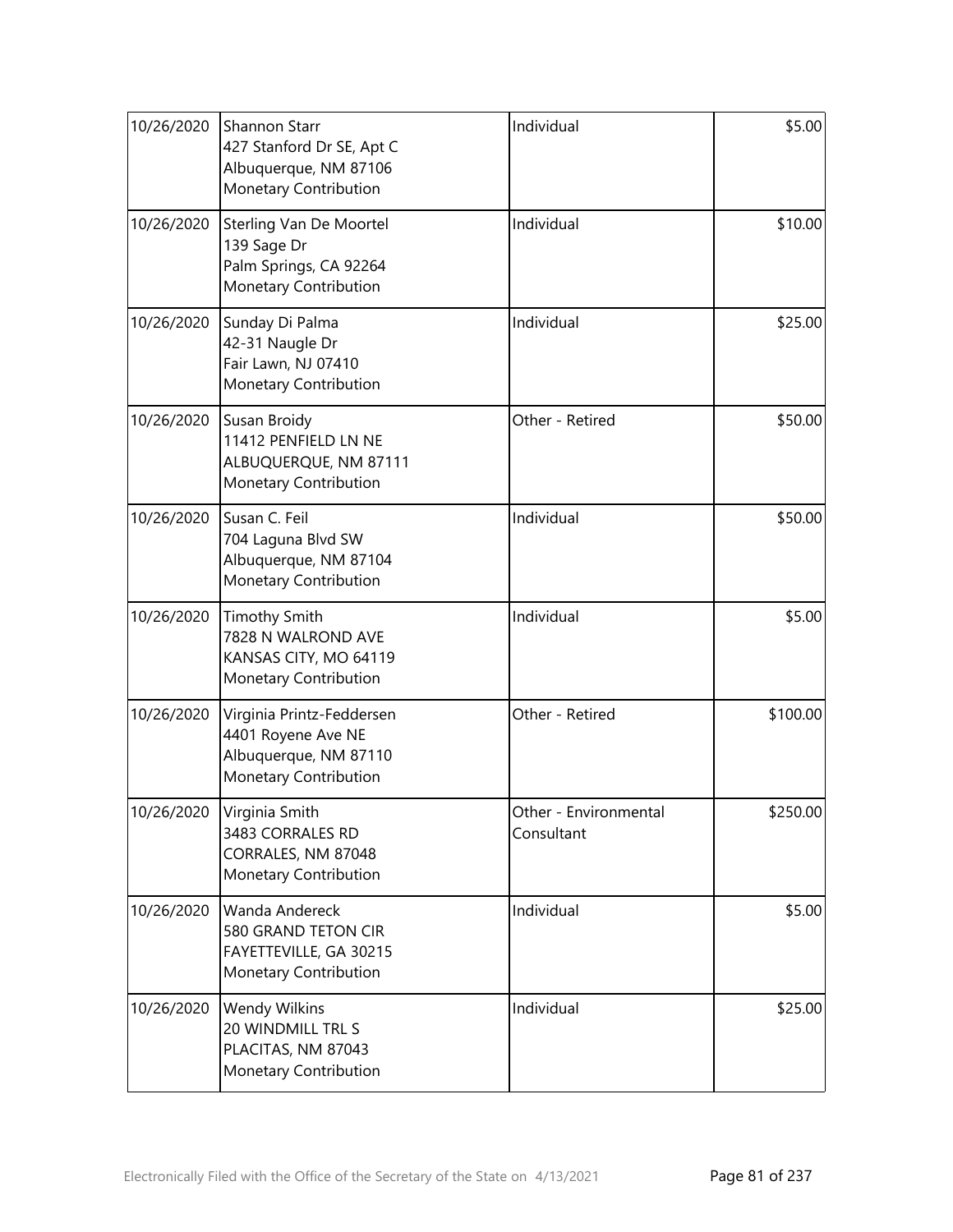| | | | |
|---|---|---|---|
| 10/26/2020 | Shannon Starr<br>427 Stanford Dr SE, Apt C<br>Albuquerque, NM 87106<br>Monetary Contribution | Individual | \$5.00 |
| 10/26/2020 | Sterling Van De Moortel<br>139 Sage Dr<br>Palm Springs, CA 92264<br>Monetary Contribution | Individual | \$10.00 |
| 10/26/2020 | Sunday Di Palma<br>42-31 Naugle Dr<br>Fair Lawn, NJ 07410<br>Monetary Contribution | Individual | \$25.00 |
| 10/26/2020 | Susan Broidy<br>11412 PENFIELD LN NE<br>ALBUQUERQUE, NM 87111<br>Monetary Contribution | Other - Retired | \$50.00 |
| 10/26/2020 | Susan C. Feil<br>704 Laguna Blvd SW<br>Albuquerque, NM 87104<br>Monetary Contribution | Individual | \$50.00 |
| 10/26/2020 | Timothy Smith<br>7828 N WALROND AVE<br>KANSAS CITY, MO 64119<br>Monetary Contribution | Individual | \$5.00 |
| 10/26/2020 | Virginia Printz-Feddersen<br>4401 Royene Ave NE<br>Albuquerque, NM 87110<br>Monetary Contribution | Other - Retired | \$100.00 |
| 10/26/2020 | Virginia Smith<br>3483 CORRALES RD<br>CORRALES, NM 87048<br>Monetary Contribution | Other - Environmental Consultant | \$250.00 |
| 10/26/2020 | Wanda Andereck<br>580 GRAND TETON CIR<br>FAYETTEVILLE, GA 30215<br>Monetary Contribution | Individual | \$5.00 |
| 10/26/2020 | Wendy Wilkins<br>20 WINDMILL TRL S<br>PLACITAS, NM 87043<br>Monetary Contribution | Individual | \$25.00 |

Electronically Filed with the Office of the Secretary of the State on 4/13/2021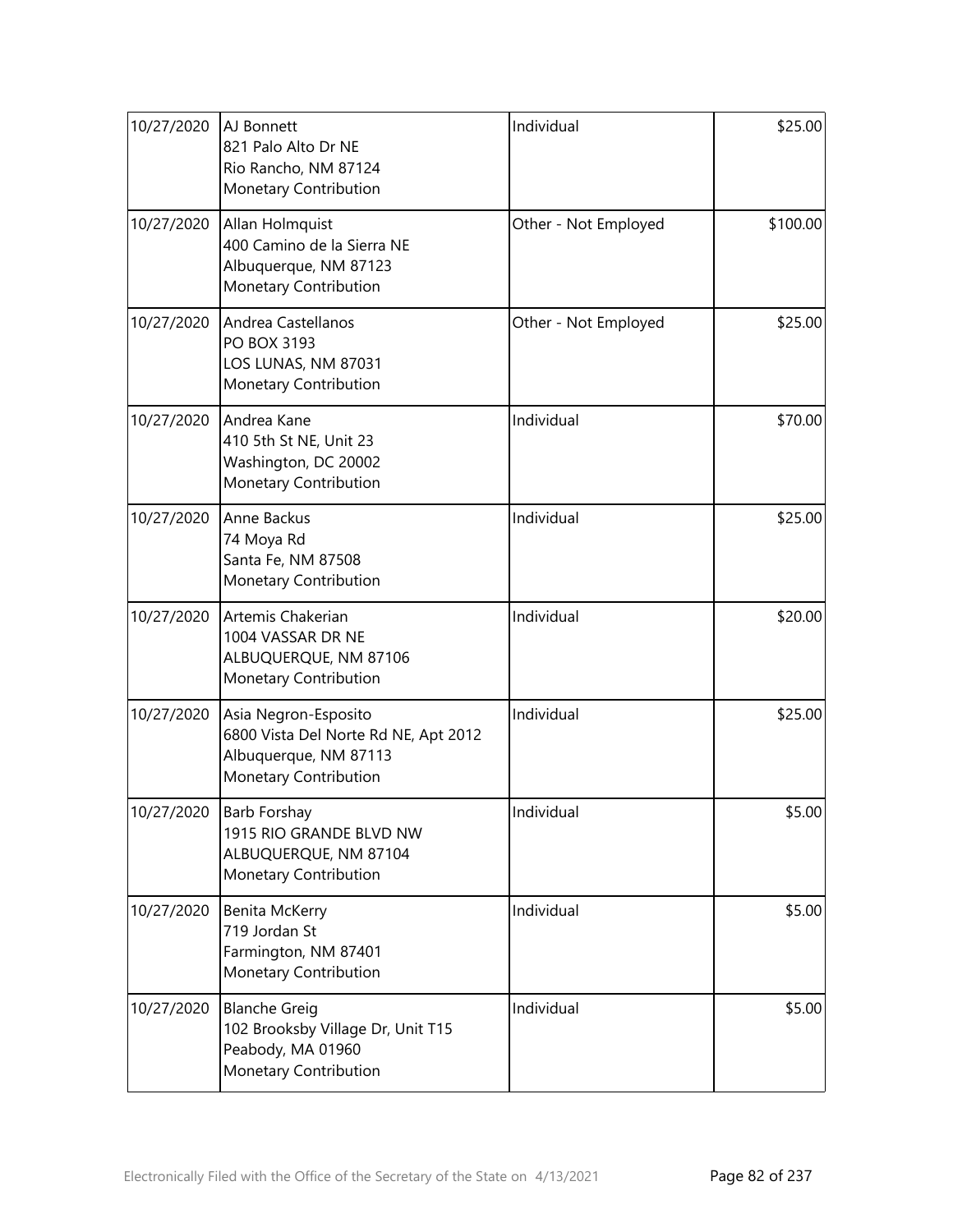| | | | |
|---|---|---|---|
| 10/27/2020 | AJ Bonnett<br>821 Palo Alto Dr NE<br>Rio Rancho, NM 87124<br>Monetary Contribution | Individual | \$25.00 |
| 10/27/2020 | Allan Holmquist<br>400 Camino de la Sierra NE<br>Albuquerque, NM 87123<br>Monetary Contribution | Other - Not Employed | \$100.00 |
| 10/27/2020 | Andrea Castellanos<br>PO BOX 3193<br>LOS LUNAS, NM 87031<br>Monetary Contribution | Other - Not Employed | \$25.00 |
| 10/27/2020 | Andrea Kane<br>410 5th St NE, Unit 23<br>Washington, DC 20002<br>Monetary Contribution | Individual | \$70.00 |
| 10/27/2020 | Anne Backus<br>74 Moya Rd<br>Santa Fe, NM 87508<br>Monetary Contribution | Individual | \$25.00 |
| 10/27/2020 | Artemis Chakerian<br>1004 VASSAR DR NE<br>ALBUQUERQUE, NM 87106<br>Monetary Contribution | Individual | \$20.00 |
| 10/27/2020 | Asia Negron-Esposito<br>6800 Vista Del Norte Rd NE, Apt 2012<br>Albuquerque, NM 87113<br>Monetary Contribution | Individual | \$25.00 |
| 10/27/2020 | Barb Forshay<br>1915 RIO GRANDE BLVD NW<br>ALBUQUERQUE, NM 87104<br>Monetary Contribution | Individual | \$5.00 |
| 10/27/2020 | Benita McKerry<br>719 Jordan St<br>Farmington, NM 87401<br>Monetary Contribution | Individual | \$5.00 |
| 10/27/2020 | Blanche Greig<br>102 Brooksby Village Dr, Unit T15<br>Peabody, MA 01960<br>Monetary Contribution | Individual | \$5.00 |

Electronically Filed with the Office of the Secretary of the State on 4/13/2021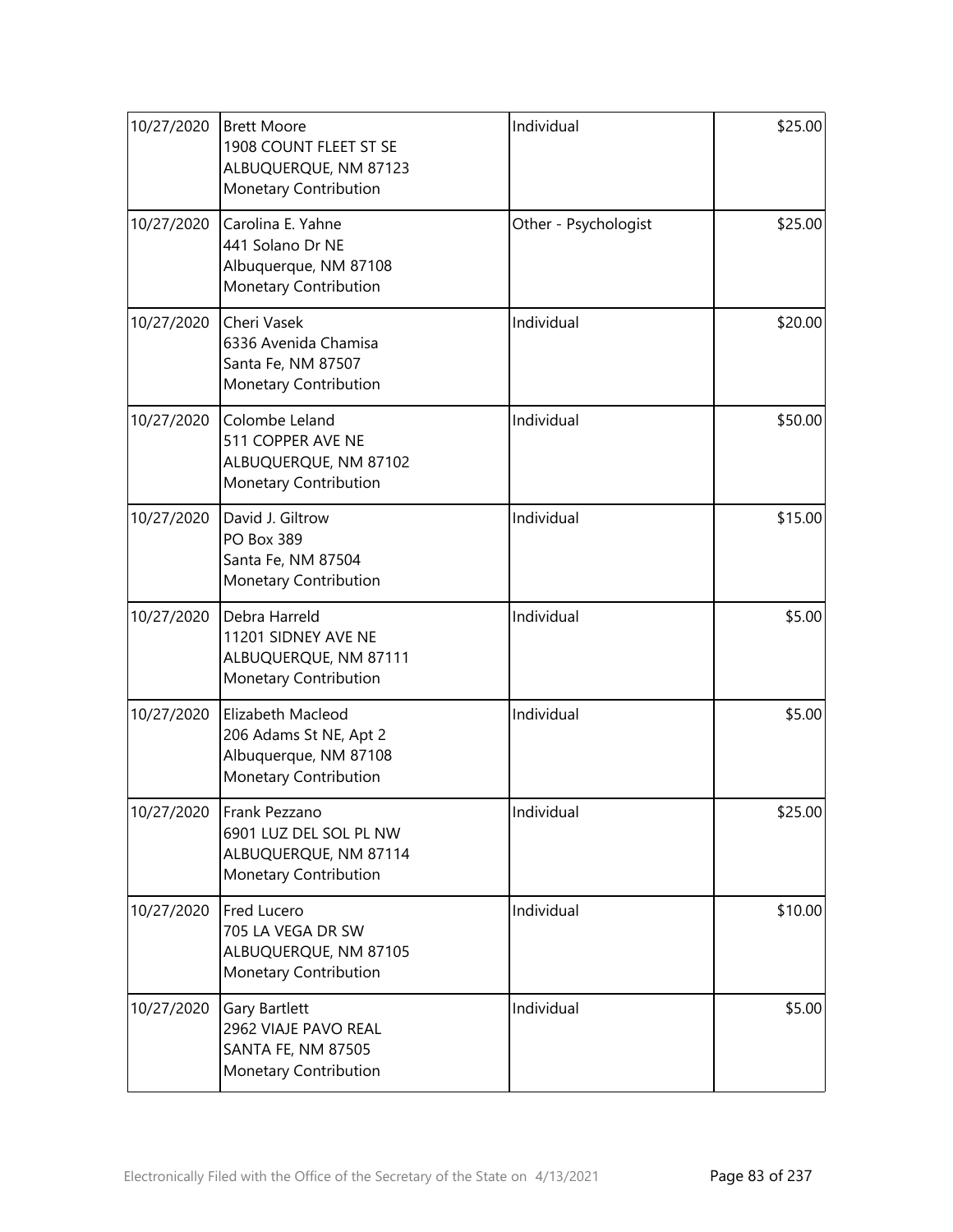| | | | |
|---|---|---|---|
| 10/27/2020 | Brett Moore<br>1908 COUNT FLEET ST SE<br>ALBUQUERQUE, NM 87123<br>Monetary Contribution | Individual | \$25.00 |
| 10/27/2020 | Carolina E. Yahne<br>441 Solano Dr NE<br>Albuquerque, NM 87108<br>Monetary Contribution | Other - Psychologist | \$25.00 |
| 10/27/2020 | Cheri Vasek<br>6336 Avenida Chamisa<br>Santa Fe, NM 87507<br>Monetary Contribution | Individual | \$20.00 |
| 10/27/2020 | Colombe Leland<br>511 COPPER AVE NE<br>ALBUQUERQUE, NM 87102<br>Monetary Contribution | Individual | \$50.00 |
| 10/27/2020 | David J. Giltrow<br>PO Box 389<br>Santa Fe, NM 87504<br>Monetary Contribution | Individual | \$15.00 |
| 10/27/2020 | Debra Harreld<br>11201 SIDNEY AVE NE<br>ALBUQUERQUE, NM 87111<br>Monetary Contribution | Individual | \$5.00 |
| 10/27/2020 | Elizabeth Macleod<br>206 Adams St NE, Apt 2<br>Albuquerque, NM 87108<br>Monetary Contribution | Individual | \$5.00 |
| 10/27/2020 | Frank Pezzano<br>6901 LUZ DEL SOL PL NW<br>ALBUQUERQUE, NM 87114<br>Monetary Contribution | Individual | \$25.00 |
| 10/27/2020 | Fred Lucero<br>705 LA VEGA DR SW<br>ALBUQUERQUE, NM 87105<br>Monetary Contribution | Individual | \$10.00 |
| 10/27/2020 | Gary Bartlett<br>2962 VIAJE PAVO REAL<br>SANTA FE, NM 87505<br>Monetary Contribution | Individual | \$5.00 |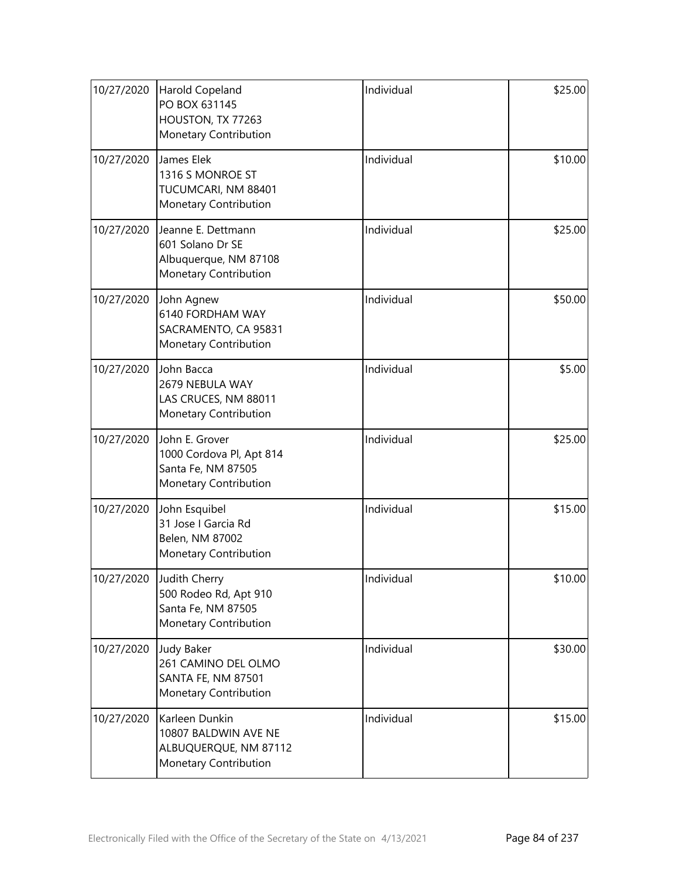| | | | |
|---|---|---|---|
| 10/27/2020 | Harold Copeland<br>PO BOX 631145<br>HOUSTON, TX 77263<br>Monetary Contribution | Individual | $25.00 |
| 10/27/2020 | James Elek<br>1316 S MONROE ST<br>TUCUMCARI, NM 88401<br>Monetary Contribution | Individual | $10.00 |
| 10/27/2020 | Jeanne E. Dettmann<br>601 Solano Dr SE<br>Albuquerque, NM 87108<br>Monetary Contribution | Individual | $25.00 |
| 10/27/2020 | John Agnew<br>6140 FORDHAM WAY<br>SACRAMENTO, CA 95831<br>Monetary Contribution | Individual | $50.00 |
| 10/27/2020 | John Bacca<br>2679 NEBULA WAY<br>LAS CRUCES, NM 88011<br>Monetary Contribution | Individual | $5.00 |
| 10/27/2020 | John E. Grover<br>1000 Cordova Pl, Apt 814<br>Santa Fe, NM 87505<br>Monetary Contribution | Individual | $25.00 |
| 10/27/2020 | John Esquibel<br>31 Jose I Garcia Rd<br>Belen, NM 87002<br>Monetary Contribution | Individual | $15.00 |
| 10/27/2020 | Judith Cherry<br>500 Rodeo Rd, Apt 910<br>Santa Fe, NM 87505<br>Monetary Contribution | Individual | $10.00 |
| 10/27/2020 | Judy Baker<br>261 CAMINO DEL OLMO<br>SANTA FE, NM 87501<br>Monetary Contribution | Individual | $30.00 |
| 10/27/2020 | Karleen Dunkin<br>10807 BALDWIN AVE NE<br>ALBUQUERQUE, NM 87112<br>Monetary Contribution | Individual | $15.00 |

Electronically Filed with the Office of the Secretary of the State on 4/13/2021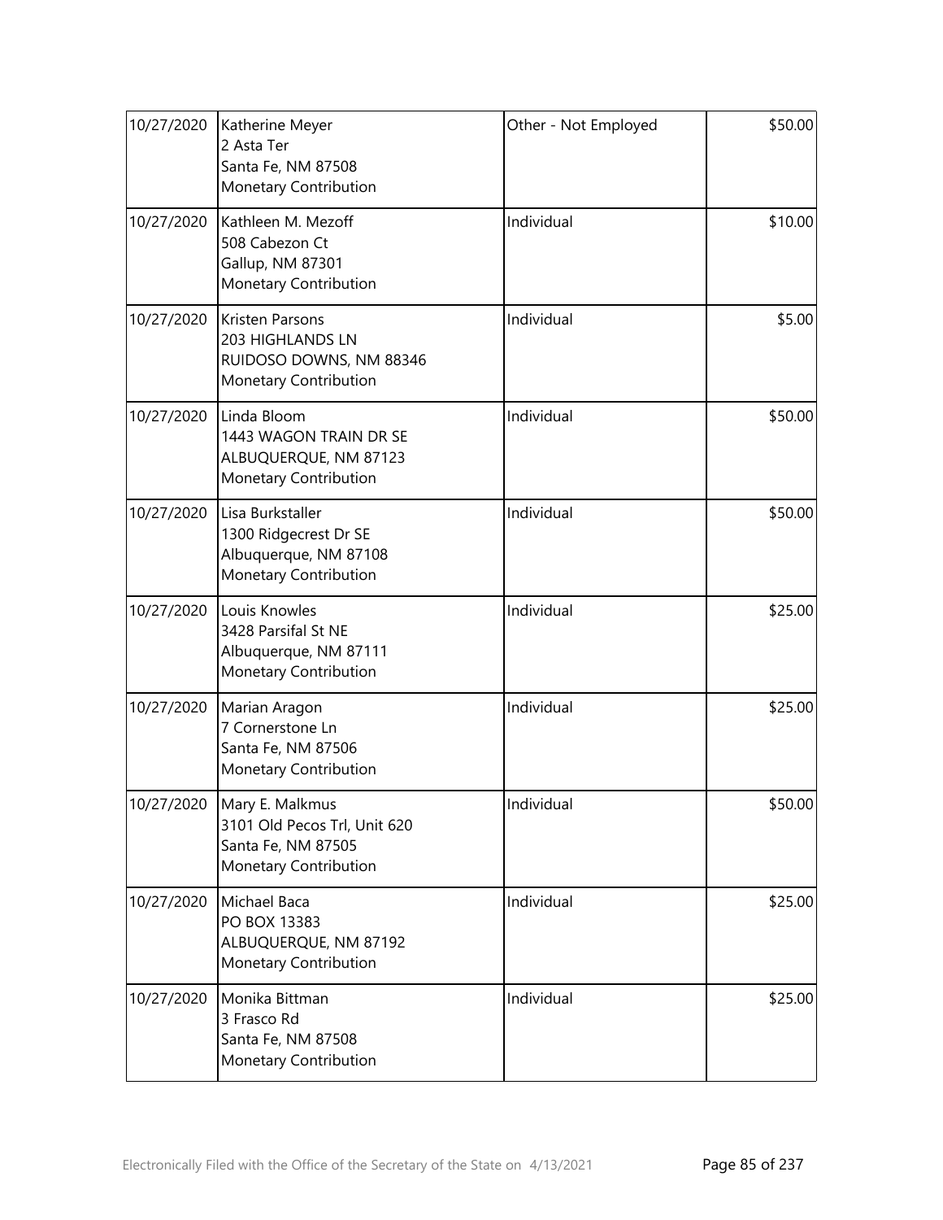| 10/27/2020 | Katherine Meyer<br>2 Asta Ter<br>Santa Fe, NM 87508<br>Monetary Contribution | Other - Not Employed | $50.00 |
|---|---|---|---|
| 10/27/2020 | Kathleen M. Mezoff<br>508 Cabezon Ct<br>Gallup, NM 87301<br>Monetary Contribution | Individual | $10.00 |
| 10/27/2020 | Kristen Parsons<br>203 HIGHLANDS LN<br>RUIDOSO DOWNS, NM 88346<br>Monetary Contribution | Individual | $5.00 |
| 10/27/2020 | Linda Bloom<br>1443 WAGON TRAIN DR SE<br>ALBUQUERQUE, NM 87123<br>Monetary Contribution | Individual | $50.00 |
| 10/27/2020 | Lisa Burkstaller<br>1300 Ridgecrest Dr SE<br>Albuquerque, NM 87108<br>Monetary Contribution | Individual | $50.00 |
| 10/27/2020 | Louis Knowles<br>3428 Parsifal St NE<br>Albuquerque, NM 87111<br>Monetary Contribution | Individual | $25.00 |
| 10/27/2020 | Marian Aragon<br>7 Cornerstone Ln<br>Santa Fe, NM 87506<br>Monetary Contribution | Individual | $25.00 |
| 10/27/2020 | Mary E. Malkmus<br>3101 Old Pecos Trl, Unit 620<br>Santa Fe, NM 87505<br>Monetary Contribution | Individual | $50.00 |
| 10/27/2020 | Michael Baca<br>PO BOX 13383<br>ALBUQUERQUE, NM 87192<br>Monetary Contribution | Individual | $25.00 |
| 10/27/2020 | Monika Bittman<br>3 Frasco Rd<br>Santa Fe, NM 87508<br>Monetary Contribution | Individual | $25.00 |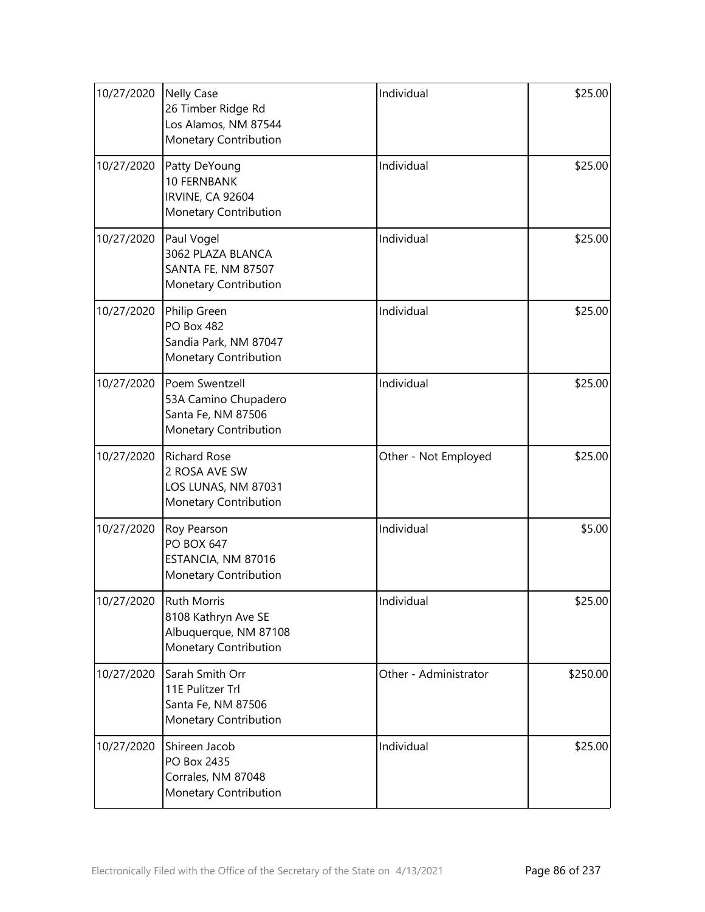| | | | |
|---|---|---|---|
| 10/27/2020 | Nelly Case<br>26 Timber Ridge Rd<br>Los Alamos, NM 87544<br>Monetary Contribution | Individual | $25.00 |
| 10/27/2020 | Patty DeYoung<br>10 FERNBANK<br>IRVINE, CA 92604<br>Monetary Contribution | Individual | $25.00 |
| 10/27/2020 | Paul Vogel<br>3062 PLAZA BLANCA<br>SANTA FE, NM 87507<br>Monetary Contribution | Individual | $25.00 |
| 10/27/2020 | Philip Green<br>PO Box 482<br>Sandia Park, NM 87047<br>Monetary Contribution | Individual | $25.00 |
| 10/27/2020 | Poem Swentzell<br>53A Camino Chupadero<br>Santa Fe, NM 87506<br>Monetary Contribution | Individual | $25.00 |
| 10/27/2020 | Richard Rose<br>2 ROSA AVE SW<br>LOS LUNAS, NM 87031<br>Monetary Contribution | Other - Not Employed | $25.00 |
| 10/27/2020 | Roy Pearson<br>PO BOX 647<br>ESTANCIA, NM 87016<br>Monetary Contribution | Individual | $5.00 |
| 10/27/2020 | Ruth Morris<br>8108 Kathryn Ave SE<br>Albuquerque, NM 87108<br>Monetary Contribution | Individual | $25.00 |
| 10/27/2020 | Sarah Smith Orr<br>11E Pulitzer Trl<br>Santa Fe, NM 87506<br>Monetary Contribution | Other - Administrator | $250.00 |
| 10/27/2020 | Shireen Jacob<br>PO Box 2435<br>Corrales, NM 87048<br>Monetary Contribution | Individual | $25.00 |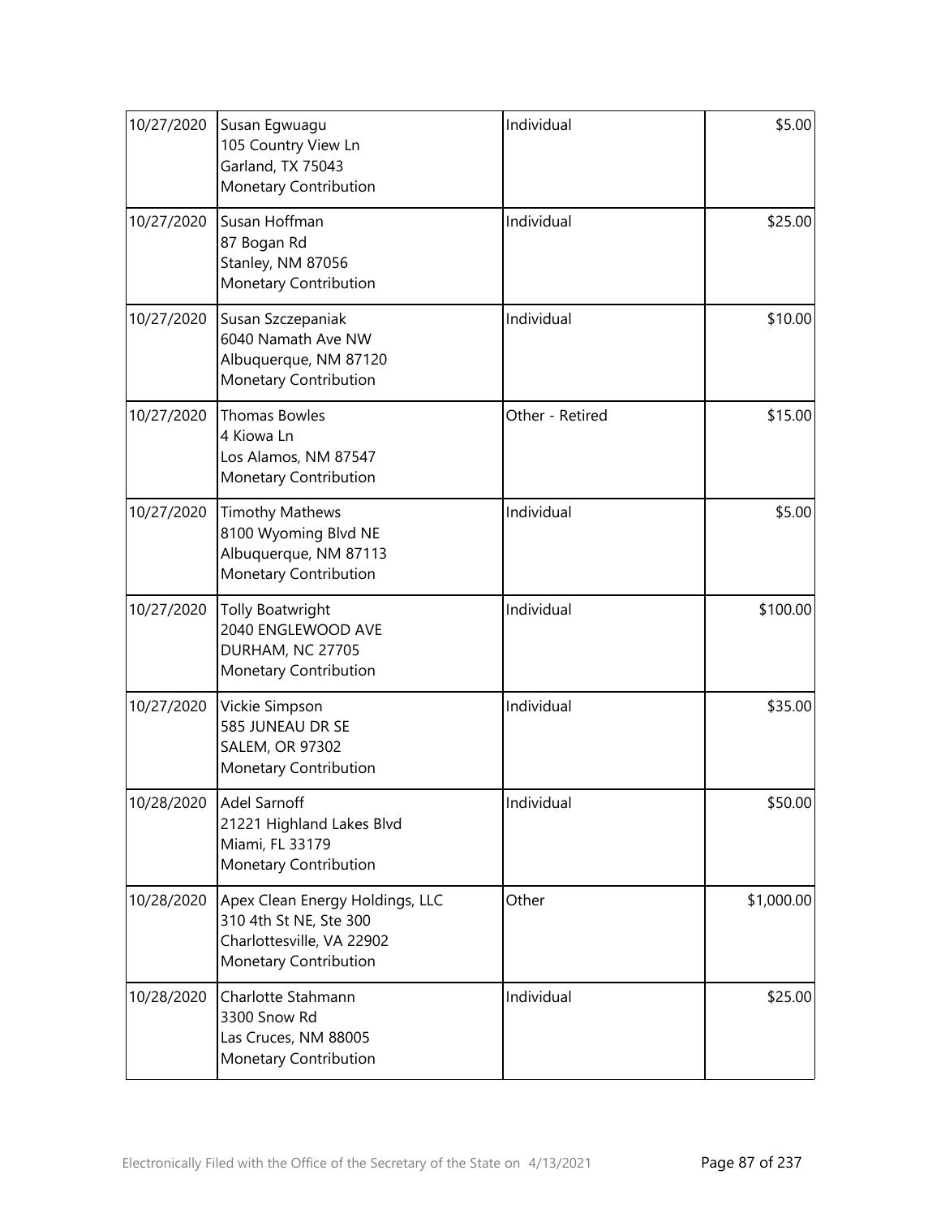| | | | |
|---|---|---|---|
| 10/27/2020 | Susan Egwuagu<br>105 Country View Ln<br>Garland, TX 75043<br>Monetary Contribution | Individual | $5.00 |
| 10/27/2020 | Susan Hoffman<br>87 Bogan Rd<br>Stanley, NM 87056<br>Monetary Contribution | Individual | $25.00 |
| 10/27/2020 | Susan Szczepaniak<br>6040 Namath Ave NW<br>Albuquerque, NM 87120<br>Monetary Contribution | Individual | $10.00 |
| 10/27/2020 | Thomas Bowles<br>4 Kiowa Ln<br>Los Alamos, NM 87547<br>Monetary Contribution | Other - Retired | $15.00 |
| 10/27/2020 | Timothy Mathews<br>8100 Wyoming Blvd NE<br>Albuquerque, NM 87113<br>Monetary Contribution | Individual | $5.00 |
| 10/27/2020 | Tolly Boatwright<br>2040 ENGLEWOOD AVE<br>DURHAM, NC 27705<br>Monetary Contribution | Individual | $100.00 |
| 10/27/2020 | Vickie Simpson<br>585 JUNEAU DR SE<br>SALEM, OR 97302<br>Monetary Contribution | Individual | $35.00 |
| 10/28/2020 | Adel Sarnoff<br>21221 Highland Lakes Blvd<br>Miami, FL 33179<br>Monetary Contribution | Individual | $50.00 |
| 10/28/2020 | Apex Clean Energy Holdings, LLC<br>310 4th St NE, Ste 300<br>Charlottesville, VA 22902<br>Monetary Contribution | Other | $1,000.00 |
| 10/28/2020 | Charlotte Stahmann<br>3300 Snow Rd<br>Las Cruces, NM 88005<br>Monetary Contribution | Individual | $25.00 |

Electronically Filed with the Office of the Secretary of the State on 4/13/2021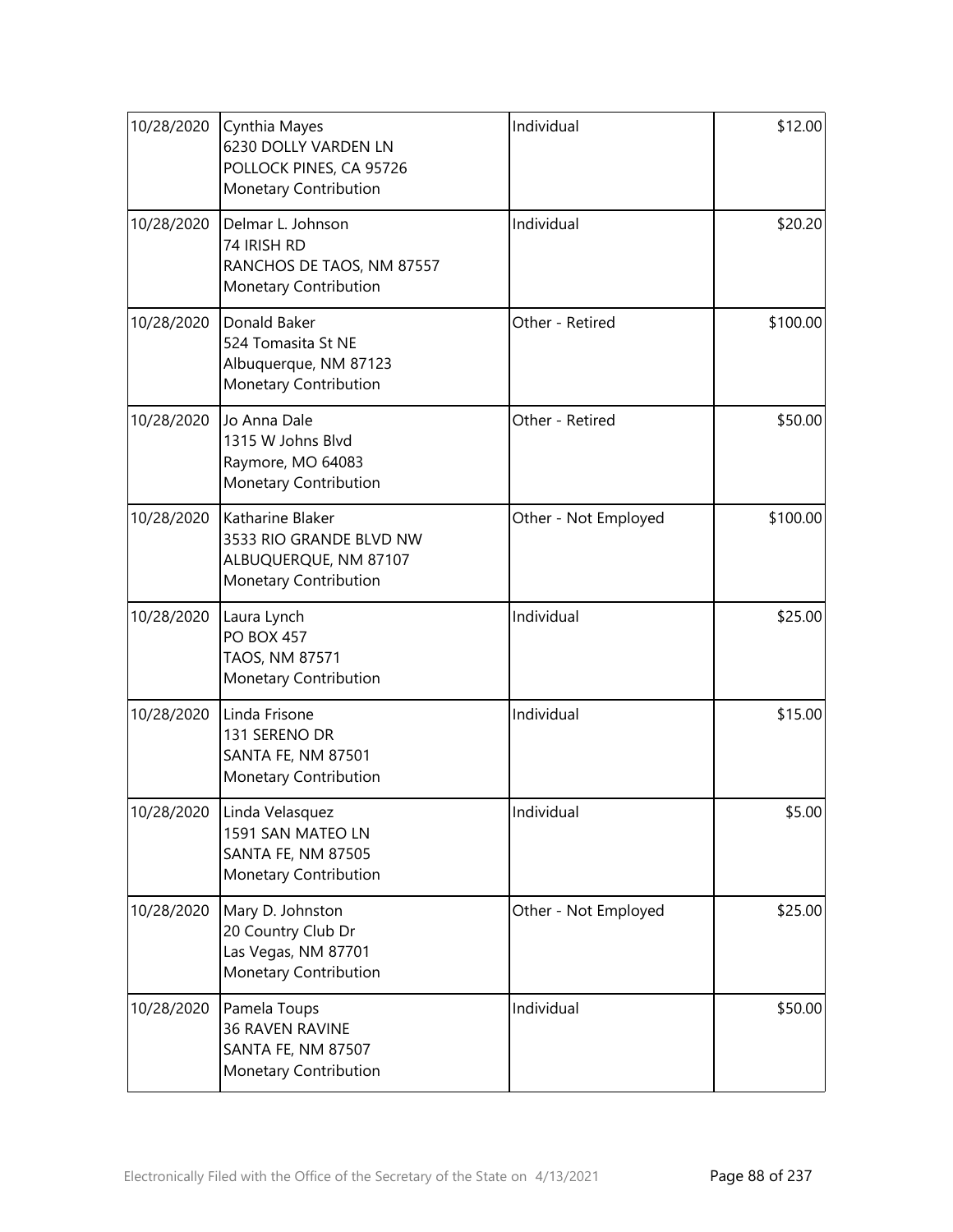| | | | |
|---|---|---|---|
| 10/28/2020 | Cynthia Mayes<br>6230 DOLLY VARDEN LN<br>POLLOCK PINES, CA 95726<br>Monetary Contribution | Individual | \$12.00 |
| 10/28/2020 | Delmar L. Johnson<br>74 IRISH RD<br>RANCHOS DE TAOS, NM 87557<br>Monetary Contribution | Individual | \$20.20 |
| 10/28/2020 | Donald Baker<br>524 Tomasita St NE<br>Albuquerque, NM 87123<br>Monetary Contribution | Other - Retired | \$100.00 |
| 10/28/2020 | Jo Anna Dale<br>1315 W Johns Blvd<br>Raymore, MO 64083<br>Monetary Contribution | Other - Retired | \$50.00 |
| 10/28/2020 | Katharine Blaker<br>3533 RIO GRANDE BLVD NW<br>ALBUQUERQUE, NM 87107<br>Monetary Contribution | Other - Not Employed | \$100.00 |
| 10/28/2020 | Laura Lynch<br>PO BOX 457<br>TAOS, NM 87571<br>Monetary Contribution | Individual | \$25.00 |
| 10/28/2020 | Linda Frisone<br>131 SERENO DR<br>SANTA FE, NM 87501<br>Monetary Contribution | Individual | \$15.00 |
| 10/28/2020 | Linda Velasquez<br>1591 SAN MATEO LN<br>SANTA FE, NM 87505<br>Monetary Contribution | Individual | \$5.00 |
| 10/28/2020 | Mary D. Johnston<br>20 Country Club Dr<br>Las Vegas, NM 87701<br>Monetary Contribution | Other - Not Employed | \$25.00 |
| 10/28/2020 | Pamela Toups<br>36 RAVEN RAVINE<br>SANTA FE, NM 87507<br>Monetary Contribution | Individual | \$50.00 |

Electronically Filed with the Office of the Secretary of the State on 4/13/2021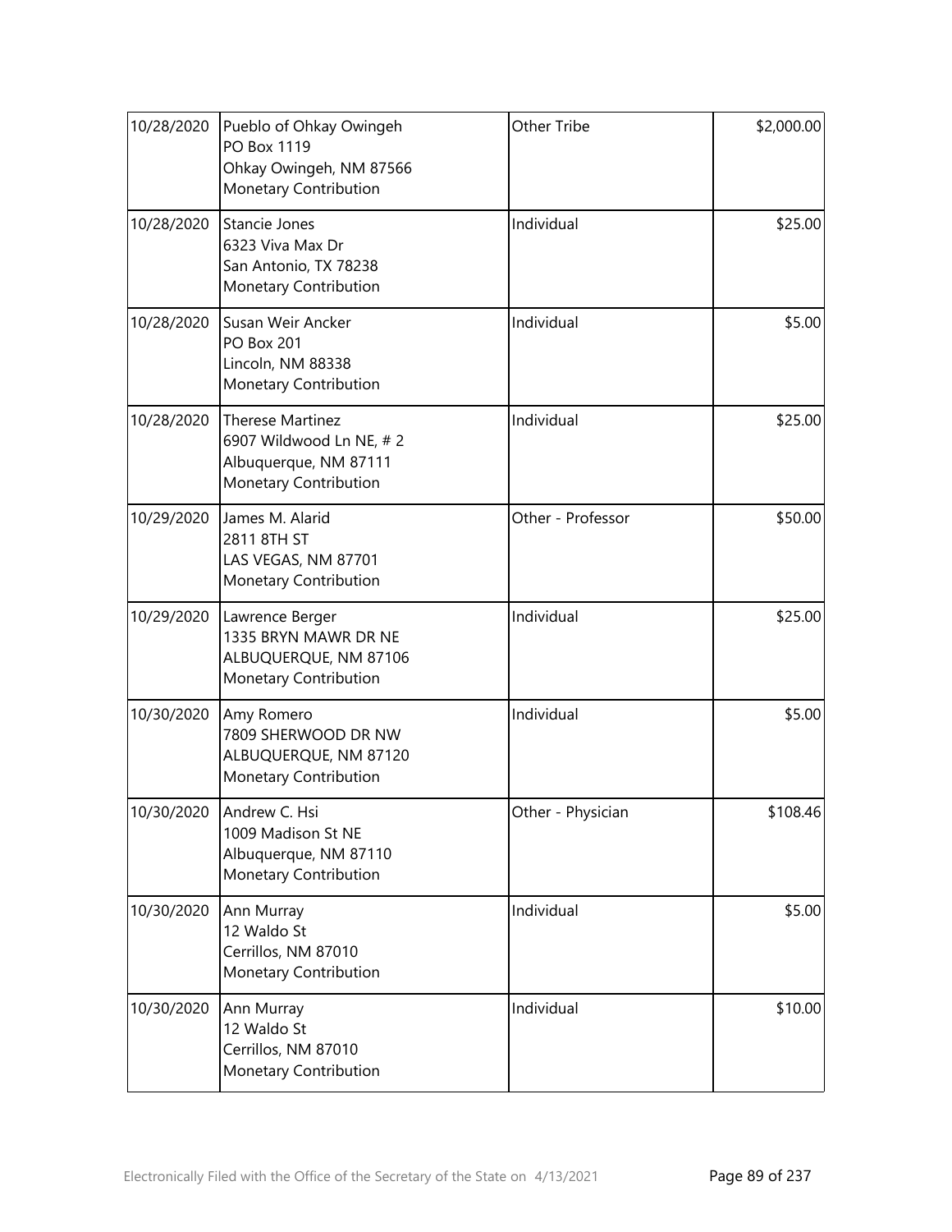| | | | |
|---|---|---|---|
| 10/28/2020 | Pueblo of Ohkay Owingeh<br>PO Box 1119<br>Ohkay Owingeh, NM 87566<br>Monetary Contribution | Other Tribe | $2,000.00 |
| 10/28/2020 | Stancie Jones<br>6323 Viva Max Dr<br>San Antonio, TX 78238<br>Monetary Contribution | Individual | $25.00 |
| 10/28/2020 | Susan Weir Ancker<br>PO Box 201<br>Lincoln, NM 88338<br>Monetary Contribution | Individual | $5.00 |
| 10/28/2020 | Therese Martinez<br>6907 Wildwood Ln NE, # 2<br>Albuquerque, NM 87111<br>Monetary Contribution | Individual | $25.00 |
| 10/29/2020 | James M. Alarid<br>2811 8TH ST<br>LAS VEGAS, NM 87701<br>Monetary Contribution | Other - Professor | $50.00 |
| 10/29/2020 | Lawrence Berger<br>1335 BRYN MAWR DR NE<br>ALBUQUERQUE, NM 87106<br>Monetary Contribution | Individual | $25.00 |
| 10/30/2020 | Amy Romero<br>7809 SHERWOOD DR NW<br>ALBUQUERQUE, NM 87120<br>Monetary Contribution | Individual | $5.00 |
| 10/30/2020 | Andrew C. Hsi<br>1009 Madison St NE<br>Albuquerque, NM 87110<br>Monetary Contribution | Other - Physician | $108.46 |
| 10/30/2020 | Ann Murray<br>12 Waldo St<br>Cerrillos, NM 87010<br>Monetary Contribution | Individual | $5.00 |
| 10/30/2020 | Ann Murray<br>12 Waldo St<br>Cerrillos, NM 87010<br>Monetary Contribution | Individual | $10.00 |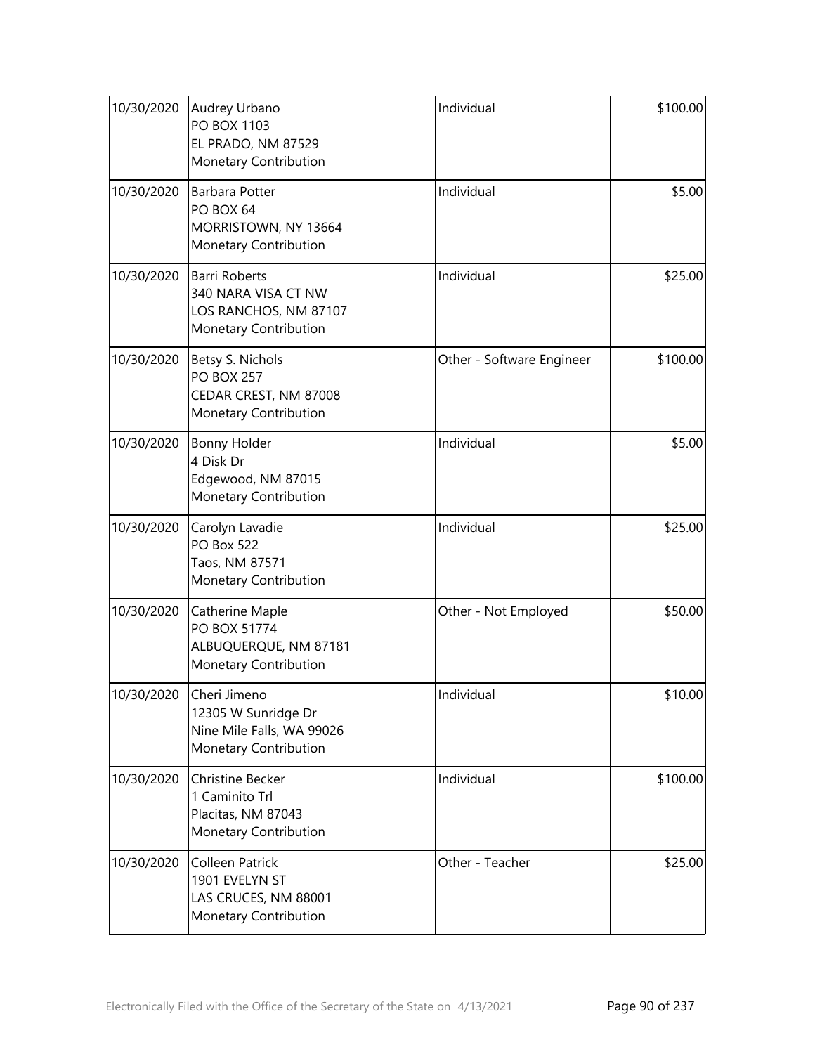| | | | |
|---|---|---|---|
| 10/30/2020 | Audrey Urbano<br>PO BOX 1103<br>EL PRADO, NM 87529<br>Monetary Contribution | Individual | $100.00 |
| 10/30/2020 | Barbara Potter<br>PO BOX 64<br>MORRISTOWN, NY 13664<br>Monetary Contribution | Individual | $5.00 |
| 10/30/2020 | Barri Roberts<br>340 NARA VISA CT NW<br>LOS RANCHOS, NM 87107<br>Monetary Contribution | Individual | $25.00 |
| 10/30/2020 | Betsy S. Nichols<br>PO BOX 257<br>CEDAR CREST, NM 87008<br>Monetary Contribution | Other - Software Engineer | $100.00 |
| 10/30/2020 | Bonny Holder<br>4 Disk Dr<br>Edgewood, NM 87015<br>Monetary Contribution | Individual | $5.00 |
| 10/30/2020 | Carolyn Lavadie<br>PO Box 522<br>Taos, NM 87571<br>Monetary Contribution | Individual | $25.00 |
| 10/30/2020 | Catherine Maple<br>PO BOX 51774<br>ALBUQUERQUE, NM 87181<br>Monetary Contribution | Other - Not Employed | $50.00 |
| 10/30/2020 | Cheri Jimeno<br>12305 W Sunridge Dr<br>Nine Mile Falls, WA 99026<br>Monetary Contribution | Individual | $10.00 |
| 10/30/2020 | Christine Becker<br>1 Caminito Trl<br>Placitas, NM 87043<br>Monetary Contribution | Individual | $100.00 |
| 10/30/2020 | Colleen Patrick<br>1901 EVELYN ST<br>LAS CRUCES, NM 88001<br>Monetary Contribution | Other - Teacher | $25.00 |

Electronically Filed with the Office of the Secretary of the State on 4/13/2021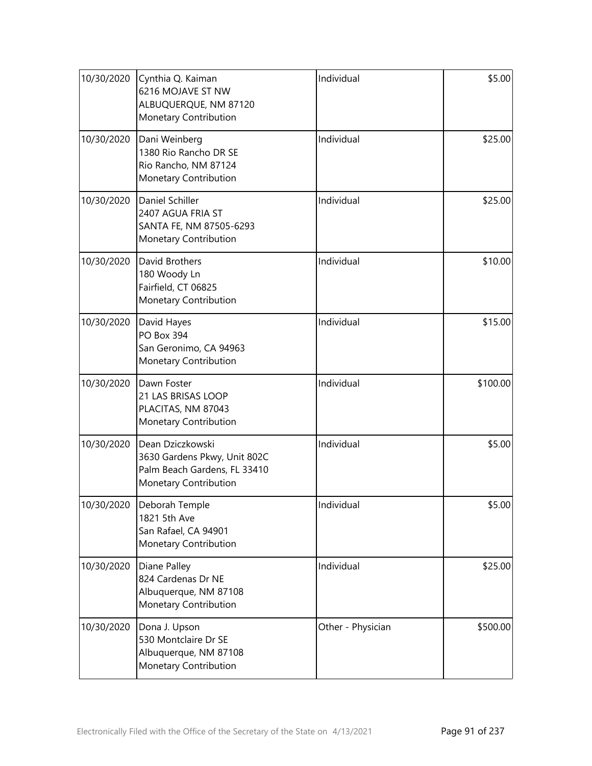| | | | |
|---|---|---|---|
| 10/30/2020 | Cynthia Q. Kaiman<br>6216 MOJAVE ST NW<br>ALBUQUERQUE, NM 87120<br>Monetary Contribution | Individual | $5.00 |
| 10/30/2020 | Dani Weinberg<br>1380 Rio Rancho DR SE<br>Rio Rancho, NM 87124<br>Monetary Contribution | Individual | $25.00 |
| 10/30/2020 | Daniel Schiller<br>2407 AGUA FRIA ST<br>SANTA FE, NM 87505-6293<br>Monetary Contribution | Individual | $25.00 |
| 10/30/2020 | David Brothers<br>180 Woody Ln<br>Fairfield, CT 06825<br>Monetary Contribution | Individual | $10.00 |
| 10/30/2020 | David Hayes<br>PO Box 394<br>San Geronimo, CA 94963<br>Monetary Contribution | Individual | $15.00 |
| 10/30/2020 | Dawn Foster<br>21 LAS BRISAS LOOP<br>PLACITAS, NM 87043<br>Monetary Contribution | Individual | $100.00 |
| 10/30/2020 | Dean Dziczkowski<br>3630 Gardens Pkwy, Unit 802C<br>Palm Beach Gardens, FL 33410<br>Monetary Contribution | Individual | $5.00 |
| 10/30/2020 | Deborah Temple<br>1821 5th Ave<br>San Rafael, CA 94901<br>Monetary Contribution | Individual | $5.00 |
| 10/30/2020 | Diane Palley<br>824 Cardenas Dr NE<br>Albuquerque, NM 87108<br>Monetary Contribution | Individual | $25.00 |
| 10/30/2020 | Dona J. Upson<br>530 Montclaire Dr SE<br>Albuquerque, NM 87108<br>Monetary Contribution | Other - Physician | $500.00 |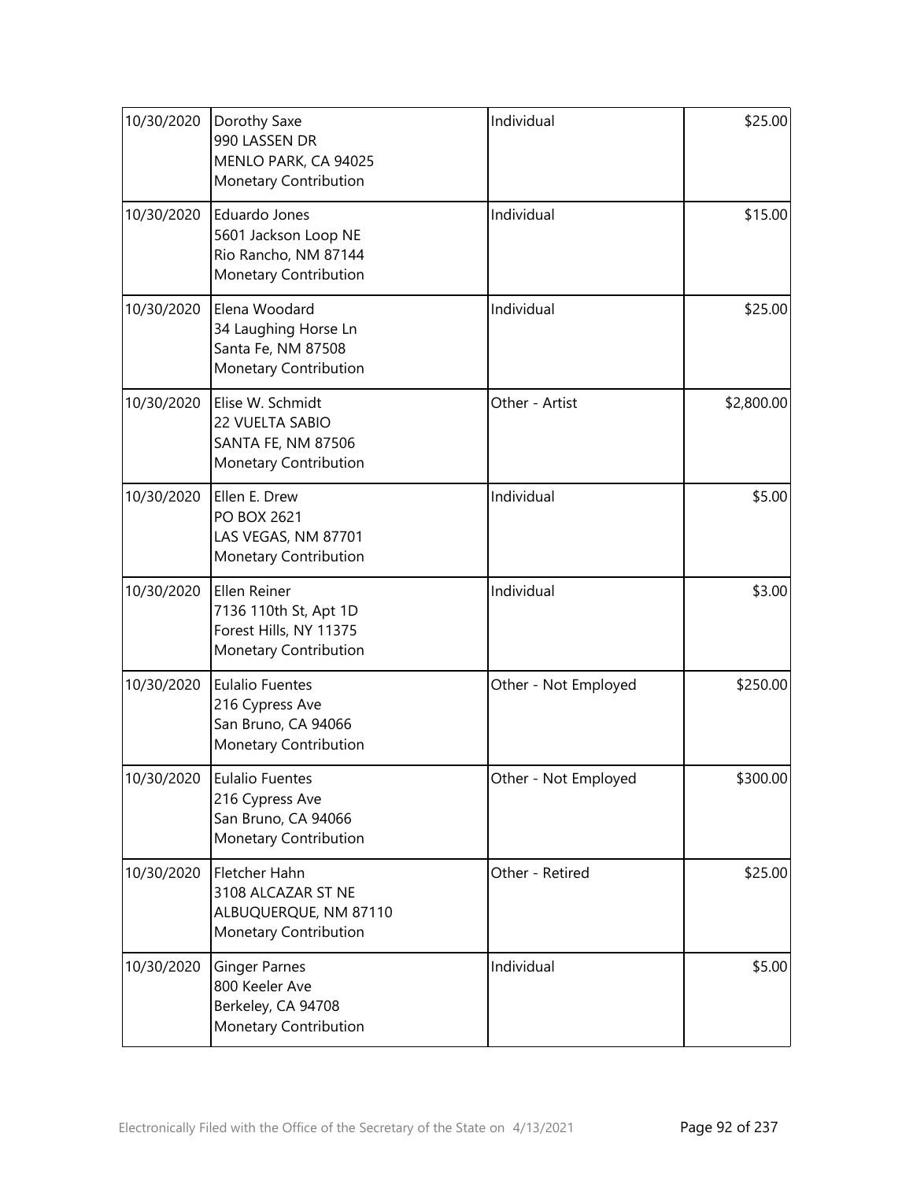| | | | |
|---|---|---|---|
| 10/30/2020 | Dorothy Saxe<br>990 LASSEN DR<br>MENLO PARK, CA 94025<br>Monetary Contribution | Individual | $25.00 |
| 10/30/2020 | Eduardo Jones<br>5601 Jackson Loop NE<br>Rio Rancho, NM 87144<br>Monetary Contribution | Individual | $15.00 |
| 10/30/2020 | Elena Woodard<br>34 Laughing Horse Ln<br>Santa Fe, NM 87508<br>Monetary Contribution | Individual | $25.00 |
| 10/30/2020 | Elise W. Schmidt<br>22 VUELTA SABIO<br>SANTA FE, NM 87506<br>Monetary Contribution | Other - Artist | $2,800.00 |
| 10/30/2020 | Ellen E. Drew<br>PO BOX 2621<br>LAS VEGAS, NM 87701<br>Monetary Contribution | Individual | $5.00 |
| 10/30/2020 | Ellen Reiner<br>7136 110th St, Apt 1D<br>Forest Hills, NY 11375<br>Monetary Contribution | Individual | $3.00 |
| 10/30/2020 | Eulalio Fuentes<br>216 Cypress Ave<br>San Bruno, CA 94066<br>Monetary Contribution | Other - Not Employed | $250.00 |
| 10/30/2020 | Eulalio Fuentes<br>216 Cypress Ave<br>San Bruno, CA 94066<br>Monetary Contribution | Other - Not Employed | $300.00 |
| 10/30/2020 | Fletcher Hahn<br>3108 ALCAZAR ST NE<br>ALBUQUERQUE, NM 87110<br>Monetary Contribution | Other - Retired | $25.00 |
| 10/30/2020 | Ginger Parnes<br>800 Keeler Ave<br>Berkeley, CA 94708<br>Monetary Contribution | Individual | $5.00 |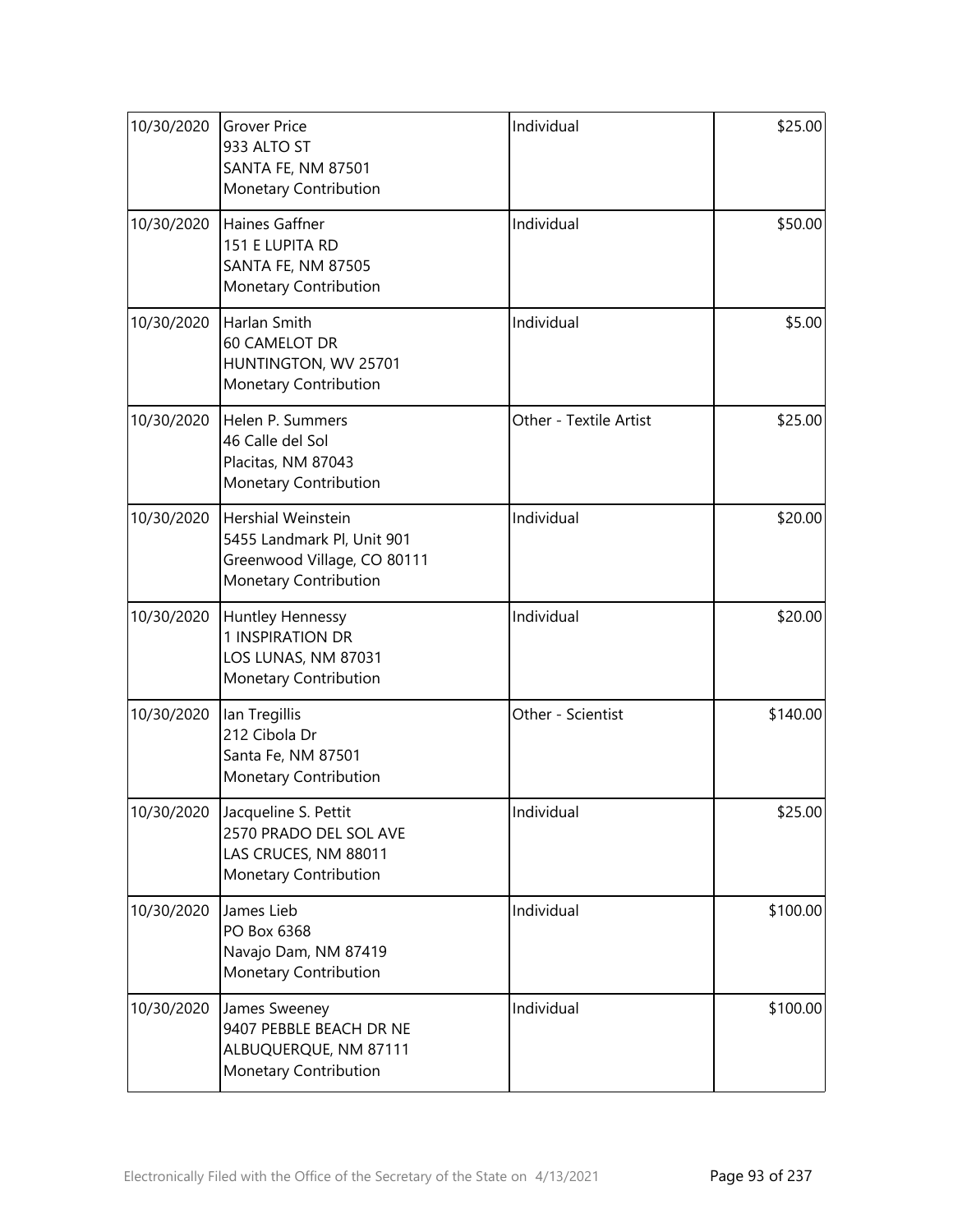| | | | |
|---|---|---|---|
| 10/30/2020 | Grover Price<br>933 ALTO ST<br>SANTA FE, NM 87501<br>Monetary Contribution | Individual | \$25.00 |
| 10/30/2020 | Haines Gaffner<br>151 E LUPITA RD<br>SANTA FE, NM 87505<br>Monetary Contribution | Individual | \$50.00 |
| 10/30/2020 | Harlan Smith<br>60 CAMELOT DR<br>HUNTINGTON, WV 25701<br>Monetary Contribution | Individual | \$5.00 |
| 10/30/2020 | Helen P. Summers<br>46 Calle del Sol<br>Placitas, NM 87043<br>Monetary Contribution | Other - Textile Artist | \$25.00 |
| 10/30/2020 | Hershial Weinstein<br>5455 Landmark Pl, Unit 901<br>Greenwood Village, CO 80111<br>Monetary Contribution | Individual | \$20.00 |
| 10/30/2020 | Huntley Hennessy<br>1 INSPIRATION DR<br>LOS LUNAS, NM 87031<br>Monetary Contribution | Individual | \$20.00 |
| 10/30/2020 | Ian Tregillis<br>212 Cibola Dr<br>Santa Fe, NM 87501<br>Monetary Contribution | Other - Scientist | \$140.00 |
| 10/30/2020 | Jacqueline S. Pettit<br>2570 PRADO DEL SOL AVE<br>LAS CRUCES, NM 88011<br>Monetary Contribution | Individual | \$25.00 |
| 10/30/2020 | James Lieb<br>PO Box 6368<br>Navajo Dam, NM 87419<br>Monetary Contribution | Individual | \$100.00 |
| 10/30/2020 | James Sweeney<br>9407 PEBBLE BEACH DR NE<br>ALBUQUERQUE, NM 87111<br>Monetary Contribution | Individual | \$100.00 |

Electronically Filed with the Office of the Secretary of the State on 4/13/2021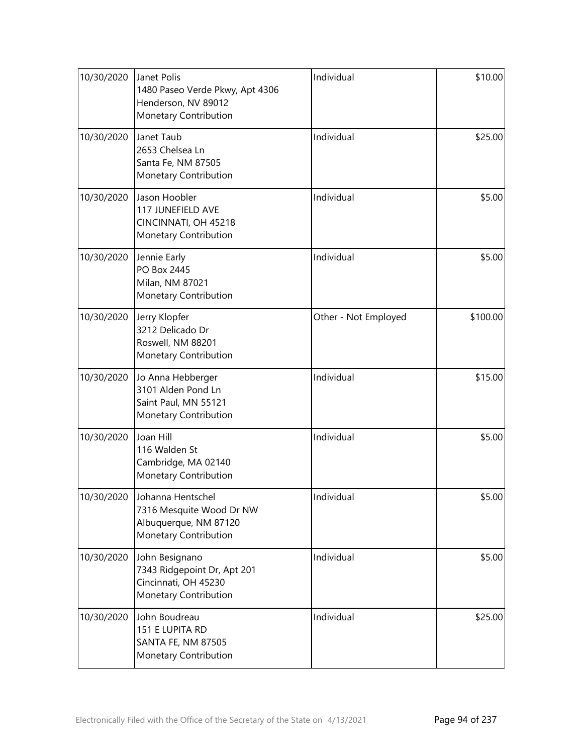| | | | |
|---|---|---|---|
| 10/30/2020 | Janet Polis<br>1480 Paseo Verde Pkwy, Apt 4306<br>Henderson, NV 89012<br>Monetary Contribution | Individual | \$10.00 |
| 10/30/2020 | Janet Taub<br>2653 Chelsea Ln<br>Santa Fe, NM 87505<br>Monetary Contribution | Individual | \$25.00 |
| 10/30/2020 | Jason Hoobler<br>117 JUNEFIELD AVE<br>CINCINNATI, OH 45218<br>Monetary Contribution | Individual | \$5.00 |
| 10/30/2020 | Jennie Early<br>PO Box 2445<br>Milan, NM 87021<br>Monetary Contribution | Individual | \$5.00 |
| 10/30/2020 | Jerry Klopfer<br>3212 Delicado Dr<br>Roswell, NM 88201<br>Monetary Contribution | Other - Not Employed | \$100.00 |
| 10/30/2020 | Jo Anna Hebberger<br>3101 Alden Pond Ln<br>Saint Paul, MN 55121<br>Monetary Contribution | Individual | \$15.00 |
| 10/30/2020 | Joan Hill<br>116 Walden St<br>Cambridge, MA 02140<br>Monetary Contribution | Individual | \$5.00 |
| 10/30/2020 | Johanna Hentschel<br>7316 Mesquite Wood Dr NW<br>Albuquerque, NM 87120<br>Monetary Contribution | Individual | \$5.00 |
| 10/30/2020 | John Besignano<br>7343 Ridgepoint Dr, Apt 201<br>Cincinnati, OH 45230<br>Monetary Contribution | Individual | \$5.00 |
| 10/30/2020 | John Boudreau<br>151 E LUPITA RD<br>SANTA FE, NM 87505<br>Monetary Contribution | Individual | \$25.00 |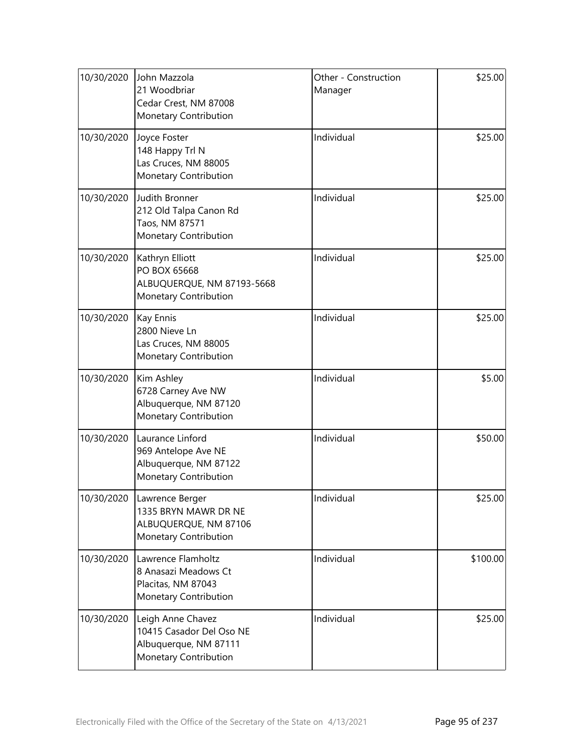| | | | |
|---|---|---|---|
| 10/30/2020 | John Mazzola<br>21 Woodbriar<br>Cedar Crest, NM 87008<br>Monetary Contribution | Other - Construction Manager | \$25.00 |
| 10/30/2020 | Joyce Foster<br>148 Happy Trl N<br>Las Cruces, NM 88005<br>Monetary Contribution | Individual | \$25.00 |
| 10/30/2020 | Judith Bronner<br>212 Old Talpa Canon Rd<br>Taos, NM 87571<br>Monetary Contribution | Individual | \$25.00 |
| 10/30/2020 | Kathryn Elliott<br>PO BOX 65668<br>ALBUQUERQUE, NM 87193-5668<br>Monetary Contribution | Individual | \$25.00 |
| 10/30/2020 | Kay Ennis<br>2800 Nieve Ln<br>Las Cruces, NM 88005<br>Monetary Contribution | Individual | \$25.00 |
| 10/30/2020 | Kim Ashley<br>6728 Carney Ave NW<br>Albuquerque, NM 87120<br>Monetary Contribution | Individual | \$5.00 |
| 10/30/2020 | Laurance Linford<br>969 Antelope Ave NE<br>Albuquerque, NM 87122<br>Monetary Contribution | Individual | \$50.00 |
| 10/30/2020 | Lawrence Berger<br>1335 BRYN MAWR DR NE<br>ALBUQUERQUE, NM 87106<br>Monetary Contribution | Individual | \$25.00 |
| 10/30/2020 | Lawrence Flamholtz<br>8 Anasazi Meadows Ct<br>Placitas, NM 87043<br>Monetary Contribution | Individual | \$100.00 |
| 10/30/2020 | Leigh Anne Chavez<br>10415 Casador Del Oso NE<br>Albuquerque, NM 87111<br>Monetary Contribution | Individual | \$25.00 |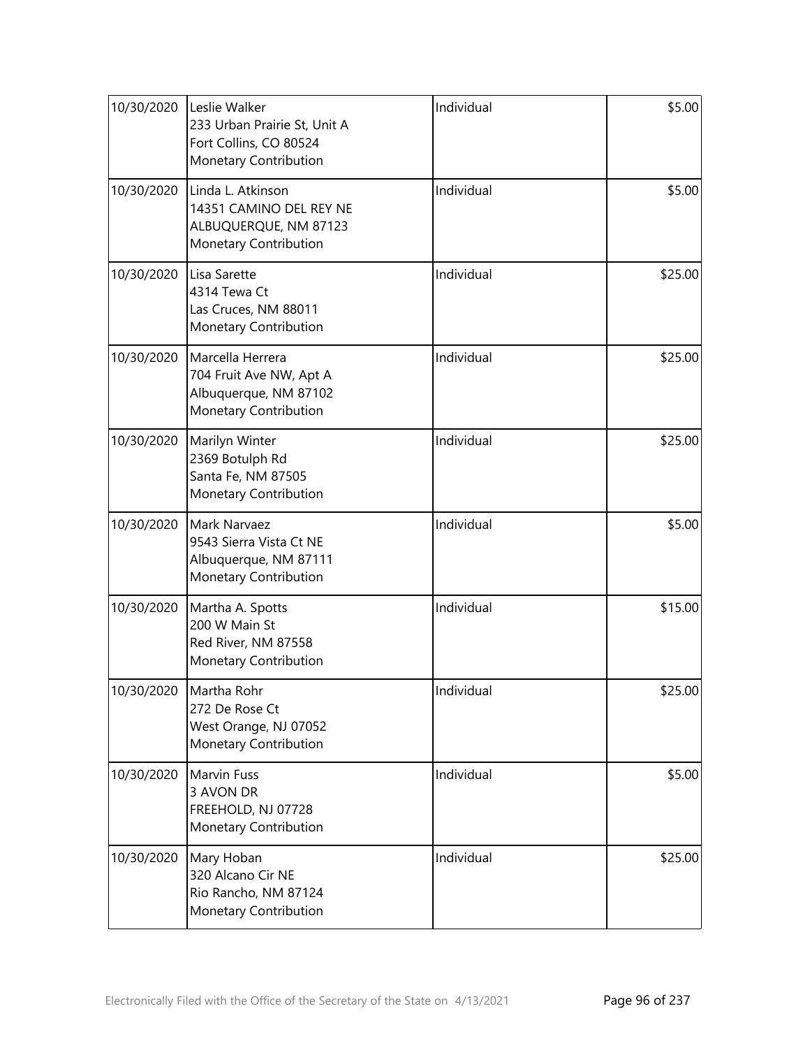| | | | |
|---|---|---|---|
| 10/30/2020 | Leslie Walker<br>233 Urban Prairie St, Unit A<br>Fort Collins, CO 80524<br>Monetary Contribution | Individual | $5.00 |
| 10/30/2020 | Linda L. Atkinson<br>14351 CAMINO DEL REY NE<br>ALBUQUERQUE, NM 87123<br>Monetary Contribution | Individual | $5.00 |
| 10/30/2020 | Lisa Sarette<br>4314 Tewa Ct<br>Las Cruces, NM 88011<br>Monetary Contribution | Individual | $25.00 |
| 10/30/2020 | Marcella Herrera<br>704 Fruit Ave NW, Apt A<br>Albuquerque, NM 87102<br>Monetary Contribution | Individual | $25.00 |
| 10/30/2020 | Marilyn Winter<br>2369 Botulph Rd<br>Santa Fe, NM 87505<br>Monetary Contribution | Individual | $25.00 |
| 10/30/2020 | Mark Narvaez<br>9543 Sierra Vista Ct NE<br>Albuquerque, NM 87111<br>Monetary Contribution | Individual | $5.00 |
| 10/30/2020 | Martha A. Spotts<br>200 W Main St<br>Red River, NM 87558<br>Monetary Contribution | Individual | $15.00 |
| 10/30/2020 | Martha Rohr<br>272 De Rose Ct<br>West Orange, NJ 07052<br>Monetary Contribution | Individual | $25.00 |
| 10/30/2020 | Marvin Fuss<br>3 AVON DR<br>FREEHOLD, NJ 07728<br>Monetary Contribution | Individual | $5.00 |
| 10/30/2020 | Mary Hoban<br>320 Alcano Cir NE<br>Rio Rancho, NM 87124<br>Monetary Contribution | Individual | $25.00 |

Electronically Filed with the Office of the Secretary of the State on 4/13/2021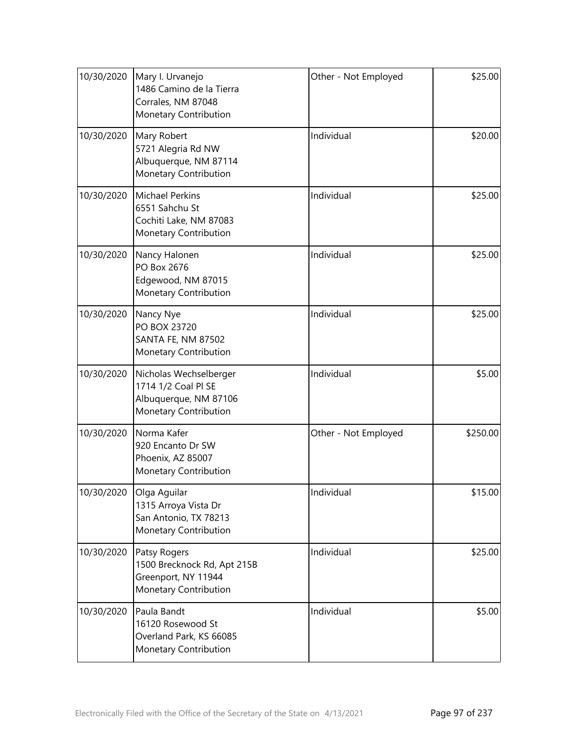| | | | |
|---|---|---|---|
| 10/30/2020 | Mary I. Urvanejo<br>1486 Camino de la Tierra<br>Corrales, NM 87048<br>Monetary Contribution | Other - Not Employed | \$25.00 |
| 10/30/2020 | Mary Robert<br>5721 Alegria Rd NW<br>Albuquerque, NM 87114<br>Monetary Contribution | Individual | \$20.00 |
| 10/30/2020 | Michael Perkins<br>6551 Sahchu St<br>Cochiti Lake, NM 87083<br>Monetary Contribution | Individual | \$25.00 |
| 10/30/2020 | Nancy Halonen<br>PO Box 2676<br>Edgewood, NM 87015<br>Monetary Contribution | Individual | \$25.00 |
| 10/30/2020 | Nancy Nye<br>PO BOX 23720<br>SANTA FE, NM 87502<br>Monetary Contribution | Individual | \$25.00 |
| 10/30/2020 | Nicholas Wechselberger<br>1714 1/2 Coal Pl SE<br>Albuquerque, NM 87106<br>Monetary Contribution | Individual | \$5.00 |
| 10/30/2020 | Norma Kafer<br>920 Encanto Dr SW<br>Phoenix, AZ 85007<br>Monetary Contribution | Other - Not Employed | \$250.00 |
| 10/30/2020 | Olga Aguilar<br>1315 Arroya Vista Dr<br>San Antonio, TX 78213<br>Monetary Contribution | Individual | \$15.00 |
| 10/30/2020 | Patsy Rogers<br>1500 Brecknock Rd, Apt 215B<br>Greenport, NY 11944<br>Monetary Contribution | Individual | \$25.00 |
| 10/30/2020 | Paula Bandt<br>16120 Rosewood St<br>Overland Park, KS 66085<br>Monetary Contribution | Individual | \$5.00 |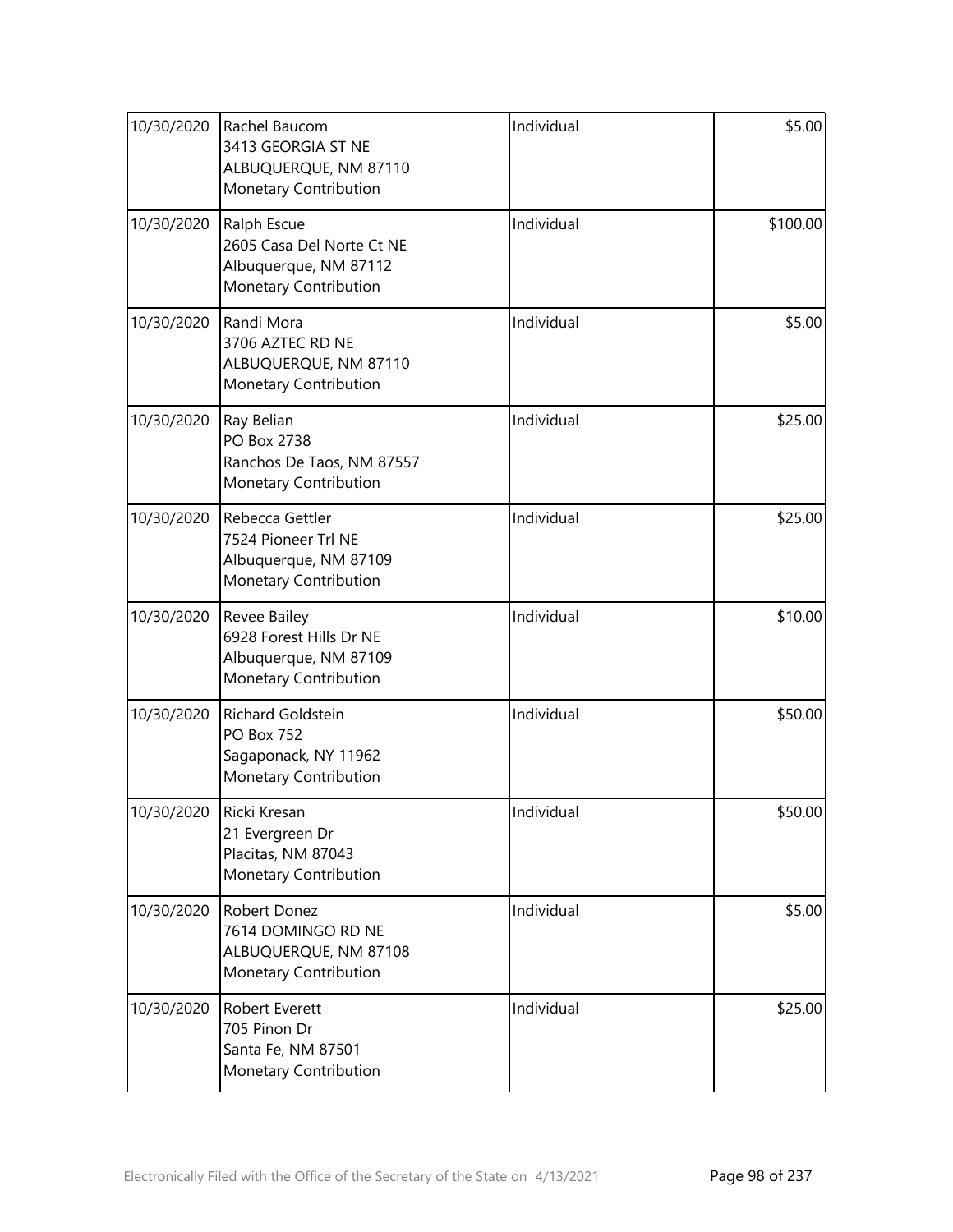| | | | |
|---|---|---|---|
| 10/30/2020 | Rachel Baucom<br>3413 GEORGIA ST NE<br>ALBUQUERQUE, NM 87110<br>Monetary Contribution | Individual | \$5.00 |
| 10/30/2020 | Ralph Escue<br>2605 Casa Del Norte Ct NE<br>Albuquerque, NM 87112<br>Monetary Contribution | Individual | \$100.00 |
| 10/30/2020 | Randi Mora<br>3706 AZTEC RD NE<br>ALBUQUERQUE, NM 87110<br>Monetary Contribution | Individual | \$5.00 |
| 10/30/2020 | Ray Belian<br>PO Box 2738<br>Ranchos De Taos, NM 87557<br>Monetary Contribution | Individual | \$25.00 |
| 10/30/2020 | Rebecca Gettler<br>7524 Pioneer Trl NE<br>Albuquerque, NM 87109<br>Monetary Contribution | Individual | \$25.00 |
| 10/30/2020 | Revee Bailey<br>6928 Forest Hills Dr NE<br>Albuquerque, NM 87109<br>Monetary Contribution | Individual | \$10.00 |
| 10/30/2020 | Richard Goldstein<br>PO Box 752<br>Sagaponack, NY 11962<br>Monetary Contribution | Individual | \$50.00 |
| 10/30/2020 | Ricki Kresan<br>21 Evergreen Dr<br>Placitas, NM 87043<br>Monetary Contribution | Individual | \$50.00 |
| 10/30/2020 | Robert Donez<br>7614 DOMINGO RD NE<br>ALBUQUERQUE, NM 87108<br>Monetary Contribution | Individual | \$5.00 |
| 10/30/2020 | Robert Everett<br>705 Pinon Dr<br>Santa Fe, NM 87501<br>Monetary Contribution | Individual | \$25.00 |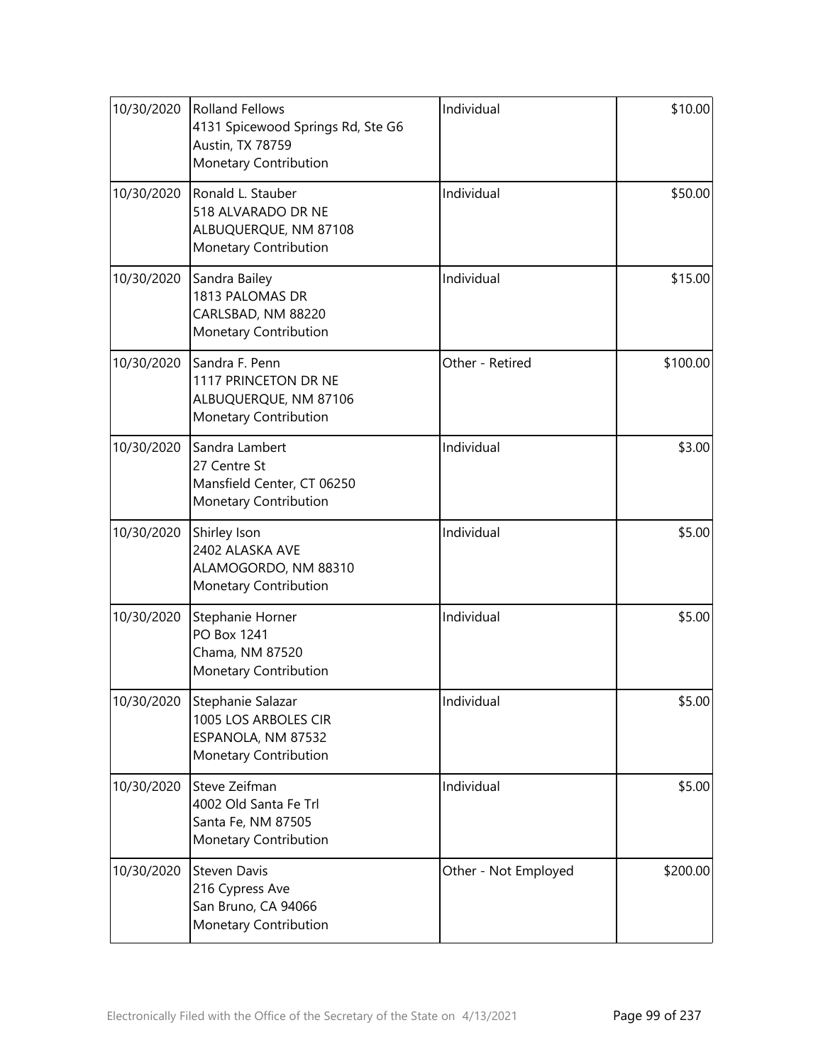| | | | |
|---|---|---|---|
| 10/30/2020 | Rolland Fellows<br>4131 Spicewood Springs Rd, Ste G6<br>Austin, TX 78759<br>Monetary Contribution | Individual | \$10.00 |
| 10/30/2020 | Ronald L. Stauber<br>518 ALVARADO DR NE<br>ALBUQUERQUE, NM 87108<br>Monetary Contribution | Individual | \$50.00 |
| 10/30/2020 | Sandra Bailey<br>1813 PALOMAS DR<br>CARLSBAD, NM 88220<br>Monetary Contribution | Individual | \$15.00 |
| 10/30/2020 | Sandra F. Penn<br>1117 PRINCETON DR NE<br>ALBUQUERQUE, NM 87106<br>Monetary Contribution | Other - Retired | \$100.00 |
| 10/30/2020 | Sandra Lambert<br>27 Centre St<br>Mansfield Center, CT 06250<br>Monetary Contribution | Individual | \$3.00 |
| 10/30/2020 | Shirley Ison<br>2402 ALASKA AVE<br>ALAMOGORDO, NM 88310<br>Monetary Contribution | Individual | \$5.00 |
| 10/30/2020 | Stephanie Horner<br>PO Box 1241<br>Chama, NM 87520<br>Monetary Contribution | Individual | \$5.00 |
| 10/30/2020 | Stephanie Salazar<br>1005 LOS ARBOLES CIR<br>ESPANOLA, NM 87532<br>Monetary Contribution | Individual | \$5.00 |
| 10/30/2020 | Steve Zeifman<br>4002 Old Santa Fe Trl<br>Santa Fe, NM 87505<br>Monetary Contribution | Individual | \$5.00 |
| 10/30/2020 | Steven Davis<br>216 Cypress Ave<br>San Bruno, CA 94066<br>Monetary Contribution | Other - Not Employed | \$200.00 |

Electronically Filed with the Office of the Secretary of the State on 4/13/2021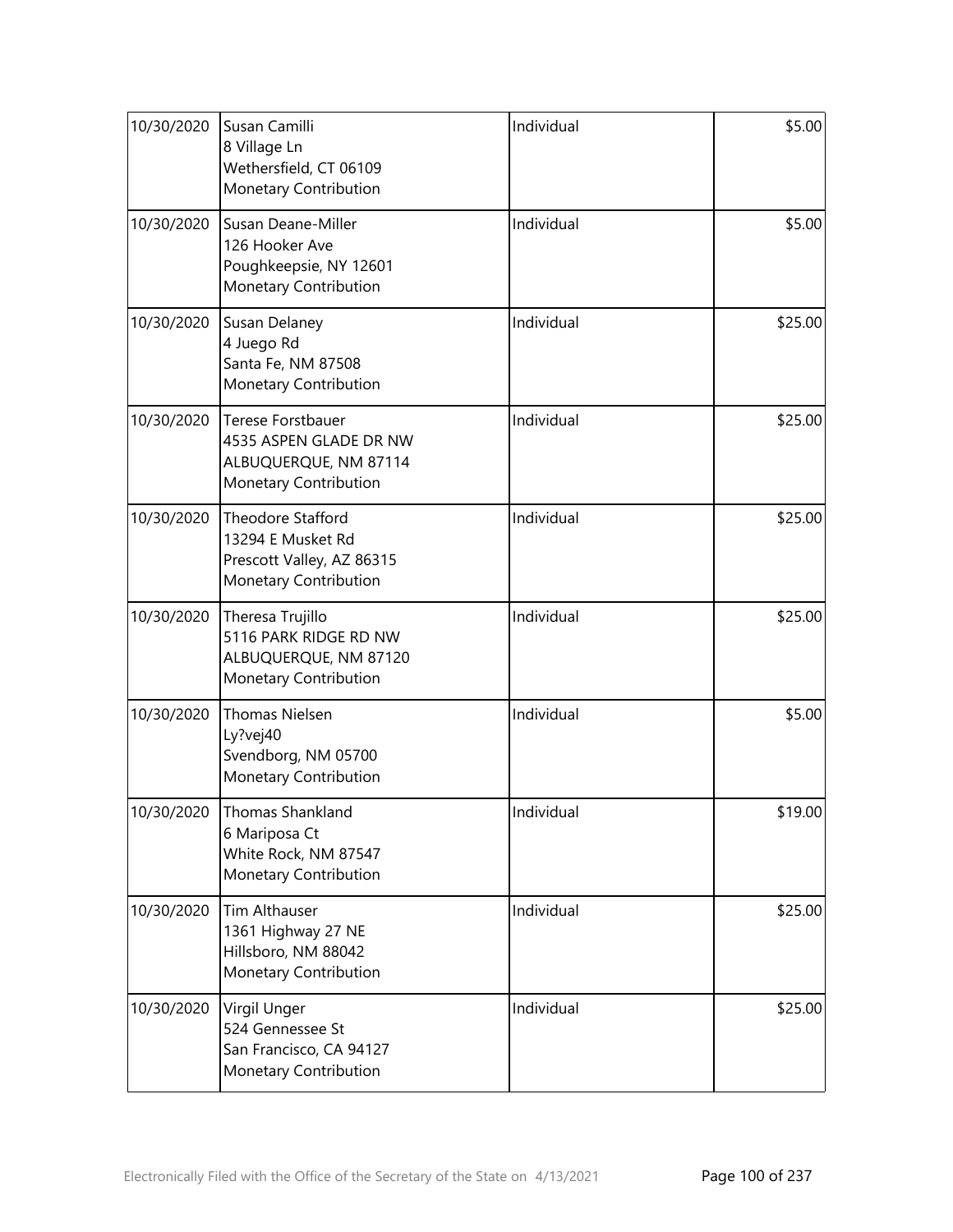| | | | |
|---|---|---|---|
| 10/30/2020 | Susan Camilli<br>8 Village Ln<br>Wethersfield, CT 06109<br>Monetary Contribution | Individual | $5.00 |
| 10/30/2020 | Susan Deane-Miller<br>126 Hooker Ave<br>Poughkeepsie, NY 12601<br>Monetary Contribution | Individual | $5.00 |
| 10/30/2020 | Susan Delaney<br>4 Juego Rd<br>Santa Fe, NM 87508<br>Monetary Contribution | Individual | $25.00 |
| 10/30/2020 | Terese Forstbauer<br>4535 ASPEN GLADE DR NW<br>ALBUQUERQUE, NM 87114<br>Monetary Contribution | Individual | $25.00 |
| 10/30/2020 | Theodore Stafford<br>13294 E Musket Rd<br>Prescott Valley, AZ 86315<br>Monetary Contribution | Individual | $25.00 |
| 10/30/2020 | Theresa Trujillo<br>5116 PARK RIDGE RD NW<br>ALBUQUERQUE, NM 87120<br>Monetary Contribution | Individual | $25.00 |
| 10/30/2020 | Thomas Nielsen<br>Ly?vej40<br>Svendborg, NM 05700<br>Monetary Contribution | Individual | $5.00 |
| 10/30/2020 | Thomas Shankland<br>6 Mariposa Ct<br>White Rock, NM 87547<br>Monetary Contribution | Individual | $19.00 |
| 10/30/2020 | Tim Althauser<br>1361 Highway 27 NE<br>Hillsboro, NM 88042<br>Monetary Contribution | Individual | $25.00 |
| 10/30/2020 | Virgil Unger<br>524 Gennessee St<br>San Francisco, CA 94127<br>Monetary Contribution | Individual | $25.00 |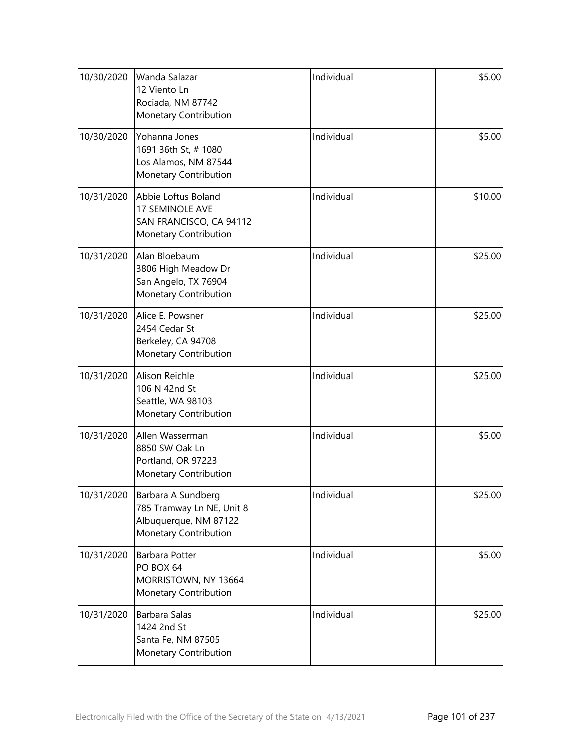| | | | |
|---|---|---|---|
| 10/30/2020 | Wanda Salazar<br>12 Viento Ln<br>Rociada, NM 87742<br>Monetary Contribution | Individual | $5.00 |
| 10/30/2020 | Yohanna Jones<br>1691 36th St, # 1080<br>Los Alamos, NM 87544<br>Monetary Contribution | Individual | $5.00 |
| 10/31/2020 | Abbie Loftus Boland<br>17 SEMINOLE AVE<br>SAN FRANCISCO, CA 94112<br>Monetary Contribution | Individual | $10.00 |
| 10/31/2020 | Alan Bloebaum<br>3806 High Meadow Dr<br>San Angelo, TX 76904<br>Monetary Contribution | Individual | $25.00 |
| 10/31/2020 | Alice E. Powsner<br>2454 Cedar St<br>Berkeley, CA 94708<br>Monetary Contribution | Individual | $25.00 |
| 10/31/2020 | Alison Reichle<br>106 N 42nd St<br>Seattle, WA 98103<br>Monetary Contribution | Individual | $25.00 |
| 10/31/2020 | Allen Wasserman<br>8850 SW Oak Ln<br>Portland, OR 97223<br>Monetary Contribution | Individual | $5.00 |
| 10/31/2020 | Barbara A Sundberg<br>785 Tramway Ln NE, Unit 8<br>Albuquerque, NM 87122<br>Monetary Contribution | Individual | $25.00 |
| 10/31/2020 | Barbara Potter<br>PO BOX 64<br>MORRISTOWN, NY 13664<br>Monetary Contribution | Individual | $5.00 |
| 10/31/2020 | Barbara Salas<br>1424 2nd St<br>Santa Fe, NM 87505<br>Monetary Contribution | Individual | $25.00 |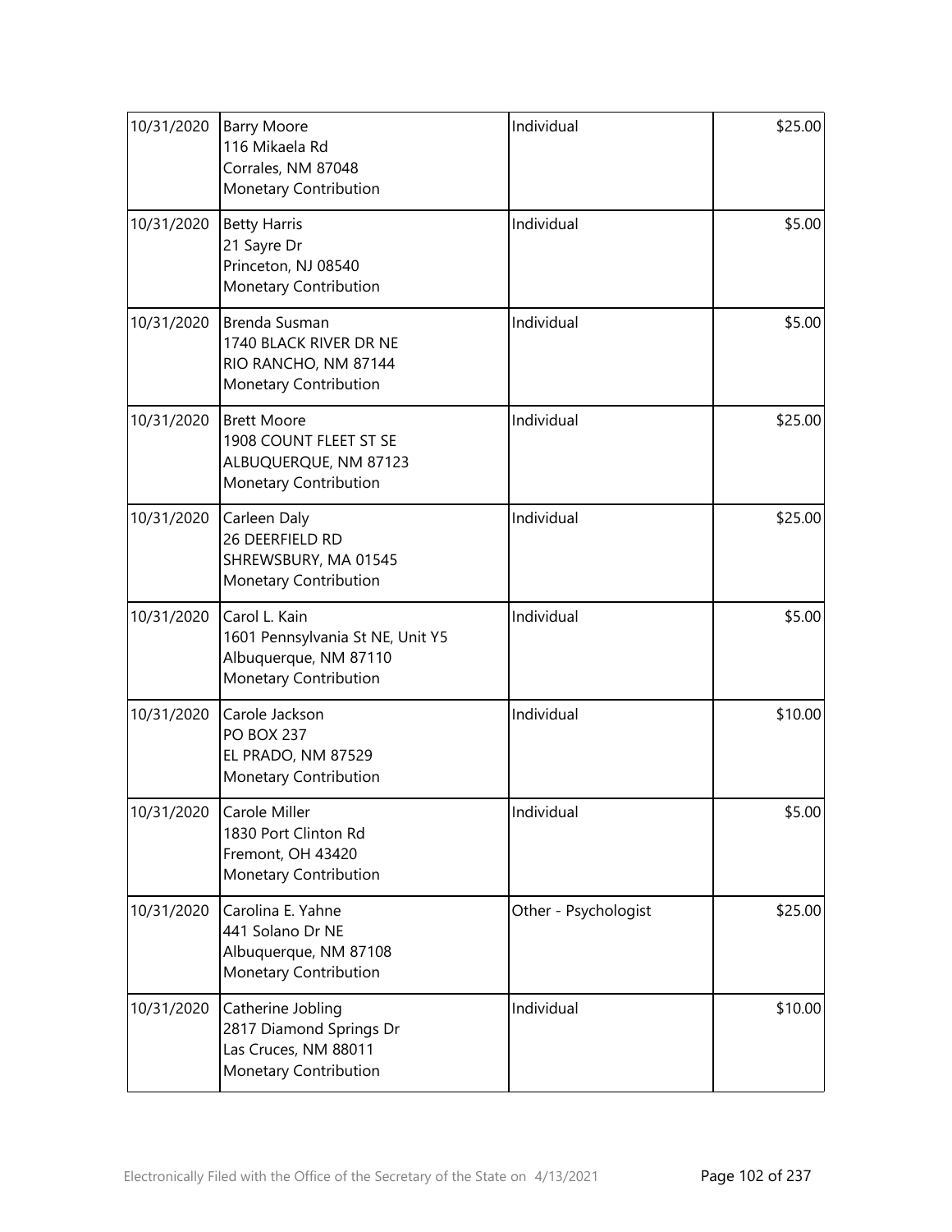| | | | |
|---|---|---|---|
| 10/31/2020 | Barry Moore<br>116 Mikaela Rd<br>Corrales, NM 87048<br>Monetary Contribution | Individual | $25.00 |
| 10/31/2020 | Betty Harris<br>21 Sayre Dr<br>Princeton, NJ 08540<br>Monetary Contribution | Individual | $5.00 |
| 10/31/2020 | Brenda Susman<br>1740 BLACK RIVER DR NE<br>RIO RANCHO, NM 87144<br>Monetary Contribution | Individual | $5.00 |
| 10/31/2020 | Brett Moore<br>1908 COUNT FLEET ST SE<br>ALBUQUERQUE, NM 87123<br>Monetary Contribution | Individual | $25.00 |
| 10/31/2020 | Carleen Daly<br>26 DEERFIELD RD<br>SHREWSBURY, MA 01545<br>Monetary Contribution | Individual | $25.00 |
| 10/31/2020 | Carol L. Kain<br>1601 Pennsylvania St NE, Unit Y5<br>Albuquerque, NM 87110<br>Monetary Contribution | Individual | $5.00 |
| 10/31/2020 | Carole Jackson<br>PO BOX 237<br>EL PRADO, NM 87529<br>Monetary Contribution | Individual | $10.00 |
| 10/31/2020 | Carole Miller<br>1830 Port Clinton Rd<br>Fremont, OH 43420<br>Monetary Contribution | Individual | $5.00 |
| 10/31/2020 | Carolina E. Yahne<br>441 Solano Dr NE<br>Albuquerque, NM 87108<br>Monetary Contribution | Other - Psychologist | $25.00 |
| 10/31/2020 | Catherine Jobling<br>2817 Diamond Springs Dr<br>Las Cruces, NM 88011<br>Monetary Contribution | Individual | $10.00 |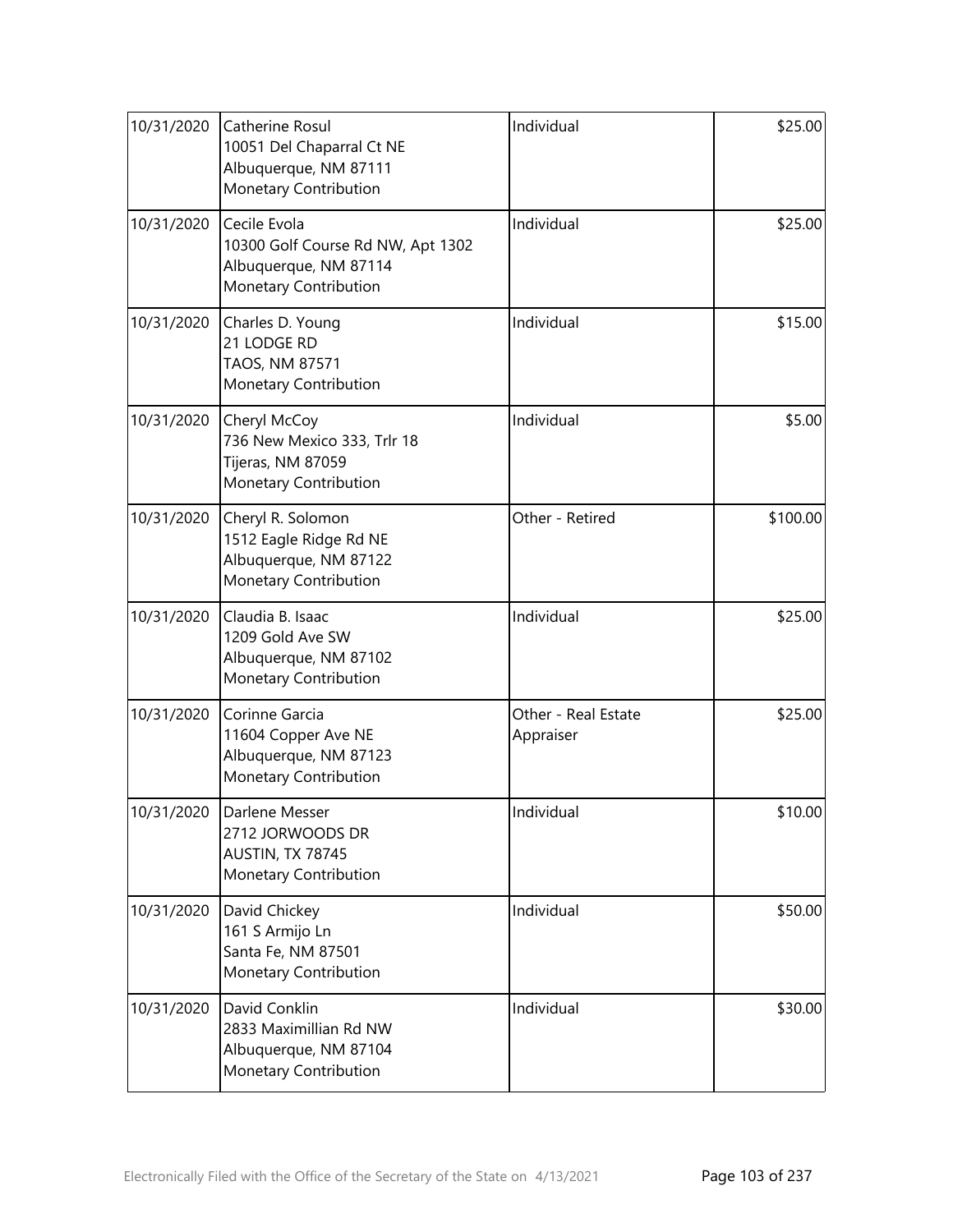| | | | |
|---|---|---|---|
| 10/31/2020 | Catherine Rosul<br>10051 Del Chaparral Ct NE<br>Albuquerque, NM 87111<br>Monetary Contribution | Individual | $25.00 |
| 10/31/2020 | Cecile Evola<br>10300 Golf Course Rd NW, Apt 1302<br>Albuquerque, NM 87114<br>Monetary Contribution | Individual | $25.00 |
| 10/31/2020 | Charles D. Young<br>21 LODGE RD<br>TAOS, NM 87571<br>Monetary Contribution | Individual | $15.00 |
| 10/31/2020 | Cheryl McCoy<br>736 New Mexico 333, Trlr 18<br>Tijeras, NM 87059<br>Monetary Contribution | Individual | $5.00 |
| 10/31/2020 | Cheryl R. Solomon<br>1512 Eagle Ridge Rd NE<br>Albuquerque, NM 87122<br>Monetary Contribution | Other - Retired | $100.00 |
| 10/31/2020 | Claudia B. Isaac<br>1209 Gold Ave SW<br>Albuquerque, NM 87102<br>Monetary Contribution | Individual | $25.00 |
| 10/31/2020 | Corinne Garcia<br>11604 Copper Ave NE<br>Albuquerque, NM 87123<br>Monetary Contribution | Other - Real Estate Appraiser | $25.00 |
| 10/31/2020 | Darlene Messer<br>2712 JORWOODS DR<br>AUSTIN, TX 78745<br>Monetary Contribution | Individual | $10.00 |
| 10/31/2020 | David Chickey<br>161 S Armijo Ln<br>Santa Fe, NM 87501<br>Monetary Contribution | Individual | $50.00 |
| 10/31/2020 | David Conklin<br>2833 Maximillian Rd NW<br>Albuquerque, NM 87104<br>Monetary Contribution | Individual | $30.00 |

Electronically Filed with the Office of the Secretary of the State on 4/13/2021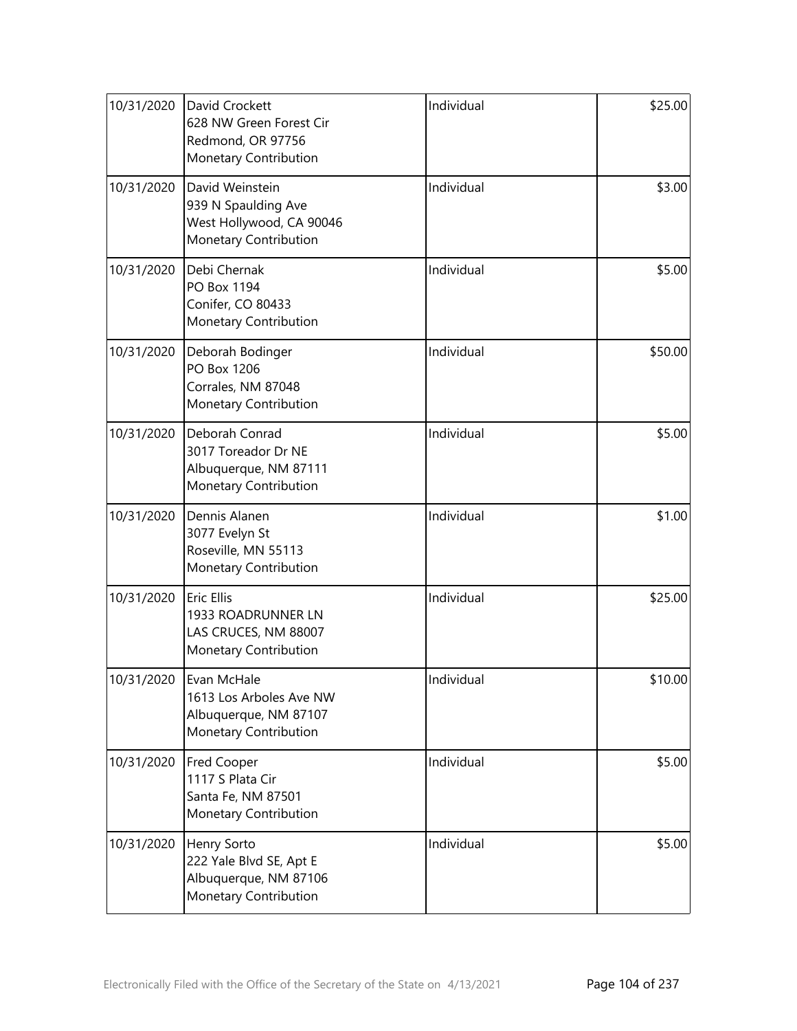| | | | |
|---|---|---|---|
| 10/31/2020 | David Crockett<br>628 NW Green Forest Cir<br>Redmond, OR 97756<br>Monetary Contribution | Individual | $25.00 |
| 10/31/2020 | David Weinstein<br>939 N Spaulding Ave<br>West Hollywood, CA 90046<br>Monetary Contribution | Individual | $3.00 |
| 10/31/2020 | Debi Chernak<br>PO Box 1194<br>Conifer, CO 80433<br>Monetary Contribution | Individual | $5.00 |
| 10/31/2020 | Deborah Bodinger<br>PO Box 1206<br>Corrales, NM 87048<br>Monetary Contribution | Individual | $50.00 |
| 10/31/2020 | Deborah Conrad<br>3017 Toreador Dr NE<br>Albuquerque, NM 87111<br>Monetary Contribution | Individual | $5.00 |
| 10/31/2020 | Dennis Alanen<br>3077 Evelyn St<br>Roseville, MN 55113<br>Monetary Contribution | Individual | $1.00 |
| 10/31/2020 | Eric Ellis<br>1933 ROADRUNNER LN<br>LAS CRUCES, NM 88007<br>Monetary Contribution | Individual | $25.00 |
| 10/31/2020 | Evan McHale<br>1613 Los Arboles Ave NW<br>Albuquerque, NM 87107<br>Monetary Contribution | Individual | $10.00 |
| 10/31/2020 | Fred Cooper<br>1117 S Plata Cir<br>Santa Fe, NM 87501<br>Monetary Contribution | Individual | $5.00 |
| 10/31/2020 | Henry Sorto<br>222 Yale Blvd SE, Apt E<br>Albuquerque, NM 87106<br>Monetary Contribution | Individual | $5.00 |

Electronically Filed with the Office of the Secretary of the State on 4/13/2021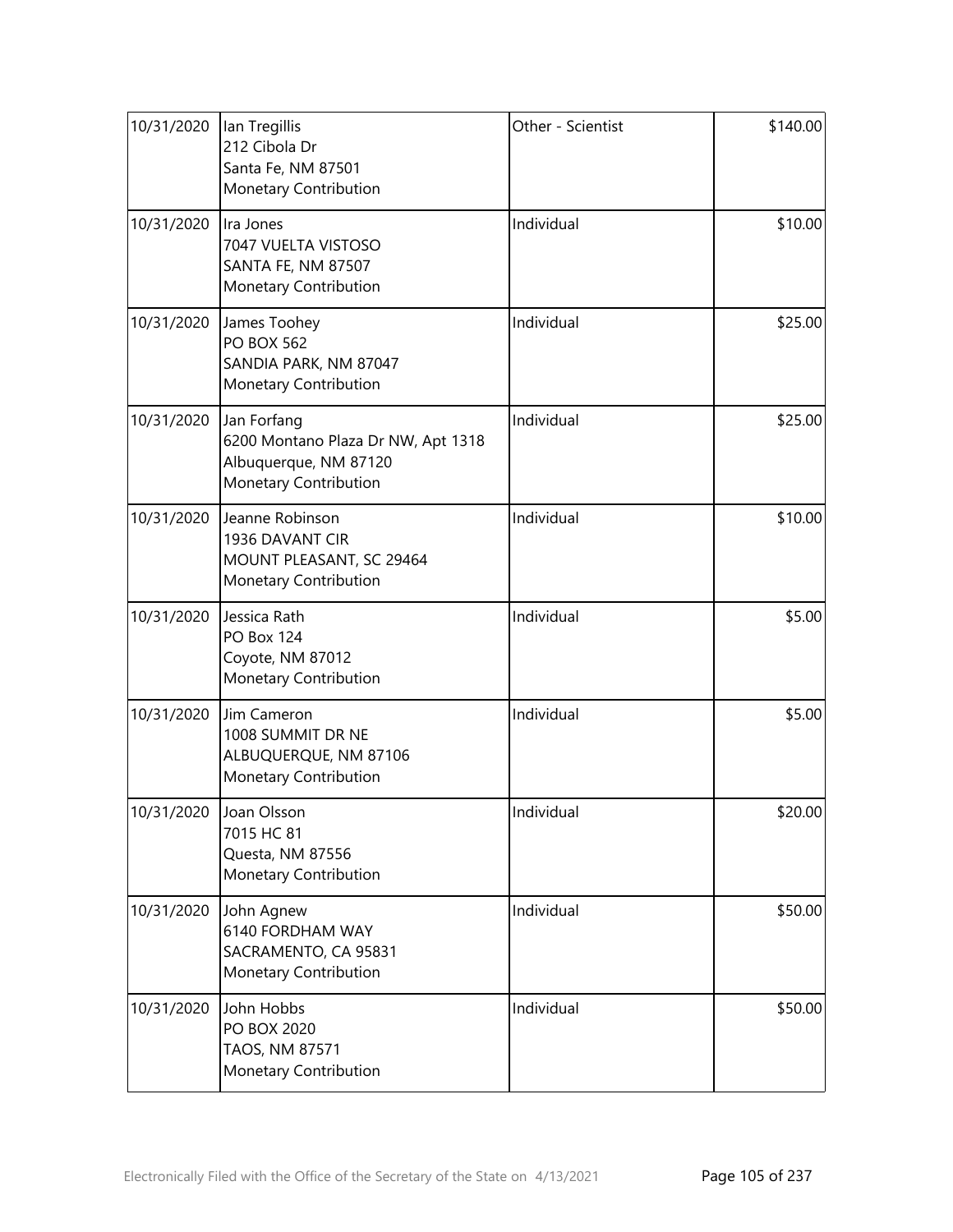| | | | |
|---|---|---|---|
| 10/31/2020 | Ian Tregillis<br>212 Cibola Dr<br>Santa Fe, NM 87501<br>Monetary Contribution | Other - Scientist | \$140.00 |
| 10/31/2020 | Ira Jones<br>7047 VUELTA VISTOSO<br>SANTA FE, NM 87507<br>Monetary Contribution | Individual | \$10.00 |
| 10/31/2020 | James Toohey<br>PO BOX 562<br>SANDIA PARK, NM 87047<br>Monetary Contribution | Individual | \$25.00 |
| 10/31/2020 | Jan Forfang<br>6200 Montano Plaza Dr NW, Apt 1318<br>Albuquerque, NM 87120<br>Monetary Contribution | Individual | \$25.00 |
| 10/31/2020 | Jeanne Robinson<br>1936 DAVANT CIR<br>MOUNT PLEASANT, SC 29464<br>Monetary Contribution | Individual | \$10.00 |
| 10/31/2020 | Jessica Rath<br>PO Box 124<br>Coyote, NM 87012<br>Monetary Contribution | Individual | \$5.00 |
| 10/31/2020 | Jim Cameron<br>1008 SUMMIT DR NE<br>ALBUQUERQUE, NM 87106<br>Monetary Contribution | Individual | \$5.00 |
| 10/31/2020 | Joan Olsson<br>7015 HC 81<br>Questa, NM 87556<br>Monetary Contribution | Individual | \$20.00 |
| 10/31/2020 | John Agnew<br>6140 FORDHAM WAY<br>SACRAMENTO, CA 95831<br>Monetary Contribution | Individual | \$50.00 |
| 10/31/2020 | John Hobbs<br>PO BOX 2020<br>TAOS, NM 87571<br>Monetary Contribution | Individual | \$50.00 |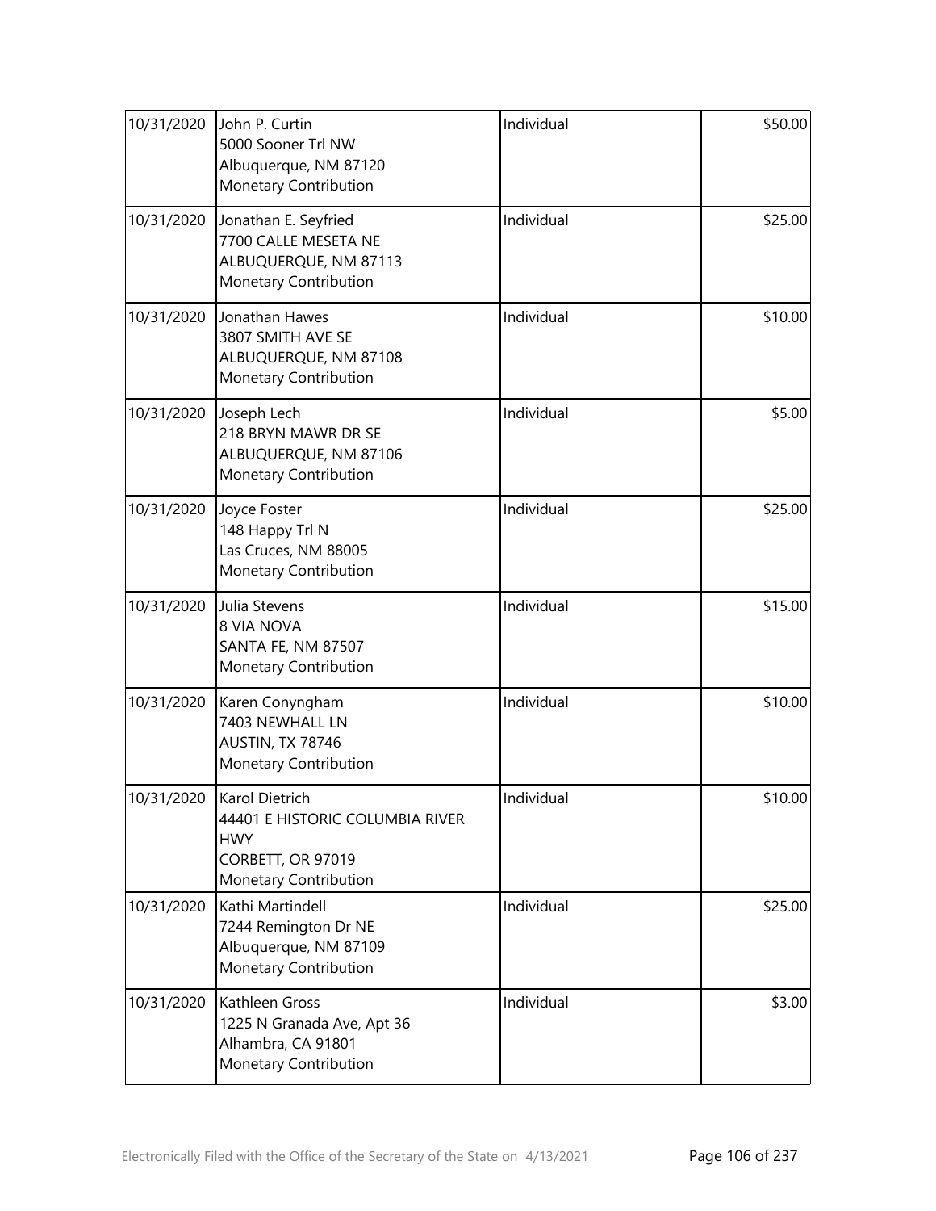| | | | |
|---|---|---|---|
| 10/31/2020 | John P. Curtin<br>5000 Sooner Trl NW<br>Albuquerque, NM 87120<br>Monetary Contribution | Individual | \$50.00 |
| 10/31/2020 | Jonathan E. Seyfried<br>7700 CALLE MESETA NE<br>ALBUQUERQUE, NM 87113<br>Monetary Contribution | Individual | \$25.00 |
| 10/31/2020 | Jonathan Hawes<br>3807 SMITH AVE SE<br>ALBUQUERQUE, NM 87108<br>Monetary Contribution | Individual | \$10.00 |
| 10/31/2020 | Joseph Lech<br>218 BRYN MAWR DR SE<br>ALBUQUERQUE, NM 87106<br>Monetary Contribution | Individual | \$5.00 |
| 10/31/2020 | Joyce Foster<br>148 Happy Trl N<br>Las Cruces, NM 88005<br>Monetary Contribution | Individual | \$25.00 |
| 10/31/2020 | Julia Stevens<br>8 VIA NOVA<br>SANTA FE, NM 87507<br>Monetary Contribution | Individual | \$15.00 |
| 10/31/2020 | Karen Conyngham<br>7403 NEWHALL LN<br>AUSTIN, TX 78746<br>Monetary Contribution | Individual | \$10.00 |
| 10/31/2020 | Karol Dietrich<br>44401 E HISTORIC COLUMBIA RIVER HWY<br>CORBETT, OR 97019<br>Monetary Contribution | Individual | \$10.00 |
| 10/31/2020 | Kathi Martindell<br>7244 Remington Dr NE<br>Albuquerque, NM 87109<br>Monetary Contribution | Individual | \$25.00 |
| 10/31/2020 | Kathleen Gross<br>1225 N Granada Ave, Apt 36<br>Alhambra, CA 91801<br>Monetary Contribution | Individual | \$3.00 |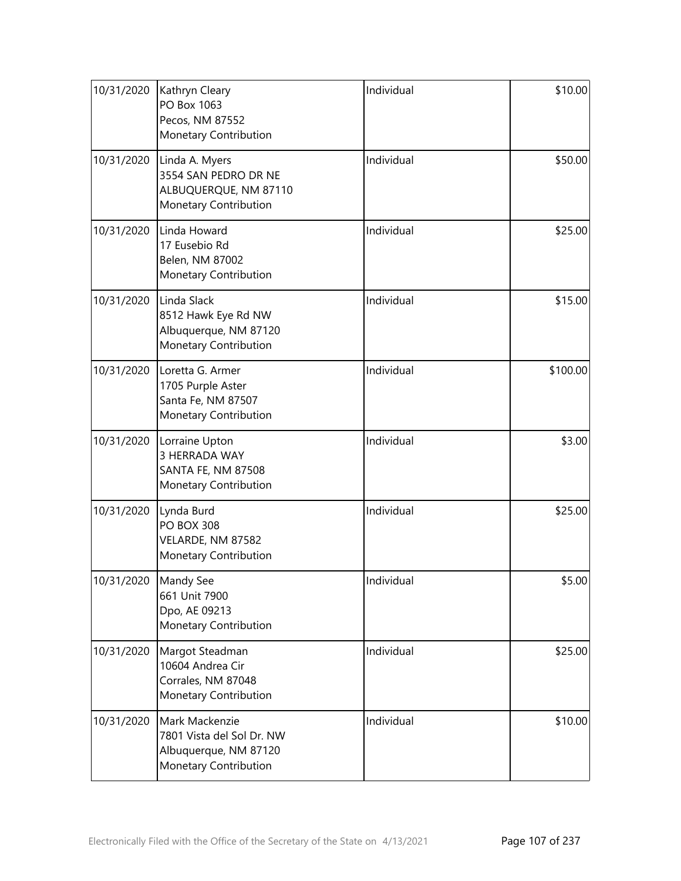| | | | |
|---|---|---|---|
| 10/31/2020 | Kathryn Cleary<br>PO Box 1063<br>Pecos, NM 87552<br>Monetary Contribution | Individual | $10.00 |
| 10/31/2020 | Linda A. Myers<br>3554 SAN PEDRO DR NE<br>ALBUQUERQUE, NM 87110<br>Monetary Contribution | Individual | $50.00 |
| 10/31/2020 | Linda Howard<br>17 Eusebio Rd<br>Belen, NM 87002<br>Monetary Contribution | Individual | $25.00 |
| 10/31/2020 | Linda Slack<br>8512 Hawk Eye Rd NW<br>Albuquerque, NM 87120<br>Monetary Contribution | Individual | $15.00 |
| 10/31/2020 | Loretta G. Armer<br>1705 Purple Aster<br>Santa Fe, NM 87507<br>Monetary Contribution | Individual | $100.00 |
| 10/31/2020 | Lorraine Upton<br>3 HERRADA WAY<br>SANTA FE, NM 87508<br>Monetary Contribution | Individual | $3.00 |
| 10/31/2020 | Lynda Burd<br>PO BOX 308<br>VELARDE, NM 87582<br>Monetary Contribution | Individual | $25.00 |
| 10/31/2020 | Mandy See<br>661 Unit 7900<br>Dpo, AE 09213<br>Monetary Contribution | Individual | $5.00 |
| 10/31/2020 | Margot Steadman<br>10604 Andrea Cir<br>Corrales, NM 87048<br>Monetary Contribution | Individual | $25.00 |
| 10/31/2020 | Mark Mackenzie<br>7801 Vista del Sol Dr. NW<br>Albuquerque, NM 87120<br>Monetary Contribution | Individual | $10.00 |

Electronically Filed with the Office of the Secretary of the State on 4/13/2021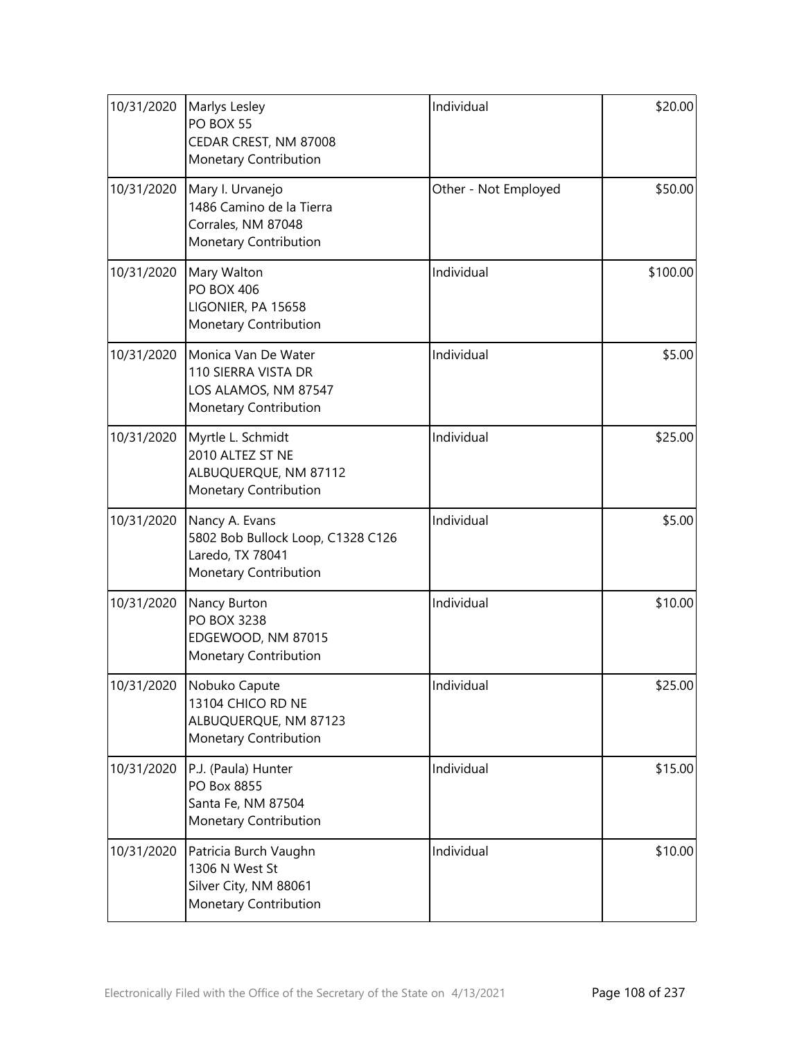| | | | |
|---|---|---|---|
| 10/31/2020 | Marlys Lesley<br>PO BOX 55<br>CEDAR CREST, NM 87008<br>Monetary Contribution | Individual | $20.00 |
| 10/31/2020 | Mary I. Urvanejo<br>1486 Camino de la Tierra<br>Corrales, NM 87048<br>Monetary Contribution | Other - Not Employed | $50.00 |
| 10/31/2020 | Mary Walton<br>PO BOX 406<br>LIGONIER, PA 15658<br>Monetary Contribution | Individual | $100.00 |
| 10/31/2020 | Monica Van De Water<br>110 SIERRA VISTA DR<br>LOS ALAMOS, NM 87547<br>Monetary Contribution | Individual | $5.00 |
| 10/31/2020 | Myrtle L. Schmidt<br>2010 ALTEZ ST NE<br>ALBUQUERQUE, NM 87112<br>Monetary Contribution | Individual | $25.00 |
| 10/31/2020 | Nancy A. Evans<br>5802 Bob Bullock Loop, C1328 C126<br>Laredo, TX 78041<br>Monetary Contribution | Individual | $5.00 |
| 10/31/2020 | Nancy Burton<br>PO BOX 3238<br>EDGEWOOD, NM 87015<br>Monetary Contribution | Individual | $10.00 |
| 10/31/2020 | Nobuko Capute<br>13104 CHICO RD NE<br>ALBUQUERQUE, NM 87123<br>Monetary Contribution | Individual | $25.00 |
| 10/31/2020 | P.J. (Paula) Hunter<br>PO Box 8855<br>Santa Fe, NM 87504<br>Monetary Contribution | Individual | $15.00 |
| 10/31/2020 | Patricia Burch Vaughn<br>1306 N West St<br>Silver City, NM 88061<br>Monetary Contribution | Individual | $10.00 |

Electronically Filed with the Office of the Secretary of the State on 4/13/2021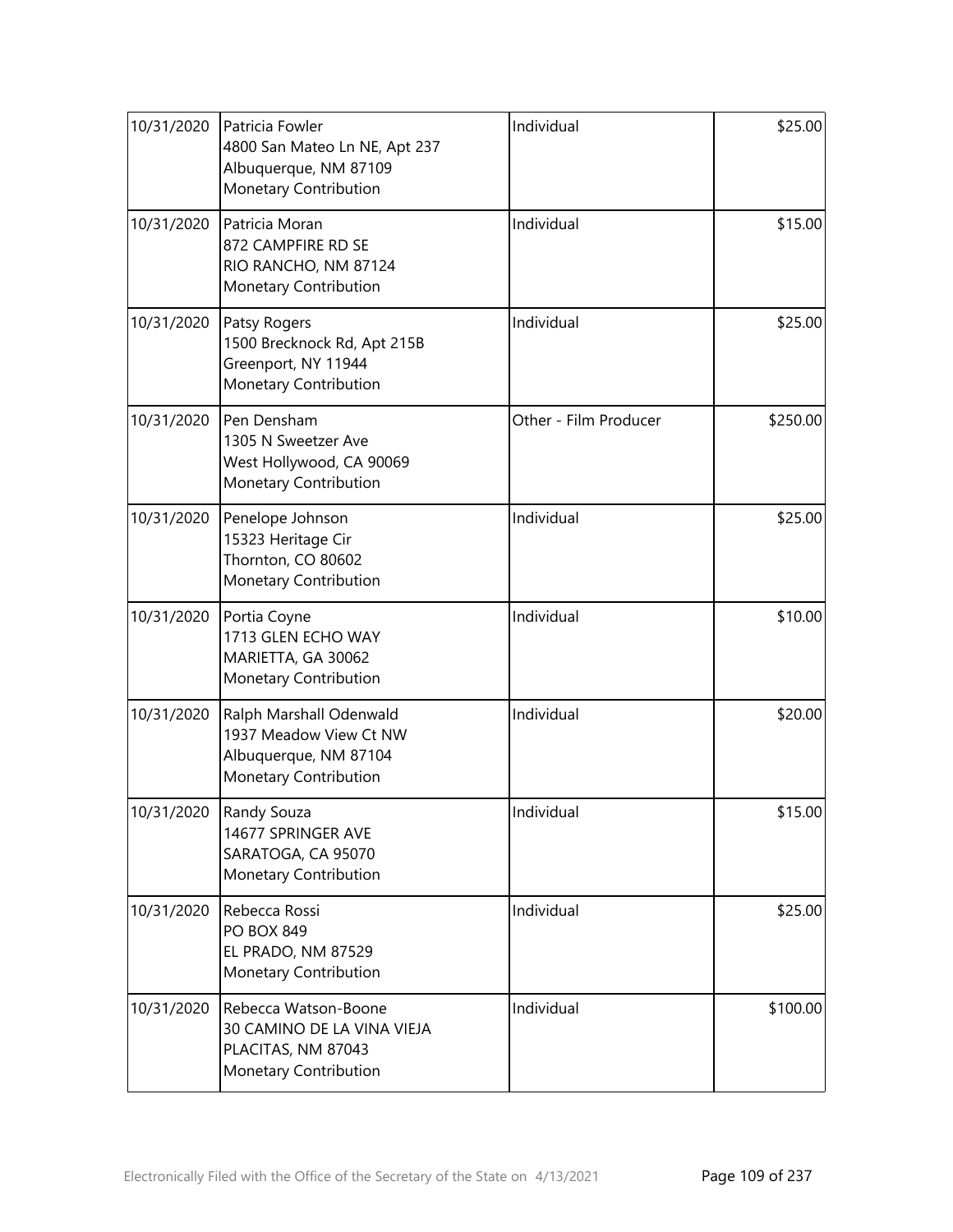| | | | |
|---|---|---|---|
| 10/31/2020 | Patricia Fowler<br>4800 San Mateo Ln NE, Apt 237<br>Albuquerque, NM 87109<br>Monetary Contribution | Individual | \$25.00 |
| 10/31/2020 | Patricia Moran<br>872 CAMPFIRE RD SE<br>RIO RANCHO, NM 87124<br>Monetary Contribution | Individual | \$15.00 |
| 10/31/2020 | Patsy Rogers<br>1500 Brecknock Rd, Apt 215B<br>Greenport, NY 11944<br>Monetary Contribution | Individual | \$25.00 |
| 10/31/2020 | Pen Densham<br>1305 N Sweetzer Ave<br>West Hollywood, CA 90069<br>Monetary Contribution | Other - Film Producer | \$250.00 |
| 10/31/2020 | Penelope Johnson<br>15323 Heritage Cir<br>Thornton, CO 80602<br>Monetary Contribution | Individual | \$25.00 |
| 10/31/2020 | Portia Coyne<br>1713 GLEN ECHO WAY<br>MARIETTA, GA 30062<br>Monetary Contribution | Individual | \$10.00 |
| 10/31/2020 | Ralph Marshall Odenwald<br>1937 Meadow View Ct NW<br>Albuquerque, NM 87104<br>Monetary Contribution | Individual | \$20.00 |
| 10/31/2020 | Randy Souza<br>14677 SPRINGER AVE<br>SARATOGA, CA 95070<br>Monetary Contribution | Individual | \$15.00 |
| 10/31/2020 | Rebecca Rossi<br>PO BOX 849<br>EL PRADO, NM 87529<br>Monetary Contribution | Individual | \$25.00 |
| 10/31/2020 | Rebecca Watson-Boone<br>30 CAMINO DE LA VINA VIEJA<br>PLACITAS, NM 87043<br>Monetary Contribution | Individual | \$100.00 |

Electronically Filed with the Office of the Secretary of the State on 4/13/2021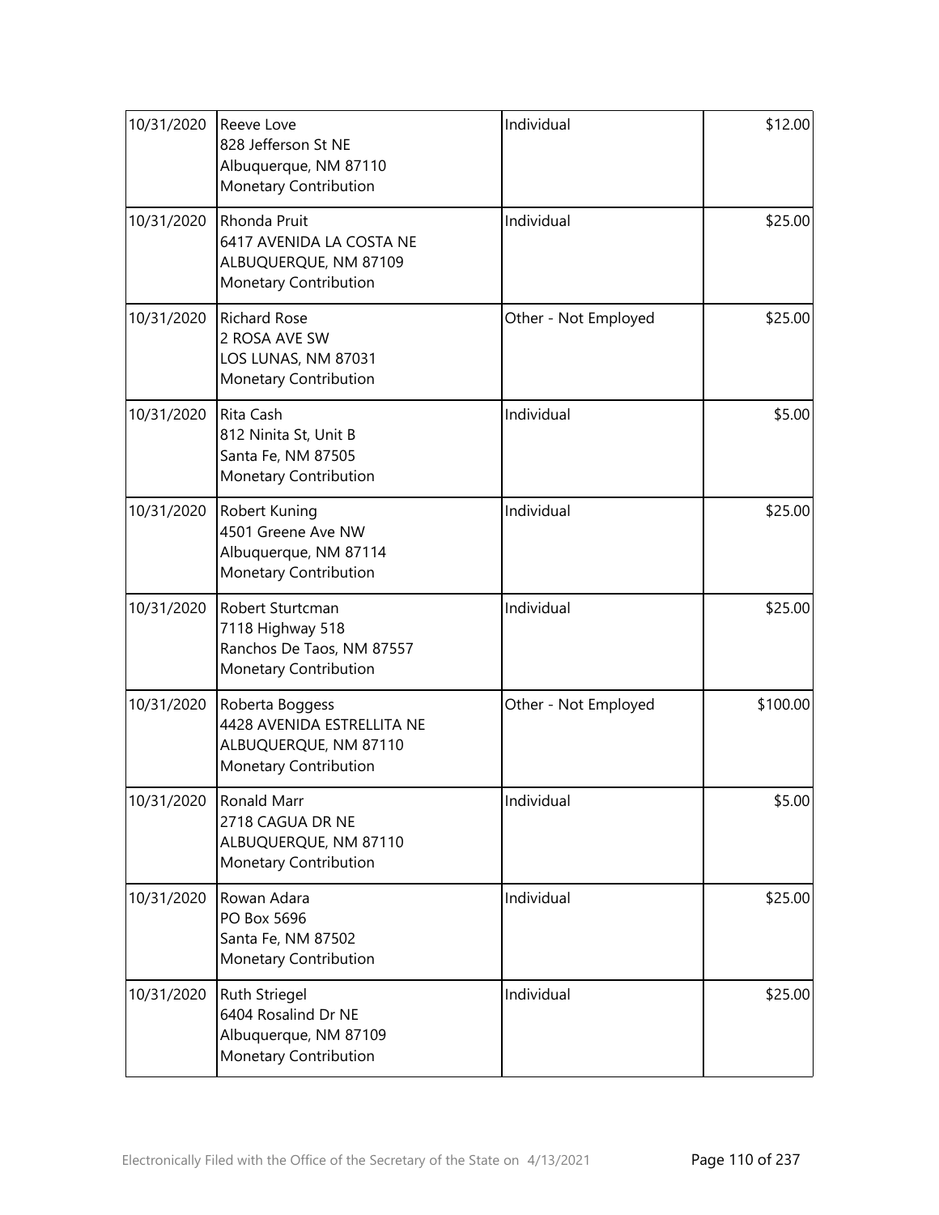| | | | |
|---|---|---|---|
| 10/31/2020 | Reeve Love<br>828 Jefferson St NE<br>Albuquerque, NM 87110<br>Monetary Contribution | Individual | $12.00 |
| 10/31/2020 | Rhonda Pruit<br>6417 AVENIDA LA COSTA NE<br>ALBUQUERQUE, NM 87109<br>Monetary Contribution | Individual | $25.00 |
| 10/31/2020 | Richard Rose<br>2 ROSA AVE SW<br>LOS LUNAS, NM 87031<br>Monetary Contribution | Other - Not Employed | $25.00 |
| 10/31/2020 | Rita Cash<br>812 Ninita St, Unit B<br>Santa Fe, NM 87505<br>Monetary Contribution | Individual | $5.00 |
| 10/31/2020 | Robert Kuning<br>4501 Greene Ave NW<br>Albuquerque, NM 87114<br>Monetary Contribution | Individual | $25.00 |
| 10/31/2020 | Robert Sturtcman<br>7118 Highway 518<br>Ranchos De Taos, NM 87557<br>Monetary Contribution | Individual | $25.00 |
| 10/31/2020 | Roberta Boggess<br>4428 AVENIDA ESTRELLITA NE<br>ALBUQUERQUE, NM 87110<br>Monetary Contribution | Other - Not Employed | $100.00 |
| 10/31/2020 | Ronald Marr<br>2718 CAGUA DR NE<br>ALBUQUERQUE, NM 87110<br>Monetary Contribution | Individual | $5.00 |
| 10/31/2020 | Rowan Adara<br>PO Box 5696<br>Santa Fe, NM 87502<br>Monetary Contribution | Individual | $25.00 |
| 10/31/2020 | Ruth Striegel<br>6404 Rosalind Dr NE<br>Albuquerque, NM 87109<br>Monetary Contribution | Individual | $25.00 |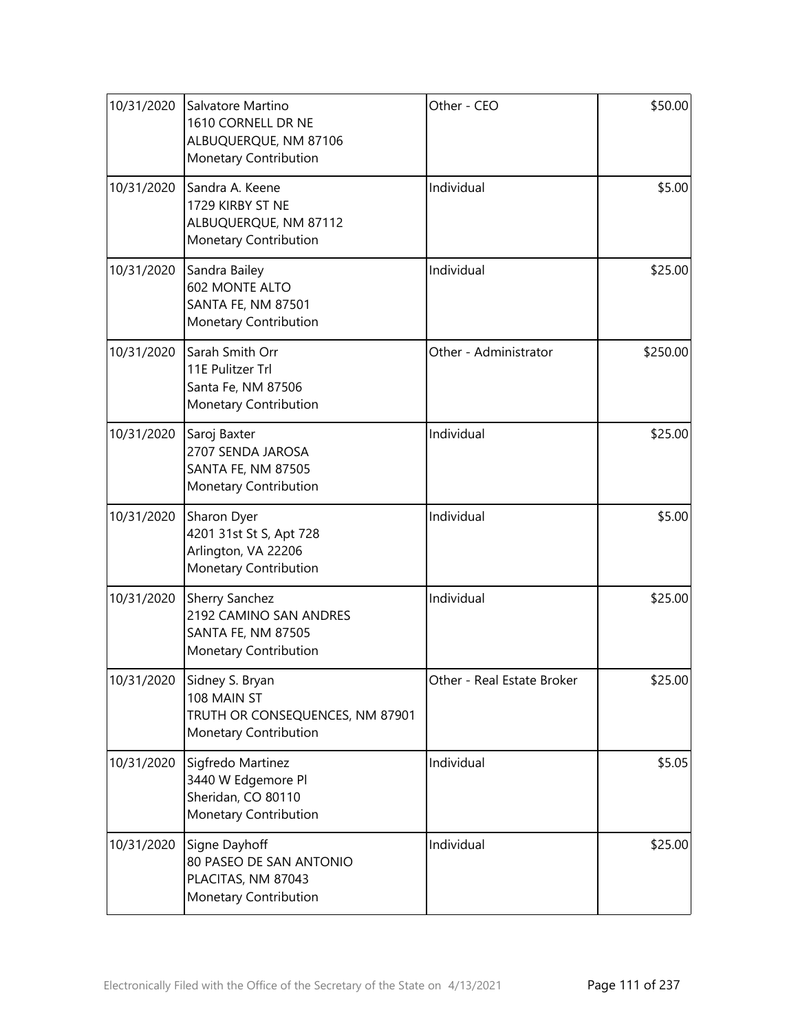| | | | |
|---|---|---|---|
| 10/31/2020 | Salvatore Martino<br>1610 CORNELL DR NE<br>ALBUQUERQUE, NM 87106<br>Monetary Contribution | Other - CEO | \$50.00 |
| 10/31/2020 | Sandra A. Keene<br>1729 KIRBY ST NE<br>ALBUQUERQUE, NM 87112<br>Monetary Contribution | Individual | \$5.00 |
| 10/31/2020 | Sandra Bailey<br>602 MONTE ALTO<br>SANTA FE, NM 87501<br>Monetary Contribution | Individual | \$25.00 |
| 10/31/2020 | Sarah Smith Orr<br>11E Pulitzer Trl<br>Santa Fe, NM 87506<br>Monetary Contribution | Other - Administrator | \$250.00 |
| 10/31/2020 | Saroj Baxter<br>2707 SENDA JAROSA<br>SANTA FE, NM 87505<br>Monetary Contribution | Individual | \$25.00 |
| 10/31/2020 | Sharon Dyer<br>4201 31st St S, Apt 728<br>Arlington, VA 22206<br>Monetary Contribution | Individual | \$5.00 |
| 10/31/2020 | Sherry Sanchez<br>2192 CAMINO SAN ANDRES<br>SANTA FE, NM 87505<br>Monetary Contribution | Individual | \$25.00 |
| 10/31/2020 | Sidney S. Bryan<br>108 MAIN ST<br>TRUTH OR CONSEQUENCES, NM 87901<br>Monetary Contribution | Other - Real Estate Broker | \$25.00 |
| 10/31/2020 | Sigfredo Martinez<br>3440 W Edgemore Pl<br>Sheridan, CO 80110<br>Monetary Contribution | Individual | \$5.05 |
| 10/31/2020 | Signe Dayhoff<br>80 PASEO DE SAN ANTONIO<br>PLACITAS, NM 87043<br>Monetary Contribution | Individual | \$25.00 |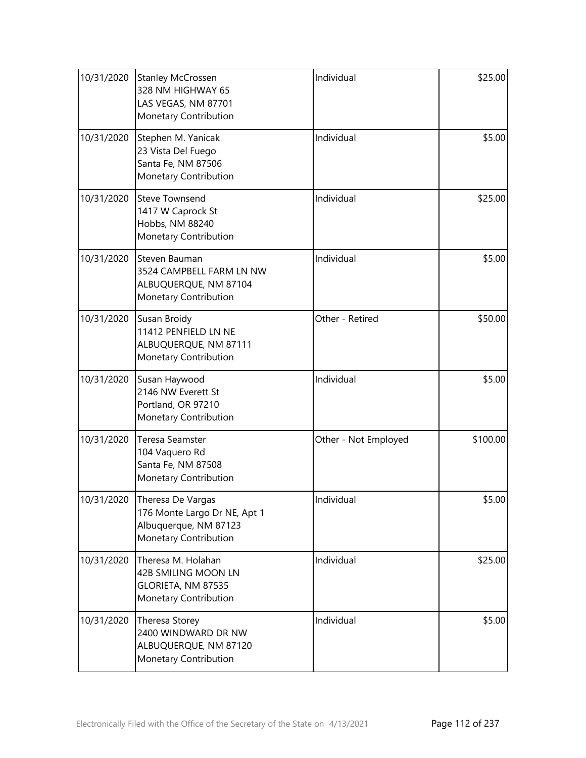| | | | |
|---|---|---|---|
| 10/31/2020 | Stanley McCrossen<br>328 NM HIGHWAY 65<br>LAS VEGAS, NM 87701<br>Monetary Contribution | Individual | $25.00 |
| 10/31/2020 | Stephen M. Yanicak<br>23 Vista Del Fuego<br>Santa Fe, NM 87506<br>Monetary Contribution | Individual | $5.00 |
| 10/31/2020 | Steve Townsend<br>1417 W Caprock St<br>Hobbs, NM 88240<br>Monetary Contribution | Individual | $25.00 |
| 10/31/2020 | Steven Bauman<br>3524 CAMPBELL FARM LN NW<br>ALBUQUERQUE, NM 87104<br>Monetary Contribution | Individual | $5.00 |
| 10/31/2020 | Susan Broidy<br>11412 PENFIELD LN NE<br>ALBUQUERQUE, NM 87111<br>Monetary Contribution | Other - Retired | $50.00 |
| 10/31/2020 | Susan Haywood<br>2146 NW Everett St<br>Portland, OR 97210<br>Monetary Contribution | Individual | $5.00 |
| 10/31/2020 | Teresa Seamster<br>104 Vaquero Rd<br>Santa Fe, NM 87508<br>Monetary Contribution | Other - Not Employed | $100.00 |
| 10/31/2020 | Theresa De Vargas<br>176 Monte Largo Dr NE, Apt 1<br>Albuquerque, NM 87123<br>Monetary Contribution | Individual | $5.00 |
| 10/31/2020 | Theresa M. Holahan<br>42B SMILING MOON LN<br>GLORIETA, NM 87535<br>Monetary Contribution | Individual | $25.00 |
| 10/31/2020 | Theresa Storey<br>2400 WINDWARD DR NW<br>ALBUQUERQUE, NM 87120<br>Monetary Contribution | Individual | $5.00 |

Electronically Filed with the Office of the Secretary of the State on 4/13/2021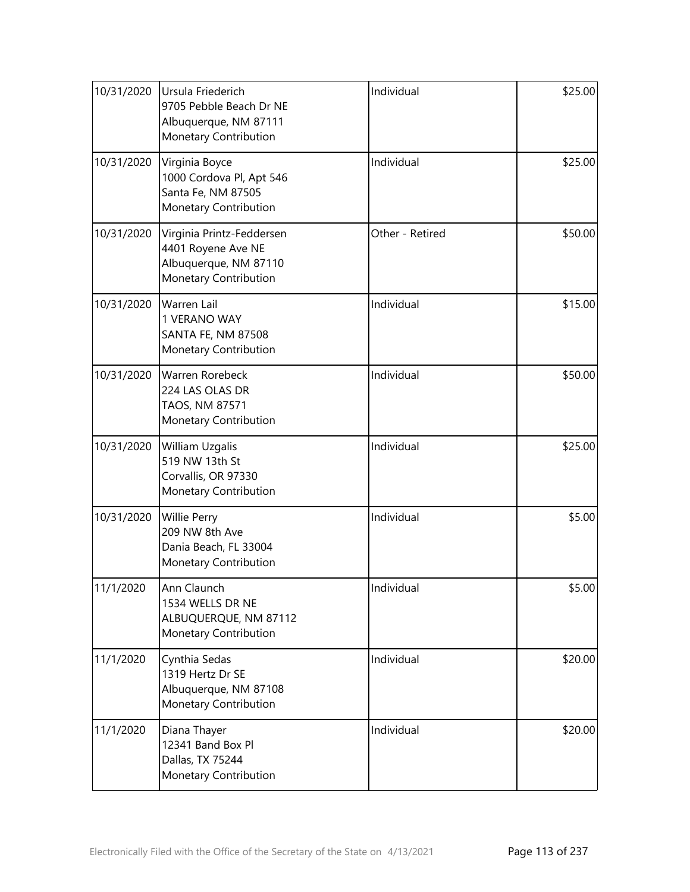| | | | |
|---|---|---|---|
| 10/31/2020 | Ursula Friederich<br>9705 Pebble Beach Dr NE<br>Albuquerque, NM 87111<br>Monetary Contribution | Individual | \$25.00 |
| 10/31/2020 | Virginia Boyce<br>1000 Cordova Pl, Apt 546<br>Santa Fe, NM 87505<br>Monetary Contribution | Individual | \$25.00 |
| 10/31/2020 | Virginia Printz-Feddersen<br>4401 Royene Ave NE<br>Albuquerque, NM 87110<br>Monetary Contribution | Other - Retired | \$50.00 |
| 10/31/2020 | Warren Lail<br>1 VERANO WAY<br>SANTA FE, NM 87508<br>Monetary Contribution | Individual | \$15.00 |
| 10/31/2020 | Warren Rorebeck<br>224 LAS OLAS DR<br>TAOS, NM 87571<br>Monetary Contribution | Individual | \$50.00 |
| 10/31/2020 | William Uzgalis<br>519 NW 13th St<br>Corvallis, OR 97330<br>Monetary Contribution | Individual | \$25.00 |
| 10/31/2020 | Willie Perry<br>209 NW 8th Ave<br>Dania Beach, FL 33004<br>Monetary Contribution | Individual | \$5.00 |
| 11/1/2020 | Ann Claunch<br>1534 WELLS DR NE<br>ALBUQUERQUE, NM 87112<br>Monetary Contribution | Individual | \$5.00 |
| 11/1/2020 | Cynthia Sedas<br>1319 Hertz Dr SE<br>Albuquerque, NM 87108<br>Monetary Contribution | Individual | \$20.00 |
| 11/1/2020 | Diana Thayer<br>12341 Band Box Pl<br>Dallas, TX 75244<br>Monetary Contribution | Individual | \$20.00 |

Electronically Filed with the Office of the Secretary of the State on 4/13/2021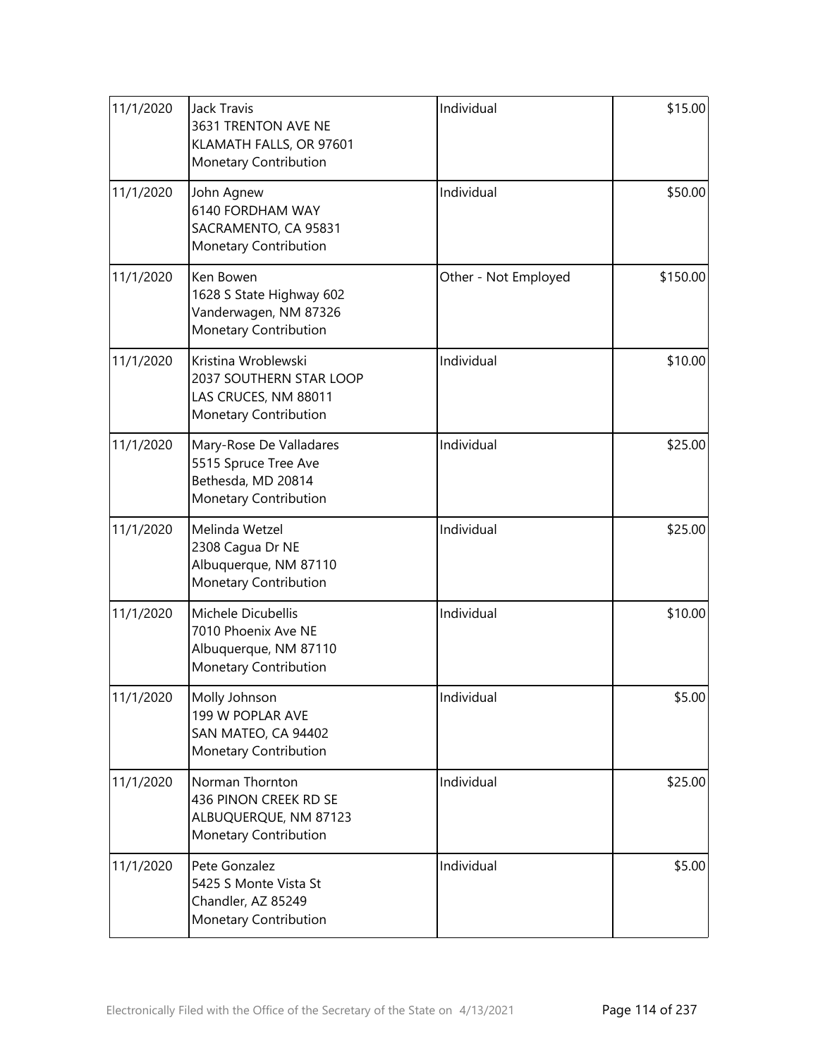| | | | |
|---|---|---|---|
| 11/1/2020 | Jack Travis<br>3631 TRENTON AVE NE<br>KLAMATH FALLS, OR 97601<br>Monetary Contribution | Individual | $15.00 |
| 11/1/2020 | John Agnew<br>6140 FORDHAM WAY<br>SACRAMENTO, CA 95831<br>Monetary Contribution | Individual | $50.00 |
| 11/1/2020 | Ken Bowen<br>1628 S State Highway 602<br>Vanderwagen, NM 87326<br>Monetary Contribution | Other - Not Employed | $150.00 |
| 11/1/2020 | Kristina Wroblewski<br>2037 SOUTHERN STAR LOOP<br>LAS CRUCES, NM 88011<br>Monetary Contribution | Individual | $10.00 |
| 11/1/2020 | Mary-Rose De Valladares<br>5515 Spruce Tree Ave<br>Bethesda, MD 20814<br>Monetary Contribution | Individual | $25.00 |
| 11/1/2020 | Melinda Wetzel<br>2308 Cagua Dr NE<br>Albuquerque, NM 87110<br>Monetary Contribution | Individual | $25.00 |
| 11/1/2020 | Michele Dicubellis<br>7010 Phoenix Ave NE<br>Albuquerque, NM 87110<br>Monetary Contribution | Individual | $10.00 |
| 11/1/2020 | Molly Johnson<br>199 W POPLAR AVE<br>SAN MATEO, CA 94402<br>Monetary Contribution | Individual | $5.00 |
| 11/1/2020 | Norman Thornton<br>436 PINON CREEK RD SE<br>ALBUQUERQUE, NM 87123<br>Monetary Contribution | Individual | $25.00 |
| 11/1/2020 | Pete Gonzalez<br>5425 S Monte Vista St<br>Chandler, AZ 85249<br>Monetary Contribution | Individual | $5.00 |

Electronically Filed with the Office of the Secretary of the State on 4/13/2021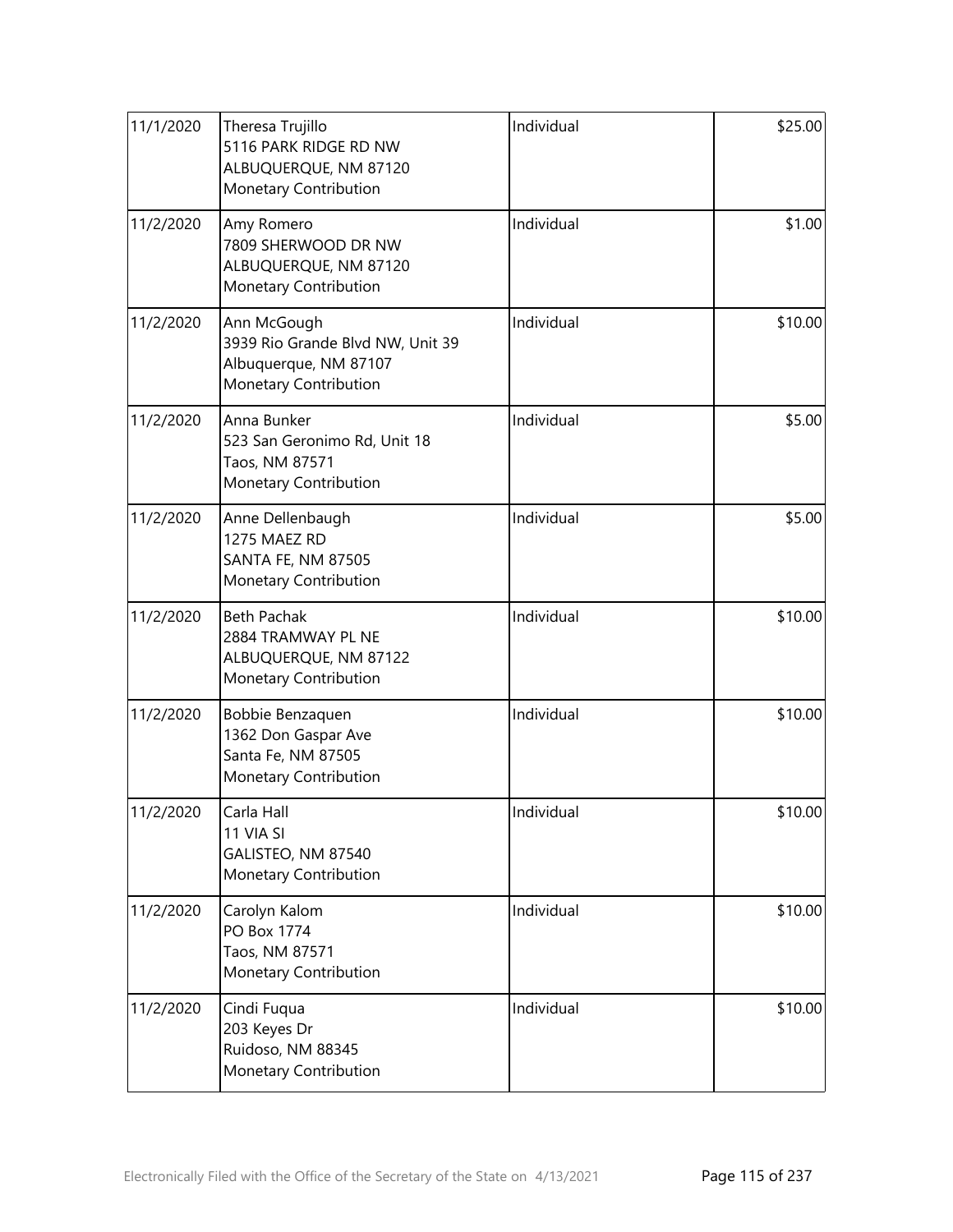| 11/1/2020 | Theresa Trujillo<br>5116 PARK RIDGE RD NW<br>ALBUQUERQUE, NM 87120<br>Monetary Contribution | Individual | $25.00 |
|---|---|---|---|
| 11/2/2020 | Amy Romero<br>7809 SHERWOOD DR NW<br>ALBUQUERQUE, NM 87120<br>Monetary Contribution | Individual | $1.00 |
| 11/2/2020 | Ann McGough<br>3939 Rio Grande Blvd NW, Unit 39<br>Albuquerque, NM 87107<br>Monetary Contribution | Individual | $10.00 |
| 11/2/2020 | Anna Bunker<br>523 San Geronimo Rd, Unit 18<br>Taos, NM 87571<br>Monetary Contribution | Individual | $5.00 |
| 11/2/2020 | Anne Dellenbaugh<br>1275 MAEZ RD<br>SANTA FE, NM 87505<br>Monetary Contribution | Individual | $5.00 |
| 11/2/2020 | Beth Pachak<br>2884 TRAMWAY PL NE<br>ALBUQUERQUE, NM 87122<br>Monetary Contribution | Individual | $10.00 |
| 11/2/2020 | Bobbie Benzaquen<br>1362 Don Gaspar Ave<br>Santa Fe, NM 87505<br>Monetary Contribution | Individual | $10.00 |
| 11/2/2020 | Carla Hall<br>11 VIA SI<br>GALISTEO, NM 87540<br>Monetary Contribution | Individual | $10.00 |
| 11/2/2020 | Carolyn Kalom<br>PO Box 1774<br>Taos, NM 87571<br>Monetary Contribution | Individual | $10.00 |
| 11/2/2020 | Cindi Fuqua<br>203 Keyes Dr<br>Ruidoso, NM 88345<br>Monetary Contribution | Individual | $10.00 |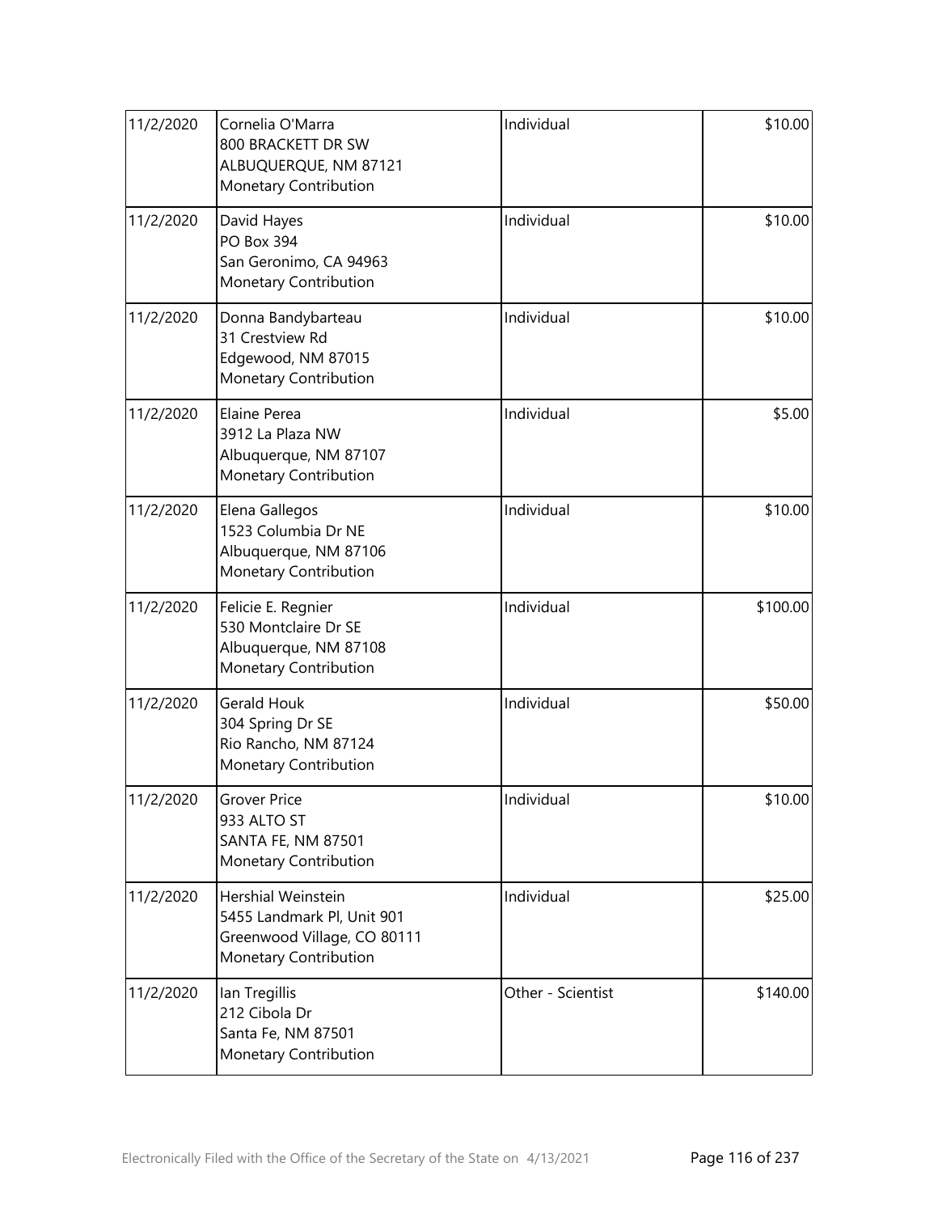| | | | |
|---|---|---|---|
| 11/2/2020 | Cornelia O'Marra<br>800 BRACKETT DR SW<br>ALBUQUERQUE, NM 87121<br>Monetary Contribution | Individual | $10.00 |
| 11/2/2020 | David Hayes<br>PO Box 394<br>San Geronimo, CA 94963<br>Monetary Contribution | Individual | $10.00 |
| 11/2/2020 | Donna Bandybarteau<br>31 Crestview Rd<br>Edgewood, NM 87015<br>Monetary Contribution | Individual | $10.00 |
| 11/2/2020 | Elaine Perea<br>3912 La Plaza NW<br>Albuquerque, NM 87107<br>Monetary Contribution | Individual | $5.00 |
| 11/2/2020 | Elena Gallegos<br>1523 Columbia Dr NE<br>Albuquerque, NM 87106<br>Monetary Contribution | Individual | $10.00 |
| 11/2/2020 | Felicie E. Regnier<br>530 Montclaire Dr SE<br>Albuquerque, NM 87108<br>Monetary Contribution | Individual | $100.00 |
| 11/2/2020 | Gerald Houk<br>304 Spring Dr SE<br>Rio Rancho, NM 87124<br>Monetary Contribution | Individual | $50.00 |
| 11/2/2020 | Grover Price<br>933 ALTO ST<br>SANTA FE, NM 87501<br>Monetary Contribution | Individual | $10.00 |
| 11/2/2020 | Hershial Weinstein<br>5455 Landmark Pl, Unit 901<br>Greenwood Village, CO 80111<br>Monetary Contribution | Individual | $25.00 |
| 11/2/2020 | Ian Tregillis<br>212 Cibola Dr<br>Santa Fe, NM 87501<br>Monetary Contribution | Other - Scientist | $140.00 |

Electronically Filed with the Office of the Secretary of the State on 4/13/2021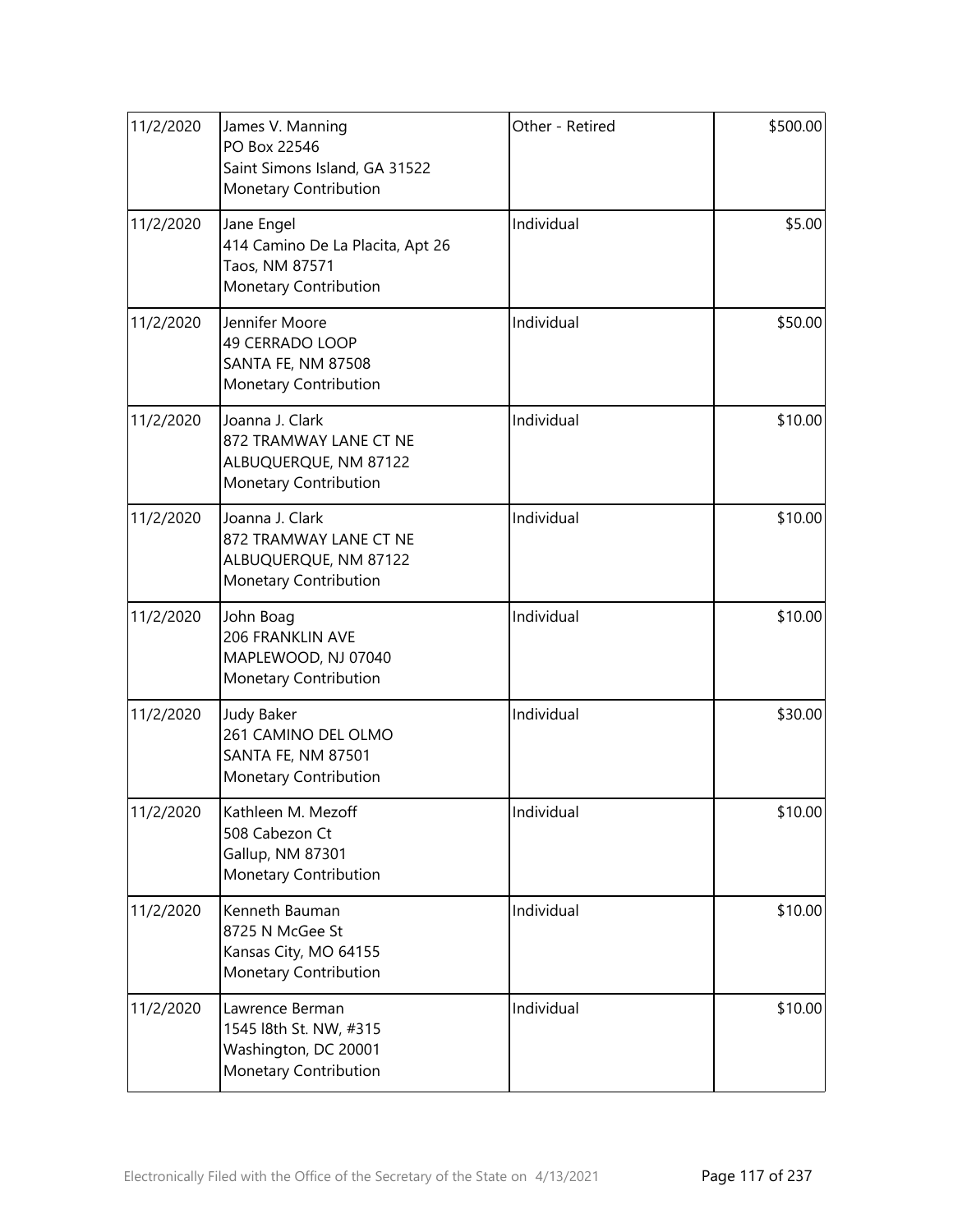| | | | |
|---|---|---|---|
| 11/2/2020 | James V. Manning<br>PO Box 22546<br>Saint Simons Island, GA 31522<br>Monetary Contribution | Other - Retired | $500.00 |
| 11/2/2020 | Jane Engel<br>414 Camino De La Placita, Apt 26<br>Taos, NM 87571<br>Monetary Contribution | Individual | $5.00 |
| 11/2/2020 | Jennifer Moore<br>49 CERRADO LOOP<br>SANTA FE, NM 87508<br>Monetary Contribution | Individual | $50.00 |
| 11/2/2020 | Joanna J. Clark<br>872 TRAMWAY LANE CT NE<br>ALBUQUERQUE, NM 87122<br>Monetary Contribution | Individual | $10.00 |
| 11/2/2020 | Joanna J. Clark<br>872 TRAMWAY LANE CT NE<br>ALBUQUERQUE, NM 87122<br>Monetary Contribution | Individual | $10.00 |
| 11/2/2020 | John Boag<br>206 FRANKLIN AVE<br>MAPLEWOOD, NJ 07040<br>Monetary Contribution | Individual | $10.00 |
| 11/2/2020 | Judy Baker<br>261 CAMINO DEL OLMO<br>SANTA FE, NM 87501<br>Monetary Contribution | Individual | $30.00 |
| 11/2/2020 | Kathleen M. Mezoff<br>508 Cabezon Ct<br>Gallup, NM 87301<br>Monetary Contribution | Individual | $10.00 |
| 11/2/2020 | Kenneth Bauman<br>8725 N McGee St<br>Kansas City, MO 64155<br>Monetary Contribution | Individual | $10.00 |
| 11/2/2020 | Lawrence Berman<br>1545 l8th St. NW, #315<br>Washington, DC 20001<br>Monetary Contribution | Individual | $10.00 |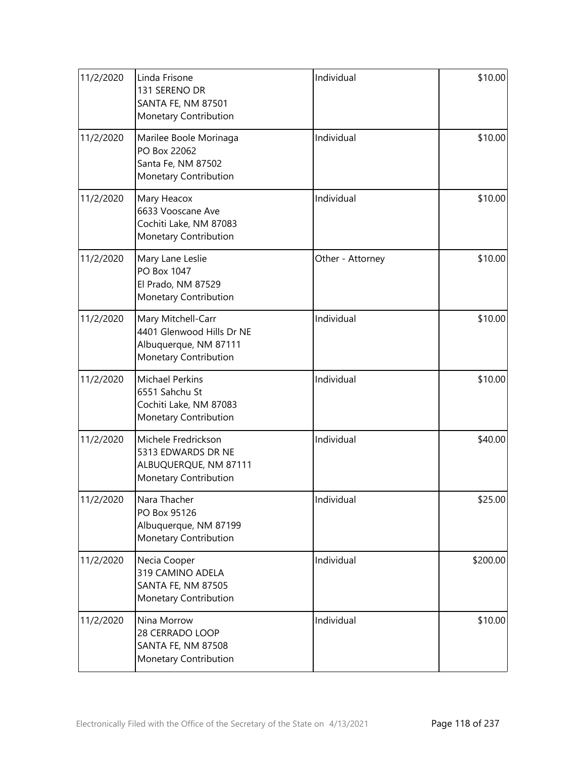| | | | |
|---|---|---|---|
| 11/2/2020 | Linda Frisone<br>131 SERENO DR<br>SANTA FE, NM 87501<br>Monetary Contribution | Individual | \$10.00 |
| 11/2/2020 | Marilee Boole Morinaga<br>PO Box 22062<br>Santa Fe, NM 87502<br>Monetary Contribution | Individual | \$10.00 |
| 11/2/2020 | Mary Heacox<br>6633 Vooscane Ave<br>Cochiti Lake, NM 87083<br>Monetary Contribution | Individual | \$10.00 |
| 11/2/2020 | Mary Lane Leslie<br>PO Box 1047<br>El Prado, NM 87529<br>Monetary Contribution | Other - Attorney | \$10.00 |
| 11/2/2020 | Mary Mitchell-Carr<br>4401 Glenwood Hills Dr NE<br>Albuquerque, NM 87111<br>Monetary Contribution | Individual | \$10.00 |
| 11/2/2020 | Michael Perkins<br>6551 Sahchu St<br>Cochiti Lake, NM 87083<br>Monetary Contribution | Individual | \$10.00 |
| 11/2/2020 | Michele Fredrickson<br>5313 EDWARDS DR NE<br>ALBUQUERQUE, NM 87111<br>Monetary Contribution | Individual | \$40.00 |
| 11/2/2020 | Nara Thacher<br>PO Box 95126<br>Albuquerque, NM 87199<br>Monetary Contribution | Individual | \$25.00 |
| 11/2/2020 | Necia Cooper<br>319 CAMINO ADELA<br>SANTA FE, NM 87505<br>Monetary Contribution | Individual | \$200.00 |
| 11/2/2020 | Nina Morrow<br>28 CERRADO LOOP<br>SANTA FE, NM 87508<br>Monetary Contribution | Individual | \$10.00 |

Electronically Filed with the Office of the Secretary of the State on 4/13/2021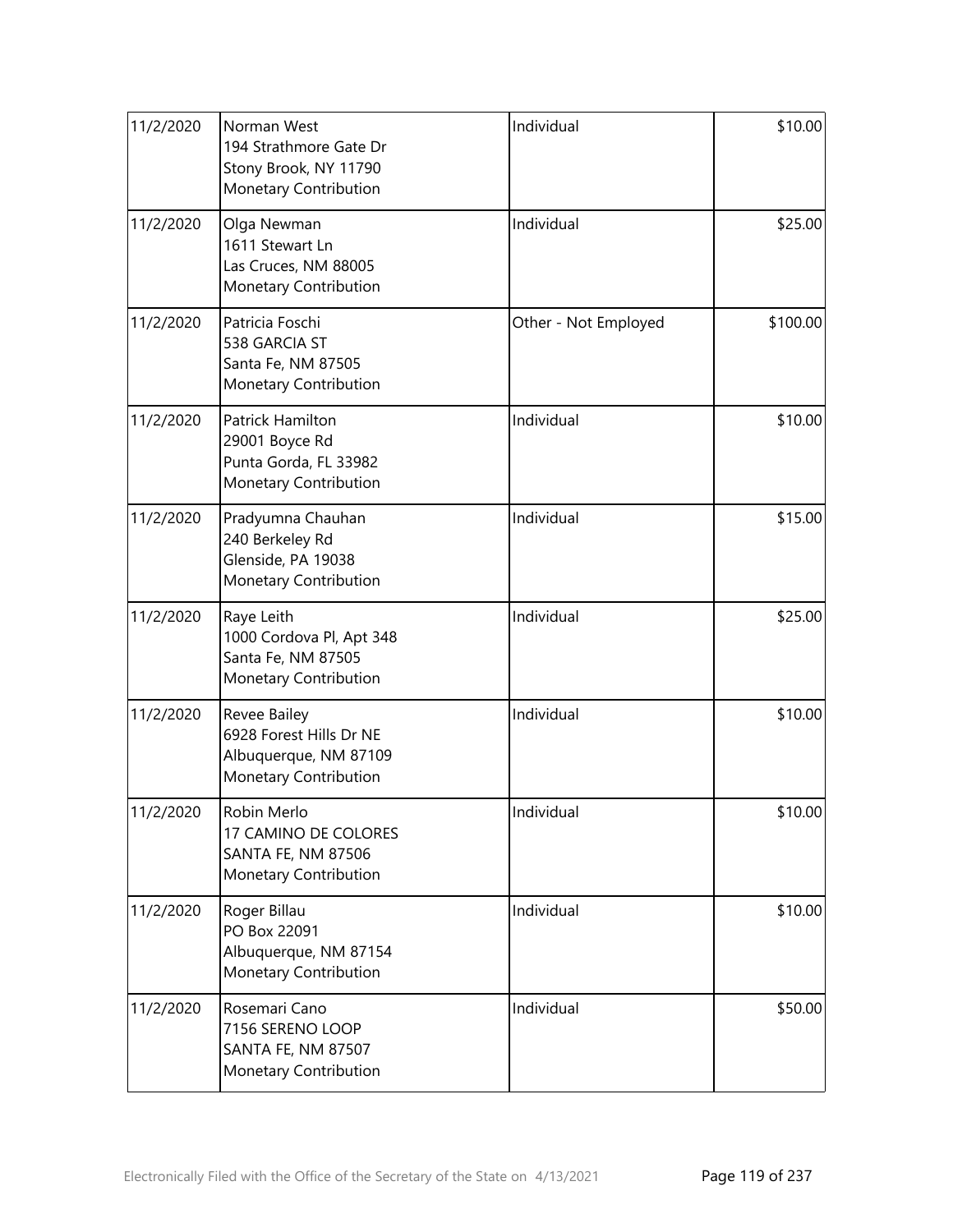| | | | |
|---|---|---|---|
| 11/2/2020 | Norman West<br>194 Strathmore Gate Dr<br>Stony Brook, NY 11790<br>Monetary Contribution | Individual | \$10.00 |
| 11/2/2020 | Olga Newman<br>1611 Stewart Ln<br>Las Cruces, NM 88005<br>Monetary Contribution | Individual | \$25.00 |
| 11/2/2020 | Patricia Foschi<br>538 GARCIA ST<br>Santa Fe, NM 87505<br>Monetary Contribution | Other - Not Employed | \$100.00 |
| 11/2/2020 | Patrick Hamilton<br>29001 Boyce Rd<br>Punta Gorda, FL 33982<br>Monetary Contribution | Individual | \$10.00 |
| 11/2/2020 | Pradyumna Chauhan<br>240 Berkeley Rd<br>Glenside, PA 19038<br>Monetary Contribution | Individual | \$15.00 |
| 11/2/2020 | Raye Leith<br>1000 Cordova Pl, Apt 348<br>Santa Fe, NM 87505<br>Monetary Contribution | Individual | \$25.00 |
| 11/2/2020 | Revee Bailey<br>6928 Forest Hills Dr NE<br>Albuquerque, NM 87109<br>Monetary Contribution | Individual | \$10.00 |
| 11/2/2020 | Robin Merlo<br>17 CAMINO DE COLORES<br>SANTA FE, NM 87506<br>Monetary Contribution | Individual | \$10.00 |
| 11/2/2020 | Roger Billau<br>PO Box 22091<br>Albuquerque, NM 87154<br>Monetary Contribution | Individual | \$10.00 |
| 11/2/2020 | Rosemari Cano<br>7156 SERENO LOOP<br>SANTA FE, NM 87507<br>Monetary Contribution | Individual | \$50.00 |

Electronically Filed with the Office of the Secretary of the State on 4/13/2021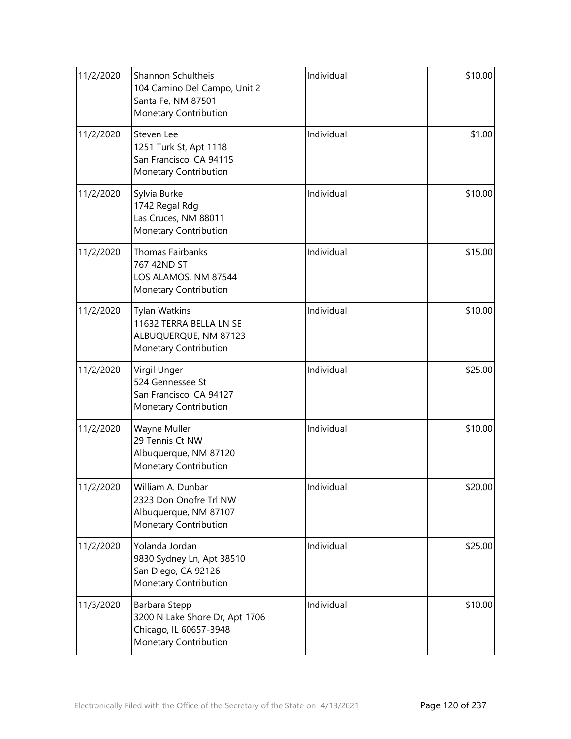| | | | |
|---|---|---|---|
| 11/2/2020 | Shannon Schultheis<br>104 Camino Del Campo, Unit 2<br>Santa Fe, NM 87501<br>Monetary Contribution | Individual | \$10.00 |
| 11/2/2020 | Steven Lee<br>1251 Turk St, Apt 1118<br>San Francisco, CA 94115<br>Monetary Contribution | Individual | \$1.00 |
| 11/2/2020 | Sylvia Burke<br>1742 Regal Rdg<br>Las Cruces, NM 88011<br>Monetary Contribution | Individual | \$10.00 |
| 11/2/2020 | Thomas Fairbanks<br>767 42ND ST<br>LOS ALAMOS, NM 87544<br>Monetary Contribution | Individual | \$15.00 |
| 11/2/2020 | Tylan Watkins<br>11632 TERRA BELLA LN SE<br>ALBUQUERQUE, NM 87123<br>Monetary Contribution | Individual | \$10.00 |
| 11/2/2020 | Virgil Unger<br>524 Gennessee St<br>San Francisco, CA 94127<br>Monetary Contribution | Individual | \$25.00 |
| 11/2/2020 | Wayne Muller<br>29 Tennis Ct NW<br>Albuquerque, NM 87120<br>Monetary Contribution | Individual | \$10.00 |
| 11/2/2020 | William A. Dunbar<br>2323 Don Onofre Trl NW<br>Albuquerque, NM 87107<br>Monetary Contribution | Individual | \$20.00 |
| 11/2/2020 | Yolanda Jordan<br>9830 Sydney Ln, Apt 38510<br>San Diego, CA 92126<br>Monetary Contribution | Individual | \$25.00 |
| 11/3/2020 | Barbara Stepp<br>3200 N Lake Shore Dr, Apt 1706<br>Chicago, IL 60657-3948<br>Monetary Contribution | Individual | \$10.00 |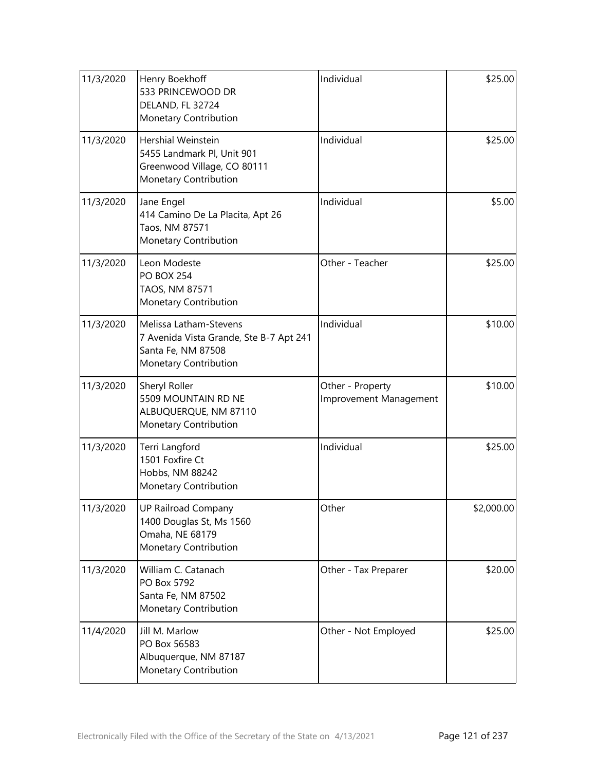| | | | |
|---|---|---|---|
| 11/3/2020 | Henry Boekhoff<br>533 PRINCEWOOD DR<br>DELAND, FL 32724<br>Monetary Contribution | Individual | $25.00 |
| 11/3/2020 | Hershial Weinstein<br>5455 Landmark Pl, Unit 901<br>Greenwood Village, CO 80111<br>Monetary Contribution | Individual | $25.00 |
| 11/3/2020 | Jane Engel<br>414 Camino De La Placita, Apt 26<br>Taos, NM 87571<br>Monetary Contribution | Individual | $5.00 |
| 11/3/2020 | Leon Modeste<br>PO BOX 254<br>TAOS, NM 87571<br>Monetary Contribution | Other - Teacher | $25.00 |
| 11/3/2020 | Melissa Latham-Stevens<br>7 Avenida Vista Grande, Ste B-7 Apt 241<br>Santa Fe, NM 87508<br>Monetary Contribution | Individual | $10.00 |
| 11/3/2020 | Sheryl Roller<br>5509 MOUNTAIN RD NE<br>ALBUQUERQUE, NM 87110<br>Monetary Contribution | Other - Property Improvement Management | $10.00 |
| 11/3/2020 | Terri Langford<br>1501 Foxfire Ct<br>Hobbs, NM 88242<br>Monetary Contribution | Individual | $25.00 |
| 11/3/2020 | UP Railroad Company<br>1400 Douglas St, Ms 1560<br>Omaha, NE 68179<br>Monetary Contribution | Other | $2,000.00 |
| 11/3/2020 | William C. Catanach<br>PO Box 5792<br>Santa Fe, NM 87502<br>Monetary Contribution | Other - Tax Preparer | $20.00 |
| 11/4/2020 | Jill M. Marlow<br>PO Box 56583<br>Albuquerque, NM 87187<br>Monetary Contribution | Other - Not Employed | $25.00 |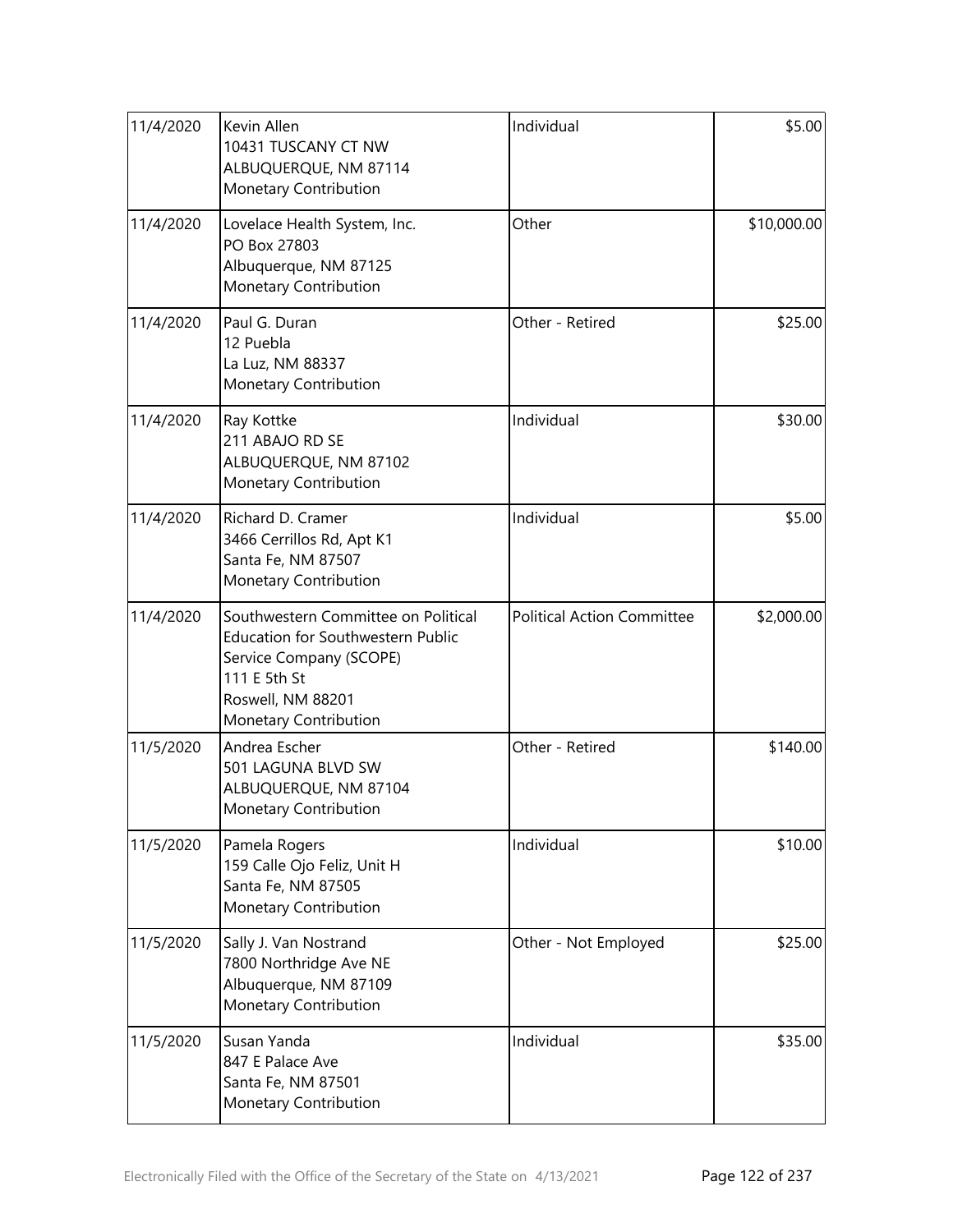| | | | |
|---|---|---|---|
| 11/4/2020 | Kevin Allen<br>10431 TUSCANY CT NW<br>ALBUQUERQUE, NM 87114<br>Monetary Contribution | Individual | $5.00 |
| 11/4/2020 | Lovelace Health System, Inc.<br>PO Box 27803<br>Albuquerque, NM 87125<br>Monetary Contribution | Other | $10,000.00 |
| 11/4/2020 | Paul G. Duran<br>12 Puebla<br>La Luz, NM 88337<br>Monetary Contribution | Other - Retired | $25.00 |
| 11/4/2020 | Ray Kottke<br>211 ABAJO RD SE<br>ALBUQUERQUE, NM 87102<br>Monetary Contribution | Individual | $30.00 |
| 11/4/2020 | Richard D. Cramer<br>3466 Cerrillos Rd, Apt K1<br>Santa Fe, NM 87507<br>Monetary Contribution | Individual | $5.00 |
| 11/4/2020 | Southwestern Committee on Political Education for Southwestern Public Service Company (SCOPE)<br>111 E 5th St<br>Roswell, NM 88201<br>Monetary Contribution | Political Action Committee | $2,000.00 |
| 11/5/2020 | Andrea Escher<br>501 LAGUNA BLVD SW<br>ALBUQUERQUE, NM 87104<br>Monetary Contribution | Other - Retired | $140.00 |
| 11/5/2020 | Pamela Rogers<br>159 Calle Ojo Feliz, Unit H<br>Santa Fe, NM 87505<br>Monetary Contribution | Individual | $10.00 |
| 11/5/2020 | Sally J. Van Nostrand<br>7800 Northridge Ave NE<br>Albuquerque, NM 87109<br>Monetary Contribution | Other - Not Employed | $25.00 |
| 11/5/2020 | Susan Yanda<br>847 E Palace Ave<br>Santa Fe, NM 87501<br>Monetary Contribution | Individual | $35.00 |

Electronically Filed with the Office of the Secretary of the State on 4/13/2021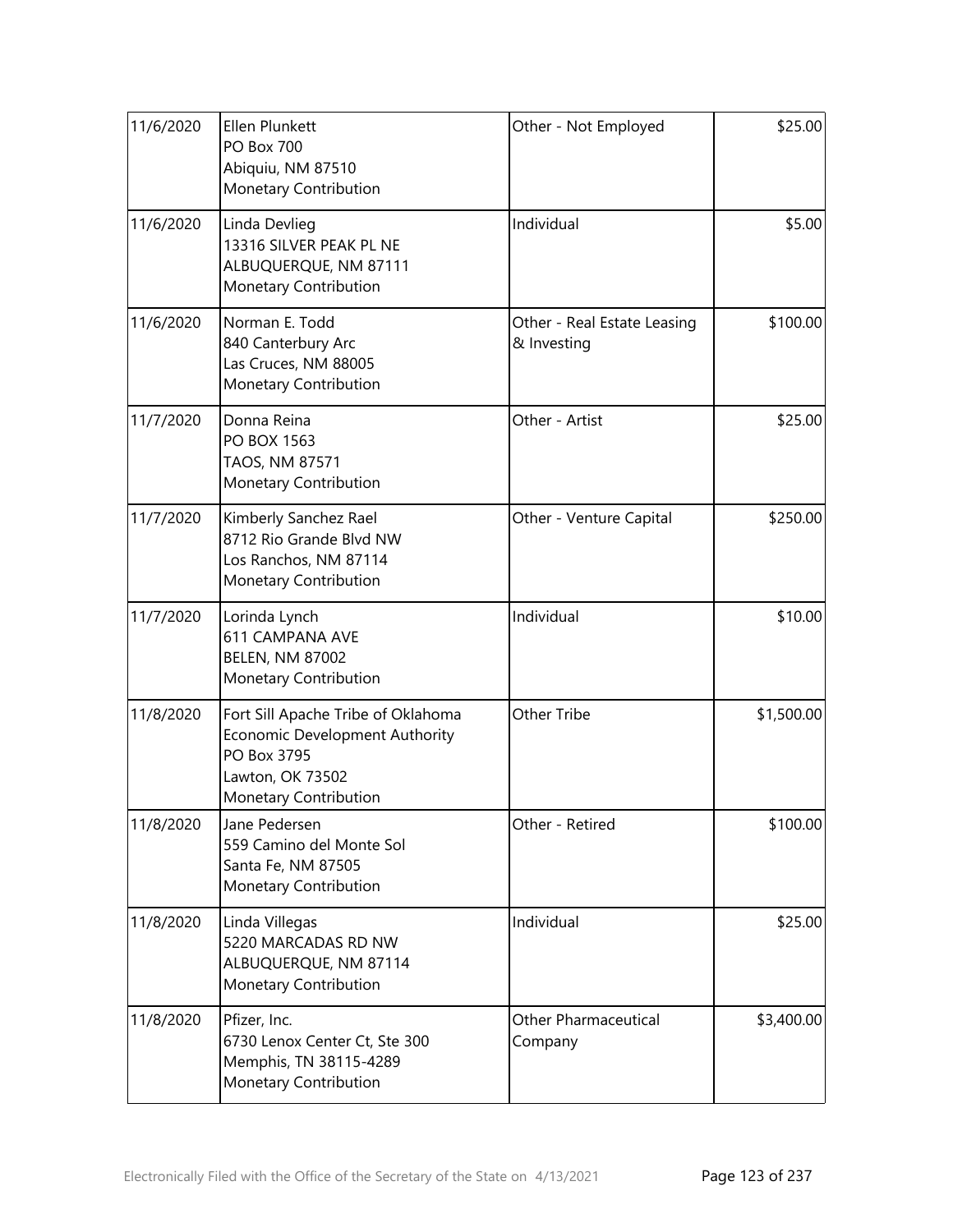| | | | |
|---|---|---|---|
| 11/6/2020 | Ellen Plunkett<br>PO Box 700<br>Abiquiu, NM 87510<br>Monetary Contribution | Other - Not Employed | \$25.00 |
| 11/6/2020 | Linda Devlieg<br>13316 SILVER PEAK PL NE<br>ALBUQUERQUE, NM 87111<br>Monetary Contribution | Individual | \$5.00 |
| 11/6/2020 | Norman E. Todd<br>840 Canterbury Arc<br>Las Cruces, NM 88005<br>Monetary Contribution | Other - Real Estate Leasing & Investing | \$100.00 |
| 11/7/2020 | Donna Reina<br>PO BOX 1563<br>TAOS, NM 87571<br>Monetary Contribution | Other - Artist | \$25.00 |
| 11/7/2020 | Kimberly Sanchez Rael<br>8712 Rio Grande Blvd NW<br>Los Ranchos, NM 87114<br>Monetary Contribution | Other - Venture Capital | \$250.00 |
| 11/7/2020 | Lorinda Lynch<br>611 CAMPANA AVE<br>BELEN, NM 87002<br>Monetary Contribution | Individual | \$10.00 |
| 11/8/2020 | Fort Sill Apache Tribe of Oklahoma Economic Development Authority<br>PO Box 3795<br>Lawton, OK 73502<br>Monetary Contribution | Other Tribe | \$1,500.00 |
| 11/8/2020 | Jane Pedersen<br>559 Camino del Monte Sol<br>Santa Fe, NM 87505<br>Monetary Contribution | Other - Retired | \$100.00 |
| 11/8/2020 | Linda Villegas<br>5220 MARCADAS RD NW<br>ALBUQUERQUE, NM 87114<br>Monetary Contribution | Individual | \$25.00 |
| 11/8/2020 | Pfizer, Inc.<br>6730 Lenox Center Ct, Ste 300<br>Memphis, TN 38115-4289<br>Monetary Contribution | Other Pharmaceutical Company | \$3,400.00 |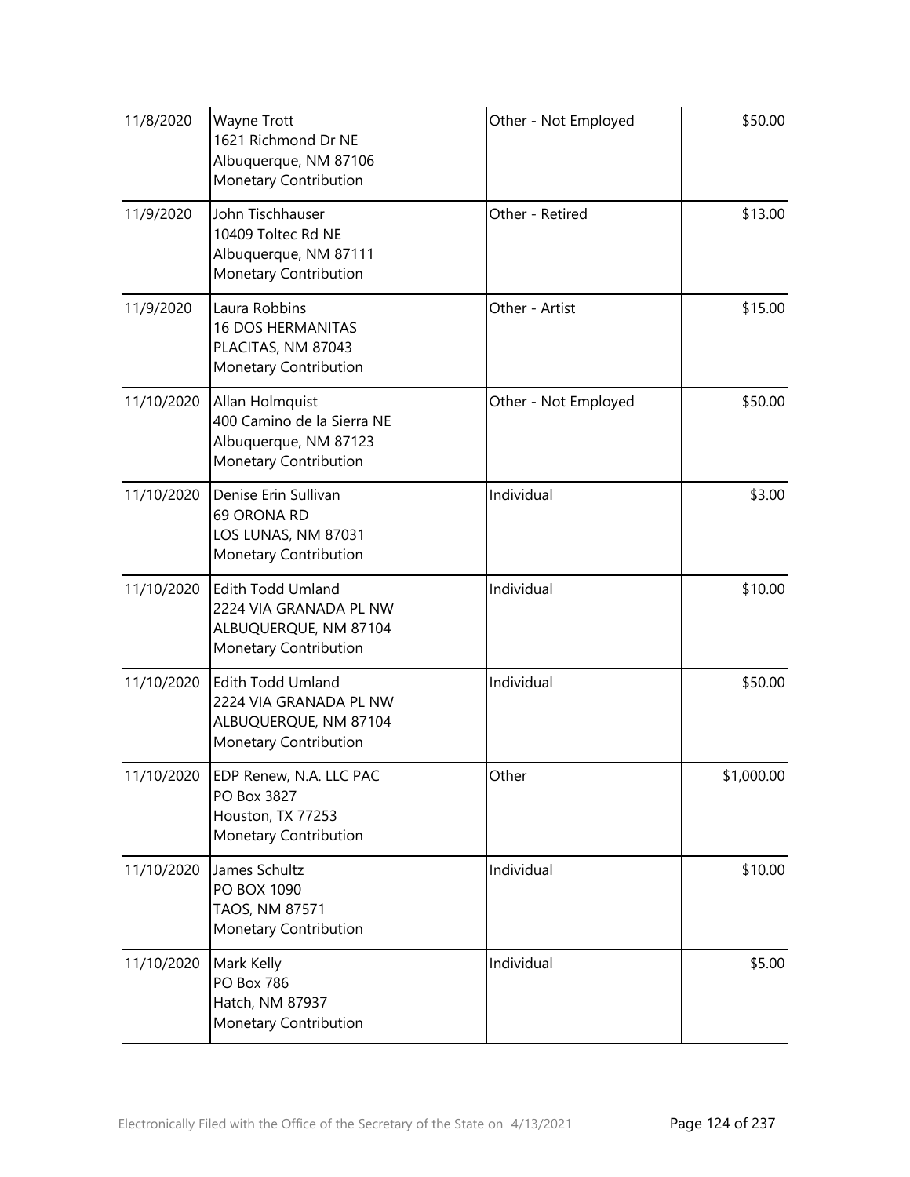| 11/8/2020 | Wayne Trott<br>1621 Richmond Dr NE<br>Albuquerque, NM 87106<br>Monetary Contribution | Other - Not Employed | \$50.00 |
|---|---|---|---|
| 11/9/2020 | John Tischhauser<br>10409 Toltec Rd NE<br>Albuquerque, NM 87111<br>Monetary Contribution | Other - Retired | \$13.00 |
| 11/9/2020 | Laura Robbins<br>16 DOS HERMANITAS<br>PLACITAS, NM 87043<br>Monetary Contribution | Other - Artist | \$15.00 |
| 11/10/2020 | Allan Holmquist<br>400 Camino de la Sierra NE<br>Albuquerque, NM 87123<br>Monetary Contribution | Other - Not Employed | \$50.00 |
| 11/10/2020 | Denise Erin Sullivan<br>69 ORONA RD<br>LOS LUNAS, NM 87031<br>Monetary Contribution | Individual | \$3.00 |
| 11/10/2020 | Edith Todd Umland<br>2224 VIA GRANADA PL NW<br>ALBUQUERQUE, NM 87104<br>Monetary Contribution | Individual | \$10.00 |
| 11/10/2020 | Edith Todd Umland<br>2224 VIA GRANADA PL NW<br>ALBUQUERQUE, NM 87104<br>Monetary Contribution | Individual | \$50.00 |
| 11/10/2020 | EDP Renew, N.A. LLC PAC<br>PO Box 3827<br>Houston, TX 77253<br>Monetary Contribution | Other | \$1,000.00 |
| 11/10/2020 | James Schultz<br>PO BOX 1090<br>TAOS, NM 87571<br>Monetary Contribution | Individual | \$10.00 |
| 11/10/2020 | Mark Kelly<br>PO Box 786<br>Hatch, NM 87937<br>Monetary Contribution | Individual | \$5.00 |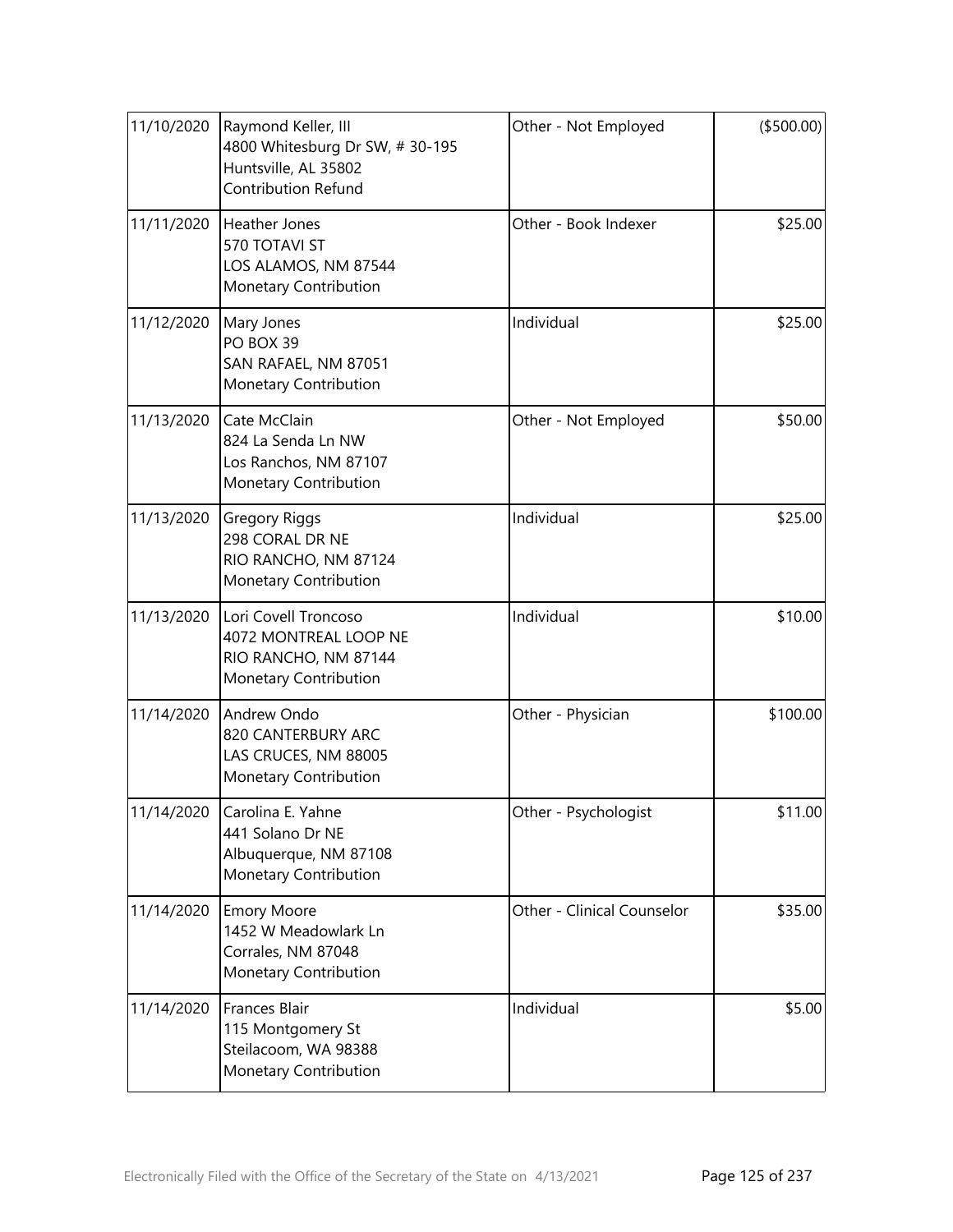| Date | Name / Address / Type | Occupation | Amount |
|---|---|---|---|
| 11/10/2020 | Raymond Keller, III<br>4800 Whitesburg Dr SW, # 30-195<br>Huntsville, AL 35802<br>Contribution Refund | Other - Not Employed | ($500.00) |
| 11/11/2020 | Heather Jones<br>570 TOTAVI ST<br>LOS ALAMOS, NM 87544<br>Monetary Contribution | Other - Book Indexer | $25.00 |
| 11/12/2020 | Mary Jones<br>PO BOX 39<br>SAN RAFAEL, NM 87051<br>Monetary Contribution | Individual | $25.00 |
| 11/13/2020 | Cate McClain<br>824 La Senda Ln NW<br>Los Ranchos, NM 87107<br>Monetary Contribution | Other - Not Employed | $50.00 |
| 11/13/2020 | Gregory Riggs<br>298 CORAL DR NE<br>RIO RANCHO, NM 87124<br>Monetary Contribution | Individual | $25.00 |
| 11/13/2020 | Lori Covell Troncoso<br>4072 MONTREAL LOOP NE<br>RIO RANCHO, NM 87144<br>Monetary Contribution | Individual | $10.00 |
| 11/14/2020 | Andrew Ondo<br>820 CANTERBURY ARC<br>LAS CRUCES, NM 88005<br>Monetary Contribution | Other - Physician | $100.00 |
| 11/14/2020 | Carolina E. Yahne<br>441 Solano Dr NE<br>Albuquerque, NM 87108<br>Monetary Contribution | Other - Psychologist | $11.00 |
| 11/14/2020 | Emory Moore<br>1452 W Meadowlark Ln<br>Corrales, NM 87048<br>Monetary Contribution | Other - Clinical Counselor | $35.00 |
| 11/14/2020 | Frances Blair<br>115 Montgomery St<br>Steilacoom, WA 98388<br>Monetary Contribution | Individual | $5.00 |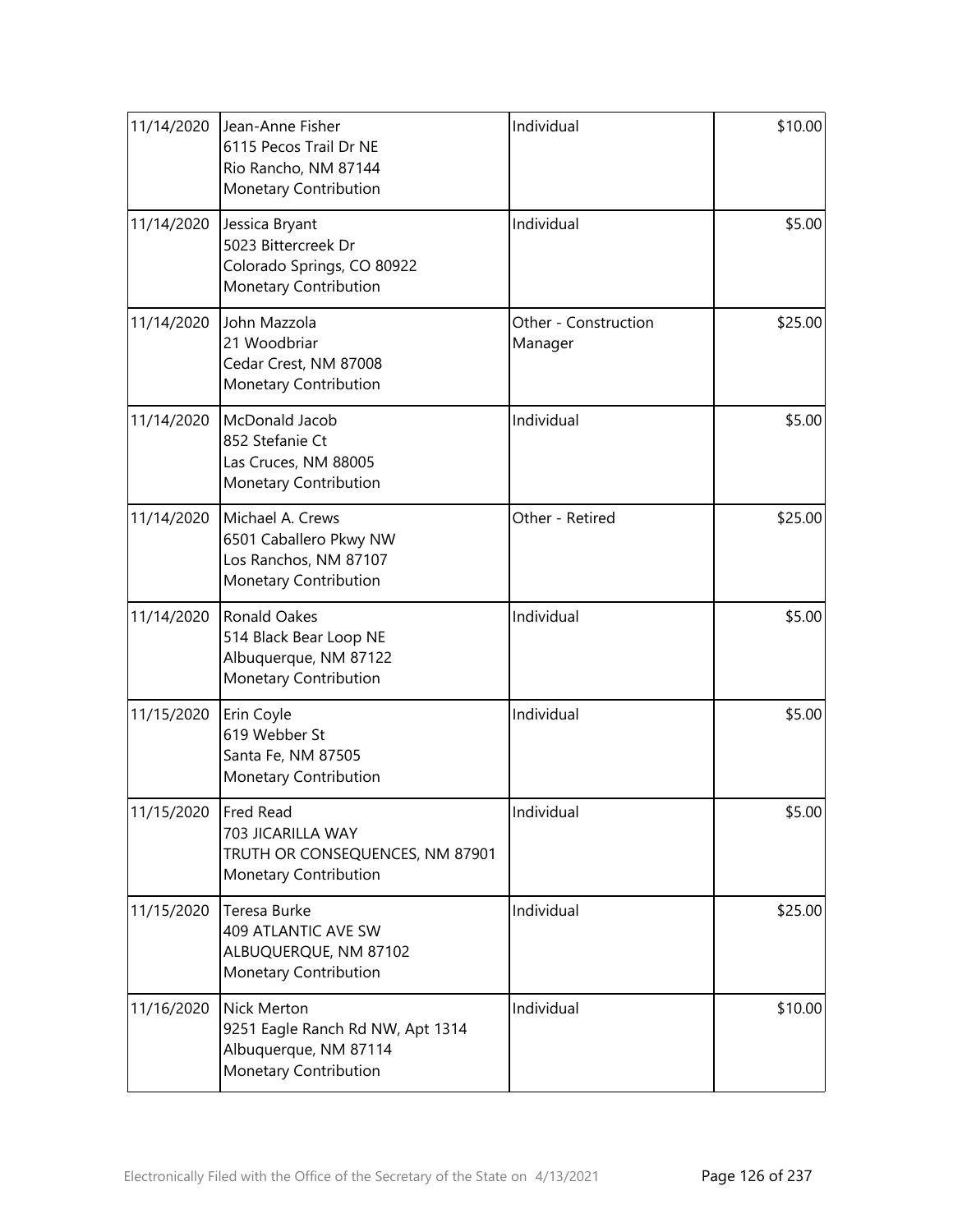| | | | |
|---|---|---|---|
| 11/14/2020 | Jean-Anne Fisher<br>6115 Pecos Trail Dr NE<br>Rio Rancho, NM 87144<br>Monetary Contribution | Individual | $10.00 |
| 11/14/2020 | Jessica Bryant<br>5023 Bittercreek Dr<br>Colorado Springs, CO 80922<br>Monetary Contribution | Individual | $5.00 |
| 11/14/2020 | John Mazzola<br>21 Woodbriar<br>Cedar Crest, NM 87008<br>Monetary Contribution | Other - Construction Manager | $25.00 |
| 11/14/2020 | McDonald Jacob<br>852 Stefanie Ct<br>Las Cruces, NM 88005<br>Monetary Contribution | Individual | $5.00 |
| 11/14/2020 | Michael A. Crews<br>6501 Caballero Pkwy NW<br>Los Ranchos, NM 87107<br>Monetary Contribution | Other - Retired | $25.00 |
| 11/14/2020 | Ronald Oakes<br>514 Black Bear Loop NE<br>Albuquerque, NM 87122<br>Monetary Contribution | Individual | $5.00 |
| 11/15/2020 | Erin Coyle<br>619 Webber St<br>Santa Fe, NM 87505<br>Monetary Contribution | Individual | $5.00 |
| 11/15/2020 | Fred Read<br>703 JICARILLA WAY<br>TRUTH OR CONSEQUENCES, NM 87901<br>Monetary Contribution | Individual | $5.00 |
| 11/15/2020 | Teresa Burke<br>409 ATLANTIC AVE SW<br>ALBUQUERQUE, NM 87102<br>Monetary Contribution | Individual | $25.00 |
| 11/16/2020 | Nick Merton<br>9251 Eagle Ranch Rd NW, Apt 1314<br>Albuquerque, NM 87114<br>Monetary Contribution | Individual | $10.00 |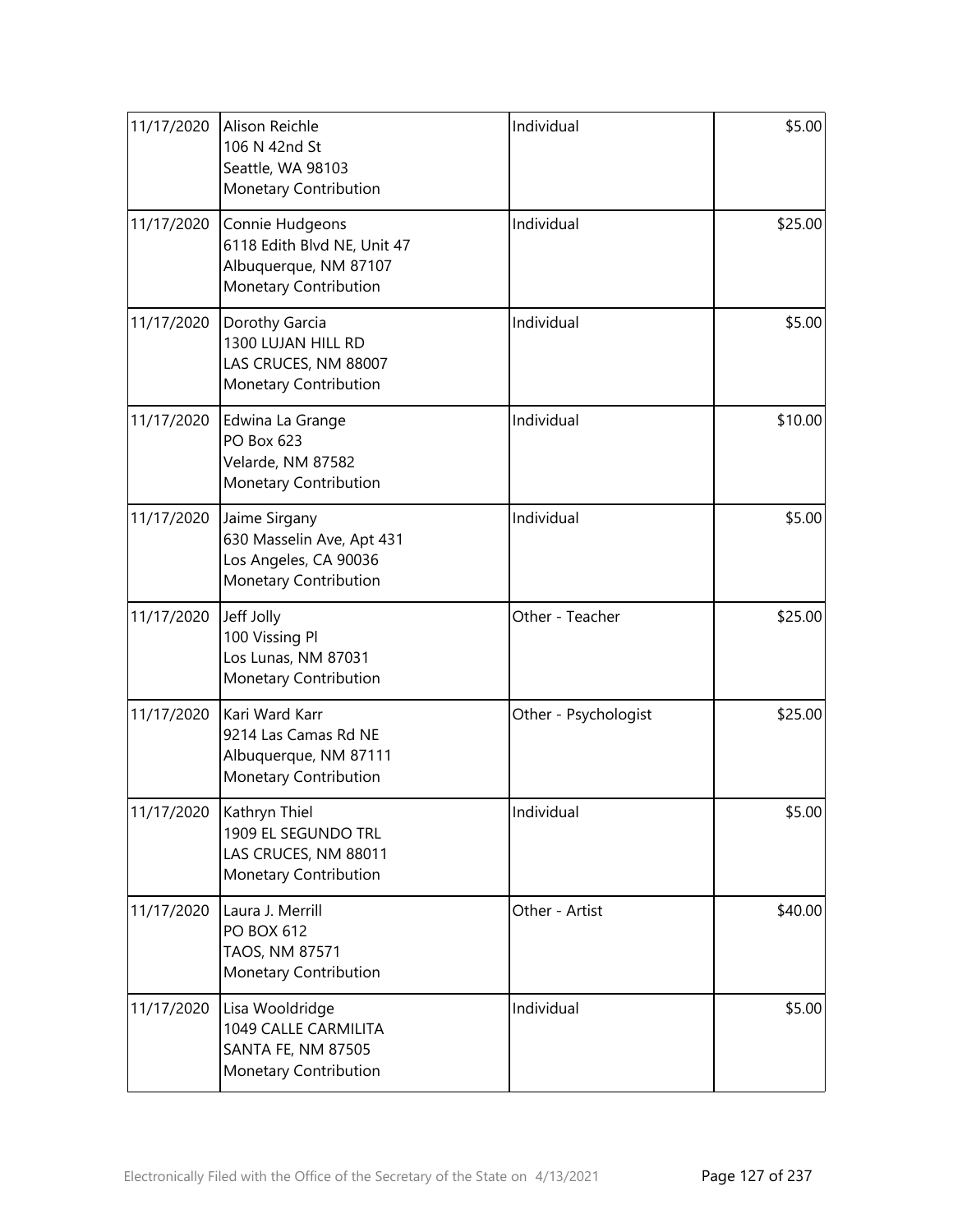| | | | |
|---|---|---|---|
| 11/17/2020 | Alison Reichle<br>106 N 42nd St<br>Seattle, WA 98103<br>Monetary Contribution | Individual | $5.00 |
| 11/17/2020 | Connie Hudgeons<br>6118 Edith Blvd NE, Unit 47<br>Albuquerque, NM 87107<br>Monetary Contribution | Individual | $25.00 |
| 11/17/2020 | Dorothy Garcia<br>1300 LUJAN HILL RD<br>LAS CRUCES, NM 88007<br>Monetary Contribution | Individual | $5.00 |
| 11/17/2020 | Edwina La Grange<br>PO Box 623<br>Velarde, NM 87582<br>Monetary Contribution | Individual | $10.00 |
| 11/17/2020 | Jaime Sirgany<br>630 Masselin Ave, Apt 431<br>Los Angeles, CA 90036<br>Monetary Contribution | Individual | $5.00 |
| 11/17/2020 | Jeff Jolly<br>100 Vissing Pl<br>Los Lunas, NM 87031<br>Monetary Contribution | Other - Teacher | $25.00 |
| 11/17/2020 | Kari Ward Karr<br>9214 Las Camas Rd NE<br>Albuquerque, NM 87111<br>Monetary Contribution | Other - Psychologist | $25.00 |
| 11/17/2020 | Kathryn Thiel<br>1909 EL SEGUNDO TRL<br>LAS CRUCES, NM 88011<br>Monetary Contribution | Individual | $5.00 |
| 11/17/2020 | Laura J. Merrill<br>PO BOX 612<br>TAOS, NM 87571<br>Monetary Contribution | Other - Artist | $40.00 |
| 11/17/2020 | Lisa Wooldridge<br>1049 CALLE CARMILITA<br>SANTA FE, NM 87505<br>Monetary Contribution | Individual | $5.00 |

Electronically Filed with the Office of the Secretary of the State on 4/13/2021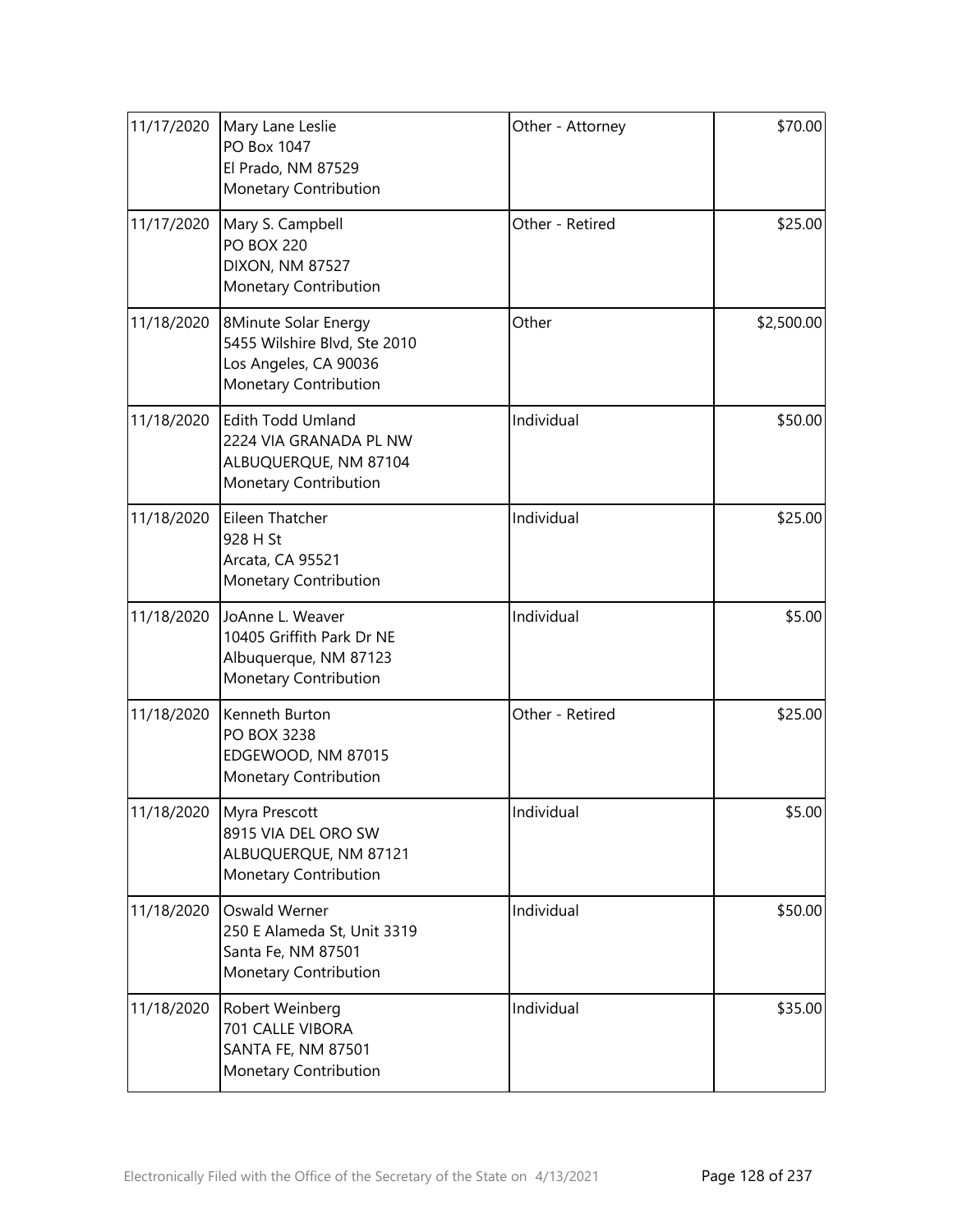| | | | |
|---|---|---|---|
| 11/17/2020 | Mary Lane Leslie<br>PO Box 1047<br>El Prado, NM 87529<br>Monetary Contribution | Other - Attorney | \$70.00 |
| 11/17/2020 | Mary S. Campbell<br>PO BOX 220<br>DIXON, NM 87527<br>Monetary Contribution | Other - Retired | \$25.00 |
| 11/18/2020 | 8Minute Solar Energy<br>5455 Wilshire Blvd, Ste 2010<br>Los Angeles, CA 90036<br>Monetary Contribution | Other | \$2,500.00 |
| 11/18/2020 | Edith Todd Umland<br>2224 VIA GRANADA PL NW<br>ALBUQUERQUE, NM 87104<br>Monetary Contribution | Individual | \$50.00 |
| 11/18/2020 | Eileen Thatcher<br>928 H St<br>Arcata, CA 95521<br>Monetary Contribution | Individual | \$25.00 |
| 11/18/2020 | JoAnne L. Weaver<br>10405 Griffith Park Dr NE<br>Albuquerque, NM 87123<br>Monetary Contribution | Individual | \$5.00 |
| 11/18/2020 | Kenneth Burton<br>PO BOX 3238<br>EDGEWOOD, NM 87015<br>Monetary Contribution | Other - Retired | \$25.00 |
| 11/18/2020 | Myra Prescott<br>8915 VIA DEL ORO SW<br>ALBUQUERQUE, NM 87121<br>Monetary Contribution | Individual | \$5.00 |
| 11/18/2020 | Oswald Werner<br>250 E Alameda St, Unit 3319<br>Santa Fe, NM 87501<br>Monetary Contribution | Individual | \$50.00 |
| 11/18/2020 | Robert Weinberg<br>701 CALLE VIBORA<br>SANTA FE, NM 87501<br>Monetary Contribution | Individual | \$35.00 |

Electronically Filed with the Office of the Secretary of the State on 4/13/2021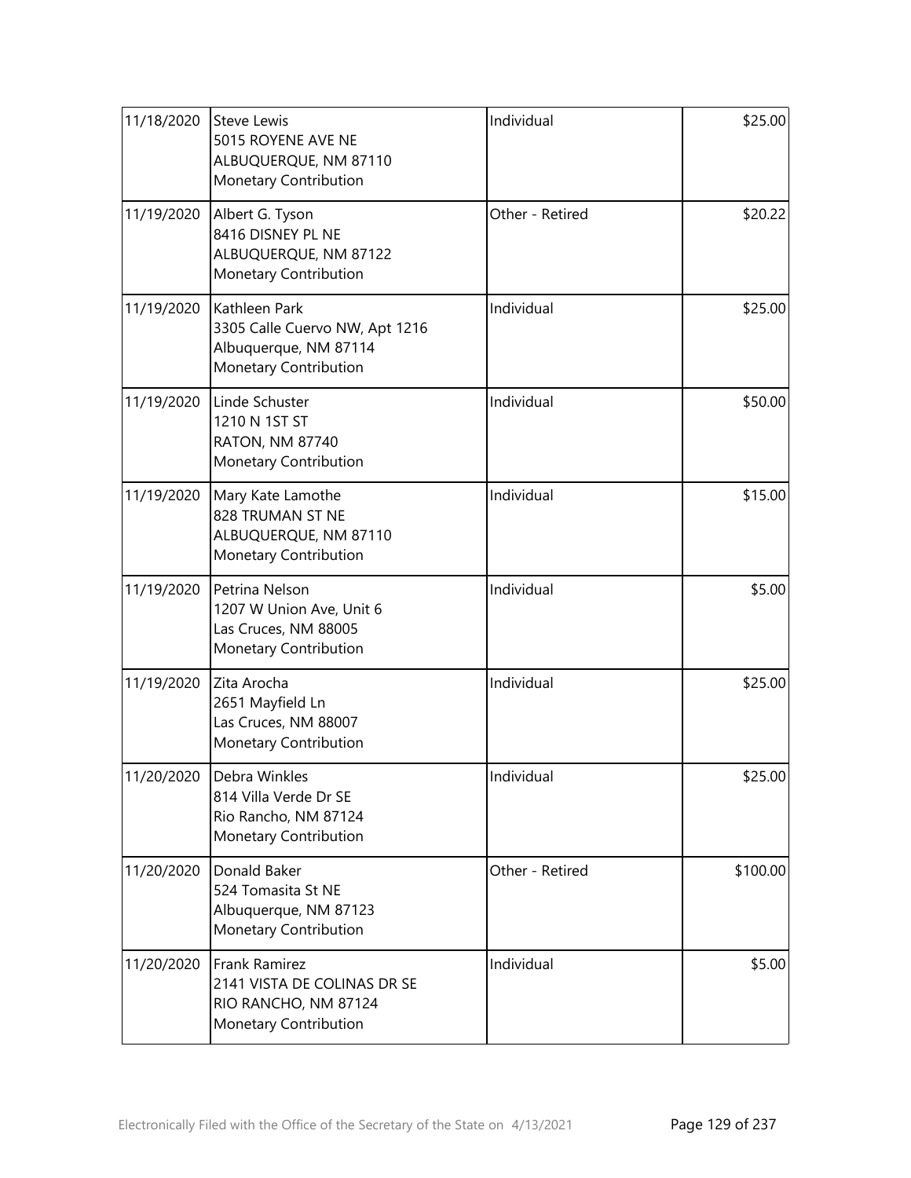| | | | |
|---|---|---|---|
| 11/18/2020 | Steve Lewis<br>5015 ROYENE AVE NE<br>ALBUQUERQUE, NM 87110<br>Monetary Contribution | Individual | \$25.00 |
| 11/19/2020 | Albert G. Tyson<br>8416 DISNEY PL NE<br>ALBUQUERQUE, NM 87122<br>Monetary Contribution | Other - Retired | \$20.22 |
| 11/19/2020 | Kathleen Park<br>3305 Calle Cuervo NW, Apt 1216<br>Albuquerque, NM 87114<br>Monetary Contribution | Individual | \$25.00 |
| 11/19/2020 | Linde Schuster<br>1210 N 1ST ST<br>RATON, NM 87740<br>Monetary Contribution | Individual | \$50.00 |
| 11/19/2020 | Mary Kate Lamothe<br>828 TRUMAN ST NE<br>ALBUQUERQUE, NM 87110<br>Monetary Contribution | Individual | \$15.00 |
| 11/19/2020 | Petrina Nelson<br>1207 W Union Ave, Unit 6<br>Las Cruces, NM 88005<br>Monetary Contribution | Individual | \$5.00 |
| 11/19/2020 | Zita Arocha<br>2651 Mayfield Ln<br>Las Cruces, NM 88007<br>Monetary Contribution | Individual | \$25.00 |
| 11/20/2020 | Debra Winkles<br>814 Villa Verde Dr SE<br>Rio Rancho, NM 87124<br>Monetary Contribution | Individual | \$25.00 |
| 11/20/2020 | Donald Baker<br>524 Tomasita St NE<br>Albuquerque, NM 87123<br>Monetary Contribution | Other - Retired | \$100.00 |
| 11/20/2020 | Frank Ramirez<br>2141 VISTA DE COLINAS DR SE<br>RIO RANCHO, NM 87124<br>Monetary Contribution | Individual | \$5.00 |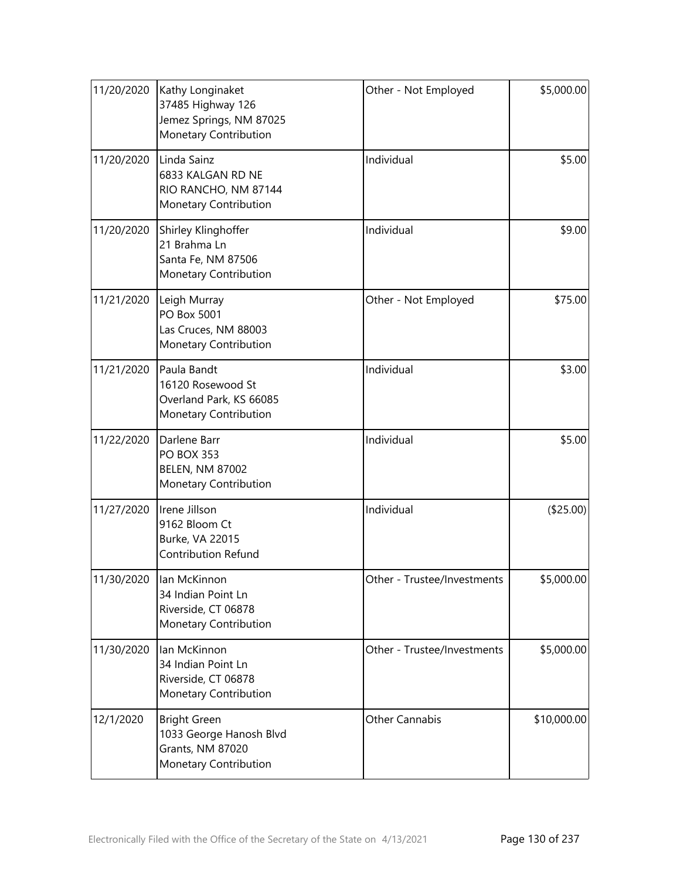| | | | |
|---|---|---|---|
| 11/20/2020 | Kathy Longinaket<br>37485 Highway 126<br>Jemez Springs, NM 87025<br>Monetary Contribution | Other - Not Employed | $5,000.00 |
| 11/20/2020 | Linda Sainz<br>6833 KALGAN RD NE<br>RIO RANCHO, NM 87144<br>Monetary Contribution | Individual | $5.00 |
| 11/20/2020 | Shirley Klinghoffer<br>21 Brahma Ln<br>Santa Fe, NM 87506<br>Monetary Contribution | Individual | $9.00 |
| 11/21/2020 | Leigh Murray<br>PO Box 5001<br>Las Cruces, NM 88003<br>Monetary Contribution | Other - Not Employed | $75.00 |
| 11/21/2020 | Paula Bandt<br>16120 Rosewood St<br>Overland Park, KS 66085<br>Monetary Contribution | Individual | $3.00 |
| 11/22/2020 | Darlene Barr<br>PO BOX 353<br>BELEN, NM 87002<br>Monetary Contribution | Individual | $5.00 |
| 11/27/2020 | Irene Jillson<br>9162 Bloom Ct<br>Burke, VA 22015<br>Contribution Refund | Individual | ($25.00) |
| 11/30/2020 | Ian McKinnon<br>34 Indian Point Ln<br>Riverside, CT 06878<br>Monetary Contribution | Other - Trustee/Investments | $5,000.00 |
| 11/30/2020 | Ian McKinnon<br>34 Indian Point Ln<br>Riverside, CT 06878<br>Monetary Contribution | Other - Trustee/Investments | $5,000.00 |
| 12/1/2020 | Bright Green<br>1033 George Hanosh Blvd<br>Grants, NM 87020<br>Monetary Contribution | Other Cannabis | $10,000.00 |

Electronically Filed with the Office of the Secretary of the State on 4/13/2021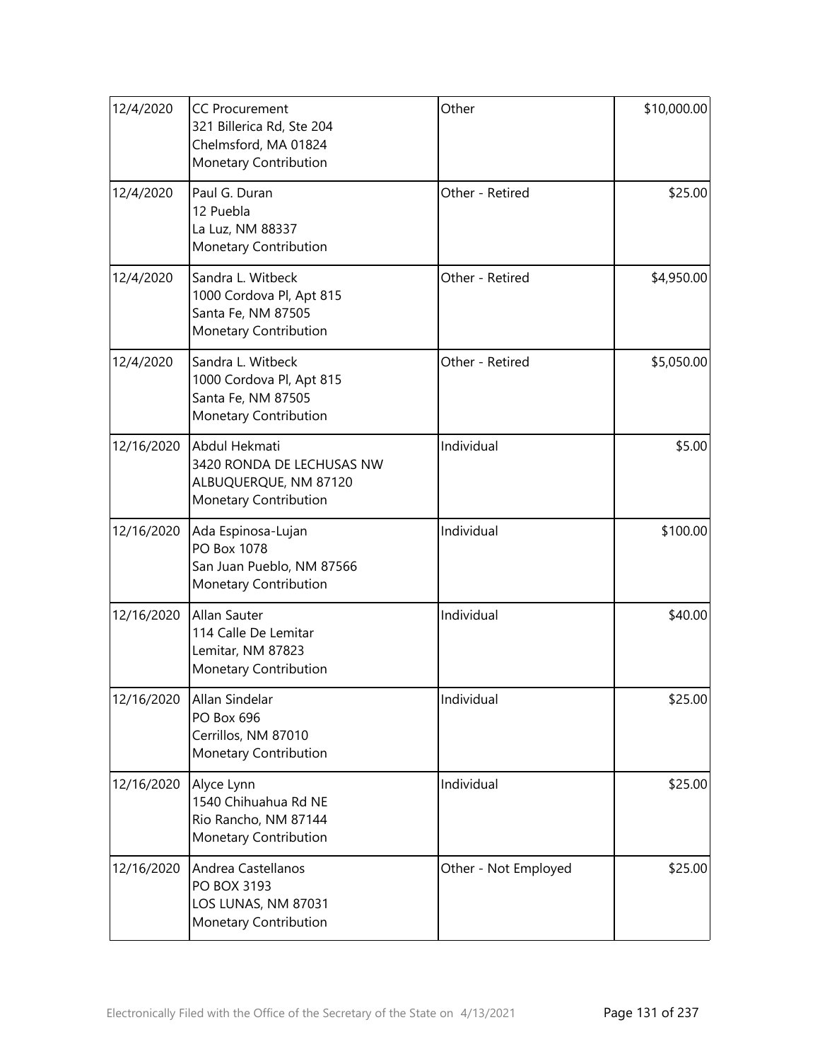| | | | |
|---|---|---|---|
| 12/4/2020 | CC Procurement<br>321 Billerica Rd, Ste 204<br>Chelmsford, MA 01824<br>Monetary Contribution | Other | \$10,000.00 |
| 12/4/2020 | Paul G. Duran<br>12 Puebla<br>La Luz, NM 88337<br>Monetary Contribution | Other - Retired | \$25.00 |
| 12/4/2020 | Sandra L. Witbeck<br>1000 Cordova Pl, Apt 815<br>Santa Fe, NM 87505<br>Monetary Contribution | Other - Retired | \$4,950.00 |
| 12/4/2020 | Sandra L. Witbeck<br>1000 Cordova Pl, Apt 815<br>Santa Fe, NM 87505<br>Monetary Contribution | Other - Retired | \$5,050.00 |
| 12/16/2020 | Abdul Hekmati<br>3420 RONDA DE LECHUSAS NW<br>ALBUQUERQUE, NM 87120<br>Monetary Contribution | Individual | \$5.00 |
| 12/16/2020 | Ada Espinosa-Lujan<br>PO Box 1078<br>San Juan Pueblo, NM 87566<br>Monetary Contribution | Individual | \$100.00 |
| 12/16/2020 | Allan Sauter<br>114 Calle De Lemitar<br>Lemitar, NM 87823<br>Monetary Contribution | Individual | \$40.00 |
| 12/16/2020 | Allan Sindelar<br>PO Box 696<br>Cerrillos, NM 87010<br>Monetary Contribution | Individual | \$25.00 |
| 12/16/2020 | Alyce Lynn<br>1540 Chihuahua Rd NE<br>Rio Rancho, NM 87144<br>Monetary Contribution | Individual | \$25.00 |
| 12/16/2020 | Andrea Castellanos<br>PO BOX 3193<br>LOS LUNAS, NM 87031<br>Monetary Contribution | Other - Not Employed | \$25.00 |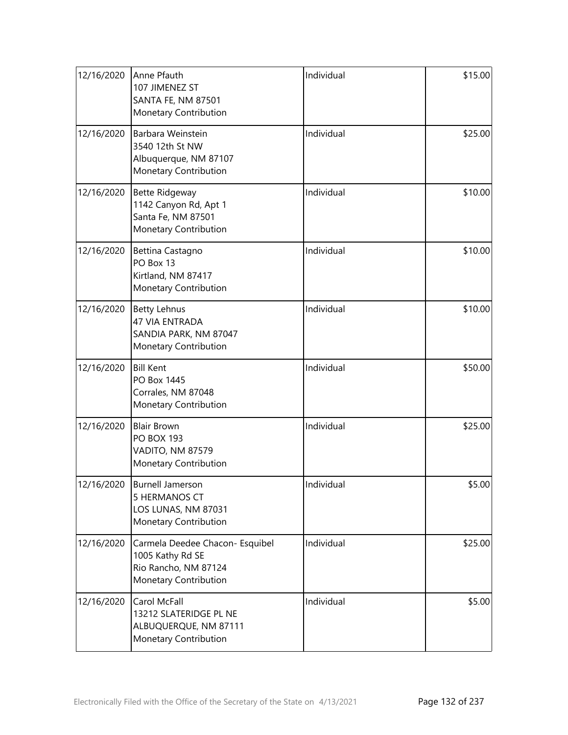| | | | |
|---|---|---|---|
| 12/16/2020 | Anne Pfauth<br>107 JIMENEZ ST<br>SANTA FE, NM 87501<br>Monetary Contribution | Individual | $15.00 |
| 12/16/2020 | Barbara Weinstein<br>3540 12th St NW<br>Albuquerque, NM 87107<br>Monetary Contribution | Individual | $25.00 |
| 12/16/2020 | Bette Ridgeway<br>1142 Canyon Rd, Apt 1<br>Santa Fe, NM 87501<br>Monetary Contribution | Individual | $10.00 |
| 12/16/2020 | Bettina Castagno<br>PO Box 13<br>Kirtland, NM 87417<br>Monetary Contribution | Individual | $10.00 |
| 12/16/2020 | Betty Lehnus<br>47 VIA ENTRADA<br>SANDIA PARK, NM 87047<br>Monetary Contribution | Individual | $10.00 |
| 12/16/2020 | Bill Kent<br>PO Box 1445<br>Corrales, NM 87048<br>Monetary Contribution | Individual | $50.00 |
| 12/16/2020 | Blair Brown<br>PO BOX 193<br>VADITO, NM 87579<br>Monetary Contribution | Individual | $25.00 |
| 12/16/2020 | Burnell Jamerson<br>5 HERMANOS CT<br>LOS LUNAS, NM 87031<br>Monetary Contribution | Individual | $5.00 |
| 12/16/2020 | Carmela Deedee Chacon- Esquibel<br>1005 Kathy Rd SE<br>Rio Rancho, NM 87124<br>Monetary Contribution | Individual | $25.00 |
| 12/16/2020 | Carol McFall<br>13212 SLATERIDGE PL NE<br>ALBUQUERQUE, NM 87111<br>Monetary Contribution | Individual | $5.00 |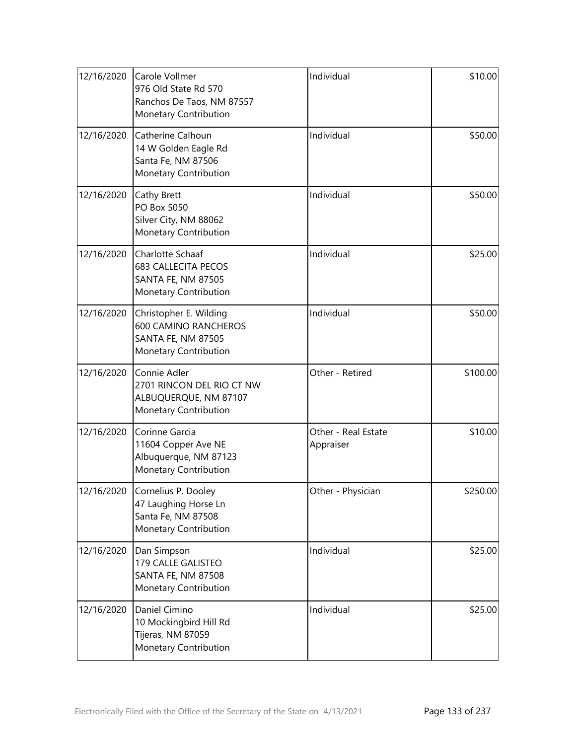| | | | |
|---|---|---|---|
| 12/16/2020 | Carole Vollmer<br>976 Old State Rd 570<br>Ranchos De Taos, NM 87557<br>Monetary Contribution | Individual | $10.00 |
| 12/16/2020 | Catherine Calhoun<br>14 W Golden Eagle Rd<br>Santa Fe, NM 87506<br>Monetary Contribution | Individual | $50.00 |
| 12/16/2020 | Cathy Brett<br>PO Box 5050<br>Silver City, NM 88062<br>Monetary Contribution | Individual | $50.00 |
| 12/16/2020 | Charlotte Schaaf<br>683 CALLECITA PECOS<br>SANTA FE, NM 87505<br>Monetary Contribution | Individual | $25.00 |
| 12/16/2020 | Christopher E. Wilding<br>600 CAMINO RANCHEROS<br>SANTA FE, NM 87505<br>Monetary Contribution | Individual | $50.00 |
| 12/16/2020 | Connie Adler<br>2701 RINCON DEL RIO CT NW<br>ALBUQUERQUE, NM 87107<br>Monetary Contribution | Other - Retired | $100.00 |
| 12/16/2020 | Corinne Garcia<br>11604 Copper Ave NE<br>Albuquerque, NM 87123<br>Monetary Contribution | Other - Real Estate Appraiser | $10.00 |
| 12/16/2020 | Cornelius P. Dooley<br>47 Laughing Horse Ln<br>Santa Fe, NM 87508<br>Monetary Contribution | Other - Physician | $250.00 |
| 12/16/2020 | Dan Simpson<br>179 CALLE GALISTEO<br>SANTA FE, NM 87508<br>Monetary Contribution | Individual | $25.00 |
| 12/16/2020 | Daniel Cimino<br>10 Mockingbird Hill Rd<br>Tijeras, NM 87059<br>Monetary Contribution | Individual | $25.00 |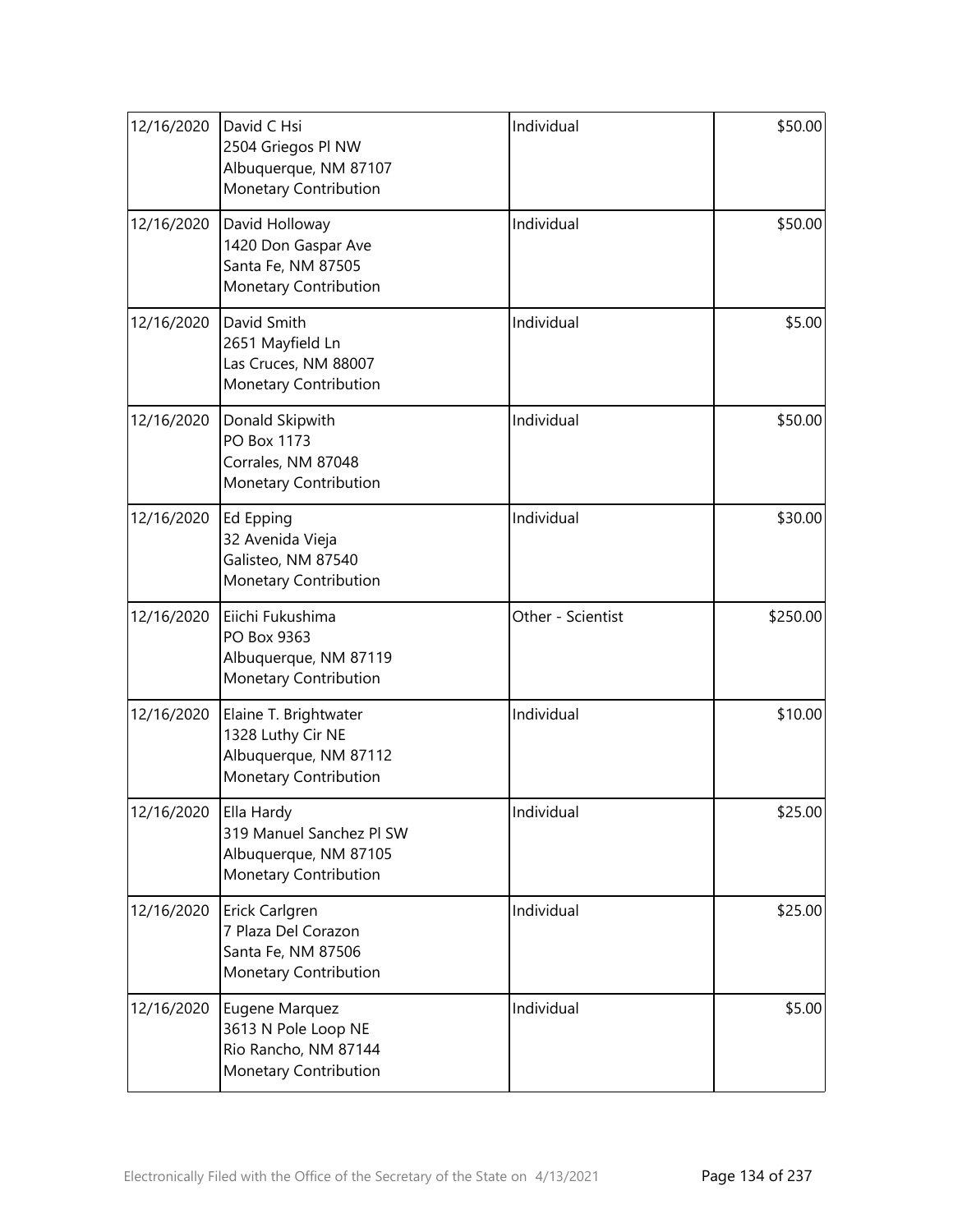| 12/16/2020 | David C Hsi<br>2504 Griegos Pl NW<br>Albuquerque, NM 87107<br>Monetary Contribution | Individual | $50.00 |
|---|---|---|---|
| 12/16/2020 | David Holloway<br>1420 Don Gaspar Ave<br>Santa Fe, NM 87505<br>Monetary Contribution | Individual | $50.00 |
| 12/16/2020 | David Smith<br>2651 Mayfield Ln<br>Las Cruces, NM 88007<br>Monetary Contribution | Individual | $5.00 |
| 12/16/2020 | Donald Skipwith<br>PO Box 1173<br>Corrales, NM 87048<br>Monetary Contribution | Individual | $50.00 |
| 12/16/2020 | Ed Epping<br>32 Avenida Vieja<br>Galisteo, NM 87540<br>Monetary Contribution | Individual | $30.00 |
| 12/16/2020 | Eiichi Fukushima<br>PO Box 9363<br>Albuquerque, NM 87119<br>Monetary Contribution | Other - Scientist | $250.00 |
| 12/16/2020 | Elaine T. Brightwater<br>1328 Luthy Cir NE<br>Albuquerque, NM 87112<br>Monetary Contribution | Individual | $10.00 |
| 12/16/2020 | Ella Hardy<br>319 Manuel Sanchez Pl SW<br>Albuquerque, NM 87105<br>Monetary Contribution | Individual | $25.00 |
| 12/16/2020 | Erick Carlgren<br>7 Plaza Del Corazon<br>Santa Fe, NM 87506<br>Monetary Contribution | Individual | $25.00 |
| 12/16/2020 | Eugene Marquez<br>3613 N Pole Loop NE<br>Rio Rancho, NM 87144<br>Monetary Contribution | Individual | $5.00 |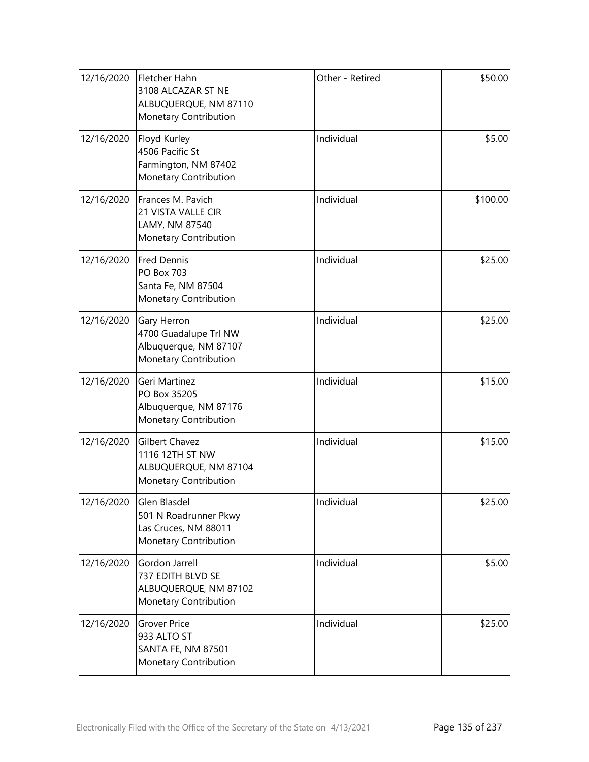| | | | |
|---|---|---|---|
| 12/16/2020 | Fletcher Hahn<br>3108 ALCAZAR ST NE<br>ALBUQUERQUE, NM 87110<br>Monetary Contribution | Other - Retired | $50.00 |
| 12/16/2020 | Floyd Kurley<br>4506 Pacific St<br>Farmington, NM 87402<br>Monetary Contribution | Individual | $5.00 |
| 12/16/2020 | Frances M. Pavich<br>21 VISTA VALLE CIR<br>LAMY, NM 87540<br>Monetary Contribution | Individual | $100.00 |
| 12/16/2020 | Fred Dennis<br>PO Box 703<br>Santa Fe, NM 87504<br>Monetary Contribution | Individual | $25.00 |
| 12/16/2020 | Gary Herron<br>4700 Guadalupe Trl NW<br>Albuquerque, NM 87107<br>Monetary Contribution | Individual | $25.00 |
| 12/16/2020 | Geri Martinez<br>PO Box 35205<br>Albuquerque, NM 87176<br>Monetary Contribution | Individual | $15.00 |
| 12/16/2020 | Gilbert Chavez<br>1116 12TH ST NW<br>ALBUQUERQUE, NM 87104<br>Monetary Contribution | Individual | $15.00 |
| 12/16/2020 | Glen Blasdel<br>501 N Roadrunner Pkwy<br>Las Cruces, NM 88011<br>Monetary Contribution | Individual | $25.00 |
| 12/16/2020 | Gordon Jarrell<br>737 EDITH BLVD SE<br>ALBUQUERQUE, NM 87102<br>Monetary Contribution | Individual | $5.00 |
| 12/16/2020 | Grover Price<br>933 ALTO ST<br>SANTA FE, NM 87501<br>Monetary Contribution | Individual | $25.00 |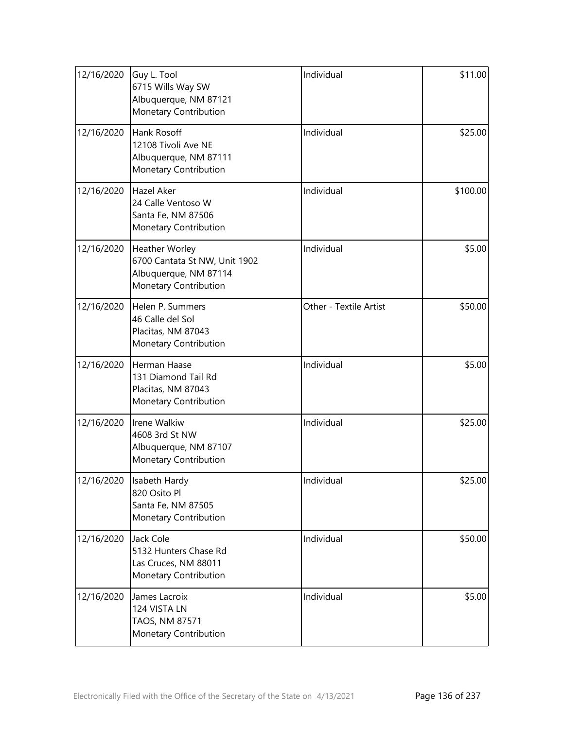| | | | |
|---|---|---|---|
| 12/16/2020 | Guy L. Tool<br>6715 Wills Way SW<br>Albuquerque, NM 87121<br>Monetary Contribution | Individual | $11.00 |
| 12/16/2020 | Hank Rosoff<br>12108 Tivoli Ave NE<br>Albuquerque, NM 87111<br>Monetary Contribution | Individual | $25.00 |
| 12/16/2020 | Hazel Aker<br>24 Calle Ventoso W<br>Santa Fe, NM 87506<br>Monetary Contribution | Individual | $100.00 |
| 12/16/2020 | Heather Worley<br>6700 Cantata St NW, Unit 1902<br>Albuquerque, NM 87114<br>Monetary Contribution | Individual | $5.00 |
| 12/16/2020 | Helen P. Summers<br>46 Calle del Sol<br>Placitas, NM 87043<br>Monetary Contribution | Other - Textile Artist | $50.00 |
| 12/16/2020 | Herman Haase<br>131 Diamond Tail Rd<br>Placitas, NM 87043<br>Monetary Contribution | Individual | $5.00 |
| 12/16/2020 | Irene Walkiw<br>4608 3rd St NW<br>Albuquerque, NM 87107<br>Monetary Contribution | Individual | $25.00 |
| 12/16/2020 | Isabeth Hardy<br>820 Osito Pl<br>Santa Fe, NM 87505<br>Monetary Contribution | Individual | $25.00 |
| 12/16/2020 | Jack Cole<br>5132 Hunters Chase Rd<br>Las Cruces, NM 88011<br>Monetary Contribution | Individual | $50.00 |
| 12/16/2020 | James Lacroix<br>124 VISTA LN<br>TAOS, NM 87571<br>Monetary Contribution | Individual | $5.00 |

Electronically Filed with the Office of the Secretary of the State on 4/13/2021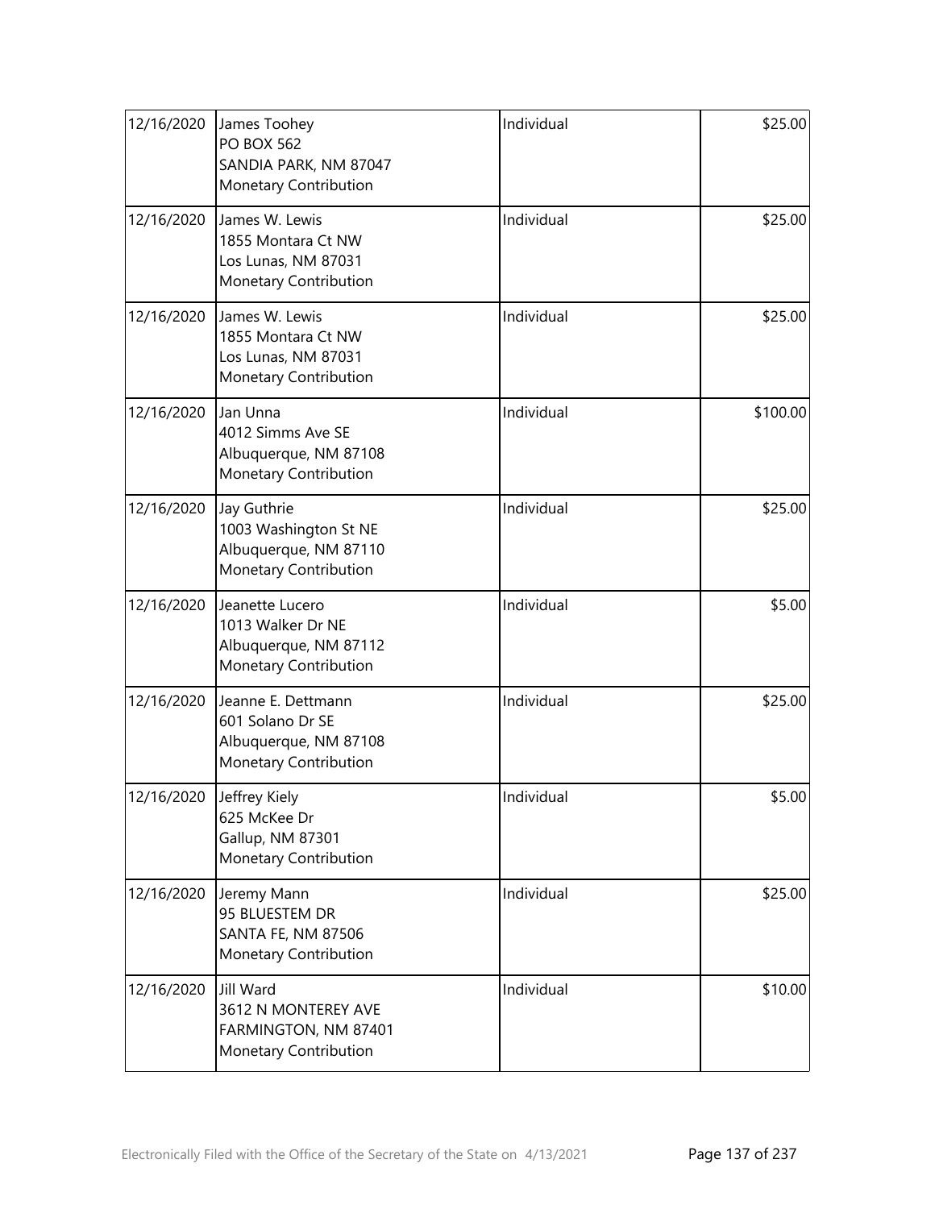| | | | |
|---|---|---|---|
| 12/16/2020 | James Toohey<br>PO BOX 562<br>SANDIA PARK, NM 87047<br>Monetary Contribution | Individual | $25.00 |
| 12/16/2020 | James W. Lewis<br>1855 Montara Ct NW<br>Los Lunas, NM 87031<br>Monetary Contribution | Individual | $25.00 |
| 12/16/2020 | James W. Lewis<br>1855 Montara Ct NW<br>Los Lunas, NM 87031<br>Monetary Contribution | Individual | $25.00 |
| 12/16/2020 | Jan Unna<br>4012 Simms Ave SE<br>Albuquerque, NM 87108<br>Monetary Contribution | Individual | $100.00 |
| 12/16/2020 | Jay Guthrie<br>1003 Washington St NE<br>Albuquerque, NM 87110<br>Monetary Contribution | Individual | $25.00 |
| 12/16/2020 | Jeanette Lucero<br>1013 Walker Dr NE<br>Albuquerque, NM 87112<br>Monetary Contribution | Individual | $5.00 |
| 12/16/2020 | Jeanne E. Dettmann<br>601 Solano Dr SE<br>Albuquerque, NM 87108<br>Monetary Contribution | Individual | $25.00 |
| 12/16/2020 | Jeffrey Kiely<br>625 McKee Dr<br>Gallup, NM 87301<br>Monetary Contribution | Individual | $5.00 |
| 12/16/2020 | Jeremy Mann<br>95 BLUESTEM DR<br>SANTA FE, NM 87506<br>Monetary Contribution | Individual | $25.00 |
| 12/16/2020 | Jill Ward<br>3612 N MONTEREY AVE<br>FARMINGTON, NM 87401<br>Monetary Contribution | Individual | $10.00 |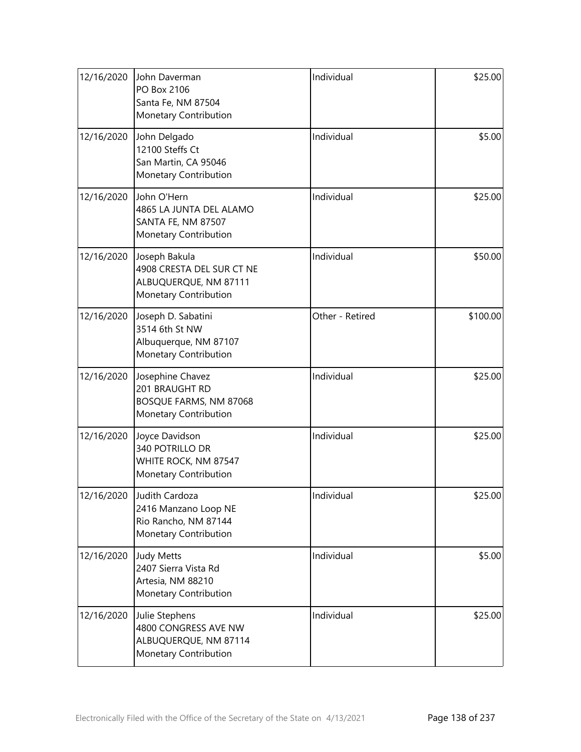| 12/16/2020 | John Daverman<br>PO Box 2106<br>Santa Fe, NM 87504<br>Monetary Contribution | Individual | $25.00 |
|---|---|---|---|
| 12/16/2020 | John Delgado<br>12100 Steffs Ct<br>San Martin, CA 95046<br>Monetary Contribution | Individual | $5.00 |
| 12/16/2020 | John O'Hern<br>4865 LA JUNTA DEL ALAMO<br>SANTA FE, NM 87507<br>Monetary Contribution | Individual | $25.00 |
| 12/16/2020 | Joseph Bakula<br>4908 CRESTA DEL SUR CT NE<br>ALBUQUERQUE, NM 87111<br>Monetary Contribution | Individual | $50.00 |
| 12/16/2020 | Joseph D. Sabatini<br>3514 6th St NW<br>Albuquerque, NM 87107<br>Monetary Contribution | Other - Retired | $100.00 |
| 12/16/2020 | Josephine Chavez<br>201 BRAUGHT RD<br>BOSQUE FARMS, NM 87068<br>Monetary Contribution | Individual | $25.00 |
| 12/16/2020 | Joyce Davidson<br>340 POTRILLO DR<br>WHITE ROCK, NM 87547<br>Monetary Contribution | Individual | $25.00 |
| 12/16/2020 | Judith Cardoza<br>2416 Manzano Loop NE<br>Rio Rancho, NM 87144<br>Monetary Contribution | Individual | $25.00 |
| 12/16/2020 | Judy Metts<br>2407 Sierra Vista Rd<br>Artesia, NM 88210<br>Monetary Contribution | Individual | $5.00 |
| 12/16/2020 | Julie Stephens<br>4800 CONGRESS AVE NW<br>ALBUQUERQUE, NM 87114<br>Monetary Contribution | Individual | $25.00 |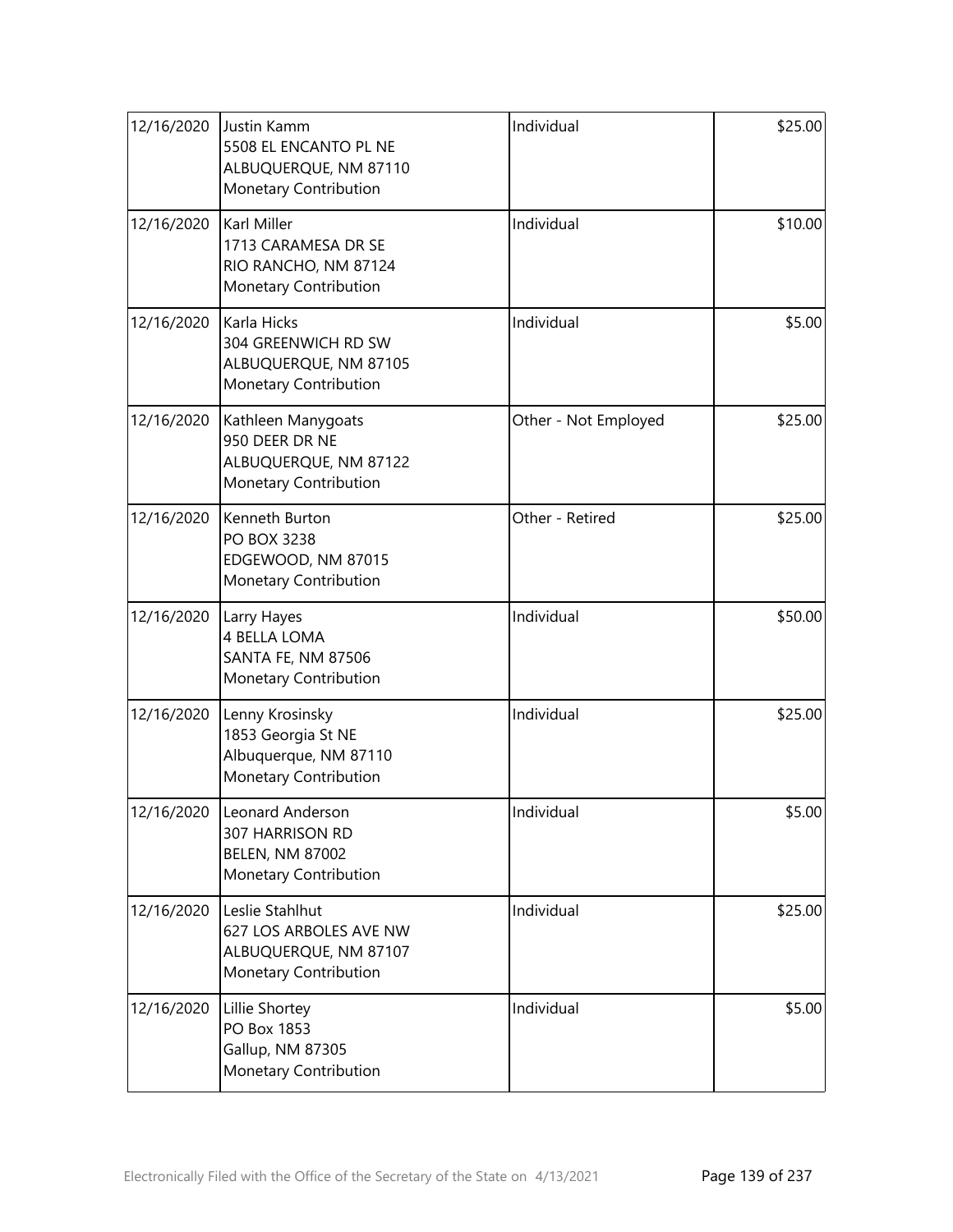| | | | |
|---|---|---|---|
| 12/16/2020 | Justin Kamm<br>5508 EL ENCANTO PL NE<br>ALBUQUERQUE, NM 87110<br>Monetary Contribution | Individual | \$25.00 |
| 12/16/2020 | Karl Miller<br>1713 CARAMESA DR SE<br>RIO RANCHO, NM 87124<br>Monetary Contribution | Individual | \$10.00 |
| 12/16/2020 | Karla Hicks<br>304 GREENWICH RD SW<br>ALBUQUERQUE, NM 87105<br>Monetary Contribution | Individual | \$5.00 |
| 12/16/2020 | Kathleen Manygoats<br>950 DEER DR NE<br>ALBUQUERQUE, NM 87122<br>Monetary Contribution | Other - Not Employed | \$25.00 |
| 12/16/2020 | Kenneth Burton<br>PO BOX 3238<br>EDGEWOOD, NM 87015<br>Monetary Contribution | Other - Retired | \$25.00 |
| 12/16/2020 | Larry Hayes<br>4 BELLA LOMA<br>SANTA FE, NM 87506<br>Monetary Contribution | Individual | \$50.00 |
| 12/16/2020 | Lenny Krosinsky<br>1853 Georgia St NE<br>Albuquerque, NM 87110<br>Monetary Contribution | Individual | \$25.00 |
| 12/16/2020 | Leonard Anderson<br>307 HARRISON RD<br>BELEN, NM 87002<br>Monetary Contribution | Individual | \$5.00 |
| 12/16/2020 | Leslie Stahlhut<br>627 LOS ARBOLES AVE NW<br>ALBUQUERQUE, NM 87107<br>Monetary Contribution | Individual | \$25.00 |
| 12/16/2020 | Lillie Shortey<br>PO Box 1853<br>Gallup, NM 87305<br>Monetary Contribution | Individual | \$5.00 |

Electronically Filed with the Office of the Secretary of the State on 4/13/2021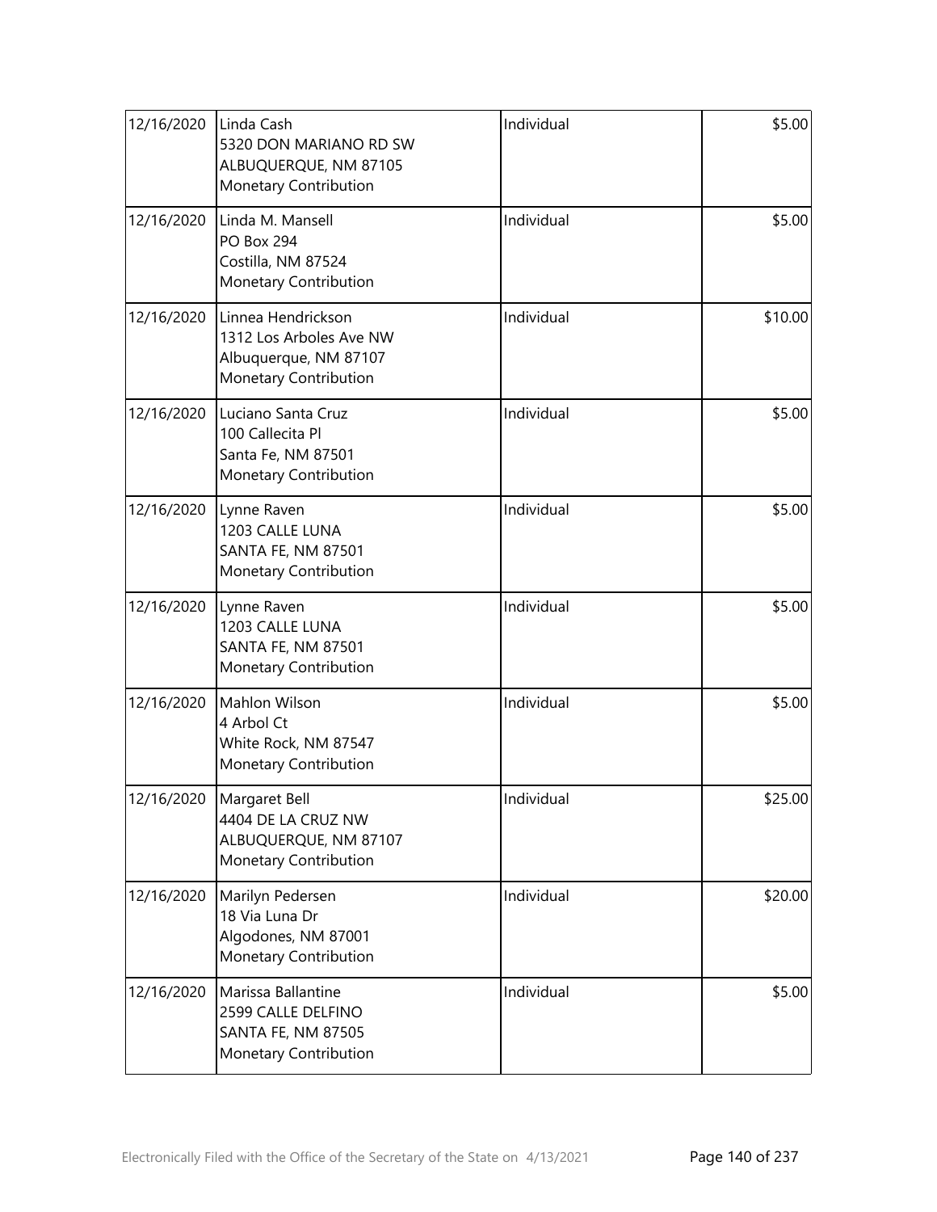| | | | |
|---|---|---|---|
| 12/16/2020 | Linda Cash<br>5320 DON MARIANO RD SW<br>ALBUQUERQUE, NM 87105<br>Monetary Contribution | Individual | $5.00 |
| 12/16/2020 | Linda M. Mansell<br>PO Box 294<br>Costilla, NM 87524<br>Monetary Contribution | Individual | $5.00 |
| 12/16/2020 | Linnea Hendrickson<br>1312 Los Arboles Ave NW<br>Albuquerque, NM 87107<br>Monetary Contribution | Individual | $10.00 |
| 12/16/2020 | Luciano Santa Cruz<br>100 Callecita Pl<br>Santa Fe, NM 87501<br>Monetary Contribution | Individual | $5.00 |
| 12/16/2020 | Lynne Raven<br>1203 CALLE LUNA<br>SANTA FE, NM 87501<br>Monetary Contribution | Individual | $5.00 |
| 12/16/2020 | Lynne Raven<br>1203 CALLE LUNA<br>SANTA FE, NM 87501<br>Monetary Contribution | Individual | $5.00 |
| 12/16/2020 | Mahlon Wilson<br>4 Arbol Ct<br>White Rock, NM 87547<br>Monetary Contribution | Individual | $5.00 |
| 12/16/2020 | Margaret Bell<br>4404 DE LA CRUZ NW<br>ALBUQUERQUE, NM 87107<br>Monetary Contribution | Individual | $25.00 |
| 12/16/2020 | Marilyn Pedersen<br>18 Via Luna Dr<br>Algodones, NM 87001<br>Monetary Contribution | Individual | $20.00 |
| 12/16/2020 | Marissa Ballantine<br>2599 CALLE DELFINO<br>SANTA FE, NM 87505<br>Monetary Contribution | Individual | $5.00 |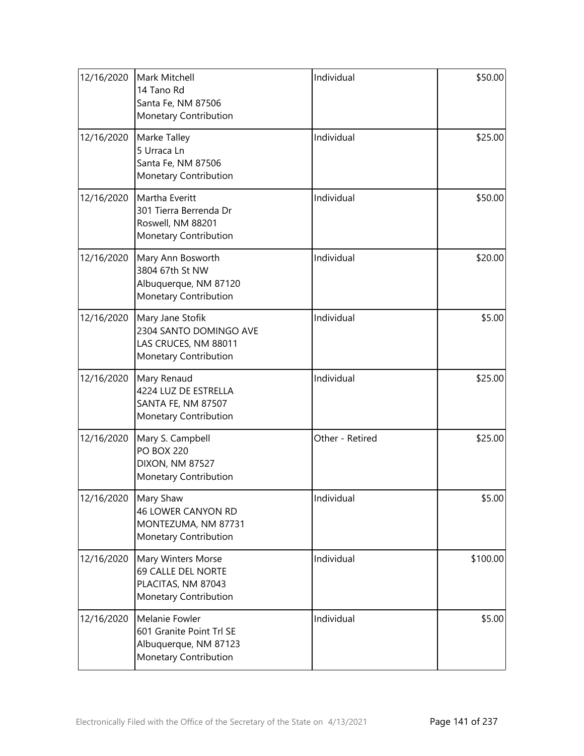| | | | |
|---|---|---|---|
| 12/16/2020 | Mark Mitchell<br>14 Tano Rd<br>Santa Fe, NM 87506<br>Monetary Contribution | Individual | \$50.00 |
| 12/16/2020 | Marke Talley<br>5 Urraca Ln<br>Santa Fe, NM 87506<br>Monetary Contribution | Individual | \$25.00 |
| 12/16/2020 | Martha Everitt<br>301 Tierra Berrenda Dr<br>Roswell, NM 88201<br>Monetary Contribution | Individual | \$50.00 |
| 12/16/2020 | Mary Ann Bosworth<br>3804 67th St NW<br>Albuquerque, NM 87120<br>Monetary Contribution | Individual | \$20.00 |
| 12/16/2020 | Mary Jane Stofik<br>2304 SANTO DOMINGO AVE<br>LAS CRUCES, NM 88011<br>Monetary Contribution | Individual | \$5.00 |
| 12/16/2020 | Mary Renaud<br>4224 LUZ DE ESTRELLA<br>SANTA FE, NM 87507<br>Monetary Contribution | Individual | \$25.00 |
| 12/16/2020 | Mary S. Campbell<br>PO BOX 220<br>DIXON, NM 87527<br>Monetary Contribution | Other - Retired | \$25.00 |
| 12/16/2020 | Mary Shaw<br>46 LOWER CANYON RD<br>MONTEZUMA, NM 87731<br>Monetary Contribution | Individual | \$5.00 |
| 12/16/2020 | Mary Winters Morse<br>69 CALLE DEL NORTE<br>PLACITAS, NM 87043<br>Monetary Contribution | Individual | \$100.00 |
| 12/16/2020 | Melanie Fowler<br>601 Granite Point Trl SE<br>Albuquerque, NM 87123<br>Monetary Contribution | Individual | \$5.00 |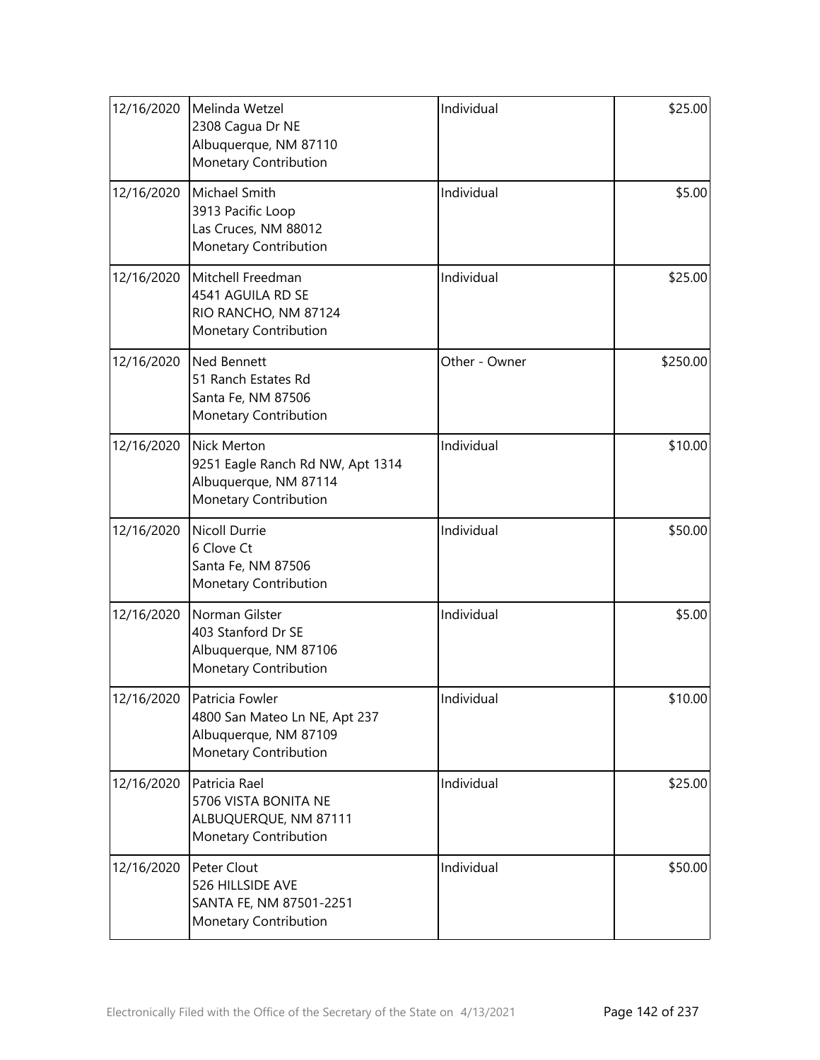| | | | |
|---|---|---|---|
| 12/16/2020 | Melinda Wetzel<br>2308 Cagua Dr NE<br>Albuquerque, NM 87110<br>Monetary Contribution | Individual | $25.00 |
| 12/16/2020 | Michael Smith<br>3913 Pacific Loop<br>Las Cruces, NM 88012<br>Monetary Contribution | Individual | $5.00 |
| 12/16/2020 | Mitchell Freedman<br>4541 AGUILA RD SE<br>RIO RANCHO, NM 87124<br>Monetary Contribution | Individual | $25.00 |
| 12/16/2020 | Ned Bennett<br>51 Ranch Estates Rd<br>Santa Fe, NM 87506<br>Monetary Contribution | Other - Owner | $250.00 |
| 12/16/2020 | Nick Merton<br>9251 Eagle Ranch Rd NW, Apt 1314<br>Albuquerque, NM 87114<br>Monetary Contribution | Individual | $10.00 |
| 12/16/2020 | Nicoll Durrie<br>6 Clove Ct<br>Santa Fe, NM 87506<br>Monetary Contribution | Individual | $50.00 |
| 12/16/2020 | Norman Gilster<br>403 Stanford Dr SE<br>Albuquerque, NM 87106<br>Monetary Contribution | Individual | $5.00 |
| 12/16/2020 | Patricia Fowler<br>4800 San Mateo Ln NE, Apt 237<br>Albuquerque, NM 87109<br>Monetary Contribution | Individual | $10.00 |
| 12/16/2020 | Patricia Rael<br>5706 VISTA BONITA NE<br>ALBUQUERQUE, NM 87111<br>Monetary Contribution | Individual | $25.00 |
| 12/16/2020 | Peter Clout<br>526 HILLSIDE AVE<br>SANTA FE, NM 87501-2251<br>Monetary Contribution | Individual | $50.00 |

Electronically Filed with the Office of the Secretary of the State on 4/13/2021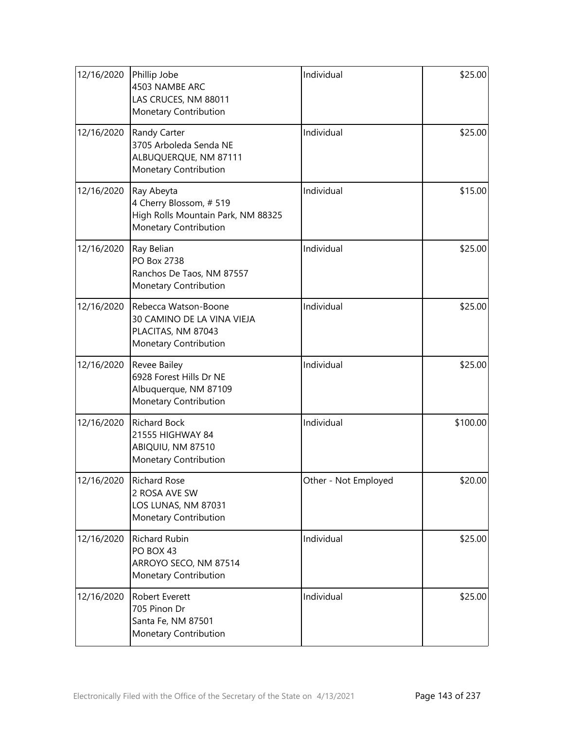| | | | |
|---|---|---|---|
| 12/16/2020 | Phillip Jobe<br>4503 NAMBE ARC<br>LAS CRUCES, NM 88011<br>Monetary Contribution | Individual | $25.00 |
| 12/16/2020 | Randy Carter<br>3705 Arboleda Senda NE<br>ALBUQUERQUE, NM 87111<br>Monetary Contribution | Individual | $25.00 |
| 12/16/2020 | Ray Abeyta<br>4 Cherry Blossom, # 519<br>High Rolls Mountain Park, NM 88325<br>Monetary Contribution | Individual | $15.00 |
| 12/16/2020 | Ray Belian<br>PO Box 2738<br>Ranchos De Taos, NM 87557<br>Monetary Contribution | Individual | $25.00 |
| 12/16/2020 | Rebecca Watson-Boone<br>30 CAMINO DE LA VINA VIEJA<br>PLACITAS, NM 87043<br>Monetary Contribution | Individual | $25.00 |
| 12/16/2020 | Revee Bailey<br>6928 Forest Hills Dr NE<br>Albuquerque, NM 87109<br>Monetary Contribution | Individual | $25.00 |
| 12/16/2020 | Richard Bock<br>21555 HIGHWAY 84<br>ABIQUIU, NM 87510<br>Monetary Contribution | Individual | $100.00 |
| 12/16/2020 | Richard Rose<br>2 ROSA AVE SW<br>LOS LUNAS, NM 87031<br>Monetary Contribution | Other - Not Employed | $20.00 |
| 12/16/2020 | Richard Rubin<br>PO BOX 43<br>ARROYO SECO, NM 87514<br>Monetary Contribution | Individual | $25.00 |
| 12/16/2020 | Robert Everett<br>705 Pinon Dr<br>Santa Fe, NM 87501<br>Monetary Contribution | Individual | $25.00 |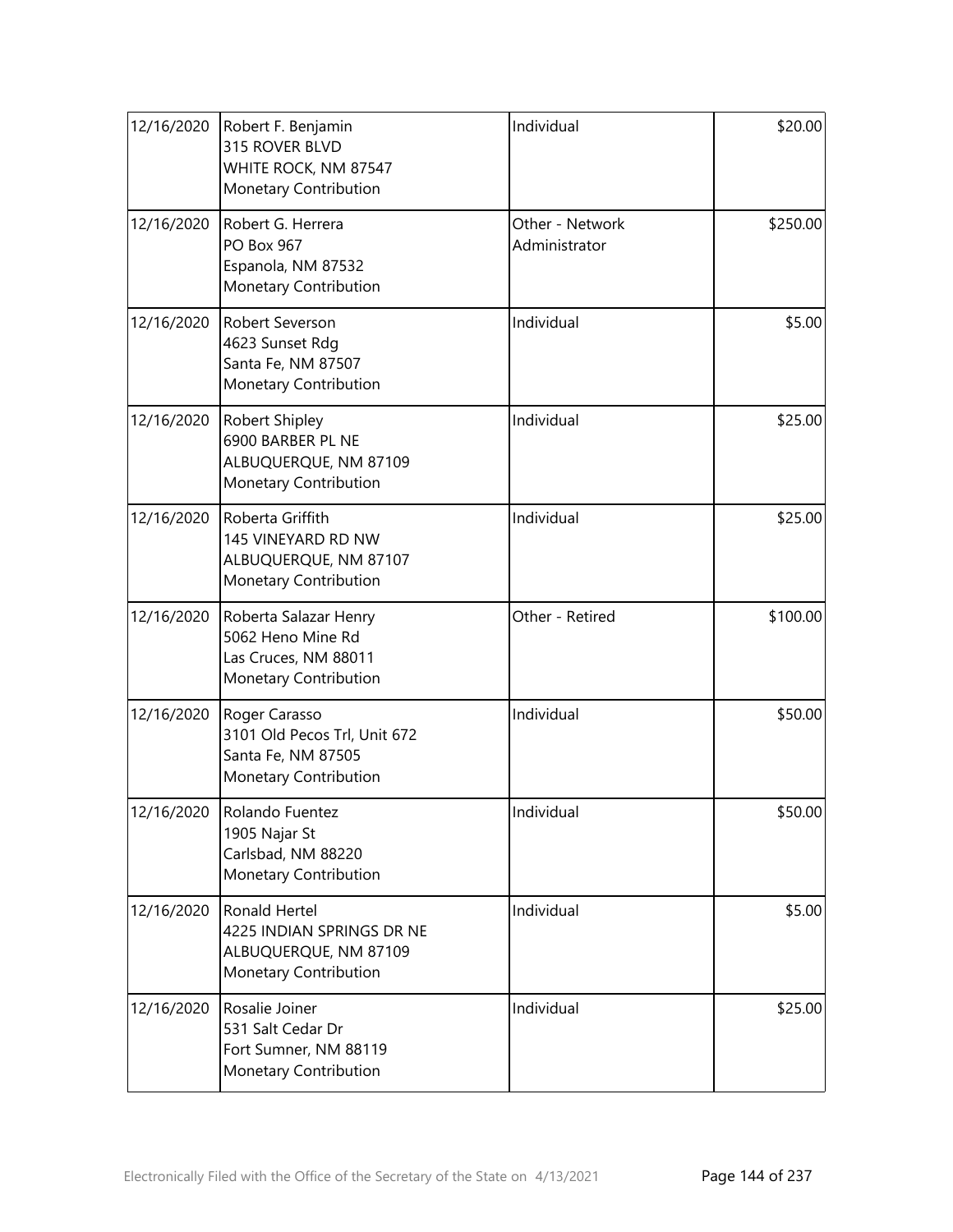| | | | |
|---|---|---|---|
| 12/16/2020 | Robert F. Benjamin<br>315 ROVER BLVD<br>WHITE ROCK, NM 87547<br>Monetary Contribution | Individual | $20.00 |
| 12/16/2020 | Robert G. Herrera<br>PO Box 967<br>Espanola, NM 87532<br>Monetary Contribution | Other - Network Administrator | $250.00 |
| 12/16/2020 | Robert Severson<br>4623 Sunset Rdg<br>Santa Fe, NM 87507<br>Monetary Contribution | Individual | $5.00 |
| 12/16/2020 | Robert Shipley<br>6900 BARBER PL NE<br>ALBUQUERQUE, NM 87109<br>Monetary Contribution | Individual | $25.00 |
| 12/16/2020 | Roberta Griffith<br>145 VINEYARD RD NW<br>ALBUQUERQUE, NM 87107<br>Monetary Contribution | Individual | $25.00 |
| 12/16/2020 | Roberta Salazar Henry<br>5062 Heno Mine Rd<br>Las Cruces, NM 88011<br>Monetary Contribution | Other - Retired | $100.00 |
| 12/16/2020 | Roger Carasso<br>3101 Old Pecos Trl, Unit 672<br>Santa Fe, NM 87505<br>Monetary Contribution | Individual | $50.00 |
| 12/16/2020 | Rolando Fuentez<br>1905 Najar St<br>Carlsbad, NM 88220<br>Monetary Contribution | Individual | $50.00 |
| 12/16/2020 | Ronald Hertel<br>4225 INDIAN SPRINGS DR NE<br>ALBUQUERQUE, NM 87109<br>Monetary Contribution | Individual | $5.00 |
| 12/16/2020 | Rosalie Joiner<br>531 Salt Cedar Dr<br>Fort Sumner, NM 88119<br>Monetary Contribution | Individual | $25.00 |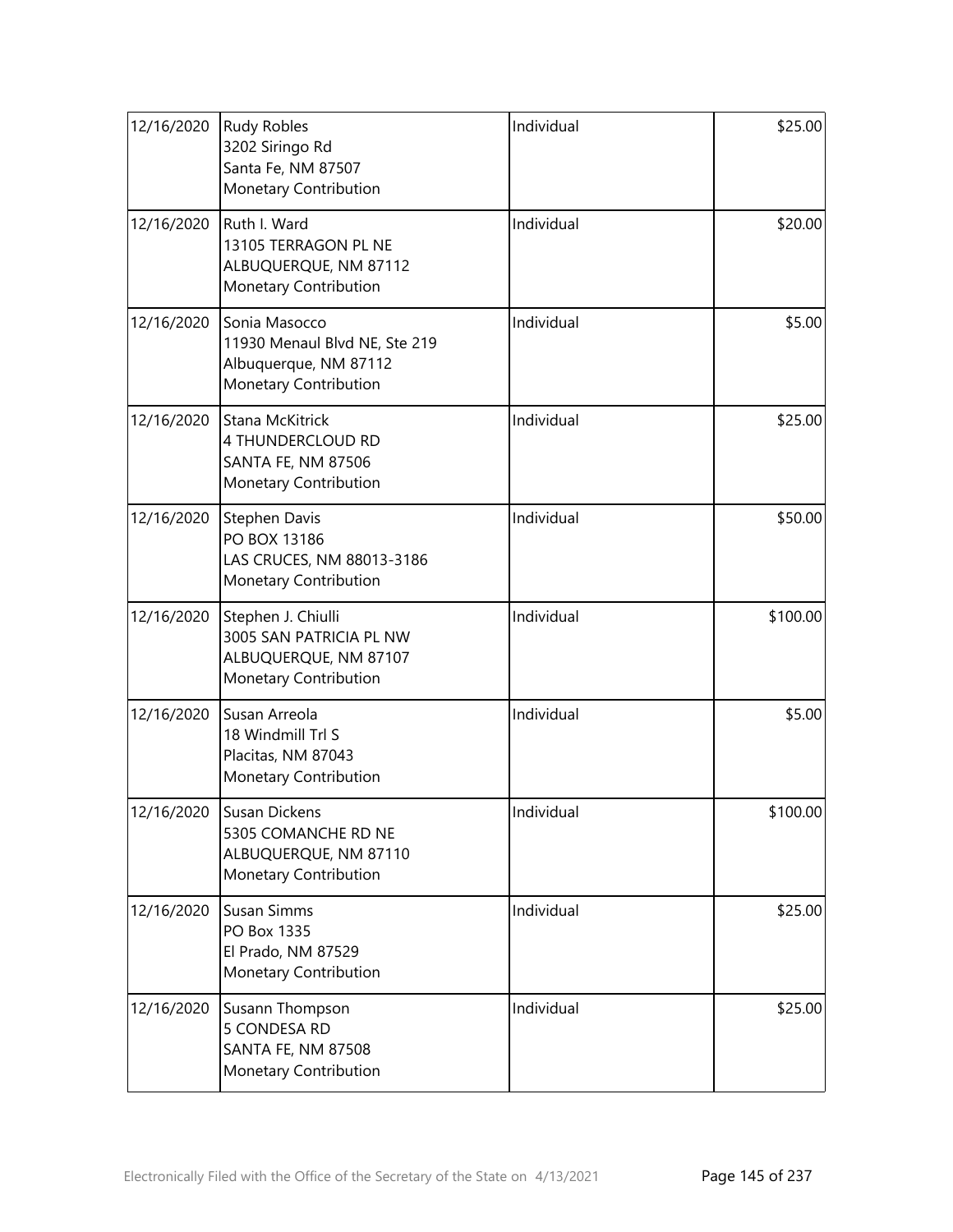| | | | |
|---|---|---|---|
| 12/16/2020 | Rudy Robles<br>3202 Siringo Rd<br>Santa Fe, NM 87507<br>Monetary Contribution | Individual | $25.00 |
| 12/16/2020 | Ruth I. Ward<br>13105 TERRAGON PL NE<br>ALBUQUERQUE, NM 87112<br>Monetary Contribution | Individual | $20.00 |
| 12/16/2020 | Sonia Masocco<br>11930 Menaul Blvd NE, Ste 219<br>Albuquerque, NM 87112<br>Monetary Contribution | Individual | $5.00 |
| 12/16/2020 | Stana McKitrick<br>4 THUNDERCLOUD RD<br>SANTA FE, NM 87506<br>Monetary Contribution | Individual | $25.00 |
| 12/16/2020 | Stephen Davis<br>PO BOX 13186<br>LAS CRUCES, NM 88013-3186<br>Monetary Contribution | Individual | $50.00 |
| 12/16/2020 | Stephen J. Chiulli<br>3005 SAN PATRICIA PL NW<br>ALBUQUERQUE, NM 87107<br>Monetary Contribution | Individual | $100.00 |
| 12/16/2020 | Susan Arreola<br>18 Windmill Trl S<br>Placitas, NM 87043<br>Monetary Contribution | Individual | $5.00 |
| 12/16/2020 | Susan Dickens<br>5305 COMANCHE RD NE<br>ALBUQUERQUE, NM 87110<br>Monetary Contribution | Individual | $100.00 |
| 12/16/2020 | Susan Simms<br>PO Box 1335<br>El Prado, NM 87529<br>Monetary Contribution | Individual | $25.00 |
| 12/16/2020 | Susann Thompson<br>5 CONDESA RD<br>SANTA FE, NM 87508<br>Monetary Contribution | Individual | $25.00 |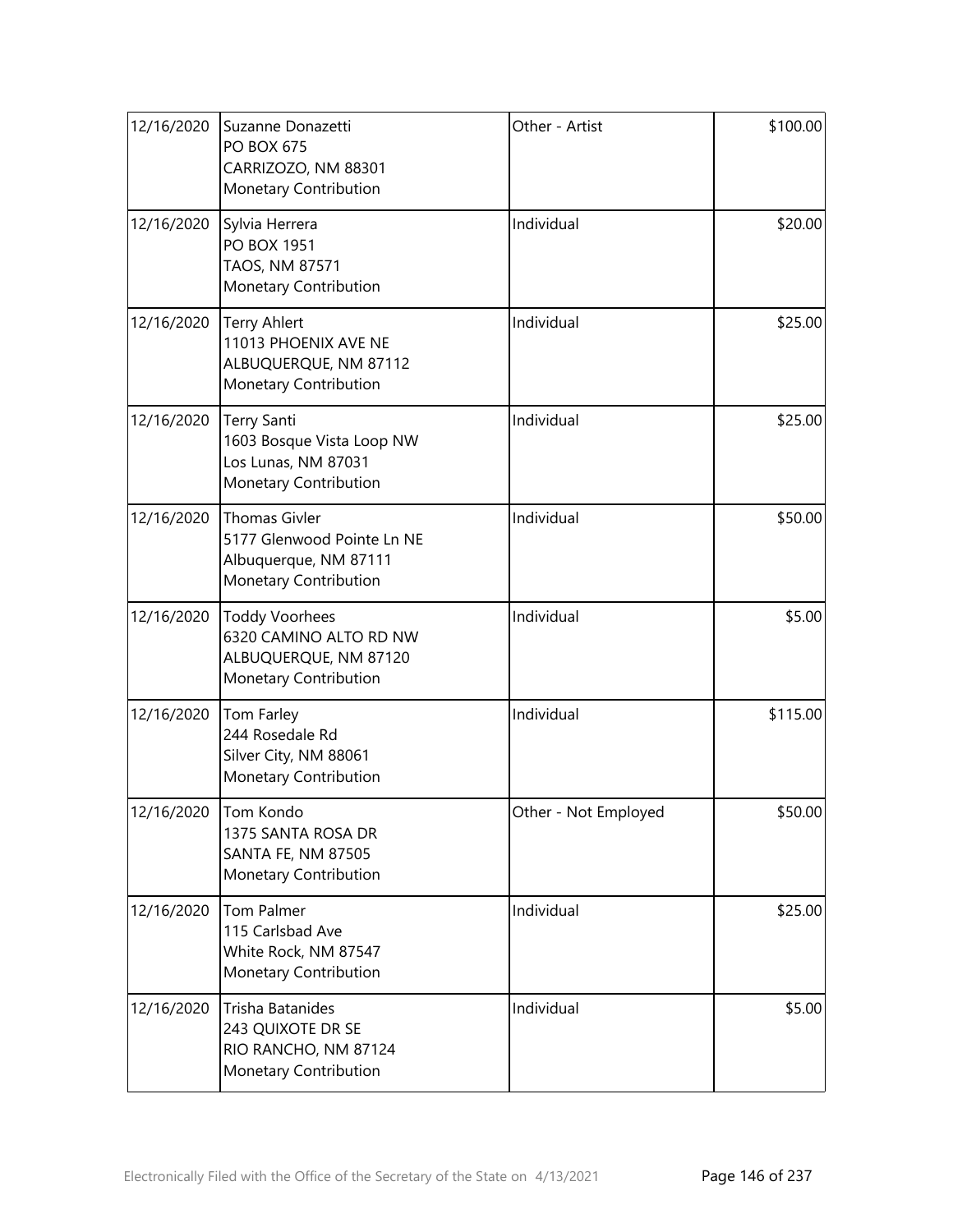| | | | |
|---|---|---|---|
| 12/16/2020 | Suzanne Donazetti<br>PO BOX 675<br>CARRIZOZO, NM 88301<br>Monetary Contribution | Other - Artist | \$100.00 |
| 12/16/2020 | Sylvia Herrera<br>PO BOX 1951<br>TAOS, NM 87571<br>Monetary Contribution | Individual | \$20.00 |
| 12/16/2020 | Terry Ahlert<br>11013 PHOENIX AVE NE<br>ALBUQUERQUE, NM 87112<br>Monetary Contribution | Individual | \$25.00 |
| 12/16/2020 | Terry Santi<br>1603 Bosque Vista Loop NW<br>Los Lunas, NM 87031<br>Monetary Contribution | Individual | \$25.00 |
| 12/16/2020 | Thomas Givler<br>5177 Glenwood Pointe Ln NE<br>Albuquerque, NM 87111<br>Monetary Contribution | Individual | \$50.00 |
| 12/16/2020 | Toddy Voorhees<br>6320 CAMINO ALTO RD NW<br>ALBUQUERQUE, NM 87120<br>Monetary Contribution | Individual | \$5.00 |
| 12/16/2020 | Tom Farley<br>244 Rosedale Rd<br>Silver City, NM 88061<br>Monetary Contribution | Individual | \$115.00 |
| 12/16/2020 | Tom Kondo<br>1375 SANTA ROSA DR<br>SANTA FE, NM 87505<br>Monetary Contribution | Other - Not Employed | \$50.00 |
| 12/16/2020 | Tom Palmer<br>115 Carlsbad Ave<br>White Rock, NM 87547<br>Monetary Contribution | Individual | \$25.00 |
| 12/16/2020 | Trisha Batanides<br>243 QUIXOTE DR SE<br>RIO RANCHO, NM 87124<br>Monetary Contribution | Individual | \$5.00 |

Electronically Filed with the Office of the Secretary of the State on 4/13/2021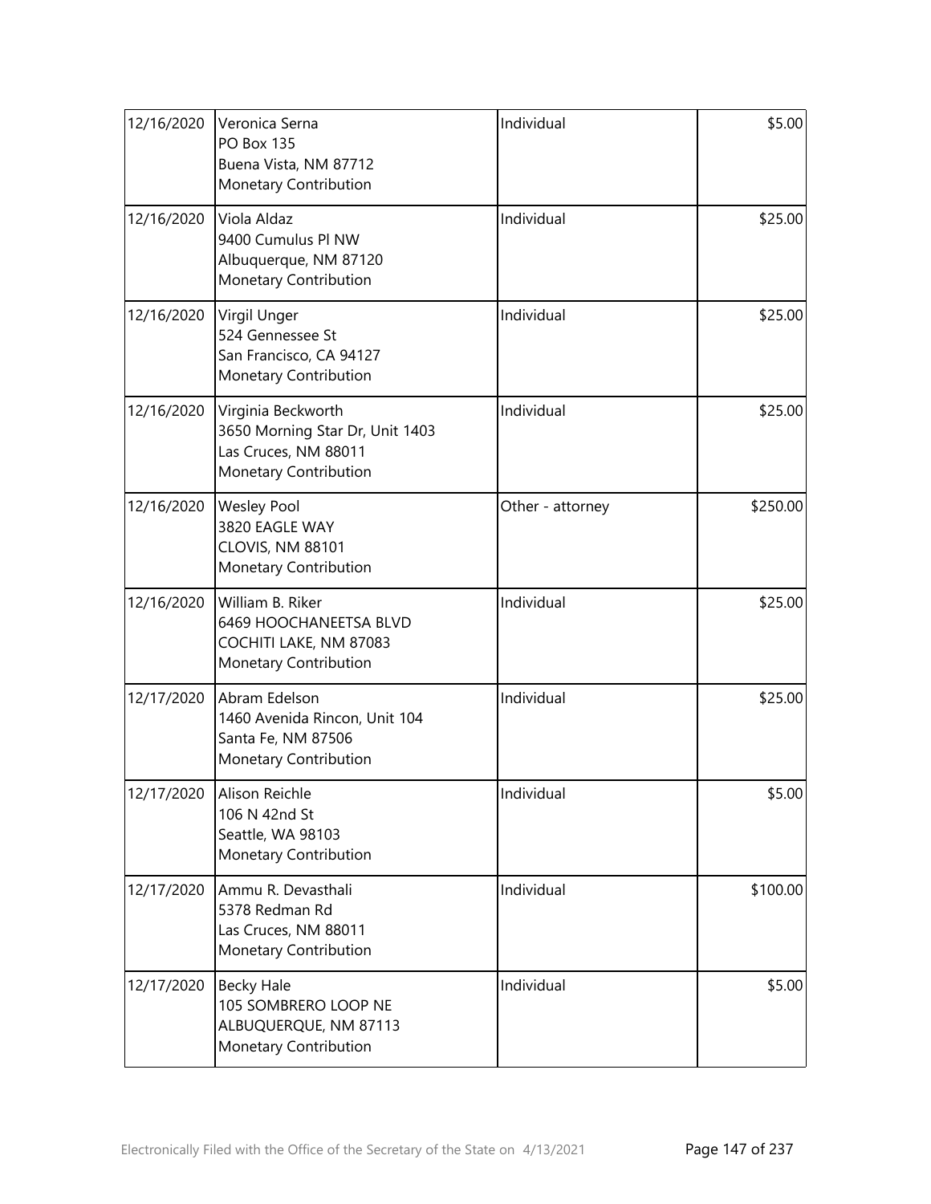| | | | |
|---|---|---|---|
| 12/16/2020 | Veronica Serna<br>PO Box 135<br>Buena Vista, NM 87712<br>Monetary Contribution | Individual | \$5.00 |
| 12/16/2020 | Viola Aldaz<br>9400 Cumulus Pl NW<br>Albuquerque, NM 87120<br>Monetary Contribution | Individual | \$25.00 |
| 12/16/2020 | Virgil Unger<br>524 Gennessee St<br>San Francisco, CA 94127<br>Monetary Contribution | Individual | \$25.00 |
| 12/16/2020 | Virginia Beckworth<br>3650 Morning Star Dr, Unit 1403<br>Las Cruces, NM 88011<br>Monetary Contribution | Individual | \$25.00 |
| 12/16/2020 | Wesley Pool<br>3820 EAGLE WAY<br>CLOVIS, NM 88101<br>Monetary Contribution | Other - attorney | \$250.00 |
| 12/16/2020 | William B. Riker<br>6469 HOOCHANEETSA BLVD<br>COCHITI LAKE, NM 87083<br>Monetary Contribution | Individual | \$25.00 |
| 12/17/2020 | Abram Edelson<br>1460 Avenida Rincon, Unit 104<br>Santa Fe, NM 87506<br>Monetary Contribution | Individual | \$25.00 |
| 12/17/2020 | Alison Reichle<br>106 N 42nd St<br>Seattle, WA 98103<br>Monetary Contribution | Individual | \$5.00 |
| 12/17/2020 | Ammu R. Devasthali<br>5378 Redman Rd<br>Las Cruces, NM 88011<br>Monetary Contribution | Individual | \$100.00 |
| 12/17/2020 | Becky Hale<br>105 SOMBRERO LOOP NE<br>ALBUQUERQUE, NM 87113<br>Monetary Contribution | Individual | \$5.00 |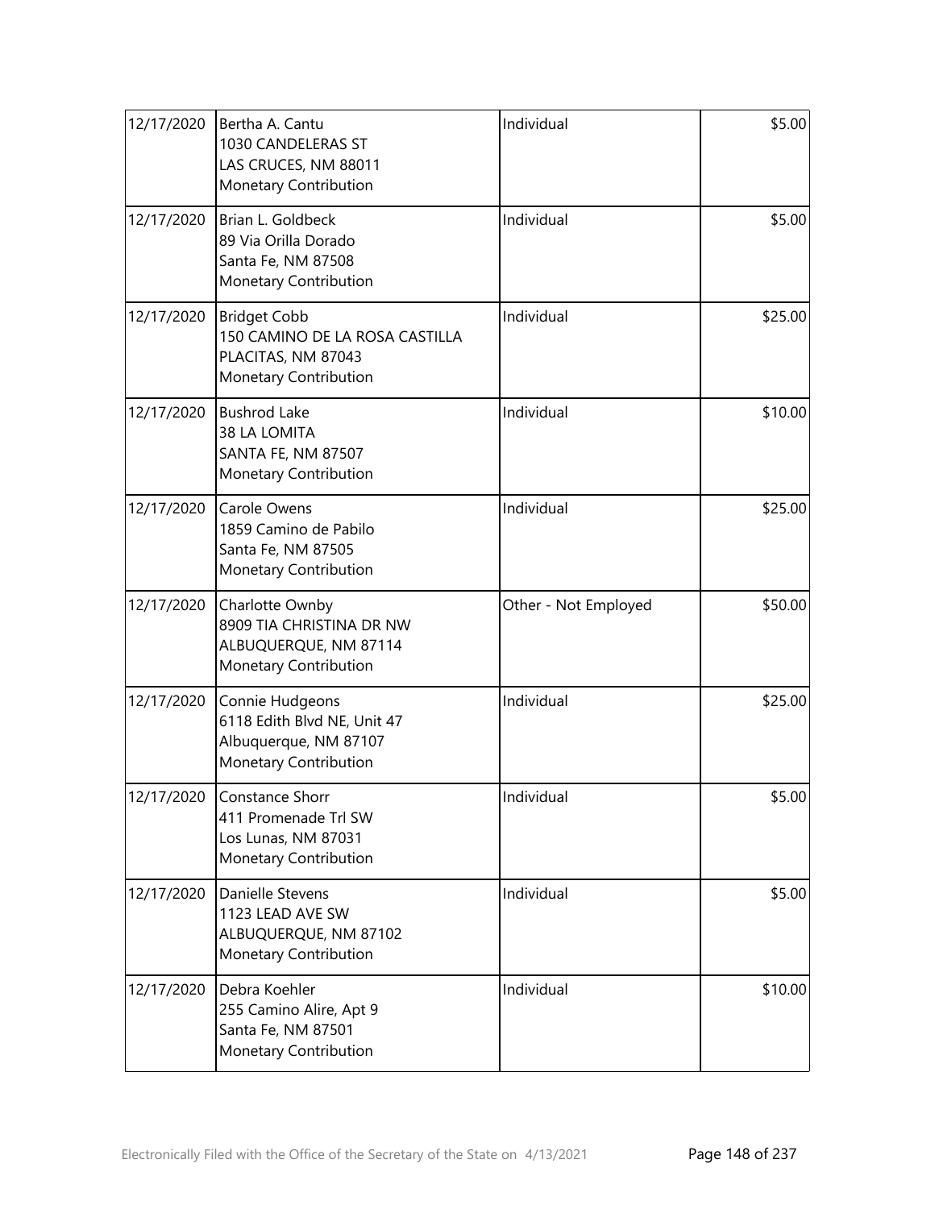| | | | |
|---|---|---|---|
| 12/17/2020 | Bertha A. Cantu<br>1030 CANDELERAS ST<br>LAS CRUCES, NM 88011<br>Monetary Contribution | Individual | $5.00 |
| 12/17/2020 | Brian L. Goldbeck<br>89 Via Orilla Dorado<br>Santa Fe, NM 87508<br>Monetary Contribution | Individual | $5.00 |
| 12/17/2020 | Bridget Cobb<br>150 CAMINO DE LA ROSA CASTILLA<br>PLACITAS, NM 87043<br>Monetary Contribution | Individual | $25.00 |
| 12/17/2020 | Bushrod Lake<br>38 LA LOMITA<br>SANTA FE, NM 87507<br>Monetary Contribution | Individual | $10.00 |
| 12/17/2020 | Carole Owens<br>1859 Camino de Pabilo<br>Santa Fe, NM 87505<br>Monetary Contribution | Individual | $25.00 |
| 12/17/2020 | Charlotte Ownby<br>8909 TIA CHRISTINA DR NW<br>ALBUQUERQUE, NM 87114<br>Monetary Contribution | Other - Not Employed | $50.00 |
| 12/17/2020 | Connie Hudgeons<br>6118 Edith Blvd NE, Unit 47<br>Albuquerque, NM 87107<br>Monetary Contribution | Individual | $25.00 |
| 12/17/2020 | Constance Shorr<br>411 Promenade Trl SW<br>Los Lunas, NM 87031<br>Monetary Contribution | Individual | $5.00 |
| 12/17/2020 | Danielle Stevens<br>1123 LEAD AVE SW<br>ALBUQUERQUE, NM 87102<br>Monetary Contribution | Individual | $5.00 |
| 12/17/2020 | Debra Koehler<br>255 Camino Alire, Apt 9<br>Santa Fe, NM 87501<br>Monetary Contribution | Individual | $10.00 |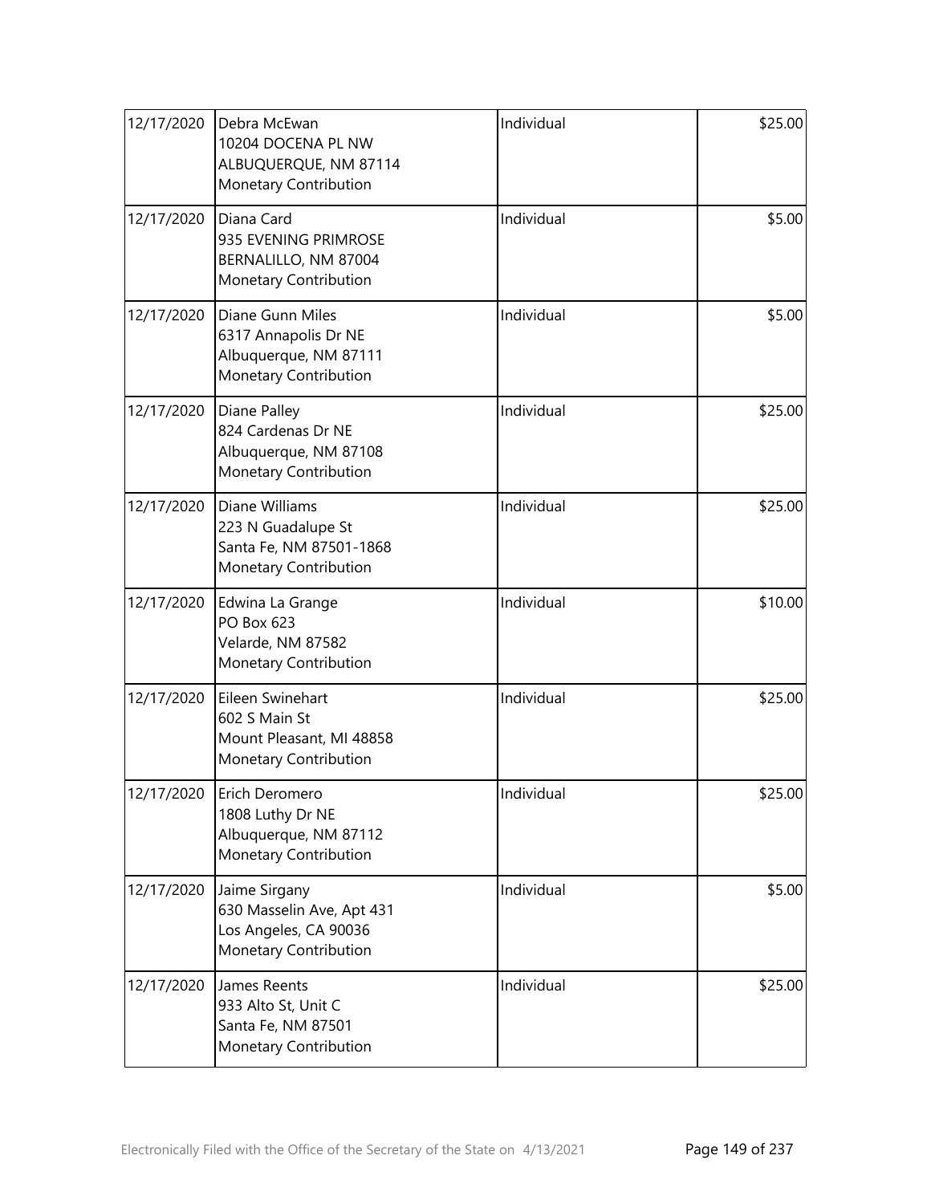| 12/17/2020 | Debra McEwan<br>10204 DOCENA PL NW<br>ALBUQUERQUE, NM 87114<br>Monetary Contribution | Individual | $25.00 |
|---|---|---|---|
| 12/17/2020 | Diana Card<br>935 EVENING PRIMROSE<br>BERNALILLO, NM 87004<br>Monetary Contribution | Individual | $5.00 |
| 12/17/2020 | Diane Gunn Miles<br>6317 Annapolis Dr NE<br>Albuquerque, NM 87111<br>Monetary Contribution | Individual | $5.00 |
| 12/17/2020 | Diane Palley<br>824 Cardenas Dr NE<br>Albuquerque, NM 87108<br>Monetary Contribution | Individual | $25.00 |
| 12/17/2020 | Diane Williams<br>223 N Guadalupe St<br>Santa Fe, NM 87501-1868<br>Monetary Contribution | Individual | $25.00 |
| 12/17/2020 | Edwina La Grange<br>PO Box 623<br>Velarde, NM 87582<br>Monetary Contribution | Individual | $10.00 |
| 12/17/2020 | Eileen Swinehart<br>602 S Main St<br>Mount Pleasant, MI 48858<br>Monetary Contribution | Individual | $25.00 |
| 12/17/2020 | Erich Deromero<br>1808 Luthy Dr NE<br>Albuquerque, NM 87112<br>Monetary Contribution | Individual | $25.00 |
| 12/17/2020 | Jaime Sirgany<br>630 Masselin Ave, Apt 431<br>Los Angeles, CA 90036<br>Monetary Contribution | Individual | $5.00 |
| 12/17/2020 | James Reents<br>933 Alto St, Unit C<br>Santa Fe, NM 87501<br>Monetary Contribution | Individual | $25.00 |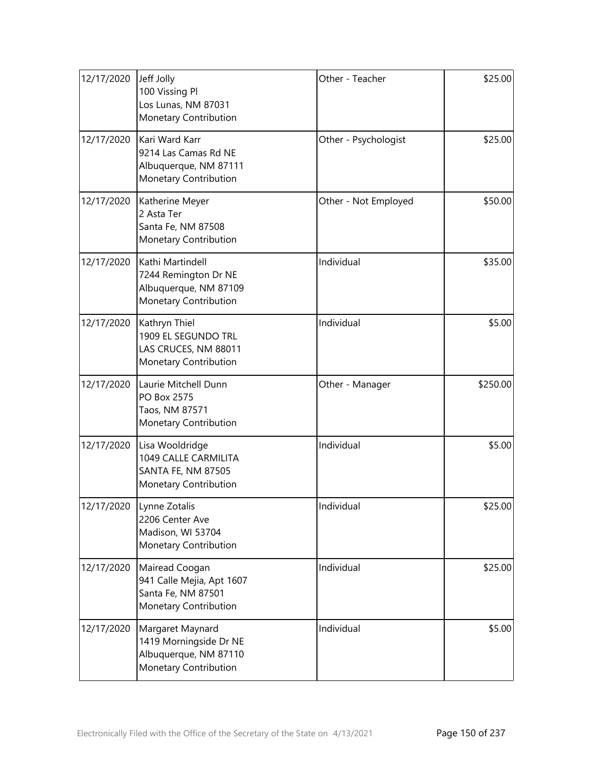| | | | |
|---|---|---|---|
| 12/17/2020 | Jeff Jolly<br>100 Vissing Pl<br>Los Lunas, NM 87031<br>Monetary Contribution | Other - Teacher | \$25.00 |
| 12/17/2020 | Kari Ward Karr<br>9214 Las Camas Rd NE<br>Albuquerque, NM 87111<br>Monetary Contribution | Other - Psychologist | \$25.00 |
| 12/17/2020 | Katherine Meyer<br>2 Asta Ter<br>Santa Fe, NM 87508<br>Monetary Contribution | Other - Not Employed | \$50.00 |
| 12/17/2020 | Kathi Martindell<br>7244 Remington Dr NE<br>Albuquerque, NM 87109<br>Monetary Contribution | Individual | \$35.00 |
| 12/17/2020 | Kathryn Thiel<br>1909 EL SEGUNDO TRL<br>LAS CRUCES, NM 88011<br>Monetary Contribution | Individual | \$5.00 |
| 12/17/2020 | Laurie Mitchell Dunn<br>PO Box 2575<br>Taos, NM 87571<br>Monetary Contribution | Other - Manager | \$250.00 |
| 12/17/2020 | Lisa Wooldridge<br>1049 CALLE CARMILITA<br>SANTA FE, NM 87505<br>Monetary Contribution | Individual | \$5.00 |
| 12/17/2020 | Lynne Zotalis<br>2206 Center Ave<br>Madison, WI 53704<br>Monetary Contribution | Individual | \$25.00 |
| 12/17/2020 | Mairead Coogan<br>941 Calle Mejia, Apt 1607<br>Santa Fe, NM 87501<br>Monetary Contribution | Individual | \$25.00 |
| 12/17/2020 | Margaret Maynard<br>1419 Morningside Dr NE<br>Albuquerque, NM 87110<br>Monetary Contribution | Individual | \$5.00 |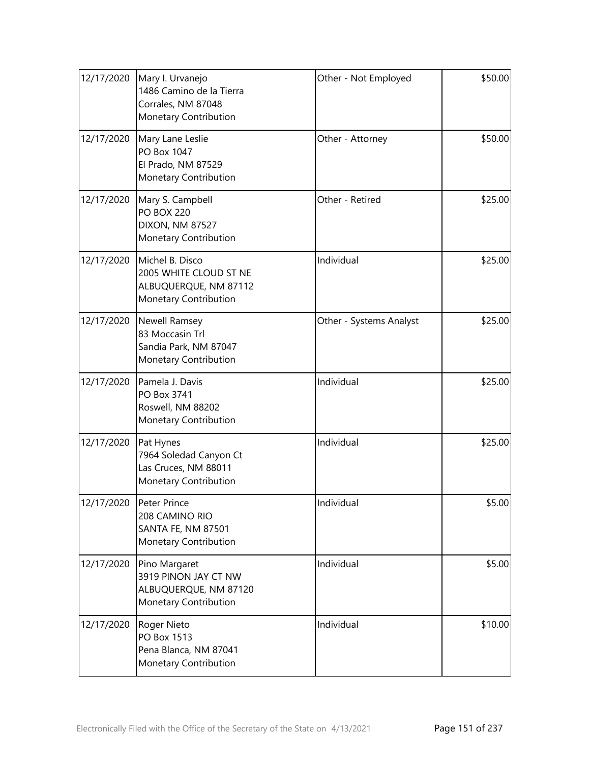| | | | |
|---|---|---|---|
| 12/17/2020 | Mary I. Urvanejo<br>1486 Camino de la Tierra<br>Corrales, NM 87048<br>Monetary Contribution | Other - Not Employed | \$50.00 |
| 12/17/2020 | Mary Lane Leslie<br>PO Box 1047<br>El Prado, NM 87529<br>Monetary Contribution | Other - Attorney | \$50.00 |
| 12/17/2020 | Mary S. Campbell<br>PO BOX 220<br>DIXON, NM 87527<br>Monetary Contribution | Other - Retired | \$25.00 |
| 12/17/2020 | Michel B. Disco<br>2005 WHITE CLOUD ST NE<br>ALBUQUERQUE, NM 87112<br>Monetary Contribution | Individual | \$25.00 |
| 12/17/2020 | Newell Ramsey<br>83 Moccasin Trl<br>Sandia Park, NM 87047<br>Monetary Contribution | Other - Systems Analyst | \$25.00 |
| 12/17/2020 | Pamela J. Davis<br>PO Box 3741<br>Roswell, NM 88202<br>Monetary Contribution | Individual | \$25.00 |
| 12/17/2020 | Pat Hynes<br>7964 Soledad Canyon Ct<br>Las Cruces, NM 88011<br>Monetary Contribution | Individual | \$25.00 |
| 12/17/2020 | Peter Prince<br>208 CAMINO RIO<br>SANTA FE, NM 87501<br>Monetary Contribution | Individual | \$5.00 |
| 12/17/2020 | Pino Margaret<br>3919 PINON JAY CT NW<br>ALBUQUERQUE, NM 87120<br>Monetary Contribution | Individual | \$5.00 |
| 12/17/2020 | Roger Nieto<br>PO Box 1513<br>Pena Blanca, NM 87041<br>Monetary Contribution | Individual | \$10.00 |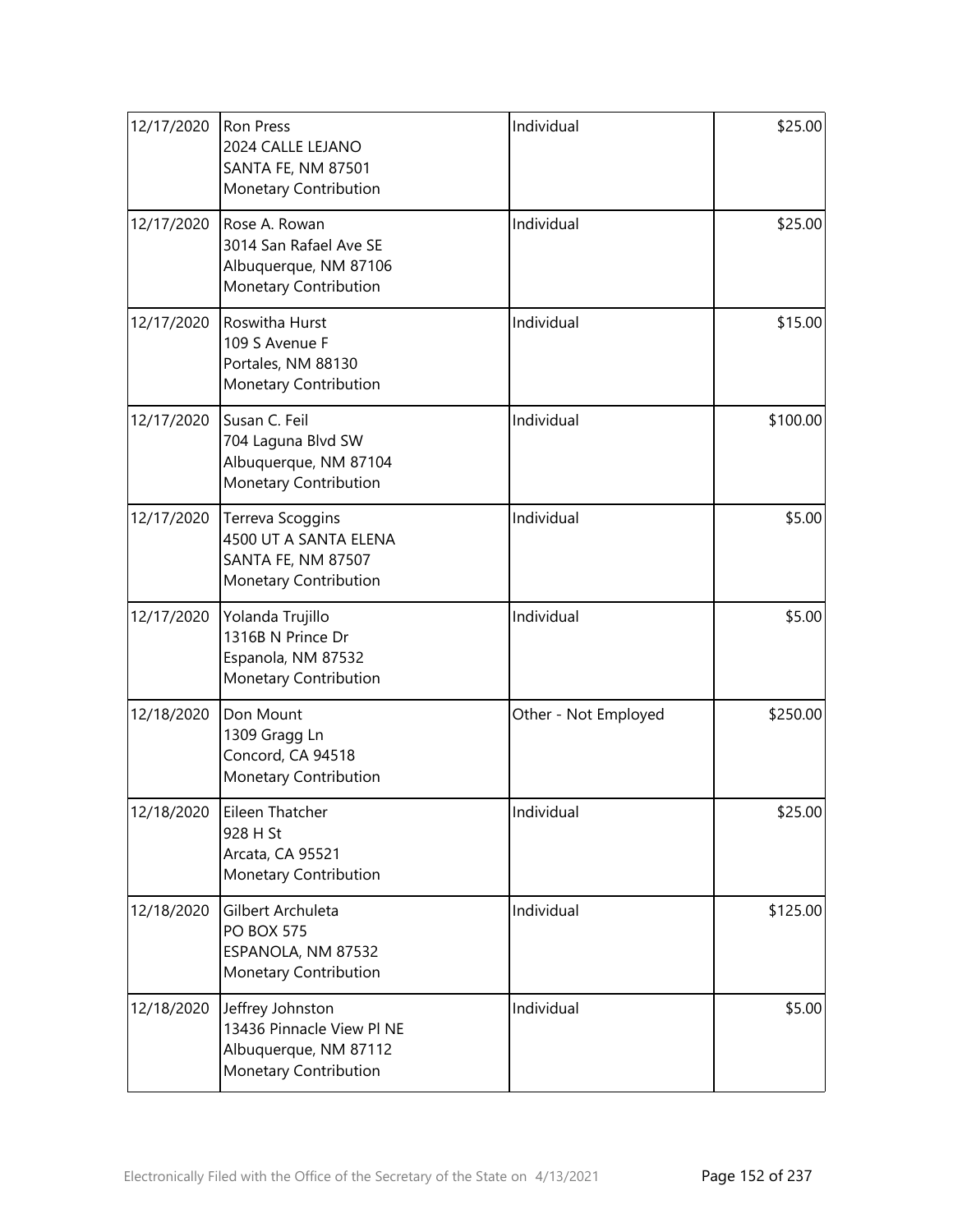| 12/17/2020 | Ron Press<br>2024 CALLE LEJANO<br>SANTA FE, NM 87501<br>Monetary Contribution | Individual | $25.00 |
|---|---|---|---|
| 12/17/2020 | Rose A. Rowan<br>3014 San Rafael Ave SE<br>Albuquerque, NM 87106<br>Monetary Contribution | Individual | $25.00 |
| 12/17/2020 | Roswitha Hurst<br>109 S Avenue F<br>Portales, NM 88130<br>Monetary Contribution | Individual | $15.00 |
| 12/17/2020 | Susan C. Feil<br>704 Laguna Blvd SW<br>Albuquerque, NM 87104<br>Monetary Contribution | Individual | $100.00 |
| 12/17/2020 | Terreva Scoggins<br>4500 UT A SANTA ELENA<br>SANTA FE, NM 87507<br>Monetary Contribution | Individual | $5.00 |
| 12/17/2020 | Yolanda Trujillo<br>1316B N Prince Dr<br>Espanola, NM 87532<br>Monetary Contribution | Individual | $5.00 |
| 12/18/2020 | Don Mount<br>1309 Gragg Ln<br>Concord, CA 94518<br>Monetary Contribution | Other - Not Employed | $250.00 |
| 12/18/2020 | Eileen Thatcher<br>928 H St<br>Arcata, CA 95521<br>Monetary Contribution | Individual | $25.00 |
| 12/18/2020 | Gilbert Archuleta<br>PO BOX 575<br>ESPANOLA, NM 87532<br>Monetary Contribution | Individual | $125.00 |
| 12/18/2020 | Jeffrey Johnston<br>13436 Pinnacle View Pl NE<br>Albuquerque, NM 87112<br>Monetary Contribution | Individual | $5.00 |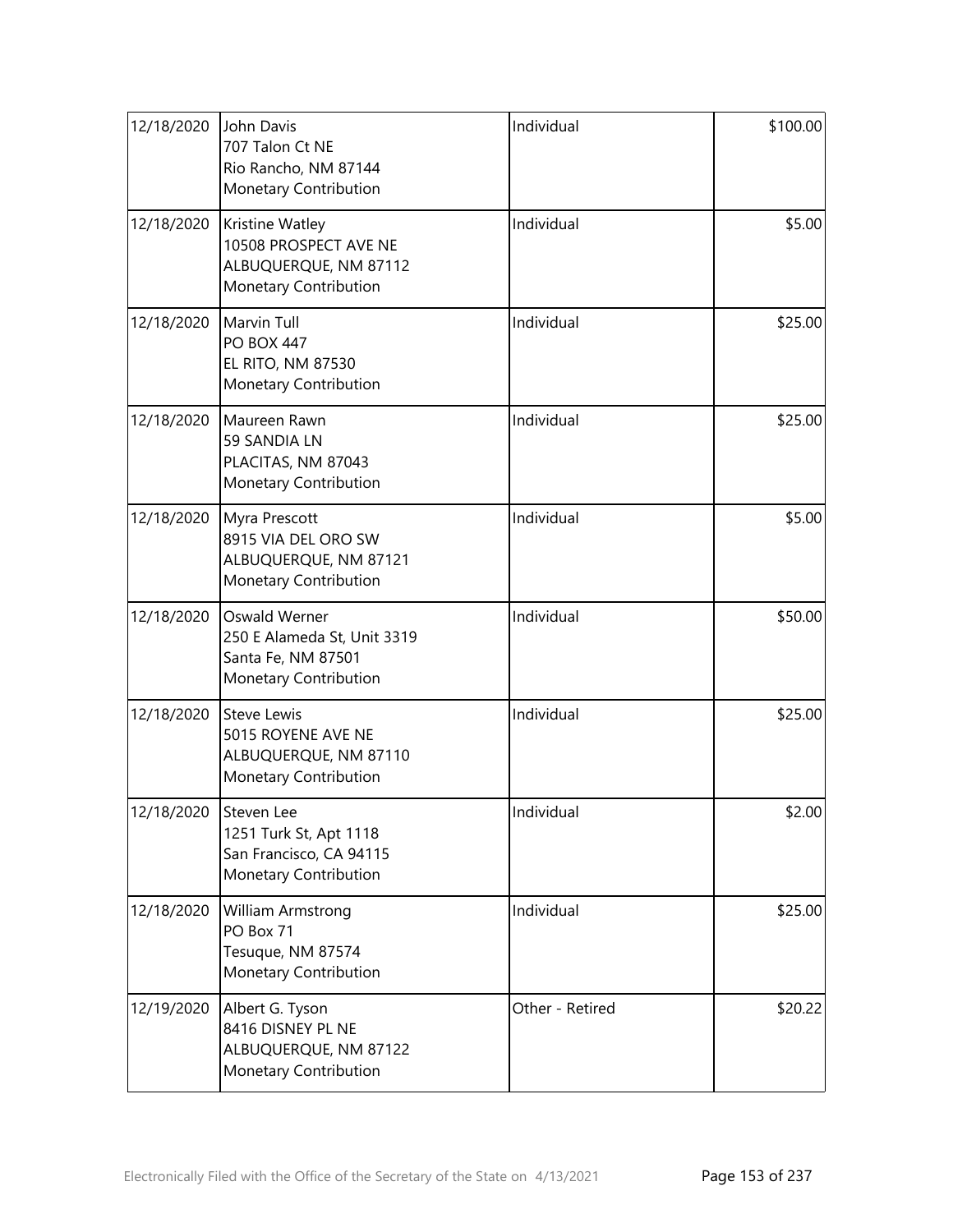| | | | |
|---|---|---|---|
| 12/18/2020 | John Davis<br>707 Talon Ct NE<br>Rio Rancho, NM 87144<br>Monetary Contribution | Individual | $100.00 |
| 12/18/2020 | Kristine Watley<br>10508 PROSPECT AVE NE<br>ALBUQUERQUE, NM 87112<br>Monetary Contribution | Individual | $5.00 |
| 12/18/2020 | Marvin Tull<br>PO BOX 447<br>EL RITO, NM 87530<br>Monetary Contribution | Individual | $25.00 |
| 12/18/2020 | Maureen Rawn<br>59 SANDIA LN<br>PLACITAS, NM 87043<br>Monetary Contribution | Individual | $25.00 |
| 12/18/2020 | Myra Prescott<br>8915 VIA DEL ORO SW<br>ALBUQUERQUE, NM 87121<br>Monetary Contribution | Individual | $5.00 |
| 12/18/2020 | Oswald Werner<br>250 E Alameda St, Unit 3319<br>Santa Fe, NM 87501<br>Monetary Contribution | Individual | $50.00 |
| 12/18/2020 | Steve Lewis<br>5015 ROYENE AVE NE<br>ALBUQUERQUE, NM 87110<br>Monetary Contribution | Individual | $25.00 |
| 12/18/2020 | Steven Lee<br>1251 Turk St, Apt 1118<br>San Francisco, CA 94115<br>Monetary Contribution | Individual | $2.00 |
| 12/18/2020 | William Armstrong<br>PO Box 71<br>Tesuque, NM 87574<br>Monetary Contribution | Individual | $25.00 |
| 12/19/2020 | Albert G. Tyson<br>8416 DISNEY PL NE<br>ALBUQUERQUE, NM 87122<br>Monetary Contribution | Other - Retired | $20.22 |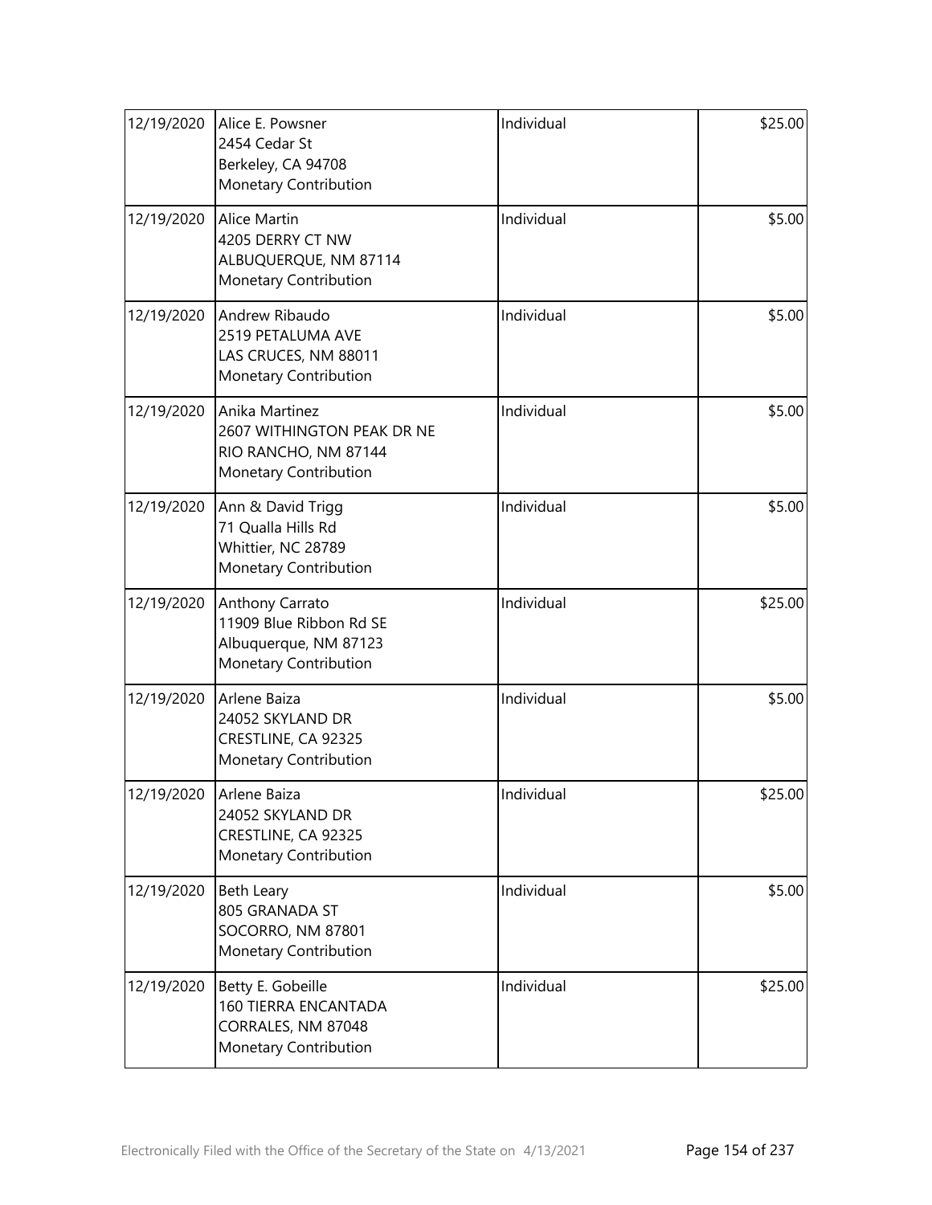| | | | |
|---|---|---|---|
| 12/19/2020 | Alice E. Powsner<br>2454 Cedar St<br>Berkeley, CA 94708<br>Monetary Contribution | Individual | $25.00 |
| 12/19/2020 | Alice Martin<br>4205 DERRY CT NW<br>ALBUQUERQUE, NM 87114<br>Monetary Contribution | Individual | $5.00 |
| 12/19/2020 | Andrew Ribaudo<br>2519 PETALUMA AVE<br>LAS CRUCES, NM 88011<br>Monetary Contribution | Individual | $5.00 |
| 12/19/2020 | Anika Martinez<br>2607 WITHINGTON PEAK DR NE<br>RIO RANCHO, NM 87144<br>Monetary Contribution | Individual | $5.00 |
| 12/19/2020 | Ann & David Trigg<br>71 Qualla Hills Rd<br>Whittier, NC 28789<br>Monetary Contribution | Individual | $5.00 |
| 12/19/2020 | Anthony Carrato<br>11909 Blue Ribbon Rd SE<br>Albuquerque, NM 87123<br>Monetary Contribution | Individual | $25.00 |
| 12/19/2020 | Arlene Baiza<br>24052 SKYLAND DR<br>CRESTLINE, CA 92325<br>Monetary Contribution | Individual | $5.00 |
| 12/19/2020 | Arlene Baiza<br>24052 SKYLAND DR<br>CRESTLINE, CA 92325<br>Monetary Contribution | Individual | $25.00 |
| 12/19/2020 | Beth Leary<br>805 GRANADA ST<br>SOCORRO, NM 87801<br>Monetary Contribution | Individual | $5.00 |
| 12/19/2020 | Betty E. Gobeille<br>160 TIERRA ENCANTADA<br>CORRALES, NM 87048<br>Monetary Contribution | Individual | $25.00 |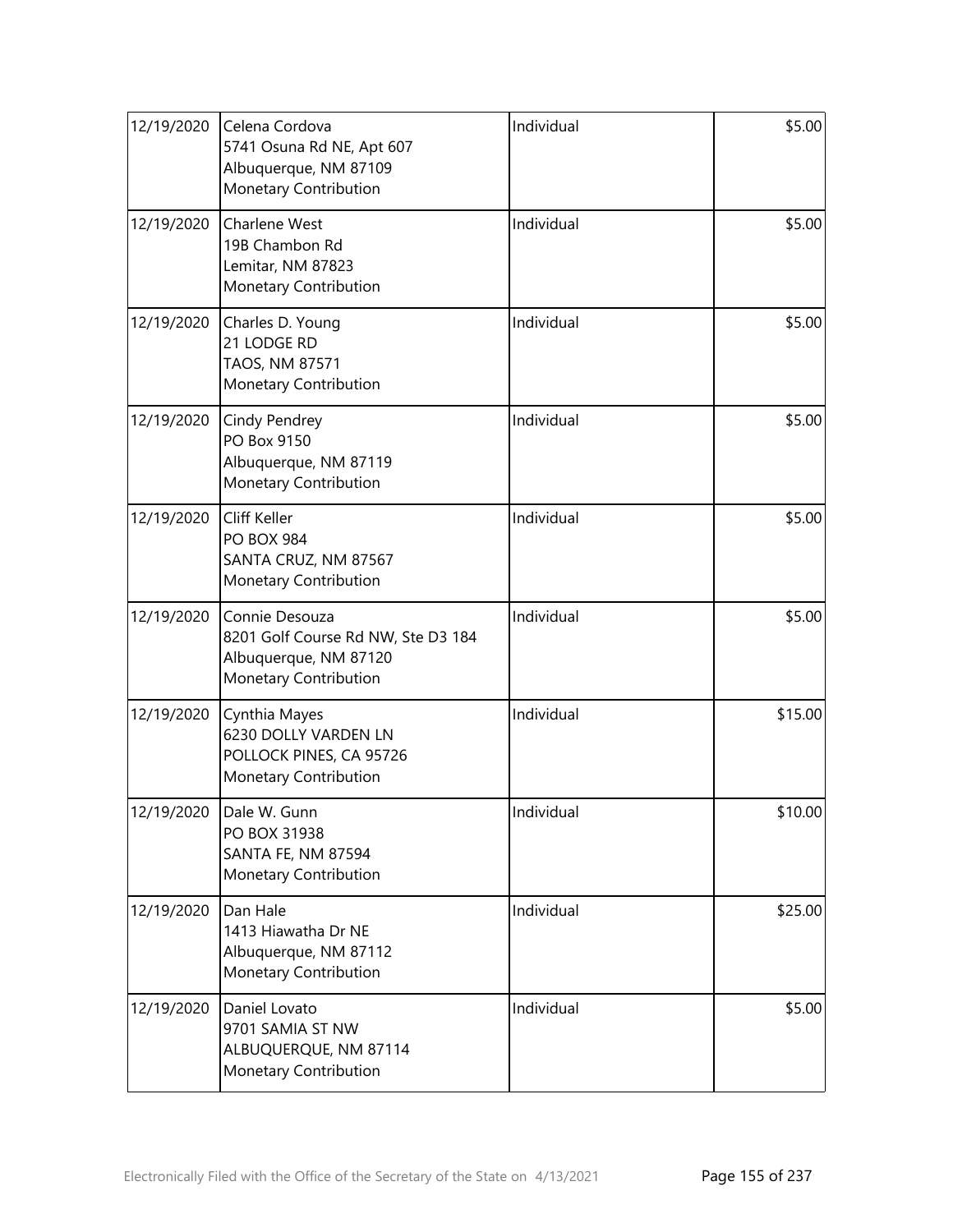| | | | |
|---|---|---|---|
| 12/19/2020 | Celena Cordova<br>5741 Osuna Rd NE, Apt 607<br>Albuquerque, NM 87109<br>Monetary Contribution | Individual | $5.00 |
| 12/19/2020 | Charlene West<br>19B Chambon Rd<br>Lemitar, NM 87823<br>Monetary Contribution | Individual | $5.00 |
| 12/19/2020 | Charles D. Young<br>21 LODGE RD<br>TAOS, NM 87571<br>Monetary Contribution | Individual | $5.00 |
| 12/19/2020 | Cindy Pendrey<br>PO Box 9150<br>Albuquerque, NM 87119<br>Monetary Contribution | Individual | $5.00 |
| 12/19/2020 | Cliff Keller<br>PO BOX 984<br>SANTA CRUZ, NM 87567<br>Monetary Contribution | Individual | $5.00 |
| 12/19/2020 | Connie Desouza<br>8201 Golf Course Rd NW, Ste D3 184<br>Albuquerque, NM 87120<br>Monetary Contribution | Individual | $5.00 |
| 12/19/2020 | Cynthia Mayes<br>6230 DOLLY VARDEN LN<br>POLLOCK PINES, CA 95726<br>Monetary Contribution | Individual | $15.00 |
| 12/19/2020 | Dale W. Gunn<br>PO BOX 31938<br>SANTA FE, NM 87594<br>Monetary Contribution | Individual | $10.00 |
| 12/19/2020 | Dan Hale<br>1413 Hiawatha Dr NE<br>Albuquerque, NM 87112<br>Monetary Contribution | Individual | $25.00 |
| 12/19/2020 | Daniel Lovato<br>9701 SAMIA ST NW<br>ALBUQUERQUE, NM 87114<br>Monetary Contribution | Individual | $5.00 |

Electronically Filed with the Office of the Secretary of the State on 4/13/2021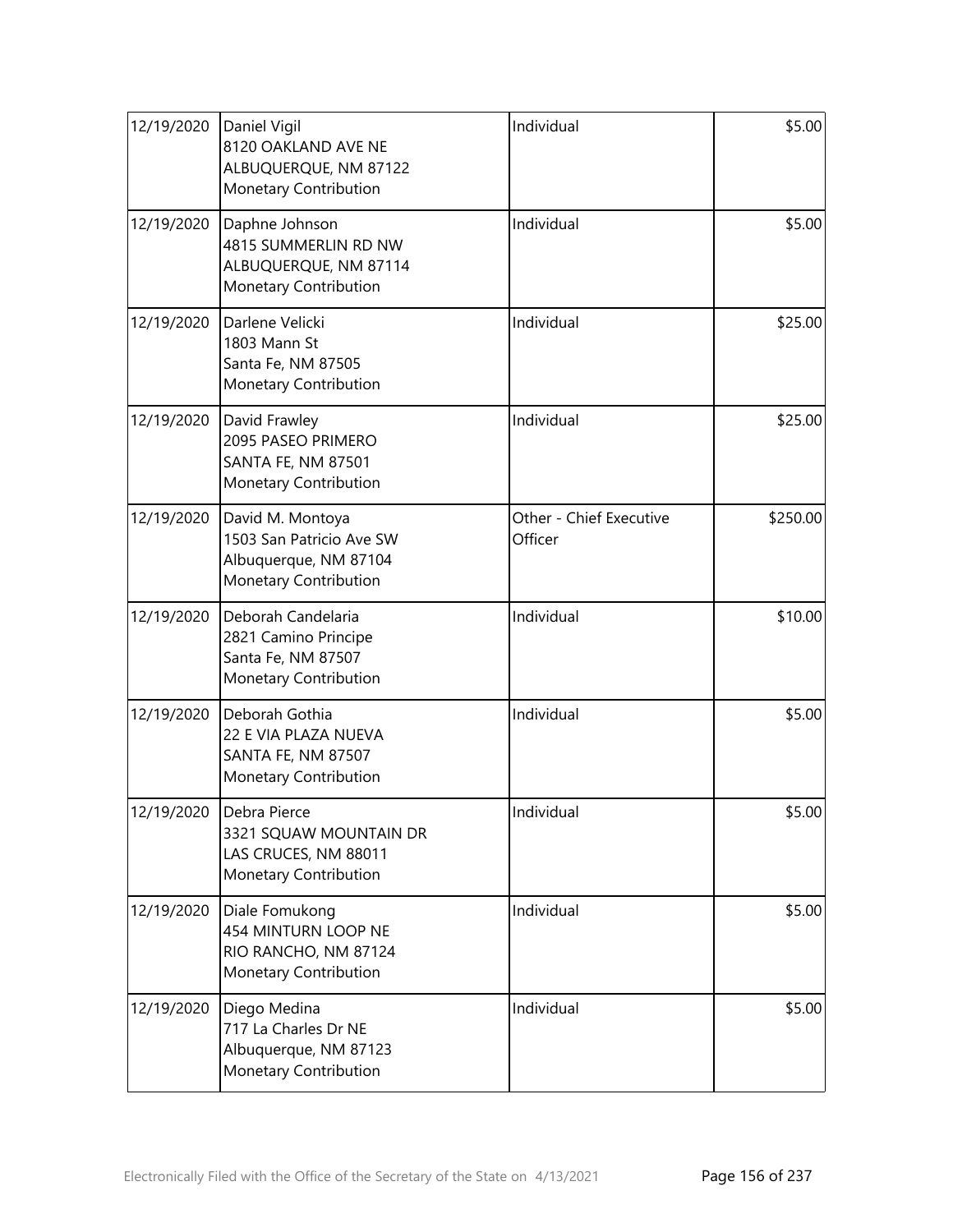| | | | |
|---|---|---|---|
| 12/19/2020 | Daniel Vigil<br>8120 OAKLAND AVE NE<br>ALBUQUERQUE, NM 87122<br>Monetary Contribution | Individual | \$5.00 |
| 12/19/2020 | Daphne Johnson<br>4815 SUMMERLIN RD NW<br>ALBUQUERQUE, NM 87114<br>Monetary Contribution | Individual | \$5.00 |
| 12/19/2020 | Darlene Velicki<br>1803 Mann St<br>Santa Fe, NM 87505<br>Monetary Contribution | Individual | \$25.00 |
| 12/19/2020 | David Frawley<br>2095 PASEO PRIMERO<br>SANTA FE, NM 87501<br>Monetary Contribution | Individual | \$25.00 |
| 12/19/2020 | David M. Montoya<br>1503 San Patricio Ave SW<br>Albuquerque, NM 87104<br>Monetary Contribution | Other - Chief Executive Officer | \$250.00 |
| 12/19/2020 | Deborah Candelaria<br>2821 Camino Principe<br>Santa Fe, NM 87507<br>Monetary Contribution | Individual | \$10.00 |
| 12/19/2020 | Deborah Gothia<br>22 E VIA PLAZA NUEVA<br>SANTA FE, NM 87507<br>Monetary Contribution | Individual | \$5.00 |
| 12/19/2020 | Debra Pierce<br>3321 SQUAW MOUNTAIN DR<br>LAS CRUCES, NM 88011<br>Monetary Contribution | Individual | \$5.00 |
| 12/19/2020 | Diale Fomukong<br>454 MINTURN LOOP NE<br>RIO RANCHO, NM 87124<br>Monetary Contribution | Individual | \$5.00 |
| 12/19/2020 | Diego Medina<br>717 La Charles Dr NE<br>Albuquerque, NM 87123<br>Monetary Contribution | Individual | \$5.00 |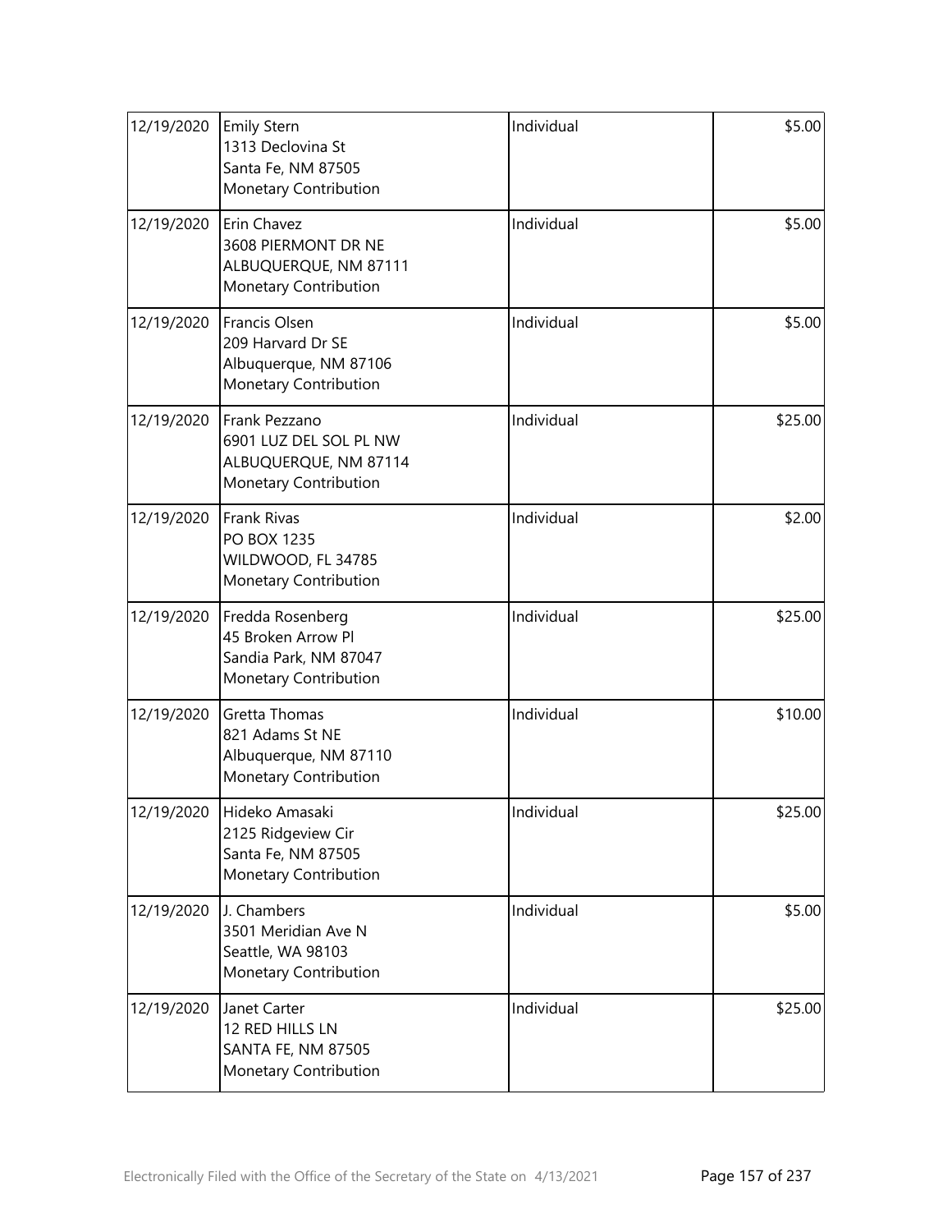| | | | |
|---|---|---|---|
| 12/19/2020 | Emily Stern<br>1313 Declovina St<br>Santa Fe, NM 87505<br>Monetary Contribution | Individual | $5.00 |
| 12/19/2020 | Erin Chavez<br>3608 PIERMONT DR NE<br>ALBUQUERQUE, NM 87111<br>Monetary Contribution | Individual | $5.00 |
| 12/19/2020 | Francis Olsen<br>209 Harvard Dr SE<br>Albuquerque, NM 87106<br>Monetary Contribution | Individual | $5.00 |
| 12/19/2020 | Frank Pezzano<br>6901 LUZ DEL SOL PL NW<br>ALBUQUERQUE, NM 87114<br>Monetary Contribution | Individual | $25.00 |
| 12/19/2020 | Frank Rivas<br>PO BOX 1235<br>WILDWOOD, FL 34785<br>Monetary Contribution | Individual | $2.00 |
| 12/19/2020 | Fredda Rosenberg<br>45 Broken Arrow Pl<br>Sandia Park, NM 87047<br>Monetary Contribution | Individual | $25.00 |
| 12/19/2020 | Gretta Thomas<br>821 Adams St NE<br>Albuquerque, NM 87110<br>Monetary Contribution | Individual | $10.00 |
| 12/19/2020 | Hideko Amasaki<br>2125 Ridgeview Cir<br>Santa Fe, NM 87505<br>Monetary Contribution | Individual | $25.00 |
| 12/19/2020 | J. Chambers<br>3501 Meridian Ave N<br>Seattle, WA 98103<br>Monetary Contribution | Individual | $5.00 |
| 12/19/2020 | Janet Carter<br>12 RED HILLS LN<br>SANTA FE, NM 87505<br>Monetary Contribution | Individual | $25.00 |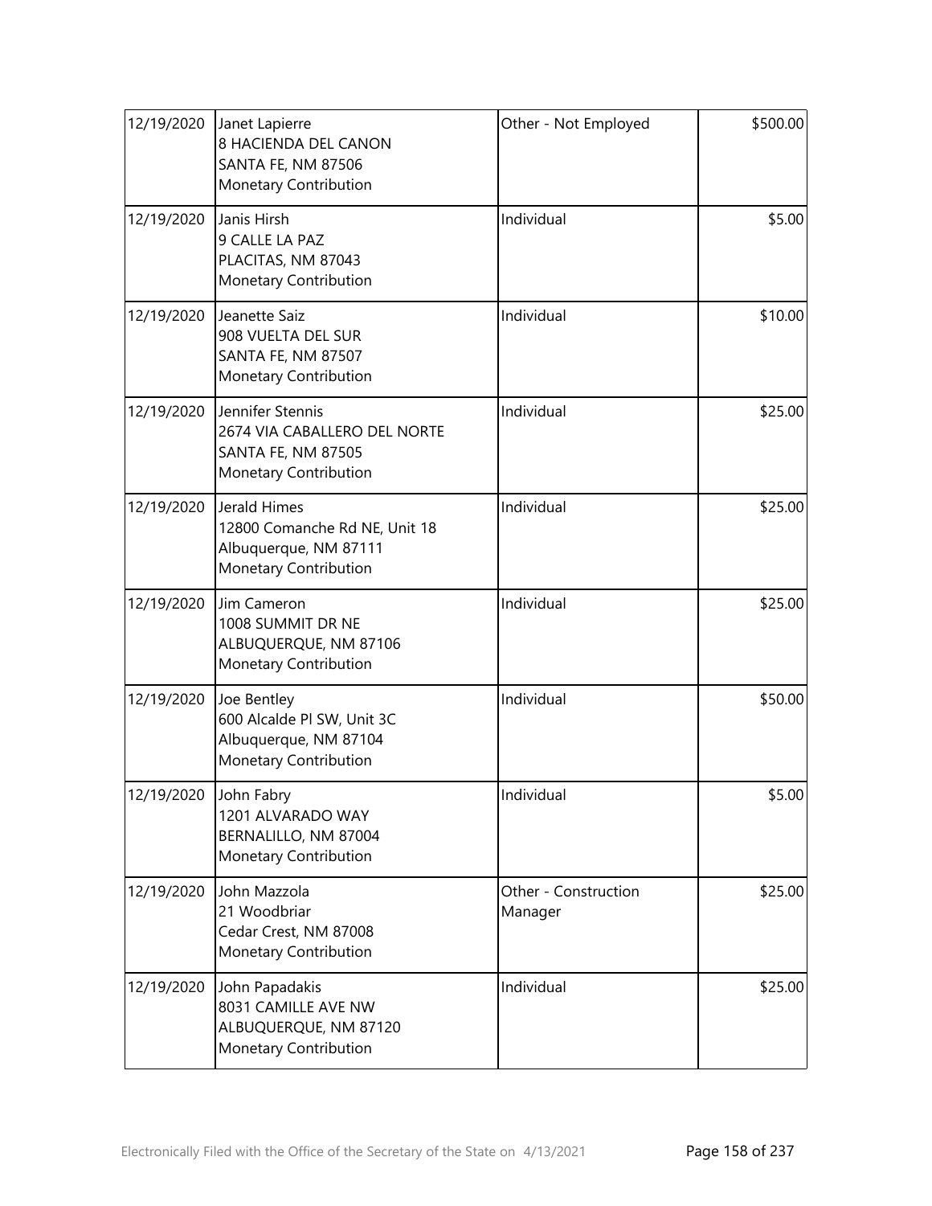| | | | |
|---|---|---|---|
| 12/19/2020 | Janet Lapierre<br>8 HACIENDA DEL CANON<br>SANTA FE, NM 87506<br>Monetary Contribution | Other - Not Employed | $500.00 |
| 12/19/2020 | Janis Hirsh<br>9 CALLE LA PAZ<br>PLACITAS, NM 87043<br>Monetary Contribution | Individual | $5.00 |
| 12/19/2020 | Jeanette Saiz<br>908 VUELTA DEL SUR<br>SANTA FE, NM 87507<br>Monetary Contribution | Individual | $10.00 |
| 12/19/2020 | Jennifer Stennis<br>2674 VIA CABALLERO DEL NORTE<br>SANTA FE, NM 87505<br>Monetary Contribution | Individual | $25.00 |
| 12/19/2020 | Jerald Himes<br>12800 Comanche Rd NE, Unit 18<br>Albuquerque, NM 87111<br>Monetary Contribution | Individual | $25.00 |
| 12/19/2020 | Jim Cameron<br>1008 SUMMIT DR NE<br>ALBUQUERQUE, NM 87106<br>Monetary Contribution | Individual | $25.00 |
| 12/19/2020 | Joe Bentley<br>600 Alcalde Pl SW, Unit 3C<br>Albuquerque, NM 87104<br>Monetary Contribution | Individual | $50.00 |
| 12/19/2020 | John Fabry<br>1201 ALVARADO WAY<br>BERNALILLO, NM 87004<br>Monetary Contribution | Individual | $5.00 |
| 12/19/2020 | John Mazzola<br>21 Woodbriar<br>Cedar Crest, NM 87008<br>Monetary Contribution | Other - Construction Manager | $25.00 |
| 12/19/2020 | John Papadakis<br>8031 CAMILLE AVE NW<br>ALBUQUERQUE, NM 87120<br>Monetary Contribution | Individual | $25.00 |

Electronically Filed with the Office of the Secretary of the State on 4/13/2021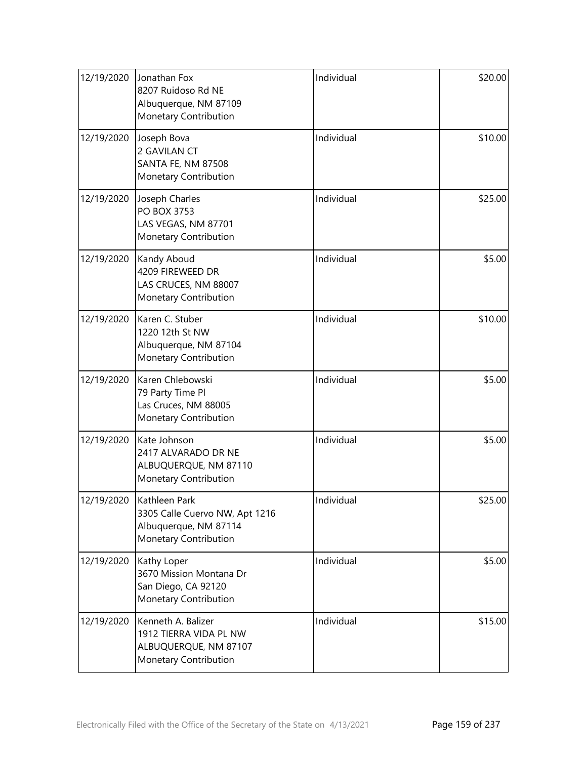| 12/19/2020 | Jonathan Fox<br>8207 Ruidoso Rd NE<br>Albuquerque, NM 87109<br>Monetary Contribution | Individual | \$20.00 |
|---|---|---|---|
| 12/19/2020 | Joseph Bova<br>2 GAVILAN CT<br>SANTA FE, NM 87508<br>Monetary Contribution | Individual | \$10.00 |
| 12/19/2020 | Joseph Charles<br>PO BOX 3753<br>LAS VEGAS, NM 87701<br>Monetary Contribution | Individual | \$25.00 |
| 12/19/2020 | Kandy Aboud<br>4209 FIREWEED DR<br>LAS CRUCES, NM 88007<br>Monetary Contribution | Individual | \$5.00 |
| 12/19/2020 | Karen C. Stuber<br>1220 12th St NW<br>Albuquerque, NM 87104<br>Monetary Contribution | Individual | \$10.00 |
| 12/19/2020 | Karen Chlebowski<br>79 Party Time Pl<br>Las Cruces, NM 88005<br>Monetary Contribution | Individual | \$5.00 |
| 12/19/2020 | Kate Johnson<br>2417 ALVARADO DR NE<br>ALBUQUERQUE, NM 87110<br>Monetary Contribution | Individual | \$5.00 |
| 12/19/2020 | Kathleen Park<br>3305 Calle Cuervo NW, Apt 1216<br>Albuquerque, NM 87114<br>Monetary Contribution | Individual | \$25.00 |
| 12/19/2020 | Kathy Loper<br>3670 Mission Montana Dr<br>San Diego, CA 92120<br>Monetary Contribution | Individual | \$5.00 |
| 12/19/2020 | Kenneth A. Balizer<br>1912 TIERRA VIDA PL NW<br>ALBUQUERQUE, NM 87107<br>Monetary Contribution | Individual | \$15.00 |

Electronically Filed with the Office of the Secretary of the State on 4/13/2021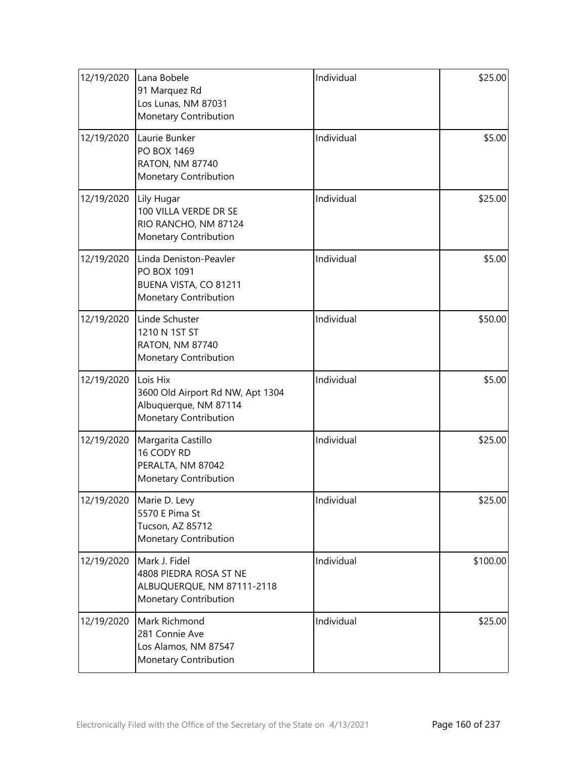| 12/19/2020 | Lana Bobele<br>91 Marquez Rd<br>Los Lunas, NM 87031<br>Monetary Contribution | Individual | $25.00 |
|---|---|---|---|
| 12/19/2020 | Laurie Bunker<br>PO BOX 1469<br>RATON, NM 87740<br>Monetary Contribution | Individual | $5.00 |
| 12/19/2020 | Lily Hugar<br>100 VILLA VERDE DR SE<br>RIO RANCHO, NM 87124<br>Monetary Contribution | Individual | $25.00 |
| 12/19/2020 | Linda Deniston-Peavler<br>PO BOX 1091<br>BUENA VISTA, CO 81211<br>Monetary Contribution | Individual | $5.00 |
| 12/19/2020 | Linde Schuster<br>1210 N 1ST ST<br>RATON, NM 87740<br>Monetary Contribution | Individual | $50.00 |
| 12/19/2020 | Lois Hix<br>3600 Old Airport Rd NW, Apt 1304<br>Albuquerque, NM 87114<br>Monetary Contribution | Individual | $5.00 |
| 12/19/2020 | Margarita Castillo<br>16 CODY RD<br>PERALTA, NM 87042<br>Monetary Contribution | Individual | $25.00 |
| 12/19/2020 | Marie D. Levy<br>5570 E Pima St<br>Tucson, AZ 85712<br>Monetary Contribution | Individual | $25.00 |
| 12/19/2020 | Mark J. Fidel<br>4808 PIEDRA ROSA ST NE<br>ALBUQUERQUE, NM 87111-2118<br>Monetary Contribution | Individual | $100.00 |
| 12/19/2020 | Mark Richmond<br>281 Connie Ave<br>Los Alamos, NM 87547<br>Monetary Contribution | Individual | $25.00 |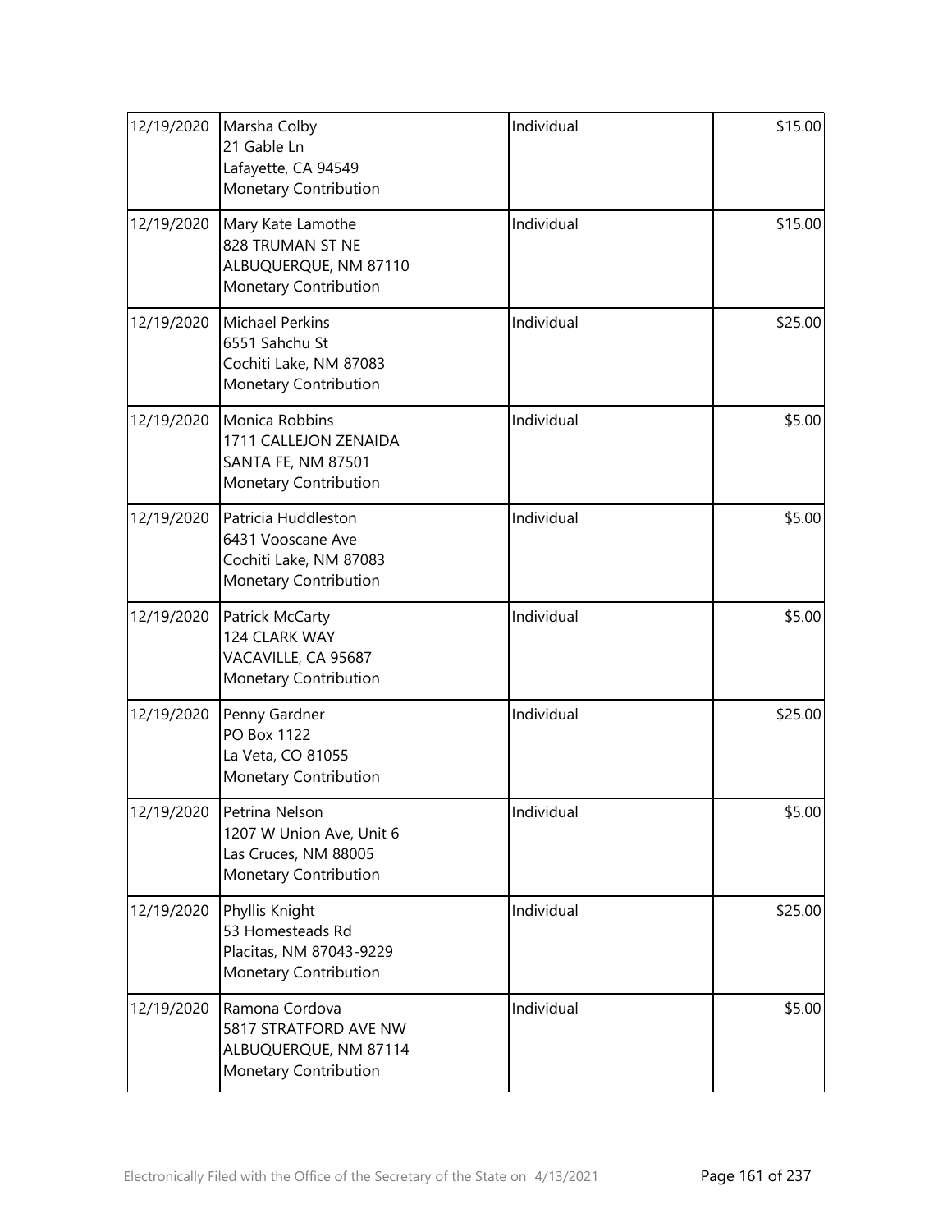| | | | |
|---|---|---|---|
| 12/19/2020 | Marsha Colby<br>21 Gable Ln<br>Lafayette, CA 94549<br>Monetary Contribution | Individual | $15.00 |
| 12/19/2020 | Mary Kate Lamothe<br>828 TRUMAN ST NE<br>ALBUQUERQUE, NM 87110<br>Monetary Contribution | Individual | $15.00 |
| 12/19/2020 | Michael Perkins<br>6551 Sahchu St<br>Cochiti Lake, NM 87083<br>Monetary Contribution | Individual | $25.00 |
| 12/19/2020 | Monica Robbins<br>1711 CALLEJON ZENAIDA<br>SANTA FE, NM 87501<br>Monetary Contribution | Individual | $5.00 |
| 12/19/2020 | Patricia Huddleston<br>6431 Vooscane Ave<br>Cochiti Lake, NM 87083<br>Monetary Contribution | Individual | $5.00 |
| 12/19/2020 | Patrick McCarty<br>124 CLARK WAY<br>VACAVILLE, CA 95687<br>Monetary Contribution | Individual | $5.00 |
| 12/19/2020 | Penny Gardner<br>PO Box 1122<br>La Veta, CO 81055<br>Monetary Contribution | Individual | $25.00 |
| 12/19/2020 | Petrina Nelson<br>1207 W Union Ave, Unit 6<br>Las Cruces, NM 88005<br>Monetary Contribution | Individual | $5.00 |
| 12/19/2020 | Phyllis Knight<br>53 Homesteads Rd<br>Placitas, NM 87043-9229<br>Monetary Contribution | Individual | $25.00 |
| 12/19/2020 | Ramona Cordova<br>5817 STRATFORD AVE NW<br>ALBUQUERQUE, NM 87114<br>Monetary Contribution | Individual | $5.00 |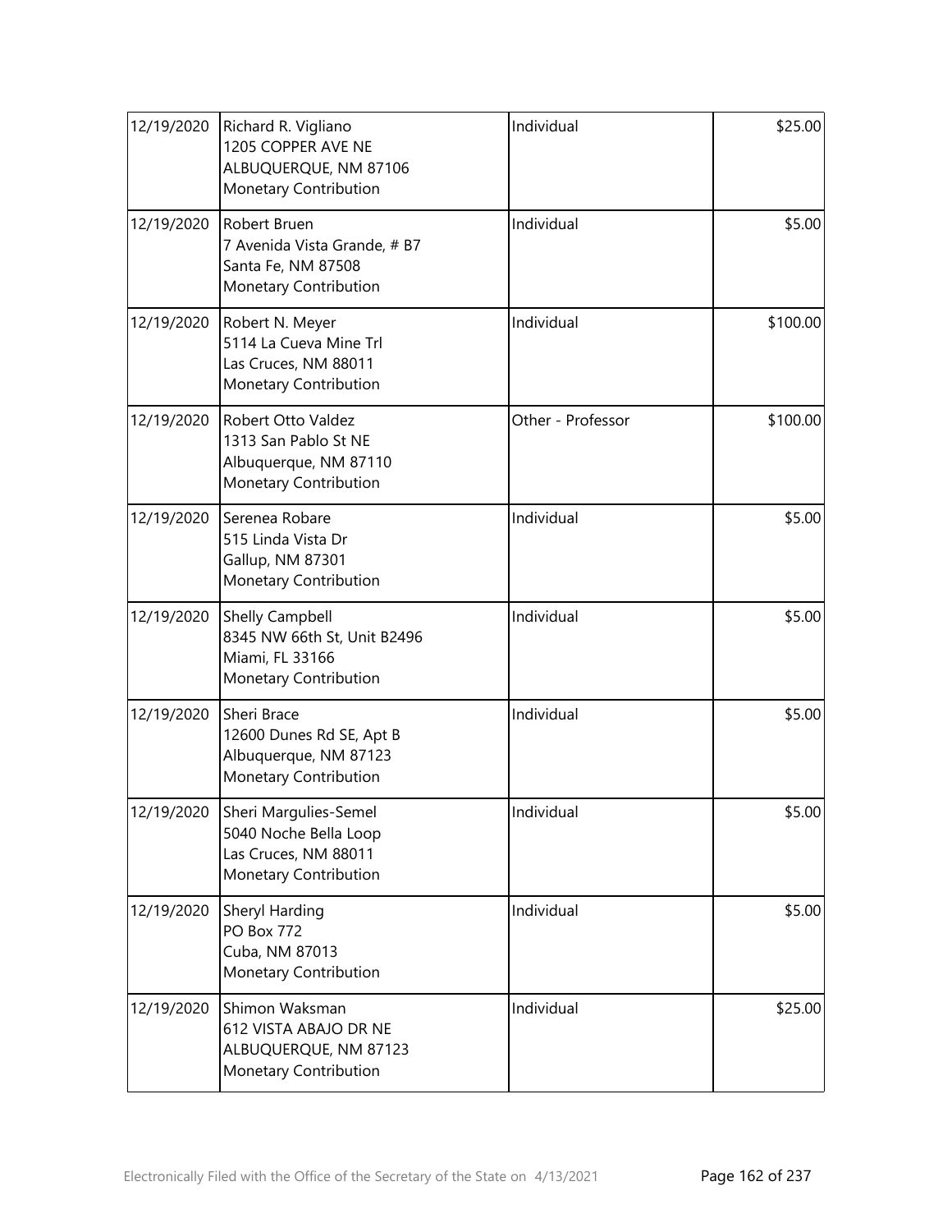| | | | |
|---|---|---|---|
| 12/19/2020 | Richard R. Vigliano<br>1205 COPPER AVE NE<br>ALBUQUERQUE, NM 87106<br>Monetary Contribution | Individual | $25.00 |
| 12/19/2020 | Robert Bruen<br>7 Avenida Vista Grande, # B7<br>Santa Fe, NM 87508<br>Monetary Contribution | Individual | $5.00 |
| 12/19/2020 | Robert N. Meyer<br>5114 La Cueva Mine Trl<br>Las Cruces, NM 88011<br>Monetary Contribution | Individual | $100.00 |
| 12/19/2020 | Robert Otto Valdez<br>1313 San Pablo St NE<br>Albuquerque, NM 87110<br>Monetary Contribution | Other - Professor | $100.00 |
| 12/19/2020 | Serenea Robare<br>515 Linda Vista Dr<br>Gallup, NM 87301<br>Monetary Contribution | Individual | $5.00 |
| 12/19/2020 | Shelly Campbell<br>8345 NW 66th St, Unit B2496<br>Miami, FL 33166<br>Monetary Contribution | Individual | $5.00 |
| 12/19/2020 | Sheri Brace<br>12600 Dunes Rd SE, Apt B<br>Albuquerque, NM 87123<br>Monetary Contribution | Individual | $5.00 |
| 12/19/2020 | Sheri Margulies-Semel<br>5040 Noche Bella Loop<br>Las Cruces, NM 88011<br>Monetary Contribution | Individual | $5.00 |
| 12/19/2020 | Sheryl Harding<br>PO Box 772<br>Cuba, NM 87013<br>Monetary Contribution | Individual | $5.00 |
| 12/19/2020 | Shimon Waksman<br>612 VISTA ABAJO DR NE<br>ALBUQUERQUE, NM 87123<br>Monetary Contribution | Individual | $25.00 |

Electronically Filed with the Office of the Secretary of the State on 4/13/2021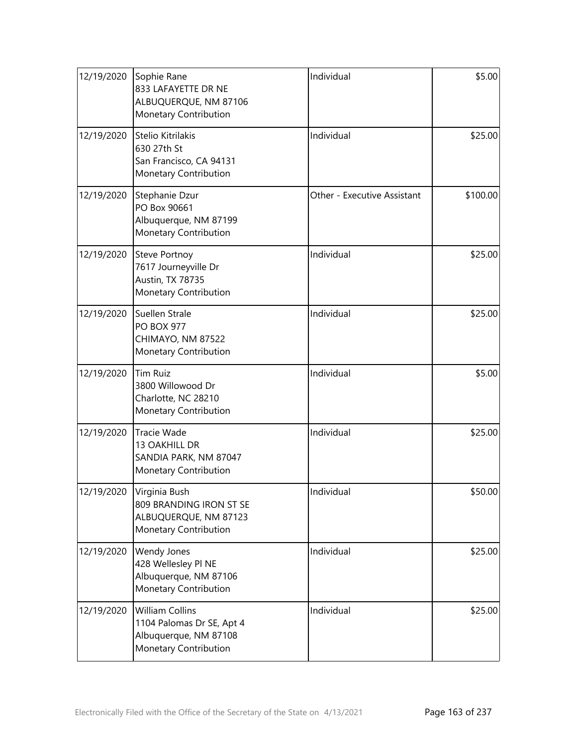| 12/19/2020 | Sophie Rane<br>833 LAFAYETTE DR NE<br>ALBUQUERQUE, NM 87106<br>Monetary Contribution | Individual | $5.00 |
|---|---|---|---|
| 12/19/2020 | Stelio Kitrilakis<br>630 27th St<br>San Francisco, CA 94131<br>Monetary Contribution | Individual | $25.00 |
| 12/19/2020 | Stephanie Dzur<br>PO Box 90661<br>Albuquerque, NM 87199<br>Monetary Contribution | Other - Executive Assistant | $100.00 |
| 12/19/2020 | Steve Portnoy<br>7617 Journeyville Dr<br>Austin, TX 78735<br>Monetary Contribution | Individual | $25.00 |
| 12/19/2020 | Suellen Strale<br>PO BOX 977<br>CHIMAYO, NM 87522<br>Monetary Contribution | Individual | $25.00 |
| 12/19/2020 | Tim Ruiz<br>3800 Willowood Dr<br>Charlotte, NC 28210<br>Monetary Contribution | Individual | $5.00 |
| 12/19/2020 | Tracie Wade<br>13 OAKHILL DR<br>SANDIA PARK, NM 87047<br>Monetary Contribution | Individual | $25.00 |
| 12/19/2020 | Virginia Bush<br>809 BRANDING IRON ST SE<br>ALBUQUERQUE, NM 87123<br>Monetary Contribution | Individual | $50.00 |
| 12/19/2020 | Wendy Jones<br>428 Wellesley Pl NE<br>Albuquerque, NM 87106<br>Monetary Contribution | Individual | $25.00 |
| 12/19/2020 | William Collins<br>1104 Palomas Dr SE, Apt 4<br>Albuquerque, NM 87108<br>Monetary Contribution | Individual | $25.00 |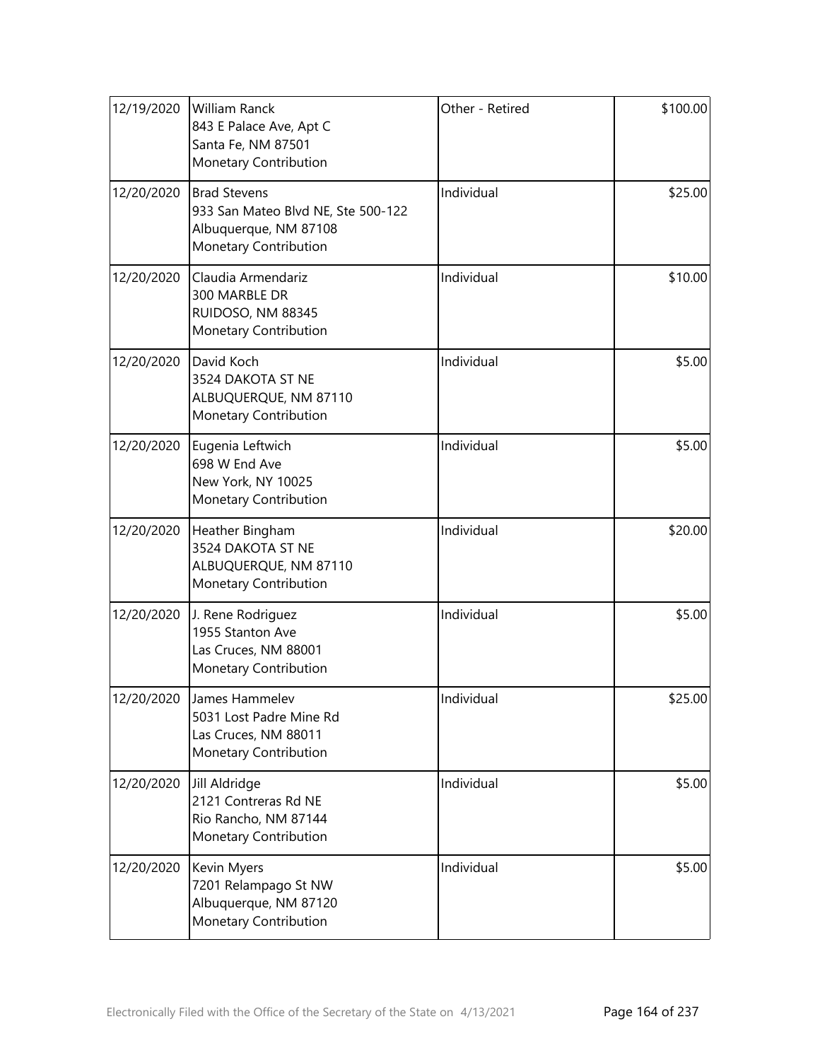| | | | |
|---|---|---|---|
| 12/19/2020 | William Ranck<br>843 E Palace Ave, Apt C<br>Santa Fe, NM 87501<br>Monetary Contribution | Other - Retired | \$100.00 |
| 12/20/2020 | Brad Stevens<br>933 San Mateo Blvd NE, Ste 500-122<br>Albuquerque, NM 87108<br>Monetary Contribution | Individual | \$25.00 |
| 12/20/2020 | Claudia Armendariz<br>300 MARBLE DR<br>RUIDOSO, NM 88345<br>Monetary Contribution | Individual | \$10.00 |
| 12/20/2020 | David Koch<br>3524 DAKOTA ST NE<br>ALBUQUERQUE, NM 87110<br>Monetary Contribution | Individual | \$5.00 |
| 12/20/2020 | Eugenia Leftwich<br>698 W End Ave<br>New York, NY 10025<br>Monetary Contribution | Individual | \$5.00 |
| 12/20/2020 | Heather Bingham<br>3524 DAKOTA ST NE<br>ALBUQUERQUE, NM 87110<br>Monetary Contribution | Individual | \$20.00 |
| 12/20/2020 | J. Rene Rodriguez<br>1955 Stanton Ave<br>Las Cruces, NM 88001<br>Monetary Contribution | Individual | \$5.00 |
| 12/20/2020 | James Hammelev<br>5031 Lost Padre Mine Rd<br>Las Cruces, NM 88011<br>Monetary Contribution | Individual | \$25.00 |
| 12/20/2020 | Jill Aldridge<br>2121 Contreras Rd NE<br>Rio Rancho, NM 87144<br>Monetary Contribution | Individual | \$5.00 |
| 12/20/2020 | Kevin Myers<br>7201 Relampago St NW<br>Albuquerque, NM 87120<br>Monetary Contribution | Individual | \$5.00 |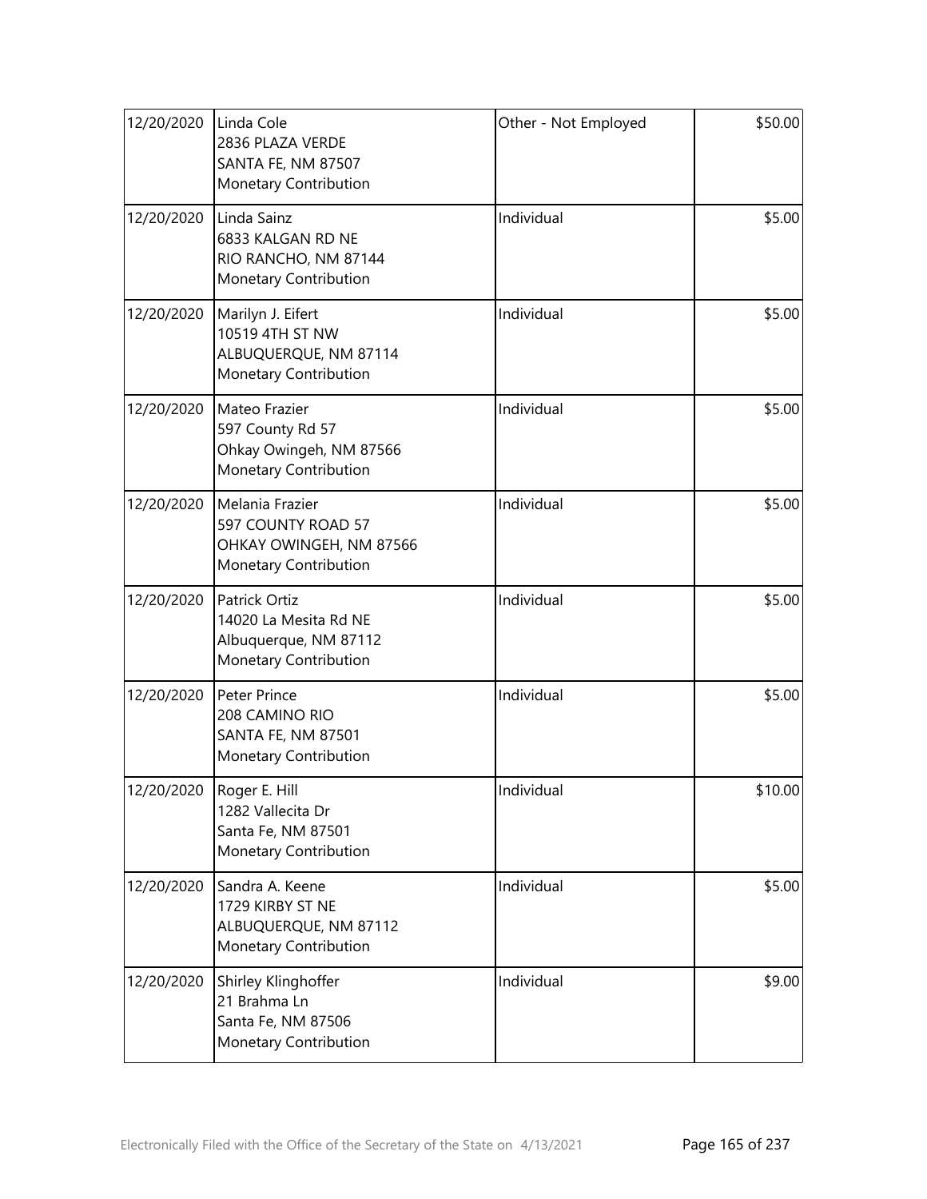| | | | |
|---|---|---|---|
| 12/20/2020 | Linda Cole<br>2836 PLAZA VERDE<br>SANTA FE, NM 87507<br>Monetary Contribution | Other - Not Employed | \$50.00 |
| 12/20/2020 | Linda Sainz<br>6833 KALGAN RD NE<br>RIO RANCHO, NM 87144<br>Monetary Contribution | Individual | \$5.00 |
| 12/20/2020 | Marilyn J. Eifert<br>10519 4TH ST NW<br>ALBUQUERQUE, NM 87114<br>Monetary Contribution | Individual | \$5.00 |
| 12/20/2020 | Mateo Frazier<br>597 County Rd 57<br>Ohkay Owingeh, NM 87566<br>Monetary Contribution | Individual | \$5.00 |
| 12/20/2020 | Melania Frazier<br>597 COUNTY ROAD 57<br>OHKAY OWINGEH, NM 87566<br>Monetary Contribution | Individual | \$5.00 |
| 12/20/2020 | Patrick Ortiz<br>14020 La Mesita Rd NE<br>Albuquerque, NM 87112<br>Monetary Contribution | Individual | \$5.00 |
| 12/20/2020 | Peter Prince<br>208 CAMINO RIO<br>SANTA FE, NM 87501<br>Monetary Contribution | Individual | \$5.00 |
| 12/20/2020 | Roger E. Hill<br>1282 Vallecita Dr<br>Santa Fe, NM 87501<br>Monetary Contribution | Individual | \$10.00 |
| 12/20/2020 | Sandra A. Keene<br>1729 KIRBY ST NE<br>ALBUQUERQUE, NM 87112<br>Monetary Contribution | Individual | \$5.00 |
| 12/20/2020 | Shirley Klinghoffer<br>21 Brahma Ln<br>Santa Fe, NM 87506<br>Monetary Contribution | Individual | \$9.00 |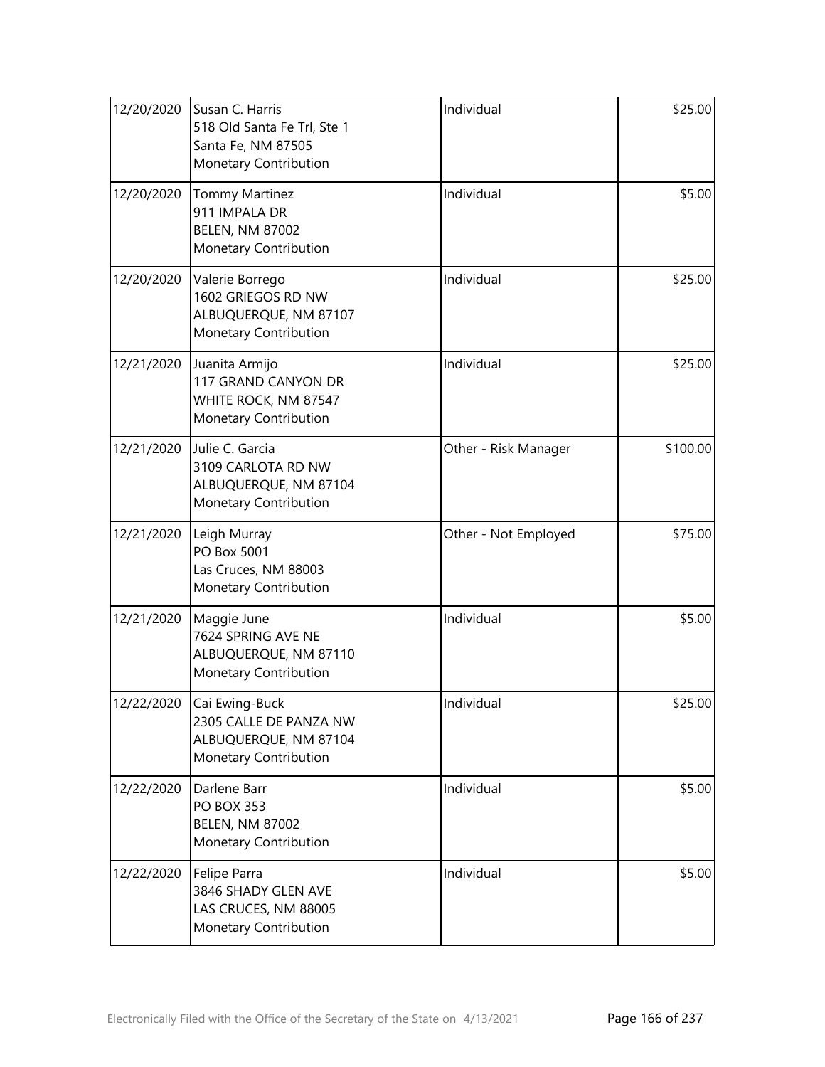| | | | |
|---|---|---|---|
| 12/20/2020 | Susan C. Harris<br>518 Old Santa Fe Trl, Ste 1<br>Santa Fe, NM 87505<br>Monetary Contribution | Individual | \$25.00 |
| 12/20/2020 | Tommy Martinez<br>911 IMPALA DR<br>BELEN, NM 87002<br>Monetary Contribution | Individual | \$5.00 |
| 12/20/2020 | Valerie Borrego<br>1602 GRIEGOS RD NW<br>ALBUQUERQUE, NM 87107<br>Monetary Contribution | Individual | \$25.00 |
| 12/21/2020 | Juanita Armijo<br>117 GRAND CANYON DR<br>WHITE ROCK, NM 87547<br>Monetary Contribution | Individual | \$25.00 |
| 12/21/2020 | Julie C. Garcia<br>3109 CARLOTA RD NW<br>ALBUQUERQUE, NM 87104<br>Monetary Contribution | Other - Risk Manager | \$100.00 |
| 12/21/2020 | Leigh Murray<br>PO Box 5001<br>Las Cruces, NM 88003<br>Monetary Contribution | Other - Not Employed | \$75.00 |
| 12/21/2020 | Maggie June<br>7624 SPRING AVE NE<br>ALBUQUERQUE, NM 87110<br>Monetary Contribution | Individual | \$5.00 |
| 12/22/2020 | Cai Ewing-Buck<br>2305 CALLE DE PANZA NW<br>ALBUQUERQUE, NM 87104<br>Monetary Contribution | Individual | \$25.00 |
| 12/22/2020 | Darlene Barr<br>PO BOX 353<br>BELEN, NM 87002<br>Monetary Contribution | Individual | \$5.00 |
| 12/22/2020 | Felipe Parra<br>3846 SHADY GLEN AVE<br>LAS CRUCES, NM 88005<br>Monetary Contribution | Individual | \$5.00 |

Electronically Filed with the Office of the Secretary of the State on 4/13/2021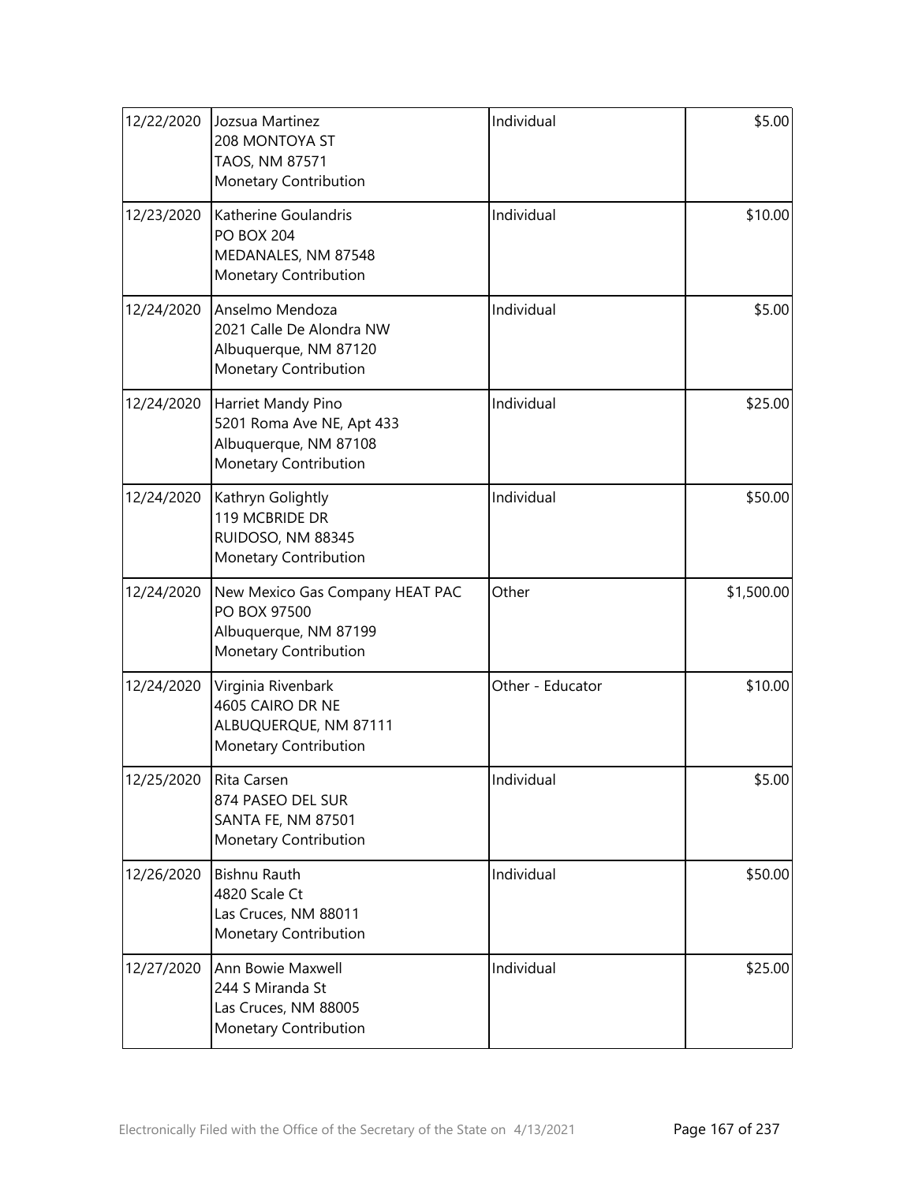| | | | |
|---|---|---|---|
| 12/22/2020 | Jozsua Martinez<br>208 MONTOYA ST<br>TAOS, NM 87571<br>Monetary Contribution | Individual | $5.00 |
| 12/23/2020 | Katherine Goulandris<br>PO BOX 204<br>MEDANALES, NM 87548<br>Monetary Contribution | Individual | $10.00 |
| 12/24/2020 | Anselmo Mendoza<br>2021 Calle De Alondra NW<br>Albuquerque, NM 87120<br>Monetary Contribution | Individual | $5.00 |
| 12/24/2020 | Harriet Mandy Pino<br>5201 Roma Ave NE, Apt 433<br>Albuquerque, NM 87108<br>Monetary Contribution | Individual | $25.00 |
| 12/24/2020 | Kathryn Golightly<br>119 MCBRIDE DR<br>RUIDOSO, NM 88345<br>Monetary Contribution | Individual | $50.00 |
| 12/24/2020 | New Mexico Gas Company HEAT PAC<br>PO BOX 97500<br>Albuquerque, NM 87199<br>Monetary Contribution | Other | $1,500.00 |
| 12/24/2020 | Virginia Rivenbark<br>4605 CAIRO DR NE<br>ALBUQUERQUE, NM 87111<br>Monetary Contribution | Other - Educator | $10.00 |
| 12/25/2020 | Rita Carsen<br>874 PASEO DEL SUR<br>SANTA FE, NM 87501<br>Monetary Contribution | Individual | $5.00 |
| 12/26/2020 | Bishnu Rauth<br>4820 Scale Ct<br>Las Cruces, NM 88011<br>Monetary Contribution | Individual | $50.00 |
| 12/27/2020 | Ann Bowie Maxwell<br>244 S Miranda St<br>Las Cruces, NM 88005<br>Monetary Contribution | Individual | $25.00 |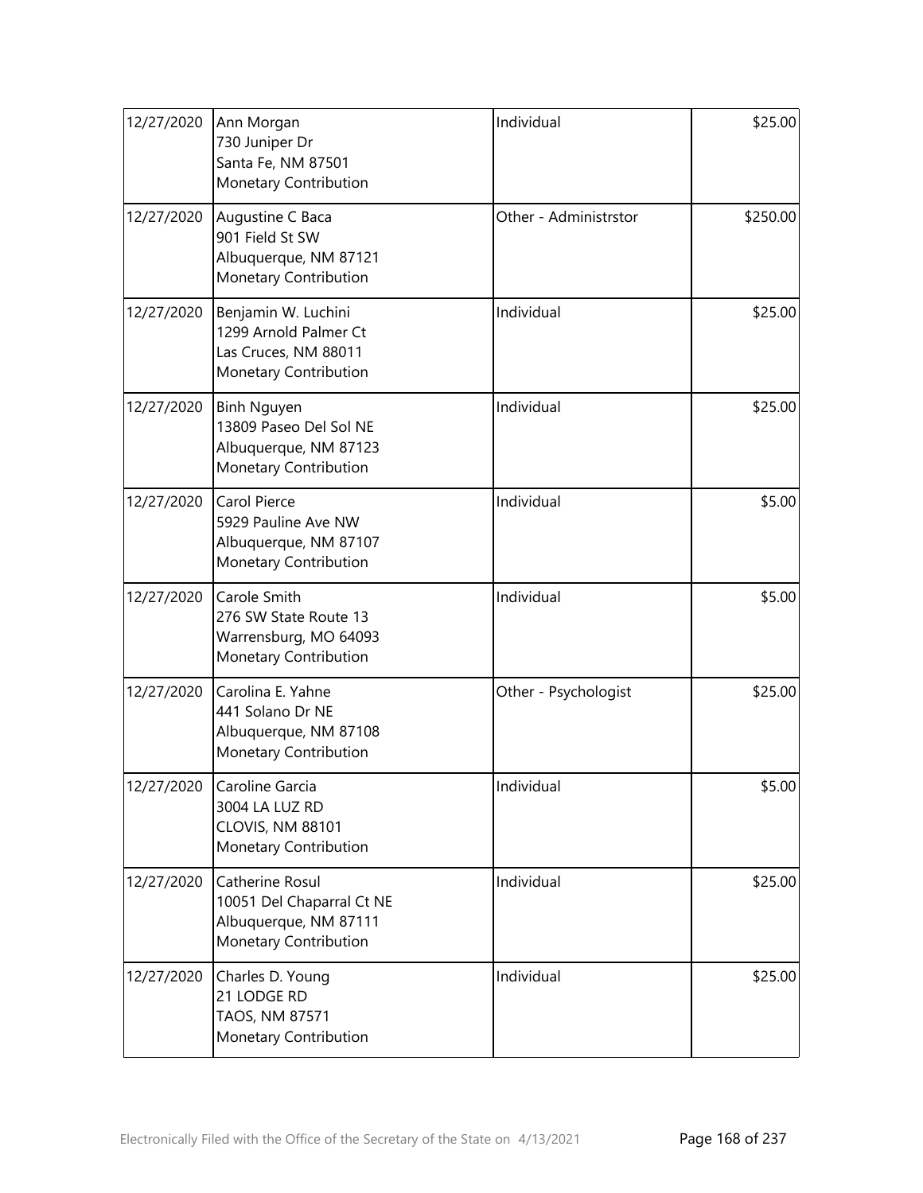| | | | |
|---|---|---|---|
| 12/27/2020 | Ann Morgan<br>730 Juniper Dr<br>Santa Fe, NM 87501<br>Monetary Contribution | Individual | $25.00 |
| 12/27/2020 | Augustine C Baca<br>901 Field St SW<br>Albuquerque, NM 87121<br>Monetary Contribution | Other - Administrstor | $250.00 |
| 12/27/2020 | Benjamin W. Luchini<br>1299 Arnold Palmer Ct<br>Las Cruces, NM 88011<br>Monetary Contribution | Individual | $25.00 |
| 12/27/2020 | Binh Nguyen<br>13809 Paseo Del Sol NE<br>Albuquerque, NM 87123<br>Monetary Contribution | Individual | $25.00 |
| 12/27/2020 | Carol Pierce<br>5929 Pauline Ave NW<br>Albuquerque, NM 87107<br>Monetary Contribution | Individual | $5.00 |
| 12/27/2020 | Carole Smith<br>276 SW State Route 13<br>Warrensburg, MO 64093<br>Monetary Contribution | Individual | $5.00 |
| 12/27/2020 | Carolina E. Yahne<br>441 Solano Dr NE<br>Albuquerque, NM 87108<br>Monetary Contribution | Other - Psychologist | $25.00 |
| 12/27/2020 | Caroline Garcia<br>3004 LA LUZ RD<br>CLOVIS, NM 88101<br>Monetary Contribution | Individual | $5.00 |
| 12/27/2020 | Catherine Rosul<br>10051 Del Chaparral Ct NE<br>Albuquerque, NM 87111<br>Monetary Contribution | Individual | $25.00 |
| 12/27/2020 | Charles D. Young<br>21 LODGE RD<br>TAOS, NM 87571<br>Monetary Contribution | Individual | $25.00 |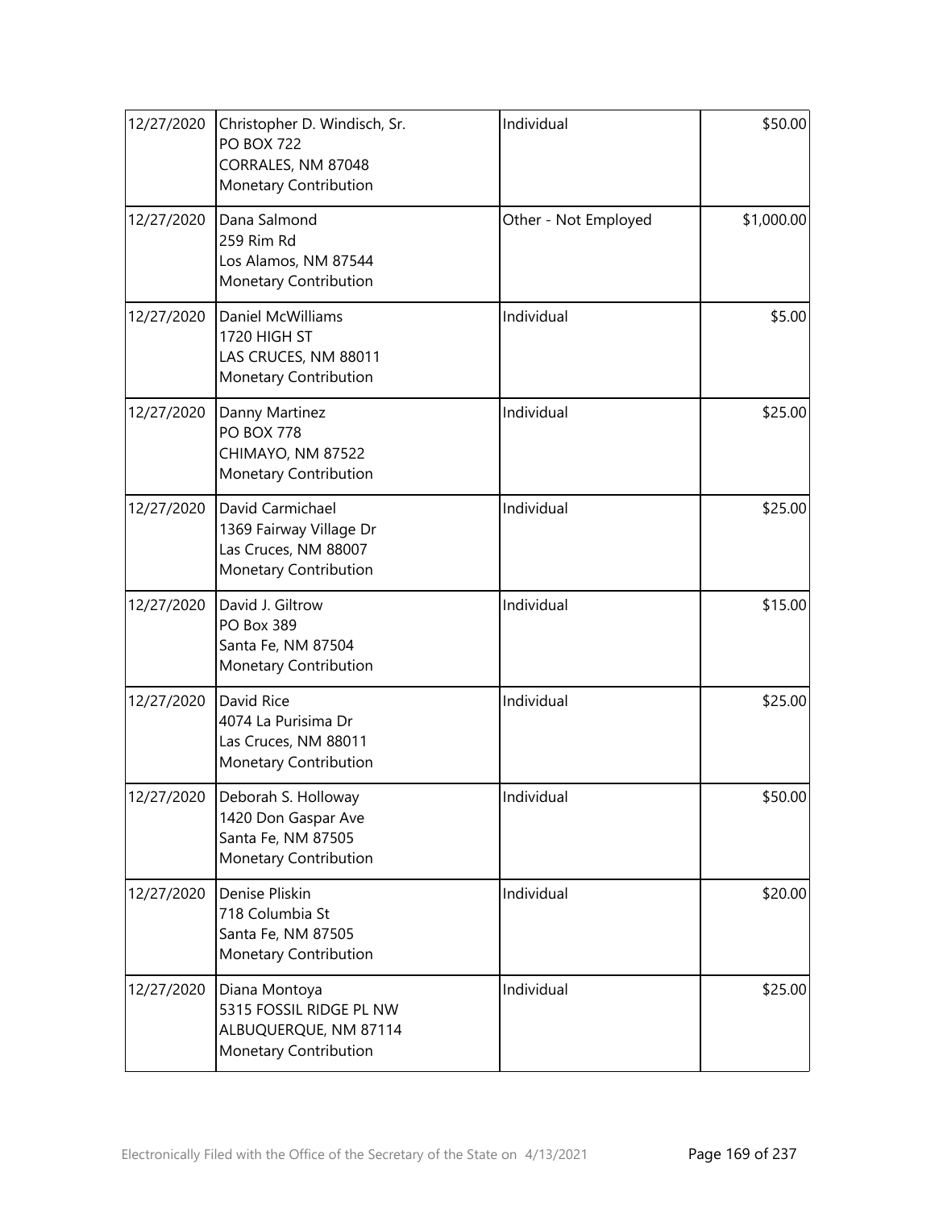| | | | |
|---|---|---|---|
| 12/27/2020 | Christopher D. Windisch, Sr.<br>PO BOX 722<br>CORRALES, NM 87048<br>Monetary Contribution | Individual | \$50.00 |
| 12/27/2020 | Dana Salmond<br>259 Rim Rd<br>Los Alamos, NM 87544<br>Monetary Contribution | Other - Not Employed | \$1,000.00 |
| 12/27/2020 | Daniel McWilliams<br>1720 HIGH ST<br>LAS CRUCES, NM 88011<br>Monetary Contribution | Individual | \$5.00 |
| 12/27/2020 | Danny Martinez<br>PO BOX 778<br>CHIMAYO, NM 87522<br>Monetary Contribution | Individual | \$25.00 |
| 12/27/2020 | David Carmichael<br>1369 Fairway Village Dr<br>Las Cruces, NM 88007<br>Monetary Contribution | Individual | \$25.00 |
| 12/27/2020 | David J. Giltrow<br>PO Box 389<br>Santa Fe, NM 87504<br>Monetary Contribution | Individual | \$15.00 |
| 12/27/2020 | David Rice<br>4074 La Purisima Dr<br>Las Cruces, NM 88011<br>Monetary Contribution | Individual | \$25.00 |
| 12/27/2020 | Deborah S. Holloway<br>1420 Don Gaspar Ave<br>Santa Fe, NM 87505<br>Monetary Contribution | Individual | \$50.00 |
| 12/27/2020 | Denise Pliskin<br>718 Columbia St<br>Santa Fe, NM 87505<br>Monetary Contribution | Individual | \$20.00 |
| 12/27/2020 | Diana Montoya<br>5315 FOSSIL RIDGE PL NW<br>ALBUQUERQUE, NM 87114<br>Monetary Contribution | Individual | \$25.00 |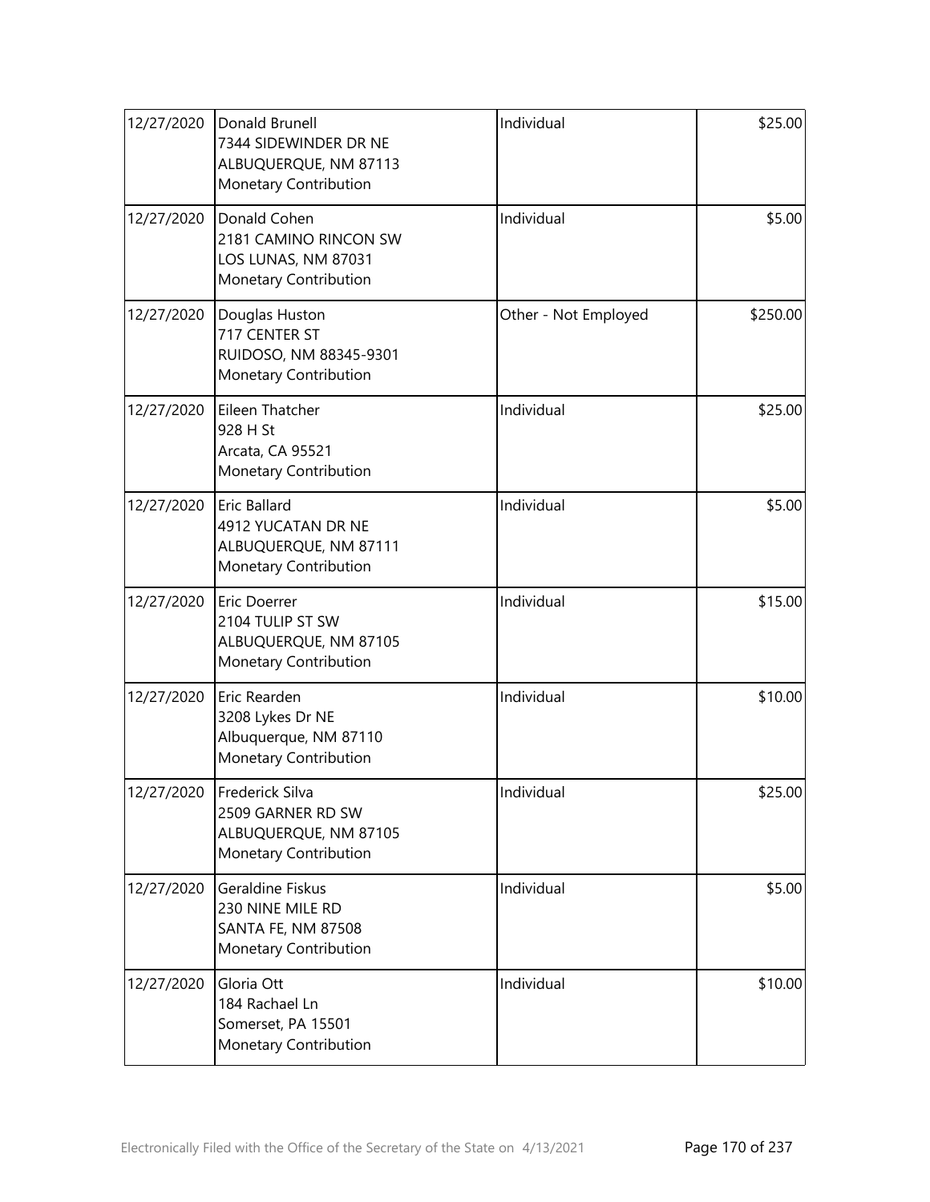| | | | |
|---|---|---|---|
| 12/27/2020 | Donald Brunell<br>7344 SIDEWINDER DR NE<br>ALBUQUERQUE, NM 87113<br>Monetary Contribution | Individual | \$25.00 |
| 12/27/2020 | Donald Cohen<br>2181 CAMINO RINCON SW<br>LOS LUNAS, NM 87031<br>Monetary Contribution | Individual | \$5.00 |
| 12/27/2020 | Douglas Huston<br>717 CENTER ST<br>RUIDOSO, NM 88345-9301<br>Monetary Contribution | Other - Not Employed | \$250.00 |
| 12/27/2020 | Eileen Thatcher<br>928 H St<br>Arcata, CA 95521<br>Monetary Contribution | Individual | \$25.00 |
| 12/27/2020 | Eric Ballard<br>4912 YUCATAN DR NE<br>ALBUQUERQUE, NM 87111<br>Monetary Contribution | Individual | \$5.00 |
| 12/27/2020 | Eric Doerrer<br>2104 TULIP ST SW<br>ALBUQUERQUE, NM 87105<br>Monetary Contribution | Individual | \$15.00 |
| 12/27/2020 | Eric Rearden<br>3208 Lykes Dr NE<br>Albuquerque, NM 87110<br>Monetary Contribution | Individual | \$10.00 |
| 12/27/2020 | Frederick Silva<br>2509 GARNER RD SW<br>ALBUQUERQUE, NM 87105<br>Monetary Contribution | Individual | \$25.00 |
| 12/27/2020 | Geraldine Fiskus<br>230 NINE MILE RD<br>SANTA FE, NM 87508<br>Monetary Contribution | Individual | \$5.00 |
| 12/27/2020 | Gloria Ott<br>184 Rachael Ln<br>Somerset, PA 15501<br>Monetary Contribution | Individual | \$10.00 |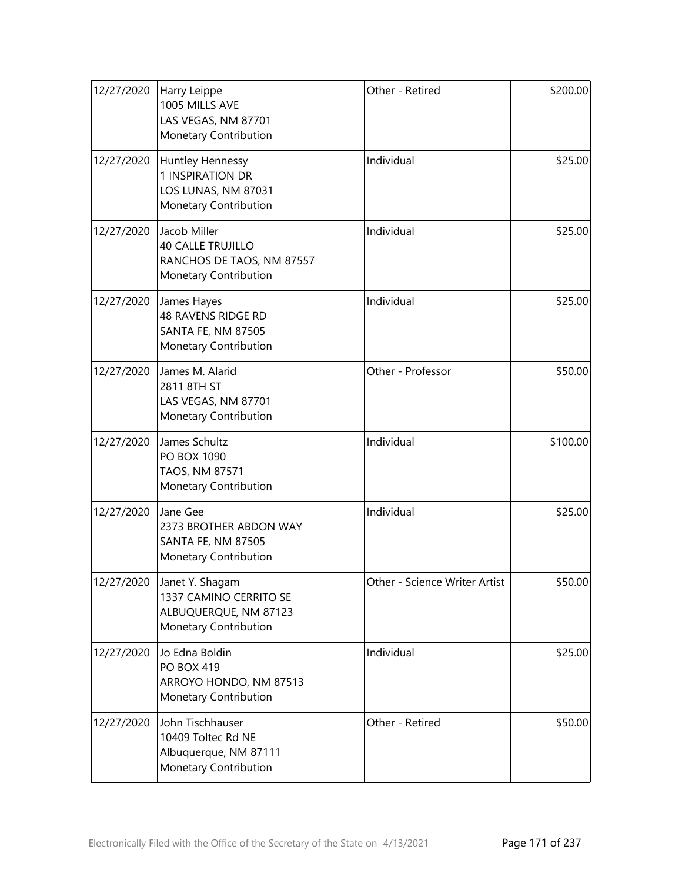| | | | |
|---|---|---|---|
| 12/27/2020 | Harry Leippe<br>1005 MILLS AVE<br>LAS VEGAS, NM 87701<br>Monetary Contribution | Other - Retired | $200.00 |
| 12/27/2020 | Huntley Hennessy<br>1 INSPIRATION DR<br>LOS LUNAS, NM 87031<br>Monetary Contribution | Individual | $25.00 |
| 12/27/2020 | Jacob Miller<br>40 CALLE TRUJILLO<br>RANCHOS DE TAOS, NM 87557<br>Monetary Contribution | Individual | $25.00 |
| 12/27/2020 | James Hayes<br>48 RAVENS RIDGE RD<br>SANTA FE, NM 87505<br>Monetary Contribution | Individual | $25.00 |
| 12/27/2020 | James M. Alarid<br>2811 8TH ST<br>LAS VEGAS, NM 87701<br>Monetary Contribution | Other - Professor | $50.00 |
| 12/27/2020 | James Schultz<br>PO BOX 1090<br>TAOS, NM 87571<br>Monetary Contribution | Individual | $100.00 |
| 12/27/2020 | Jane Gee<br>2373 BROTHER ABDON WAY<br>SANTA FE, NM 87505<br>Monetary Contribution | Individual | $25.00 |
| 12/27/2020 | Janet Y. Shagam<br>1337 CAMINO CERRITO SE<br>ALBUQUERQUE, NM 87123<br>Monetary Contribution | Other - Science Writer Artist | $50.00 |
| 12/27/2020 | Jo Edna Boldin<br>PO BOX 419<br>ARROYO HONDO, NM 87513<br>Monetary Contribution | Individual | $25.00 |
| 12/27/2020 | John Tischhauser<br>10409 Toltec Rd NE<br>Albuquerque, NM 87111<br>Monetary Contribution | Other - Retired | $50.00 |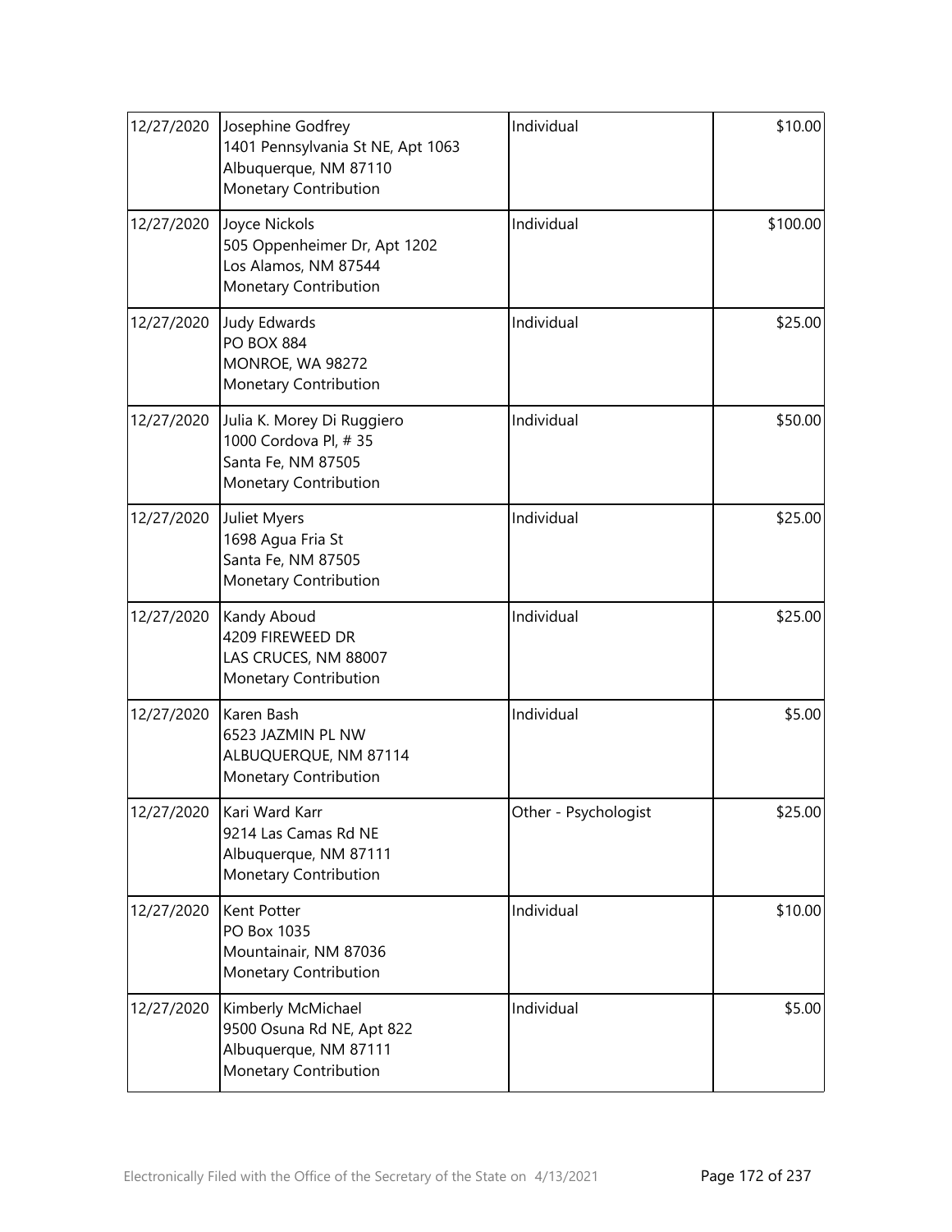| | | | |
|---|---|---|---|
| 12/27/2020 | Josephine Godfrey<br>1401 Pennsylvania St NE, Apt 1063<br>Albuquerque, NM 87110<br>Monetary Contribution | Individual | \$10.00 |
| 12/27/2020 | Joyce Nickols<br>505 Oppenheimer Dr, Apt 1202<br>Los Alamos, NM 87544<br>Monetary Contribution | Individual | \$100.00 |
| 12/27/2020 | Judy Edwards<br>PO BOX 884<br>MONROE, WA 98272<br>Monetary Contribution | Individual | \$25.00 |
| 12/27/2020 | Julia K. Morey Di Ruggiero<br>1000 Cordova Pl, # 35<br>Santa Fe, NM 87505<br>Monetary Contribution | Individual | \$50.00 |
| 12/27/2020 | Juliet Myers<br>1698 Agua Fria St<br>Santa Fe, NM 87505<br>Monetary Contribution | Individual | \$25.00 |
| 12/27/2020 | Kandy Aboud<br>4209 FIREWEED DR<br>LAS CRUCES, NM 88007<br>Monetary Contribution | Individual | \$25.00 |
| 12/27/2020 | Karen Bash<br>6523 JAZMIN PL NW<br>ALBUQUERQUE, NM 87114<br>Monetary Contribution | Individual | \$5.00 |
| 12/27/2020 | Kari Ward Karr<br>9214 Las Camas Rd NE<br>Albuquerque, NM 87111<br>Monetary Contribution | Other - Psychologist | \$25.00 |
| 12/27/2020 | Kent Potter<br>PO Box 1035<br>Mountainair, NM 87036<br>Monetary Contribution | Individual | \$10.00 |
| 12/27/2020 | Kimberly McMichael<br>9500 Osuna Rd NE, Apt 822<br>Albuquerque, NM 87111<br>Monetary Contribution | Individual | \$5.00 |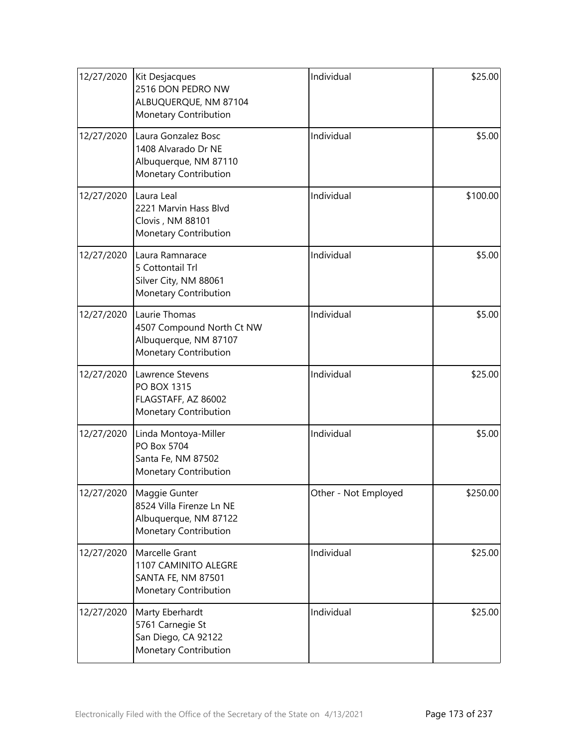| | | | |
|---|---|---|---|
| 12/27/2020 | Kit Desjacques<br>2516 DON PEDRO NW<br>ALBUQUERQUE, NM 87104<br>Monetary Contribution | Individual | \$25.00 |
| 12/27/2020 | Laura Gonzalez Bosc<br>1408 Alvarado Dr NE<br>Albuquerque, NM 87110<br>Monetary Contribution | Individual | \$5.00 |
| 12/27/2020 | Laura Leal<br>2221 Marvin Hass Blvd<br>Clovis , NM 88101<br>Monetary Contribution | Individual | \$100.00 |
| 12/27/2020 | Laura Ramnarace<br>5 Cottontail Trl<br>Silver City, NM 88061<br>Monetary Contribution | Individual | \$5.00 |
| 12/27/2020 | Laurie Thomas<br>4507 Compound North Ct NW<br>Albuquerque, NM 87107<br>Monetary Contribution | Individual | \$5.00 |
| 12/27/2020 | Lawrence Stevens<br>PO BOX 1315<br>FLAGSTAFF, AZ 86002<br>Monetary Contribution | Individual | \$25.00 |
| 12/27/2020 | Linda Montoya-Miller<br>PO Box 5704<br>Santa Fe, NM 87502<br>Monetary Contribution | Individual | \$5.00 |
| 12/27/2020 | Maggie Gunter<br>8524 Villa Firenze Ln NE<br>Albuquerque, NM 87122<br>Monetary Contribution | Other - Not Employed | \$250.00 |
| 12/27/2020 | Marcelle Grant<br>1107 CAMINITO ALEGRE<br>SANTA FE, NM 87501<br>Monetary Contribution | Individual | \$25.00 |
| 12/27/2020 | Marty Eberhardt<br>5761 Carnegie St<br>San Diego, CA 92122<br>Monetary Contribution | Individual | \$25.00 |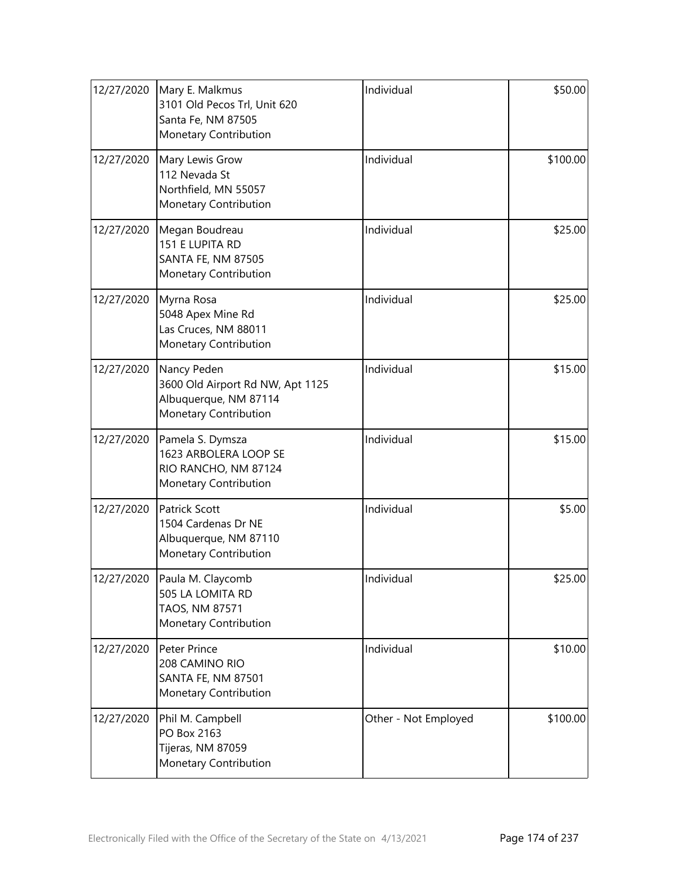| | | | |
|---|---|---|---|
| 12/27/2020 | Mary E. Malkmus<br>3101 Old Pecos Trl, Unit 620<br>Santa Fe, NM 87505<br>Monetary Contribution | Individual | \$50.00 |
| 12/27/2020 | Mary Lewis Grow<br>112 Nevada St<br>Northfield, MN 55057<br>Monetary Contribution | Individual | \$100.00 |
| 12/27/2020 | Megan Boudreau<br>151 E LUPITA RD<br>SANTA FE, NM 87505<br>Monetary Contribution | Individual | \$25.00 |
| 12/27/2020 | Myrna Rosa<br>5048 Apex Mine Rd<br>Las Cruces, NM 88011<br>Monetary Contribution | Individual | \$25.00 |
| 12/27/2020 | Nancy Peden<br>3600 Old Airport Rd NW, Apt 1125<br>Albuquerque, NM 87114<br>Monetary Contribution | Individual | \$15.00 |
| 12/27/2020 | Pamela S. Dymsza<br>1623 ARBOLERA LOOP SE<br>RIO RANCHO, NM 87124<br>Monetary Contribution | Individual | \$15.00 |
| 12/27/2020 | Patrick Scott<br>1504 Cardenas Dr NE<br>Albuquerque, NM 87110<br>Monetary Contribution | Individual | \$5.00 |
| 12/27/2020 | Paula M. Claycomb<br>505 LA LOMITA RD<br>TAOS, NM 87571<br>Monetary Contribution | Individual | \$25.00 |
| 12/27/2020 | Peter Prince<br>208 CAMINO RIO<br>SANTA FE, NM 87501<br>Monetary Contribution | Individual | \$10.00 |
| 12/27/2020 | Phil M. Campbell<br>PO Box 2163<br>Tijeras, NM 87059<br>Monetary Contribution | Other - Not Employed | \$100.00 |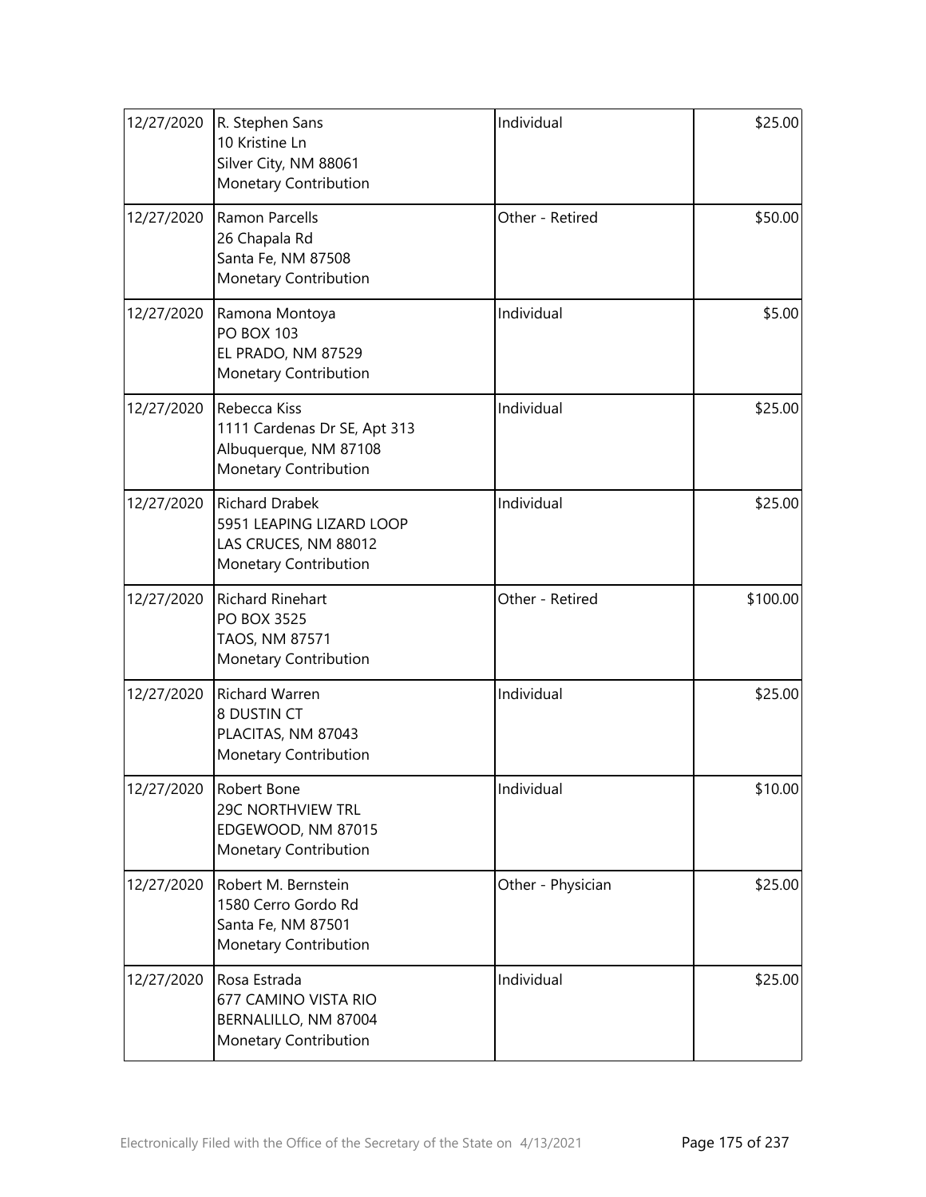| | | | |
|---|---|---|---|
| 12/27/2020 | R. Stephen Sans<br>10 Kristine Ln<br>Silver City, NM 88061<br>Monetary Contribution | Individual | \$25.00 |
| 12/27/2020 | Ramon Parcells<br>26 Chapala Rd<br>Santa Fe, NM 87508<br>Monetary Contribution | Other - Retired | \$50.00 |
| 12/27/2020 | Ramona Montoya<br>PO BOX 103<br>EL PRADO, NM 87529<br>Monetary Contribution | Individual | \$5.00 |
| 12/27/2020 | Rebecca Kiss<br>1111 Cardenas Dr SE, Apt 313<br>Albuquerque, NM 87108<br>Monetary Contribution | Individual | \$25.00 |
| 12/27/2020 | Richard Drabek<br>5951 LEAPING LIZARD LOOP<br>LAS CRUCES, NM 88012<br>Monetary Contribution | Individual | \$25.00 |
| 12/27/2020 | Richard Rinehart<br>PO BOX 3525<br>TAOS, NM 87571<br>Monetary Contribution | Other - Retired | \$100.00 |
| 12/27/2020 | Richard Warren<br>8 DUSTIN CT<br>PLACITAS, NM 87043<br>Monetary Contribution | Individual | \$25.00 |
| 12/27/2020 | Robert Bone<br>29C NORTHVIEW TRL<br>EDGEWOOD, NM 87015<br>Monetary Contribution | Individual | \$10.00 |
| 12/27/2020 | Robert M. Bernstein<br>1580 Cerro Gordo Rd<br>Santa Fe, NM 87501<br>Monetary Contribution | Other - Physician | \$25.00 |
| 12/27/2020 | Rosa Estrada<br>677 CAMINO VISTA RIO<br>BERNALILLO, NM 87004<br>Monetary Contribution | Individual | \$25.00 |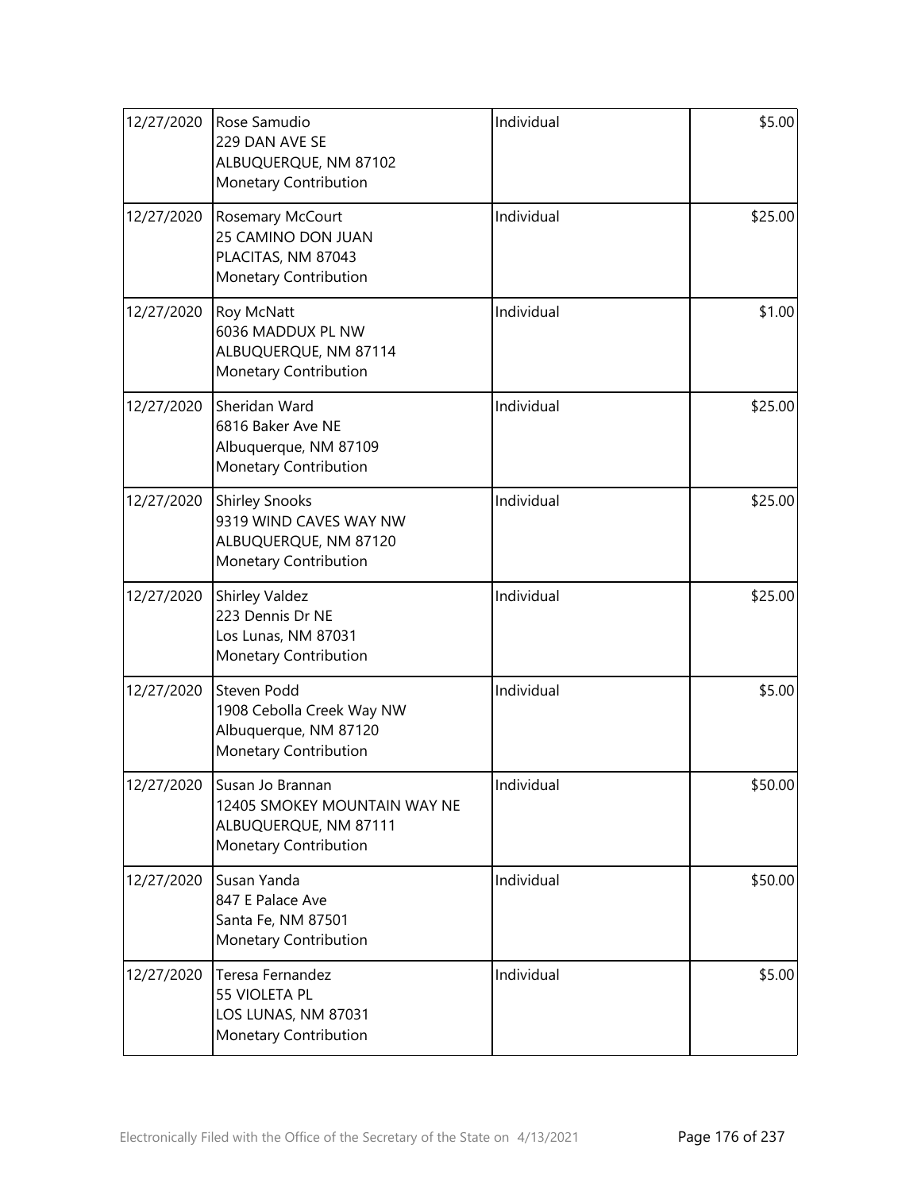| 12/27/2020 | Rose Samudio<br>229 DAN AVE SE<br>ALBUQUERQUE, NM 87102<br>Monetary Contribution | Individual | $5.00 |
|---|---|---|---|
| 12/27/2020 | Rosemary McCourt<br>25 CAMINO DON JUAN<br>PLACITAS, NM 87043<br>Monetary Contribution | Individual | $25.00 |
| 12/27/2020 | Roy McNatt<br>6036 MADDUX PL NW<br>ALBUQUERQUE, NM 87114<br>Monetary Contribution | Individual | $1.00 |
| 12/27/2020 | Sheridan Ward<br>6816 Baker Ave NE<br>Albuquerque, NM 87109<br>Monetary Contribution | Individual | $25.00 |
| 12/27/2020 | Shirley Snooks<br>9319 WIND CAVES WAY NW<br>ALBUQUERQUE, NM 87120<br>Monetary Contribution | Individual | $25.00 |
| 12/27/2020 | Shirley Valdez<br>223 Dennis Dr NE<br>Los Lunas, NM 87031<br>Monetary Contribution | Individual | $25.00 |
| 12/27/2020 | Steven Podd<br>1908 Cebolla Creek Way NW<br>Albuquerque, NM 87120<br>Monetary Contribution | Individual | $5.00 |
| 12/27/2020 | Susan Jo Brannan<br>12405 SMOKEY MOUNTAIN WAY NE<br>ALBUQUERQUE, NM 87111<br>Monetary Contribution | Individual | $50.00 |
| 12/27/2020 | Susan Yanda<br>847 E Palace Ave<br>Santa Fe, NM 87501<br>Monetary Contribution | Individual | $50.00 |
| 12/27/2020 | Teresa Fernandez<br>55 VIOLETA PL<br>LOS LUNAS, NM 87031<br>Monetary Contribution | Individual | $5.00 |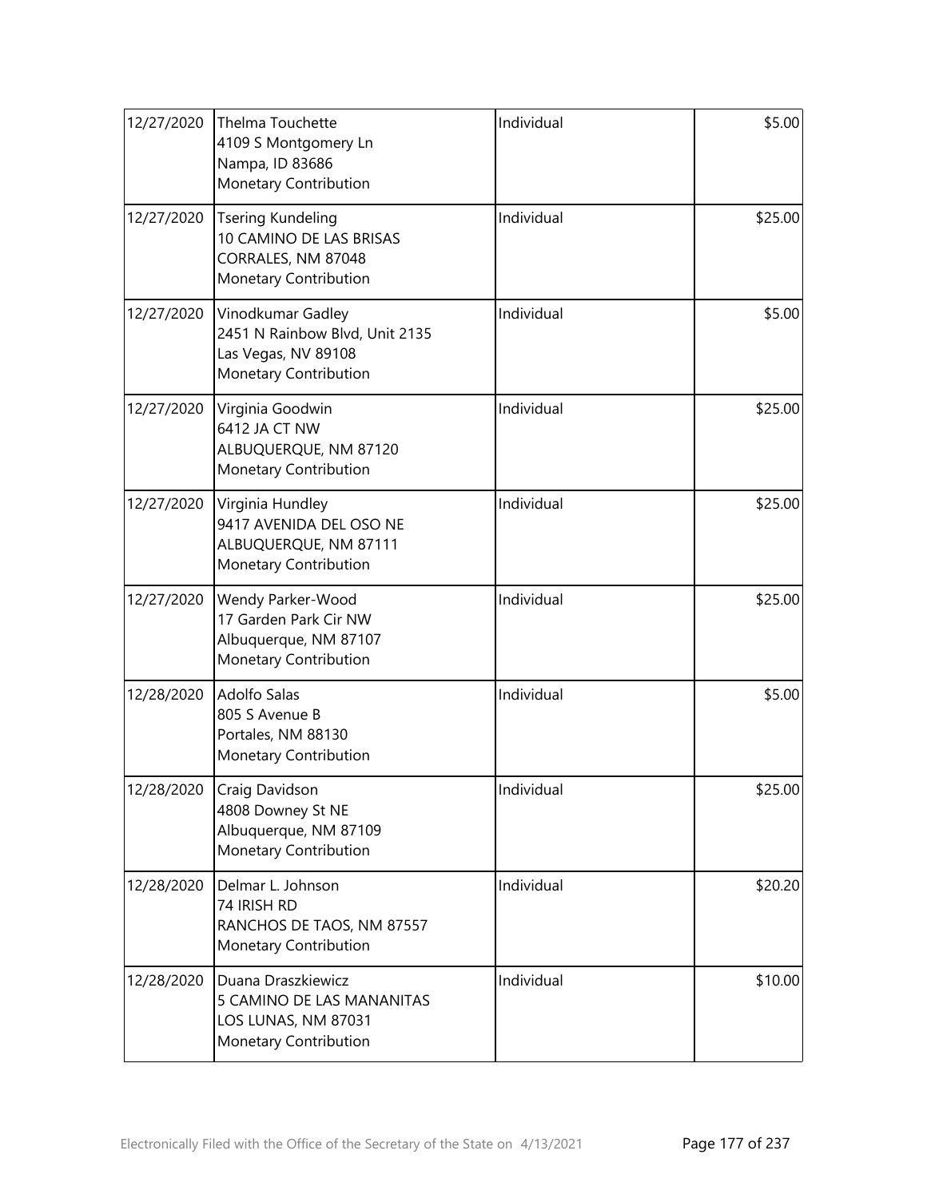| | | | |
|---|---|---|---|
| 12/27/2020 | Thelma Touchette<br>4109 S Montgomery Ln<br>Nampa, ID 83686<br>Monetary Contribution | Individual | \$5.00 |
| 12/27/2020 | Tsering Kundeling<br>10 CAMINO DE LAS BRISAS<br>CORRALES, NM 87048<br>Monetary Contribution | Individual | \$25.00 |
| 12/27/2020 | Vinodkumar Gadley<br>2451 N Rainbow Blvd, Unit 2135<br>Las Vegas, NV 89108<br>Monetary Contribution | Individual | \$5.00 |
| 12/27/2020 | Virginia Goodwin<br>6412 JA CT NW<br>ALBUQUERQUE, NM 87120<br>Monetary Contribution | Individual | \$25.00 |
| 12/27/2020 | Virginia Hundley<br>9417 AVENIDA DEL OSO NE<br>ALBUQUERQUE, NM 87111<br>Monetary Contribution | Individual | \$25.00 |
| 12/27/2020 | Wendy Parker-Wood<br>17 Garden Park Cir NW<br>Albuquerque, NM 87107<br>Monetary Contribution | Individual | \$25.00 |
| 12/28/2020 | Adolfo Salas<br>805 S Avenue B<br>Portales, NM 88130<br>Monetary Contribution | Individual | \$5.00 |
| 12/28/2020 | Craig Davidson<br>4808 Downey St NE<br>Albuquerque, NM 87109<br>Monetary Contribution | Individual | \$25.00 |
| 12/28/2020 | Delmar L. Johnson<br>74 IRISH RD<br>RANCHOS DE TAOS, NM 87557<br>Monetary Contribution | Individual | \$20.20 |
| 12/28/2020 | Duana Draszkiewicz<br>5 CAMINO DE LAS MANANITAS<br>LOS LUNAS, NM 87031<br>Monetary Contribution | Individual | \$10.00 |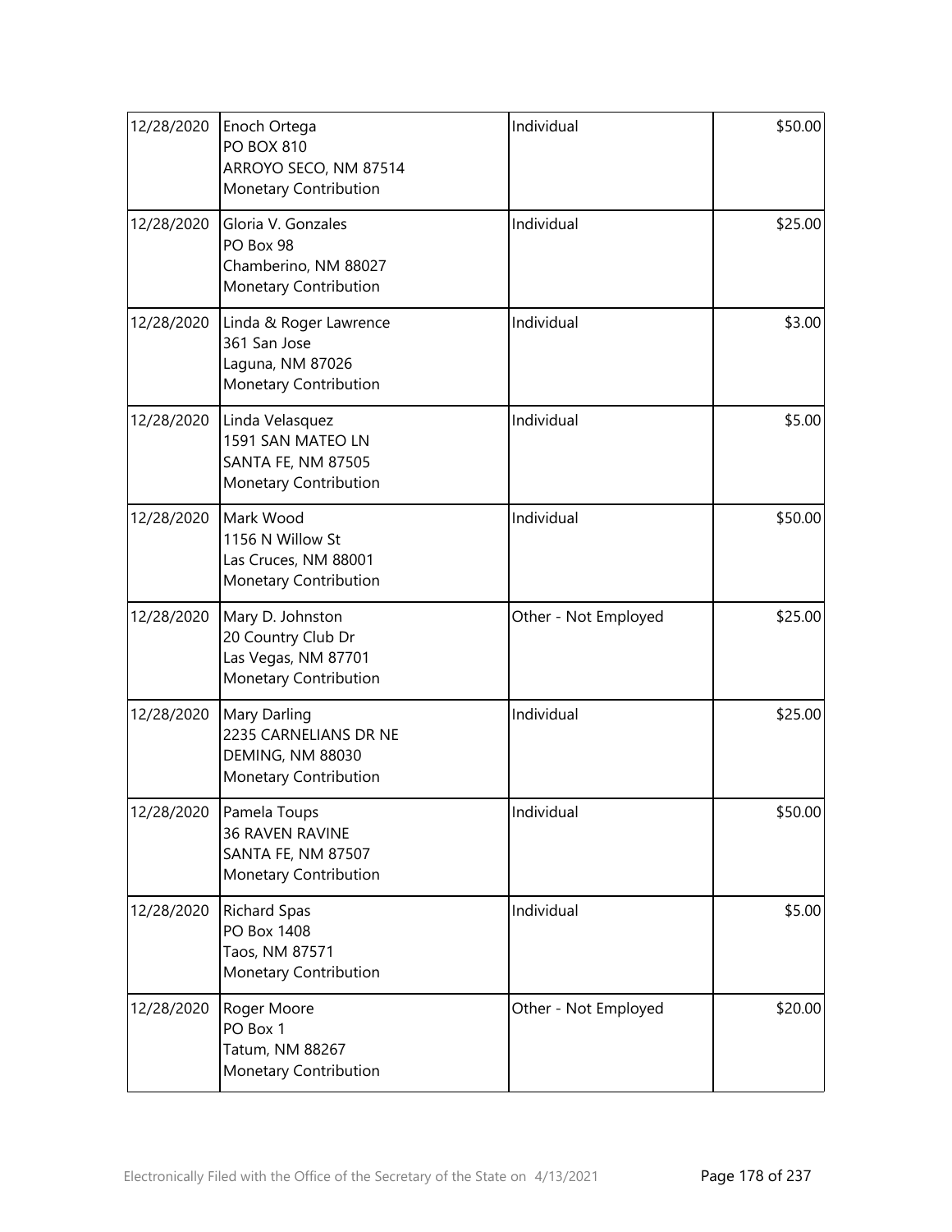| | | | |
|---|---|---|---|
| 12/28/2020 | Enoch Ortega<br>PO BOX 810<br>ARROYO SECO, NM 87514<br>Monetary Contribution | Individual | \$50.00 |
| 12/28/2020 | Gloria V. Gonzales<br>PO Box 98<br>Chamberino, NM 88027<br>Monetary Contribution | Individual | \$25.00 |
| 12/28/2020 | Linda & Roger Lawrence<br>361 San Jose<br>Laguna, NM 87026<br>Monetary Contribution | Individual | \$3.00 |
| 12/28/2020 | Linda Velasquez<br>1591 SAN MATEO LN<br>SANTA FE, NM 87505<br>Monetary Contribution | Individual | \$5.00 |
| 12/28/2020 | Mark Wood<br>1156 N Willow St<br>Las Cruces, NM 88001<br>Monetary Contribution | Individual | \$50.00 |
| 12/28/2020 | Mary D. Johnston<br>20 Country Club Dr<br>Las Vegas, NM 87701<br>Monetary Contribution | Other - Not Employed | \$25.00 |
| 12/28/2020 | Mary Darling<br>2235 CARNELIANS DR NE<br>DEMING, NM 88030<br>Monetary Contribution | Individual | \$25.00 |
| 12/28/2020 | Pamela Toups<br>36 RAVEN RAVINE<br>SANTA FE, NM 87507<br>Monetary Contribution | Individual | \$50.00 |
| 12/28/2020 | Richard Spas<br>PO Box 1408<br>Taos, NM 87571<br>Monetary Contribution | Individual | \$5.00 |
| 12/28/2020 | Roger Moore<br>PO Box 1<br>Tatum, NM 88267<br>Monetary Contribution | Other - Not Employed | \$20.00 |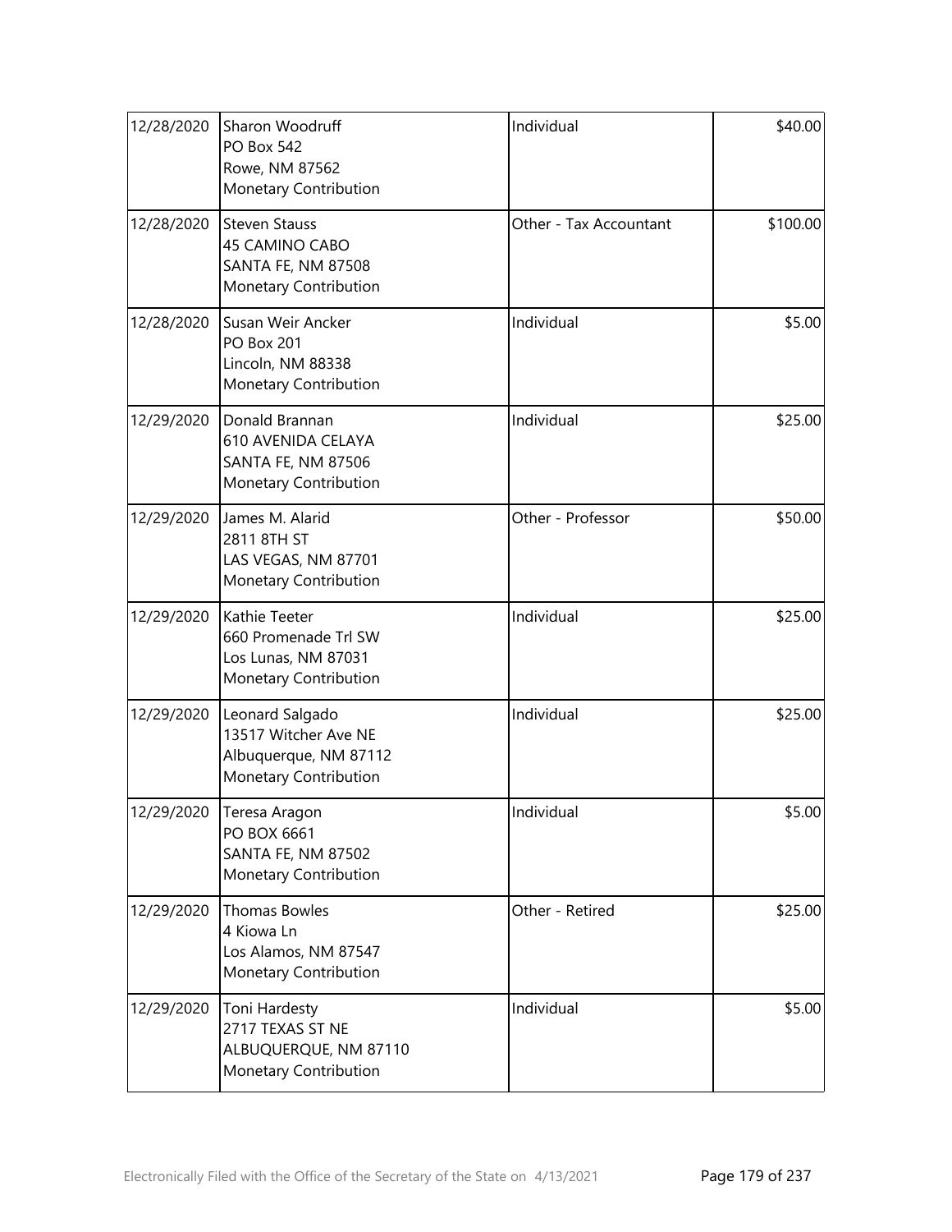| | | | |
|---|---|---|---|
| 12/28/2020 | Sharon Woodruff<br>PO Box 542<br>Rowe, NM 87562<br>Monetary Contribution | Individual | $40.00 |
| 12/28/2020 | Steven Stauss<br>45 CAMINO CABO<br>SANTA FE, NM 87508<br>Monetary Contribution | Other - Tax Accountant | $100.00 |
| 12/28/2020 | Susan Weir Ancker<br>PO Box 201<br>Lincoln, NM 88338<br>Monetary Contribution | Individual | $5.00 |
| 12/29/2020 | Donald Brannan<br>610 AVENIDA CELAYA<br>SANTA FE, NM 87506<br>Monetary Contribution | Individual | $25.00 |
| 12/29/2020 | James M. Alarid<br>2811 8TH ST<br>LAS VEGAS, NM 87701<br>Monetary Contribution | Other - Professor | $50.00 |
| 12/29/2020 | Kathie Teeter<br>660 Promenade Trl SW<br>Los Lunas, NM 87031<br>Monetary Contribution | Individual | $25.00 |
| 12/29/2020 | Leonard Salgado<br>13517 Witcher Ave NE<br>Albuquerque, NM 87112<br>Monetary Contribution | Individual | $25.00 |
| 12/29/2020 | Teresa Aragon<br>PO BOX 6661<br>SANTA FE, NM 87502<br>Monetary Contribution | Individual | $5.00 |
| 12/29/2020 | Thomas Bowles<br>4 Kiowa Ln<br>Los Alamos, NM 87547<br>Monetary Contribution | Other - Retired | $25.00 |
| 12/29/2020 | Toni Hardesty<br>2717 TEXAS ST NE<br>ALBUQUERQUE, NM 87110<br>Monetary Contribution | Individual | $5.00 |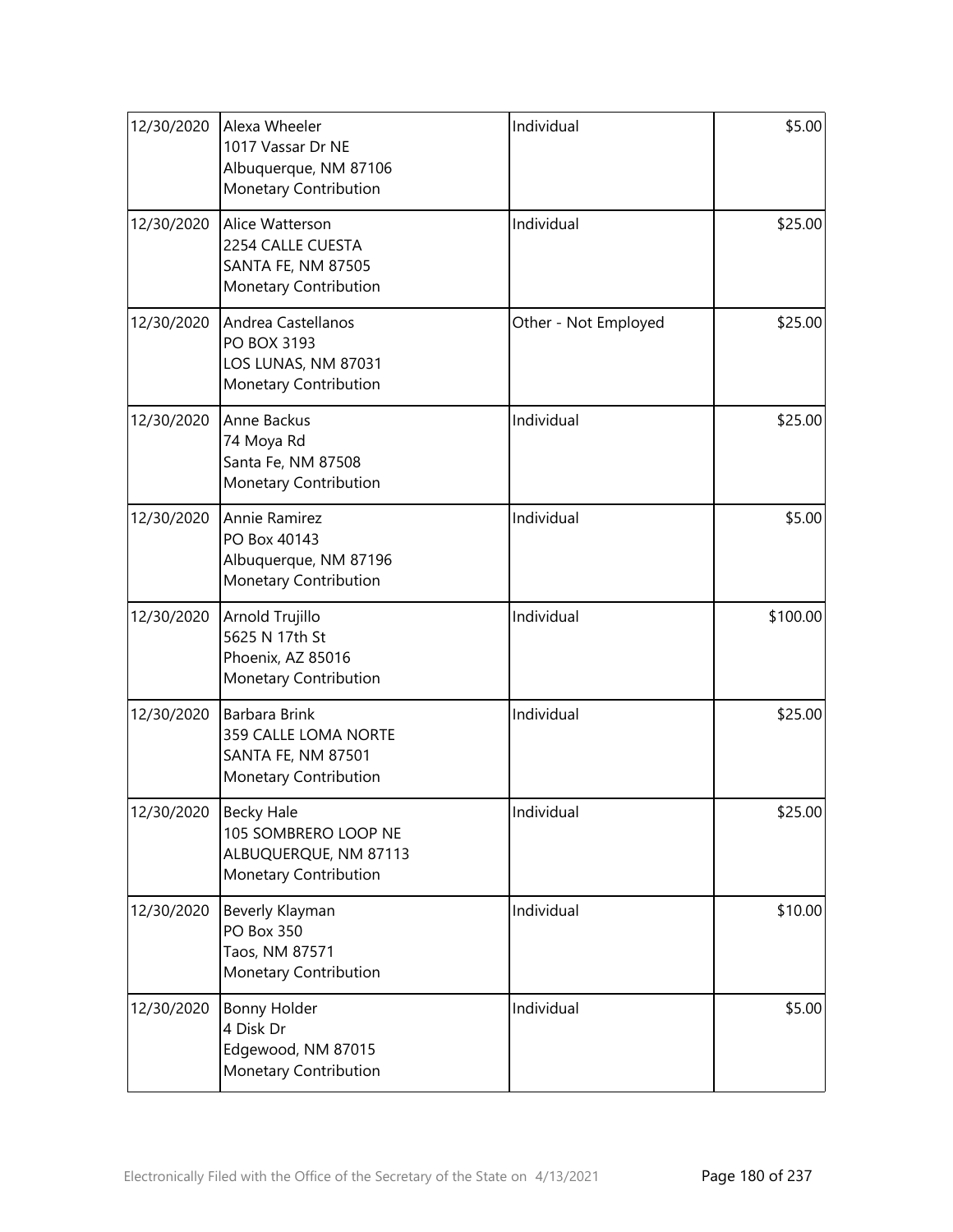| | | | |
|---|---|---|---|
| 12/30/2020 | Alexa Wheeler<br>1017 Vassar Dr NE<br>Albuquerque, NM 87106<br>Monetary Contribution | Individual | $5.00 |
| 12/30/2020 | Alice Watterson<br>2254 CALLE CUESTA<br>SANTA FE, NM 87505<br>Monetary Contribution | Individual | $25.00 |
| 12/30/2020 | Andrea Castellanos<br>PO BOX 3193<br>LOS LUNAS, NM 87031<br>Monetary Contribution | Other - Not Employed | $25.00 |
| 12/30/2020 | Anne Backus<br>74 Moya Rd<br>Santa Fe, NM 87508<br>Monetary Contribution | Individual | $25.00 |
| 12/30/2020 | Annie Ramirez<br>PO Box 40143<br>Albuquerque, NM 87196<br>Monetary Contribution | Individual | $5.00 |
| 12/30/2020 | Arnold Trujillo<br>5625 N 17th St<br>Phoenix, AZ 85016<br>Monetary Contribution | Individual | $100.00 |
| 12/30/2020 | Barbara Brink<br>359 CALLE LOMA NORTE<br>SANTA FE, NM 87501<br>Monetary Contribution | Individual | $25.00 |
| 12/30/2020 | Becky Hale<br>105 SOMBRERO LOOP NE<br>ALBUQUERQUE, NM 87113<br>Monetary Contribution | Individual | $25.00 |
| 12/30/2020 | Beverly Klayman<br>PO Box 350<br>Taos, NM 87571<br>Monetary Contribution | Individual | $10.00 |
| 12/30/2020 | Bonny Holder<br>4 Disk Dr<br>Edgewood, NM 87015<br>Monetary Contribution | Individual | $5.00 |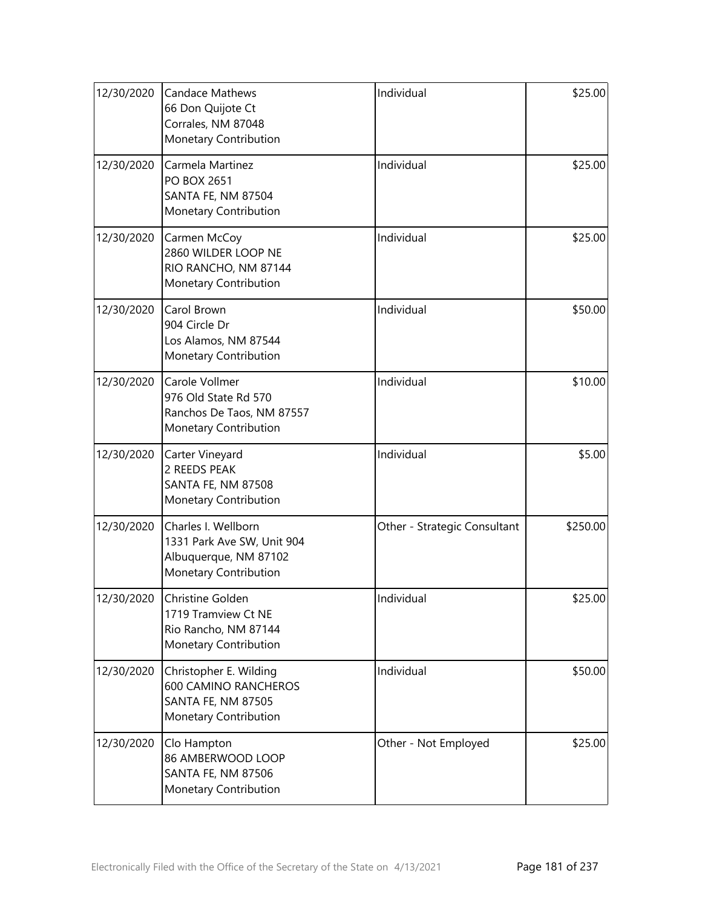| 12/30/2020 | Candace Mathews<br>66 Don Quijote Ct<br>Corrales, NM 87048<br>Monetary Contribution | Individual | $25.00 |
|---|---|---|---|
| 12/30/2020 | Carmela Martinez<br>PO BOX 2651<br>SANTA FE, NM 87504<br>Monetary Contribution | Individual | $25.00 |
| 12/30/2020 | Carmen McCoy<br>2860 WILDER LOOP NE<br>RIO RANCHO, NM 87144<br>Monetary Contribution | Individual | $25.00 |
| 12/30/2020 | Carol Brown<br>904 Circle Dr<br>Los Alamos, NM 87544<br>Monetary Contribution | Individual | $50.00 |
| 12/30/2020 | Carole Vollmer<br>976 Old State Rd 570<br>Ranchos De Taos, NM 87557<br>Monetary Contribution | Individual | $10.00 |
| 12/30/2020 | Carter Vineyard<br>2 REEDS PEAK<br>SANTA FE, NM 87508<br>Monetary Contribution | Individual | $5.00 |
| 12/30/2020 | Charles I. Wellborn<br>1331 Park Ave SW, Unit 904<br>Albuquerque, NM 87102<br>Monetary Contribution | Other - Strategic Consultant | $250.00 |
| 12/30/2020 | Christine Golden<br>1719 Tramview Ct NE<br>Rio Rancho, NM 87144<br>Monetary Contribution | Individual | $25.00 |
| 12/30/2020 | Christopher E. Wilding<br>600 CAMINO RANCHEROS<br>SANTA FE, NM 87505<br>Monetary Contribution | Individual | $50.00 |
| 12/30/2020 | Clo Hampton<br>86 AMBERWOOD LOOP<br>SANTA FE, NM 87506<br>Monetary Contribution | Other - Not Employed | $25.00 |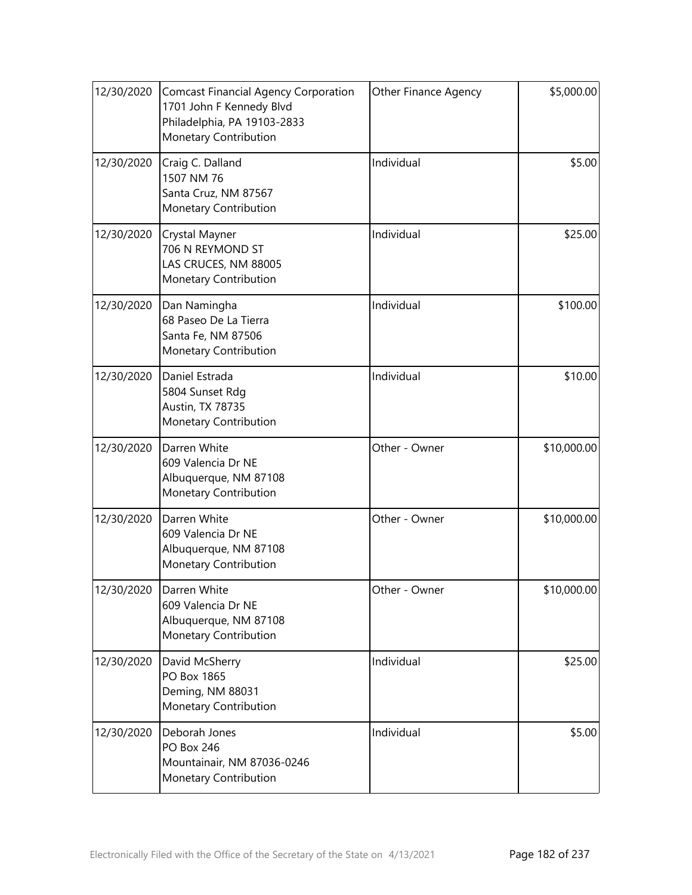| | | | |
|---|---|---|---|
| 12/30/2020 | Comcast Financial Agency Corporation<br>1701 John F Kennedy Blvd<br>Philadelphia, PA 19103-2833<br>Monetary Contribution | Other Finance Agency | $5,000.00 |
| 12/30/2020 | Craig C. Dalland<br>1507 NM 76<br>Santa Cruz, NM 87567<br>Monetary Contribution | Individual | $5.00 |
| 12/30/2020 | Crystal Mayner<br>706 N REYMOND ST<br>LAS CRUCES, NM 88005<br>Monetary Contribution | Individual | $25.00 |
| 12/30/2020 | Dan Namingha<br>68 Paseo De La Tierra<br>Santa Fe, NM 87506<br>Monetary Contribution | Individual | $100.00 |
| 12/30/2020 | Daniel Estrada<br>5804 Sunset Rdg<br>Austin, TX 78735<br>Monetary Contribution | Individual | $10.00 |
| 12/30/2020 | Darren White<br>609 Valencia Dr NE<br>Albuquerque, NM 87108<br>Monetary Contribution | Other - Owner | $10,000.00 |
| 12/30/2020 | Darren White<br>609 Valencia Dr NE<br>Albuquerque, NM 87108<br>Monetary Contribution | Other - Owner | $10,000.00 |
| 12/30/2020 | Darren White<br>609 Valencia Dr NE<br>Albuquerque, NM 87108<br>Monetary Contribution | Other - Owner | $10,000.00 |
| 12/30/2020 | David McSherry<br>PO Box 1865<br>Deming, NM 88031<br>Monetary Contribution | Individual | $25.00 |
| 12/30/2020 | Deborah Jones<br>PO Box 246<br>Mountainair, NM 87036-0246<br>Monetary Contribution | Individual | $5.00 |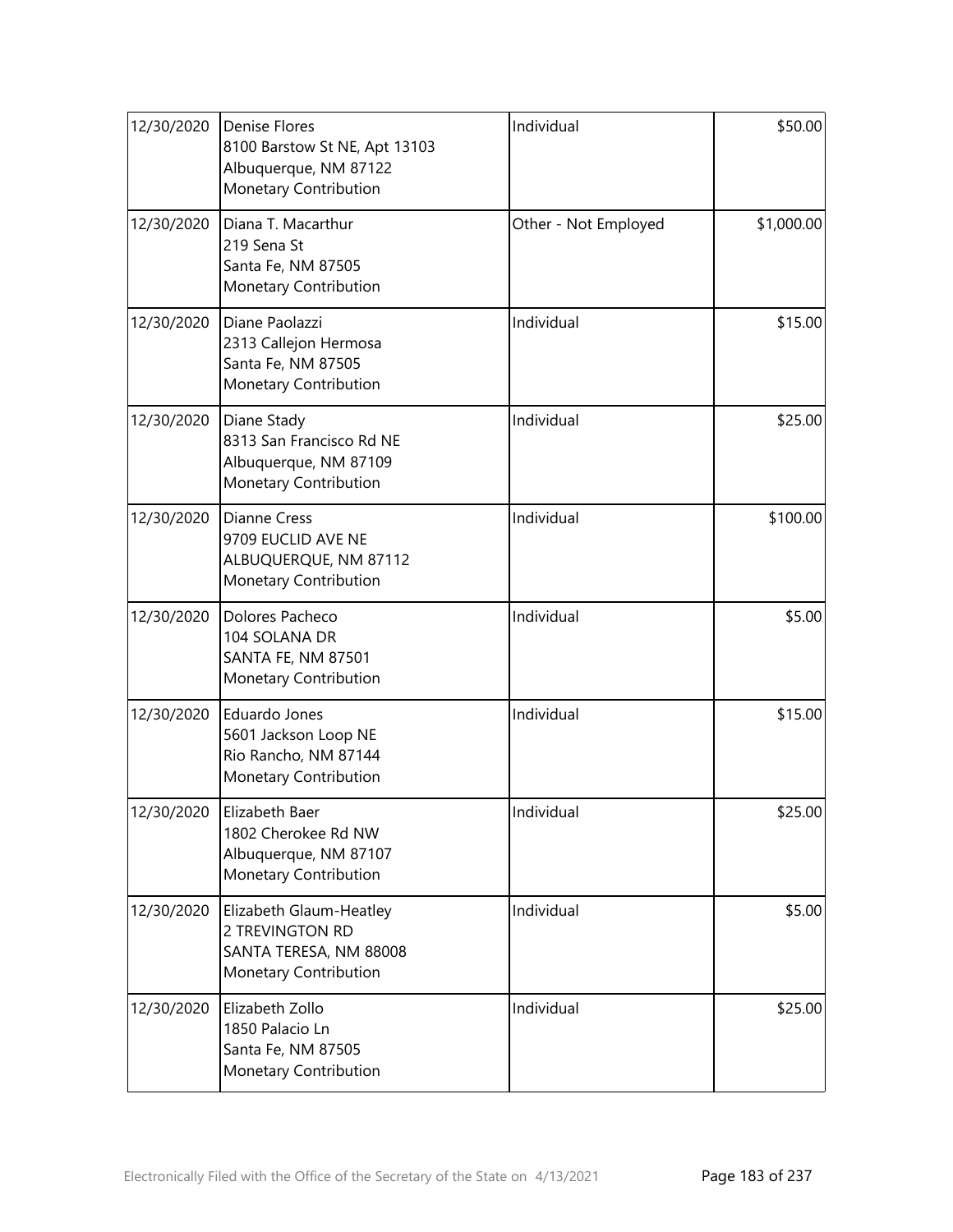| 12/30/2020 | Denise Flores<br>8100 Barstow St NE, Apt 13103<br>Albuquerque, NM 87122<br>Monetary Contribution | Individual | \$50.00 |
|---|---|---|---|
| 12/30/2020 | Diana T. Macarthur<br>219 Sena St<br>Santa Fe, NM 87505<br>Monetary Contribution | Other - Not Employed | \$1,000.00 |
| 12/30/2020 | Diane Paolazzi<br>2313 Callejon Hermosa<br>Santa Fe, NM 87505<br>Monetary Contribution | Individual | \$15.00 |
| 12/30/2020 | Diane Stady<br>8313 San Francisco Rd NE<br>Albuquerque, NM 87109<br>Monetary Contribution | Individual | \$25.00 |
| 12/30/2020 | Dianne Cress<br>9709 EUCLID AVE NE<br>ALBUQUERQUE, NM 87112<br>Monetary Contribution | Individual | \$100.00 |
| 12/30/2020 | Dolores Pacheco<br>104 SOLANA DR<br>SANTA FE, NM 87501<br>Monetary Contribution | Individual | \$5.00 |
| 12/30/2020 | Eduardo Jones<br>5601 Jackson Loop NE<br>Rio Rancho, NM 87144<br>Monetary Contribution | Individual | \$15.00 |
| 12/30/2020 | Elizabeth Baer<br>1802 Cherokee Rd NW<br>Albuquerque, NM 87107<br>Monetary Contribution | Individual | \$25.00 |
| 12/30/2020 | Elizabeth Glaum-Heatley<br>2 TREVINGTON RD<br>SANTA TERESA, NM 88008<br>Monetary Contribution | Individual | \$5.00 |
| 12/30/2020 | Elizabeth Zollo<br>1850 Palacio Ln<br>Santa Fe, NM 87505<br>Monetary Contribution | Individual | \$25.00 |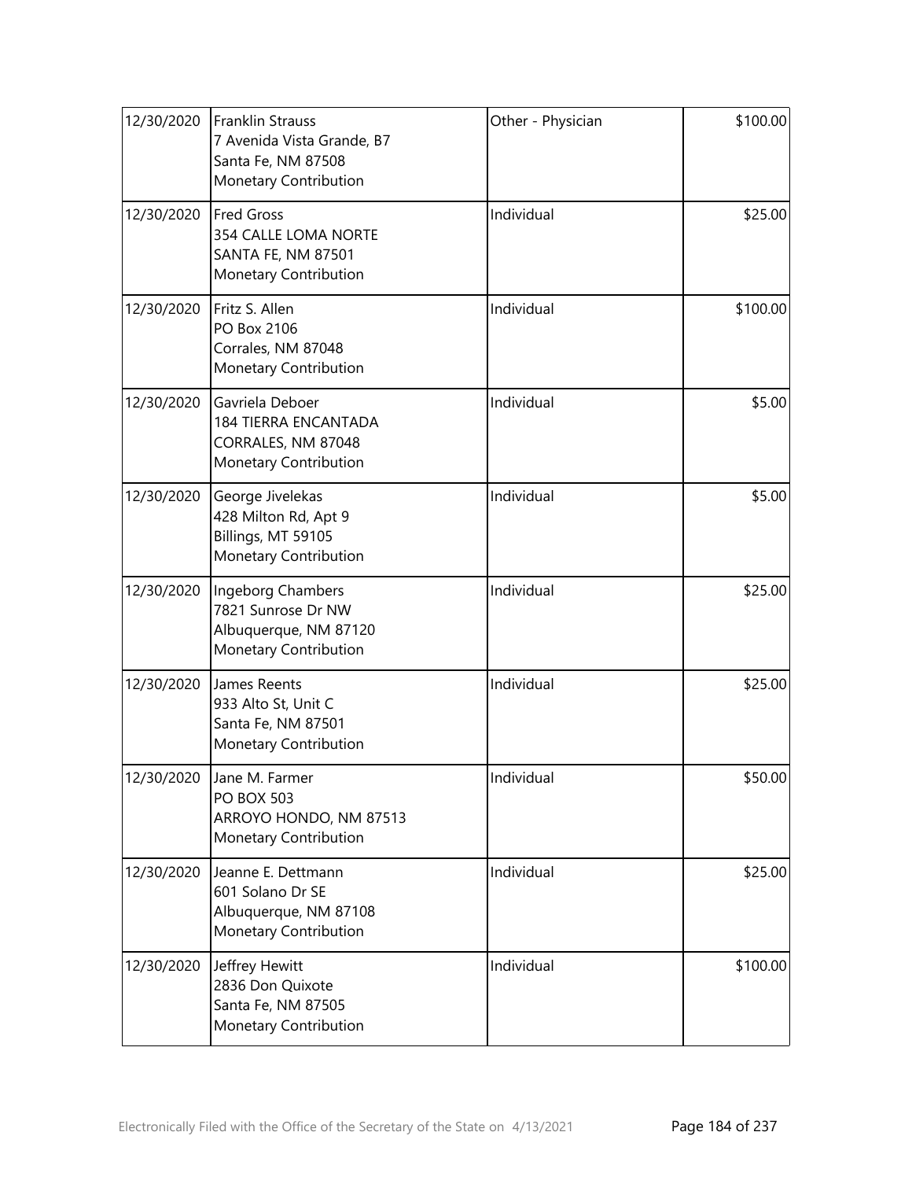| 12/30/2020 | Franklin Strauss<br>7 Avenida Vista Grande, B7<br>Santa Fe, NM 87508<br>Monetary Contribution | Other - Physician | $100.00 |
|---|---|---|---|
| 12/30/2020 | Fred Gross<br>354 CALLE LOMA NORTE<br>SANTA FE, NM 87501<br>Monetary Contribution | Individual | $25.00 |
| 12/30/2020 | Fritz S. Allen<br>PO Box 2106<br>Corrales, NM 87048<br>Monetary Contribution | Individual | $100.00 |
| 12/30/2020 | Gavriela Deboer<br>184 TIERRA ENCANTADA<br>CORRALES, NM 87048<br>Monetary Contribution | Individual | $5.00 |
| 12/30/2020 | George Jivelekas<br>428 Milton Rd, Apt 9<br>Billings, MT 59105<br>Monetary Contribution | Individual | $5.00 |
| 12/30/2020 | Ingeborg Chambers<br>7821 Sunrose Dr NW<br>Albuquerque, NM 87120<br>Monetary Contribution | Individual | $25.00 |
| 12/30/2020 | James Reents<br>933 Alto St, Unit C<br>Santa Fe, NM 87501<br>Monetary Contribution | Individual | $25.00 |
| 12/30/2020 | Jane M. Farmer<br>PO BOX 503<br>ARROYO HONDO, NM 87513<br>Monetary Contribution | Individual | $50.00 |
| 12/30/2020 | Jeanne E. Dettmann<br>601 Solano Dr SE<br>Albuquerque, NM 87108<br>Monetary Contribution | Individual | $25.00 |
| 12/30/2020 | Jeffrey Hewitt<br>2836 Don Quixote<br>Santa Fe, NM 87505<br>Monetary Contribution | Individual | $100.00 |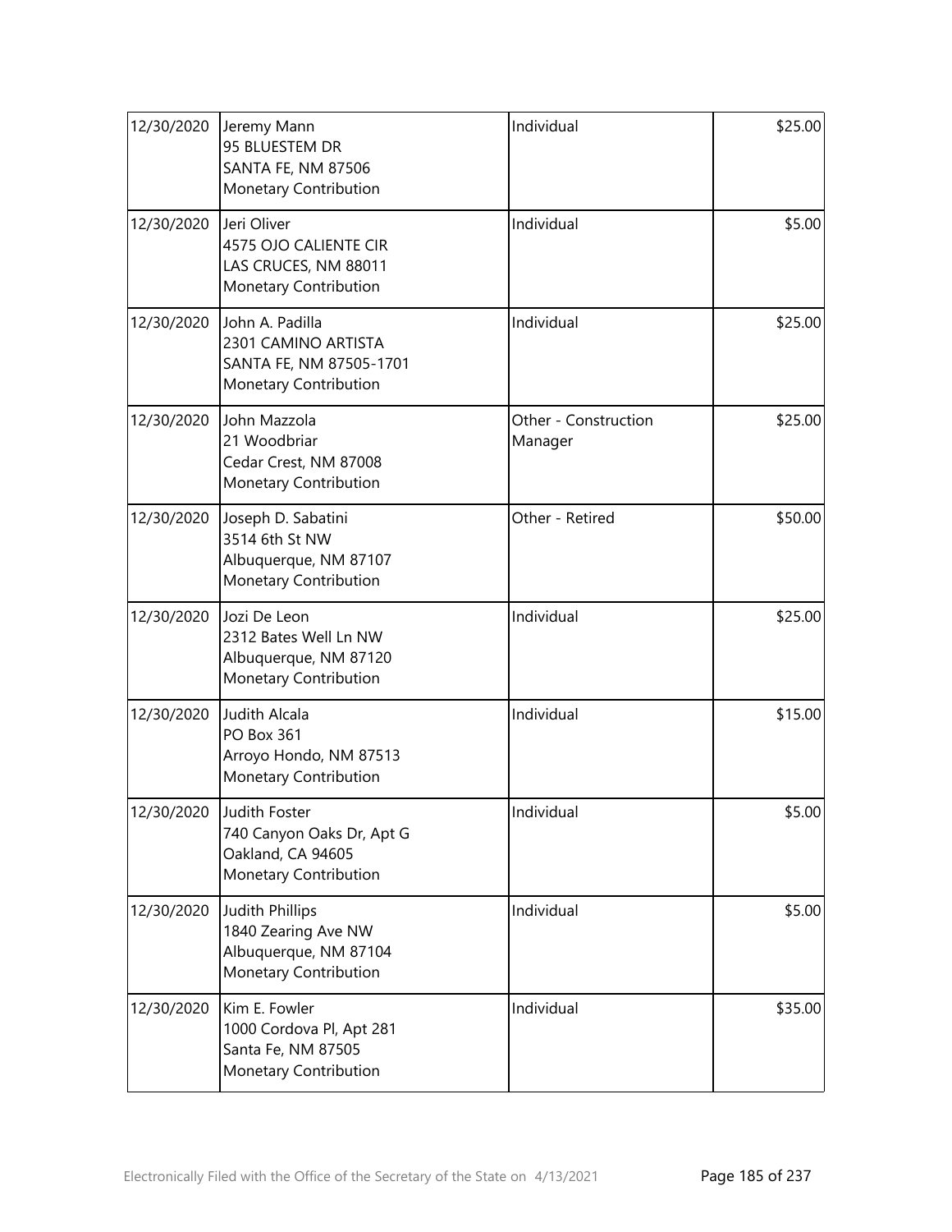| | | | |
|---|---|---|---|
| 12/30/2020 | Jeremy Mann<br>95 BLUESTEM DR<br>SANTA FE, NM 87506<br>Monetary Contribution | Individual | \$25.00 |
| 12/30/2020 | Jeri Oliver<br>4575 OJO CALIENTE CIR<br>LAS CRUCES, NM 88011<br>Monetary Contribution | Individual | \$5.00 |
| 12/30/2020 | John A. Padilla<br>2301 CAMINO ARTISTA<br>SANTA FE, NM 87505-1701<br>Monetary Contribution | Individual | \$25.00 |
| 12/30/2020 | John Mazzola<br>21 Woodbriar<br>Cedar Crest, NM 87008<br>Monetary Contribution | Other - Construction Manager | \$25.00 |
| 12/30/2020 | Joseph D. Sabatini<br>3514 6th St NW<br>Albuquerque, NM 87107<br>Monetary Contribution | Other - Retired | \$50.00 |
| 12/30/2020 | Jozi De Leon<br>2312 Bates Well Ln NW<br>Albuquerque, NM 87120<br>Monetary Contribution | Individual | \$25.00 |
| 12/30/2020 | Judith Alcala<br>PO Box 361<br>Arroyo Hondo, NM 87513<br>Monetary Contribution | Individual | \$15.00 |
| 12/30/2020 | Judith Foster<br>740 Canyon Oaks Dr, Apt G<br>Oakland, CA 94605<br>Monetary Contribution | Individual | \$5.00 |
| 12/30/2020 | Judith Phillips<br>1840 Zearing Ave NW<br>Albuquerque, NM 87104<br>Monetary Contribution | Individual | \$5.00 |
| 12/30/2020 | Kim E. Fowler<br>1000 Cordova Pl, Apt 281<br>Santa Fe, NM 87505<br>Monetary Contribution | Individual | \$35.00 |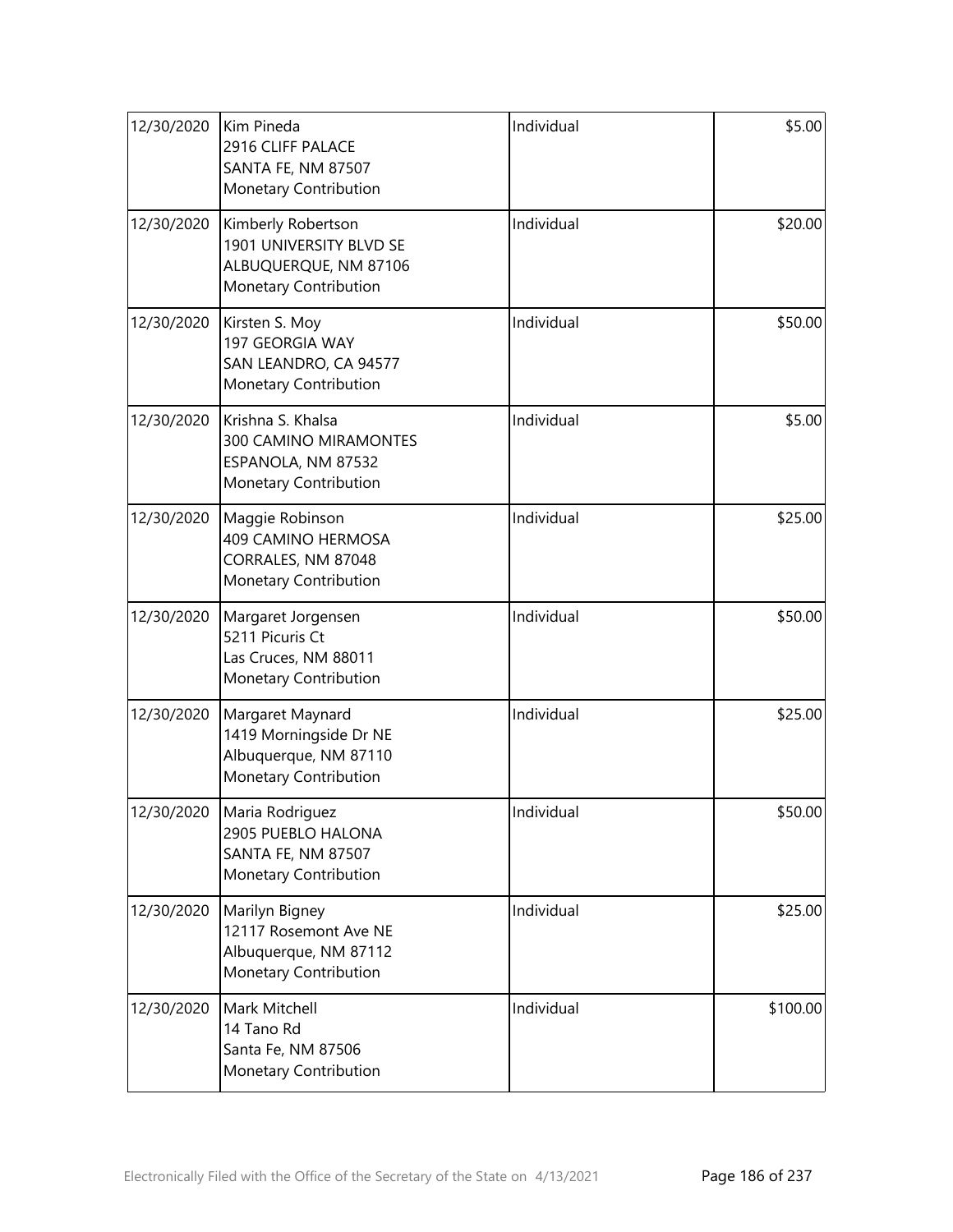| | | | |
|---|---|---|---|
| 12/30/2020 | Kim Pineda<br>2916 CLIFF PALACE<br>SANTA FE, NM 87507<br>Monetary Contribution | Individual | $5.00 |
| 12/30/2020 | Kimberly Robertson<br>1901 UNIVERSITY BLVD SE<br>ALBUQUERQUE, NM 87106<br>Monetary Contribution | Individual | $20.00 |
| 12/30/2020 | Kirsten S. Moy<br>197 GEORGIA WAY<br>SAN LEANDRO, CA 94577<br>Monetary Contribution | Individual | $50.00 |
| 12/30/2020 | Krishna S. Khalsa<br>300 CAMINO MIRAMONTES<br>ESPANOLA, NM 87532<br>Monetary Contribution | Individual | $5.00 |
| 12/30/2020 | Maggie Robinson<br>409 CAMINO HERMOSA<br>CORRALES, NM 87048<br>Monetary Contribution | Individual | $25.00 |
| 12/30/2020 | Margaret Jorgensen<br>5211 Picuris Ct<br>Las Cruces, NM 88011<br>Monetary Contribution | Individual | $50.00 |
| 12/30/2020 | Margaret Maynard<br>1419 Morningside Dr NE<br>Albuquerque, NM 87110<br>Monetary Contribution | Individual | $25.00 |
| 12/30/2020 | Maria Rodriguez<br>2905 PUEBLO HALONA<br>SANTA FE, NM 87507<br>Monetary Contribution | Individual | $50.00 |
| 12/30/2020 | Marilyn Bigney<br>12117 Rosemont Ave NE<br>Albuquerque, NM 87112<br>Monetary Contribution | Individual | $25.00 |
| 12/30/2020 | Mark Mitchell<br>14 Tano Rd<br>Santa Fe, NM 87506<br>Monetary Contribution | Individual | $100.00 |

Electronically Filed with the Office of the Secretary of the State on 4/13/2021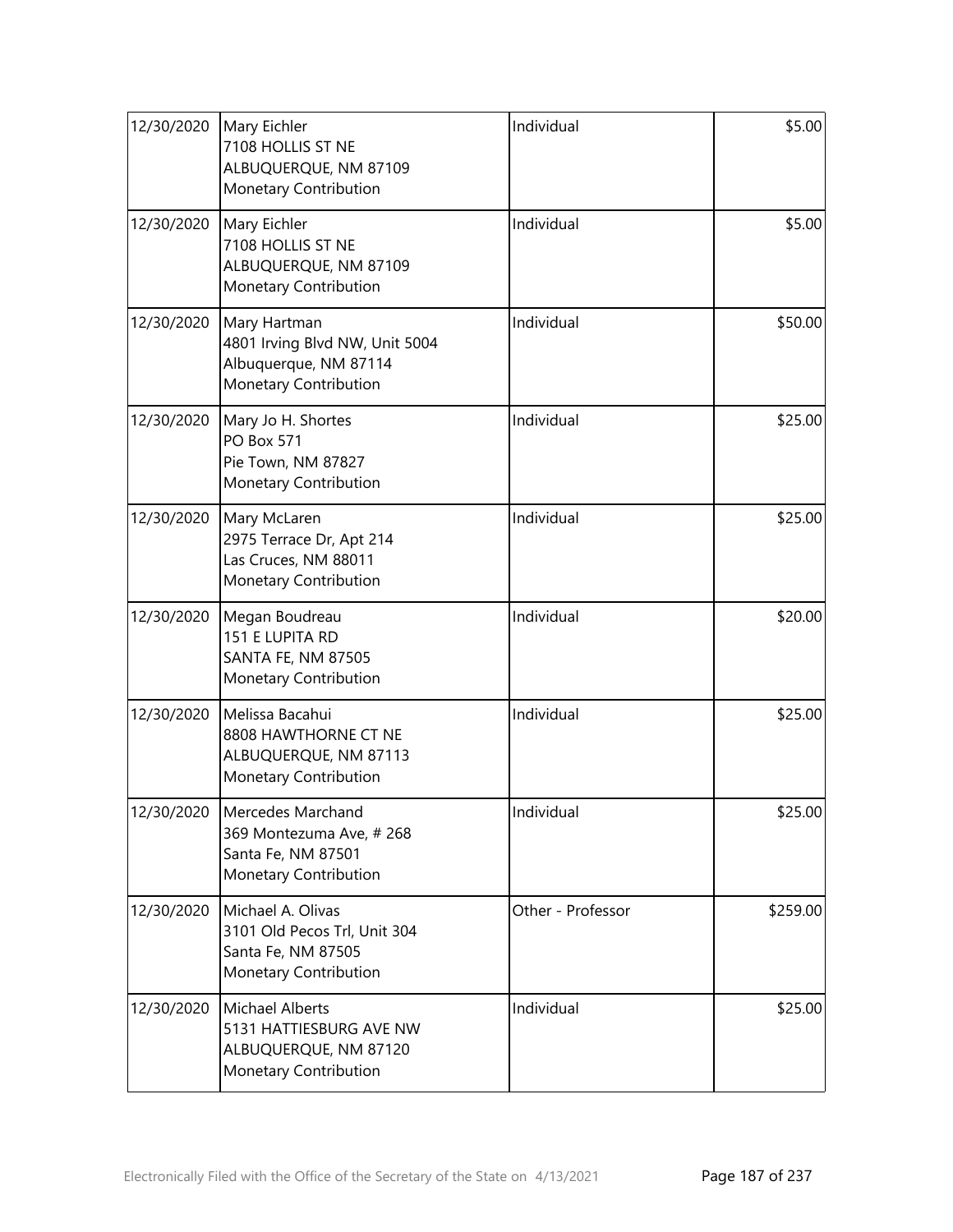| | | | |
|---|---|---|---|
| 12/30/2020 | Mary Eichler<br>7108 HOLLIS ST NE<br>ALBUQUERQUE, NM 87109<br>Monetary Contribution | Individual | $5.00 |
| 12/30/2020 | Mary Eichler<br>7108 HOLLIS ST NE<br>ALBUQUERQUE, NM 87109<br>Monetary Contribution | Individual | $5.00 |
| 12/30/2020 | Mary Hartman<br>4801 Irving Blvd NW, Unit 5004<br>Albuquerque, NM 87114<br>Monetary Contribution | Individual | $50.00 |
| 12/30/2020 | Mary Jo H. Shortes<br>PO Box 571<br>Pie Town, NM 87827<br>Monetary Contribution | Individual | $25.00 |
| 12/30/2020 | Mary McLaren<br>2975 Terrace Dr, Apt 214<br>Las Cruces, NM 88011<br>Monetary Contribution | Individual | $25.00 |
| 12/30/2020 | Megan Boudreau<br>151 E LUPITA RD<br>SANTA FE, NM 87505<br>Monetary Contribution | Individual | $20.00 |
| 12/30/2020 | Melissa Bacahui<br>8808 HAWTHORNE CT NE<br>ALBUQUERQUE, NM 87113<br>Monetary Contribution | Individual | $25.00 |
| 12/30/2020 | Mercedes Marchand<br>369 Montezuma Ave, # 268<br>Santa Fe, NM 87501<br>Monetary Contribution | Individual | $25.00 |
| 12/30/2020 | Michael A. Olivas<br>3101 Old Pecos Trl, Unit 304<br>Santa Fe, NM 87505<br>Monetary Contribution | Other - Professor | $259.00 |
| 12/30/2020 | Michael Alberts<br>5131 HATTIESBURG AVE NW<br>ALBUQUERQUE, NM 87120<br>Monetary Contribution | Individual | $25.00 |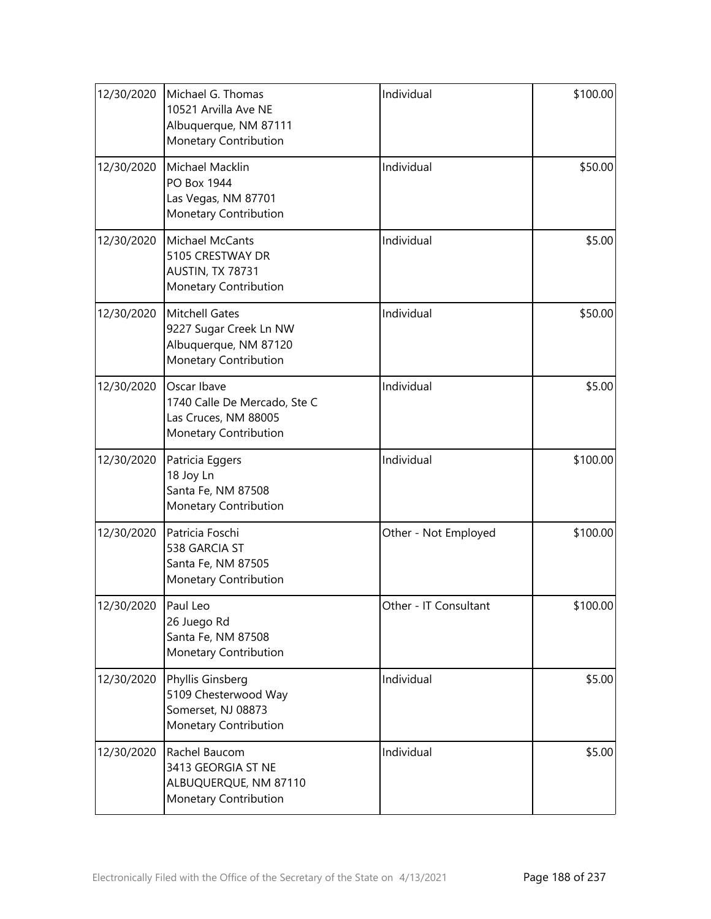| | | | |
|---|---|---|---|
| 12/30/2020 | Michael G. Thomas<br>10521 Arvilla Ave NE<br>Albuquerque, NM 87111<br>Monetary Contribution | Individual | \$100.00 |
| 12/30/2020 | Michael Macklin<br>PO Box 1944<br>Las Vegas, NM 87701<br>Monetary Contribution | Individual | \$50.00 |
| 12/30/2020 | Michael McCants<br>5105 CRESTWAY DR<br>AUSTIN, TX 78731<br>Monetary Contribution | Individual | \$5.00 |
| 12/30/2020 | Mitchell Gates<br>9227 Sugar Creek Ln NW<br>Albuquerque, NM 87120<br>Monetary Contribution | Individual | \$50.00 |
| 12/30/2020 | Oscar Ibave<br>1740 Calle De Mercado, Ste C<br>Las Cruces, NM 88005<br>Monetary Contribution | Individual | \$5.00 |
| 12/30/2020 | Patricia Eggers<br>18 Joy Ln<br>Santa Fe, NM 87508<br>Monetary Contribution | Individual | \$100.00 |
| 12/30/2020 | Patricia Foschi<br>538 GARCIA ST<br>Santa Fe, NM 87505<br>Monetary Contribution | Other - Not Employed | \$100.00 |
| 12/30/2020 | Paul Leo<br>26 Juego Rd<br>Santa Fe, NM 87508<br>Monetary Contribution | Other - IT Consultant | \$100.00 |
| 12/30/2020 | Phyllis Ginsberg<br>5109 Chesterwood Way<br>Somerset, NJ 08873<br>Monetary Contribution | Individual | \$5.00 |
| 12/30/2020 | Rachel Baucom<br>3413 GEORGIA ST NE<br>ALBUQUERQUE, NM 87110<br>Monetary Contribution | Individual | \$5.00 |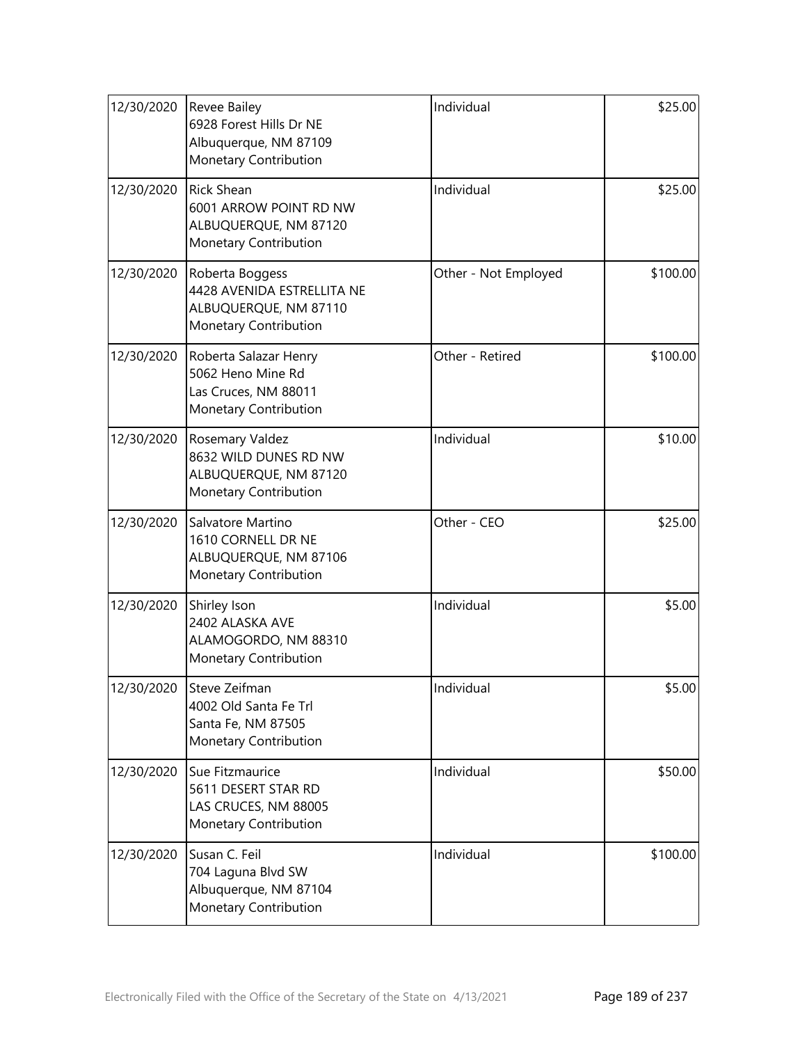| | | | |
|---|---|---|---|
| 12/30/2020 | Revee Bailey<br>6928 Forest Hills Dr NE<br>Albuquerque, NM 87109<br>Monetary Contribution | Individual | $25.00 |
| 12/30/2020 | Rick Shean<br>6001 ARROW POINT RD NW<br>ALBUQUERQUE, NM 87120<br>Monetary Contribution | Individual | $25.00 |
| 12/30/2020 | Roberta Boggess<br>4428 AVENIDA ESTRELLITA NE<br>ALBUQUERQUE, NM 87110<br>Monetary Contribution | Other - Not Employed | $100.00 |
| 12/30/2020 | Roberta Salazar Henry<br>5062 Heno Mine Rd<br>Las Cruces, NM 88011<br>Monetary Contribution | Other - Retired | $100.00 |
| 12/30/2020 | Rosemary Valdez<br>8632 WILD DUNES RD NW<br>ALBUQUERQUE, NM 87120<br>Monetary Contribution | Individual | $10.00 |
| 12/30/2020 | Salvatore Martino<br>1610 CORNELL DR NE<br>ALBUQUERQUE, NM 87106<br>Monetary Contribution | Other - CEO | $25.00 |
| 12/30/2020 | Shirley Ison<br>2402 ALASKA AVE<br>ALAMOGORDO, NM 88310<br>Monetary Contribution | Individual | $5.00 |
| 12/30/2020 | Steve Zeifman<br>4002 Old Santa Fe Trl<br>Santa Fe, NM 87505<br>Monetary Contribution | Individual | $5.00 |
| 12/30/2020 | Sue Fitzmaurice<br>5611 DESERT STAR RD<br>LAS CRUCES, NM 88005<br>Monetary Contribution | Individual | $50.00 |
| 12/30/2020 | Susan C. Feil<br>704 Laguna Blvd SW<br>Albuquerque, NM 87104<br>Monetary Contribution | Individual | $100.00 |

Electronically Filed with the Office of the Secretary of the State on 4/13/2021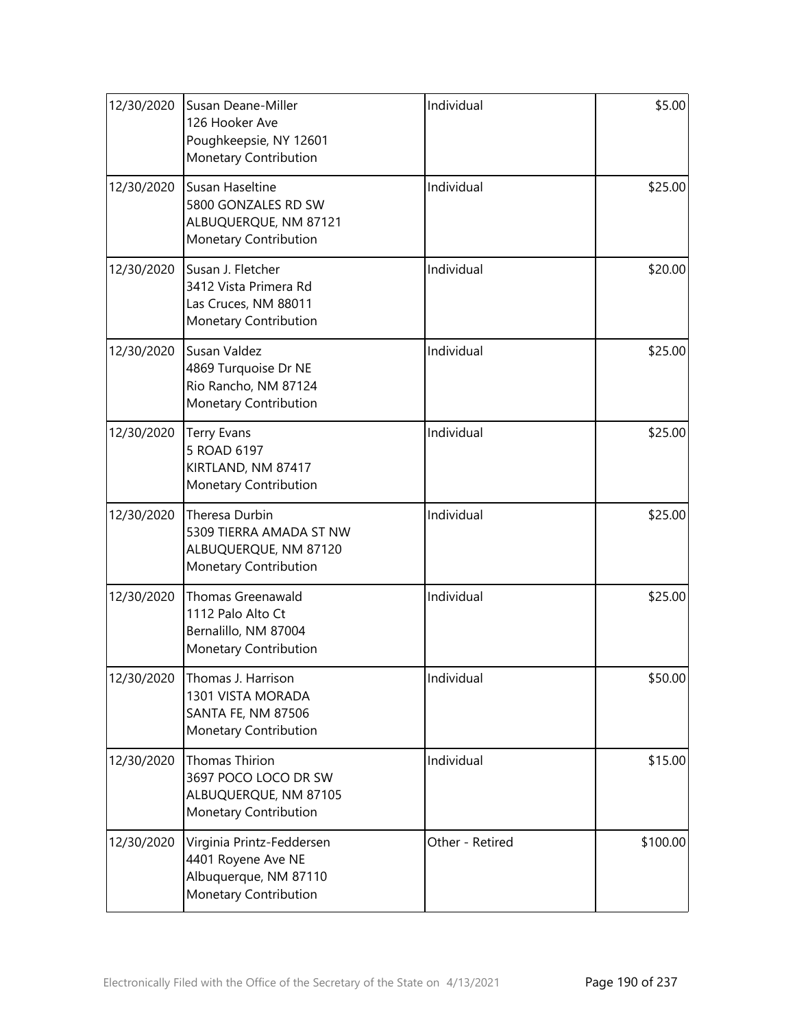| | | | |
|---|---|---|---|
| 12/30/2020 | Susan Deane-Miller<br>126 Hooker Ave<br>Poughkeepsie, NY 12601<br>Monetary Contribution | Individual | $5.00 |
| 12/30/2020 | Susan Haseltine<br>5800 GONZALES RD SW<br>ALBUQUERQUE, NM 87121<br>Monetary Contribution | Individual | $25.00 |
| 12/30/2020 | Susan J. Fletcher<br>3412 Vista Primera Rd<br>Las Cruces, NM 88011<br>Monetary Contribution | Individual | $20.00 |
| 12/30/2020 | Susan Valdez<br>4869 Turquoise Dr NE<br>Rio Rancho, NM 87124<br>Monetary Contribution | Individual | $25.00 |
| 12/30/2020 | Terry Evans<br>5 ROAD 6197<br>KIRTLAND, NM 87417<br>Monetary Contribution | Individual | $25.00 |
| 12/30/2020 | Theresa Durbin<br>5309 TIERRA AMADA ST NW<br>ALBUQUERQUE, NM 87120<br>Monetary Contribution | Individual | $25.00 |
| 12/30/2020 | Thomas Greenawald<br>1112 Palo Alto Ct<br>Bernalillo, NM 87004<br>Monetary Contribution | Individual | $25.00 |
| 12/30/2020 | Thomas J. Harrison<br>1301 VISTA MORADA<br>SANTA FE, NM 87506<br>Monetary Contribution | Individual | $50.00 |
| 12/30/2020 | Thomas Thirion<br>3697 POCO LOCO DR SW<br>ALBUQUERQUE, NM 87105<br>Monetary Contribution | Individual | $15.00 |
| 12/30/2020 | Virginia Printz-Feddersen<br>4401 Royene Ave NE<br>Albuquerque, NM 87110<br>Monetary Contribution | Other - Retired | $100.00 |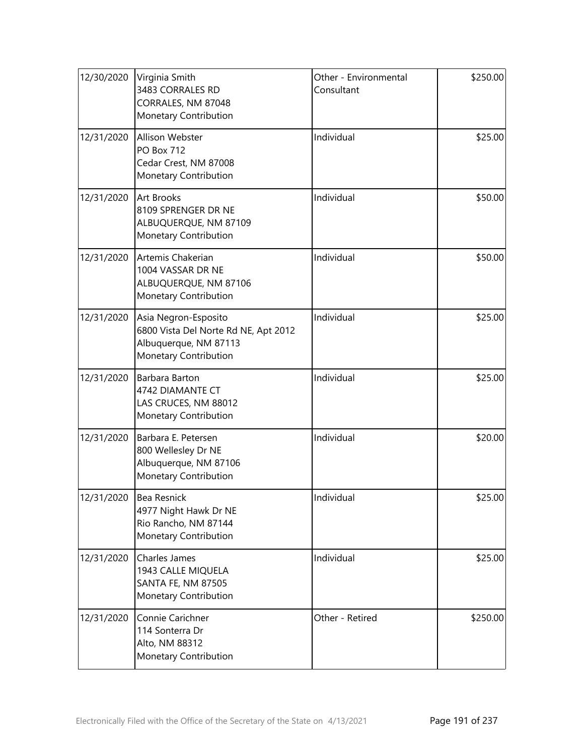| | | | |
|---|---|---|---|
| 12/30/2020 | Virginia Smith<br>3483 CORRALES RD<br>CORRALES, NM 87048<br>Monetary Contribution | Other - Environmental Consultant | $250.00 |
| 12/31/2020 | Allison Webster<br>PO Box 712<br>Cedar Crest, NM 87008<br>Monetary Contribution | Individual | $25.00 |
| 12/31/2020 | Art Brooks<br>8109 SPRENGER DR NE<br>ALBUQUERQUE, NM 87109<br>Monetary Contribution | Individual | $50.00 |
| 12/31/2020 | Artemis Chakerian<br>1004 VASSAR DR NE<br>ALBUQUERQUE, NM 87106<br>Monetary Contribution | Individual | $50.00 |
| 12/31/2020 | Asia Negron-Esposito<br>6800 Vista Del Norte Rd NE, Apt 2012<br>Albuquerque, NM 87113<br>Monetary Contribution | Individual | $25.00 |
| 12/31/2020 | Barbara Barton<br>4742 DIAMANTE CT<br>LAS CRUCES, NM 88012<br>Monetary Contribution | Individual | $25.00 |
| 12/31/2020 | Barbara E. Petersen<br>800 Wellesley Dr NE<br>Albuquerque, NM 87106<br>Monetary Contribution | Individual | $20.00 |
| 12/31/2020 | Bea Resnick<br>4977 Night Hawk Dr NE<br>Rio Rancho, NM 87144<br>Monetary Contribution | Individual | $25.00 |
| 12/31/2020 | Charles James<br>1943 CALLE MIQUELA<br>SANTA FE, NM 87505<br>Monetary Contribution | Individual | $25.00 |
| 12/31/2020 | Connie Carichner<br>114 Sonterra Dr<br>Alto, NM 88312<br>Monetary Contribution | Other - Retired | $250.00 |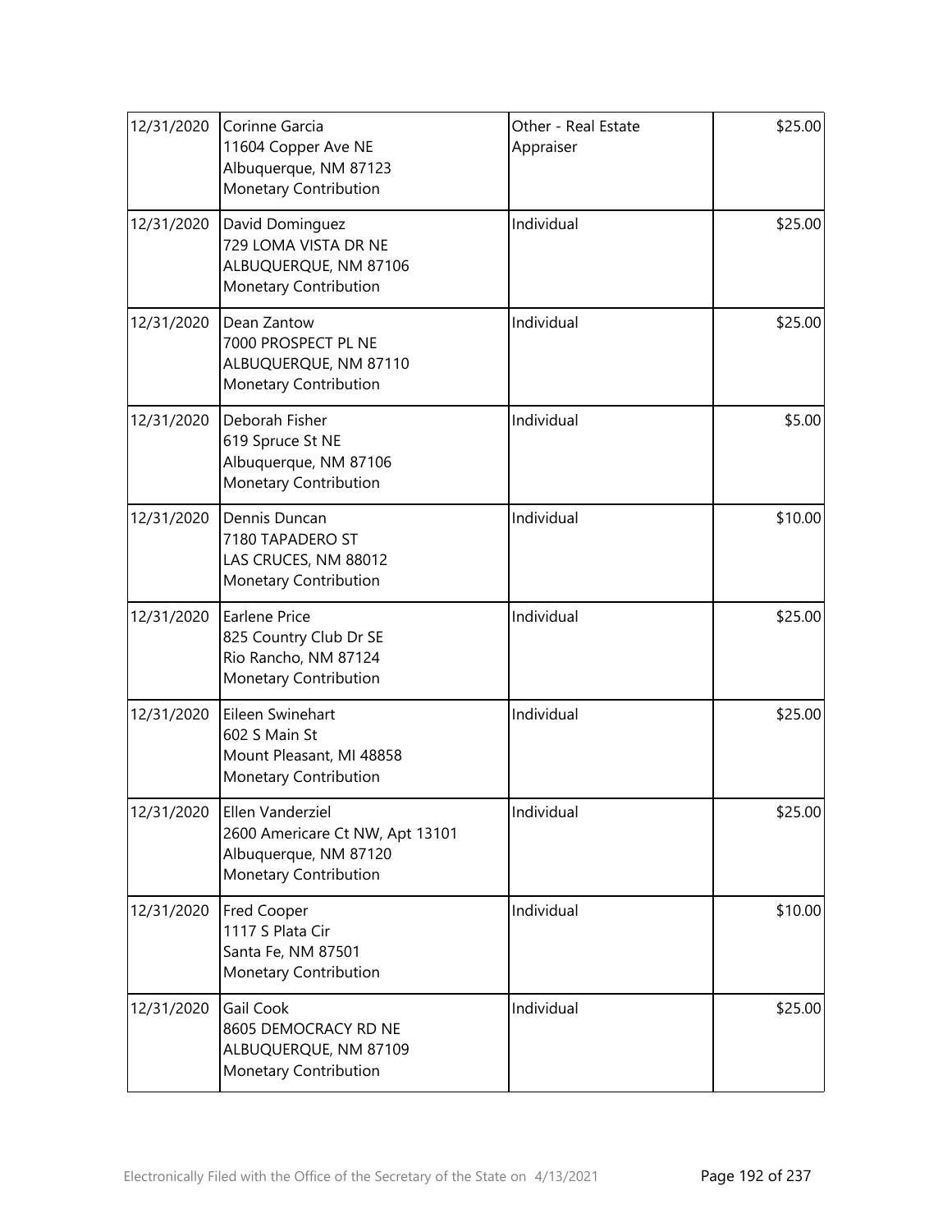| | | | |
|---|---|---|---|
| 12/31/2020 | Corinne Garcia<br>11604 Copper Ave NE<br>Albuquerque, NM 87123<br>Monetary Contribution | Other - Real Estate Appraiser | $25.00 |
| 12/31/2020 | David Dominguez<br>729 LOMA VISTA DR NE<br>ALBUQUERQUE, NM 87106<br>Monetary Contribution | Individual | $25.00 |
| 12/31/2020 | Dean Zantow<br>7000 PROSPECT PL NE<br>ALBUQUERQUE, NM 87110<br>Monetary Contribution | Individual | $25.00 |
| 12/31/2020 | Deborah Fisher<br>619 Spruce St NE<br>Albuquerque, NM 87106<br>Monetary Contribution | Individual | $5.00 |
| 12/31/2020 | Dennis Duncan<br>7180 TAPADERO ST<br>LAS CRUCES, NM 88012<br>Monetary Contribution | Individual | $10.00 |
| 12/31/2020 | Earlene Price<br>825 Country Club Dr SE<br>Rio Rancho, NM 87124<br>Monetary Contribution | Individual | $25.00 |
| 12/31/2020 | Eileen Swinehart<br>602 S Main St<br>Mount Pleasant, MI 48858<br>Monetary Contribution | Individual | $25.00 |
| 12/31/2020 | Ellen Vanderziel<br>2600 Americare Ct NW, Apt 13101<br>Albuquerque, NM 87120<br>Monetary Contribution | Individual | $25.00 |
| 12/31/2020 | Fred Cooper<br>1117 S Plata Cir<br>Santa Fe, NM 87501<br>Monetary Contribution | Individual | $10.00 |
| 12/31/2020 | Gail Cook<br>8605 DEMOCRACY RD NE<br>ALBUQUERQUE, NM 87109<br>Monetary Contribution | Individual | $25.00 |

Electronically Filed with the Office of the Secretary of the State on 4/13/2021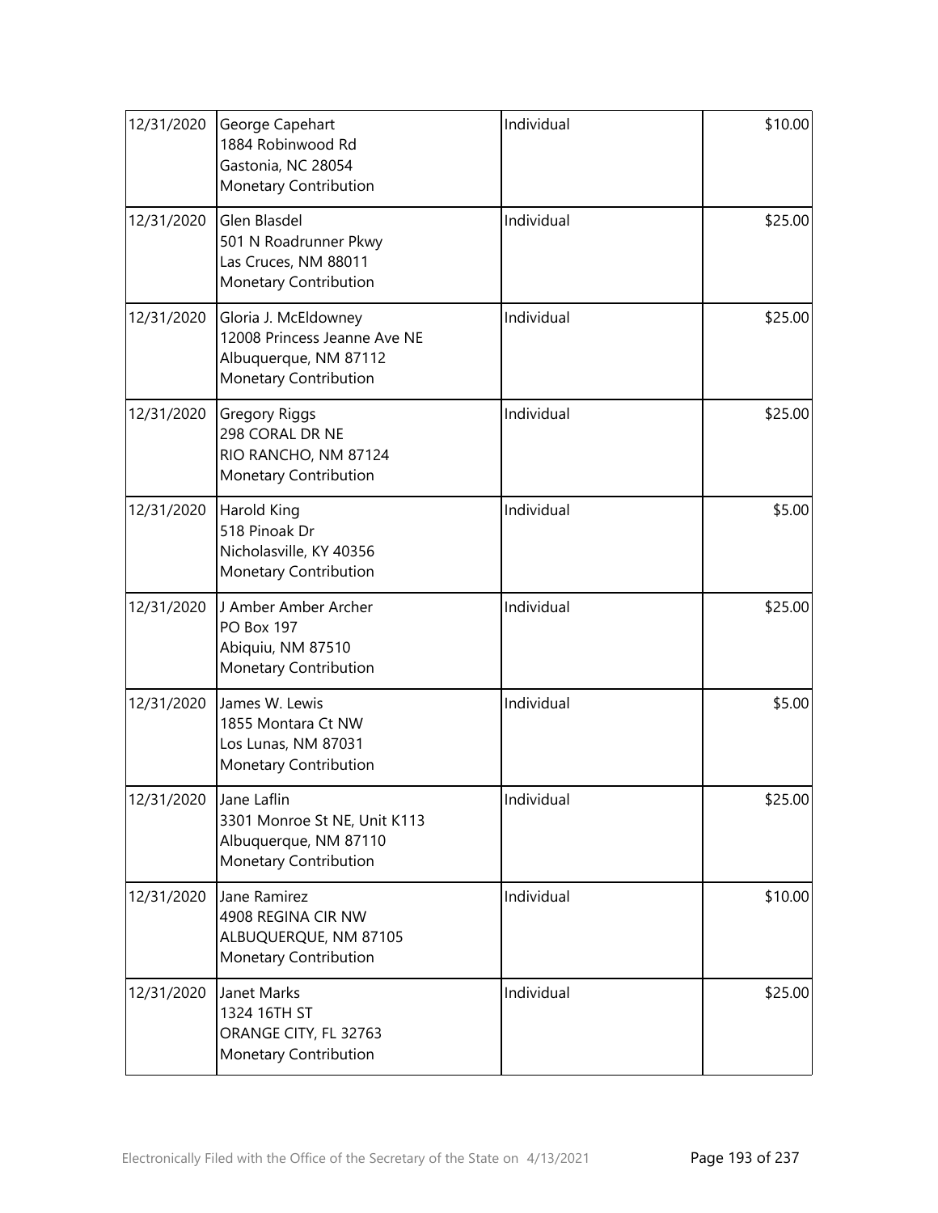| | | | |
|---|---|---|---|
| 12/31/2020 | George Capehart<br>1884 Robinwood Rd<br>Gastonia, NC 28054<br>Monetary Contribution | Individual | $10.00 |
| 12/31/2020 | Glen Blasdel<br>501 N Roadrunner Pkwy<br>Las Cruces, NM 88011<br>Monetary Contribution | Individual | $25.00 |
| 12/31/2020 | Gloria J. McEldowney<br>12008 Princess Jeanne Ave NE<br>Albuquerque, NM 87112<br>Monetary Contribution | Individual | $25.00 |
| 12/31/2020 | Gregory Riggs<br>298 CORAL DR NE<br>RIO RANCHO, NM 87124<br>Monetary Contribution | Individual | $25.00 |
| 12/31/2020 | Harold King<br>518 Pinoak Dr<br>Nicholasville, KY 40356<br>Monetary Contribution | Individual | $5.00 |
| 12/31/2020 | J Amber Amber Archer<br>PO Box 197<br>Abiquiu, NM 87510<br>Monetary Contribution | Individual | $25.00 |
| 12/31/2020 | James W. Lewis<br>1855 Montara Ct NW<br>Los Lunas, NM 87031<br>Monetary Contribution | Individual | $5.00 |
| 12/31/2020 | Jane Laflin<br>3301 Monroe St NE, Unit K113<br>Albuquerque, NM 87110<br>Monetary Contribution | Individual | $25.00 |
| 12/31/2020 | Jane Ramirez<br>4908 REGINA CIR NW<br>ALBUQUERQUE, NM 87105<br>Monetary Contribution | Individual | $10.00 |
| 12/31/2020 | Janet Marks<br>1324 16TH ST<br>ORANGE CITY, FL 32763<br>Monetary Contribution | Individual | $25.00 |

Electronically Filed with the Office of the Secretary of the State on 4/13/2021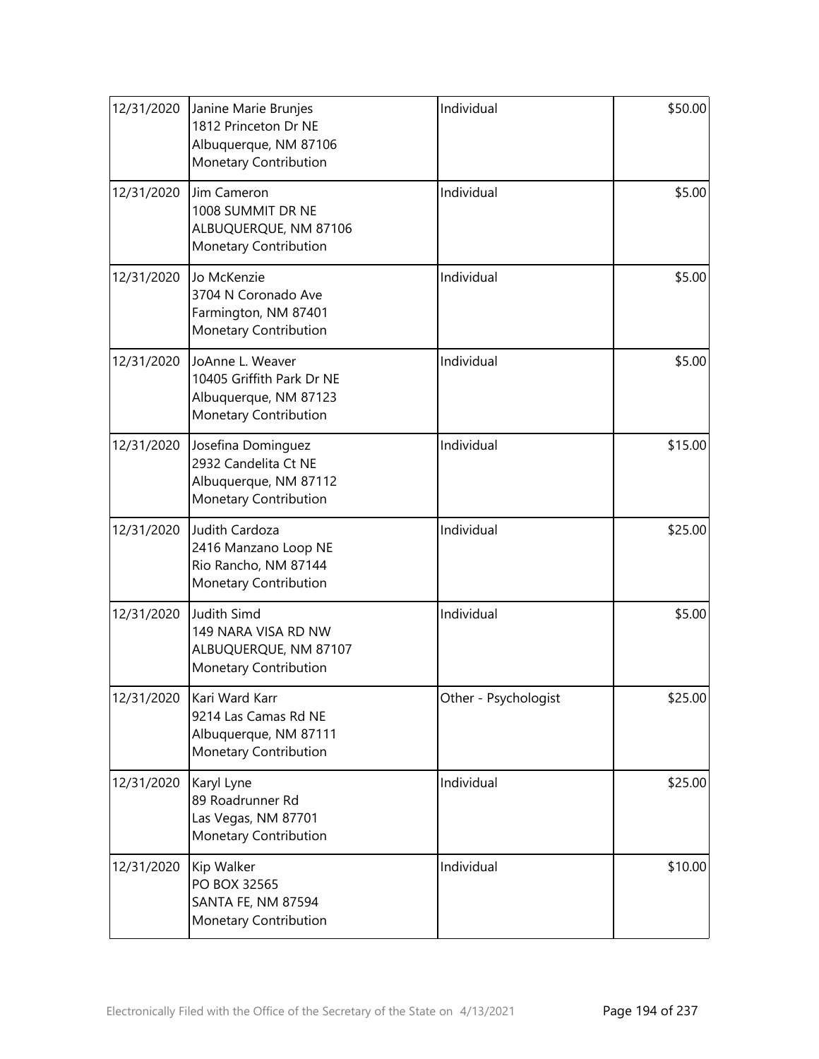| | | | |
|---|---|---|---|
| 12/31/2020 | Janine Marie Brunjes<br>1812 Princeton Dr NE<br>Albuquerque, NM 87106<br>Monetary Contribution | Individual | \$50.00 |
| 12/31/2020 | Jim Cameron<br>1008 SUMMIT DR NE<br>ALBUQUERQUE, NM 87106<br>Monetary Contribution | Individual | \$5.00 |
| 12/31/2020 | Jo McKenzie<br>3704 N Coronado Ave<br>Farmington, NM 87401<br>Monetary Contribution | Individual | \$5.00 |
| 12/31/2020 | JoAnne L. Weaver<br>10405 Griffith Park Dr NE<br>Albuquerque, NM 87123<br>Monetary Contribution | Individual | \$5.00 |
| 12/31/2020 | Josefina Dominguez<br>2932 Candelita Ct NE<br>Albuquerque, NM 87112<br>Monetary Contribution | Individual | \$15.00 |
| 12/31/2020 | Judith Cardoza<br>2416 Manzano Loop NE<br>Rio Rancho, NM 87144<br>Monetary Contribution | Individual | \$25.00 |
| 12/31/2020 | Judith Simd<br>149 NARA VISA RD NW<br>ALBUQUERQUE, NM 87107<br>Monetary Contribution | Individual | \$5.00 |
| 12/31/2020 | Kari Ward Karr<br>9214 Las Camas Rd NE<br>Albuquerque, NM 87111<br>Monetary Contribution | Other - Psychologist | \$25.00 |
| 12/31/2020 | Karyl Lyne<br>89 Roadrunner Rd<br>Las Vegas, NM 87701<br>Monetary Contribution | Individual | \$25.00 |
| 12/31/2020 | Kip Walker<br>PO BOX 32565<br>SANTA FE, NM 87594<br>Monetary Contribution | Individual | \$10.00 |

Electronically Filed with the Office of the Secretary of the State on 4/13/2021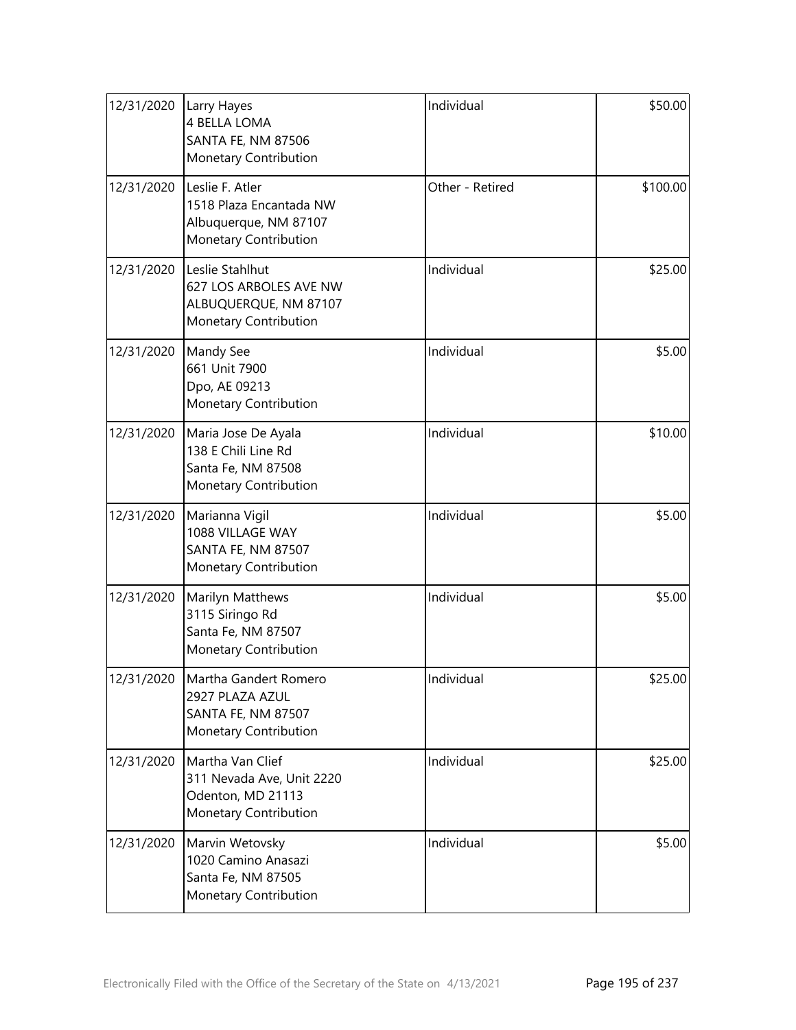| | | | |
|---|---|---|---|
| 12/31/2020 | Larry Hayes<br>4 BELLA LOMA<br>SANTA FE, NM 87506<br>Monetary Contribution | Individual | \$50.00 |
| 12/31/2020 | Leslie F. Atler<br>1518 Plaza Encantada NW<br>Albuquerque, NM 87107<br>Monetary Contribution | Other - Retired | \$100.00 |
| 12/31/2020 | Leslie Stahlhut<br>627 LOS ARBOLES AVE NW<br>ALBUQUERQUE, NM 87107<br>Monetary Contribution | Individual | \$25.00 |
| 12/31/2020 | Mandy See<br>661 Unit 7900<br>Dpo, AE 09213<br>Monetary Contribution | Individual | \$5.00 |
| 12/31/2020 | Maria Jose De Ayala<br>138 E Chili Line Rd<br>Santa Fe, NM 87508<br>Monetary Contribution | Individual | \$10.00 |
| 12/31/2020 | Marianna Vigil<br>1088 VILLAGE WAY<br>SANTA FE, NM 87507<br>Monetary Contribution | Individual | \$5.00 |
| 12/31/2020 | Marilyn Matthews<br>3115 Siringo Rd<br>Santa Fe, NM 87507<br>Monetary Contribution | Individual | \$5.00 |
| 12/31/2020 | Martha Gandert Romero<br>2927 PLAZA AZUL<br>SANTA FE, NM 87507<br>Monetary Contribution | Individual | \$25.00 |
| 12/31/2020 | Martha Van Clief<br>311 Nevada Ave, Unit 2220<br>Odenton, MD 21113<br>Monetary Contribution | Individual | \$25.00 |
| 12/31/2020 | Marvin Wetovsky<br>1020 Camino Anasazi<br>Santa Fe, NM 87505<br>Monetary Contribution | Individual | \$5.00 |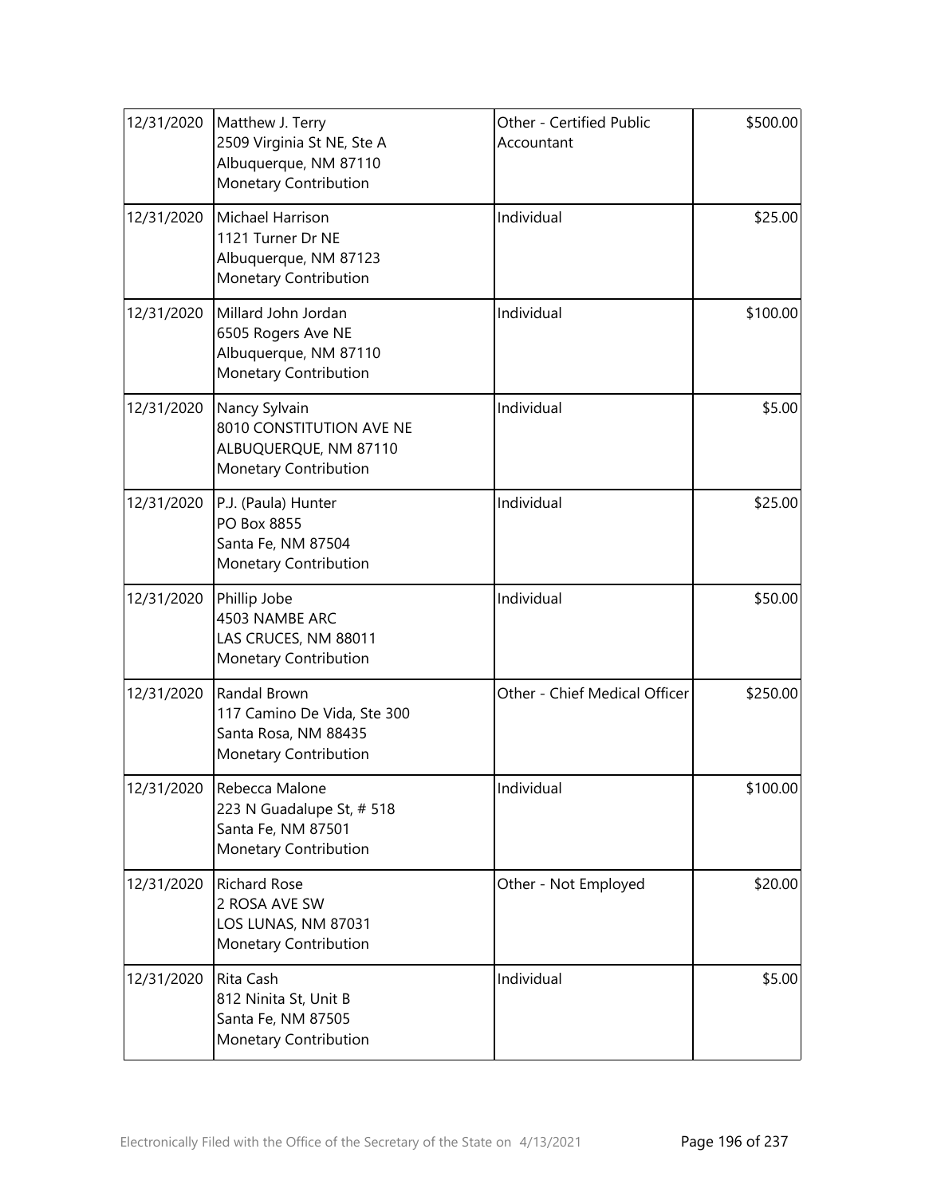| | | | |
|---|---|---|---|
| 12/31/2020 | Matthew J. Terry<br>2509 Virginia St NE, Ste A<br>Albuquerque, NM 87110<br>Monetary Contribution | Other - Certified Public Accountant | $500.00 |
| 12/31/2020 | Michael Harrison<br>1121 Turner Dr NE<br>Albuquerque, NM 87123<br>Monetary Contribution | Individual | $25.00 |
| 12/31/2020 | Millard John Jordan<br>6505 Rogers Ave NE<br>Albuquerque, NM 87110<br>Monetary Contribution | Individual | $100.00 |
| 12/31/2020 | Nancy Sylvain<br>8010 CONSTITUTION AVE NE<br>ALBUQUERQUE, NM 87110<br>Monetary Contribution | Individual | $5.00 |
| 12/31/2020 | P.J. (Paula) Hunter<br>PO Box 8855<br>Santa Fe, NM 87504<br>Monetary Contribution | Individual | $25.00 |
| 12/31/2020 | Phillip Jobe<br>4503 NAMBE ARC<br>LAS CRUCES, NM 88011<br>Monetary Contribution | Individual | $50.00 |
| 12/31/2020 | Randal Brown<br>117 Camino De Vida, Ste 300<br>Santa Rosa, NM 88435<br>Monetary Contribution | Other - Chief Medical Officer | $250.00 |
| 12/31/2020 | Rebecca Malone<br>223 N Guadalupe St, # 518<br>Santa Fe, NM 87501<br>Monetary Contribution | Individual | $100.00 |
| 12/31/2020 | Richard Rose<br>2 ROSA AVE SW<br>LOS LUNAS, NM 87031<br>Monetary Contribution | Other - Not Employed | $20.00 |
| 12/31/2020 | Rita Cash<br>812 Ninita St, Unit B<br>Santa Fe, NM 87505<br>Monetary Contribution | Individual | $5.00 |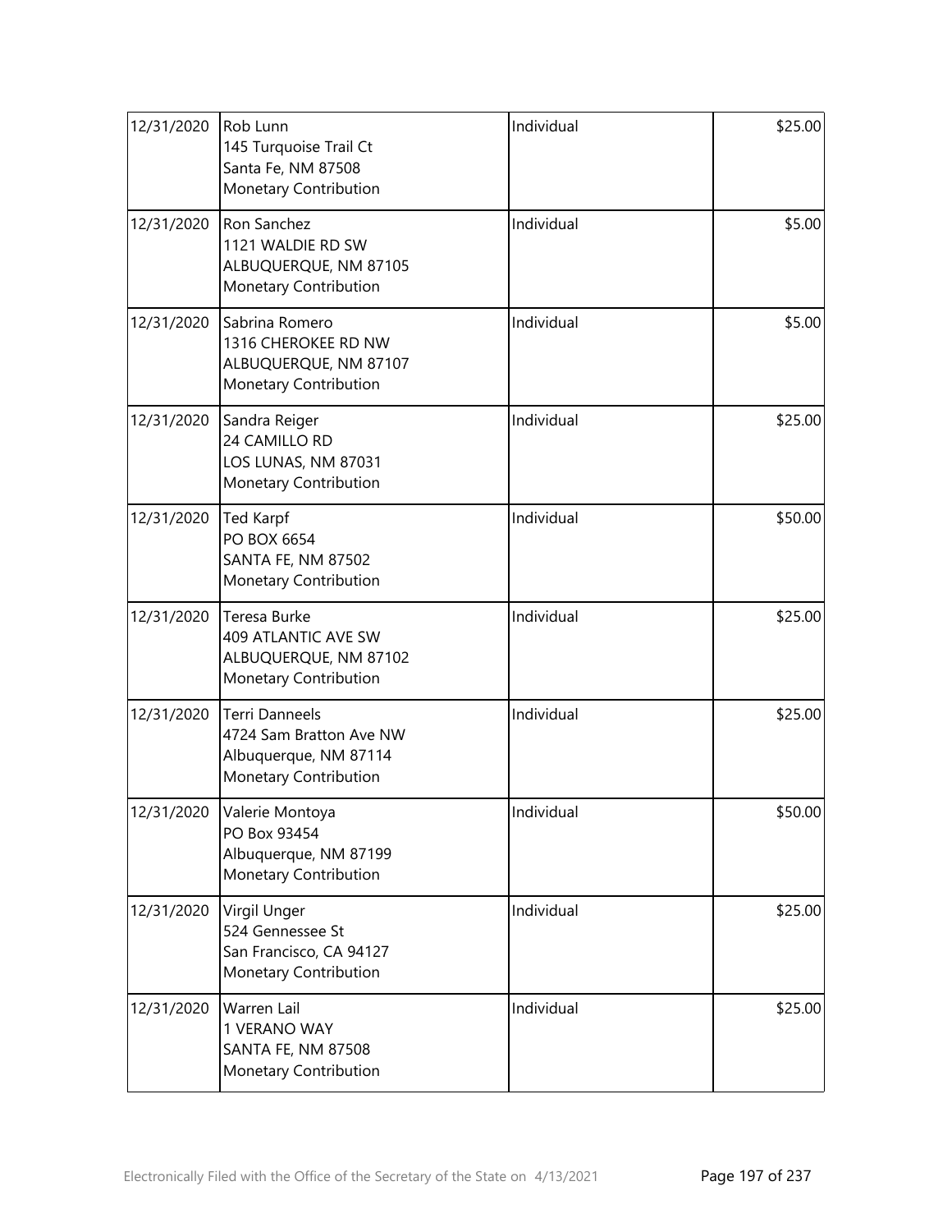| | | | |
|---|---|---|---|
| 12/31/2020 | Rob Lunn<br>145 Turquoise Trail Ct<br>Santa Fe, NM 87508<br>Monetary Contribution | Individual | $25.00 |
| 12/31/2020 | Ron Sanchez<br>1121 WALDIE RD SW<br>ALBUQUERQUE, NM 87105<br>Monetary Contribution | Individual | $5.00 |
| 12/31/2020 | Sabrina Romero<br>1316 CHEROKEE RD NW<br>ALBUQUERQUE, NM 87107<br>Monetary Contribution | Individual | $5.00 |
| 12/31/2020 | Sandra Reiger<br>24 CAMILLO RD<br>LOS LUNAS, NM 87031<br>Monetary Contribution | Individual | $25.00 |
| 12/31/2020 | Ted Karpf<br>PO BOX 6654<br>SANTA FE, NM 87502<br>Monetary Contribution | Individual | $50.00 |
| 12/31/2020 | Teresa Burke<br>409 ATLANTIC AVE SW<br>ALBUQUERQUE, NM 87102<br>Monetary Contribution | Individual | $25.00 |
| 12/31/2020 | Terri Danneels<br>4724 Sam Bratton Ave NW<br>Albuquerque, NM 87114<br>Monetary Contribution | Individual | $25.00 |
| 12/31/2020 | Valerie Montoya<br>PO Box 93454<br>Albuquerque, NM 87199<br>Monetary Contribution | Individual | $50.00 |
| 12/31/2020 | Virgil Unger<br>524 Gennessee St<br>San Francisco, CA 94127<br>Monetary Contribution | Individual | $25.00 |
| 12/31/2020 | Warren Lail<br>1 VERANO WAY<br>SANTA FE, NM 87508<br>Monetary Contribution | Individual | $25.00 |

Electronically Filed with the Office of the Secretary of the State on 4/13/2021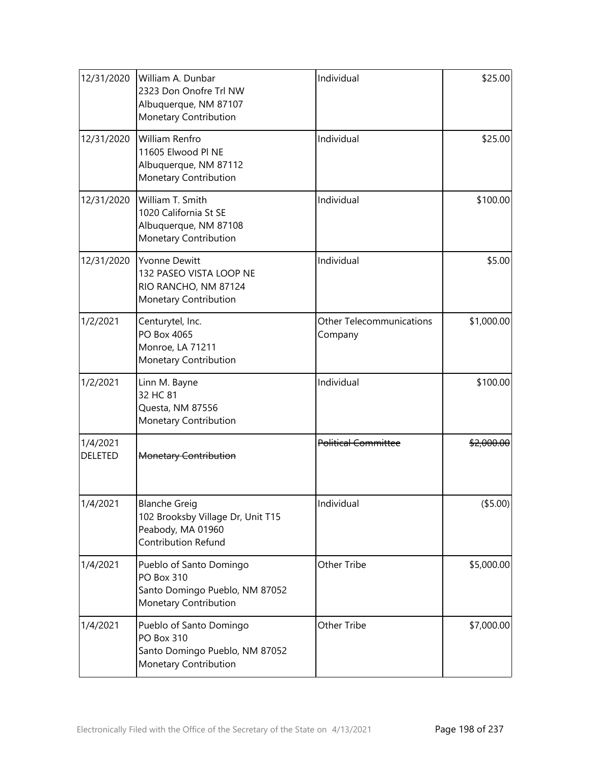| | | | |
|---|---|---|---|
| 12/31/2020 | William A. Dunbar<br>2323 Don Onofre Trl NW<br>Albuquerque, NM 87107<br>Monetary Contribution | Individual | $25.00 |
| 12/31/2020 | William Renfro<br>11605 Elwood Pl NE<br>Albuquerque, NM 87112<br>Monetary Contribution | Individual | $25.00 |
| 12/31/2020 | William T. Smith<br>1020 California St SE<br>Albuquerque, NM 87108<br>Monetary Contribution | Individual | $100.00 |
| 12/31/2020 | Yvonne Dewitt<br>132 PASEO VISTA LOOP NE<br>RIO RANCHO, NM 87124<br>Monetary Contribution | Individual | $5.00 |
| 1/2/2021 | Centurytel, Inc.<br>PO Box 4065<br>Monroe, LA 71211<br>Monetary Contribution | Other Telecommunications Company | $1,000.00 |
| 1/2/2021 | Linn M. Bayne<br>32 HC 81<br>Questa, NM 87556<br>Monetary Contribution | Individual | $100.00 |
| 1/4/2021<br>DELETED | ~~Monetary Contribution~~ | ~~Political Committee~~ | ~~$2,000.00~~ |
| 1/4/2021 | Blanche Greig<br>102 Brooksby Village Dr, Unit T15<br>Peabody, MA 01960<br>Contribution Refund | Individual | ($5.00) |
| 1/4/2021 | Pueblo of Santo Domingo<br>PO Box 310<br>Santo Domingo Pueblo, NM 87052<br>Monetary Contribution | Other Tribe | $5,000.00 |
| 1/4/2021 | Pueblo of Santo Domingo<br>PO Box 310<br>Santo Domingo Pueblo, NM 87052<br>Monetary Contribution | Other Tribe | $7,000.00 |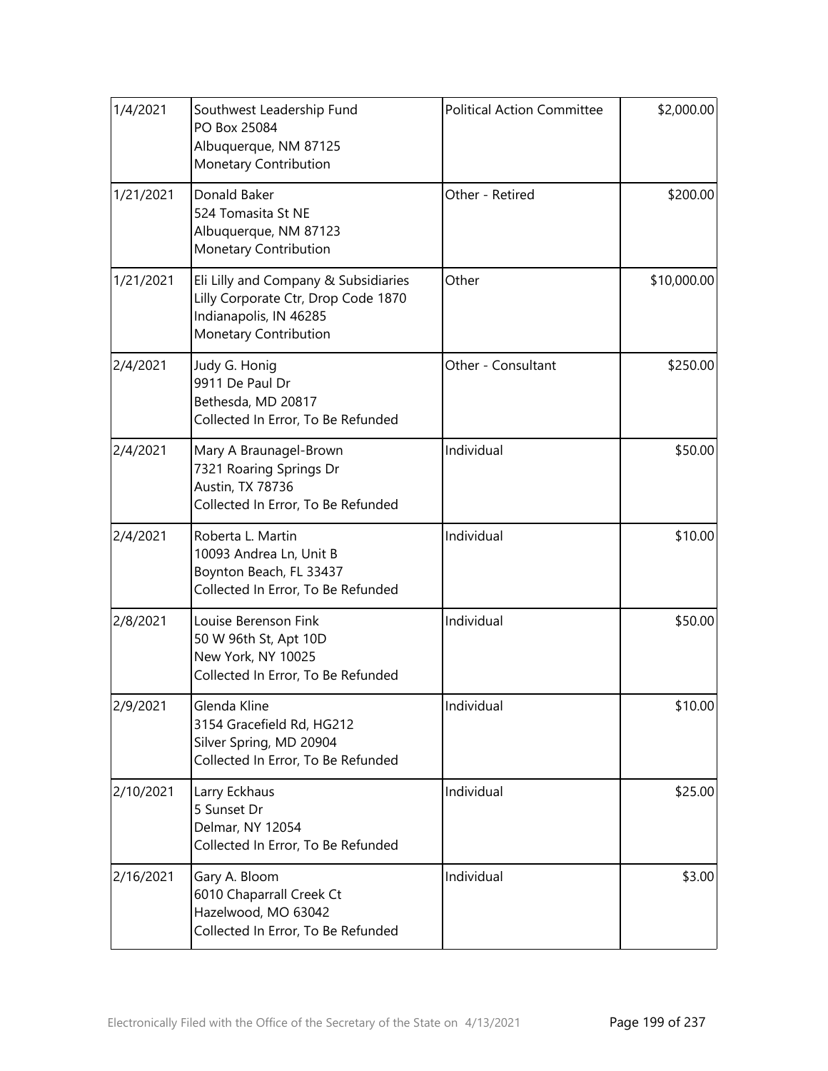| | | | |
|---|---|---|---|
| 1/4/2021 | Southwest Leadership Fund<br>PO Box 25084<br>Albuquerque, NM 87125<br>Monetary Contribution | Political Action Committee | $2,000.00 |
| 1/21/2021 | Donald Baker<br>524 Tomasita St NE<br>Albuquerque, NM 87123<br>Monetary Contribution | Other - Retired | $200.00 |
| 1/21/2021 | Eli Lilly and Company & Subsidiaries<br>Lilly Corporate Ctr, Drop Code 1870<br>Indianapolis, IN 46285<br>Monetary Contribution | Other | $10,000.00 |
| 2/4/2021 | Judy G. Honig<br>9911 De Paul Dr<br>Bethesda, MD 20817<br>Collected In Error, To Be Refunded | Other - Consultant | $250.00 |
| 2/4/2021 | Mary A Braunagel-Brown<br>7321 Roaring Springs Dr<br>Austin, TX 78736<br>Collected In Error, To Be Refunded | Individual | $50.00 |
| 2/4/2021 | Roberta L. Martin<br>10093 Andrea Ln, Unit B<br>Boynton Beach, FL 33437<br>Collected In Error, To Be Refunded | Individual | $10.00 |
| 2/8/2021 | Louise Berenson Fink<br>50 W 96th St, Apt 10D<br>New York, NY 10025<br>Collected In Error, To Be Refunded | Individual | $50.00 |
| 2/9/2021 | Glenda Kline<br>3154 Gracefield Rd, HG212<br>Silver Spring, MD 20904<br>Collected In Error, To Be Refunded | Individual | $10.00 |
| 2/10/2021 | Larry Eckhaus<br>5 Sunset Dr<br>Delmar, NY 12054<br>Collected In Error, To Be Refunded | Individual | $25.00 |
| 2/16/2021 | Gary A. Bloom<br>6010 Chaparrall Creek Ct<br>Hazelwood, MO 63042<br>Collected In Error, To Be Refunded | Individual | $3.00 |

Electronically Filed with the Office of the Secretary of the State on 4/13/2021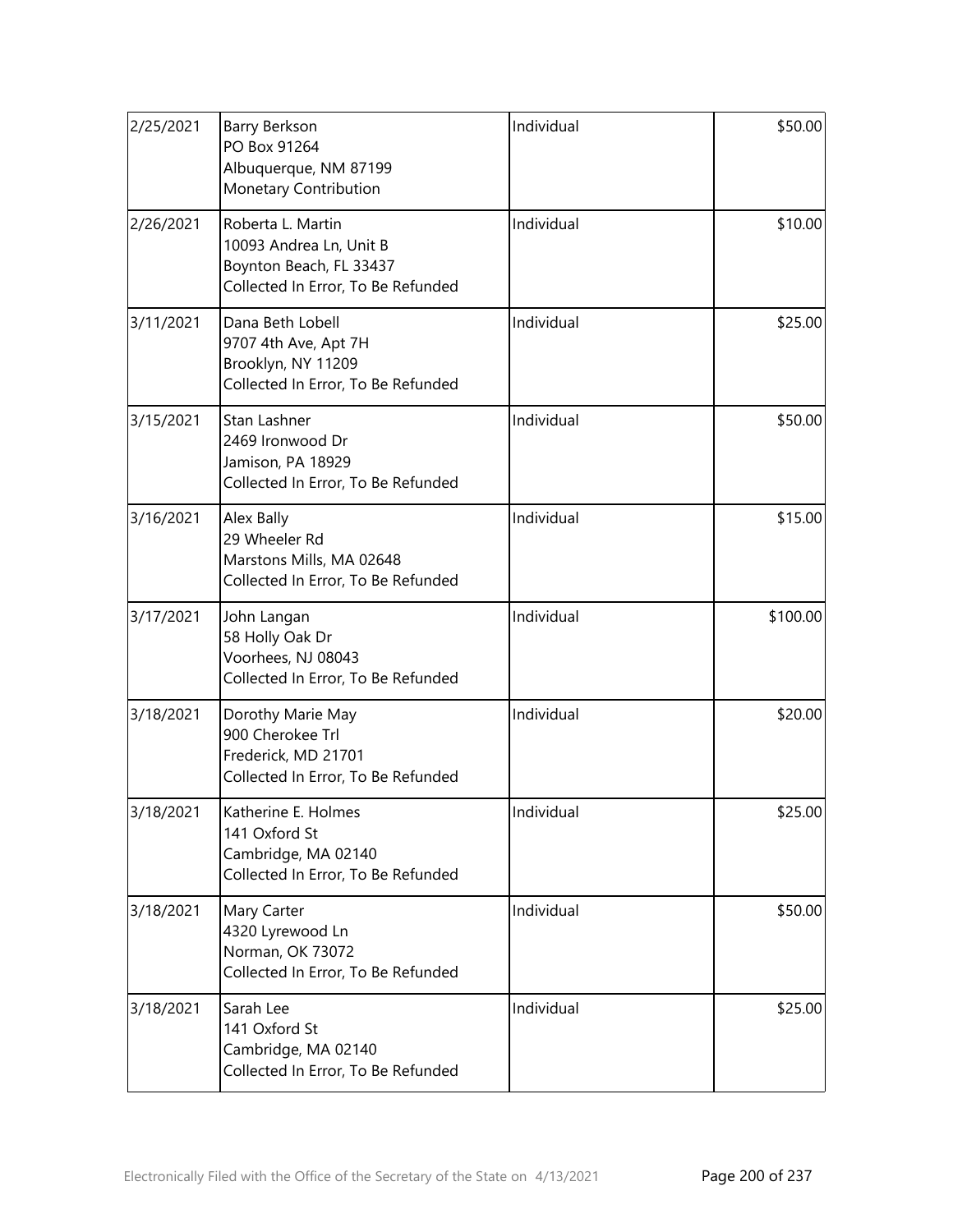| | | | |
|---|---|---|---|
| 2/25/2021 | Barry Berkson<br>PO Box 91264<br>Albuquerque, NM 87199<br>Monetary Contribution | Individual | $50.00 |
| 2/26/2021 | Roberta L. Martin<br>10093 Andrea Ln, Unit B<br>Boynton Beach, FL 33437<br>Collected In Error, To Be Refunded | Individual | $10.00 |
| 3/11/2021 | Dana Beth Lobell<br>9707 4th Ave, Apt 7H<br>Brooklyn, NY 11209<br>Collected In Error, To Be Refunded | Individual | $25.00 |
| 3/15/2021 | Stan Lashner<br>2469 Ironwood Dr<br>Jamison, PA 18929<br>Collected In Error, To Be Refunded | Individual | $50.00 |
| 3/16/2021 | Alex Bally<br>29 Wheeler Rd<br>Marstons Mills, MA 02648<br>Collected In Error, To Be Refunded | Individual | $15.00 |
| 3/17/2021 | John Langan<br>58 Holly Oak Dr<br>Voorhees, NJ 08043<br>Collected In Error, To Be Refunded | Individual | $100.00 |
| 3/18/2021 | Dorothy Marie May<br>900 Cherokee Trl<br>Frederick, MD 21701<br>Collected In Error, To Be Refunded | Individual | $20.00 |
| 3/18/2021 | Katherine E. Holmes<br>141 Oxford St<br>Cambridge, MA 02140<br>Collected In Error, To Be Refunded | Individual | $25.00 |
| 3/18/2021 | Mary Carter<br>4320 Lyrewood Ln<br>Norman, OK 73072<br>Collected In Error, To Be Refunded | Individual | $50.00 |
| 3/18/2021 | Sarah Lee<br>141 Oxford St<br>Cambridge, MA 02140<br>Collected In Error, To Be Refunded | Individual | $25.00 |

Electronically Filed with the Office of the Secretary of the State on 4/13/2021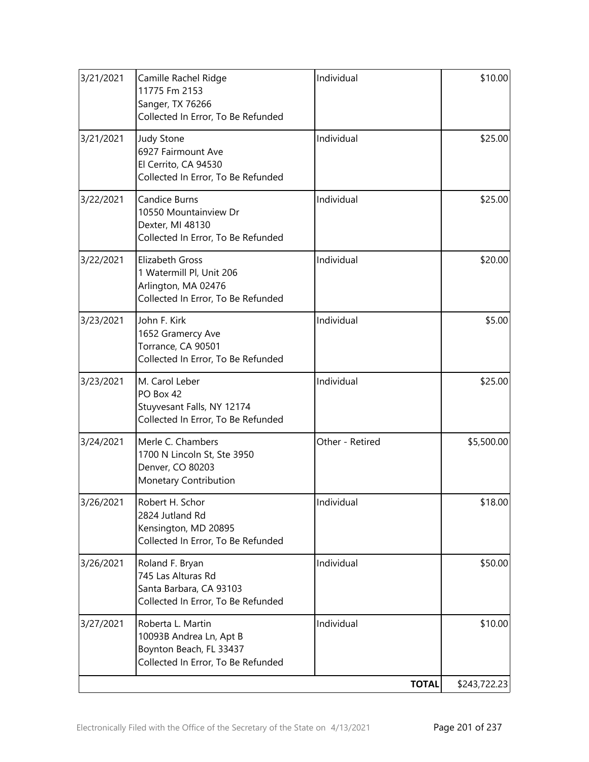| | | | |
|---|---|---|---|
| 3/21/2021 | Camille Rachel Ridge<br>11775 Fm 2153<br>Sanger, TX 76266<br>Collected In Error, To Be Refunded | Individual | $10.00 |
| 3/21/2021 | Judy Stone<br>6927 Fairmount Ave<br>El Cerrito, CA 94530<br>Collected In Error, To Be Refunded | Individual | $25.00 |
| 3/22/2021 | Candice Burns<br>10550 Mountainview Dr<br>Dexter, MI 48130<br>Collected In Error, To Be Refunded | Individual | $25.00 |
| 3/22/2021 | Elizabeth Gross<br>1 Watermill Pl, Unit 206<br>Arlington, MA 02476<br>Collected In Error, To Be Refunded | Individual | $20.00 |
| 3/23/2021 | John F. Kirk<br>1652 Gramercy Ave<br>Torrance, CA 90501<br>Collected In Error, To Be Refunded | Individual | $5.00 |
| 3/23/2021 | M. Carol Leber<br>PO Box 42<br>Stuyvesant Falls, NY 12174<br>Collected In Error, To Be Refunded | Individual | $25.00 |
| 3/24/2021 | Merle C. Chambers<br>1700 N Lincoln St, Ste 3950<br>Denver, CO 80203<br>Monetary Contribution | Other - Retired | $5,500.00 |
| 3/26/2021 | Robert H. Schor<br>2824 Jutland Rd<br>Kensington, MD 20895<br>Collected In Error, To Be Refunded | Individual | $18.00 |
| 3/26/2021 | Roland F. Bryan<br>745 Las Alturas Rd<br>Santa Barbara, CA 93103<br>Collected In Error, To Be Refunded | Individual | $50.00 |
| 3/27/2021 | Roberta L. Martin<br>10093B Andrea Ln, Apt B<br>Boynton Beach, FL 33437<br>Collected In Error, To Be Refunded | Individual | $10.00 |
| | | **TOTAL** | $243,722.23 |

Electronically Filed with the Office of the Secretary of the State on 4/13/2021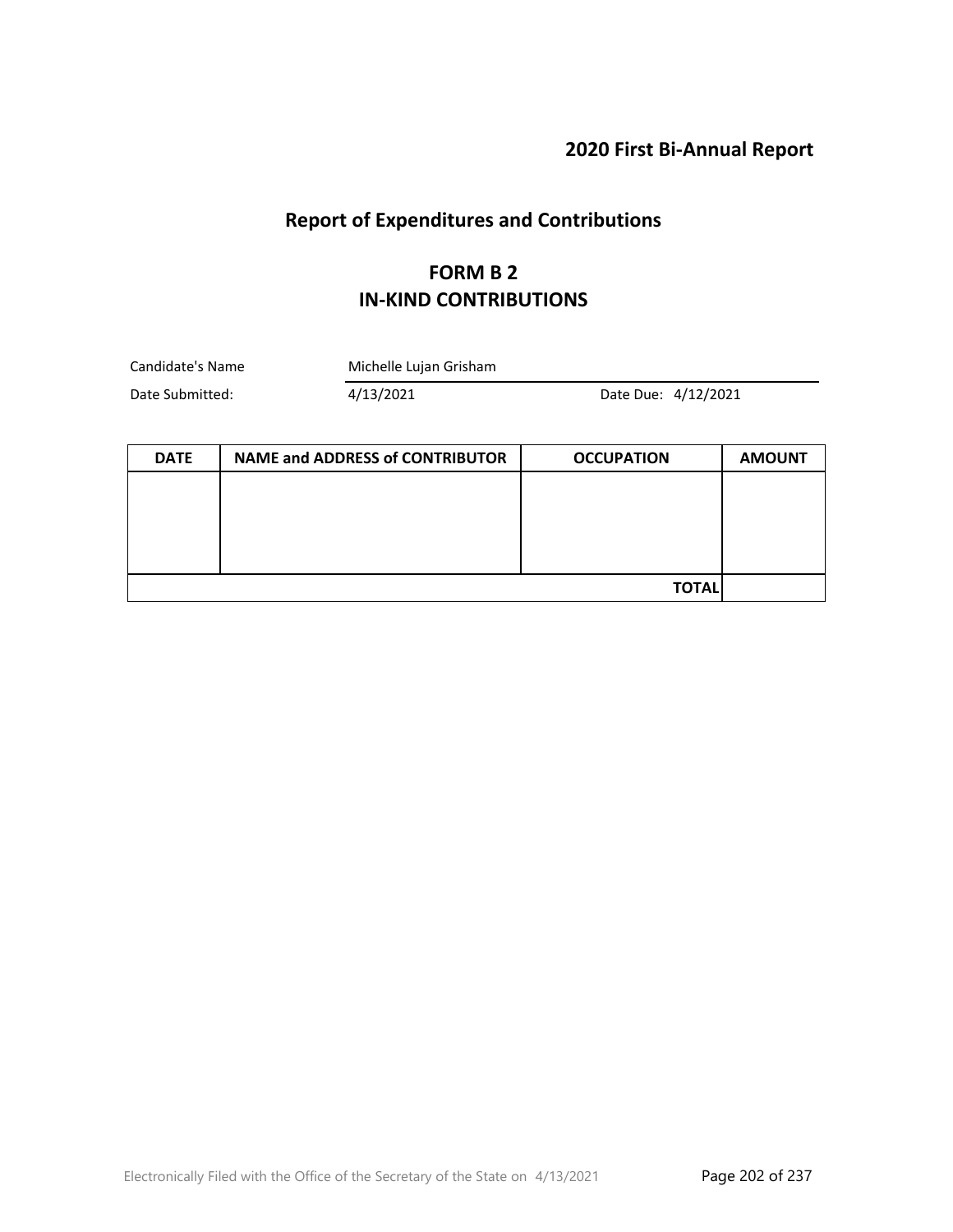## 2020 First Bi-Annual Report

# Report of Expenditures and Contributions

## FORM B 2
## IN-KIND CONTRIBUTIONS

Candidate's Name: Michelle Lujan Grisham

Date Submitted: 4/13/2021 Date Due: 4/12/2021

| DATE | NAME and ADDRESS of CONTRIBUTOR | OCCUPATION | AMOUNT |
|---|---|---|---|
| | | | |
| | | **TOTAL** | |

Electronically Filed with the Office of the Secretary of the State on 4/13/2021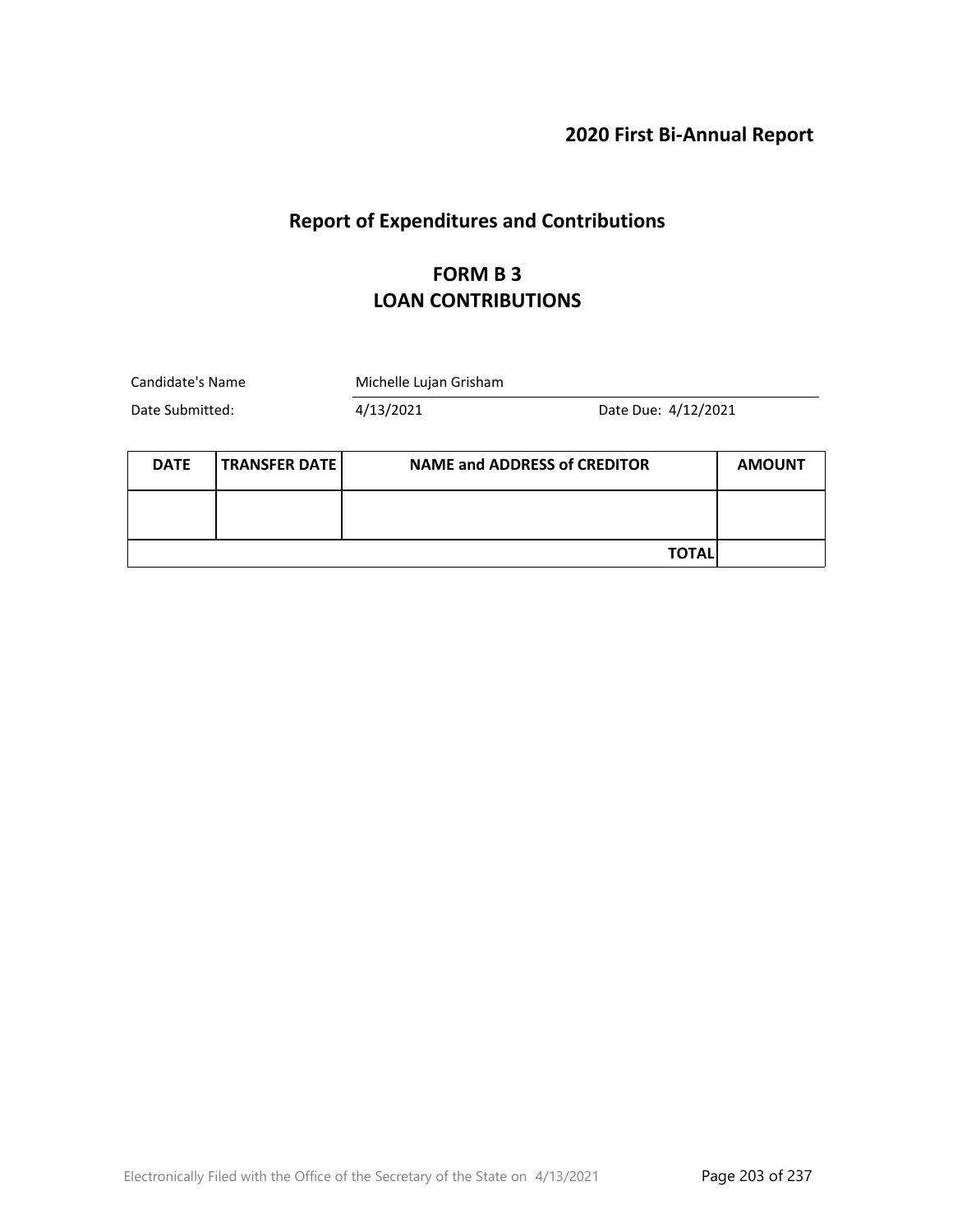## 2020 First Bi-Annual Report

# Report of Expenditures and Contributions

## FORM B 3
## LOAN CONTRIBUTIONS

Candidate's Name: Michelle Lujan Grisham

Date Submitted: 4/13/2021 Date Due: 4/12/2021

| DATE | TRANSFER DATE | NAME and ADDRESS of CREDITOR | AMOUNT |
|---|---|---|---|
| | | | |
| | | **TOTAL** | |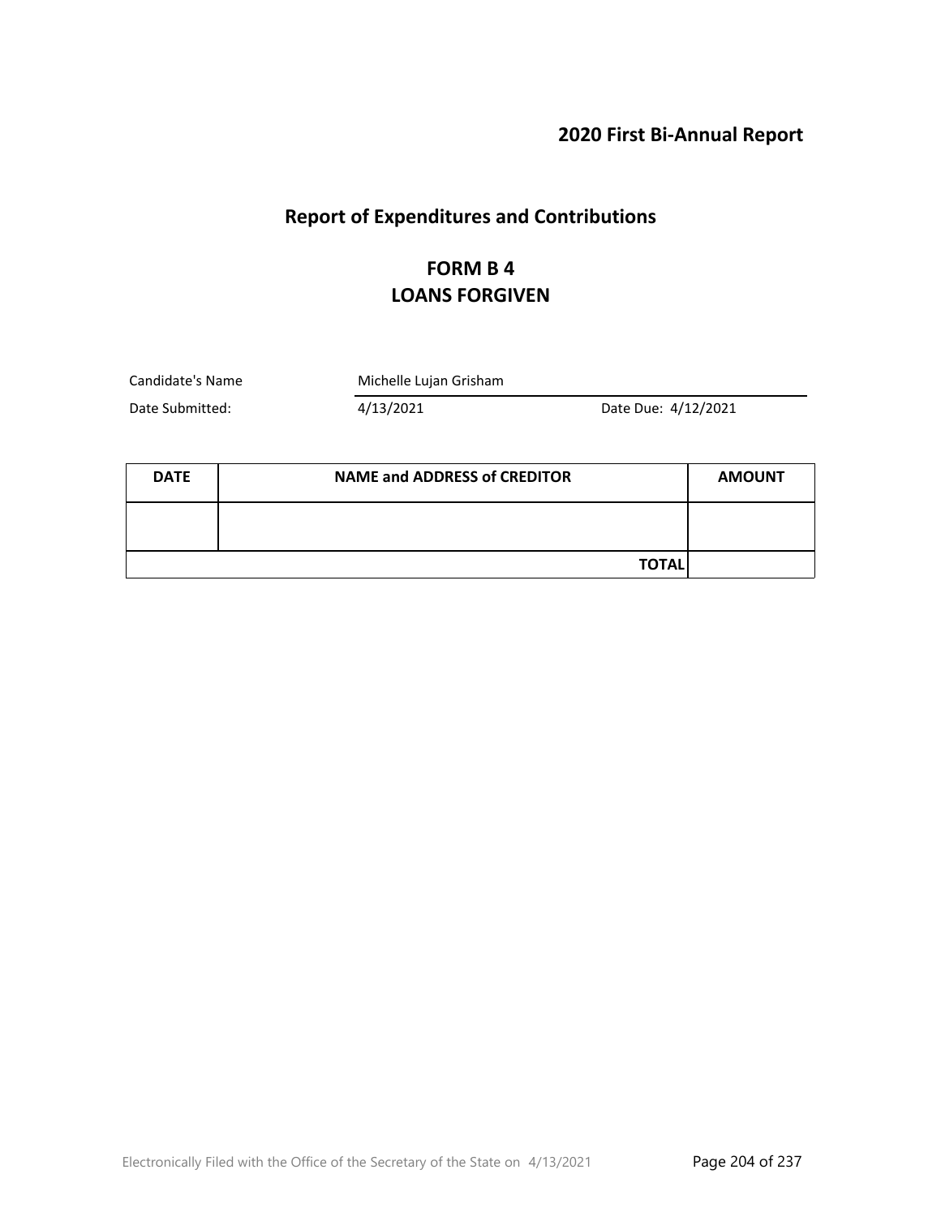## 2020 First Bi-Annual Report

# Report of Expenditures and Contributions

## FORM B 4
## LOANS FORGIVEN

Candidate's Name: Michelle Lujan Grisham

Date Submitted: 4/13/2021 Date Due: 4/12/2021

| DATE | NAME and ADDRESS of CREDITOR | AMOUNT |
|---|---|---|
| | | |
| | **TOTAL** | |

Electronically Filed with the Office of the Secretary of the State on 4/13/2021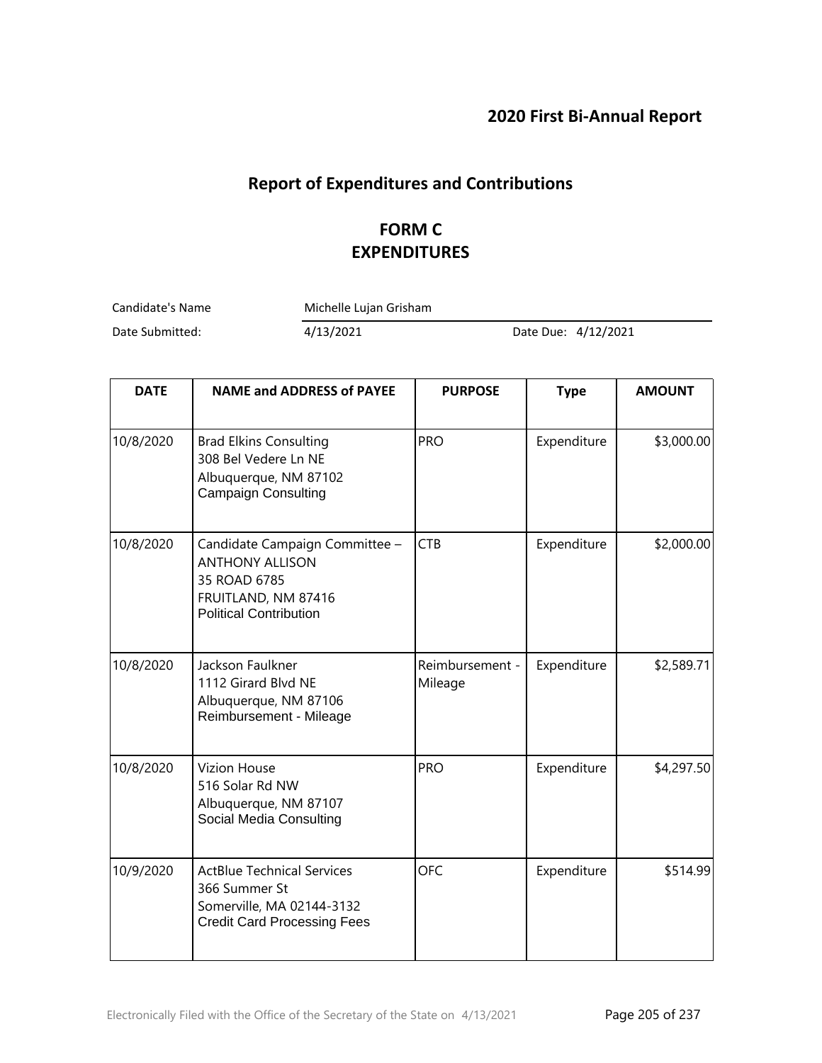## 2020 First Bi-Annual Report

# Report of Expenditures and Contributions

## FORM C
## EXPENDITURES

Candidate's Name: Michelle Lujan Grisham

Date Submitted: 4/13/2021 Date Due: 4/12/2021

| DATE | NAME and ADDRESS of PAYEE | PURPOSE | Type | AMOUNT |
|---|---|---|---|---|
| 10/8/2020 | Brad Elkins Consulting<br>308 Bel Vedere Ln NE<br>Albuquerque, NM 87102<br>Campaign Consulting | PRO | Expenditure | $3,000.00 |
| 10/8/2020 | Candidate Campaign Committee – ANTHONY ALLISON<br>35 ROAD 6785<br>FRUITLAND, NM 87416<br>Political Contribution | CTB | Expenditure | $2,000.00 |
| 10/8/2020 | Jackson Faulkner<br>1112 Girard Blvd NE<br>Albuquerque, NM 87106<br>Reimbursement - Mileage | Reimbursement - Mileage | Expenditure | $2,589.71 |
| 10/8/2020 | Vizion House<br>516 Solar Rd NW<br>Albuquerque, NM 87107<br>Social Media Consulting | PRO | Expenditure | $4,297.50 |
| 10/9/2020 | ActBlue Technical Services<br>366 Summer St<br>Somerville, MA 02144-3132<br>Credit Card Processing Fees | OFC | Expenditure | $514.99 |

Electronically Filed with the Office of the Secretary of the State on 4/13/2021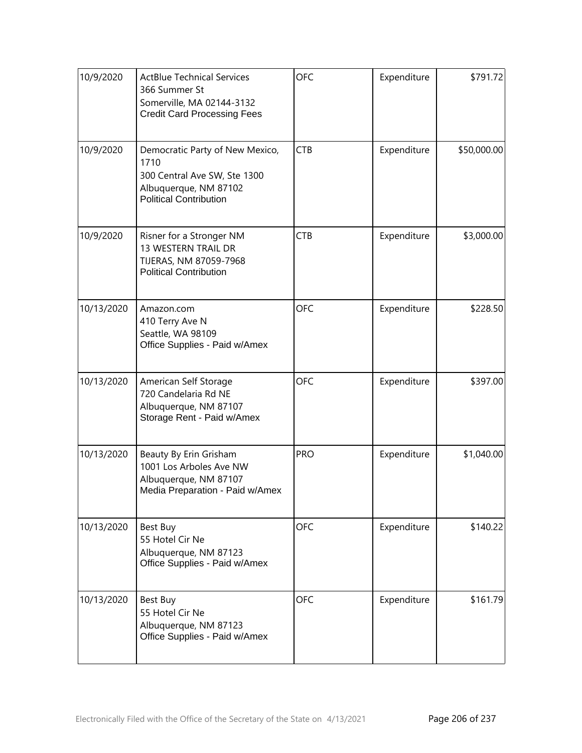| 10/9/2020 | ActBlue Technical Services<br>366 Summer St<br>Somerville, MA 02144-3132<br>Credit Card Processing Fees | OFC | Expenditure | $791.72 |
|---|---|---|---|---|
| 10/9/2020 | Democratic Party of New Mexico, 1710<br>300 Central Ave SW, Ste 1300<br>Albuquerque, NM 87102<br>Political Contribution | CTB | Expenditure | $50,000.00 |
| 10/9/2020 | Risner for a Stronger NM<br>13 WESTERN TRAIL DR<br>TIJERAS, NM 87059-7968<br>Political Contribution | CTB | Expenditure | $3,000.00 |
| 10/13/2020 | Amazon.com<br>410 Terry Ave N<br>Seattle, WA 98109<br>Office Supplies - Paid w/Amex | OFC | Expenditure | $228.50 |
| 10/13/2020 | American Self Storage<br>720 Candelaria Rd NE<br>Albuquerque, NM 87107<br>Storage Rent - Paid w/Amex | OFC | Expenditure | $397.00 |
| 10/13/2020 | Beauty By Erin Grisham<br>1001 Los Arboles Ave NW<br>Albuquerque, NM 87107<br>Media Preparation - Paid w/Amex | PRO | Expenditure | $1,040.00 |
| 10/13/2020 | Best Buy<br>55 Hotel Cir Ne<br>Albuquerque, NM 87123<br>Office Supplies - Paid w/Amex | OFC | Expenditure | $140.22 |
| 10/13/2020 | Best Buy<br>55 Hotel Cir Ne<br>Albuquerque, NM 87123<br>Office Supplies - Paid w/Amex | OFC | Expenditure | $161.79 |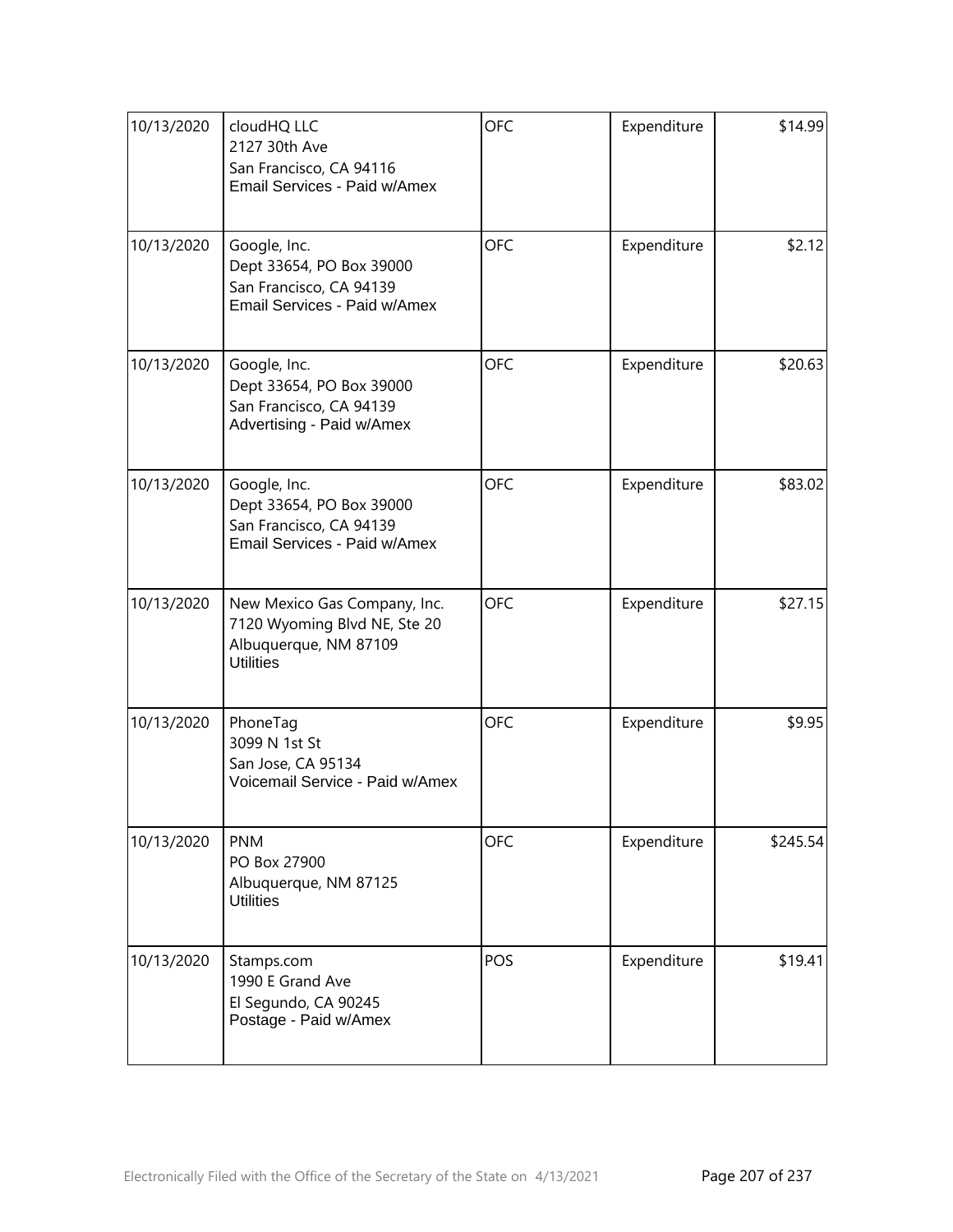| 10/13/2020 | cloudHQ LLC<br>2127 30th Ave<br>San Francisco, CA 94116<br>Email Services - Paid w/Amex | OFC | Expenditure | $14.99 |
|---|---|---|---|---|
| 10/13/2020 | Google, Inc.<br>Dept 33654, PO Box 39000<br>San Francisco, CA 94139<br>Email Services - Paid w/Amex | OFC | Expenditure | $2.12 |
| 10/13/2020 | Google, Inc.<br>Dept 33654, PO Box 39000<br>San Francisco, CA 94139<br>Advertising - Paid w/Amex | OFC | Expenditure | $20.63 |
| 10/13/2020 | Google, Inc.<br>Dept 33654, PO Box 39000<br>San Francisco, CA 94139<br>Email Services - Paid w/Amex | OFC | Expenditure | $83.02 |
| 10/13/2020 | New Mexico Gas Company, Inc.<br>7120 Wyoming Blvd NE, Ste 20<br>Albuquerque, NM 87109<br>Utilities | OFC | Expenditure | $27.15 |
| 10/13/2020 | PhoneTag<br>3099 N 1st St<br>San Jose, CA 95134<br>Voicemail Service - Paid w/Amex | OFC | Expenditure | $9.95 |
| 10/13/2020 | PNM<br>PO Box 27900<br>Albuquerque, NM 87125<br>Utilities | OFC | Expenditure | $245.54 |
| 10/13/2020 | Stamps.com<br>1990 E Grand Ave<br>El Segundo, CA 90245<br>Postage - Paid w/Amex | POS | Expenditure | $19.41 |

Electronically Filed with the Office of the Secretary of the State on 4/13/2021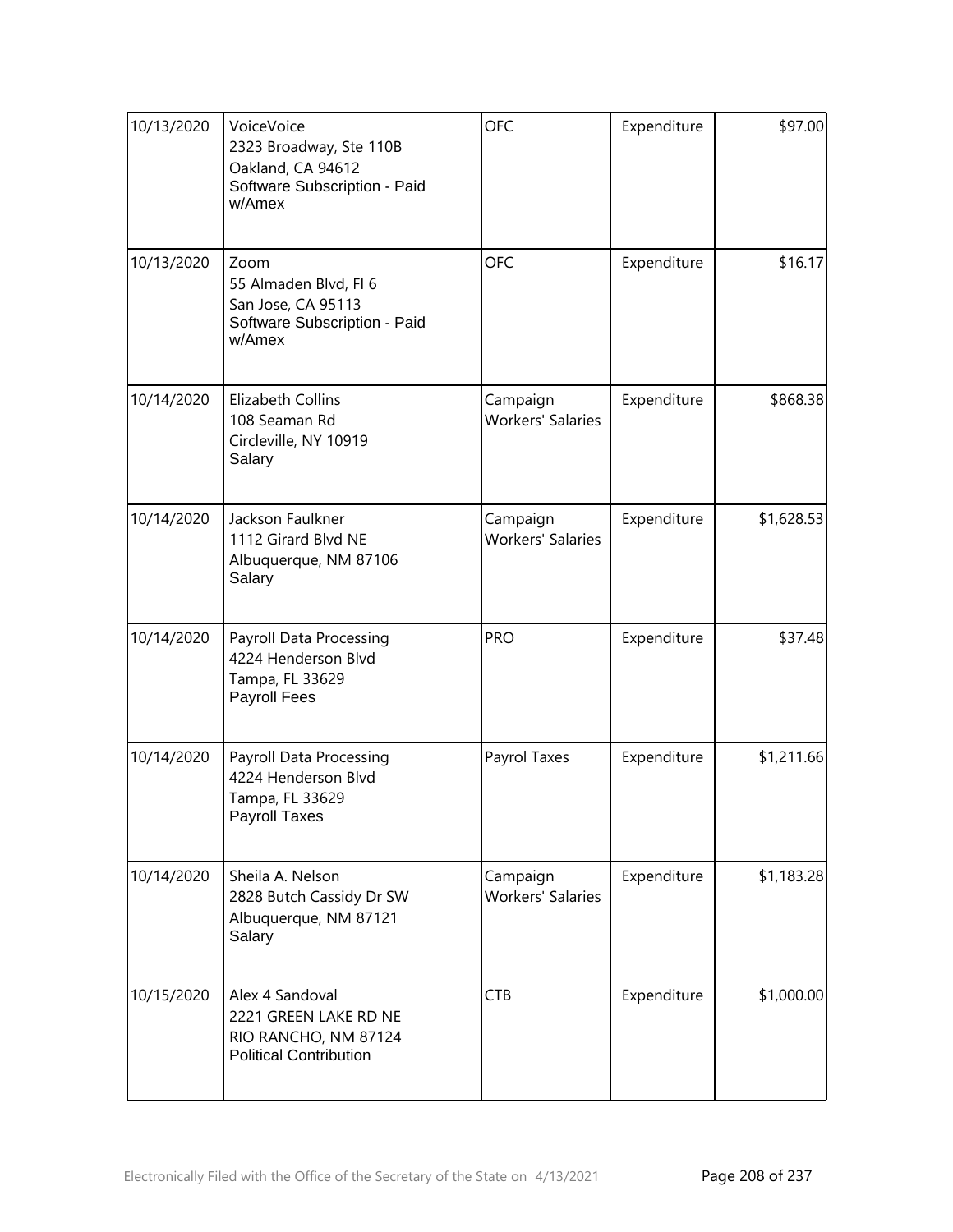| | | | | |
|---|---|---|---|---|
| 10/13/2020 | VoiceVoice<br>2323 Broadway, Ste 110B<br>Oakland, CA 94612<br>Software Subscription - Paid w/Amex | OFC | Expenditure | $97.00 |
| 10/13/2020 | Zoom<br>55 Almaden Blvd, Fl 6<br>San Jose, CA 95113<br>Software Subscription - Paid w/Amex | OFC | Expenditure | $16.17 |
| 10/14/2020 | Elizabeth Collins<br>108 Seaman Rd<br>Circleville, NY 10919<br>Salary | Campaign Workers' Salaries | Expenditure | $868.38 |
| 10/14/2020 | Jackson Faulkner<br>1112 Girard Blvd NE<br>Albuquerque, NM 87106<br>Salary | Campaign Workers' Salaries | Expenditure | $1,628.53 |
| 10/14/2020 | Payroll Data Processing<br>4224 Henderson Blvd<br>Tampa, FL 33629<br>Payroll Fees | PRO | Expenditure | $37.48 |
| 10/14/2020 | Payroll Data Processing<br>4224 Henderson Blvd<br>Tampa, FL 33629<br>Payroll Taxes | Payrol Taxes | Expenditure | $1,211.66 |
| 10/14/2020 | Sheila A. Nelson<br>2828 Butch Cassidy Dr SW<br>Albuquerque, NM 87121<br>Salary | Campaign Workers' Salaries | Expenditure | $1,183.28 |
| 10/15/2020 | Alex 4 Sandoval<br>2221 GREEN LAKE RD NE<br>RIO RANCHO, NM 87124<br>Political Contribution | CTB | Expenditure | $1,000.00 |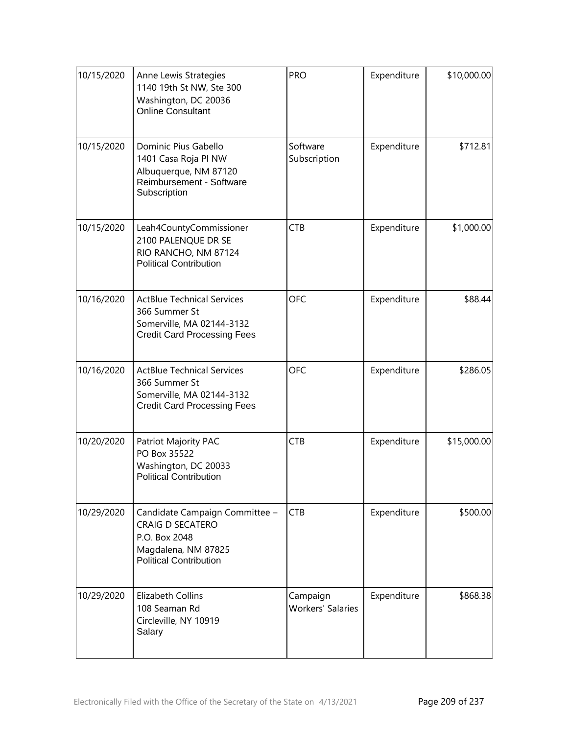| | | | | |
|---|---|---|---|---|
| 10/15/2020 | Anne Lewis Strategies<br>1140 19th St NW, Ste 300<br>Washington, DC 20036<br>Online Consultant | PRO | Expenditure | $10,000.00 |
| 10/15/2020 | Dominic Pius Gabello<br>1401 Casa Roja Pl NW<br>Albuquerque, NM 87120<br>Reimbursement - Software Subscription | Software Subscription | Expenditure | $712.81 |
| 10/15/2020 | Leah4CountyCommissioner<br>2100 PALENQUE DR SE<br>RIO RANCHO, NM 87124<br>Political Contribution | CTB | Expenditure | $1,000.00 |
| 10/16/2020 | ActBlue Technical Services<br>366 Summer St<br>Somerville, MA 02144-3132<br>Credit Card Processing Fees | OFC | Expenditure | $88.44 |
| 10/16/2020 | ActBlue Technical Services<br>366 Summer St<br>Somerville, MA 02144-3132<br>Credit Card Processing Fees | OFC | Expenditure | $286.05 |
| 10/20/2020 | Patriot Majority PAC<br>PO Box 35522<br>Washington, DC 20033<br>Political Contribution | CTB | Expenditure | $15,000.00 |
| 10/29/2020 | Candidate Campaign Committee – CRAIG D SECATERO<br>P.O. Box 2048<br>Magdalena, NM 87825<br>Political Contribution | CTB | Expenditure | $500.00 |
| 10/29/2020 | Elizabeth Collins<br>108 Seaman Rd<br>Circleville, NY 10919<br>Salary | Campaign Workers' Salaries | Expenditure | $868.38 |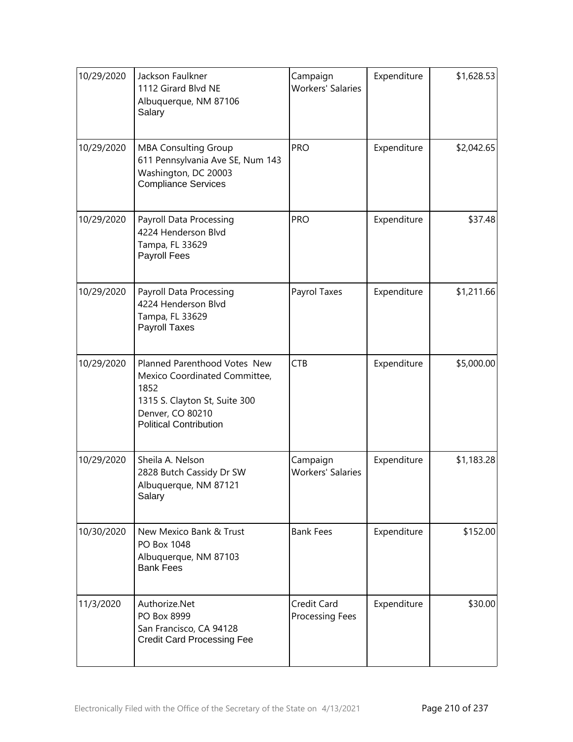| | | | | |
|---|---|---|---|---|
| 10/29/2020 | Jackson Faulkner<br>1112 Girard Blvd NE<br>Albuquerque, NM 87106<br>Salary | Campaign Workers' Salaries | Expenditure | $1,628.53 |
| 10/29/2020 | MBA Consulting Group<br>611 Pennsylvania Ave SE, Num 143<br>Washington, DC 20003<br>Compliance Services | PRO | Expenditure | $2,042.65 |
| 10/29/2020 | Payroll Data Processing<br>4224 Henderson Blvd<br>Tampa, FL 33629<br>Payroll Fees | PRO | Expenditure | $37.48 |
| 10/29/2020 | Payroll Data Processing<br>4224 Henderson Blvd<br>Tampa, FL 33629<br>Payroll Taxes | Payrol Taxes | Expenditure | $1,211.66 |
| 10/29/2020 | Planned Parenthood Votes New Mexico Coordinated Committee, 1852<br>1315 S. Clayton St, Suite 300<br>Denver, CO 80210<br>Political Contribution | CTB | Expenditure | $5,000.00 |
| 10/29/2020 | Sheila A. Nelson<br>2828 Butch Cassidy Dr SW<br>Albuquerque, NM 87121<br>Salary | Campaign Workers' Salaries | Expenditure | $1,183.28 |
| 10/30/2020 | New Mexico Bank & Trust<br>PO Box 1048<br>Albuquerque, NM 87103<br>Bank Fees | Bank Fees | Expenditure | $152.00 |
| 11/3/2020 | Authorize.Net<br>PO Box 8999<br>San Francisco, CA 94128<br>Credit Card Processing Fee | Credit Card Processing Fees | Expenditure | $30.00 |

Electronically Filed with the Office of the Secretary of the State on 4/13/2021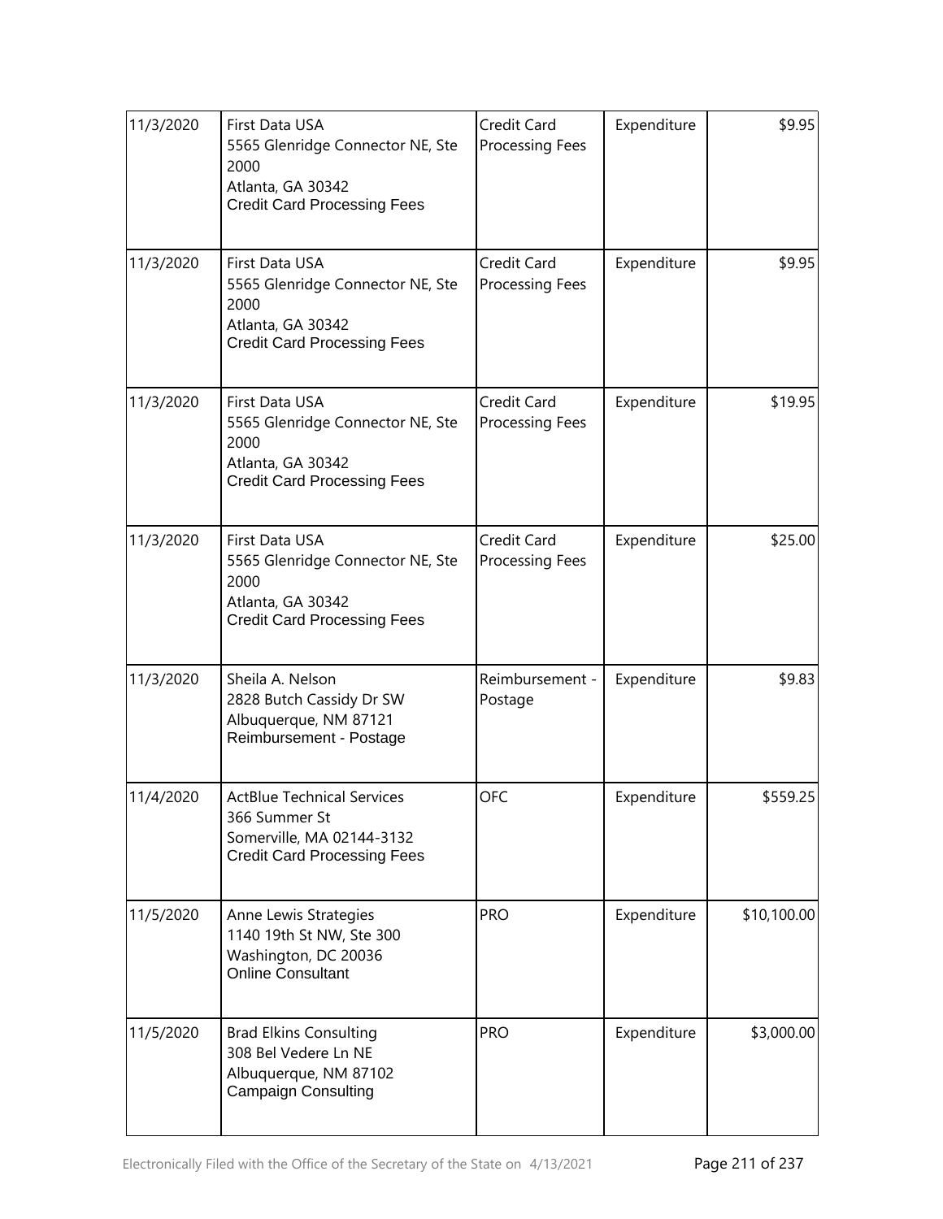| | | | | |
|---|---|---|---|---|
| 11/3/2020 | First Data USA<br>5565 Glenridge Connector NE, Ste 2000<br>Atlanta, GA 30342<br>Credit Card Processing Fees | Credit Card Processing Fees | Expenditure | $9.95 |
| 11/3/2020 | First Data USA<br>5565 Glenridge Connector NE, Ste 2000<br>Atlanta, GA 30342<br>Credit Card Processing Fees | Credit Card Processing Fees | Expenditure | $9.95 |
| 11/3/2020 | First Data USA<br>5565 Glenridge Connector NE, Ste 2000<br>Atlanta, GA 30342<br>Credit Card Processing Fees | Credit Card Processing Fees | Expenditure | $19.95 |
| 11/3/2020 | First Data USA<br>5565 Glenridge Connector NE, Ste 2000<br>Atlanta, GA 30342<br>Credit Card Processing Fees | Credit Card Processing Fees | Expenditure | $25.00 |
| 11/3/2020 | Sheila A. Nelson<br>2828 Butch Cassidy Dr SW<br>Albuquerque, NM 87121<br>Reimbursement - Postage | Reimbursement - Postage | Expenditure | $9.83 |
| 11/4/2020 | ActBlue Technical Services<br>366 Summer St<br>Somerville, MA 02144-3132<br>Credit Card Processing Fees | OFC | Expenditure | $559.25 |
| 11/5/2020 | Anne Lewis Strategies<br>1140 19th St NW, Ste 300<br>Washington, DC 20036<br>Online Consultant | PRO | Expenditure | $10,100.00 |
| 11/5/2020 | Brad Elkins Consulting<br>308 Bel Vedere Ln NE<br>Albuquerque, NM 87102<br>Campaign Consulting | PRO | Expenditure | $3,000.00 |

Electronically Filed with the Office of the Secretary of the State on 4/13/2021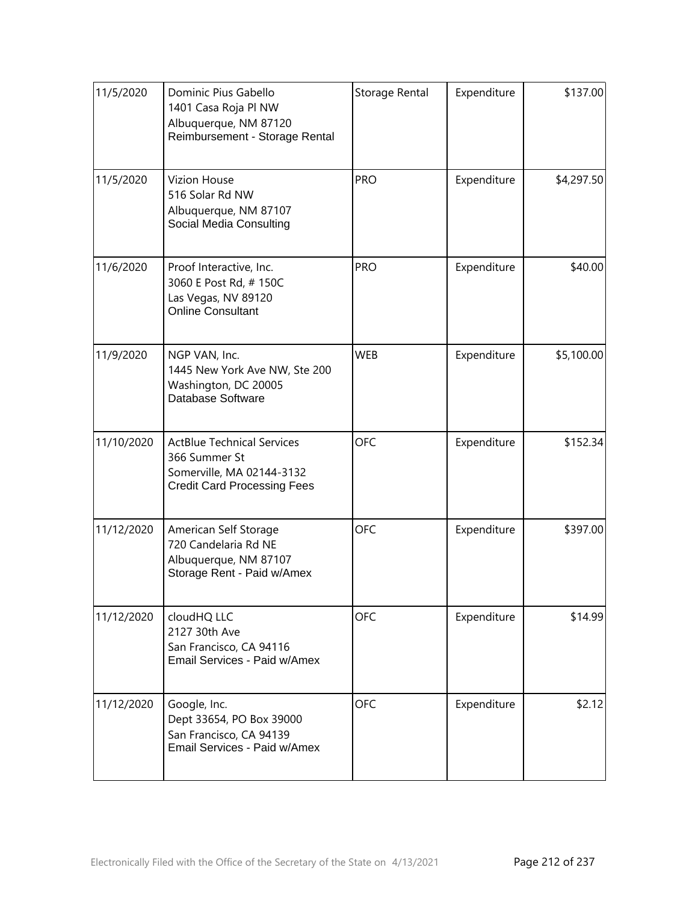| | | | | |
|---|---|---|---|---|
| 11/5/2020 | Dominic Pius Gabello<br>1401 Casa Roja Pl NW<br>Albuquerque, NM 87120<br>Reimbursement - Storage Rental | Storage Rental | Expenditure | $137.00 |
| 11/5/2020 | Vizion House<br>516 Solar Rd NW<br>Albuquerque, NM 87107<br>Social Media Consulting | PRO | Expenditure | $4,297.50 |
| 11/6/2020 | Proof Interactive, Inc.<br>3060 E Post Rd, # 150C<br>Las Vegas, NV 89120<br>Online Consultant | PRO | Expenditure | $40.00 |
| 11/9/2020 | NGP VAN, Inc.<br>1445 New York Ave NW, Ste 200<br>Washington, DC 20005<br>Database Software | WEB | Expenditure | $5,100.00 |
| 11/10/2020 | ActBlue Technical Services<br>366 Summer St<br>Somerville, MA 02144-3132<br>Credit Card Processing Fees | OFC | Expenditure | $152.34 |
| 11/12/2020 | American Self Storage<br>720 Candelaria Rd NE<br>Albuquerque, NM 87107<br>Storage Rent - Paid w/Amex | OFC | Expenditure | $397.00 |
| 11/12/2020 | cloudHQ LLC<br>2127 30th Ave<br>San Francisco, CA 94116<br>Email Services - Paid w/Amex | OFC | Expenditure | $14.99 |
| 11/12/2020 | Google, Inc.<br>Dept 33654, PO Box 39000<br>San Francisco, CA 94139<br>Email Services - Paid w/Amex | OFC | Expenditure | $2.12 |

Electronically Filed with the Office of the Secretary of the State on 4/13/2021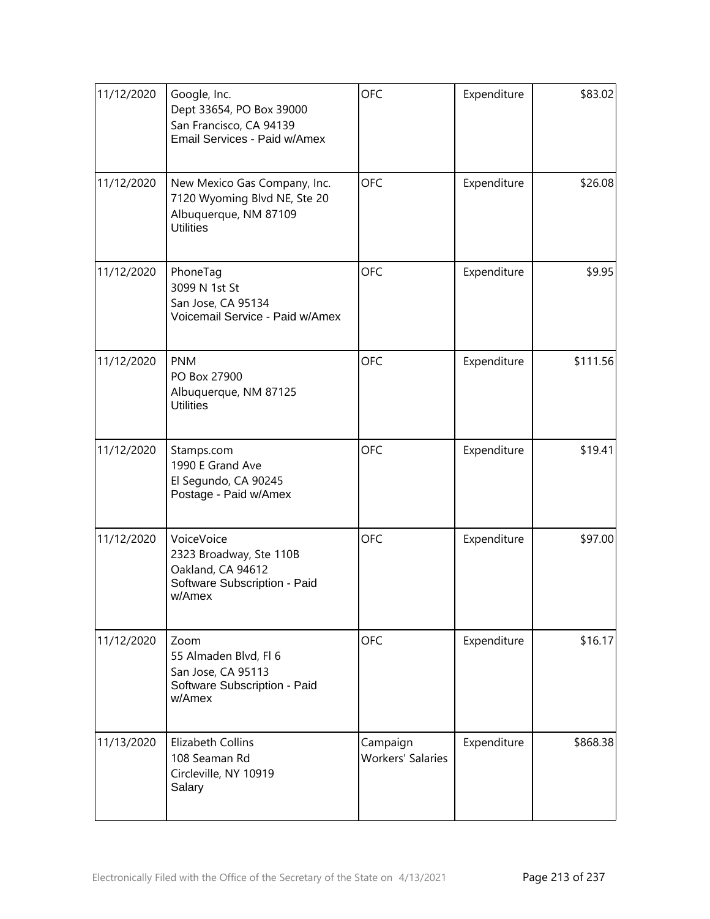| Date | Payee / Description | Category | Type | Amount |
|---|---|---|---|---|
| 11/12/2020 | Google, Inc.<br>Dept 33654, PO Box 39000<br>San Francisco, CA 94139<br>Email Services - Paid w/Amex | OFC | Expenditure | $83.02 |
| 11/12/2020 | New Mexico Gas Company, Inc.<br>7120 Wyoming Blvd NE, Ste 20<br>Albuquerque, NM 87109<br>Utilities | OFC | Expenditure | $26.08 |
| 11/12/2020 | PhoneTag<br>3099 N 1st St<br>San Jose, CA 95134<br>Voicemail Service - Paid w/Amex | OFC | Expenditure | $9.95 |
| 11/12/2020 | PNM<br>PO Box 27900<br>Albuquerque, NM 87125<br>Utilities | OFC | Expenditure | $111.56 |
| 11/12/2020 | Stamps.com<br>1990 E Grand Ave<br>El Segundo, CA 90245<br>Postage - Paid w/Amex | OFC | Expenditure | $19.41 |
| 11/12/2020 | VoiceVoice<br>2323 Broadway, Ste 110B<br>Oakland, CA 94612<br>Software Subscription - Paid w/Amex | OFC | Expenditure | $97.00 |
| 11/12/2020 | Zoom<br>55 Almaden Blvd, Fl 6<br>San Jose, CA 95113<br>Software Subscription - Paid w/Amex | OFC | Expenditure | $16.17 |
| 11/13/2020 | Elizabeth Collins<br>108 Seaman Rd<br>Circleville, NY 10919<br>Salary | Campaign Workers' Salaries | Expenditure | $868.38 |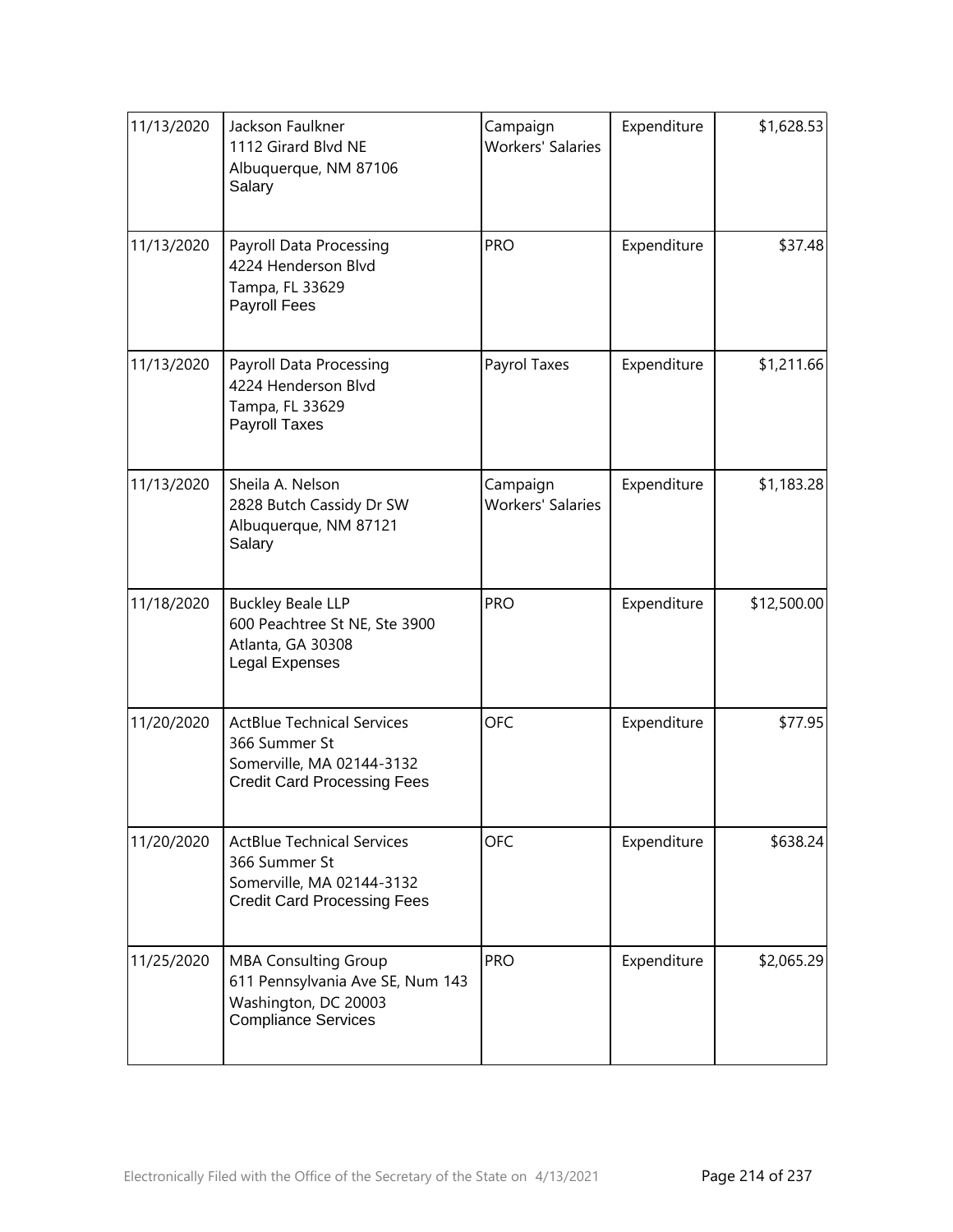| 11/13/2020 | Jackson Faulkner<br>1112 Girard Blvd NE<br>Albuquerque, NM 87106<br>Salary | Campaign Workers' Salaries | Expenditure | $1,628.53 |
|---|---|---|---|---|
| 11/13/2020 | Payroll Data Processing<br>4224 Henderson Blvd<br>Tampa, FL 33629<br>Payroll Fees | PRO | Expenditure | $37.48 |
| 11/13/2020 | Payroll Data Processing<br>4224 Henderson Blvd<br>Tampa, FL 33629<br>Payroll Taxes | Payrol Taxes | Expenditure | $1,211.66 |
| 11/13/2020 | Sheila A. Nelson<br>2828 Butch Cassidy Dr SW<br>Albuquerque, NM 87121<br>Salary | Campaign Workers' Salaries | Expenditure | $1,183.28 |
| 11/18/2020 | Buckley Beale LLP<br>600 Peachtree St NE, Ste 3900<br>Atlanta, GA 30308<br>Legal Expenses | PRO | Expenditure | $12,500.00 |
| 11/20/2020 | ActBlue Technical Services<br>366 Summer St<br>Somerville, MA 02144-3132<br>Credit Card Processing Fees | OFC | Expenditure | $77.95 |
| 11/20/2020 | ActBlue Technical Services<br>366 Summer St<br>Somerville, MA 02144-3132<br>Credit Card Processing Fees | OFC | Expenditure | $638.24 |
| 11/25/2020 | MBA Consulting Group<br>611 Pennsylvania Ave SE, Num 143<br>Washington, DC 20003<br>Compliance Services | PRO | Expenditure | $2,065.29 |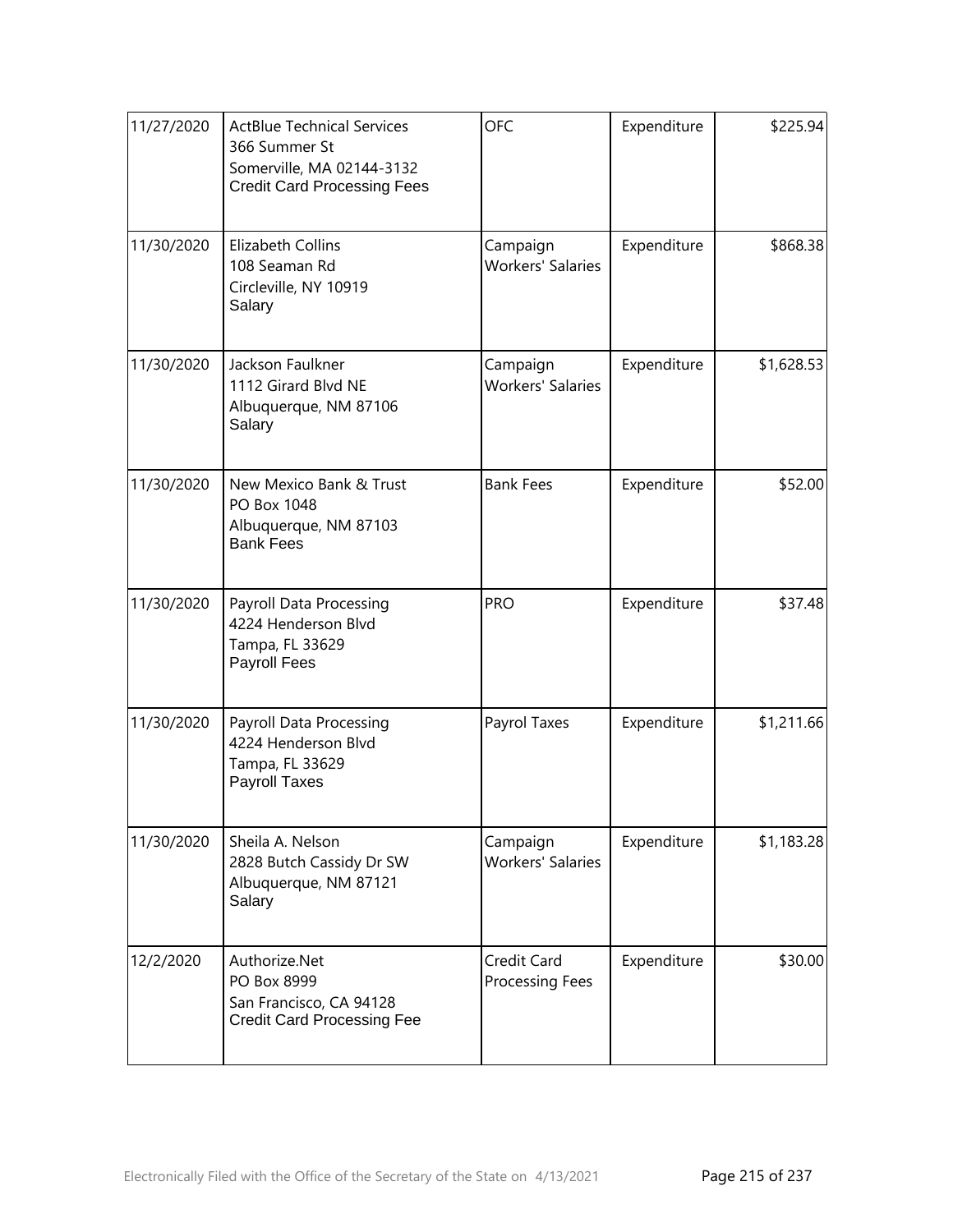| | | | | |
|---|---|---|---|---|
| 11/27/2020 | ActBlue Technical Services<br>366 Summer St<br>Somerville, MA 02144-3132<br>Credit Card Processing Fees | OFC | Expenditure | $225.94 |
| 11/30/2020 | Elizabeth Collins<br>108 Seaman Rd<br>Circleville, NY 10919<br>Salary | Campaign Workers' Salaries | Expenditure | $868.38 |
| 11/30/2020 | Jackson Faulkner<br>1112 Girard Blvd NE<br>Albuquerque, NM 87106<br>Salary | Campaign Workers' Salaries | Expenditure | $1,628.53 |
| 11/30/2020 | New Mexico Bank & Trust<br>PO Box 1048<br>Albuquerque, NM 87103<br>Bank Fees | Bank Fees | Expenditure | $52.00 |
| 11/30/2020 | Payroll Data Processing<br>4224 Henderson Blvd<br>Tampa, FL 33629<br>Payroll Fees | PRO | Expenditure | $37.48 |
| 11/30/2020 | Payroll Data Processing<br>4224 Henderson Blvd<br>Tampa, FL 33629<br>Payroll Taxes | Payrol Taxes | Expenditure | $1,211.66 |
| 11/30/2020 | Sheila A. Nelson<br>2828 Butch Cassidy Dr SW<br>Albuquerque, NM 87121<br>Salary | Campaign Workers' Salaries | Expenditure | $1,183.28 |
| 12/2/2020 | Authorize.Net<br>PO Box 8999<br>San Francisco, CA 94128<br>Credit Card Processing Fee | Credit Card Processing Fees | Expenditure | $30.00 |

Electronically Filed with the Office of the Secretary of the State on 4/13/2021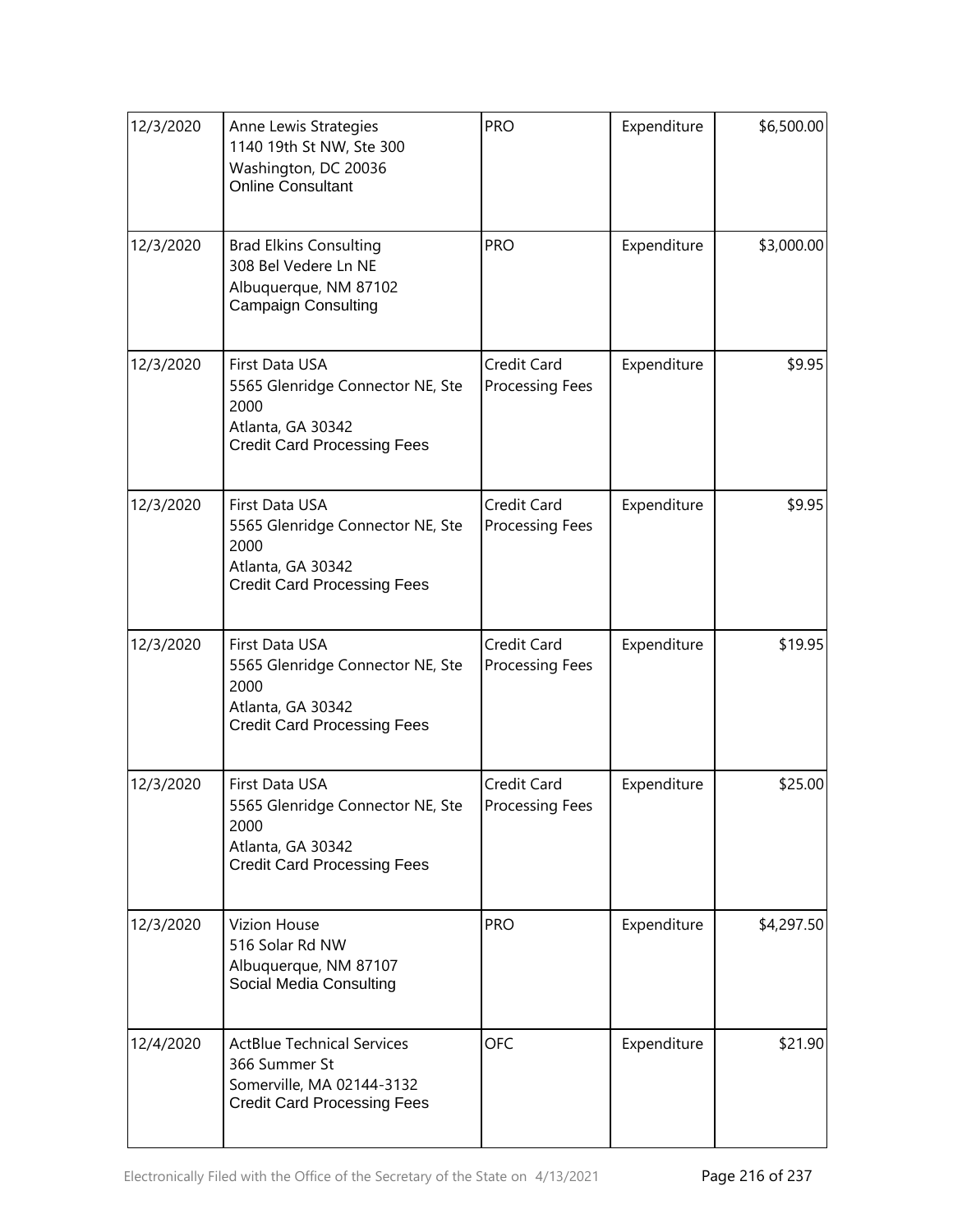| 12/3/2020 | Anne Lewis Strategies<br>1140 19th St NW, Ste 300<br>Washington, DC 20036<br>Online Consultant | PRO | Expenditure | \$6,500.00 |
|---|---|---|---|---|
| 12/3/2020 | Brad Elkins Consulting<br>308 Bel Vedere Ln NE<br>Albuquerque, NM 87102<br>Campaign Consulting | PRO | Expenditure | \$3,000.00 |
| 12/3/2020 | First Data USA<br>5565 Glenridge Connector NE, Ste 2000<br>Atlanta, GA 30342<br>Credit Card Processing Fees | Credit Card Processing Fees | Expenditure | \$9.95 |
| 12/3/2020 | First Data USA<br>5565 Glenridge Connector NE, Ste 2000<br>Atlanta, GA 30342<br>Credit Card Processing Fees | Credit Card Processing Fees | Expenditure | \$9.95 |
| 12/3/2020 | First Data USA<br>5565 Glenridge Connector NE, Ste 2000<br>Atlanta, GA 30342<br>Credit Card Processing Fees | Credit Card Processing Fees | Expenditure | \$19.95 |
| 12/3/2020 | First Data USA<br>5565 Glenridge Connector NE, Ste 2000<br>Atlanta, GA 30342<br>Credit Card Processing Fees | Credit Card Processing Fees | Expenditure | \$25.00 |
| 12/3/2020 | Vizion House<br>516 Solar Rd NW<br>Albuquerque, NM 87107<br>Social Media Consulting | PRO | Expenditure | \$4,297.50 |
| 12/4/2020 | ActBlue Technical Services<br>366 Summer St<br>Somerville, MA 02144-3132<br>Credit Card Processing Fees | OFC | Expenditure | \$21.90 |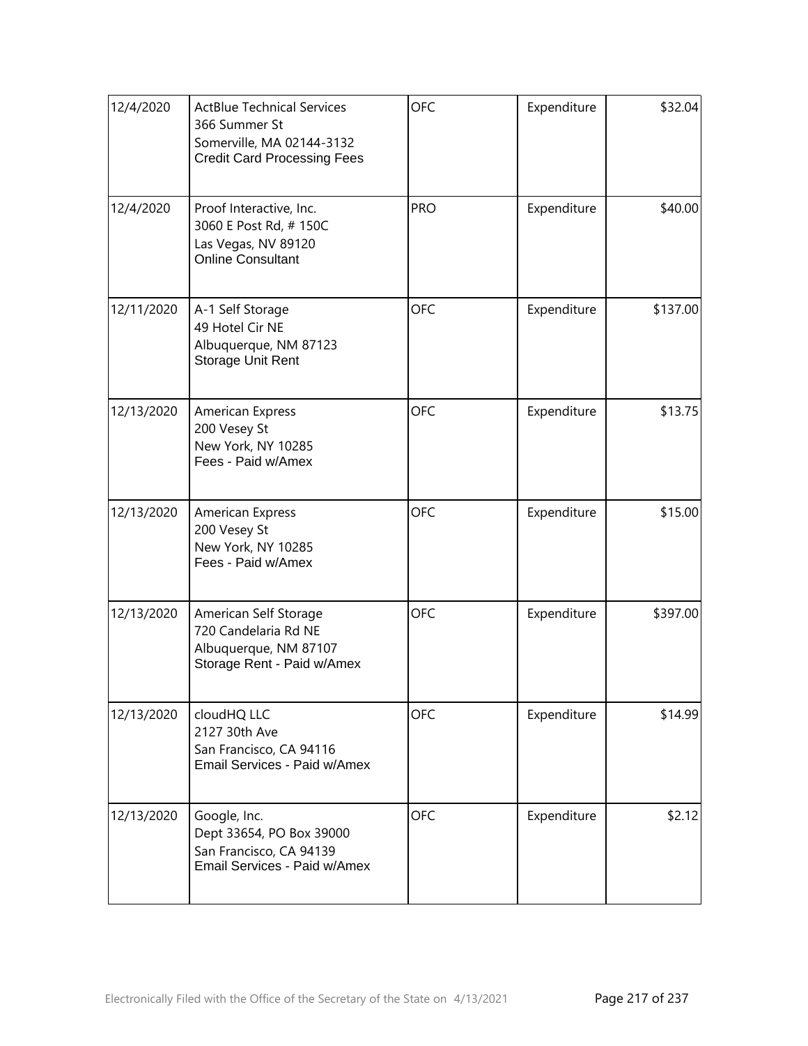| 12/4/2020 | ActBlue Technical Services<br>366 Summer St<br>Somerville, MA 02144-3132<br>Credit Card Processing Fees | OFC | Expenditure | $32.04 |
|---|---|---|---|---|
| 12/4/2020 | Proof Interactive, Inc.<br>3060 E Post Rd, # 150C<br>Las Vegas, NV 89120<br>Online Consultant | PRO | Expenditure | $40.00 |
| 12/11/2020 | A-1 Self Storage<br>49 Hotel Cir NE<br>Albuquerque, NM 87123<br>Storage Unit Rent | OFC | Expenditure | $137.00 |
| 12/13/2020 | American Express<br>200 Vesey St<br>New York, NY 10285<br>Fees - Paid w/Amex | OFC | Expenditure | $13.75 |
| 12/13/2020 | American Express<br>200 Vesey St<br>New York, NY 10285<br>Fees - Paid w/Amex | OFC | Expenditure | $15.00 |
| 12/13/2020 | American Self Storage<br>720 Candelaria Rd NE<br>Albuquerque, NM 87107<br>Storage Rent - Paid w/Amex | OFC | Expenditure | $397.00 |
| 12/13/2020 | cloudHQ LLC<br>2127 30th Ave<br>San Francisco, CA 94116<br>Email Services - Paid w/Amex | OFC | Expenditure | $14.99 |
| 12/13/2020 | Google, Inc.<br>Dept 33654, PO Box 39000<br>San Francisco, CA 94139<br>Email Services - Paid w/Amex | OFC | Expenditure | $2.12 |

Electronically Filed with the Office of the Secretary of the State on 4/13/2021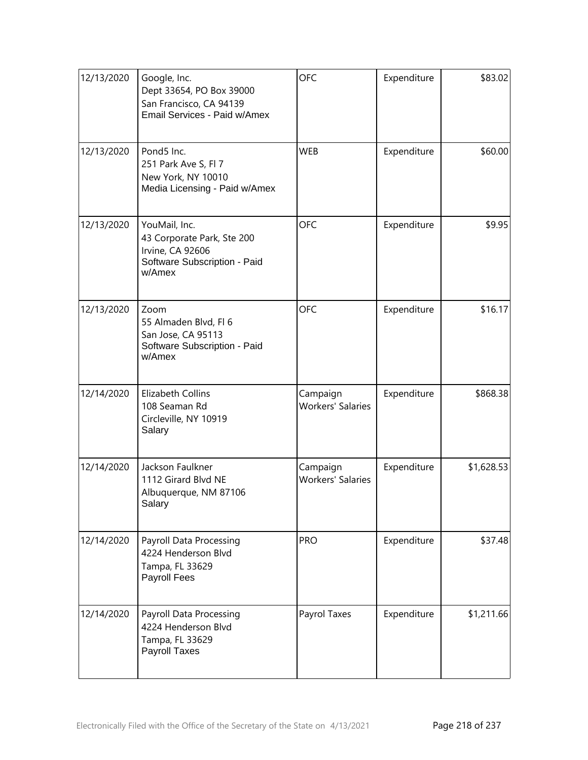| | | | | |
|---|---|---|---|---|
| 12/13/2020 | Google, Inc.<br>Dept 33654, PO Box 39000<br>San Francisco, CA 94139<br>Email Services - Paid w/Amex | OFC | Expenditure | $83.02 |
| 12/13/2020 | Pond5 Inc.<br>251 Park Ave S, Fl 7<br>New York, NY 10010<br>Media Licensing - Paid w/Amex | WEB | Expenditure | $60.00 |
| 12/13/2020 | YouMail, Inc.<br>43 Corporate Park, Ste 200<br>Irvine, CA 92606<br>Software Subscription - Paid w/Amex | OFC | Expenditure | $9.95 |
| 12/13/2020 | Zoom<br>55 Almaden Blvd, Fl 6<br>San Jose, CA 95113<br>Software Subscription - Paid w/Amex | OFC | Expenditure | $16.17 |
| 12/14/2020 | Elizabeth Collins<br>108 Seaman Rd<br>Circleville, NY 10919<br>Salary | Campaign Workers' Salaries | Expenditure | $868.38 |
| 12/14/2020 | Jackson Faulkner<br>1112 Girard Blvd NE<br>Albuquerque, NM 87106<br>Salary | Campaign Workers' Salaries | Expenditure | $1,628.53 |
| 12/14/2020 | Payroll Data Processing<br>4224 Henderson Blvd<br>Tampa, FL 33629<br>Payroll Fees | PRO | Expenditure | $37.48 |
| 12/14/2020 | Payroll Data Processing<br>4224 Henderson Blvd<br>Tampa, FL 33629<br>Payroll Taxes | Payrol Taxes | Expenditure | $1,211.66 |

Electronically Filed with the Office of the Secretary of the State on 4/13/2021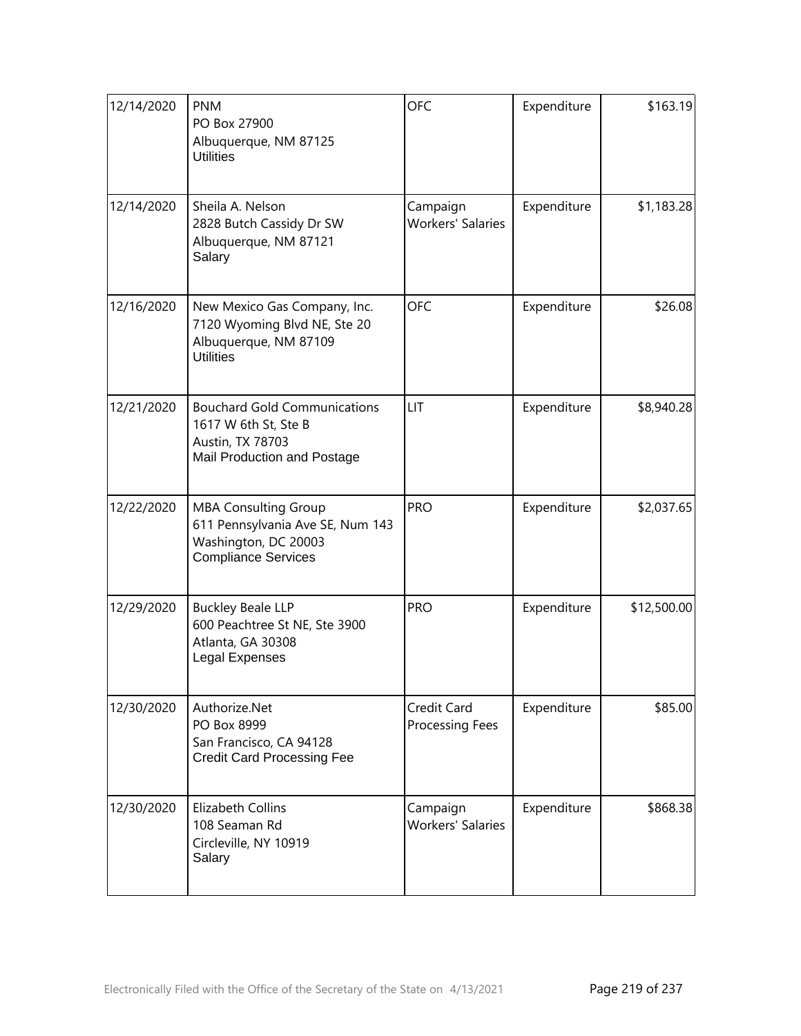| | | | | |
|---|---|---|---|---|
| 12/14/2020 | PNM<br>PO Box 27900<br>Albuquerque, NM 87125<br>Utilities | OFC | Expenditure | $163.19 |
| 12/14/2020 | Sheila A. Nelson<br>2828 Butch Cassidy Dr SW<br>Albuquerque, NM 87121<br>Salary | Campaign Workers' Salaries | Expenditure | $1,183.28 |
| 12/16/2020 | New Mexico Gas Company, Inc.<br>7120 Wyoming Blvd NE, Ste 20<br>Albuquerque, NM 87109<br>Utilities | OFC | Expenditure | $26.08 |
| 12/21/2020 | Bouchard Gold Communications<br>1617 W 6th St, Ste B<br>Austin, TX 78703<br>Mail Production and Postage | LIT | Expenditure | $8,940.28 |
| 12/22/2020 | MBA Consulting Group<br>611 Pennsylvania Ave SE, Num 143<br>Washington, DC 20003<br>Compliance Services | PRO | Expenditure | $2,037.65 |
| 12/29/2020 | Buckley Beale LLP<br>600 Peachtree St NE, Ste 3900<br>Atlanta, GA 30308<br>Legal Expenses | PRO | Expenditure | $12,500.00 |
| 12/30/2020 | Authorize.Net<br>PO Box 8999<br>San Francisco, CA 94128<br>Credit Card Processing Fee | Credit Card Processing Fees | Expenditure | $85.00 |
| 12/30/2020 | Elizabeth Collins<br>108 Seaman Rd<br>Circleville, NY 10919<br>Salary | Campaign Workers' Salaries | Expenditure | $868.38 |

Electronically Filed with the Office of the Secretary of the State on 4/13/2021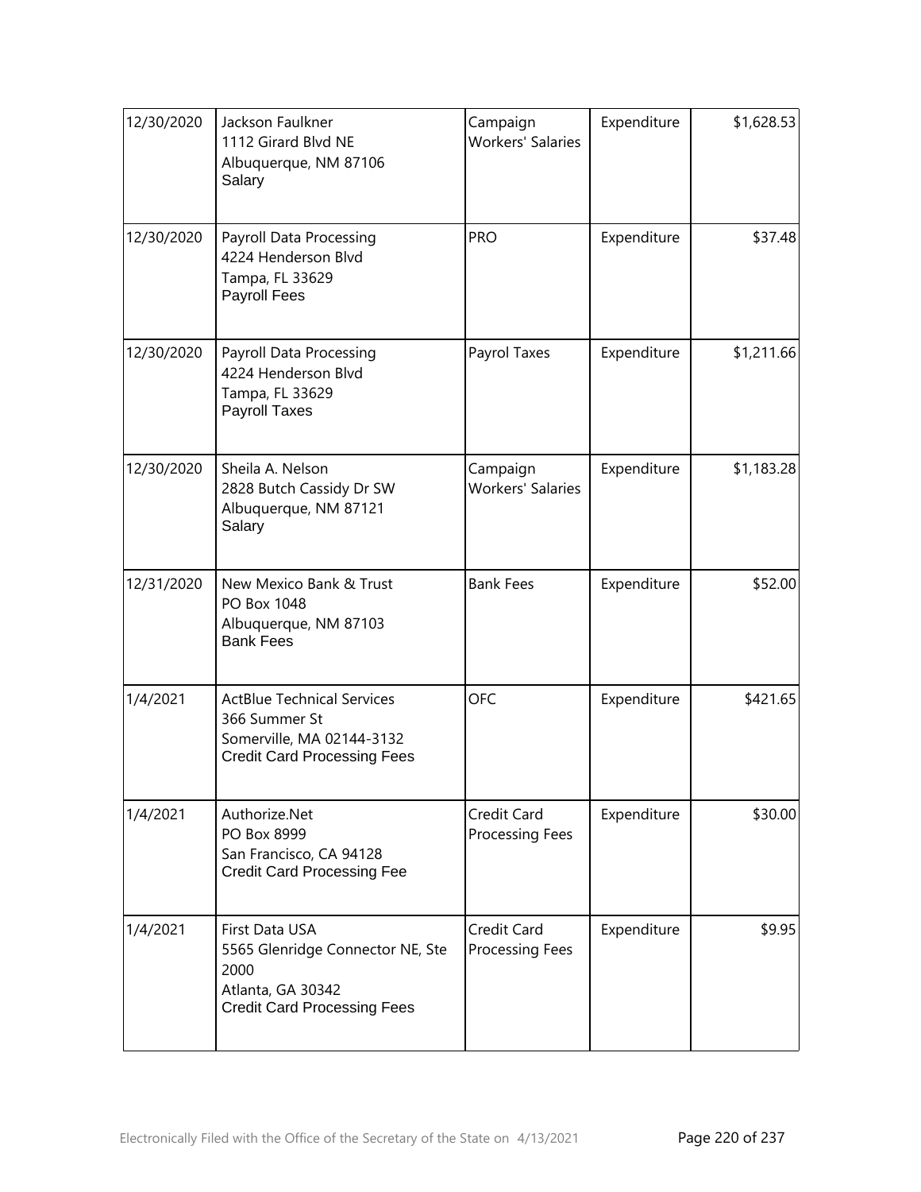| 12/30/2020 | Jackson Faulkner<br>1112 Girard Blvd NE<br>Albuquerque, NM 87106<br>Salary | Campaign Workers' Salaries | Expenditure | $1,628.53 |
|---|---|---|---|---|
| 12/30/2020 | Payroll Data Processing<br>4224 Henderson Blvd<br>Tampa, FL 33629<br>Payroll Fees | PRO | Expenditure | $37.48 |
| 12/30/2020 | Payroll Data Processing<br>4224 Henderson Blvd<br>Tampa, FL 33629<br>Payroll Taxes | Payrol Taxes | Expenditure | $1,211.66 |
| 12/30/2020 | Sheila A. Nelson<br>2828 Butch Cassidy Dr SW<br>Albuquerque, NM 87121<br>Salary | Campaign Workers' Salaries | Expenditure | $1,183.28 |
| 12/31/2020 | New Mexico Bank & Trust<br>PO Box 1048<br>Albuquerque, NM 87103<br>Bank Fees | Bank Fees | Expenditure | $52.00 |
| 1/4/2021 | ActBlue Technical Services<br>366 Summer St<br>Somerville, MA 02144-3132<br>Credit Card Processing Fees | OFC | Expenditure | $421.65 |
| 1/4/2021 | Authorize.Net<br>PO Box 8999<br>San Francisco, CA 94128<br>Credit Card Processing Fee | Credit Card Processing Fees | Expenditure | $30.00 |
| 1/4/2021 | First Data USA<br>5565 Glenridge Connector NE, Ste 2000<br>Atlanta, GA 30342<br>Credit Card Processing Fees | Credit Card Processing Fees | Expenditure | $9.95 |

Electronically Filed with the Office of the Secretary of the State on 4/13/2021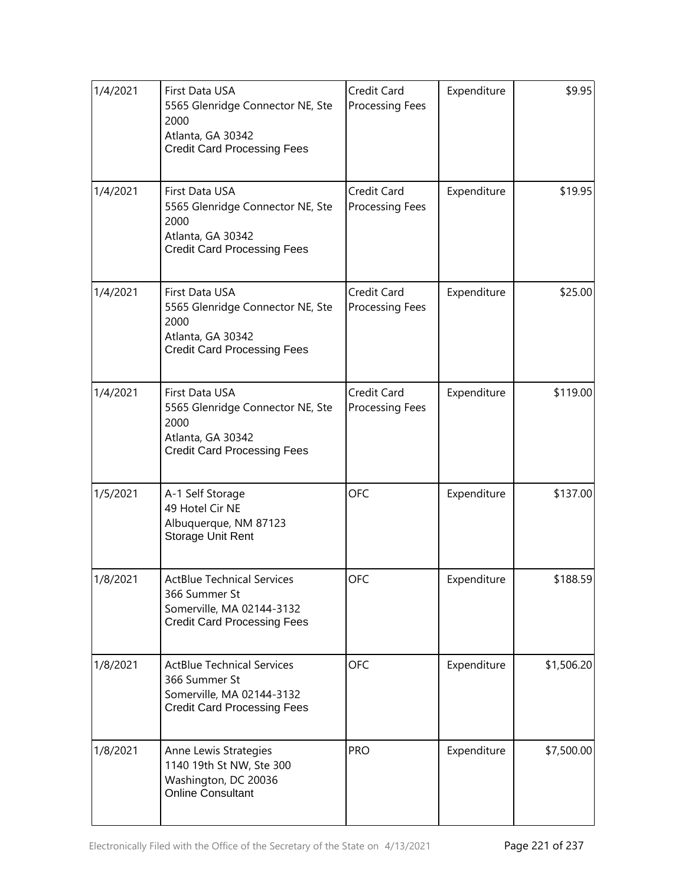| | | | | |
|---|---|---|---|---|
| 1/4/2021 | First Data USA<br>5565 Glenridge Connector NE, Ste 2000<br>Atlanta, GA 30342<br>Credit Card Processing Fees | Credit Card Processing Fees | Expenditure | $9.95 |
| 1/4/2021 | First Data USA<br>5565 Glenridge Connector NE, Ste 2000<br>Atlanta, GA 30342<br>Credit Card Processing Fees | Credit Card Processing Fees | Expenditure | $19.95 |
| 1/4/2021 | First Data USA<br>5565 Glenridge Connector NE, Ste 2000<br>Atlanta, GA 30342<br>Credit Card Processing Fees | Credit Card Processing Fees | Expenditure | $25.00 |
| 1/4/2021 | First Data USA<br>5565 Glenridge Connector NE, Ste 2000<br>Atlanta, GA 30342<br>Credit Card Processing Fees | Credit Card Processing Fees | Expenditure | $119.00 |
| 1/5/2021 | A-1 Self Storage<br>49 Hotel Cir NE<br>Albuquerque, NM 87123<br>Storage Unit Rent | OFC | Expenditure | $137.00 |
| 1/8/2021 | ActBlue Technical Services<br>366 Summer St<br>Somerville, MA 02144-3132<br>Credit Card Processing Fees | OFC | Expenditure | $188.59 |
| 1/8/2021 | ActBlue Technical Services<br>366 Summer St<br>Somerville, MA 02144-3132<br>Credit Card Processing Fees | OFC | Expenditure | $1,506.20 |
| 1/8/2021 | Anne Lewis Strategies<br>1140 19th St NW, Ste 300<br>Washington, DC 20036<br>Online Consultant | PRO | Expenditure | $7,500.00 |

Electronically Filed with the Office of the Secretary of the State on 4/13/2021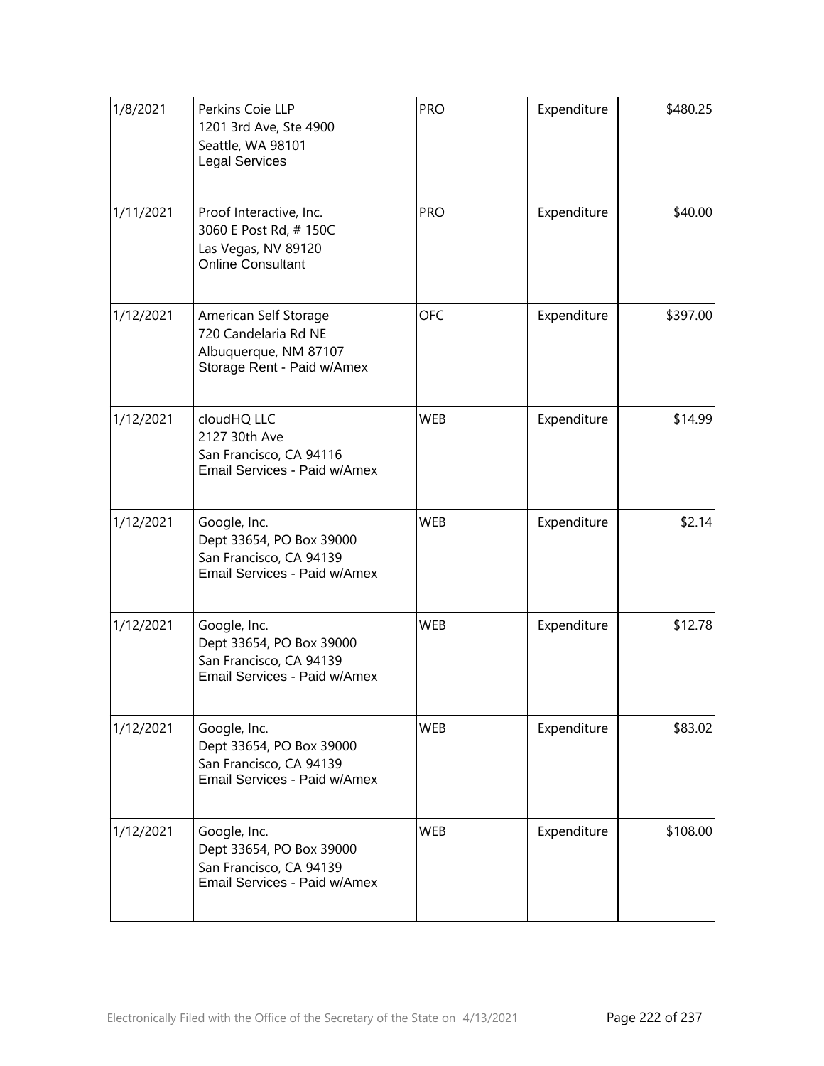| | | | | |
|---|---|---|---|---|
| 1/8/2021 | Perkins Coie LLP<br>1201 3rd Ave, Ste 4900<br>Seattle, WA 98101<br>Legal Services | PRO | Expenditure | $480.25 |
| 1/11/2021 | Proof Interactive, Inc.<br>3060 E Post Rd, # 150C<br>Las Vegas, NV 89120<br>Online Consultant | PRO | Expenditure | $40.00 |
| 1/12/2021 | American Self Storage<br>720 Candelaria Rd NE<br>Albuquerque, NM 87107<br>Storage Rent - Paid w/Amex | OFC | Expenditure | $397.00 |
| 1/12/2021 | cloudHQ LLC<br>2127 30th Ave<br>San Francisco, CA 94116<br>Email Services - Paid w/Amex | WEB | Expenditure | $14.99 |
| 1/12/2021 | Google, Inc.<br>Dept 33654, PO Box 39000<br>San Francisco, CA 94139<br>Email Services - Paid w/Amex | WEB | Expenditure | $2.14 |
| 1/12/2021 | Google, Inc.<br>Dept 33654, PO Box 39000<br>San Francisco, CA 94139<br>Email Services - Paid w/Amex | WEB | Expenditure | $12.78 |
| 1/12/2021 | Google, Inc.<br>Dept 33654, PO Box 39000<br>San Francisco, CA 94139<br>Email Services - Paid w/Amex | WEB | Expenditure | $83.02 |
| 1/12/2021 | Google, Inc.<br>Dept 33654, PO Box 39000<br>San Francisco, CA 94139<br>Email Services - Paid w/Amex | WEB | Expenditure | $108.00 |

Electronically Filed with the Office of the Secretary of the State on 4/13/2021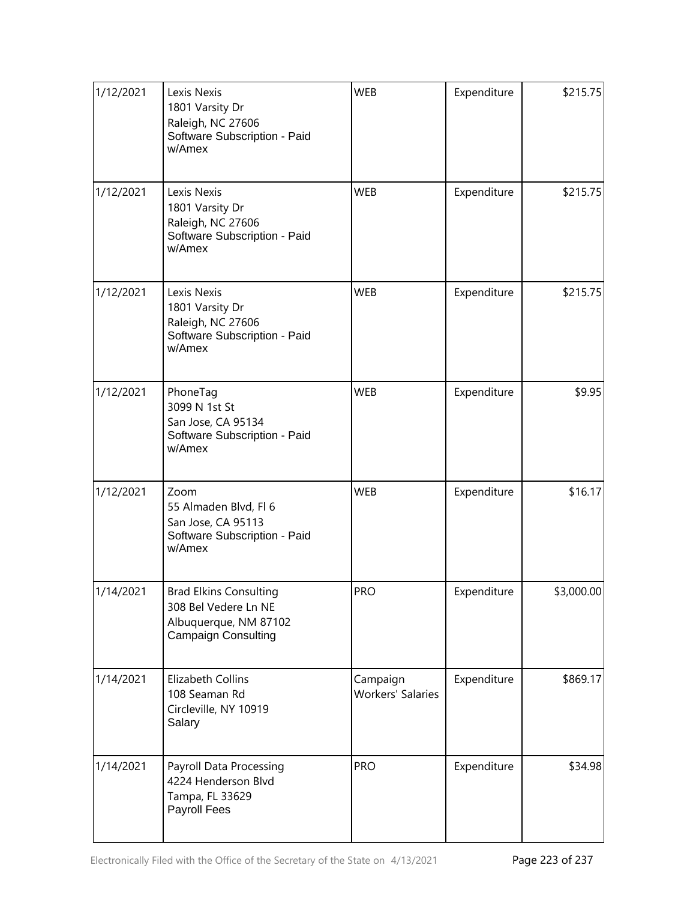| 1/12/2021 | Lexis Nexis<br>1801 Varsity Dr<br>Raleigh, NC 27606<br>Software Subscription - Paid w/Amex | WEB | Expenditure | $215.75 |
|---|---|---|---|---|
| 1/12/2021 | Lexis Nexis<br>1801 Varsity Dr<br>Raleigh, NC 27606<br>Software Subscription - Paid w/Amex | WEB | Expenditure | $215.75 |
| 1/12/2021 | Lexis Nexis<br>1801 Varsity Dr<br>Raleigh, NC 27606<br>Software Subscription - Paid w/Amex | WEB | Expenditure | $215.75 |
| 1/12/2021 | PhoneTag<br>3099 N 1st St<br>San Jose, CA 95134<br>Software Subscription - Paid w/Amex | WEB | Expenditure | $9.95 |
| 1/12/2021 | Zoom<br>55 Almaden Blvd, Fl 6<br>San Jose, CA 95113<br>Software Subscription - Paid w/Amex | WEB | Expenditure | $16.17 |
| 1/14/2021 | Brad Elkins Consulting<br>308 Bel Vedere Ln NE<br>Albuquerque, NM 87102<br>Campaign Consulting | PRO | Expenditure | $3,000.00 |
| 1/14/2021 | Elizabeth Collins<br>108 Seaman Rd<br>Circleville, NY 10919<br>Salary | Campaign Workers' Salaries | Expenditure | $869.17 |
| 1/14/2021 | Payroll Data Processing<br>4224 Henderson Blvd<br>Tampa, FL 33629<br>Payroll Fees | PRO | Expenditure | $34.98 |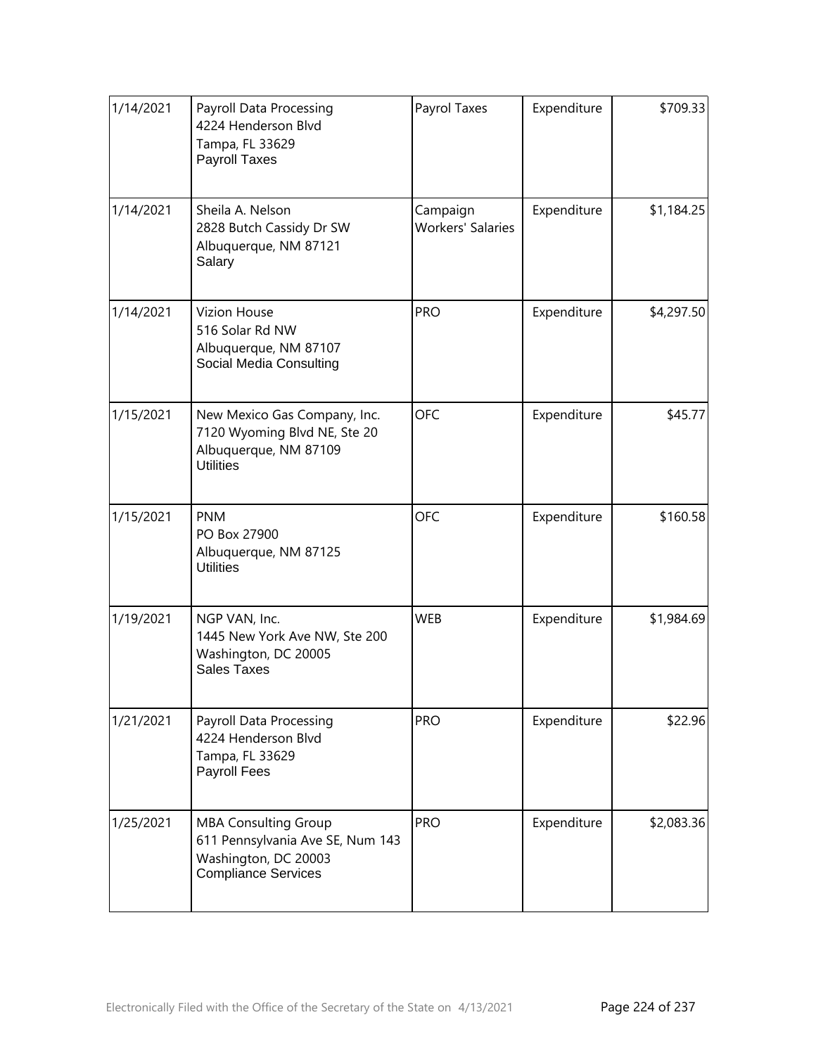| | | | | |
|---|---|---|---|---|
| 1/14/2021 | Payroll Data Processing<br>4224 Henderson Blvd<br>Tampa, FL 33629<br>Payroll Taxes | Payrol Taxes | Expenditure | $709.33 |
| 1/14/2021 | Sheila A. Nelson<br>2828 Butch Cassidy Dr SW<br>Albuquerque, NM 87121<br>Salary | Campaign Workers' Salaries | Expenditure | $1,184.25 |
| 1/14/2021 | Vizion House<br>516 Solar Rd NW<br>Albuquerque, NM 87107<br>Social Media Consulting | PRO | Expenditure | $4,297.50 |
| 1/15/2021 | New Mexico Gas Company, Inc.<br>7120 Wyoming Blvd NE, Ste 20<br>Albuquerque, NM 87109<br>Utilities | OFC | Expenditure | $45.77 |
| 1/15/2021 | PNM<br>PO Box 27900<br>Albuquerque, NM 87125<br>Utilities | OFC | Expenditure | $160.58 |
| 1/19/2021 | NGP VAN, Inc.<br>1445 New York Ave NW, Ste 200<br>Washington, DC 20005<br>Sales Taxes | WEB | Expenditure | $1,984.69 |
| 1/21/2021 | Payroll Data Processing<br>4224 Henderson Blvd<br>Tampa, FL 33629<br>Payroll Fees | PRO | Expenditure | $22.96 |
| 1/25/2021 | MBA Consulting Group<br>611 Pennsylvania Ave SE, Num 143<br>Washington, DC 20003<br>Compliance Services | PRO | Expenditure | $2,083.36 |

Electronically Filed with the Office of the Secretary of the State on 4/13/2021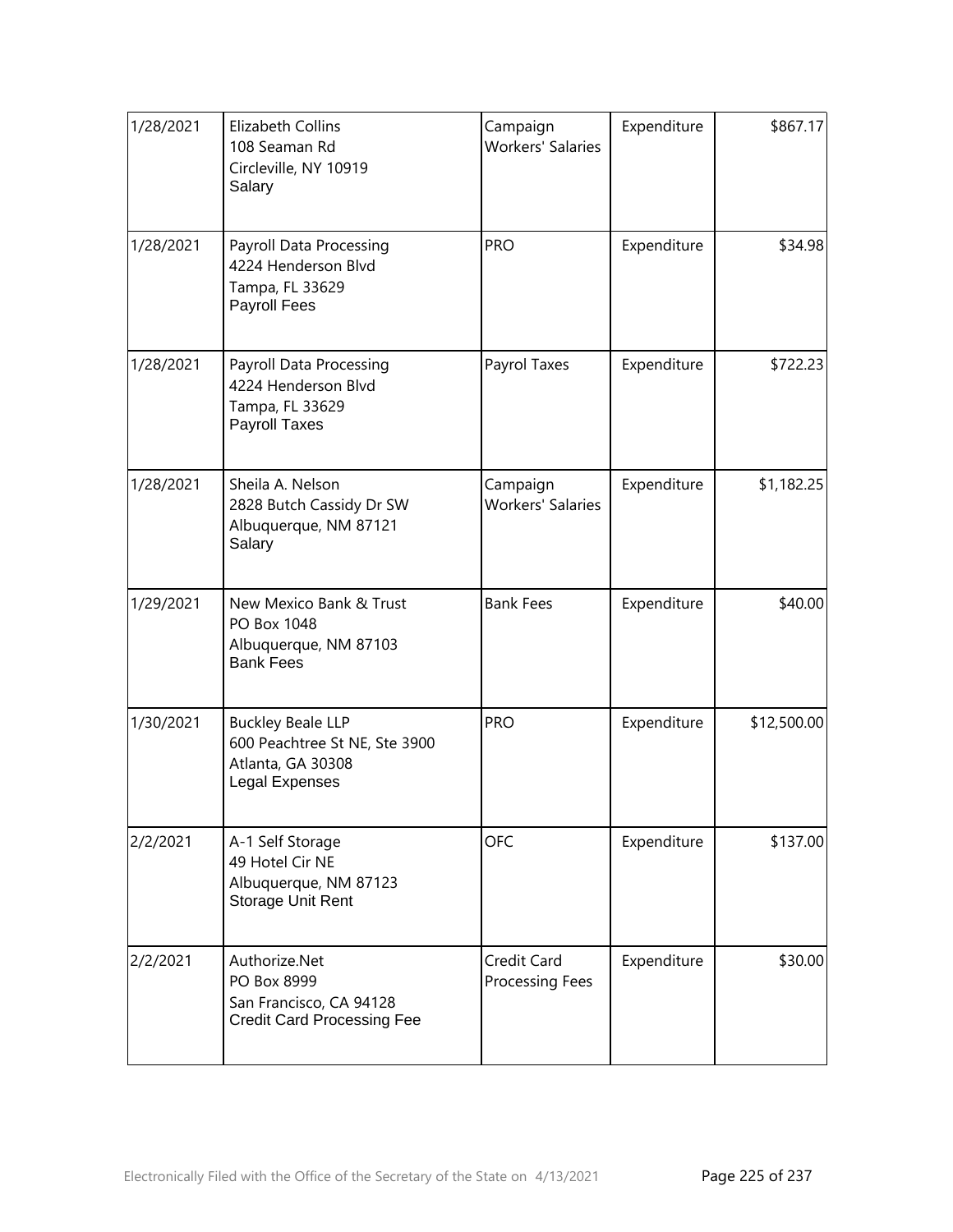| | | | | |
|---|---|---|---|---|
| 1/28/2021 | Elizabeth Collins<br>108 Seaman Rd<br>Circleville, NY 10919<br>Salary | Campaign Workers' Salaries | Expenditure | $867.17 |
| 1/28/2021 | Payroll Data Processing<br>4224 Henderson Blvd<br>Tampa, FL 33629<br>Payroll Fees | PRO | Expenditure | $34.98 |
| 1/28/2021 | Payroll Data Processing<br>4224 Henderson Blvd<br>Tampa, FL 33629<br>Payroll Taxes | Payrol Taxes | Expenditure | $722.23 |
| 1/28/2021 | Sheila A. Nelson<br>2828 Butch Cassidy Dr SW<br>Albuquerque, NM 87121<br>Salary | Campaign Workers' Salaries | Expenditure | $1,182.25 |
| 1/29/2021 | New Mexico Bank & Trust<br>PO Box 1048<br>Albuquerque, NM 87103<br>Bank Fees | Bank Fees | Expenditure | $40.00 |
| 1/30/2021 | Buckley Beale LLP<br>600 Peachtree St NE, Ste 3900<br>Atlanta, GA 30308<br>Legal Expenses | PRO | Expenditure | $12,500.00 |
| 2/2/2021 | A-1 Self Storage<br>49 Hotel Cir NE<br>Albuquerque, NM 87123<br>Storage Unit Rent | OFC | Expenditure | $137.00 |
| 2/2/2021 | Authorize.Net<br>PO Box 8999<br>San Francisco, CA 94128<br>Credit Card Processing Fee | Credit Card Processing Fees | Expenditure | $30.00 |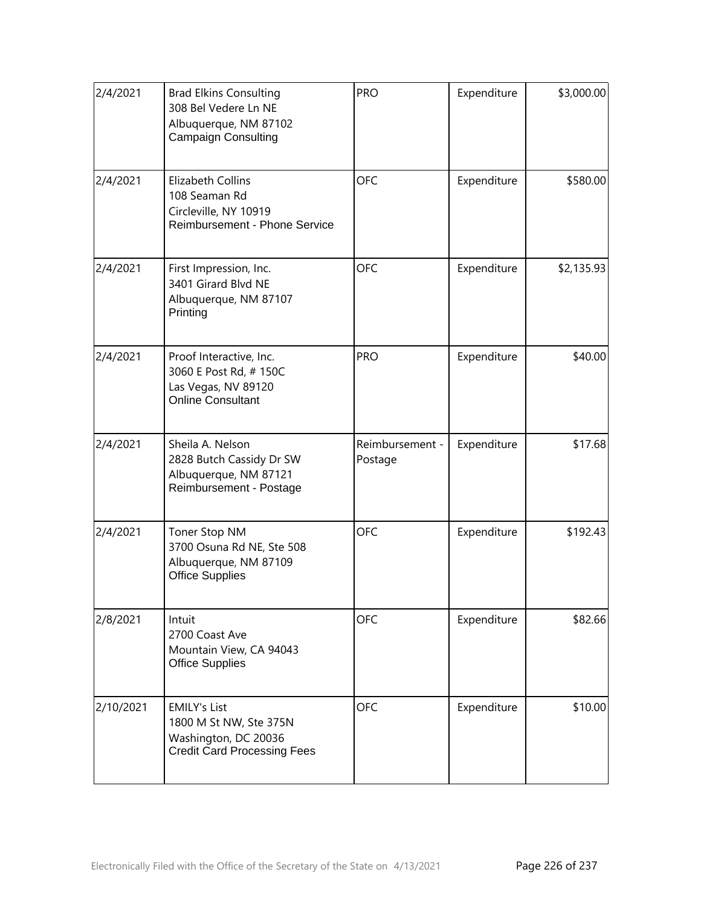| | | | | |
|---|---|---|---|---|
| 2/4/2021 | Brad Elkins Consulting<br>308 Bel Vedere Ln NE<br>Albuquerque, NM 87102<br>Campaign Consulting | PRO | Expenditure | $3,000.00 |
| 2/4/2021 | Elizabeth Collins<br>108 Seaman Rd<br>Circleville, NY 10919<br>Reimbursement - Phone Service | OFC | Expenditure | $580.00 |
| 2/4/2021 | First Impression, Inc.<br>3401 Girard Blvd NE<br>Albuquerque, NM 87107<br>Printing | OFC | Expenditure | $2,135.93 |
| 2/4/2021 | Proof Interactive, Inc.<br>3060 E Post Rd, # 150C<br>Las Vegas, NV 89120<br>Online Consultant | PRO | Expenditure | $40.00 |
| 2/4/2021 | Sheila A. Nelson<br>2828 Butch Cassidy Dr SW<br>Albuquerque, NM 87121<br>Reimbursement - Postage | Reimbursement - Postage | Expenditure | $17.68 |
| 2/4/2021 | Toner Stop NM<br>3700 Osuna Rd NE, Ste 508<br>Albuquerque, NM 87109<br>Office Supplies | OFC | Expenditure | $192.43 |
| 2/8/2021 | Intuit<br>2700 Coast Ave<br>Mountain View, CA 94043<br>Office Supplies | OFC | Expenditure | $82.66 |
| 2/10/2021 | EMILY's List<br>1800 M St NW, Ste 375N<br>Washington, DC 20036<br>Credit Card Processing Fees | OFC | Expenditure | $10.00 |

Electronically Filed with the Office of the Secretary of the State on 4/13/2021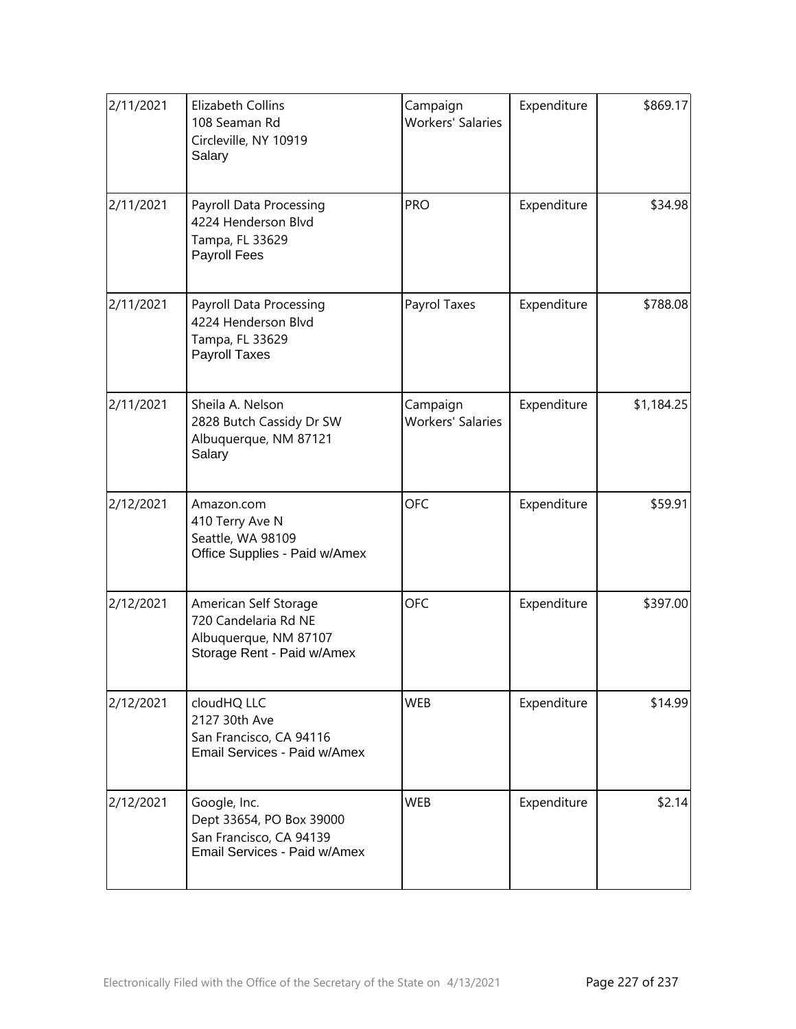| | | | | |
|---|---|---|---|---|
| 2/11/2021 | Elizabeth Collins<br>108 Seaman Rd<br>Circleville, NY 10919<br>Salary | Campaign Workers' Salaries | Expenditure | $869.17 |
| 2/11/2021 | Payroll Data Processing<br>4224 Henderson Blvd<br>Tampa, FL 33629<br>Payroll Fees | PRO | Expenditure | $34.98 |
| 2/11/2021 | Payroll Data Processing<br>4224 Henderson Blvd<br>Tampa, FL 33629<br>Payroll Taxes | Payrol Taxes | Expenditure | $788.08 |
| 2/11/2021 | Sheila A. Nelson<br>2828 Butch Cassidy Dr SW<br>Albuquerque, NM 87121<br>Salary | Campaign Workers' Salaries | Expenditure | $1,184.25 |
| 2/12/2021 | Amazon.com<br>410 Terry Ave N<br>Seattle, WA 98109<br>Office Supplies - Paid w/Amex | OFC | Expenditure | $59.91 |
| 2/12/2021 | American Self Storage<br>720 Candelaria Rd NE<br>Albuquerque, NM 87107<br>Storage Rent - Paid w/Amex | OFC | Expenditure | $397.00 |
| 2/12/2021 | cloudHQ LLC<br>2127 30th Ave<br>San Francisco, CA 94116<br>Email Services - Paid w/Amex | WEB | Expenditure | $14.99 |
| 2/12/2021 | Google, Inc.<br>Dept 33654, PO Box 39000<br>San Francisco, CA 94139<br>Email Services - Paid w/Amex | WEB | Expenditure | $2.14 |

Electronically Filed with the Office of the Secretary of the State on 4/13/2021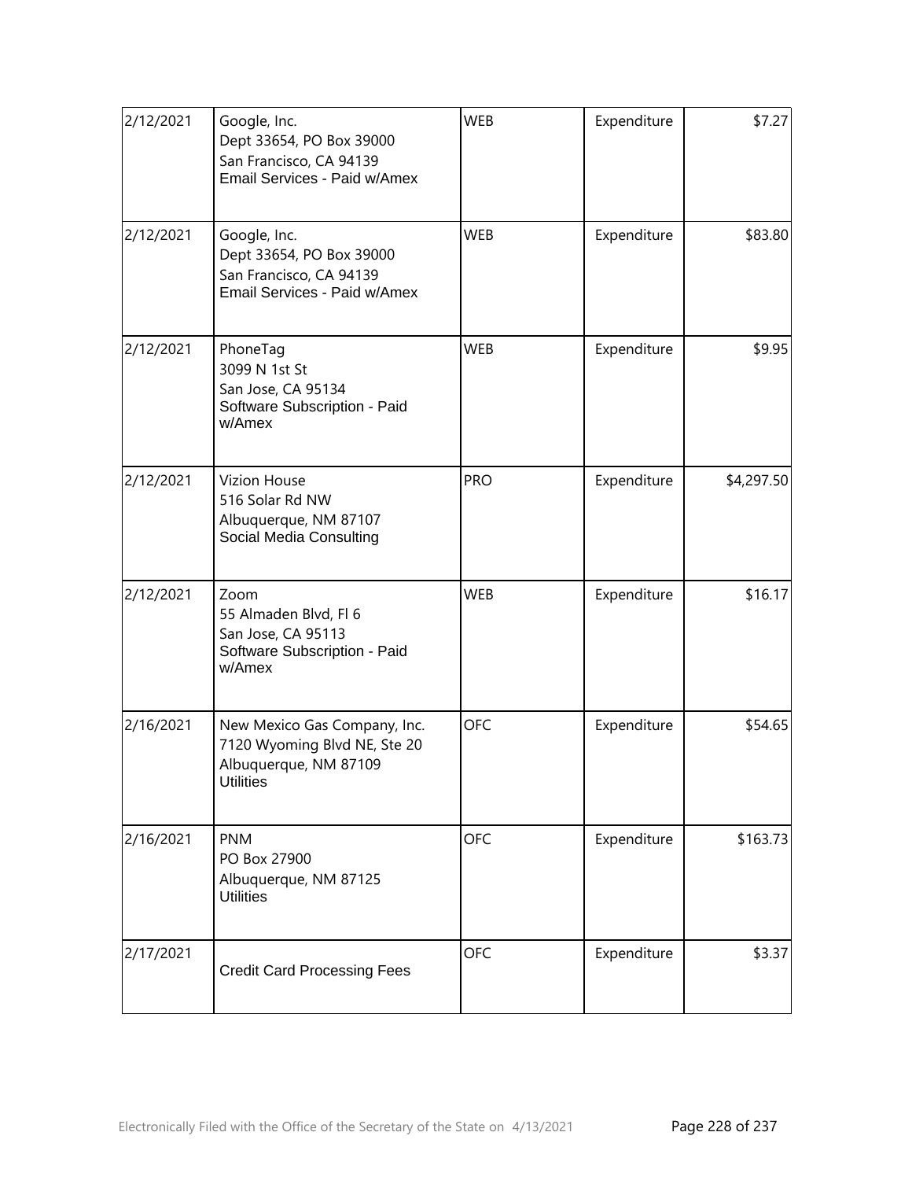| 2/12/2021 | Google, Inc.<br>Dept 33654, PO Box 39000<br>San Francisco, CA 94139<br>Email Services - Paid w/Amex | WEB | Expenditure | $7.27 |
|---|---|---|---|---|
| 2/12/2021 | Google, Inc.<br>Dept 33654, PO Box 39000<br>San Francisco, CA 94139<br>Email Services - Paid w/Amex | WEB | Expenditure | $83.80 |
| 2/12/2021 | PhoneTag<br>3099 N 1st St<br>San Jose, CA 95134<br>Software Subscription - Paid w/Amex | WEB | Expenditure | $9.95 |
| 2/12/2021 | Vizion House<br>516 Solar Rd NW<br>Albuquerque, NM 87107<br>Social Media Consulting | PRO | Expenditure | $4,297.50 |
| 2/12/2021 | Zoom<br>55 Almaden Blvd, Fl 6<br>San Jose, CA 95113<br>Software Subscription - Paid w/Amex | WEB | Expenditure | $16.17 |
| 2/16/2021 | New Mexico Gas Company, Inc.<br>7120 Wyoming Blvd NE, Ste 20<br>Albuquerque, NM 87109<br>Utilities | OFC | Expenditure | $54.65 |
| 2/16/2021 | PNM<br>PO Box 27900<br>Albuquerque, NM 87125<br>Utilities | OFC | Expenditure | $163.73 |
| 2/17/2021 | Credit Card Processing Fees | OFC | Expenditure | $3.37 |

Electronically Filed with the Office of the Secretary of the State on 4/13/2021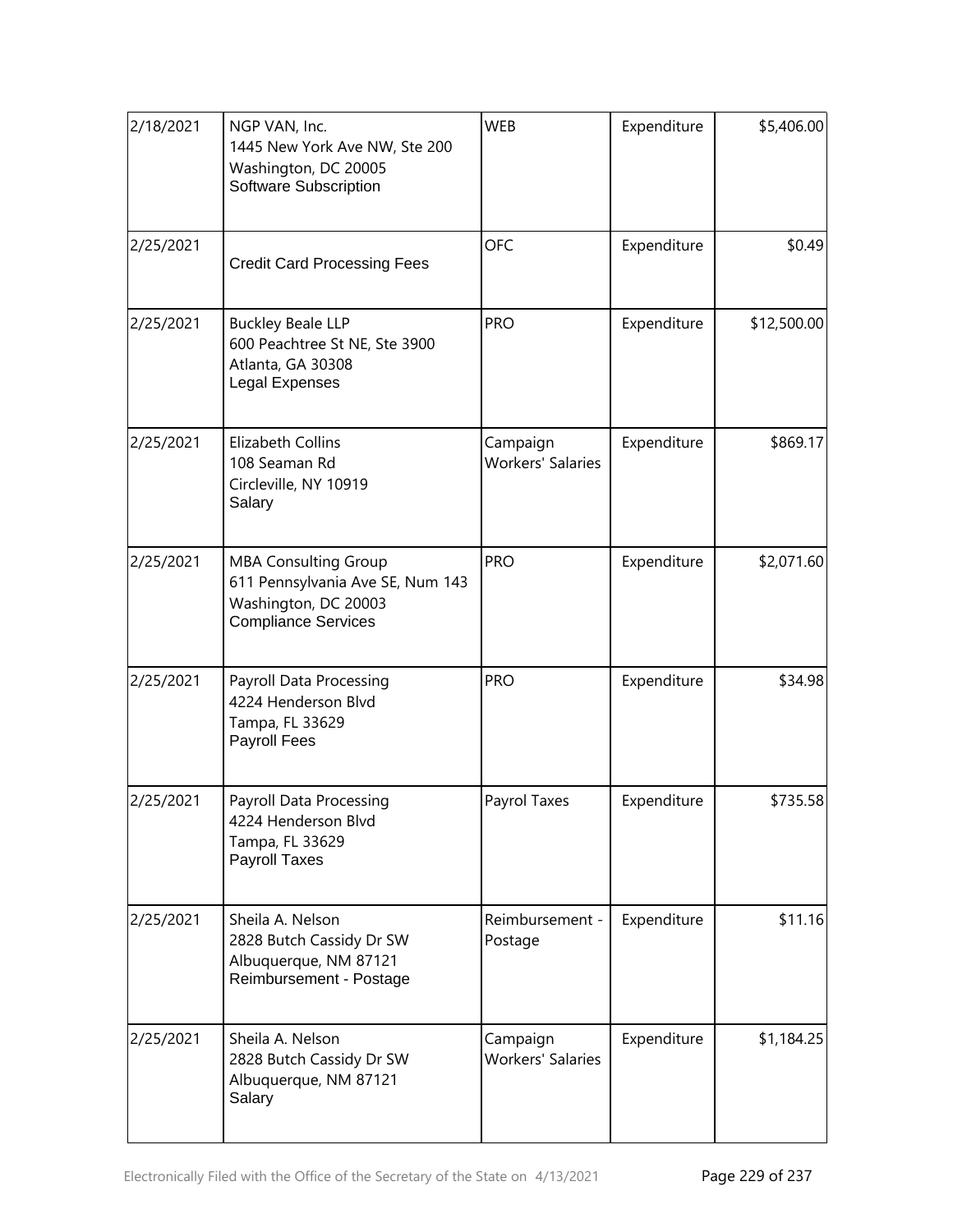| | | | | |
|---|---|---|---|---|
| 2/18/2021 | NGP VAN, Inc.<br>1445 New York Ave NW, Ste 200<br>Washington, DC 20005<br>Software Subscription | WEB | Expenditure | $5,406.00 |
| 2/25/2021 | Credit Card Processing Fees | OFC | Expenditure | $0.49 |
| 2/25/2021 | Buckley Beale LLP<br>600 Peachtree St NE, Ste 3900<br>Atlanta, GA 30308<br>Legal Expenses | PRO | Expenditure | $12,500.00 |
| 2/25/2021 | Elizabeth Collins<br>108 Seaman Rd<br>Circleville, NY 10919<br>Salary | Campaign Workers' Salaries | Expenditure | $869.17 |
| 2/25/2021 | MBA Consulting Group<br>611 Pennsylvania Ave SE, Num 143<br>Washington, DC 20003<br>Compliance Services | PRO | Expenditure | $2,071.60 |
| 2/25/2021 | Payroll Data Processing<br>4224 Henderson Blvd<br>Tampa, FL 33629<br>Payroll Fees | PRO | Expenditure | $34.98 |
| 2/25/2021 | Payroll Data Processing<br>4224 Henderson Blvd<br>Tampa, FL 33629<br>Payroll Taxes | Payrol Taxes | Expenditure | $735.58 |
| 2/25/2021 | Sheila A. Nelson<br>2828 Butch Cassidy Dr SW<br>Albuquerque, NM 87121<br>Reimbursement - Postage | Reimbursement - Postage | Expenditure | $11.16 |
| 2/25/2021 | Sheila A. Nelson<br>2828 Butch Cassidy Dr SW<br>Albuquerque, NM 87121<br>Salary | Campaign Workers' Salaries | Expenditure | $1,184.25 |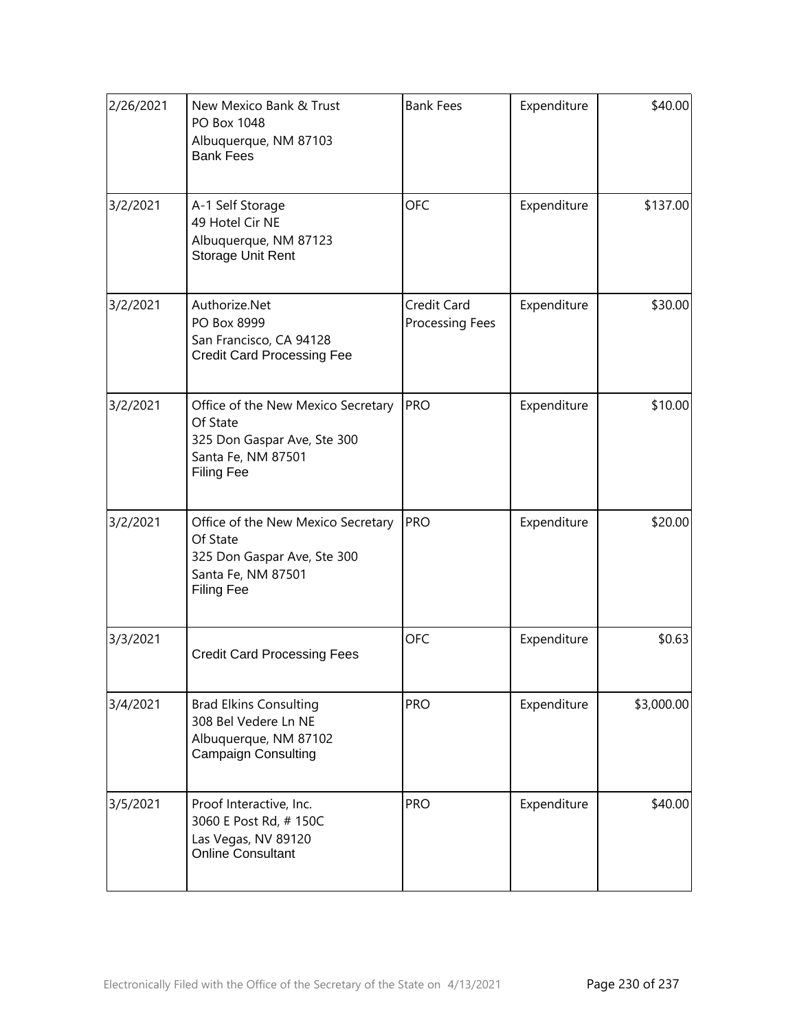| | | | | |
|---|---|---|---|---|
| 2/26/2021 | New Mexico Bank & Trust<br>PO Box 1048<br>Albuquerque, NM 87103<br>Bank Fees | Bank Fees | Expenditure | $40.00 |
| 3/2/2021 | A-1 Self Storage<br>49 Hotel Cir NE<br>Albuquerque, NM 87123<br>Storage Unit Rent | OFC | Expenditure | $137.00 |
| 3/2/2021 | Authorize.Net<br>PO Box 8999<br>San Francisco, CA 94128<br>Credit Card Processing Fee | Credit Card Processing Fees | Expenditure | $30.00 |
| 3/2/2021 | Office of the New Mexico Secretary Of State<br>325 Don Gaspar Ave, Ste 300<br>Santa Fe, NM 87501<br>Filing Fee | PRO | Expenditure | $10.00 |
| 3/2/2021 | Office of the New Mexico Secretary Of State<br>325 Don Gaspar Ave, Ste 300<br>Santa Fe, NM 87501<br>Filing Fee | PRO | Expenditure | $20.00 |
| 3/3/2021 | Credit Card Processing Fees | OFC | Expenditure | $0.63 |
| 3/4/2021 | Brad Elkins Consulting<br>308 Bel Vedere Ln NE<br>Albuquerque, NM 87102<br>Campaign Consulting | PRO | Expenditure | $3,000.00 |
| 3/5/2021 | Proof Interactive, Inc.<br>3060 E Post Rd, # 150C<br>Las Vegas, NV 89120<br>Online Consultant | PRO | Expenditure | $40.00 |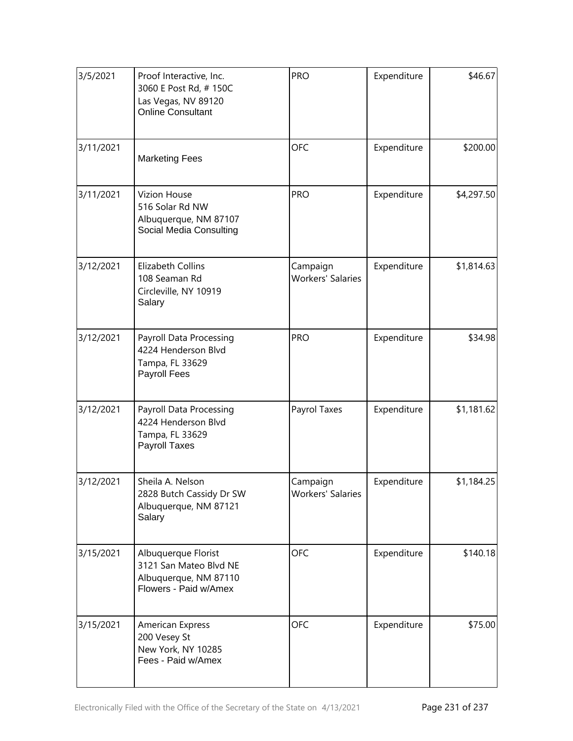| | | | | |
|---|---|---|---|---|
| 3/5/2021 | Proof Interactive, Inc.<br>3060 E Post Rd, # 150C<br>Las Vegas, NV 89120<br>Online Consultant | PRO | Expenditure | $46.67 |
| 3/11/2021 | Marketing Fees | OFC | Expenditure | $200.00 |
| 3/11/2021 | Vizion House<br>516 Solar Rd NW<br>Albuquerque, NM 87107<br>Social Media Consulting | PRO | Expenditure | $4,297.50 |
| 3/12/2021 | Elizabeth Collins<br>108 Seaman Rd<br>Circleville, NY 10919<br>Salary | Campaign Workers' Salaries | Expenditure | $1,814.63 |
| 3/12/2021 | Payroll Data Processing<br>4224 Henderson Blvd<br>Tampa, FL 33629<br>Payroll Fees | PRO | Expenditure | $34.98 |
| 3/12/2021 | Payroll Data Processing<br>4224 Henderson Blvd<br>Tampa, FL 33629<br>Payroll Taxes | Payrol Taxes | Expenditure | $1,181.62 |
| 3/12/2021 | Sheila A. Nelson<br>2828 Butch Cassidy Dr SW<br>Albuquerque, NM 87121<br>Salary | Campaign Workers' Salaries | Expenditure | $1,184.25 |
| 3/15/2021 | Albuquerque Florist<br>3121 San Mateo Blvd NE<br>Albuquerque, NM 87110<br>Flowers - Paid w/Amex | OFC | Expenditure | $140.18 |
| 3/15/2021 | American Express<br>200 Vesey St<br>New York, NY 10285<br>Fees - Paid w/Amex | OFC | Expenditure | $75.00 |

Electronically Filed with the Office of the Secretary of the State on 4/13/2021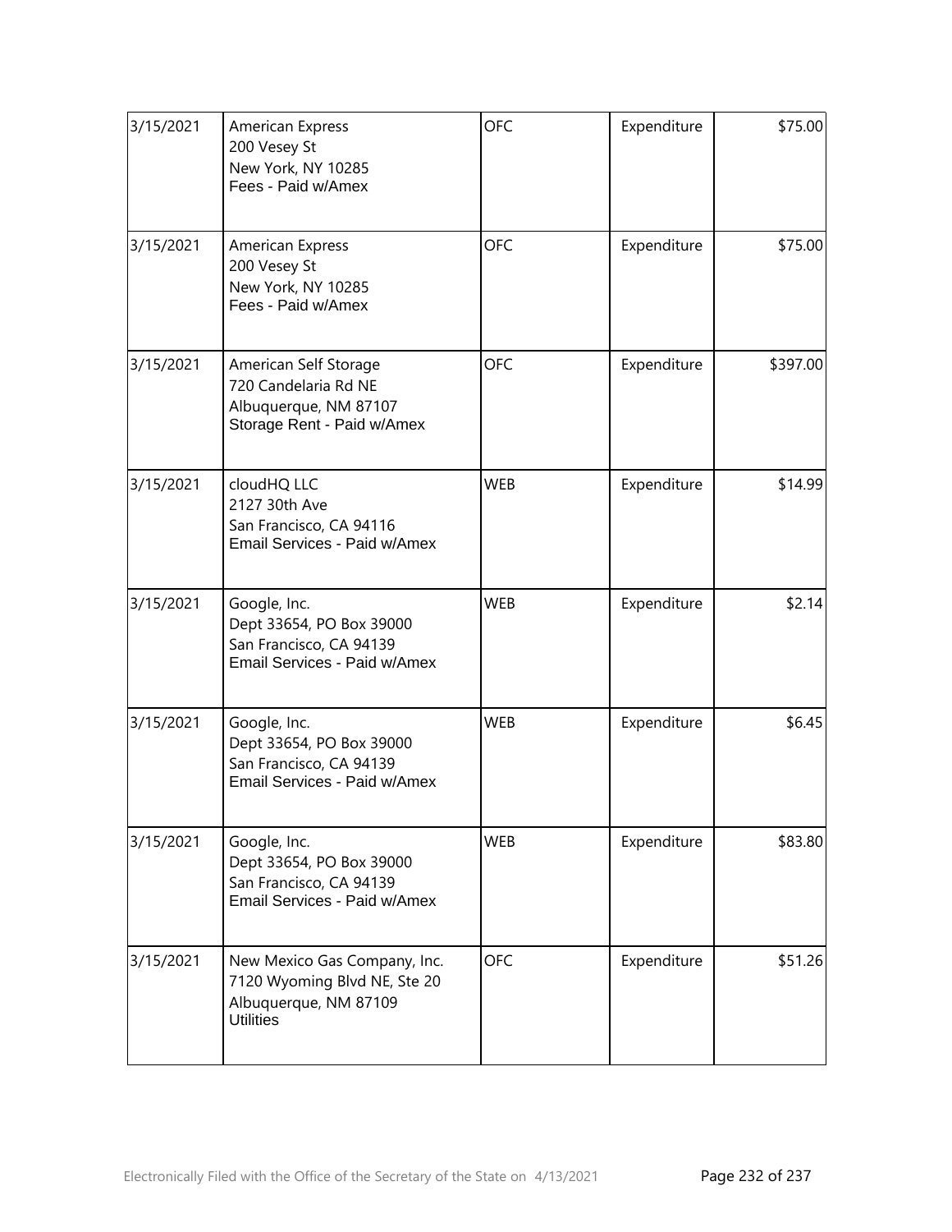| | | | | |
|---|---|---|---|---|
| 3/15/2021 | American Express<br>200 Vesey St<br>New York, NY 10285<br>Fees - Paid w/Amex | OFC | Expenditure | $75.00 |
| 3/15/2021 | American Express<br>200 Vesey St<br>New York, NY 10285<br>Fees - Paid w/Amex | OFC | Expenditure | $75.00 |
| 3/15/2021 | American Self Storage<br>720 Candelaria Rd NE<br>Albuquerque, NM 87107<br>Storage Rent - Paid w/Amex | OFC | Expenditure | $397.00 |
| 3/15/2021 | cloudHQ LLC<br>2127 30th Ave<br>San Francisco, CA 94116<br>Email Services - Paid w/Amex | WEB | Expenditure | $14.99 |
| 3/15/2021 | Google, Inc.<br>Dept 33654, PO Box 39000<br>San Francisco, CA 94139<br>Email Services - Paid w/Amex | WEB | Expenditure | $2.14 |
| 3/15/2021 | Google, Inc.<br>Dept 33654, PO Box 39000<br>San Francisco, CA 94139<br>Email Services - Paid w/Amex | WEB | Expenditure | $6.45 |
| 3/15/2021 | Google, Inc.<br>Dept 33654, PO Box 39000<br>San Francisco, CA 94139<br>Email Services - Paid w/Amex | WEB | Expenditure | $83.80 |
| 3/15/2021 | New Mexico Gas Company, Inc.<br>7120 Wyoming Blvd NE, Ste 20<br>Albuquerque, NM 87109<br>Utilities | OFC | Expenditure | $51.26 |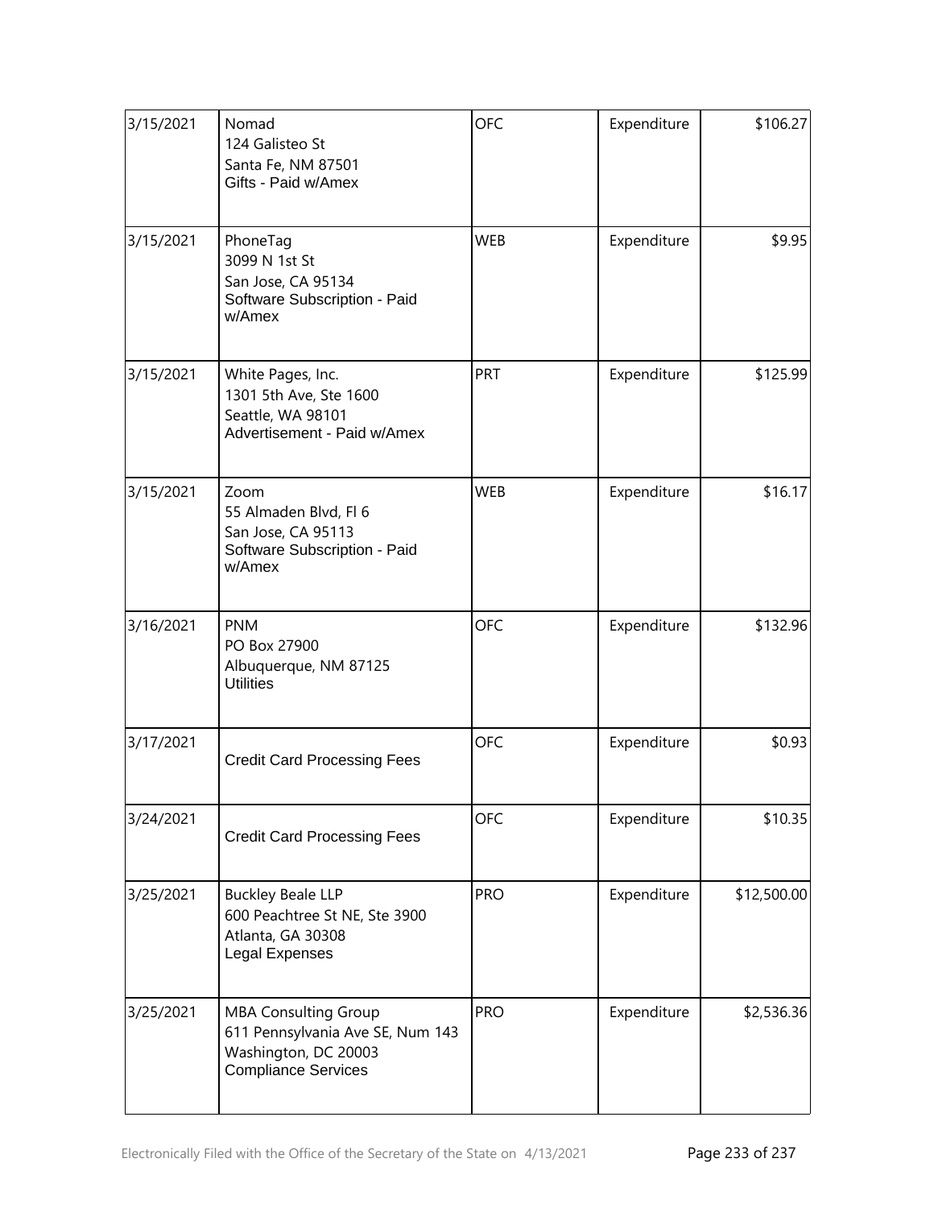| | | | | |
|---|---|---|---|---|
| 3/15/2021 | Nomad<br>124 Galisteo St<br>Santa Fe, NM 87501<br>Gifts - Paid w/Amex | OFC | Expenditure | $106.27 |
| 3/15/2021 | PhoneTag<br>3099 N 1st St<br>San Jose, CA 95134<br>Software Subscription - Paid w/Amex | WEB | Expenditure | $9.95 |
| 3/15/2021 | White Pages, Inc.<br>1301 5th Ave, Ste 1600<br>Seattle, WA 98101<br>Advertisement - Paid w/Amex | PRT | Expenditure | $125.99 |
| 3/15/2021 | Zoom<br>55 Almaden Blvd, Fl 6<br>San Jose, CA 95113<br>Software Subscription - Paid w/Amex | WEB | Expenditure | $16.17 |
| 3/16/2021 | PNM<br>PO Box 27900<br>Albuquerque, NM 87125<br>Utilities | OFC | Expenditure | $132.96 |
| 3/17/2021 | Credit Card Processing Fees | OFC | Expenditure | $0.93 |
| 3/24/2021 | Credit Card Processing Fees | OFC | Expenditure | $10.35 |
| 3/25/2021 | Buckley Beale LLP<br>600 Peachtree St NE, Ste 3900<br>Atlanta, GA 30308<br>Legal Expenses | PRO | Expenditure | $12,500.00 |
| 3/25/2021 | MBA Consulting Group<br>611 Pennsylvania Ave SE, Num 143<br>Washington, DC 20003<br>Compliance Services | PRO | Expenditure | $2,536.36 |

Electronically Filed with the Office of the Secretary of the State on 4/13/2021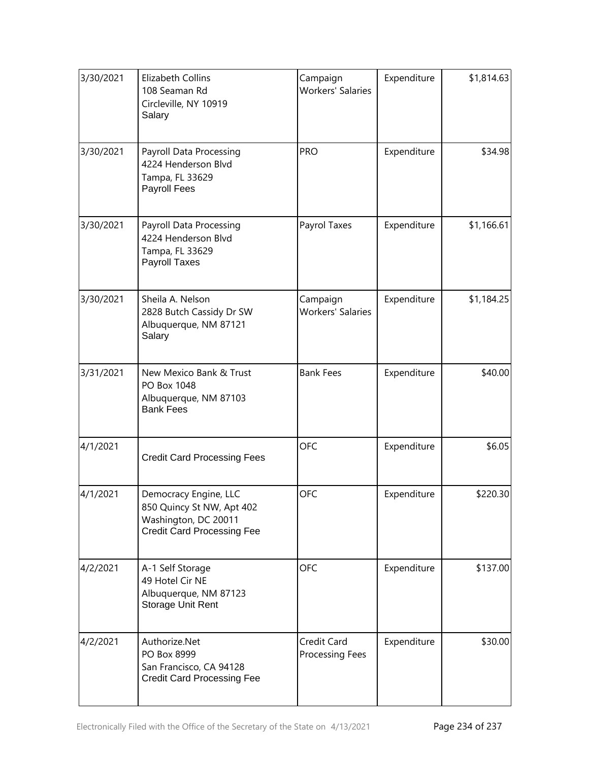| | | | | |
|---|---|---|---|---|
| 3/30/2021 | Elizabeth Collins<br>108 Seaman Rd<br>Circleville, NY 10919<br>Salary | Campaign Workers' Salaries | Expenditure | $1,814.63 |
| 3/30/2021 | Payroll Data Processing<br>4224 Henderson Blvd<br>Tampa, FL 33629<br>Payroll Fees | PRO | Expenditure | $34.98 |
| 3/30/2021 | Payroll Data Processing<br>4224 Henderson Blvd<br>Tampa, FL 33629<br>Payroll Taxes | Payrol Taxes | Expenditure | $1,166.61 |
| 3/30/2021 | Sheila A. Nelson<br>2828 Butch Cassidy Dr SW<br>Albuquerque, NM 87121<br>Salary | Campaign Workers' Salaries | Expenditure | $1,184.25 |
| 3/31/2021 | New Mexico Bank & Trust<br>PO Box 1048<br>Albuquerque, NM 87103<br>Bank Fees | Bank Fees | Expenditure | $40.00 |
| 4/1/2021 | Credit Card Processing Fees | OFC | Expenditure | $6.05 |
| 4/1/2021 | Democracy Engine, LLC<br>850 Quincy St NW, Apt 402<br>Washington, DC 20011<br>Credit Card Processing Fee | OFC | Expenditure | $220.30 |
| 4/2/2021 | A-1 Self Storage<br>49 Hotel Cir NE<br>Albuquerque, NM 87123<br>Storage Unit Rent | OFC | Expenditure | $137.00 |
| 4/2/2021 | Authorize.Net<br>PO Box 8999<br>San Francisco, CA 94128<br>Credit Card Processing Fee | Credit Card Processing Fees | Expenditure | $30.00 |

Electronically Filed with the Office of the Secretary of the State on 4/13/2021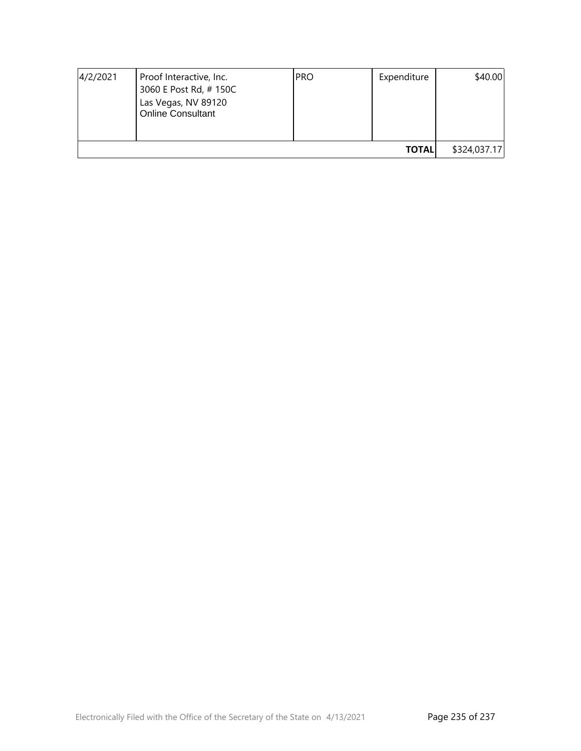| 4/2/2021 | Proof Interactive, Inc.<br>3060 E Post Rd, # 150C<br>Las Vegas, NV 89120<br>Online Consultant | PRO | Expenditure | $40.00 |
|---|---|---|---|---|
| | | | **TOTAL** | $324,037.17 |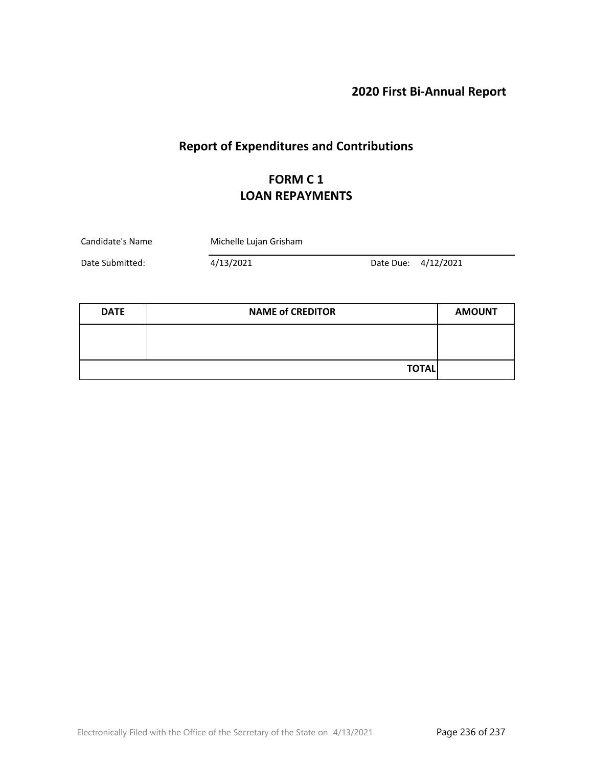## 2020 First Bi-Annual Report

# Report of Expenditures and Contributions

## FORM C 1
## LOAN REPAYMENTS

Candidate's Name: Michelle Lujan Grisham

Date Submitted: 4/13/2021 Date Due: 4/12/2021

| DATE | NAME of CREDITOR | AMOUNT |
| --- | --- | --- |
| | | |
| | **TOTAL** | |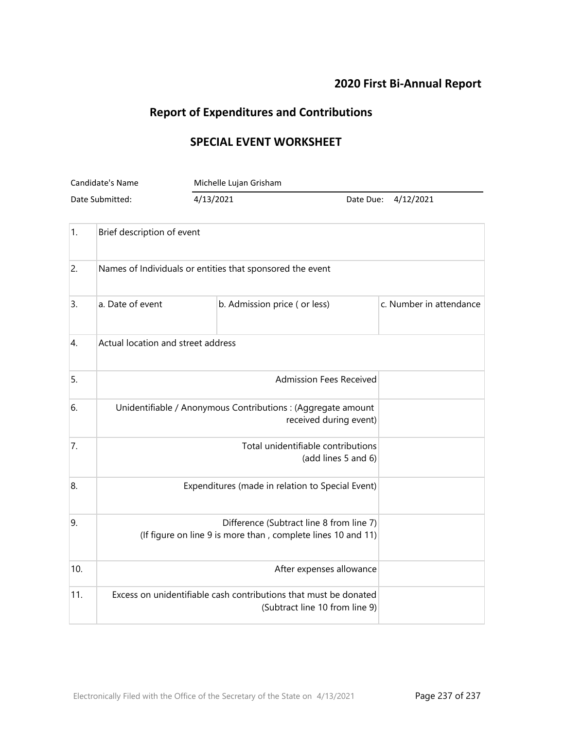## 2020 First Bi-Annual Report

## Report of Expenditures and Contributions

### SPECIAL EVENT WORKSHEET

| | | | |
|---|---|---|---|
| Candidate's Name | Michelle Lujan Grisham | | |
| Date Submitted: | 4/13/2021 | Date Due: | 4/12/2021 |

| | | | |
|---|---|---|---|
| 1. | Brief description of event | | |
| 2. | Names of Individuals or entities that sponsored the event | | |
| 3. | a. Date of event | b. Admission price ( or less) | c. Number in attendance |
| 4. | Actual location and street address | | |
| 5. | | Admission Fees Received | |
| 6. | | Unidentifiable / Anonymous Contributions : (Aggregate amount received during event) | |
| 7. | | Total unidentifiable contributions (add lines 5 and 6) | |
| 8. | | Expenditures (made in relation to Special Event) | |
| 9. | | Difference (Subtract line 8 from line 7) (If figure on line 9 is more than , complete lines 10 and 11) | |
| 10. | | After expenses allowance | |
| 11. | | Excess on unidentifiable cash contributions that must be donated (Subtract line 10 from line 9) | |

Electronically Filed with the Office of the Secretary of the State on 4/13/2021